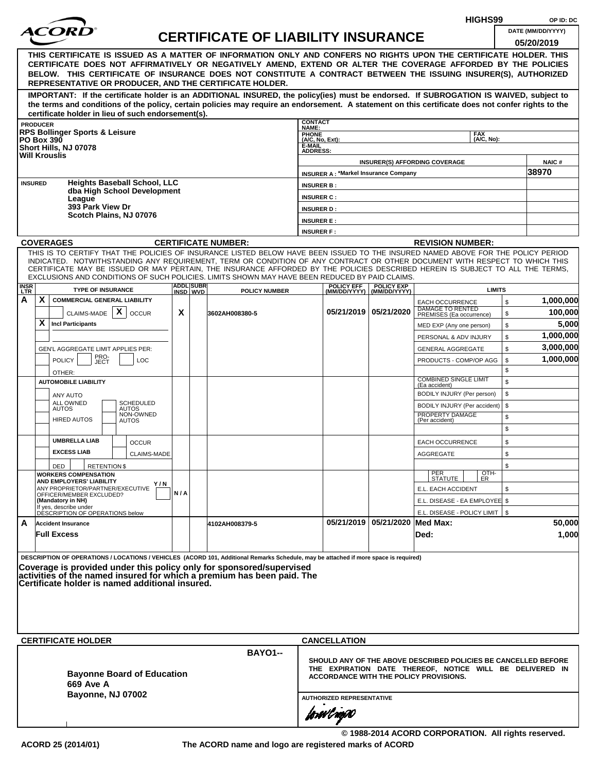ACORD

# CERTIFICATE OF LIABILITY INSURANCE

HIGHS99 OP ID: DC

DATE (MM/DD/YYYY): 05/20/2019

**THIS CERTIFICATE IS ISSUED AS A MATTER OF INFORMATION ONLY AND CONFERS NO RIGHTS UPON THE CERTIFICATE HOLDER. THIS CERTIFICATE DOES NOT AFFIRMATIVELY OR NEGATIVELY AMEND, EXTEND OR ALTER THE COVERAGE AFFORDED BY THE POLICIES BELOW. THIS CERTIFICATE OF INSURANCE DOES NOT CONSTITUTE A CONTRACT BETWEEN THE ISSUING INSURER(S), AUTHORIZED REPRESENTATIVE OR PRODUCER, AND THE CERTIFICATE HOLDER.**

**IMPORTANT: If the certificate holder is an ADDITIONAL INSURED, the policy(ies) must be endorsed. If SUBROGATION IS WAIVED, subject to the terms and conditions of the policy, certain policies may require an endorsement. A statement on this certificate does not confer rights to the certificate holder in lieu of such endorsement(s).**

| PRODUCER | CONTACT NAME: | | |
|---|---|---|---|
| **RPS Bollinger Sports & Leisure** | PHONE (A/C, No, Ext): | FAX (A/C, No): | |
| **PO Box 390** | E-MAIL ADDRESS: | | |
| **Short Hills, NJ 07078** | INSURER(S) AFFORDING COVERAGE | | NAIC # |
| **Will Krouslis** | INSURER A : *Markel Insurance Company | | 38970 |
| INSURED **Heights Baseball School, LLC dba High School Development League 393 Park View Dr Scotch Plains, NJ 07076** | INSURER B : | | |
| | INSURER C : | | |
| | INSURER D : | | |
| | INSURER E : | | |
| | INSURER F : | | |

**COVERAGES** **CERTIFICATE NUMBER:** **REVISION NUMBER:**

THIS IS TO CERTIFY THAT THE POLICIES OF INSURANCE LISTED BELOW HAVE BEEN ISSUED TO THE INSURED NAMED ABOVE FOR THE POLICY PERIOD INDICATED. NOTWITHSTANDING ANY REQUIREMENT, TERM OR CONDITION OF ANY CONTRACT OR OTHER DOCUMENT WITH RESPECT TO WHICH THIS CERTIFICATE MAY BE ISSUED OR MAY PERTAIN, THE INSURANCE AFFORDED BY THE POLICIES DESCRIBED HEREIN IS SUBJECT TO ALL THE TERMS, EXCLUSIONS AND CONDITIONS OF SUCH POLICIES. LIMITS SHOWN MAY HAVE BEEN REDUCED BY PAID CLAIMS.

| INSR LTR | TYPE OF INSURANCE | ADDL INSD | SUBR WVD | POLICY NUMBER | POLICY EFF (MM/DD/YYYY) | POLICY EXP (MM/DD/YYYY) | LIMITS | |
|---|---|---|---|---|---|---|---|---|
| A | X COMMERCIAL GENERAL LIABILITY | | | | | | EACH OCCURRENCE | $ 1,000,000 |
| | CLAIMS-MADE [X] OCCUR | X | | 3602AH008380-5 | 05/21/2019 | 05/21/2020 | DAMAGE TO RENTED PREMISES (Ea occurrence) | $ 100,000 |
| | X Incl Participants | | | | | | MED EXP (Any one person) | $ 5,000 |
| | | | | | | | PERSONAL & ADV INJURY | $ 1,000,000 |
| | GEN'L AGGREGATE LIMIT APPLIES PER: | | | | | | GENERAL AGGREGATE | $ 3,000,000 |
| | POLICY PRO-JECT LOC | | | | | | PRODUCTS - COMP/OP AGG | $ 1,000,000 |
| | OTHER: | | | | | | | $ |
| | AUTOMOBILE LIABILITY | | | | | | COMBINED SINGLE LIMIT (Ea accident) | $ |
| | ANY AUTO | | | | | | BODILY INJURY (Per person) | $ |
| | ALL OWNED AUTOS / SCHEDULED AUTOS | | | | | | BODILY INJURY (Per accident) | $ |
| | HIRED AUTOS / NON-OWNED AUTOS | | | | | | PROPERTY DAMAGE (Per accident) | $ |
| | | | | | | | | $ |
| | UMBRELLA LIAB / OCCUR | | | | | | EACH OCCURRENCE | $ |
| | EXCESS LIAB / CLAIMS-MADE | | | | | | AGGREGATE | $ |
| | DED / RETENTION $ | | | | | | | $ |
| | WORKERS COMPENSATION AND EMPLOYERS' LIABILITY Y/N | | | | | | PER STATUTE / OTH-ER | |
| | ANY PROPRIETOR/PARTNER/EXECUTIVE OFFICER/MEMBER EXCLUDED? (Mandatory in NH) | N/A | | | | | E.L. EACH ACCIDENT | $ |
| | If yes, describe under DESCRIPTION OF OPERATIONS below | | | | | | E.L. DISEASE - EA EMPLOYEE | $ |
| | | | | | | | E.L. DISEASE - POLICY LIMIT | $ |
| A | Accident Insurance | | | 4102AH008379-5 | 05/21/2019 | 05/21/2020 | Med Max: | 50,000 |
| | Full Excess | | | | | | Ded: | 1,000 |

DESCRIPTION OF OPERATIONS / LOCATIONS / VEHICLES (ACORD 101, Additional Remarks Schedule, may be attached if more space is required)

**Coverage is provided under this policy only for sponsored/supervised activities of the named insured for which a premium has been paid. The Certificate holder is named additional insured.**

| CERTIFICATE HOLDER | CANCELLATION |
|---|---|
| BAYO1-- **Bayonne Board of Education 669 Ave A Bayonne, NJ 07002** | SHOULD ANY OF THE ABOVE DESCRIBED POLICIES BE CANCELLED BEFORE THE EXPIRATION DATE THEREOF, NOTICE WILL BE DELIVERED IN ACCORDANCE WITH THE POLICY PROVISIONS. |
| | AUTHORIZED REPRESENTATIVE |

© 1988-2014 ACORD CORPORATION. All rights reserved.

ACORD 25 (2014/01) The ACORD name and logo are registered marks of ACORD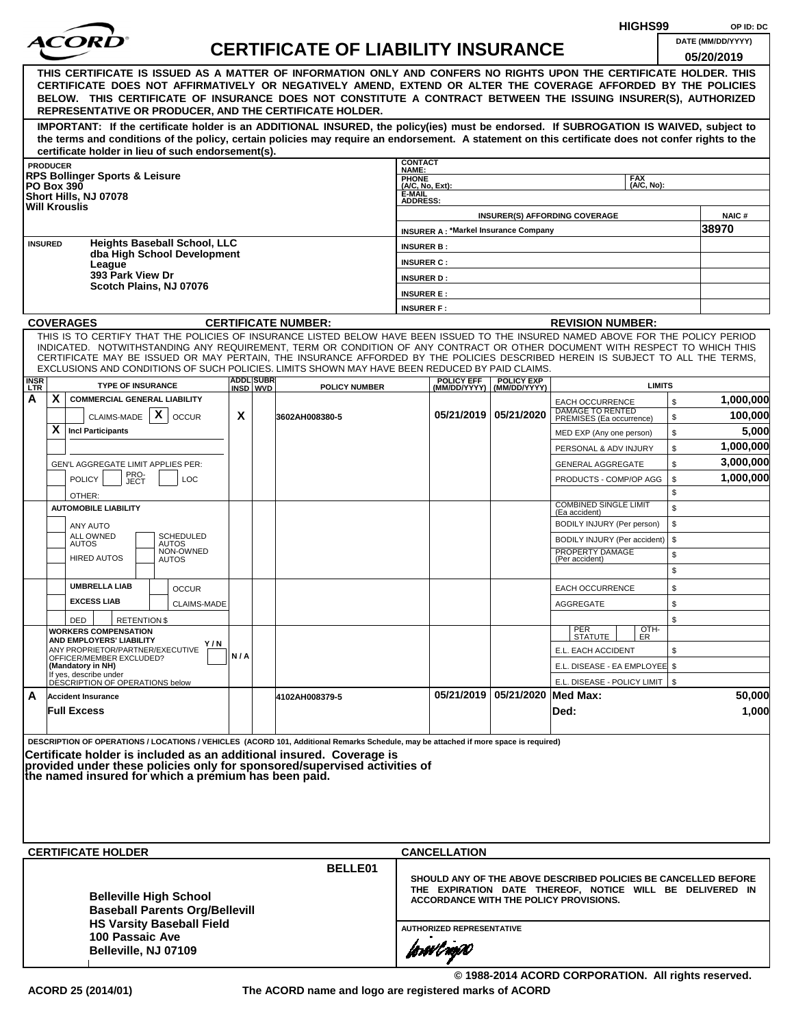HIGHS99 OP ID: DC

# ACORD CERTIFICATE OF LIABILITY INSURANCE

DATE (MM/DD/YYYY) 05/20/2019

**THIS CERTIFICATE IS ISSUED AS A MATTER OF INFORMATION ONLY AND CONFERS NO RIGHTS UPON THE CERTIFICATE HOLDER. THIS CERTIFICATE DOES NOT AFFIRMATIVELY OR NEGATIVELY AMEND, EXTEND OR ALTER THE COVERAGE AFFORDED BY THE POLICIES BELOW. THIS CERTIFICATE OF INSURANCE DOES NOT CONSTITUTE A CONTRACT BETWEEN THE ISSUING INSURER(S), AUTHORIZED REPRESENTATIVE OR PRODUCER, AND THE CERTIFICATE HOLDER.**

**IMPORTANT: If the certificate holder is an ADDITIONAL INSURED, the policy(ies) must be endorsed. If SUBROGATION IS WAIVED, subject to the terms and conditions of the policy, certain policies may require an endorsement. A statement on this certificate does not confer rights to the certificate holder in lieu of such endorsement(s).**

**PRODUCER**
RPS Bollinger Sports & Leisure
PO Box 390
Short Hills, NJ 07078
Will Krouslis

CONTACT NAME:
PHONE (A/C, No, Ext): FAX (A/C, No):
E-MAIL ADDRESS:

| INSURER(S) AFFORDING COVERAGE | NAIC # |
|---|---|
| INSURER A : *Markel Insurance Company | 38970 |
| INSURER B : | |
| INSURER C : | |
| INSURER D : | |
| INSURER E : | |
| INSURER F : | |

**INSURED**
Heights Baseball School, LLC
dba High School Development League
393 Park View Dr
Scotch Plains, NJ 07076

**COVERAGES** CERTIFICATE NUMBER: REVISION NUMBER:

THIS IS TO CERTIFY THAT THE POLICIES OF INSURANCE LISTED BELOW HAVE BEEN ISSUED TO THE INSURED NAMED ABOVE FOR THE POLICY PERIOD INDICATED. NOTWITHSTANDING ANY REQUIREMENT, TERM OR CONDITION OF ANY CONTRACT OR OTHER DOCUMENT WITH RESPECT TO WHICH THIS CERTIFICATE MAY BE ISSUED OR MAY PERTAIN, THE INSURANCE AFFORDED BY THE POLICIES DESCRIBED HEREIN IS SUBJECT TO ALL THE TERMS, EXCLUSIONS AND CONDITIONS OF SUCH POLICIES. LIMITS SHOWN MAY HAVE BEEN REDUCED BY PAID CLAIMS.

| INSR LTR | TYPE OF INSURANCE | ADDL INSD | SUBR WVD | POLICY NUMBER | POLICY EFF (MM/DD/YYYY) | POLICY EXP (MM/DD/YYYY) | LIMITS | |
|---|---|---|---|---|---|---|---|---|
| A | X COMMERCIAL GENERAL LIABILITY | | | | | | EACH OCCURRENCE | $ 1,000,000 |
| | CLAIMS-MADE X OCCUR | X | | 3602AH008380-5 | 05/21/2019 | 05/21/2020 | DAMAGE TO RENTED PREMISES (Ea occurrence) | $ 100,000 |
| | X Incl Participants | | | | | | MED EXP (Any one person) | $ 5,000 |
| | | | | | | | PERSONAL & ADV INJURY | $ 1,000,000 |
| | GEN'L AGGREGATE LIMIT APPLIES PER: | | | | | | GENERAL AGGREGATE | $ 3,000,000 |
| | POLICY PRO-JECT LOC | | | | | | PRODUCTS - COMP/OP AGG | $ 1,000,000 |
| | OTHER: | | | | | | | $ |
| | AUTOMOBILE LIABILITY | | | | | | COMBINED SINGLE LIMIT (Ea accident) | $ |
| | ANY AUTO | | | | | | BODILY INJURY (Per person) | $ |
| | ALL OWNED AUTOS / SCHEDULED AUTOS | | | | | | BODILY INJURY (Per accident) | $ |
| | HIRED AUTOS / NON-OWNED AUTOS | | | | | | PROPERTY DAMAGE (Per accident) | $ |
| | | | | | | | | $ |
| | UMBRELLA LIAB / OCCUR | | | | | | EACH OCCURRENCE | $ |
| | EXCESS LIAB / CLAIMS-MADE | | | | | | AGGREGATE | $ |
| | DED RETENTION $ | | | | | | | $ |
| | WORKERS COMPENSATION AND EMPLOYERS' LIABILITY Y/N | | | | | | PER STATUTE / OTH-ER | |
| | ANY PROPRIETOR/PARTNER/EXECUTIVE OFFICER/MEMBER EXCLUDED? (Mandatory in NH) | N/A | | | | | E.L. EACH ACCIDENT | $ |
| | If yes, describe under DESCRIPTION OF OPERATIONS below | | | | | | E.L. DISEASE - EA EMPLOYEE | $ |
| | | | | | | | E.L. DISEASE - POLICY LIMIT | $ |
| A | Accident Insurance | | | 4102AH008379-5 | 05/21/2019 | 05/21/2020 | Med Max: | 50,000 |
| | Full Excess | | | | | | Ded: | 1,000 |

DESCRIPTION OF OPERATIONS / LOCATIONS / VEHICLES (ACORD 101, Additional Remarks Schedule, may be attached if more space is required)

**Certificate holder is included as an additional insured. Coverage is provided under these policies only for sponsored/supervised activities of the named insured for which a premium has been paid.**

**CERTIFICATE HOLDER**

BELLE01

Belleville High School
Baseball Parents Org/Bellevill
HS Varsity Baseball Field
100 Passaic Ave
Belleville, NJ 07109

**CANCELLATION**

SHOULD ANY OF THE ABOVE DESCRIBED POLICIES BE CANCELLED BEFORE THE EXPIRATION DATE THEREOF, NOTICE WILL BE DELIVERED IN ACCORDANCE WITH THE POLICY PROVISIONS.

AUTHORIZED REPRESENTATIVE

© 1988-2014 ACORD CORPORATION. All rights reserved.

ACORD 25 (2014/01) The ACORD name and logo are registered marks of ACORD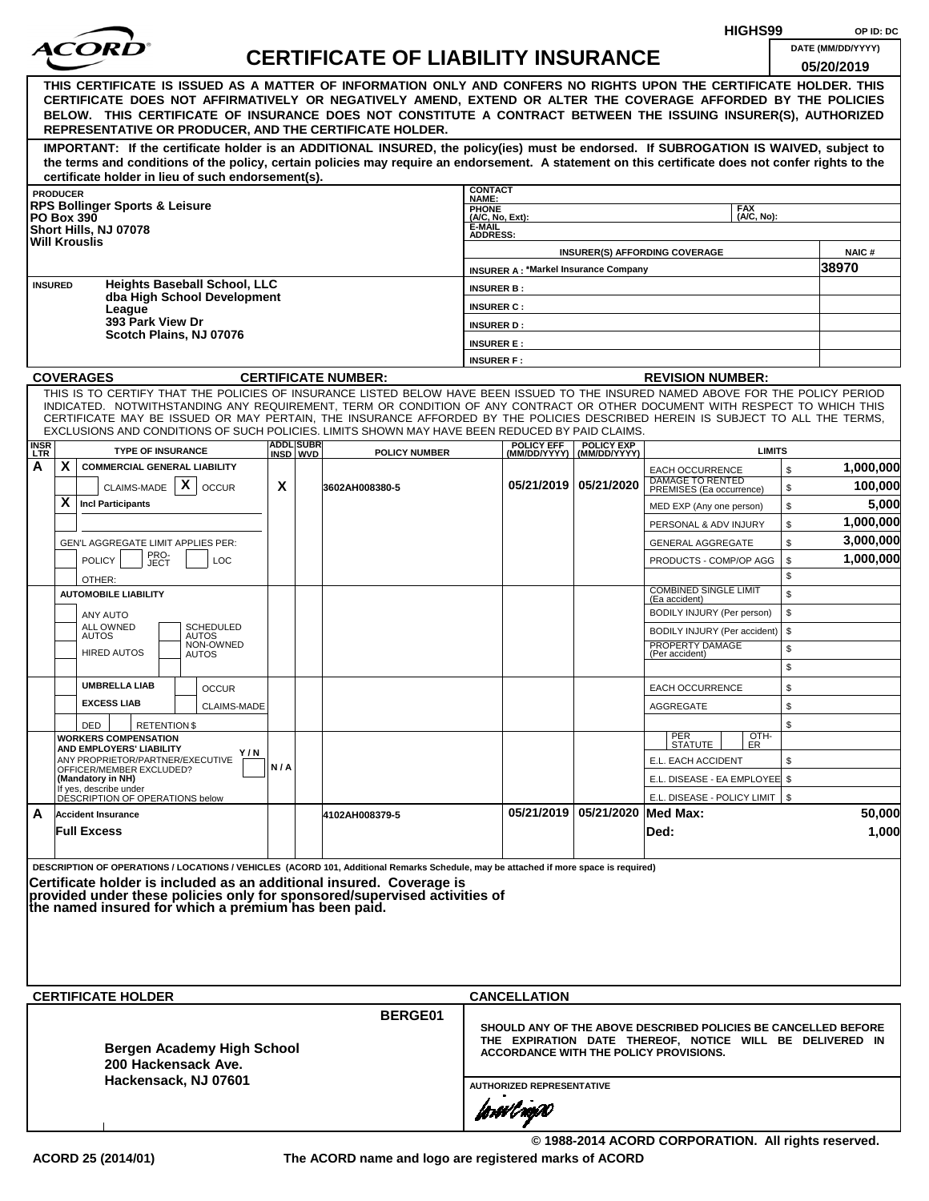HIGHS99 OP ID: DC

# ACORD CERTIFICATE OF LIABILITY INSURANCE

DATE (MM/DD/YYYY): 05/20/2019

**THIS CERTIFICATE IS ISSUED AS A MATTER OF INFORMATION ONLY AND CONFERS NO RIGHTS UPON THE CERTIFICATE HOLDER. THIS CERTIFICATE DOES NOT AFFIRMATIVELY OR NEGATIVELY AMEND, EXTEND OR ALTER THE COVERAGE AFFORDED BY THE POLICIES BELOW. THIS CERTIFICATE OF INSURANCE DOES NOT CONSTITUTE A CONTRACT BETWEEN THE ISSUING INSURER(S), AUTHORIZED REPRESENTATIVE OR PRODUCER, AND THE CERTIFICATE HOLDER.**

**IMPORTANT: If the certificate holder is an ADDITIONAL INSURED, the policy(ies) must be endorsed. If SUBROGATION IS WAIVED, subject to the terms and conditions of the policy, certain policies may require an endorsement. A statement on this certificate does not confer rights to the certificate holder in lieu of such endorsement(s).**

| PRODUCER | CONTACT NAME: | | |
|---|---|---|---|
| RPS Bollinger Sports & Leisure<br>PO Box 390<br>Short Hills, NJ 07078<br>Will Krouslis | PHONE (A/C, No, Ext): | FAX (A/C, No): | |
| | E-MAIL ADDRESS: | | |
| | INSURER(S) AFFORDING COVERAGE | | NAIC # |
| | INSURER A : *Markel Insurance Company | | 38970 |
| INSURED<br>Heights Baseball School, LLC<br>dba High School Development League<br>393 Park View Dr<br>Scotch Plains, NJ 07076 | INSURER B : | | |
| | INSURER C : | | |
| | INSURER D : | | |
| | INSURER E : | | |
| | INSURER F : | | |

**COVERAGES** CERTIFICATE NUMBER: REVISION NUMBER:

THIS IS TO CERTIFY THAT THE POLICIES OF INSURANCE LISTED BELOW HAVE BEEN ISSUED TO THE INSURED NAMED ABOVE FOR THE POLICY PERIOD INDICATED. NOTWITHSTANDING ANY REQUIREMENT, TERM OR CONDITION OF ANY CONTRACT OR OTHER DOCUMENT WITH RESPECT TO WHICH THIS CERTIFICATE MAY BE ISSUED OR MAY PERTAIN, THE INSURANCE AFFORDED BY THE POLICIES DESCRIBED HEREIN IS SUBJECT TO ALL THE TERMS, EXCLUSIONS AND CONDITIONS OF SUCH POLICIES. LIMITS SHOWN MAY HAVE BEEN REDUCED BY PAID CLAIMS.

| INSR LTR | TYPE OF INSURANCE | ADDL INSD | SUBR WVD | POLICY NUMBER | POLICY EFF (MM/DD/YYYY) | POLICY EXP (MM/DD/YYYY) | LIMITS | |
|---|---|---|---|---|---|---|---|---|
| A | X COMMERCIAL GENERAL LIABILITY | | | | | | EACH OCCURRENCE | $ 1,000,000 |
| | CLAIMS-MADE [X] OCCUR | X | | 3602AH008380-5 | 05/21/2019 | 05/21/2020 | DAMAGE TO RENTED PREMISES (Ea occurrence) | $ 100,000 |
| | X Incl Participants | | | | | | MED EXP (Any one person) | $ 5,000 |
| | | | | | | | PERSONAL & ADV INJURY | $ 1,000,000 |
| | GEN'L AGGREGATE LIMIT APPLIES PER: | | | | | | GENERAL AGGREGATE | $ 3,000,000 |
| | POLICY / PRO-JECT / LOC | | | | | | PRODUCTS - COMP/OP AGG | $ 1,000,000 |
| | OTHER: | | | | | | | $ |
| | AUTOMOBILE LIABILITY | | | | | | COMBINED SINGLE LIMIT (Ea accident) | $ |
| | ANY AUTO | | | | | | BODILY INJURY (Per person) | $ |
| | ALL OWNED AUTOS / SCHEDULED AUTOS | | | | | | BODILY INJURY (Per accident) | $ |
| | HIRED AUTOS / NON-OWNED AUTOS | | | | | | PROPERTY DAMAGE (Per accident) | $ |
| | | | | | | | | $ |
| | UMBRELLA LIAB / OCCUR | | | | | | EACH OCCURRENCE | $ |
| | EXCESS LIAB / CLAIMS-MADE | | | | | | AGGREGATE | $ |
| | DED / RETENTION $ | | | | | | | $ |
| | WORKERS COMPENSATION AND EMPLOYERS' LIABILITY Y/N<br>ANY PROPRIETOR/PARTNER/EXECUTIVE OFFICER/MEMBER EXCLUDED? (Mandatory in NH)<br>If yes, describe under DESCRIPTION OF OPERATIONS below | N/A | | | | | PER STATUTE / OTH-ER | |
| | | | | | | | E.L. EACH ACCIDENT | $ |
| | | | | | | | E.L. DISEASE - EA EMPLOYEE | $ |
| | | | | | | | E.L. DISEASE - POLICY LIMIT | $ |
| A | Accident Insurance<br>Full Excess | | | 4102AH008379-5 | 05/21/2019 | 05/21/2020 | Med Max:<br>Ded: | 50,000<br>1,000 |

DESCRIPTION OF OPERATIONS / LOCATIONS / VEHICLES (ACORD 101, Additional Remarks Schedule, may be attached if more space is required)

**Certificate holder is included as an additional insured. Coverage is provided under these policies only for sponsored/supervised activities of the named insured for which a premium has been paid.**

| CERTIFICATE HOLDER | CANCELLATION |
|---|---|
| BERGE01<br>**Bergen Academy High School**<br>**200 Hackensack Ave.**<br>**Hackensack, NJ 07601** | **SHOULD ANY OF THE ABOVE DESCRIBED POLICIES BE CANCELLED BEFORE THE EXPIRATION DATE THEREOF, NOTICE WILL BE DELIVERED IN ACCORDANCE WITH THE POLICY PROVISIONS.**<br><br>AUTHORIZED REPRESENTATIVE |

© 1988-2014 ACORD CORPORATION. All rights reserved.

ACORD 25 (2014/01) The ACORD name and logo are registered marks of ACORD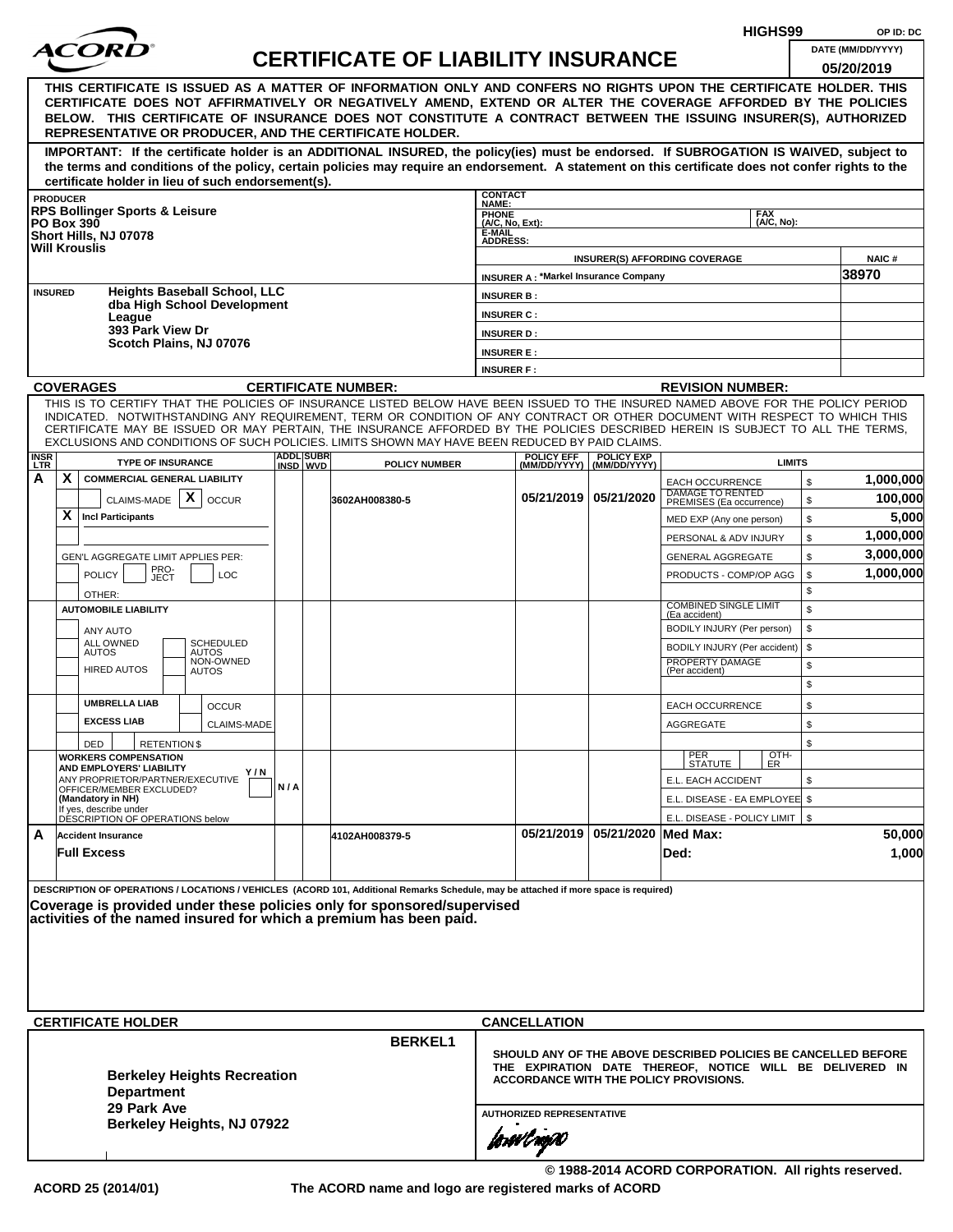HIGHS99 OP ID: DC

# ACORD CERTIFICATE OF LIABILITY INSURANCE

DATE (MM/DD/YYYY): 05/20/2019

**THIS CERTIFICATE IS ISSUED AS A MATTER OF INFORMATION ONLY AND CONFERS NO RIGHTS UPON THE CERTIFICATE HOLDER. THIS CERTIFICATE DOES NOT AFFIRMATIVELY OR NEGATIVELY AMEND, EXTEND OR ALTER THE COVERAGE AFFORDED BY THE POLICIES BELOW. THIS CERTIFICATE OF INSURANCE DOES NOT CONSTITUTE A CONTRACT BETWEEN THE ISSUING INSURER(S), AUTHORIZED REPRESENTATIVE OR PRODUCER, AND THE CERTIFICATE HOLDER.**

**IMPORTANT: If the certificate holder is an ADDITIONAL INSURED, the policy(ies) must be endorsed. If SUBROGATION IS WAIVED, subject to the terms and conditions of the policy, certain policies may require an endorsement. A statement on this certificate does not confer rights to the certificate holder in lieu of such endorsement(s).**

| PRODUCER | CONTACT NAME: | | |
|---|---|---|---|
| RPS Bollinger Sports & Leisure<br>PO Box 390<br>Short Hills, NJ 07078<br>Will Krouslis | PHONE (A/C, No, Ext): | FAX (A/C, No): | |
| | E-MAIL ADDRESS: | | |
| | INSURER(S) AFFORDING COVERAGE | | NAIC # |
| | INSURER A : *Markel Insurance Company | | 38970 |
| **INSURED** Heights Baseball School, LLC<br>dba High School Development League<br>393 Park View Dr<br>Scotch Plains, NJ 07076 | INSURER B : | | |
| | INSURER C : | | |
| | INSURER D : | | |
| | INSURER E : | | |
| | INSURER F : | | |

**COVERAGES** **CERTIFICATE NUMBER:** **REVISION NUMBER:**

THIS IS TO CERTIFY THAT THE POLICIES OF INSURANCE LISTED BELOW HAVE BEEN ISSUED TO THE INSURED NAMED ABOVE FOR THE POLICY PERIOD INDICATED. NOTWITHSTANDING ANY REQUIREMENT, TERM OR CONDITION OF ANY CONTRACT OR OTHER DOCUMENT WITH RESPECT TO WHICH THIS CERTIFICATE MAY BE ISSUED OR MAY PERTAIN, THE INSURANCE AFFORDED BY THE POLICIES DESCRIBED HEREIN IS SUBJECT TO ALL THE TERMS, EXCLUSIONS AND CONDITIONS OF SUCH POLICIES. LIMITS SHOWN MAY HAVE BEEN REDUCED BY PAID CLAIMS.

| INSR LTR | TYPE OF INSURANCE | ADDL INSD | SUBR WVD | POLICY NUMBER | POLICY EFF (MM/DD/YYYY) | POLICY EXP (MM/DD/YYYY) | LIMITS | |
|---|---|---|---|---|---|---|---|---|
| A | X COMMERCIAL GENERAL LIABILITY | | | | | | EACH OCCURRENCE | $ 1,000,000 |
| | CLAIMS-MADE [X] OCCUR | | | 3602AH008380-5 | 05/21/2019 | 05/21/2020 | DAMAGE TO RENTED PREMISES (Ea occurrence) | $ 100,000 |
| | X Incl Participants | | | | | | MED EXP (Any one person) | $ 5,000 |
| | | | | | | | PERSONAL & ADV INJURY | $ 1,000,000 |
| | GEN'L AGGREGATE LIMIT APPLIES PER: | | | | | | GENERAL AGGREGATE | $ 3,000,000 |
| | POLICY PRO-JECT LOC | | | | | | PRODUCTS - COMP/OP AGG | $ 1,000,000 |
| | OTHER: | | | | | | | $ |
| | AUTOMOBILE LIABILITY | | | | | | COMBINED SINGLE LIMIT (Ea accident) | $ |
| | ANY AUTO | | | | | | BODILY INJURY (Per person) | $ |
| | ALL OWNED AUTOS / SCHEDULED AUTOS | | | | | | BODILY INJURY (Per accident) | $ |
| | HIRED AUTOS / NON-OWNED AUTOS | | | | | | PROPERTY DAMAGE (Per accident) | $ |
| | | | | | | | | $ |
| | UMBRELLA LIAB / OCCUR | | | | | | EACH OCCURRENCE | $ |
| | EXCESS LIAB / CLAIMS-MADE | | | | | | AGGREGATE | $ |
| | DED / RETENTION $ | | | | | | | $ |
| | WORKERS COMPENSATION AND EMPLOYERS' LIABILITY Y/N<br>ANY PROPRIETOR/PARTNER/EXECUTIVE OFFICER/MEMBER EXCLUDED? (Mandatory in NH)<br>If yes, describe under DESCRIPTION OF OPERATIONS below | N/A | | | | | PER STATUTE / OTH-ER | |
| | | | | | | | E.L. EACH ACCIDENT | $ |
| | | | | | | | E.L. DISEASE - EA EMPLOYEE | $ |
| | | | | | | | E.L. DISEASE - POLICY LIMIT | $ |
| A | Accident Insurance | | | 4102AH008379-5 | 05/21/2019 | 05/21/2020 | Med Max: | 50,000 |
| | Full Excess | | | | | | Ded: | 1,000 |

DESCRIPTION OF OPERATIONS / LOCATIONS / VEHICLES (ACORD 101, Additional Remarks Schedule, may be attached if more space is required)

**Coverage is provided under these policies only for sponsored/supervised activities of the named insured for which a premium has been paid.**

| CERTIFICATE HOLDER | CANCELLATION |
|---|---|
| BERKEL1<br>**Berkeley Heights Recreation Department**<br>**29 Park Ave**<br>**Berkeley Heights, NJ 07922** | SHOULD ANY OF THE ABOVE DESCRIBED POLICIES BE CANCELLED BEFORE THE EXPIRATION DATE THEREOF, NOTICE WILL BE DELIVERED IN ACCORDANCE WITH THE POLICY PROVISIONS.<br><br>AUTHORIZED REPRESENTATIVE |

© 1988-2014 ACORD CORPORATION. All rights reserved.

ACORD 25 (2014/01) The ACORD name and logo are registered marks of ACORD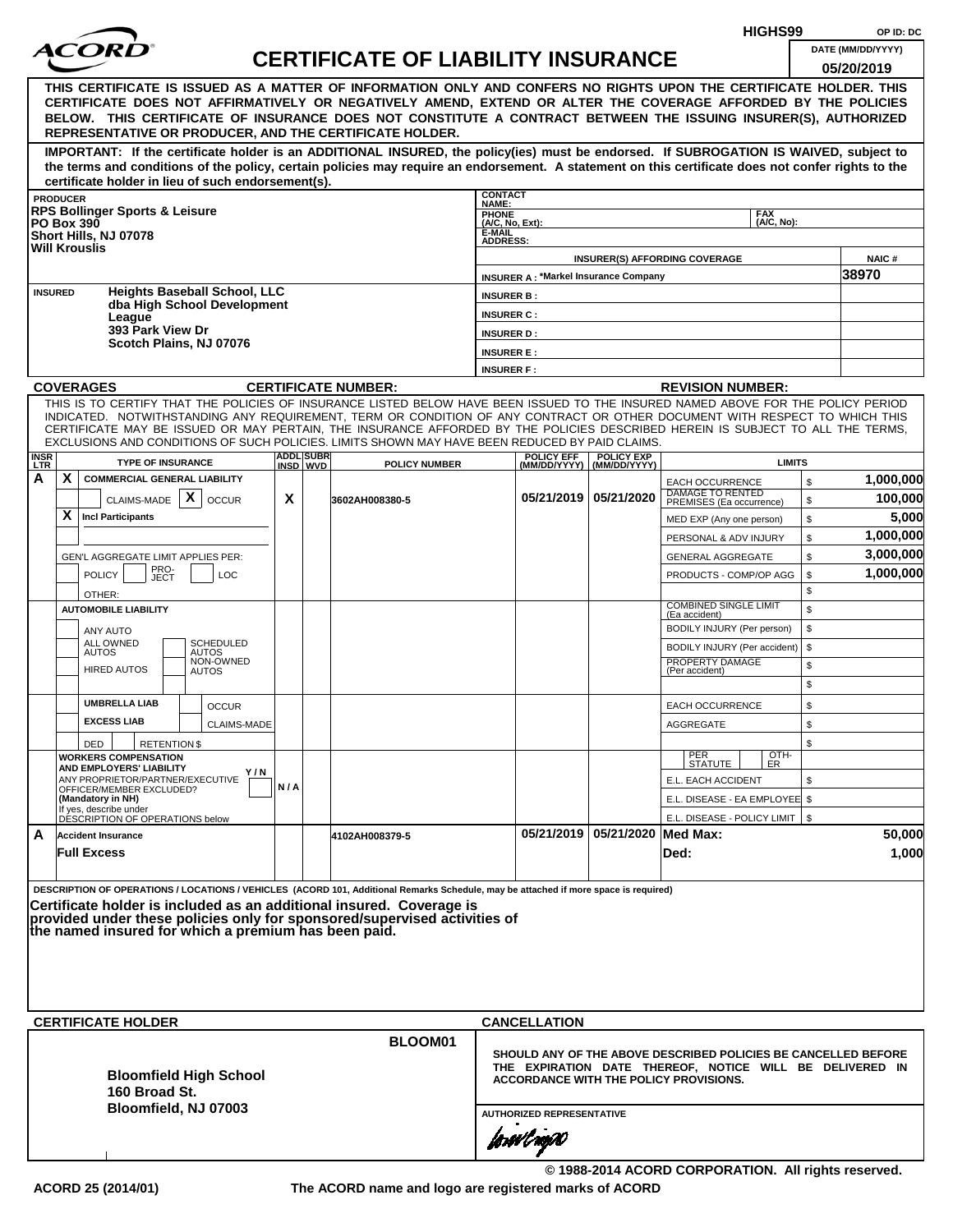HIGHS99 OP ID: DC

# ACORD CERTIFICATE OF LIABILITY INSURANCE

DATE (MM/DD/YYYY) 05/20/2019

**THIS CERTIFICATE IS ISSUED AS A MATTER OF INFORMATION ONLY AND CONFERS NO RIGHTS UPON THE CERTIFICATE HOLDER. THIS CERTIFICATE DOES NOT AFFIRMATIVELY OR NEGATIVELY AMEND, EXTEND OR ALTER THE COVERAGE AFFORDED BY THE POLICIES BELOW. THIS CERTIFICATE OF INSURANCE DOES NOT CONSTITUTE A CONTRACT BETWEEN THE ISSUING INSURER(S), AUTHORIZED REPRESENTATIVE OR PRODUCER, AND THE CERTIFICATE HOLDER.**

**IMPORTANT: If the certificate holder is an ADDITIONAL INSURED, the policy(ies) must be endorsed. If SUBROGATION IS WAIVED, subject to the terms and conditions of the policy, certain policies may require an endorsement. A statement on this certificate does not confer rights to the certificate holder in lieu of such endorsement(s).**

| PRODUCER | CONTACT NAME: | | |
|---|---|---|---|
| RPS Bollinger Sports & Leisure<br>PO Box 390<br>Short Hills, NJ 07078<br>Will Krouslis | PHONE (A/C, No, Ext): | FAX (A/C, No): | |
| | E-MAIL ADDRESS: | | |
| | INSURER(S) AFFORDING COVERAGE | | NAIC # |
| | INSURER A : *Markel Insurance Company | | 38970 |
| INSURED | INSURER B : | | |
| Heights Baseball School, LLC<br>dba High School Development League<br>393 Park View Dr<br>Scotch Plains, NJ 07076 | INSURER C : | | |
| | INSURER D : | | |
| | INSURER E : | | |
| | INSURER F : | | |

**COVERAGES** **CERTIFICATE NUMBER:** **REVISION NUMBER:**

THIS IS TO CERTIFY THAT THE POLICIES OF INSURANCE LISTED BELOW HAVE BEEN ISSUED TO THE INSURED NAMED ABOVE FOR THE POLICY PERIOD INDICATED. NOTWITHSTANDING ANY REQUIREMENT, TERM OR CONDITION OF ANY CONTRACT OR OTHER DOCUMENT WITH RESPECT TO WHICH THIS CERTIFICATE MAY BE ISSUED OR MAY PERTAIN, THE INSURANCE AFFORDED BY THE POLICIES DESCRIBED HEREIN IS SUBJECT TO ALL THE TERMS, EXCLUSIONS AND CONDITIONS OF SUCH POLICIES. LIMITS SHOWN MAY HAVE BEEN REDUCED BY PAID CLAIMS.

| INSR LTR | TYPE OF INSURANCE | ADDL INSD | SUBR WVD | POLICY NUMBER | POLICY EFF (MM/DD/YYYY) | POLICY EXP (MM/DD/YYYY) | LIMITS | |
|---|---|---|---|---|---|---|---|---|
| A | X COMMERCIAL GENERAL LIABILITY | | | | | | EACH OCCURRENCE | $ 1,000,000 |
| | CLAIMS-MADE [X] OCCUR | X | | 3602AH008380-5 | 05/21/2019 | 05/21/2020 | DAMAGE TO RENTED PREMISES (Ea occurrence) | $ 100,000 |
| | X Incl Participants | | | | | | MED EXP (Any one person) | $ 5,000 |
| | | | | | | | PERSONAL & ADV INJURY | $ 1,000,000 |
| | GEN'L AGGREGATE LIMIT APPLIES PER: | | | | | | GENERAL AGGREGATE | $ 3,000,000 |
| | POLICY / PRO-JECT / LOC | | | | | | PRODUCTS - COMP/OP AGG | $ 1,000,000 |
| | OTHER: | | | | | | | $ |
| | AUTOMOBILE LIABILITY | | | | | | COMBINED SINGLE LIMIT (Ea accident) | $ |
| | ANY AUTO | | | | | | BODILY INJURY (Per person) | $ |
| | ALL OWNED AUTOS / SCHEDULED AUTOS | | | | | | BODILY INJURY (Per accident) | $ |
| | HIRED AUTOS / NON-OWNED AUTOS | | | | | | PROPERTY DAMAGE (Per accident) | $ |
| | | | | | | | | $ |
| | UMBRELLA LIAB / OCCUR | | | | | | EACH OCCURRENCE | $ |
| | EXCESS LIAB / CLAIMS-MADE | | | | | | AGGREGATE | $ |
| | DED / RETENTION $ | | | | | | | $ |
| | WORKERS COMPENSATION AND EMPLOYERS' LIABILITY Y/N<br>ANY PROPRIETOR/PARTNER/EXECUTIVE OFFICER/MEMBER EXCLUDED? (Mandatory in NH)<br>If yes, describe under DESCRIPTION OF OPERATIONS below | N/A | | | | | PER STATUTE / OTH-ER | |
| | | | | | | | E.L. EACH ACCIDENT | $ |
| | | | | | | | E.L. DISEASE - EA EMPLOYEE | $ |
| | | | | | | | E.L. DISEASE - POLICY LIMIT | $ |
| A | Accident Insurance<br>Full Excess | | | 4102AH008379-5 | 05/21/2019 | 05/21/2020 | Med Max:<br>Ded: | 50,000<br>1,000 |

DESCRIPTION OF OPERATIONS / LOCATIONS / VEHICLES (ACORD 101, Additional Remarks Schedule, may be attached if more space is required)

**Certificate holder is included as an additional insured. Coverage is provided under these policies only for sponsored/supervised activities of the named insured for which a premium has been paid.**

| CERTIFICATE HOLDER | CANCELLATION |
|---|---|
| BLOOM01<br><br>**Bloomfield High School**<br>**160 Broad St.**<br>**Bloomfield, NJ 07003** | SHOULD ANY OF THE ABOVE DESCRIBED POLICIES BE CANCELLED BEFORE THE EXPIRATION DATE THEREOF, NOTICE WILL BE DELIVERED IN ACCORDANCE WITH THE POLICY PROVISIONS.<br><br>AUTHORIZED REPRESENTATIVE |

© 1988-2014 ACORD CORPORATION. All rights reserved.

ACORD 25 (2014/01) The ACORD name and logo are registered marks of ACORD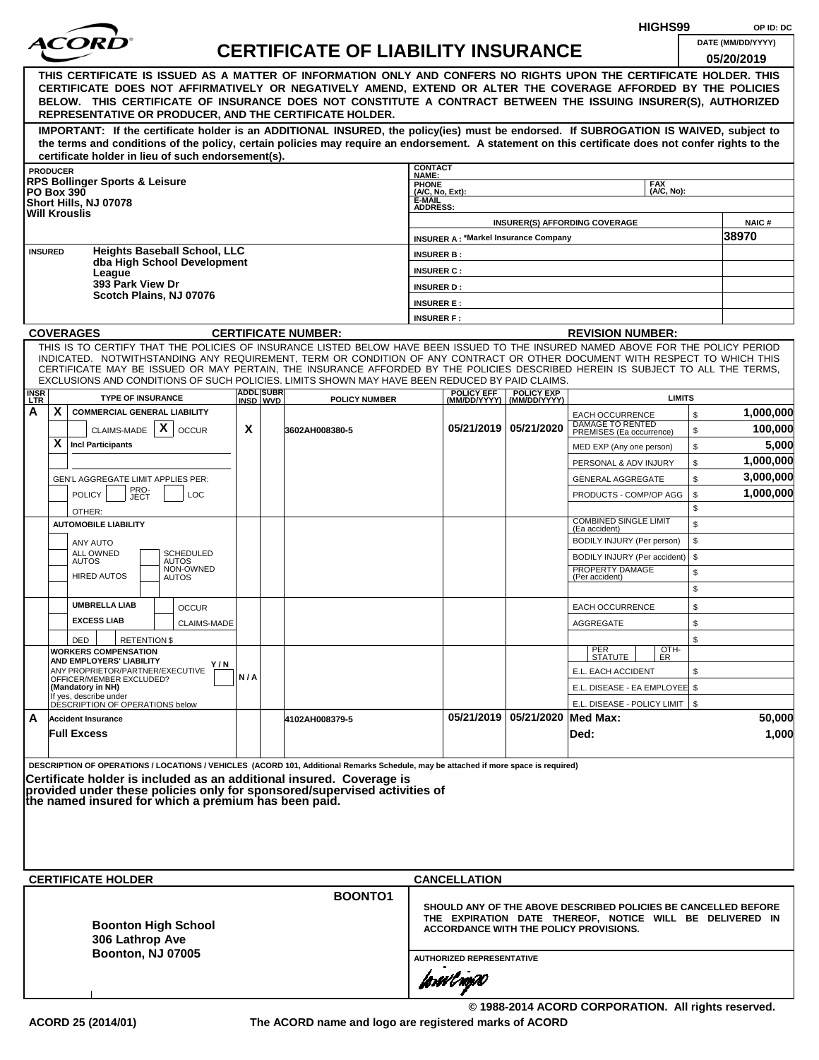HIGHS99 OP ID: DC

# ACORD CERTIFICATE OF LIABILITY INSURANCE

DATE (MM/DD/YYYY): 05/20/2019

**THIS CERTIFICATE IS ISSUED AS A MATTER OF INFORMATION ONLY AND CONFERS NO RIGHTS UPON THE CERTIFICATE HOLDER. THIS CERTIFICATE DOES NOT AFFIRMATIVELY OR NEGATIVELY AMEND, EXTEND OR ALTER THE COVERAGE AFFORDED BY THE POLICIES BELOW. THIS CERTIFICATE OF INSURANCE DOES NOT CONSTITUTE A CONTRACT BETWEEN THE ISSUING INSURER(S), AUTHORIZED REPRESENTATIVE OR PRODUCER, AND THE CERTIFICATE HOLDER.**

**IMPORTANT: If the certificate holder is an ADDITIONAL INSURED, the policy(ies) must be endorsed. If SUBROGATION IS WAIVED, subject to the terms and conditions of the policy, certain policies may require an endorsement. A statement on this certificate does not confer rights to the certificate holder in lieu of such endorsement(s).**

| PRODUCER | CONTACT NAME: | | |
|---|---|---|---|
| RPS Bollinger Sports & Leisure<br>PO Box 390<br>Short Hills, NJ 07078<br>Will Krouslis | PHONE (A/C, No, Ext): | FAX (A/C, No): | |
| | E-MAIL ADDRESS: | | |
| | INSURER(S) AFFORDING COVERAGE | | NAIC # |
| | INSURER A : *Markel Insurance Company | | 38970 |
| **INSURED** Heights Baseball School, LLC<br>dba High School Development League<br>393 Park View Dr<br>Scotch Plains, NJ 07076 | INSURER B : | | |
| | INSURER C : | | |
| | INSURER D : | | |
| | INSURER E : | | |
| | INSURER F : | | |

**COVERAGES** **CERTIFICATE NUMBER:** **REVISION NUMBER:**

THIS IS TO CERTIFY THAT THE POLICIES OF INSURANCE LISTED BELOW HAVE BEEN ISSUED TO THE INSURED NAMED ABOVE FOR THE POLICY PERIOD INDICATED. NOTWITHSTANDING ANY REQUIREMENT, TERM OR CONDITION OF ANY CONTRACT OR OTHER DOCUMENT WITH RESPECT TO WHICH THIS CERTIFICATE MAY BE ISSUED OR MAY PERTAIN, THE INSURANCE AFFORDED BY THE POLICIES DESCRIBED HEREIN IS SUBJECT TO ALL THE TERMS, EXCLUSIONS AND CONDITIONS OF SUCH POLICIES. LIMITS SHOWN MAY HAVE BEEN REDUCED BY PAID CLAIMS.

| INSR LTR | TYPE OF INSURANCE | ADDL INSD | SUBR WVD | POLICY NUMBER | POLICY EFF (MM/DD/YYYY) | POLICY EXP (MM/DD/YYYY) | LIMITS | |
|---|---|---|---|---|---|---|---|---|
| A | X COMMERCIAL GENERAL LIABILITY | | | | | | EACH OCCURRENCE | $ 1,000,000 |
| | CLAIMS-MADE [X] OCCUR | X | | 3602AH008380-5 | 05/21/2019 | 05/21/2020 | DAMAGE TO RENTED PREMISES (Ea occurrence) | $ 100,000 |
| | X Incl Participants | | | | | | MED EXP (Any one person) | $ 5,000 |
| | | | | | | | PERSONAL & ADV INJURY | $ 1,000,000 |
| | GEN'L AGGREGATE LIMIT APPLIES PER: | | | | | | GENERAL AGGREGATE | $ 3,000,000 |
| | POLICY [ ] PRO-JECT [ ] LOC [ ] | | | | | | PRODUCTS - COMP/OP AGG | $ 1,000,000 |
| | OTHER: | | | | | | | $ |
| | AUTOMOBILE LIABILITY | | | | | | COMBINED SINGLE LIMIT (Ea accident) | $ |
| | ANY AUTO | | | | | | BODILY INJURY (Per person) | $ |
| | ALL OWNED AUTOS / SCHEDULED AUTOS | | | | | | BODILY INJURY (Per accident) | $ |
| | HIRED AUTOS / NON-OWNED AUTOS | | | | | | PROPERTY DAMAGE (Per accident) | $ |
| | | | | | | | | $ |
| | UMBRELLA LIAB / OCCUR | | | | | | EACH OCCURRENCE | $ |
| | EXCESS LIAB / CLAIMS-MADE | | | | | | AGGREGATE | $ |
| | DED / RETENTION $ | | | | | | | $ |
| | WORKERS COMPENSATION AND EMPLOYERS' LIABILITY Y/N<br>ANY PROPRIETOR/PARTNER/EXECUTIVE OFFICER/MEMBER EXCLUDED? (Mandatory in NH)<br>If yes, describe under DESCRIPTION OF OPERATIONS below | N/A | | | | | PER STATUTE / OTH-ER | |
| | | | | | | | E.L. EACH ACCIDENT | $ |
| | | | | | | | E.L. DISEASE - EA EMPLOYEE | $ |
| | | | | | | | E.L. DISEASE - POLICY LIMIT | $ |
| A | Accident Insurance | | | 4102AH008379-5 | 05/21/2019 | 05/21/2020 | Med Max: | 50,000 |
| | Full Excess | | | | | | Ded: | 1,000 |

DESCRIPTION OF OPERATIONS / LOCATIONS / VEHICLES (ACORD 101, Additional Remarks Schedule, may be attached if more space is required)

**Certificate holder is included as an additional insured. Coverage is provided under these policies only for sponsored/supervised activities of the named insured for which a premium has been paid.**

| CERTIFICATE HOLDER | CANCELLATION |
|---|---|
| BOONTO1<br><br>**Boonton High School**<br>**306 Lathrop Ave**<br>**Boonton, NJ 07005** | SHOULD ANY OF THE ABOVE DESCRIBED POLICIES BE CANCELLED BEFORE THE EXPIRATION DATE THEREOF, NOTICE WILL BE DELIVERED IN ACCORDANCE WITH THE POLICY PROVISIONS.<br><br>AUTHORIZED REPRESENTATIVE |

© 1988-2014 ACORD CORPORATION. All rights reserved.

ACORD 25 (2014/01) The ACORD name and logo are registered marks of ACORD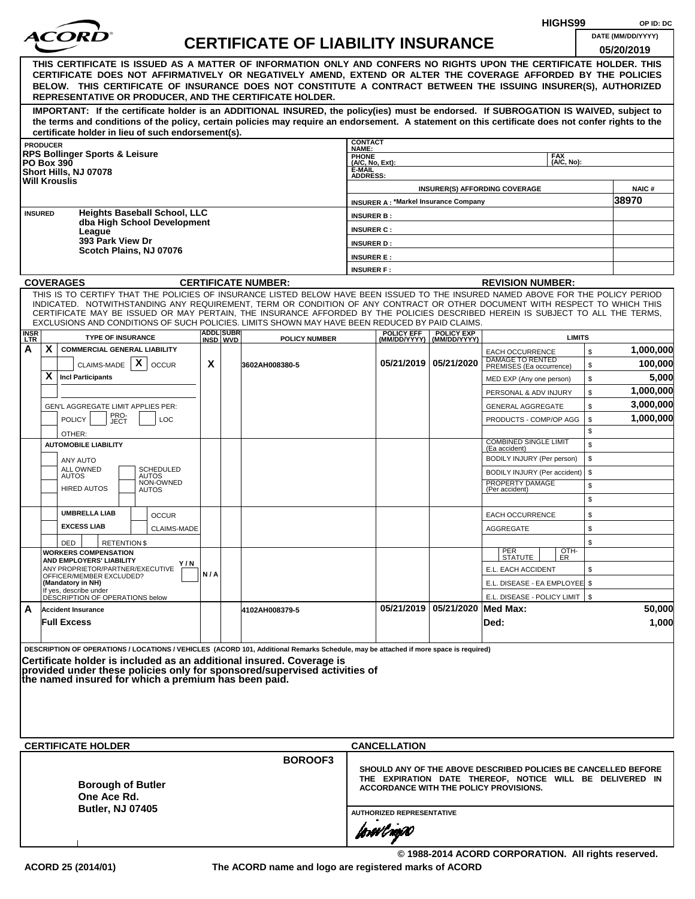HIGHS99 OP ID: DC

# ACORD CERTIFICATE OF LIABILITY INSURANCE

DATE (MM/DD/YYYY): 05/20/2019

**THIS CERTIFICATE IS ISSUED AS A MATTER OF INFORMATION ONLY AND CONFERS NO RIGHTS UPON THE CERTIFICATE HOLDER. THIS CERTIFICATE DOES NOT AFFIRMATIVELY OR NEGATIVELY AMEND, EXTEND OR ALTER THE COVERAGE AFFORDED BY THE POLICIES BELOW. THIS CERTIFICATE OF INSURANCE DOES NOT CONSTITUTE A CONTRACT BETWEEN THE ISSUING INSURER(S), AUTHORIZED REPRESENTATIVE OR PRODUCER, AND THE CERTIFICATE HOLDER.**

**IMPORTANT: If the certificate holder is an ADDITIONAL INSURED, the policy(ies) must be endorsed. If SUBROGATION IS WAIVED, subject to the terms and conditions of the policy, certain policies may require an endorsement. A statement on this certificate does not confer rights to the certificate holder in lieu of such endorsement(s).**

**PRODUCER**
RPS Bollinger Sports & Leisure
PO Box 390
Short Hills, NJ 07078
Will Krouslis

CONTACT NAME:
PHONE (A/C, No, Ext): FAX (A/C, No):
E-MAIL ADDRESS:

| INSURER(S) AFFORDING COVERAGE | NAIC # |
|---|---|
| INSURER A : *Markel Insurance Company | 38970 |
| INSURER B : | |
| INSURER C : | |
| INSURER D : | |
| INSURER E : | |
| INSURER F : | |

**INSURED**
Heights Baseball School, LLC
dba High School Development League
393 Park View Dr
Scotch Plains, NJ 07076

**COVERAGES** CERTIFICATE NUMBER: REVISION NUMBER:

THIS IS TO CERTIFY THAT THE POLICIES OF INSURANCE LISTED BELOW HAVE BEEN ISSUED TO THE INSURED NAMED ABOVE FOR THE POLICY PERIOD INDICATED. NOTWITHSTANDING ANY REQUIREMENT, TERM OR CONDITION OF ANY CONTRACT OR OTHER DOCUMENT WITH RESPECT TO WHICH THIS CERTIFICATE MAY BE ISSUED OR MAY PERTAIN, THE INSURANCE AFFORDED BY THE POLICIES DESCRIBED HEREIN IS SUBJECT TO ALL THE TERMS, EXCLUSIONS AND CONDITIONS OF SUCH POLICIES. LIMITS SHOWN MAY HAVE BEEN REDUCED BY PAID CLAIMS.

| INSR LTR | TYPE OF INSURANCE | ADDL INSD | SUBR WVD | POLICY NUMBER | POLICY EFF (MM/DD/YYYY) | POLICY EXP (MM/DD/YYYY) | LIMITS | |
|---|---|---|---|---|---|---|---|---|
| A | X COMMERCIAL GENERAL LIABILITY | | | | | | EACH OCCURRENCE | $ 1,000,000 |
| | CLAIMS-MADE  X OCCUR | X | | 3602AH008380-5 | 05/21/2019 | 05/21/2020 | DAMAGE TO RENTED PREMISES (Ea occurrence) | $ 100,000 |
| | X Incl Participants | | | | | | MED EXP (Any one person) | $ 5,000 |
| | | | | | | | PERSONAL & ADV INJURY | $ 1,000,000 |
| | GEN'L AGGREGATE LIMIT APPLIES PER: | | | | | | GENERAL AGGREGATE | $ 3,000,000 |
| | POLICY  PRO-JECT  LOC | | | | | | PRODUCTS - COMP/OP AGG | $ 1,000,000 |
| | OTHER: | | | | | | | $ |
| | AUTOMOBILE LIABILITY | | | | | | COMBINED SINGLE LIMIT (Ea accident) | $ |
| | ANY AUTO | | | | | | BODILY INJURY (Per person) | $ |
| | ALL OWNED AUTOS  SCHEDULED AUTOS | | | | | | BODILY INJURY (Per accident) | $ |
| | HIRED AUTOS  NON-OWNED AUTOS | | | | | | PROPERTY DAMAGE (Per accident) | $ |
| | | | | | | | | $ |
| | UMBRELLA LIAB  OCCUR | | | | | | EACH OCCURRENCE | $ |
| | EXCESS LIAB  CLAIMS-MADE | | | | | | AGGREGATE | $ |
| | DED  RETENTION $ | | | | | | | $ |
| | WORKERS COMPENSATION AND EMPLOYERS' LIABILITY Y/N ANY PROPRIETOR/PARTNER/EXECUTIVE OFFICER/MEMBER EXCLUDED? (Mandatory in NH) If yes, describe under DESCRIPTION OF OPERATIONS below | N/A | | | | | PER STATUTE  OTH-ER | |
| | | | | | | | E.L. EACH ACCIDENT | $ |
| | | | | | | | E.L. DISEASE - EA EMPLOYEE | $ |
| | | | | | | | E.L. DISEASE - POLICY LIMIT | $ |
| A | Accident Insurance | | | 4102AH008379-5 | 05/21/2019 | 05/21/2020 | Med Max: | 50,000 |
| | Full Excess | | | | | | Ded: | 1,000 |

DESCRIPTION OF OPERATIONS / LOCATIONS / VEHICLES (ACORD 101, Additional Remarks Schedule, may be attached if more space is required)

**Certificate holder is included as an additional insured. Coverage is provided under these policies only for sponsored/supervised activities of the named insured for which a premium has been paid.**

**CERTIFICATE HOLDER**

BOROOF3

Borough of Butler
One Ace Rd.
Butler, NJ 07405

**CANCELLATION**

SHOULD ANY OF THE ABOVE DESCRIBED POLICIES BE CANCELLED BEFORE THE EXPIRATION DATE THEREOF, NOTICE WILL BE DELIVERED IN ACCORDANCE WITH THE POLICY PROVISIONS.

AUTHORIZED REPRESENTATIVE

© 1988-2014 ACORD CORPORATION. All rights reserved.

ACORD 25 (2014/01) The ACORD name and logo are registered marks of ACORD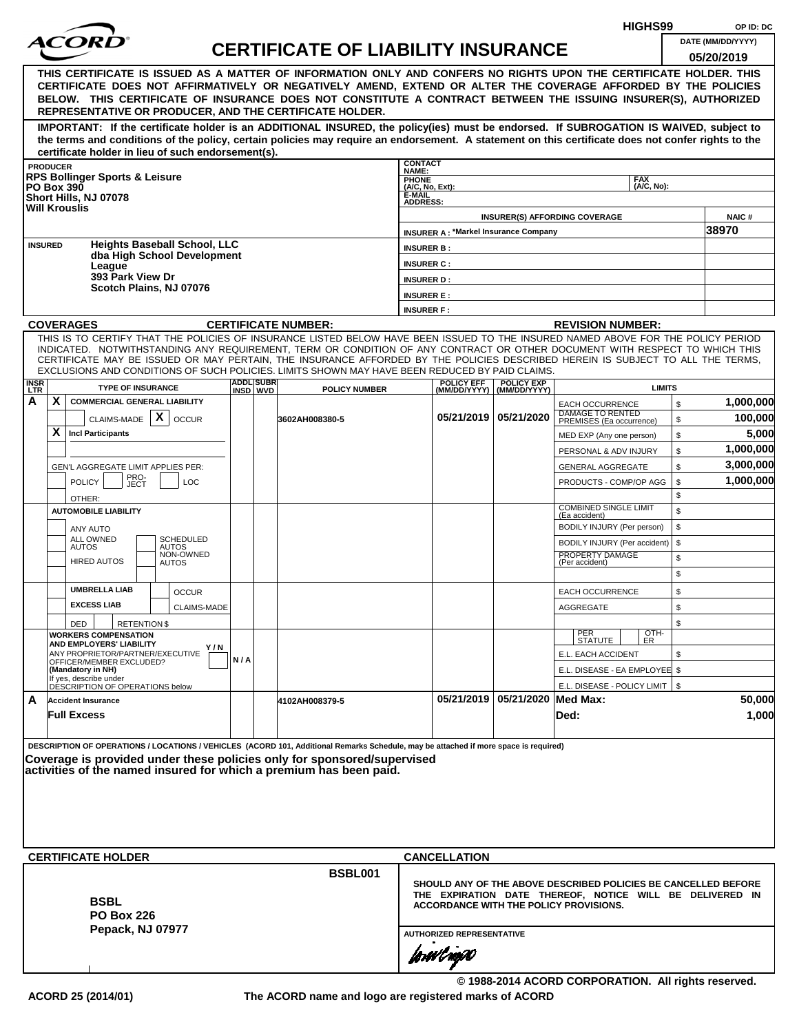HIGHS99 OP ID: DC

# CERTIFICATE OF LIABILITY INSURANCE

DATE (MM/DD/YYYY): 05/20/2019

**THIS CERTIFICATE IS ISSUED AS A MATTER OF INFORMATION ONLY AND CONFERS NO RIGHTS UPON THE CERTIFICATE HOLDER. THIS CERTIFICATE DOES NOT AFFIRMATIVELY OR NEGATIVELY AMEND, EXTEND OR ALTER THE COVERAGE AFFORDED BY THE POLICIES BELOW. THIS CERTIFICATE OF INSURANCE DOES NOT CONSTITUTE A CONTRACT BETWEEN THE ISSUING INSURER(S), AUTHORIZED REPRESENTATIVE OR PRODUCER, AND THE CERTIFICATE HOLDER.**

**IMPORTANT: If the certificate holder is an ADDITIONAL INSURED, the policy(ies) must be endorsed. If SUBROGATION IS WAIVED, subject to the terms and conditions of the policy, certain policies may require an endorsement. A statement on this certificate does not confer rights to the certificate holder in lieu of such endorsement(s).**

| PRODUCER | CONTACT NAME: | | |
|---|---|---|---|
| RPS Bollinger Sports & Leisure<br>PO Box 390<br>Short Hills, NJ 07078<br>Will Krouslis | PHONE (A/C, No, Ext): | FAX (A/C, No): | |
| | E-MAIL ADDRESS: | | |
| | INSURER(S) AFFORDING COVERAGE | | NAIC # |
| | INSURER A : *Markel Insurance Company | | 38970 |
| INSURED<br>Heights Baseball School, LLC<br>dba High School Development League<br>393 Park View Dr<br>Scotch Plains, NJ 07076 | INSURER B : | | |
| | INSURER C : | | |
| | INSURER D : | | |
| | INSURER E : | | |
| | INSURER F : | | |

**COVERAGES** **CERTIFICATE NUMBER:** **REVISION NUMBER:**

THIS IS TO CERTIFY THAT THE POLICIES OF INSURANCE LISTED BELOW HAVE BEEN ISSUED TO THE INSURED NAMED ABOVE FOR THE POLICY PERIOD INDICATED. NOTWITHSTANDING ANY REQUIREMENT, TERM OR CONDITION OF ANY CONTRACT OR OTHER DOCUMENT WITH RESPECT TO WHICH THIS CERTIFICATE MAY BE ISSUED OR MAY PERTAIN, THE INSURANCE AFFORDED BY THE POLICIES DESCRIBED HEREIN IS SUBJECT TO ALL THE TERMS, EXCLUSIONS AND CONDITIONS OF SUCH POLICIES. LIMITS SHOWN MAY HAVE BEEN REDUCED BY PAID CLAIMS.

| INSR LTR | TYPE OF INSURANCE | ADDL INSD | SUBR WVD | POLICY NUMBER | POLICY EFF (MM/DD/YYYY) | POLICY EXP (MM/DD/YYYY) | LIMITS | |
|---|---|---|---|---|---|---|---|---|
| A | X COMMERCIAL GENERAL LIABILITY | | | | | | EACH OCCURRENCE | $ 1,000,000 |
| | CLAIMS-MADE X OCCUR | | | 3602AH008380-5 | 05/21/2019 | 05/21/2020 | DAMAGE TO RENTED PREMISES (Ea occurrence) | $ 100,000 |
| | X Incl Participants | | | | | | MED EXP (Any one person) | $ 5,000 |
| | | | | | | | PERSONAL & ADV INJURY | $ 1,000,000 |
| | GEN'L AGGREGATE LIMIT APPLIES PER: | | | | | | GENERAL AGGREGATE | $ 3,000,000 |
| | POLICY PRO-JECT LOC | | | | | | PRODUCTS - COMP/OP AGG | $ 1,000,000 |
| | OTHER: | | | | | | | $ |
| | AUTOMOBILE LIABILITY | | | | | | COMBINED SINGLE LIMIT (Ea accident) | $ |
| | ANY AUTO | | | | | | BODILY INJURY (Per person) | $ |
| | ALL OWNED AUTOS / SCHEDULED AUTOS | | | | | | BODILY INJURY (Per accident) | $ |
| | HIRED AUTOS / NON-OWNED AUTOS | | | | | | PROPERTY DAMAGE (Per accident) | $ |
| | | | | | | | | $ |
| | UMBRELLA LIAB / OCCUR | | | | | | EACH OCCURRENCE | $ |
| | EXCESS LIAB / CLAIMS-MADE | | | | | | AGGREGATE | $ |
| | DED RETENTION $ | | | | | | | $ |
| | WORKERS COMPENSATION AND EMPLOYERS' LIABILITY Y/N<br>ANY PROPRIETOR/PARTNER/EXECUTIVE OFFICER/MEMBER EXCLUDED? (Mandatory in NH)<br>If yes, describe under DESCRIPTION OF OPERATIONS below | N/A | | | | | PER STATUTE / OTH-ER | |
| | | | | | | | E.L. EACH ACCIDENT | $ |
| | | | | | | | E.L. DISEASE - EA EMPLOYEE | $ |
| | | | | | | | E.L. DISEASE - POLICY LIMIT | $ |
| A | Accident Insurance<br>Full Excess | | | 4102AH008379-5 | 05/21/2019 | 05/21/2020 | Med Max: | 50,000 |
| | | | | | | | Ded: | 1,000 |

DESCRIPTION OF OPERATIONS / LOCATIONS / VEHICLES (ACORD 101, Additional Remarks Schedule, may be attached if more space is required)

**Coverage is provided under these policies only for sponsored/supervised activities of the named insured for which a premium has been paid.**

| CERTIFICATE HOLDER | CANCELLATION |
|---|---|
| BSBL001<br><br>**BSBL**<br>**PO Box 226**<br>**Pepack, NJ 07977** | SHOULD ANY OF THE ABOVE DESCRIBED POLICIES BE CANCELLED BEFORE THE EXPIRATION DATE THEREOF, NOTICE WILL BE DELIVERED IN ACCORDANCE WITH THE POLICY PROVISIONS.<br><br>AUTHORIZED REPRESENTATIVE |

© 1988-2014 ACORD CORPORATION. All rights reserved.

ACORD 25 (2014/01) The ACORD name and logo are registered marks of ACORD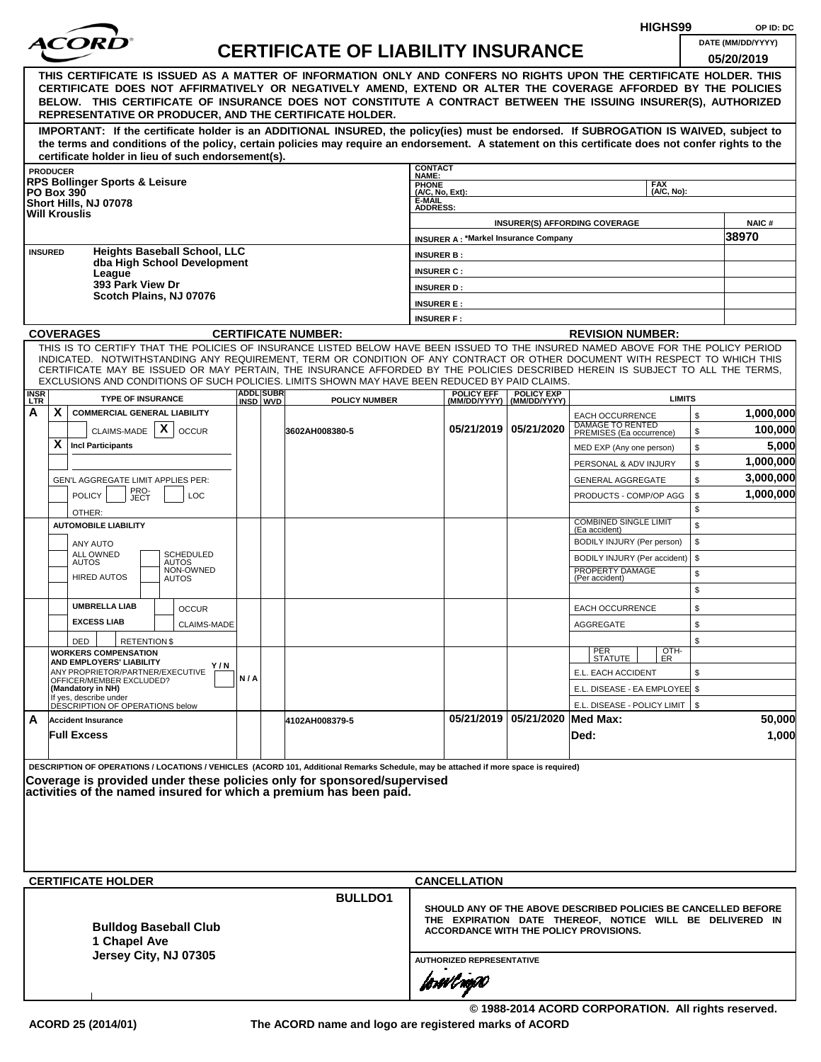HIGHS99 OP ID: DC

# ACORD CERTIFICATE OF LIABILITY INSURANCE

DATE (MM/DD/YYYY): 05/20/2019

**THIS CERTIFICATE IS ISSUED AS A MATTER OF INFORMATION ONLY AND CONFERS NO RIGHTS UPON THE CERTIFICATE HOLDER. THIS CERTIFICATE DOES NOT AFFIRMATIVELY OR NEGATIVELY AMEND, EXTEND OR ALTER THE COVERAGE AFFORDED BY THE POLICIES BELOW. THIS CERTIFICATE OF INSURANCE DOES NOT CONSTITUTE A CONTRACT BETWEEN THE ISSUING INSURER(S), AUTHORIZED REPRESENTATIVE OR PRODUCER, AND THE CERTIFICATE HOLDER.**

**IMPORTANT: If the certificate holder is an ADDITIONAL INSURED, the policy(ies) must be endorsed. If SUBROGATION IS WAIVED, subject to the terms and conditions of the policy, certain policies may require an endorsement. A statement on this certificate does not confer rights to the certificate holder in lieu of such endorsement(s).**

| PRODUCER | CONTACT NAME: | |
|---|---|---|
| RPS Bollinger Sports & Leisure<br>PO Box 390<br>Short Hills, NJ 07078<br>Will Krouslis | PHONE (A/C, No, Ext): | FAX (A/C, No): |
| | E-MAIL ADDRESS: | |
| | INSURER(S) AFFORDING COVERAGE | NAIC # |
| | INSURER A : *Markel Insurance Company | 38970 |
| INSURED<br>Heights Baseball School, LLC<br>dba High School Development League<br>393 Park View Dr<br>Scotch Plains, NJ 07076 | INSURER B : | |
| | INSURER C : | |
| | INSURER D : | |
| | INSURER E : | |
| | INSURER F : | |

**COVERAGES** CERTIFICATE NUMBER: REVISION NUMBER:

THIS IS TO CERTIFY THAT THE POLICIES OF INSURANCE LISTED BELOW HAVE BEEN ISSUED TO THE INSURED NAMED ABOVE FOR THE POLICY PERIOD INDICATED. NOTWITHSTANDING ANY REQUIREMENT, TERM OR CONDITION OF ANY CONTRACT OR OTHER DOCUMENT WITH RESPECT TO WHICH THIS CERTIFICATE MAY BE ISSUED OR MAY PERTAIN, THE INSURANCE AFFORDED BY THE POLICIES DESCRIBED HEREIN IS SUBJECT TO ALL THE TERMS, EXCLUSIONS AND CONDITIONS OF SUCH POLICIES. LIMITS SHOWN MAY HAVE BEEN REDUCED BY PAID CLAIMS.

| INSR LTR | TYPE OF INSURANCE | ADDL INSD | SUBR WVD | POLICY NUMBER | POLICY EFF (MM/DD/YYYY) | POLICY EXP (MM/DD/YYYY) | LIMITS | |
|---|---|---|---|---|---|---|---|---|
| A | X COMMERCIAL GENERAL LIABILITY<br>CLAIMS-MADE [X] OCCUR<br>X Incl Participants<br>GEN'L AGGREGATE LIMIT APPLIES PER: POLICY / PRO-JECT / LOC<br>OTHER: | | | 3602AH008380-5 | 05/21/2019 | 05/21/2020 | EACH OCCURRENCE | $ 1,000,000 |
| | | | | | | | DAMAGE TO RENTED PREMISES (Ea occurrence) | $ 100,000 |
| | | | | | | | MED EXP (Any one person) | $ 5,000 |
| | | | | | | | PERSONAL & ADV INJURY | $ 1,000,000 |
| | | | | | | | GENERAL AGGREGATE | $ 3,000,000 |
| | | | | | | | PRODUCTS - COMP/OP AGG | $ 1,000,000 |
| | | | | | | | | $ |
| | AUTOMOBILE LIABILITY<br>ANY AUTO<br>ALL OWNED AUTOS / SCHEDULED AUTOS<br>HIRED AUTOS / NON-OWNED AUTOS | | | | | | COMBINED SINGLE LIMIT (Ea accident) | $ |
| | | | | | | | BODILY INJURY (Per person) | $ |
| | | | | | | | BODILY INJURY (Per accident) | $ |
| | | | | | | | PROPERTY DAMAGE (Per accident) | $ |
| | | | | | | | | $ |
| | UMBRELLA LIAB / OCCUR<br>EXCESS LIAB / CLAIMS-MADE<br>DED / RETENTION $ | | | | | | EACH OCCURRENCE | $ |
| | | | | | | | AGGREGATE | $ |
| | | | | | | | | $ |
| | WORKERS COMPENSATION AND EMPLOYERS' LIABILITY Y/N<br>ANY PROPRIETOR/PARTNER/EXECUTIVE OFFICER/MEMBER EXCLUDED? (Mandatory in NH)<br>If yes, describe under DESCRIPTION OF OPERATIONS below | N/A | | | | | PER STATUTE / OTH-ER | |
| | | | | | | | E.L. EACH ACCIDENT | $ |
| | | | | | | | E.L. DISEASE - EA EMPLOYEE | $ |
| | | | | | | | E.L. DISEASE - POLICY LIMIT | $ |
| A | Accident Insurance<br>Full Excess | | | 4102AH008379-5 | 05/21/2019 | 05/21/2020 | Med Max: | 50,000 |
| | | | | | | | Ded: | 1,000 |

DESCRIPTION OF OPERATIONS / LOCATIONS / VEHICLES (ACORD 101, Additional Remarks Schedule, may be attached if more space is required)

**Coverage is provided under these policies only for sponsored/supervised activities of the named insured for which a premium has been paid.**

| CERTIFICATE HOLDER | CANCELLATION |
|---|---|
| BULLDO1<br><br>**Bulldog Baseball Club**<br>**1 Chapel Ave**<br>**Jersey City, NJ 07305** | SHOULD ANY OF THE ABOVE DESCRIBED POLICIES BE CANCELLED BEFORE THE EXPIRATION DATE THEREOF, NOTICE WILL BE DELIVERED IN ACCORDANCE WITH THE POLICY PROVISIONS.<br><br>AUTHORIZED REPRESENTATIVE |

© 1988-2014 ACORD CORPORATION. All rights reserved.

ACORD 25 (2014/01) The ACORD name and logo are registered marks of ACORD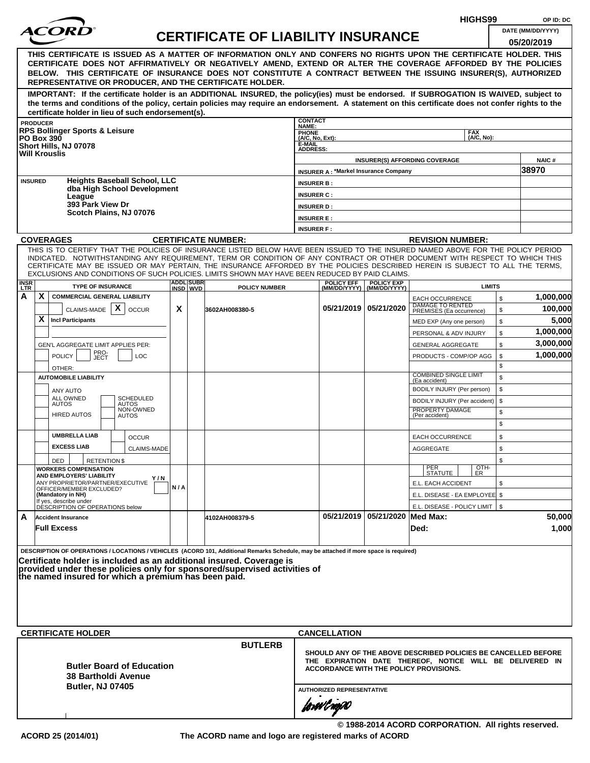HIGHS99 OP ID: DC

# ACORD CERTIFICATE OF LIABILITY INSURANCE

DATE (MM/DD/YYYY): 05/20/2019

**THIS CERTIFICATE IS ISSUED AS A MATTER OF INFORMATION ONLY AND CONFERS NO RIGHTS UPON THE CERTIFICATE HOLDER. THIS CERTIFICATE DOES NOT AFFIRMATIVELY OR NEGATIVELY AMEND, EXTEND OR ALTER THE COVERAGE AFFORDED BY THE POLICIES BELOW. THIS CERTIFICATE OF INSURANCE DOES NOT CONSTITUTE A CONTRACT BETWEEN THE ISSUING INSURER(S), AUTHORIZED REPRESENTATIVE OR PRODUCER, AND THE CERTIFICATE HOLDER.**

**IMPORTANT: If the certificate holder is an ADDITIONAL INSURED, the policy(ies) must be endorsed. If SUBROGATION IS WAIVED, subject to the terms and conditions of the policy, certain policies may require an endorsement. A statement on this certificate does not confer rights to the certificate holder in lieu of such endorsement(s).**

| PRODUCER | CONTACT NAME: | | |
|---|---|---|---|
| RPS Bollinger Sports & Leisure<br>PO Box 390<br>Short Hills, NJ 07078<br>Will Krouslis | PHONE (A/C, No, Ext): | FAX (A/C, No): | |
| | E-MAIL ADDRESS: | | |
| | INSURER(S) AFFORDING COVERAGE | | NAIC # |
| | INSURER A : *Markel Insurance Company | | 38970 |
| INSURED<br>Heights Baseball School, LLC<br>dba High School Development League<br>393 Park View Dr<br>Scotch Plains, NJ 07076 | INSURER B : | | |
| | INSURER C : | | |
| | INSURER D : | | |
| | INSURER E : | | |
| | INSURER F : | | |

**COVERAGES** CERTIFICATE NUMBER: REVISION NUMBER:

THIS IS TO CERTIFY THAT THE POLICIES OF INSURANCE LISTED BELOW HAVE BEEN ISSUED TO THE INSURED NAMED ABOVE FOR THE POLICY PERIOD INDICATED. NOTWITHSTANDING ANY REQUIREMENT, TERM OR CONDITION OF ANY CONTRACT OR OTHER DOCUMENT WITH RESPECT TO WHICH THIS CERTIFICATE MAY BE ISSUED OR MAY PERTAIN, THE INSURANCE AFFORDED BY THE POLICIES DESCRIBED HEREIN IS SUBJECT TO ALL THE TERMS, EXCLUSIONS AND CONDITIONS OF SUCH POLICIES. LIMITS SHOWN MAY HAVE BEEN REDUCED BY PAID CLAIMS.

| INSR LTR | TYPE OF INSURANCE | ADDL INSD | SUBR WVD | POLICY NUMBER | POLICY EFF (MM/DD/YYYY) | POLICY EXP (MM/DD/YYYY) | LIMITS | |
|---|---|---|---|---|---|---|---|---|
| A | X COMMERCIAL GENERAL LIABILITY | | | | | | EACH OCCURRENCE | $ 1,000,000 |
| | CLAIMS-MADE X OCCUR | X | | 3602AH008380-5 | 05/21/2019 | 05/21/2020 | DAMAGE TO RENTED PREMISES (Ea occurrence) | $ 100,000 |
| | X Incl Participants | | | | | | MED EXP (Any one person) | $ 5,000 |
| | | | | | | | PERSONAL & ADV INJURY | $ 1,000,000 |
| | GEN'L AGGREGATE LIMIT APPLIES PER: | | | | | | GENERAL AGGREGATE | $ 3,000,000 |
| | POLICY PRO-JECT LOC | | | | | | PRODUCTS - COMP/OP AGG | $ 1,000,000 |
| | OTHER: | | | | | | | $ |
| | AUTOMOBILE LIABILITY | | | | | | COMBINED SINGLE LIMIT (Ea accident) | $ |
| | ANY AUTO | | | | | | BODILY INJURY (Per person) | $ |
| | ALL OWNED AUTOS / SCHEDULED AUTOS | | | | | | BODILY INJURY (Per accident) | $ |
| | HIRED AUTOS / NON-OWNED AUTOS | | | | | | PROPERTY DAMAGE (Per accident) | $ |
| | | | | | | | | $ |
| | UMBRELLA LIAB / OCCUR | | | | | | EACH OCCURRENCE | $ |
| | EXCESS LIAB / CLAIMS-MADE | | | | | | AGGREGATE | $ |
| | DED RETENTION $ | | | | | | | $ |
| | WORKERS COMPENSATION AND EMPLOYERS' LIABILITY Y/N | | | | | | PER STATUTE / OTH-ER | |
| | ANY PROPRIETOR/PARTNER/EXECUTIVE OFFICER/MEMBER EXCLUDED? (Mandatory in NH) | N / A | | | | | E.L. EACH ACCIDENT | $ |
| | If yes, describe under DESCRIPTION OF OPERATIONS below | | | | | | E.L. DISEASE - EA EMPLOYEE | $ |
| | | | | | | | E.L. DISEASE - POLICY LIMIT | $ |
| A | Accident Insurance | | | 4102AH008379-5 | 05/21/2019 | 05/21/2020 | Med Max: | 50,000 |
| | Full Excess | | | | | | Ded: | 1,000 |

DESCRIPTION OF OPERATIONS / LOCATIONS / VEHICLES (ACORD 101, Additional Remarks Schedule, may be attached if more space is required)

**Certificate holder is included as an additional insured. Coverage is provided under these policies only for sponsored/supervised activities of the named insured for which a premium has been paid.**

| CERTIFICATE HOLDER | CANCELLATION |
|---|---|
| BUTLERB<br>**Butler Board of Education**<br>**38 Bartholdi Avenue**<br>**Butler, NJ 07405** | SHOULD ANY OF THE ABOVE DESCRIBED POLICIES BE CANCELLED BEFORE THE EXPIRATION DATE THEREOF, NOTICE WILL BE DELIVERED IN ACCORDANCE WITH THE POLICY PROVISIONS.<br><br>AUTHORIZED REPRESENTATIVE |

© 1988-2014 ACORD CORPORATION. All rights reserved.

ACORD 25 (2014/01) The ACORD name and logo are registered marks of ACORD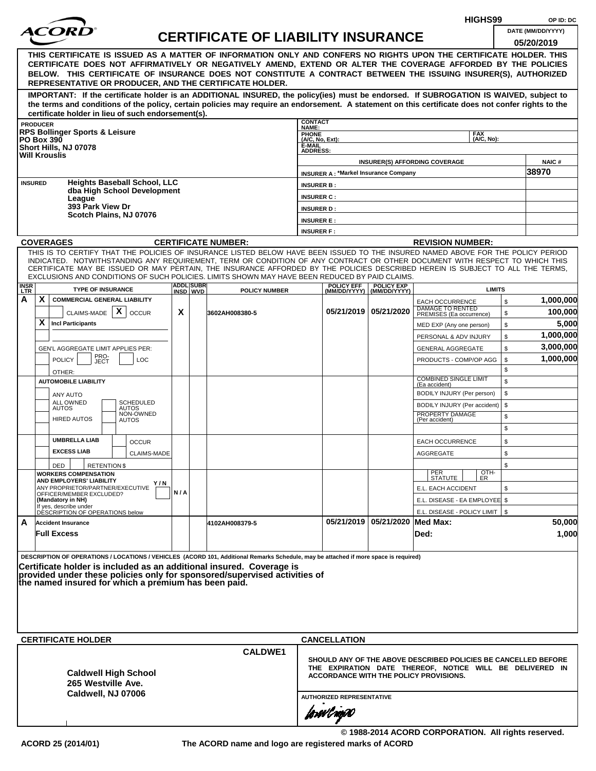HIGHS99 OP ID: DC

# ACORD CERTIFICATE OF LIABILITY INSURANCE

DATE (MM/DD/YYYY): 05/20/2019

**THIS CERTIFICATE IS ISSUED AS A MATTER OF INFORMATION ONLY AND CONFERS NO RIGHTS UPON THE CERTIFICATE HOLDER. THIS CERTIFICATE DOES NOT AFFIRMATIVELY OR NEGATIVELY AMEND, EXTEND OR ALTER THE COVERAGE AFFORDED BY THE POLICIES BELOW. THIS CERTIFICATE OF INSURANCE DOES NOT CONSTITUTE A CONTRACT BETWEEN THE ISSUING INSURER(S), AUTHORIZED REPRESENTATIVE OR PRODUCER, AND THE CERTIFICATE HOLDER.**

**IMPORTANT: If the certificate holder is an ADDITIONAL INSURED, the policy(ies) must be endorsed. If SUBROGATION IS WAIVED, subject to the terms and conditions of the policy, certain policies may require an endorsement. A statement on this certificate does not confer rights to the certificate holder in lieu of such endorsement(s).**

| PRODUCER | CONTACT NAME: | | |
|---|---|---|---|
| RPS Bollinger Sports & Leisure<br>PO Box 390<br>Short Hills, NJ 07078<br>Will Krouslis | PHONE (A/C, No, Ext): | FAX (A/C, No): | |
| | E-MAIL ADDRESS: | | |
| | INSURER(S) AFFORDING COVERAGE | | NAIC # |
| | INSURER A : *Markel Insurance Company | | 38970 |
| **INSURED** Heights Baseball School, LLC<br>dba High School Development League<br>393 Park View Dr<br>Scotch Plains, NJ 07076 | INSURER B : | | |
| | INSURER C : | | |
| | INSURER D : | | |
| | INSURER E : | | |
| | INSURER F : | | |

**COVERAGES** **CERTIFICATE NUMBER:** **REVISION NUMBER:**

THIS IS TO CERTIFY THAT THE POLICIES OF INSURANCE LISTED BELOW HAVE BEEN ISSUED TO THE INSURED NAMED ABOVE FOR THE POLICY PERIOD INDICATED. NOTWITHSTANDING ANY REQUIREMENT, TERM OR CONDITION OF ANY CONTRACT OR OTHER DOCUMENT WITH RESPECT TO WHICH THIS CERTIFICATE MAY BE ISSUED OR MAY PERTAIN, THE INSURANCE AFFORDED BY THE POLICIES DESCRIBED HEREIN IS SUBJECT TO ALL THE TERMS, EXCLUSIONS AND CONDITIONS OF SUCH POLICIES. LIMITS SHOWN MAY HAVE BEEN REDUCED BY PAID CLAIMS.

| INSR LTR | TYPE OF INSURANCE | ADDL INSD | SUBR WVD | POLICY NUMBER | POLICY EFF (MM/DD/YYYY) | POLICY EXP (MM/DD/YYYY) | LIMITS | |
|---|---|---|---|---|---|---|---|---|
| A | X COMMERCIAL GENERAL LIABILITY | | | | | | EACH OCCURRENCE | $ 1,000,000 |
| | CLAIMS-MADE [X] OCCUR | X | | 3602AH008380-5 | 05/21/2019 | 05/21/2020 | DAMAGE TO RENTED PREMISES (Ea occurrence) | $ 100,000 |
| | X Incl Participants | | | | | | MED EXP (Any one person) | $ 5,000 |
| | | | | | | | PERSONAL & ADV INJURY | $ 1,000,000 |
| | GEN'L AGGREGATE LIMIT APPLIES PER: | | | | | | GENERAL AGGREGATE | $ 3,000,000 |
| | POLICY / PRO-JECT / LOC | | | | | | PRODUCTS - COMP/OP AGG | $ 1,000,000 |
| | OTHER: | | | | | | | $ |
| | AUTOMOBILE LIABILITY | | | | | | COMBINED SINGLE LIMIT (Ea accident) | $ |
| | ANY AUTO | | | | | | BODILY INJURY (Per person) | $ |
| | ALL OWNED AUTOS / SCHEDULED AUTOS | | | | | | BODILY INJURY (Per accident) | $ |
| | HIRED AUTOS / NON-OWNED AUTOS | | | | | | PROPERTY DAMAGE (Per accident) | $ |
| | | | | | | | | $ |
| | UMBRELLA LIAB / OCCUR | | | | | | EACH OCCURRENCE | $ |
| | EXCESS LIAB / CLAIMS-MADE | | | | | | AGGREGATE | $ |
| | DED / RETENTION $ | | | | | | | $ |
| | WORKERS COMPENSATION AND EMPLOYERS' LIABILITY Y/N<br>ANY PROPRIETOR/PARTNER/EXECUTIVE OFFICER/MEMBER EXCLUDED? (Mandatory in NH)<br>If yes, describe under DESCRIPTION OF OPERATIONS below | N/A | | | | | PER STATUTE / OTH-ER | |
| | | | | | | | E.L. EACH ACCIDENT | $ |
| | | | | | | | E.L. DISEASE - EA EMPLOYEE | $ |
| | | | | | | | E.L. DISEASE - POLICY LIMIT | $ |
| A | Accident Insurance | | | 4102AH008379-5 | 05/21/2019 | 05/21/2020 | Med Max: | 50,000 |
| | Full Excess | | | | | | Ded: | 1,000 |

DESCRIPTION OF OPERATIONS / LOCATIONS / VEHICLES (ACORD 101, Additional Remarks Schedule, may be attached if more space is required)

**Certificate holder is included as an additional insured. Coverage is provided under these policies only for sponsored/supervised activities of the named insured for which a premium has been paid.**

| CERTIFICATE HOLDER | CANCELLATION |
|---|---|
| CALDWE1<br><br>**Caldwell High School**<br>**265 Westville Ave.**<br>**Caldwell, NJ 07006** | SHOULD ANY OF THE ABOVE DESCRIBED POLICIES BE CANCELLED BEFORE THE EXPIRATION DATE THEREOF, NOTICE WILL BE DELIVERED IN ACCORDANCE WITH THE POLICY PROVISIONS.<br><br>AUTHORIZED REPRESENTATIVE |

© 1988-2014 ACORD CORPORATION. All rights reserved.

ACORD 25 (2014/01) The ACORD name and logo are registered marks of ACORD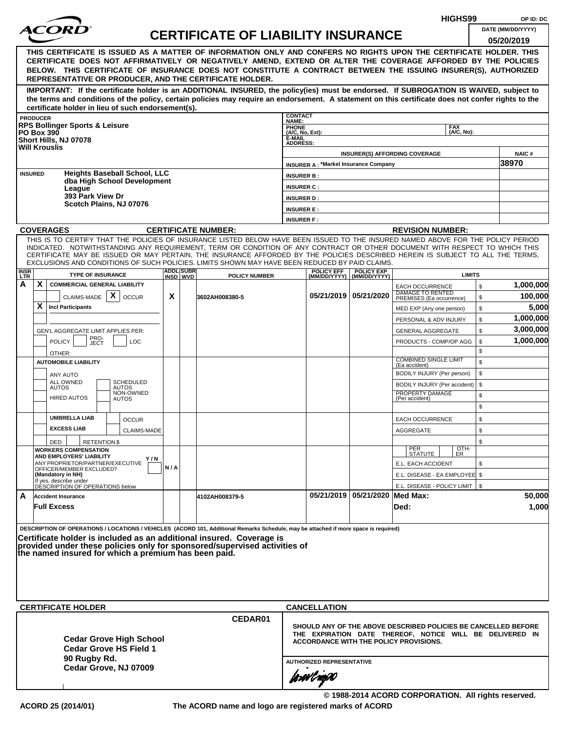HIGHS99 OP ID: DC

# ACORD CERTIFICATE OF LIABILITY INSURANCE

DATE (MM/DD/YYYY): 05/20/2019

**THIS CERTIFICATE IS ISSUED AS A MATTER OF INFORMATION ONLY AND CONFERS NO RIGHTS UPON THE CERTIFICATE HOLDER. THIS CERTIFICATE DOES NOT AFFIRMATIVELY OR NEGATIVELY AMEND, EXTEND OR ALTER THE COVERAGE AFFORDED BY THE POLICIES BELOW. THIS CERTIFICATE OF INSURANCE DOES NOT CONSTITUTE A CONTRACT BETWEEN THE ISSUING INSURER(S), AUTHORIZED REPRESENTATIVE OR PRODUCER, AND THE CERTIFICATE HOLDER.**

**IMPORTANT: If the certificate holder is an ADDITIONAL INSURED, the policy(ies) must be endorsed. If SUBROGATION IS WAIVED, subject to the terms and conditions of the policy, certain policies may require an endorsement. A statement on this certificate does not confer rights to the certificate holder in lieu of such endorsement(s).**

**PRODUCER**
RPS Bollinger Sports & Leisure
PO Box 390
Short Hills, NJ 07078
Will Krouslis

CONTACT NAME:
PHONE (A/C, No, Ext):
FAX (A/C, No):
E-MAIL ADDRESS:

| INSURER(S) AFFORDING COVERAGE | NAIC # |
|---|---|
| INSURER A : *Markel Insurance Company | 38970 |
| INSURER B : | |
| INSURER C : | |
| INSURER D : | |
| INSURER E : | |
| INSURER F : | |

**INSURED**
Heights Baseball School, LLC
dba High School Development League
393 Park View Dr
Scotch Plains, NJ 07076

**COVERAGES** CERTIFICATE NUMBER: REVISION NUMBER:

THIS IS TO CERTIFY THAT THE POLICIES OF INSURANCE LISTED BELOW HAVE BEEN ISSUED TO THE INSURED NAMED ABOVE FOR THE POLICY PERIOD INDICATED. NOTWITHSTANDING ANY REQUIREMENT, TERM OR CONDITION OF ANY CONTRACT OR OTHER DOCUMENT WITH RESPECT TO WHICH THIS CERTIFICATE MAY BE ISSUED OR MAY PERTAIN, THE INSURANCE AFFORDED BY THE POLICIES DESCRIBED HEREIN IS SUBJECT TO ALL THE TERMS, EXCLUSIONS AND CONDITIONS OF SUCH POLICIES. LIMITS SHOWN MAY HAVE BEEN REDUCED BY PAID CLAIMS.

| INSR LTR | TYPE OF INSURANCE | ADDL INSD | SUBR WVD | POLICY NUMBER | POLICY EFF (MM/DD/YYYY) | POLICY EXP (MM/DD/YYYY) | LIMITS | |
|---|---|---|---|---|---|---|---|---|
| A | X COMMERCIAL GENERAL LIABILITY; CLAIMS-MADE / X OCCUR; X Incl Participants; GEN'L AGGREGATE LIMIT APPLIES PER: POLICY / PRO-JECT / LOC; OTHER: | X | | 3602AH008380-5 | 05/21/2019 | 05/21/2020 | EACH OCCURRENCE | $ 1,000,000 |
| | | | | | | | DAMAGE TO RENTED PREMISES (Ea occurrence) | $ 100,000 |
| | | | | | | | MED EXP (Any one person) | $ 5,000 |
| | | | | | | | PERSONAL & ADV INJURY | $ 1,000,000 |
| | | | | | | | GENERAL AGGREGATE | $ 3,000,000 |
| | | | | | | | PRODUCTS - COMP/OP AGG | $ 1,000,000 |
| | AUTOMOBILE LIABILITY; ANY AUTO; ALL OWNED AUTOS; SCHEDULED AUTOS; HIRED AUTOS; NON-OWNED AUTOS | | | | | | COMBINED SINGLE LIMIT (Ea accident) | $ |
| | | | | | | | BODILY INJURY (Per person) | $ |
| | | | | | | | BODILY INJURY (Per accident) | $ |
| | | | | | | | PROPERTY DAMAGE (Per accident) | $ |
| | UMBRELLA LIAB / OCCUR; EXCESS LIAB / CLAIMS-MADE; DED; RETENTION $ | | | | | | EACH OCCURRENCE | $ |
| | | | | | | | AGGREGATE | $ |
| | WORKERS COMPENSATION AND EMPLOYERS' LIABILITY Y/N; ANY PROPRIETOR/PARTNER/EXECUTIVE OFFICER/MEMBER EXCLUDED? (Mandatory in NH); If yes, describe under DESCRIPTION OF OPERATIONS below | N/A | | | | | PER STATUTE / OTH-ER | |
| | | | | | | | E.L. EACH ACCIDENT | $ |
| | | | | | | | E.L. DISEASE - EA EMPLOYEE | $ |
| | | | | | | | E.L. DISEASE - POLICY LIMIT | $ |
| A | Accident Insurance; Full Excess | | | 4102AH008379-5 | 05/21/2019 | 05/21/2020 | Med Max: | 50,000 |
| | | | | | | | Ded: | 1,000 |

**DESCRIPTION OF OPERATIONS / LOCATIONS / VEHICLES** (ACORD 101, Additional Remarks Schedule, may be attached if more space is required)

**Certificate holder is included as an additional insured. Coverage is provided under these policies only for sponsored/supervised activities of the named insured for which a premium has been paid.**

**CERTIFICATE HOLDER**

CEDAR01

Cedar Grove High School
Cedar Grove HS Field 1
90 Rugby Rd.
Cedar Grove, NJ 07009

**CANCELLATION**

SHOULD ANY OF THE ABOVE DESCRIBED POLICIES BE CANCELLED BEFORE THE EXPIRATION DATE THEREOF, NOTICE WILL BE DELIVERED IN ACCORDANCE WITH THE POLICY PROVISIONS.

AUTHORIZED REPRESENTATIVE

© 1988-2014 ACORD CORPORATION. All rights reserved.

ACORD 25 (2014/01) The ACORD name and logo are registered marks of ACORD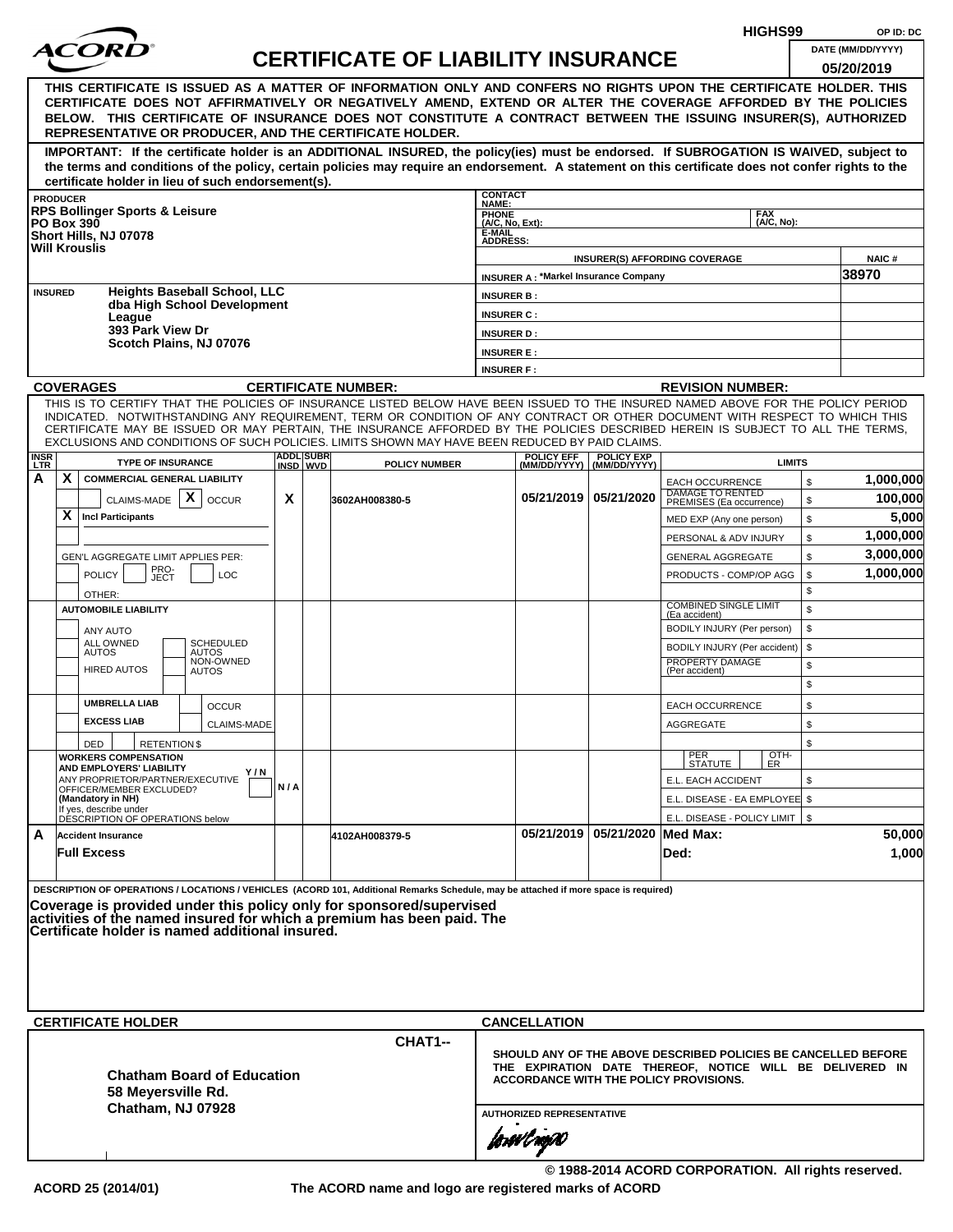HIGHS99 OP ID: DC

# ACORD CERTIFICATE OF LIABILITY INSURANCE

DATE (MM/DD/YYYY): 05/20/2019

**THIS CERTIFICATE IS ISSUED AS A MATTER OF INFORMATION ONLY AND CONFERS NO RIGHTS UPON THE CERTIFICATE HOLDER. THIS CERTIFICATE DOES NOT AFFIRMATIVELY OR NEGATIVELY AMEND, EXTEND OR ALTER THE COVERAGE AFFORDED BY THE POLICIES BELOW. THIS CERTIFICATE OF INSURANCE DOES NOT CONSTITUTE A CONTRACT BETWEEN THE ISSUING INSURER(S), AUTHORIZED REPRESENTATIVE OR PRODUCER, AND THE CERTIFICATE HOLDER.**

**IMPORTANT: If the certificate holder is an ADDITIONAL INSURED, the policy(ies) must be endorsed. If SUBROGATION IS WAIVED, subject to the terms and conditions of the policy, certain policies may require an endorsement. A statement on this certificate does not confer rights to the certificate holder in lieu of such endorsement(s).**

**PRODUCER**
RPS Bollinger Sports & Leisure
PO Box 390
Short Hills, NJ 07078
Will Krouslis

CONTACT NAME:
PHONE (A/C, No, Ext):
FAX (A/C, No):
E-MAIL ADDRESS:

| INSURER(S) AFFORDING COVERAGE | NAIC # |
|---|---|
| INSURER A : *Markel Insurance Company | 38970 |
| INSURER B : | |
| INSURER C : | |
| INSURER D : | |
| INSURER E : | |
| INSURER F : | |

**INSURED**
Heights Baseball School, LLC
dba High School Development League
393 Park View Dr
Scotch Plains, NJ 07076

**COVERAGES** CERTIFICATE NUMBER: REVISION NUMBER:

THIS IS TO CERTIFY THAT THE POLICIES OF INSURANCE LISTED BELOW HAVE BEEN ISSUED TO THE INSURED NAMED ABOVE FOR THE POLICY PERIOD INDICATED. NOTWITHSTANDING ANY REQUIREMENT, TERM OR CONDITION OF ANY CONTRACT OR OTHER DOCUMENT WITH RESPECT TO WHICH THIS CERTIFICATE MAY BE ISSUED OR MAY PERTAIN, THE INSURANCE AFFORDED BY THE POLICIES DESCRIBED HEREIN IS SUBJECT TO ALL THE TERMS, EXCLUSIONS AND CONDITIONS OF SUCH POLICIES. LIMITS SHOWN MAY HAVE BEEN REDUCED BY PAID CLAIMS.

| INSR LTR | TYPE OF INSURANCE | ADDL INSD | SUBR WVD | POLICY NUMBER | POLICY EFF (MM/DD/YYYY) | POLICY EXP (MM/DD/YYYY) | LIMITS | |
|---|---|---|---|---|---|---|---|---|
| A | X COMMERCIAL GENERAL LIABILITY | | | | | | EACH OCCURRENCE | $ 1,000,000 |
| | CLAIMS-MADE [X] OCCUR | X | | 3602AH008380-5 | 05/21/2019 | 05/21/2020 | DAMAGE TO RENTED PREMISES (Ea occurrence) | $ 100,000 |
| | X Incl Participants | | | | | | MED EXP (Any one person) | $ 5,000 |
| | | | | | | | PERSONAL & ADV INJURY | $ 1,000,000 |
| | GEN'L AGGREGATE LIMIT APPLIES PER: | | | | | | GENERAL AGGREGATE | $ 3,000,000 |
| | POLICY / PRO-JECT / LOC | | | | | | PRODUCTS - COMP/OP AGG | $ 1,000,000 |
| | OTHER: | | | | | | | $ |
| | AUTOMOBILE LIABILITY | | | | | | COMBINED SINGLE LIMIT (Ea accident) | $ |
| | ANY AUTO | | | | | | BODILY INJURY (Per person) | $ |
| | ALL OWNED AUTOS / SCHEDULED AUTOS | | | | | | BODILY INJURY (Per accident) | $ |
| | HIRED AUTOS / NON-OWNED AUTOS | | | | | | PROPERTY DAMAGE (Per accident) | $ |
| | | | | | | | | $ |
| | UMBRELLA LIAB / OCCUR | | | | | | EACH OCCURRENCE | $ |
| | EXCESS LIAB / CLAIMS-MADE | | | | | | AGGREGATE | $ |
| | DED / RETENTION $ | | | | | | | $ |
| | WORKERS COMPENSATION AND EMPLOYERS' LIABILITY Y/N; ANY PROPRIETOR/PARTNER/EXECUTIVE OFFICER/MEMBER EXCLUDED? (Mandatory in NH); If yes, describe under DESCRIPTION OF OPERATIONS below | N/A | | | | | PER STATUTE / OTH-ER | |
| | | | | | | | E.L. EACH ACCIDENT | $ |
| | | | | | | | E.L. DISEASE - EA EMPLOYEE | $ |
| | | | | | | | E.L. DISEASE - POLICY LIMIT | $ |
| A | Accident Insurance | | | 4102AH008379-5 | 05/21/2019 | 05/21/2020 | Med Max: | 50,000 |
| | Full Excess | | | | | | Ded: | 1,000 |

**DESCRIPTION OF OPERATIONS / LOCATIONS / VEHICLES** (ACORD 101, Additional Remarks Schedule, may be attached if more space is required)

**Coverage is provided under this policy only for sponsored/supervised activities of the named insured for which a premium has been paid. The Certificate holder is named additional insured.**

**CERTIFICATE HOLDER** CHAT1--

Chatham Board of Education
58 Meyersville Rd.
Chatham, NJ 07928

**CANCELLATION**

SHOULD ANY OF THE ABOVE DESCRIBED POLICIES BE CANCELLED BEFORE THE EXPIRATION DATE THEREOF, NOTICE WILL BE DELIVERED IN ACCORDANCE WITH THE POLICY PROVISIONS.

AUTHORIZED REPRESENTATIVE

© 1988-2014 ACORD CORPORATION. All rights reserved.

ACORD 25 (2014/01) The ACORD name and logo are registered marks of ACORD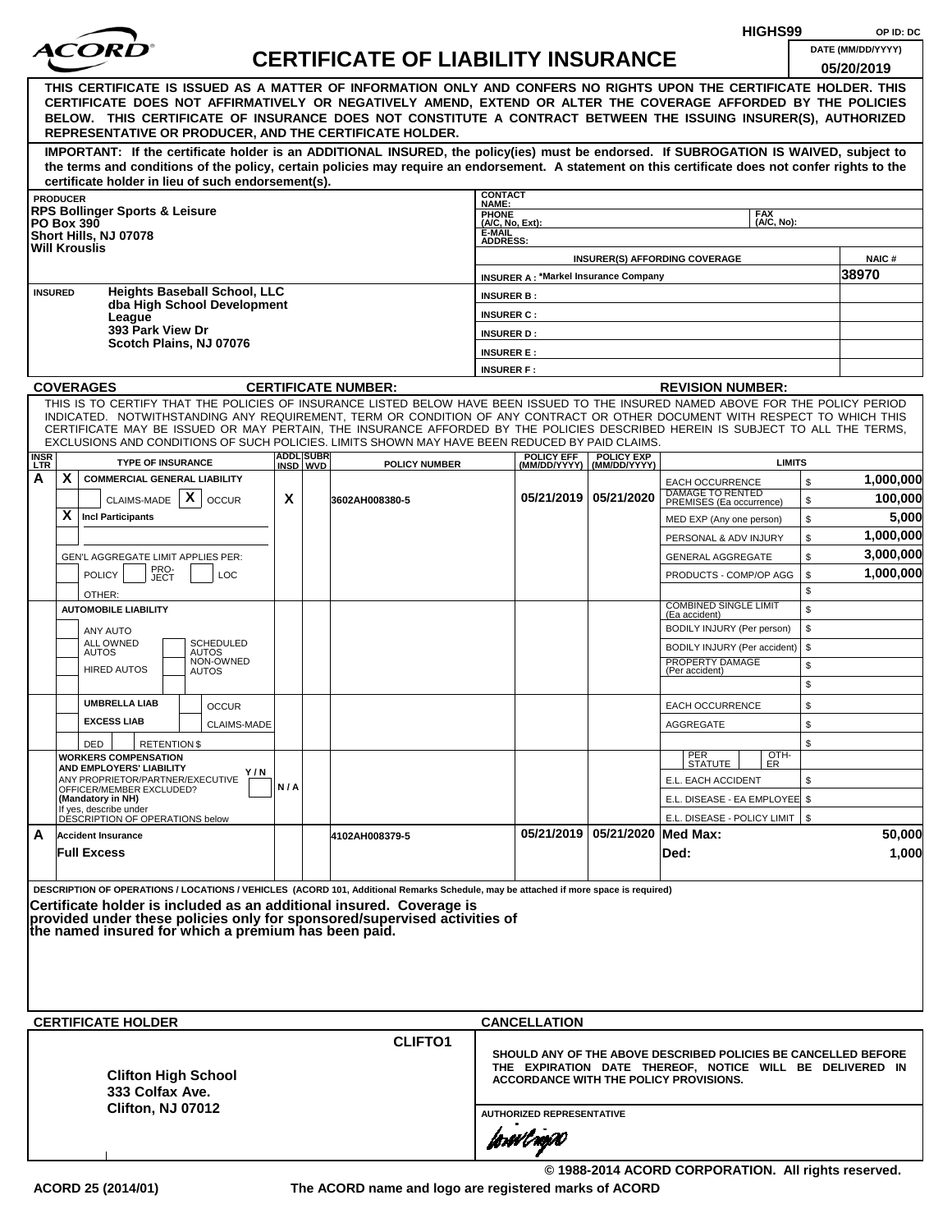HIGHS99 OP ID: DC

# ACORD CERTIFICATE OF LIABILITY INSURANCE

DATE (MM/DD/YYYY): 05/20/2019

**THIS CERTIFICATE IS ISSUED AS A MATTER OF INFORMATION ONLY AND CONFERS NO RIGHTS UPON THE CERTIFICATE HOLDER. THIS CERTIFICATE DOES NOT AFFIRMATIVELY OR NEGATIVELY AMEND, EXTEND OR ALTER THE COVERAGE AFFORDED BY THE POLICIES BELOW. THIS CERTIFICATE OF INSURANCE DOES NOT CONSTITUTE A CONTRACT BETWEEN THE ISSUING INSURER(S), AUTHORIZED REPRESENTATIVE OR PRODUCER, AND THE CERTIFICATE HOLDER.**

**IMPORTANT: If the certificate holder is an ADDITIONAL INSURED, the policy(ies) must be endorsed. If SUBROGATION IS WAIVED, subject to the terms and conditions of the policy, certain policies may require an endorsement. A statement on this certificate does not confer rights to the certificate holder in lieu of such endorsement(s).**

| PRODUCER | CONTACT NAME: | |
|---|---|---|
| RPS Bollinger Sports & Leisure<br>PO Box 390<br>Short Hills, NJ 07078<br>Will Krouslis | PHONE (A/C, No, Ext): | FAX (A/C, No): |
| | E-MAIL ADDRESS: | |

| INSURER(S) AFFORDING COVERAGE | NAIC # |
|---|---|
| INSURER A : *Markel Insurance Company | 38970 |
| INSURER B : | |
| INSURER C : | |
| INSURER D : | |
| INSURER E : | |
| INSURER F : | |

**INSURED**
Heights Baseball School, LLC
dba High School Development League
393 Park View Dr
Scotch Plains, NJ 07076

**COVERAGES** CERTIFICATE NUMBER: REVISION NUMBER:

THIS IS TO CERTIFY THAT THE POLICIES OF INSURANCE LISTED BELOW HAVE BEEN ISSUED TO THE INSURED NAMED ABOVE FOR THE POLICY PERIOD INDICATED. NOTWITHSTANDING ANY REQUIREMENT, TERM OR CONDITION OF ANY CONTRACT OR OTHER DOCUMENT WITH RESPECT TO WHICH THIS CERTIFICATE MAY BE ISSUED OR MAY PERTAIN, THE INSURANCE AFFORDED BY THE POLICIES DESCRIBED HEREIN IS SUBJECT TO ALL THE TERMS, EXCLUSIONS AND CONDITIONS OF SUCH POLICIES. LIMITS SHOWN MAY HAVE BEEN REDUCED BY PAID CLAIMS.

| INSR LTR | TYPE OF INSURANCE | ADDL INSD | SUBR WVD | POLICY NUMBER | POLICY EFF (MM/DD/YYYY) | POLICY EXP (MM/DD/YYYY) | LIMITS | |
|---|---|---|---|---|---|---|---|---|
| A | X COMMERCIAL GENERAL LIABILITY<br>CLAIMS-MADE / X OCCUR<br>X Incl Participants<br>GEN'L AGGREGATE LIMIT APPLIES PER: POLICY / PRO-JECT / LOC<br>OTHER: | X | | 3602AH008380-5 | 05/21/2019 | 05/21/2020 | EACH OCCURRENCE | $ 1,000,000 |
| | | | | | | | DAMAGE TO RENTED PREMISES (Ea occurrence) | $ 100,000 |
| | | | | | | | MED EXP (Any one person) | $ 5,000 |
| | | | | | | | PERSONAL & ADV INJURY | $ 1,000,000 |
| | | | | | | | GENERAL AGGREGATE | $ 3,000,000 |
| | | | | | | | PRODUCTS - COMP/OP AGG | $ 1,000,000 |
| | | | | | | | | $ |
| | AUTOMOBILE LIABILITY<br>ANY AUTO<br>ALL OWNED AUTOS / SCHEDULED AUTOS<br>HIRED AUTOS / NON-OWNED AUTOS | | | | | | COMBINED SINGLE LIMIT (Ea accident) | $ |
| | | | | | | | BODILY INJURY (Per person) | $ |
| | | | | | | | BODILY INJURY (Per accident) | $ |
| | | | | | | | PROPERTY DAMAGE (Per accident) | $ |
| | | | | | | | | $ |
| | UMBRELLA LIAB / OCCUR<br>EXCESS LIAB / CLAIMS-MADE<br>DED / RETENTION $ | | | | | | EACH OCCURRENCE | $ |
| | | | | | | | AGGREGATE | $ |
| | | | | | | | | $ |
| | WORKERS COMPENSATION AND EMPLOYERS' LIABILITY Y/N<br>ANY PROPRIETOR/PARTNER/EXECUTIVE OFFICER/MEMBER EXCLUDED? (Mandatory in NH)<br>If yes, describe under DESCRIPTION OF OPERATIONS below | N/A | | | | | PER STATUTE / OTH-ER | |
| | | | | | | | E.L. EACH ACCIDENT | $ |
| | | | | | | | E.L. DISEASE - EA EMPLOYEE | $ |
| | | | | | | | E.L. DISEASE - POLICY LIMIT | $ |
| A | Accident Insurance<br>Full Excess | | | 4102AH008379-5 | 05/21/2019 | 05/21/2020 | Med Max: | 50,000 |
| | | | | | | | Ded: | 1,000 |

DESCRIPTION OF OPERATIONS / LOCATIONS / VEHICLES (ACORD 101, Additional Remarks Schedule, may be attached if more space is required)

**Certificate holder is included as an additional insured. Coverage is provided under these policies only for sponsored/supervised activities of the named insured for which a premium has been paid.**

| CERTIFICATE HOLDER | CANCELLATION |
|---|---|
| CLIFTO1<br>**Clifton High School**<br>**333 Colfax Ave.**<br>**Clifton, NJ 07012** | SHOULD ANY OF THE ABOVE DESCRIBED POLICIES BE CANCELLED BEFORE THE EXPIRATION DATE THEREOF, NOTICE WILL BE DELIVERED IN ACCORDANCE WITH THE POLICY PROVISIONS.<br><br>AUTHORIZED REPRESENTATIVE |

© 1988-2014 ACORD CORPORATION. All rights reserved.

ACORD 25 (2014/01) The ACORD name and logo are registered marks of ACORD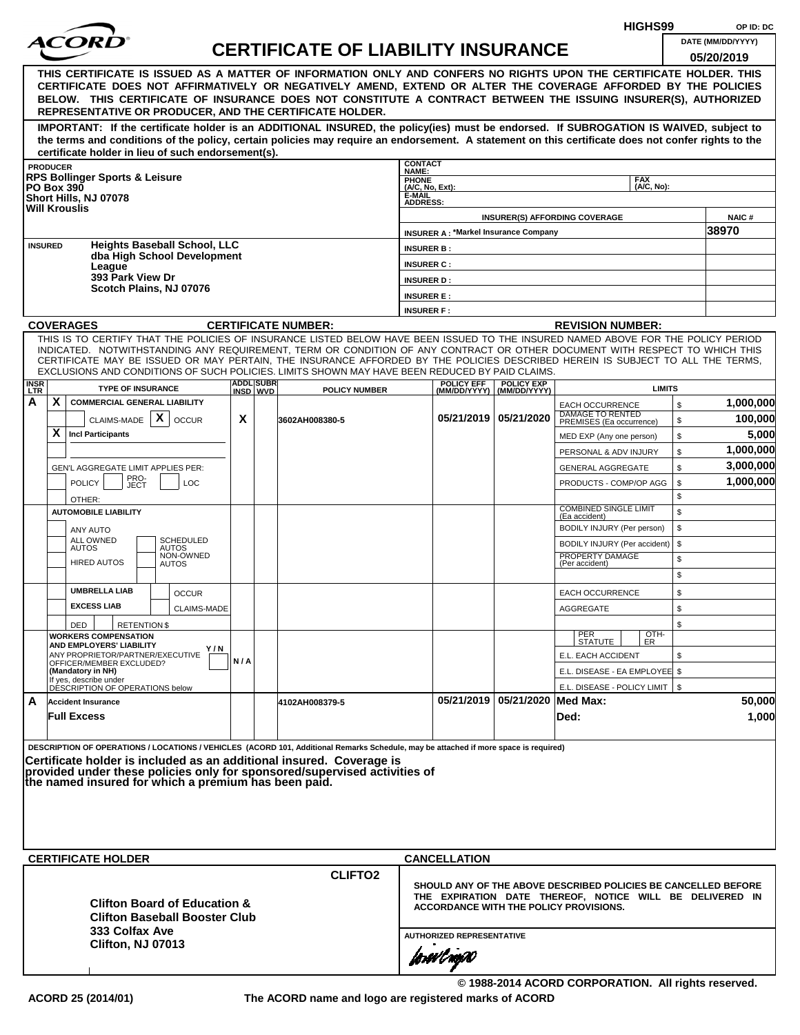HIGHS99 OP ID: DC

# ACORD CERTIFICATE OF LIABILITY INSURANCE

DATE (MM/DD/YYYY): 05/20/2019

**THIS CERTIFICATE IS ISSUED AS A MATTER OF INFORMATION ONLY AND CONFERS NO RIGHTS UPON THE CERTIFICATE HOLDER. THIS CERTIFICATE DOES NOT AFFIRMATIVELY OR NEGATIVELY AMEND, EXTEND OR ALTER THE COVERAGE AFFORDED BY THE POLICIES BELOW. THIS CERTIFICATE OF INSURANCE DOES NOT CONSTITUTE A CONTRACT BETWEEN THE ISSUING INSURER(S), AUTHORIZED REPRESENTATIVE OR PRODUCER, AND THE CERTIFICATE HOLDER.**

**IMPORTANT: If the certificate holder is an ADDITIONAL INSURED, the policy(ies) must be endorsed. If SUBROGATION IS WAIVED, subject to the terms and conditions of the policy, certain policies may require an endorsement. A statement on this certificate does not confer rights to the certificate holder in lieu of such endorsement(s).**

| PRODUCER | CONTACT NAME: | | |
|---|---|---|---|
| RPS Bollinger Sports & Leisure<br>PO Box 390<br>Short Hills, NJ 07078<br>Will Krouslis | PHONE (A/C, No, Ext): | FAX (A/C, No): | |
| | E-MAIL ADDRESS: | | |
| | INSURER(S) AFFORDING COVERAGE | | NAIC # |
| | INSURER A : *Markel Insurance Company | | 38970 |
| INSURED<br>Heights Baseball School, LLC<br>dba High School Development League<br>393 Park View Dr<br>Scotch Plains, NJ 07076 | INSURER B : | | |
| | INSURER C : | | |
| | INSURER D : | | |
| | INSURER E : | | |
| | INSURER F : | | |

**COVERAGES** CERTIFICATE NUMBER: REVISION NUMBER:

THIS IS TO CERTIFY THAT THE POLICIES OF INSURANCE LISTED BELOW HAVE BEEN ISSUED TO THE INSURED NAMED ABOVE FOR THE POLICY PERIOD INDICATED. NOTWITHSTANDING ANY REQUIREMENT, TERM OR CONDITION OF ANY CONTRACT OR OTHER DOCUMENT WITH RESPECT TO WHICH THIS CERTIFICATE MAY BE ISSUED OR MAY PERTAIN, THE INSURANCE AFFORDED BY THE POLICIES DESCRIBED HEREIN IS SUBJECT TO ALL THE TERMS, EXCLUSIONS AND CONDITIONS OF SUCH POLICIES. LIMITS SHOWN MAY HAVE BEEN REDUCED BY PAID CLAIMS.

| INSR LTR | TYPE OF INSURANCE | ADDL INSD | SUBR WVD | POLICY NUMBER | POLICY EFF (MM/DD/YYYY) | POLICY EXP (MM/DD/YYYY) | LIMITS | |
|---|---|---|---|---|---|---|---|---|
| A | X COMMERCIAL GENERAL LIABILITY | | | | | | EACH OCCURRENCE | $ 1,000,000 |
| | CLAIMS-MADE [X] OCCUR | X | | 3602AH008380-5 | 05/21/2019 | 05/21/2020 | DAMAGE TO RENTED PREMISES (Ea occurrence) | $ 100,000 |
| | X Incl Participants | | | | | | MED EXP (Any one person) | $ 5,000 |
| | | | | | | | PERSONAL & ADV INJURY | $ 1,000,000 |
| | GEN'L AGGREGATE LIMIT APPLIES PER: | | | | | | GENERAL AGGREGATE | $ 3,000,000 |
| | POLICY PRO-JECT LOC | | | | | | PRODUCTS - COMP/OP AGG | $ 1,000,000 |
| | OTHER: | | | | | | | $ |
| | AUTOMOBILE LIABILITY | | | | | | COMBINED SINGLE LIMIT (Ea accident) | $ |
| | ANY AUTO | | | | | | BODILY INJURY (Per person) | $ |
| | ALL OWNED AUTOS / SCHEDULED AUTOS | | | | | | BODILY INJURY (Per accident) | $ |
| | HIRED AUTOS / NON-OWNED AUTOS | | | | | | PROPERTY DAMAGE (Per accident) | $ |
| | | | | | | | | $ |
| | UMBRELLA LIAB / OCCUR | | | | | | EACH OCCURRENCE | $ |
| | EXCESS LIAB / CLAIMS-MADE | | | | | | AGGREGATE | $ |
| | DED RETENTION $ | | | | | | | $ |
| | WORKERS COMPENSATION AND EMPLOYERS' LIABILITY Y/N<br>ANY PROPRIETOR/PARTNER/EXECUTIVE OFFICER/MEMBER EXCLUDED? (Mandatory in NH)<br>If yes, describe under DESCRIPTION OF OPERATIONS below | N/A | | | | | PER STATUTE / OTH-ER | |
| | | | | | | | E.L. EACH ACCIDENT | $ |
| | | | | | | | E.L. DISEASE - EA EMPLOYEE | $ |
| | | | | | | | E.L. DISEASE - POLICY LIMIT | $ |
| A | Accident Insurance | | | 4102AH008379-5 | 05/21/2019 | 05/21/2020 | Med Max: | 50,000 |
| | Full Excess | | | | | | Ded: | 1,000 |

DESCRIPTION OF OPERATIONS / LOCATIONS / VEHICLES (ACORD 101, Additional Remarks Schedule, may be attached if more space is required)

**Certificate holder is included as an additional insured. Coverage is provided under these policies only for sponsored/supervised activities of the named insured for which a premium has been paid.**

| CERTIFICATE HOLDER | CANCELLATION |
|---|---|
| CLIFTO2<br>**Clifton Board of Education & Clifton Baseball Booster Club**<br>**333 Colfax Ave**<br>**Clifton, NJ 07013** | SHOULD ANY OF THE ABOVE DESCRIBED POLICIES BE CANCELLED BEFORE THE EXPIRATION DATE THEREOF, NOTICE WILL BE DELIVERED IN ACCORDANCE WITH THE POLICY PROVISIONS.<br><br>AUTHORIZED REPRESENTATIVE |

© 1988-2014 ACORD CORPORATION. All rights reserved.

ACORD 25 (2014/01) The ACORD name and logo are registered marks of ACORD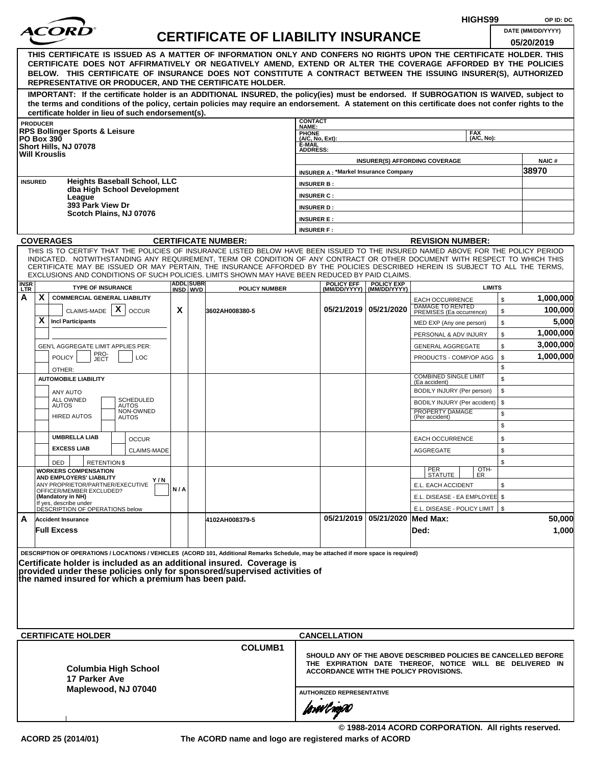HIGHS99 OP ID: DC

# ACORD CERTIFICATE OF LIABILITY INSURANCE

DATE (MM/DD/YYYY): 05/20/2019

**THIS CERTIFICATE IS ISSUED AS A MATTER OF INFORMATION ONLY AND CONFERS NO RIGHTS UPON THE CERTIFICATE HOLDER. THIS CERTIFICATE DOES NOT AFFIRMATIVELY OR NEGATIVELY AMEND, EXTEND OR ALTER THE COVERAGE AFFORDED BY THE POLICIES BELOW. THIS CERTIFICATE OF INSURANCE DOES NOT CONSTITUTE A CONTRACT BETWEEN THE ISSUING INSURER(S), AUTHORIZED REPRESENTATIVE OR PRODUCER, AND THE CERTIFICATE HOLDER.**

**IMPORTANT: If the certificate holder is an ADDITIONAL INSURED, the policy(ies) must be endorsed. If SUBROGATION IS WAIVED, subject to the terms and conditions of the policy, certain policies may require an endorsement. A statement on this certificate does not confer rights to the certificate holder in lieu of such endorsement(s).**

**PRODUCER**
RPS Bollinger Sports & Leisure
PO Box 390
Short Hills, NJ 07078
Will Krouslis

CONTACT NAME:
PHONE (A/C, No, Ext): FAX (A/C, No):
E-MAIL ADDRESS:

| INSURER(S) AFFORDING COVERAGE | NAIC # |
|---|---|
| INSURER A : *Markel Insurance Company | 38970 |
| INSURER B : | |
| INSURER C : | |
| INSURER D : | |
| INSURER E : | |
| INSURER F : | |

**INSURED**
Heights Baseball School, LLC
dba High School Development League
393 Park View Dr
Scotch Plains, NJ 07076

**COVERAGES** CERTIFICATE NUMBER: REVISION NUMBER:

THIS IS TO CERTIFY THAT THE POLICIES OF INSURANCE LISTED BELOW HAVE BEEN ISSUED TO THE INSURED NAMED ABOVE FOR THE POLICY PERIOD INDICATED. NOTWITHSTANDING ANY REQUIREMENT, TERM OR CONDITION OF ANY CONTRACT OR OTHER DOCUMENT WITH RESPECT TO WHICH THIS CERTIFICATE MAY BE ISSUED OR MAY PERTAIN, THE INSURANCE AFFORDED BY THE POLICIES DESCRIBED HEREIN IS SUBJECT TO ALL THE TERMS, EXCLUSIONS AND CONDITIONS OF SUCH POLICIES. LIMITS SHOWN MAY HAVE BEEN REDUCED BY PAID CLAIMS.

| INSR LTR | TYPE OF INSURANCE | ADDL INSD | SUBR WVD | POLICY NUMBER | POLICY EFF (MM/DD/YYYY) | POLICY EXP (MM/DD/YYYY) | LIMITS | |
|---|---|---|---|---|---|---|---|---|
| A | X COMMERCIAL GENERAL LIABILITY | | | | | | EACH OCCURRENCE | $ 1,000,000 |
| | CLAIMS-MADE [X] OCCUR | X | | 3602AH008380-5 | 05/21/2019 | 05/21/2020 | DAMAGE TO RENTED PREMISES (Ea occurrence) | $ 100,000 |
| | X Incl Participants | | | | | | MED EXP (Any one person) | $ 5,000 |
| | | | | | | | PERSONAL & ADV INJURY | $ 1,000,000 |
| | GEN'L AGGREGATE LIMIT APPLIES PER: | | | | | | GENERAL AGGREGATE | $ 3,000,000 |
| | POLICY / PRO-JECT / LOC | | | | | | PRODUCTS - COMP/OP AGG | $ 1,000,000 |
| | OTHER: | | | | | | | $ |
| | AUTOMOBILE LIABILITY | | | | | | COMBINED SINGLE LIMIT (Ea accident) | $ |
| | ANY AUTO | | | | | | BODILY INJURY (Per person) | $ |
| | ALL OWNED AUTOS / SCHEDULED AUTOS | | | | | | BODILY INJURY (Per accident) | $ |
| | HIRED AUTOS / NON-OWNED AUTOS | | | | | | PROPERTY DAMAGE (Per accident) | $ |
| | | | | | | | | $ |
| | UMBRELLA LIAB / OCCUR | | | | | | EACH OCCURRENCE | $ |
| | EXCESS LIAB / CLAIMS-MADE | | | | | | AGGREGATE | $ |
| | DED / RETENTION $ | | | | | | | $ |
| | WORKERS COMPENSATION AND EMPLOYERS' LIABILITY Y/N | | | | | | PER STATUTE / OTH-ER | |
| | ANY PROPRIETOR/PARTNER/EXECUTIVE OFFICER/MEMBER EXCLUDED? (Mandatory in NH) | N/A | | | | | E.L. EACH ACCIDENT | $ |
| | If yes, describe under DESCRIPTION OF OPERATIONS below | | | | | | E.L. DISEASE - EA EMPLOYEE | $ |
| | | | | | | | E.L. DISEASE - POLICY LIMIT | $ |
| A | Accident Insurance | | | 4102AH008379-5 | 05/21/2019 | 05/21/2020 | Med Max: | 50,000 |
| | Full Excess | | | | | | Ded: | 1,000 |

**DESCRIPTION OF OPERATIONS / LOCATIONS / VEHICLES** (ACORD 101, Additional Remarks Schedule, may be attached if more space is required)

**Certificate holder is included as an additional insured. Coverage is provided under these policies only for sponsored/supervised activities of the named insured for which a premium has been paid.**

**CERTIFICATE HOLDER**

COLUMB1

Columbia High School
17 Parker Ave
Maplewood, NJ 07040

**CANCELLATION**

SHOULD ANY OF THE ABOVE DESCRIBED POLICIES BE CANCELLED BEFORE THE EXPIRATION DATE THEREOF, NOTICE WILL BE DELIVERED IN ACCORDANCE WITH THE POLICY PROVISIONS.

AUTHORIZED REPRESENTATIVE

© 1988-2014 ACORD CORPORATION. All rights reserved.

ACORD 25 (2014/01) The ACORD name and logo are registered marks of ACORD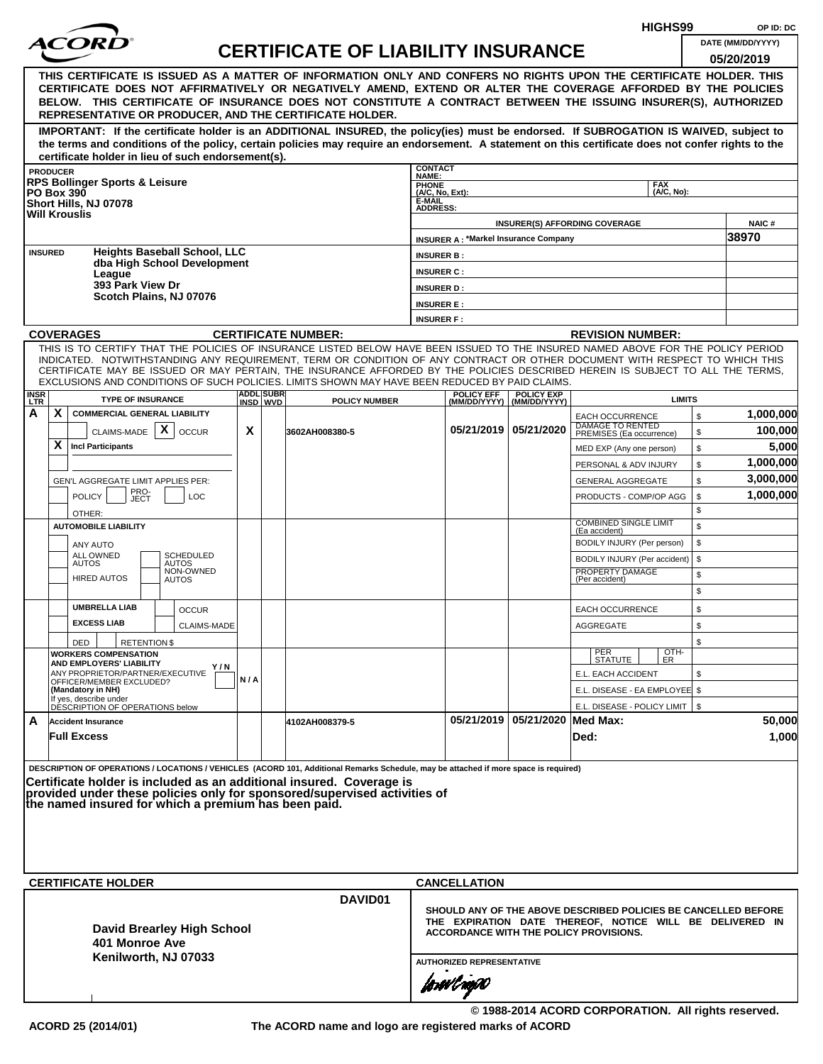HIGHS99 OP ID: DC

# ACORD CERTIFICATE OF LIABILITY INSURANCE

DATE (MM/DD/YYYY): 05/20/2019

**THIS CERTIFICATE IS ISSUED AS A MATTER OF INFORMATION ONLY AND CONFERS NO RIGHTS UPON THE CERTIFICATE HOLDER. THIS CERTIFICATE DOES NOT AFFIRMATIVELY OR NEGATIVELY AMEND, EXTEND OR ALTER THE COVERAGE AFFORDED BY THE POLICIES BELOW. THIS CERTIFICATE OF INSURANCE DOES NOT CONSTITUTE A CONTRACT BETWEEN THE ISSUING INSURER(S), AUTHORIZED REPRESENTATIVE OR PRODUCER, AND THE CERTIFICATE HOLDER.**

**IMPORTANT: If the certificate holder is an ADDITIONAL INSURED, the policy(ies) must be endorsed. If SUBROGATION IS WAIVED, subject to the terms and conditions of the policy, certain policies may require an endorsement. A statement on this certificate does not confer rights to the certificate holder in lieu of such endorsement(s).**

**PRODUCER**
RPS Bollinger Sports & Leisure
PO Box 390
Short Hills, NJ 07078
Will Krouslis

CONTACT NAME:
PHONE (A/C, No, Ext): FAX (A/C, No):
E-MAIL ADDRESS:

| INSURER(S) AFFORDING COVERAGE | NAIC # |
|---|---|
| INSURER A : *Markel Insurance Company | 38970 |
| INSURER B : | |
| INSURER C : | |
| INSURER D : | |
| INSURER E : | |
| INSURER F : | |

**INSURED**
Heights Baseball School, LLC
dba High School Development League
393 Park View Dr
Scotch Plains, NJ 07076

**COVERAGES** CERTIFICATE NUMBER: REVISION NUMBER:

THIS IS TO CERTIFY THAT THE POLICIES OF INSURANCE LISTED BELOW HAVE BEEN ISSUED TO THE INSURED NAMED ABOVE FOR THE POLICY PERIOD INDICATED. NOTWITHSTANDING ANY REQUIREMENT, TERM OR CONDITION OF ANY CONTRACT OR OTHER DOCUMENT WITH RESPECT TO WHICH THIS CERTIFICATE MAY BE ISSUED OR MAY PERTAIN, THE INSURANCE AFFORDED BY THE POLICIES DESCRIBED HEREIN IS SUBJECT TO ALL THE TERMS, EXCLUSIONS AND CONDITIONS OF SUCH POLICIES. LIMITS SHOWN MAY HAVE BEEN REDUCED BY PAID CLAIMS.

| INSR LTR | TYPE OF INSURANCE | ADDL INSD | SUBR WVD | POLICY NUMBER | POLICY EFF (MM/DD/YYYY) | POLICY EXP (MM/DD/YYYY) | LIMITS | |
|---|---|---|---|---|---|---|---|---|
| A | X COMMERCIAL GENERAL LIABILITY | | | | | | EACH OCCURRENCE | $ 1,000,000 |
| | CLAIMS-MADE [X] OCCUR | X | | 3602AH008380-5 | 05/21/2019 | 05/21/2020 | DAMAGE TO RENTED PREMISES (Ea occurrence) | $ 100,000 |
| | X Incl Participants | | | | | | MED EXP (Any one person) | $ 5,000 |
| | | | | | | | PERSONAL & ADV INJURY | $ 1,000,000 |
| | GEN'L AGGREGATE LIMIT APPLIES PER: | | | | | | GENERAL AGGREGATE | $ 3,000,000 |
| | POLICY / PRO-JECT / LOC | | | | | | PRODUCTS - COMP/OP AGG | $ 1,000,000 |
| | OTHER: | | | | | | | $ |
| | AUTOMOBILE LIABILITY | | | | | | COMBINED SINGLE LIMIT (Ea accident) | $ |
| | ANY AUTO | | | | | | BODILY INJURY (Per person) | $ |
| | ALL OWNED AUTOS / SCHEDULED AUTOS | | | | | | BODILY INJURY (Per accident) | $ |
| | HIRED AUTOS / NON-OWNED AUTOS | | | | | | PROPERTY DAMAGE (Per accident) | $ |
| | | | | | | | | $ |
| | UMBRELLA LIAB / OCCUR | | | | | | EACH OCCURRENCE | $ |
| | EXCESS LIAB / CLAIMS-MADE | | | | | | AGGREGATE | $ |
| | DED / RETENTION $ | | | | | | | $ |
| | WORKERS COMPENSATION AND EMPLOYERS' LIABILITY Y/N | | | | | | PER STATUTE / OTH-ER | |
| | ANY PROPRIETOR/PARTNER/EXECUTIVE OFFICER/MEMBER EXCLUDED? (Mandatory in NH) | N/A | | | | | E.L. EACH ACCIDENT | $ |
| | If yes, describe under DESCRIPTION OF OPERATIONS below | | | | | | E.L. DISEASE - EA EMPLOYEE | $ |
| | | | | | | | E.L. DISEASE - POLICY LIMIT | $ |
| A | Accident Insurance | | | 4102AH008379-5 | 05/21/2019 | 05/21/2020 | Med Max: | 50,000 |
| | Full Excess | | | | | | Ded: | 1,000 |

**DESCRIPTION OF OPERATIONS / LOCATIONS / VEHICLES** (ACORD 101, Additional Remarks Schedule, may be attached if more space is required)

**Certificate holder is included as an additional insured. Coverage is provided under these policies only for sponsored/supervised activities of the named insured for which a premium has been paid.**

**CERTIFICATE HOLDER**

DAVID01

David Brearley High School
401 Monroe Ave
Kenilworth, NJ 07033

**CANCELLATION**

SHOULD ANY OF THE ABOVE DESCRIBED POLICIES BE CANCELLED BEFORE THE EXPIRATION DATE THEREOF, NOTICE WILL BE DELIVERED IN ACCORDANCE WITH THE POLICY PROVISIONS.

AUTHORIZED REPRESENTATIVE

© 1988-2014 ACORD CORPORATION. All rights reserved.

ACORD 25 (2014/01) The ACORD name and logo are registered marks of ACORD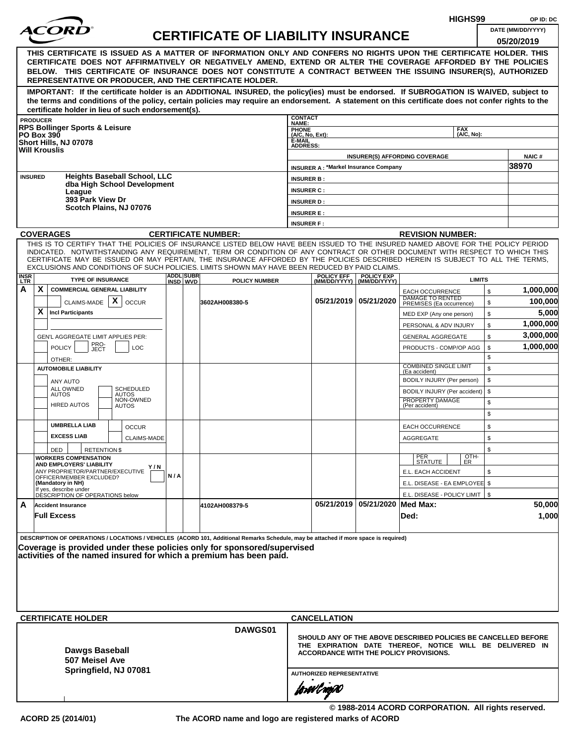HIGHS99 OP ID: DC

# ACORD CERTIFICATE OF LIABILITY INSURANCE

DATE (MM/DD/YYYY) 05/20/2019

**THIS CERTIFICATE IS ISSUED AS A MATTER OF INFORMATION ONLY AND CONFERS NO RIGHTS UPON THE CERTIFICATE HOLDER. THIS CERTIFICATE DOES NOT AFFIRMATIVELY OR NEGATIVELY AMEND, EXTEND OR ALTER THE COVERAGE AFFORDED BY THE POLICIES BELOW. THIS CERTIFICATE OF INSURANCE DOES NOT CONSTITUTE A CONTRACT BETWEEN THE ISSUING INSURER(S), AUTHORIZED REPRESENTATIVE OR PRODUCER, AND THE CERTIFICATE HOLDER.**

**IMPORTANT: If the certificate holder is an ADDITIONAL INSURED, the policy(ies) must be endorsed. If SUBROGATION IS WAIVED, subject to the terms and conditions of the policy, certain policies may require an endorsement. A statement on this certificate does not confer rights to the certificate holder in lieu of such endorsement(s).**

| PRODUCER | CONTACT NAME: | | |
|---|---|---|---|
| RPS Bollinger Sports & Leisure<br>PO Box 390<br>Short Hills, NJ 07078<br>Will Krouslis | PHONE (A/C, No, Ext): | FAX (A/C, No): | |
| | E-MAIL ADDRESS: | | |
| | INSURER(S) AFFORDING COVERAGE | | NAIC # |
| | INSURER A : *Markel Insurance Company | | 38970 |
| **INSURED**<br>Heights Baseball School, LLC<br>dba High School Development League<br>393 Park View Dr<br>Scotch Plains, NJ 07076 | INSURER B : | | |
| | INSURER C : | | |
| | INSURER D : | | |
| | INSURER E : | | |
| | INSURER F : | | |

**COVERAGES** **CERTIFICATE NUMBER:** **REVISION NUMBER:**

THIS IS TO CERTIFY THAT THE POLICIES OF INSURANCE LISTED BELOW HAVE BEEN ISSUED TO THE INSURED NAMED ABOVE FOR THE POLICY PERIOD INDICATED. NOTWITHSTANDING ANY REQUIREMENT, TERM OR CONDITION OF ANY CONTRACT OR OTHER DOCUMENT WITH RESPECT TO WHICH THIS CERTIFICATE MAY BE ISSUED OR MAY PERTAIN, THE INSURANCE AFFORDED BY THE POLICIES DESCRIBED HEREIN IS SUBJECT TO ALL THE TERMS, EXCLUSIONS AND CONDITIONS OF SUCH POLICIES. LIMITS SHOWN MAY HAVE BEEN REDUCED BY PAID CLAIMS.

| INSR LTR | TYPE OF INSURANCE | ADDL INSD | SUBR WVD | POLICY NUMBER | POLICY EFF (MM/DD/YYYY) | POLICY EXP (MM/DD/YYYY) | LIMITS | |
|---|---|---|---|---|---|---|---|---|
| A | X COMMERCIAL GENERAL LIABILITY | | | | | | EACH OCCURRENCE | $ 1,000,000 |
| | CLAIMS-MADE X OCCUR | | | 3602AH008380-5 | 05/21/2019 | 05/21/2020 | DAMAGE TO RENTED PREMISES (Ea occurrence) | $ 100,000 |
| | X Incl Participants | | | | | | MED EXP (Any one person) | $ 5,000 |
| | | | | | | | PERSONAL & ADV INJURY | $ 1,000,000 |
| | GEN'L AGGREGATE LIMIT APPLIES PER: | | | | | | GENERAL AGGREGATE | $ 3,000,000 |
| | POLICY PRO-JECT LOC | | | | | | PRODUCTS - COMP/OP AGG | $ 1,000,000 |
| | OTHER: | | | | | | | $ |
| | AUTOMOBILE LIABILITY | | | | | | COMBINED SINGLE LIMIT (Ea accident) | $ |
| | ANY AUTO | | | | | | BODILY INJURY (Per person) | $ |
| | ALL OWNED AUTOS / SCHEDULED AUTOS | | | | | | BODILY INJURY (Per accident) | $ |
| | HIRED AUTOS / NON-OWNED AUTOS | | | | | | PROPERTY DAMAGE (Per accident) | $ |
| | | | | | | | | $ |
| | UMBRELLA LIAB / OCCUR | | | | | | EACH OCCURRENCE | $ |
| | EXCESS LIAB / CLAIMS-MADE | | | | | | AGGREGATE | $ |
| | DED RETENTION $ | | | | | | | $ |
| | WORKERS COMPENSATION AND EMPLOYERS' LIABILITY Y/N<br>ANY PROPRIETOR/PARTNER/EXECUTIVE OFFICER/MEMBER EXCLUDED? (Mandatory in NH)<br>If yes, describe under DESCRIPTION OF OPERATIONS below | N/A | | | | | PER STATUTE / OTH-ER | |
| | | | | | | | E.L. EACH ACCIDENT | $ |
| | | | | | | | E.L. DISEASE - EA EMPLOYEE | $ |
| | | | | | | | E.L. DISEASE - POLICY LIMIT | $ |
| A | Accident Insurance | | | 4102AH008379-5 | 05/21/2019 | 05/21/2020 | Med Max: | 50,000 |
| | Full Excess | | | | | | Ded: | 1,000 |

DESCRIPTION OF OPERATIONS / LOCATIONS / VEHICLES (ACORD 101, Additional Remarks Schedule, may be attached if more space is required)

**Coverage is provided under these policies only for sponsored/supervised activities of the named insured for which a premium has been paid.**

| CERTIFICATE HOLDER | CANCELLATION |
|---|---|
| DAWGS01<br>**Dawgs Baseball**<br>**507 Meisel Ave**<br>**Springfield, NJ 07081** | SHOULD ANY OF THE ABOVE DESCRIBED POLICIES BE CANCELLED BEFORE THE EXPIRATION DATE THEREOF, NOTICE WILL BE DELIVERED IN ACCORDANCE WITH THE POLICY PROVISIONS.<br><br>AUTHORIZED REPRESENTATIVE |

© 1988-2014 ACORD CORPORATION. All rights reserved.

ACORD 25 (2014/01) The ACORD name and logo are registered marks of ACORD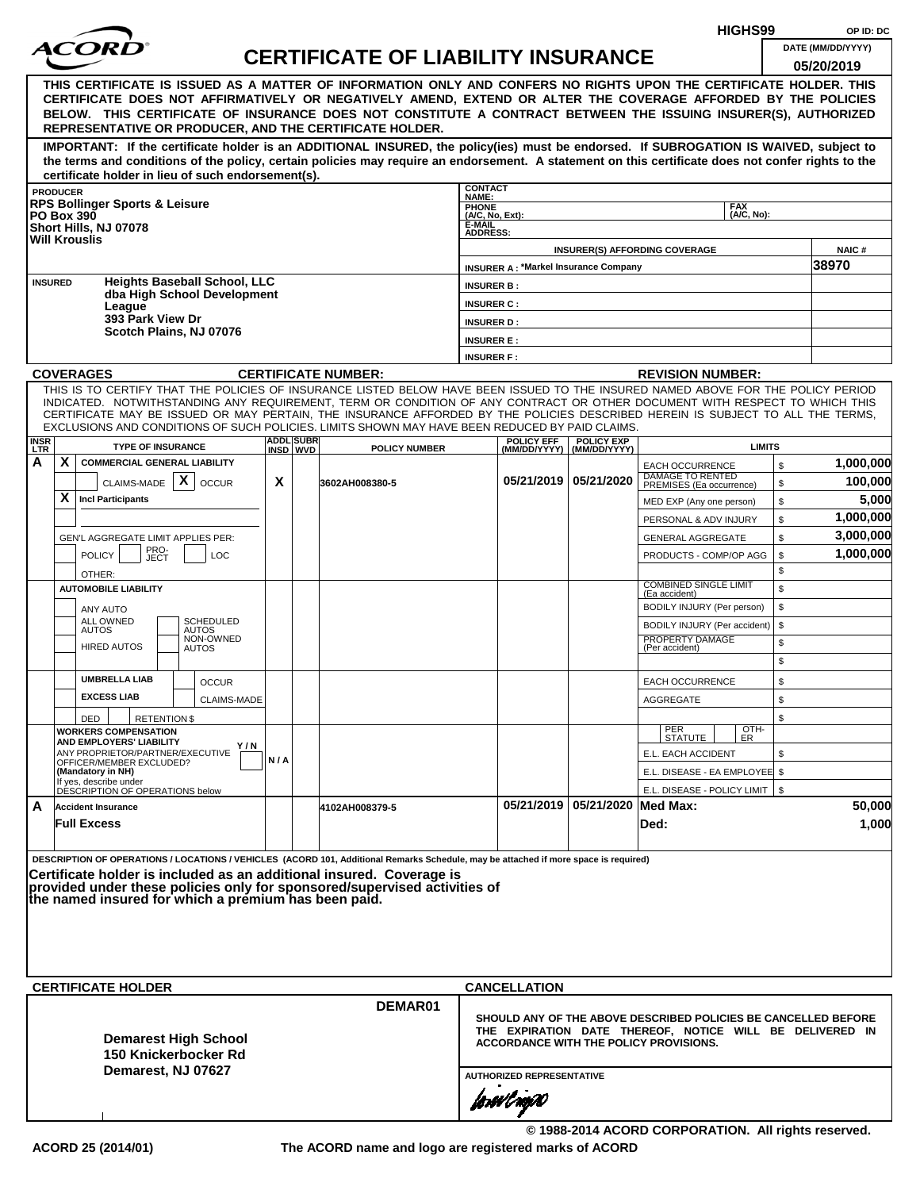HIGHS99 OP ID: DC

# ACORD CERTIFICATE OF LIABILITY INSURANCE

DATE (MM/DD/YYYY): 05/20/2019

**THIS CERTIFICATE IS ISSUED AS A MATTER OF INFORMATION ONLY AND CONFERS NO RIGHTS UPON THE CERTIFICATE HOLDER. THIS CERTIFICATE DOES NOT AFFIRMATIVELY OR NEGATIVELY AMEND, EXTEND OR ALTER THE COVERAGE AFFORDED BY THE POLICIES BELOW. THIS CERTIFICATE OF INSURANCE DOES NOT CONSTITUTE A CONTRACT BETWEEN THE ISSUING INSURER(S), AUTHORIZED REPRESENTATIVE OR PRODUCER, AND THE CERTIFICATE HOLDER.**

**IMPORTANT: If the certificate holder is an ADDITIONAL INSURED, the policy(ies) must be endorsed. If SUBROGATION IS WAIVED, subject to the terms and conditions of the policy, certain policies may require an endorsement. A statement on this certificate does not confer rights to the certificate holder in lieu of such endorsement(s).**

**PRODUCER**
RPS Bollinger Sports & Leisure
PO Box 390
Short Hills, NJ 07078
Will Krouslis

CONTACT NAME:
PHONE (A/C, No, Ext):
FAX (A/C, No):
E-MAIL ADDRESS:

| INSURER(S) AFFORDING COVERAGE | NAIC # |
|---|---|
| INSURER A : *Markel Insurance Company | 38970 |
| INSURER B : | |
| INSURER C : | |
| INSURER D : | |
| INSURER E : | |
| INSURER F : | |

**INSURED**
Heights Baseball School, LLC
dba High School Development League
393 Park View Dr
Scotch Plains, NJ 07076

**COVERAGES** CERTIFICATE NUMBER: REVISION NUMBER:

THIS IS TO CERTIFY THAT THE POLICIES OF INSURANCE LISTED BELOW HAVE BEEN ISSUED TO THE INSURED NAMED ABOVE FOR THE POLICY PERIOD INDICATED. NOTWITHSTANDING ANY REQUIREMENT, TERM OR CONDITION OF ANY CONTRACT OR OTHER DOCUMENT WITH RESPECT TO WHICH THIS CERTIFICATE MAY BE ISSUED OR MAY PERTAIN, THE INSURANCE AFFORDED BY THE POLICIES DESCRIBED HEREIN IS SUBJECT TO ALL THE TERMS, EXCLUSIONS AND CONDITIONS OF SUCH POLICIES. LIMITS SHOWN MAY HAVE BEEN REDUCED BY PAID CLAIMS.

| INSR LTR | TYPE OF INSURANCE | ADDL INSD | SUBR WVD | POLICY NUMBER | POLICY EFF (MM/DD/YYYY) | POLICY EXP (MM/DD/YYYY) | LIMITS | |
|---|---|---|---|---|---|---|---|---|
| A | X COMMERCIAL GENERAL LIABILITY | | | | | | EACH OCCURRENCE | $ 1,000,000 |
| | CLAIMS-MADE [X] OCCUR | X | | 3602AH008380-5 | 05/21/2019 | 05/21/2020 | DAMAGE TO RENTED PREMISES (Ea occurrence) | $ 100,000 |
| | X Incl Participants | | | | | | MED EXP (Any one person) | $ 5,000 |
| | | | | | | | PERSONAL & ADV INJURY | $ 1,000,000 |
| | GEN'L AGGREGATE LIMIT APPLIES PER: | | | | | | GENERAL AGGREGATE | $ 3,000,000 |
| | POLICY PRO-JECT LOC | | | | | | PRODUCTS - COMP/OP AGG | $ 1,000,000 |
| | OTHER: | | | | | | | $ |
| | AUTOMOBILE LIABILITY | | | | | | COMBINED SINGLE LIMIT (Ea accident) | $ |
| | ANY AUTO | | | | | | BODILY INJURY (Per person) | $ |
| | ALL OWNED AUTOS / SCHEDULED AUTOS | | | | | | BODILY INJURY (Per accident) | $ |
| | HIRED AUTOS / NON-OWNED AUTOS | | | | | | PROPERTY DAMAGE (Per accident) | $ |
| | | | | | | | | $ |
| | UMBRELLA LIAB / OCCUR | | | | | | EACH OCCURRENCE | $ |
| | EXCESS LIAB / CLAIMS-MADE | | | | | | AGGREGATE | $ |
| | DED RETENTION $ | | | | | | | $ |
| | WORKERS COMPENSATION AND EMPLOYERS' LIABILITY Y/N; ANY PROPRIETOR/PARTNER/EXECUTIVE OFFICER/MEMBER EXCLUDED? (Mandatory in NH); If yes, describe under DESCRIPTION OF OPERATIONS below | N/A | | | | | PER STATUTE / OTH-ER | |
| | | | | | | | E.L. EACH ACCIDENT | $ |
| | | | | | | | E.L. DISEASE - EA EMPLOYEE | $ |
| | | | | | | | E.L. DISEASE - POLICY LIMIT | $ |
| A | Accident Insurance | | | 4102AH008379-5 | 05/21/2019 | 05/21/2020 | Med Max: | 50,000 |
| | Full Excess | | | | | | Ded: | 1,000 |

DESCRIPTION OF OPERATIONS / LOCATIONS / VEHICLES (ACORD 101, Additional Remarks Schedule, may be attached if more space is required)

**Certificate holder is included as an additional insured. Coverage is provided under these policies only for sponsored/supervised activities of the named insured for which a premium has been paid.**

**CERTIFICATE HOLDER**

DEMAR01

Demarest High School
150 Knickerbocker Rd
Demarest, NJ 07627

**CANCELLATION**

SHOULD ANY OF THE ABOVE DESCRIBED POLICIES BE CANCELLED BEFORE THE EXPIRATION DATE THEREOF, NOTICE WILL BE DELIVERED IN ACCORDANCE WITH THE POLICY PROVISIONS.

AUTHORIZED REPRESENTATIVE

© 1988-2014 ACORD CORPORATION. All rights reserved.

ACORD 25 (2014/01) The ACORD name and logo are registered marks of ACORD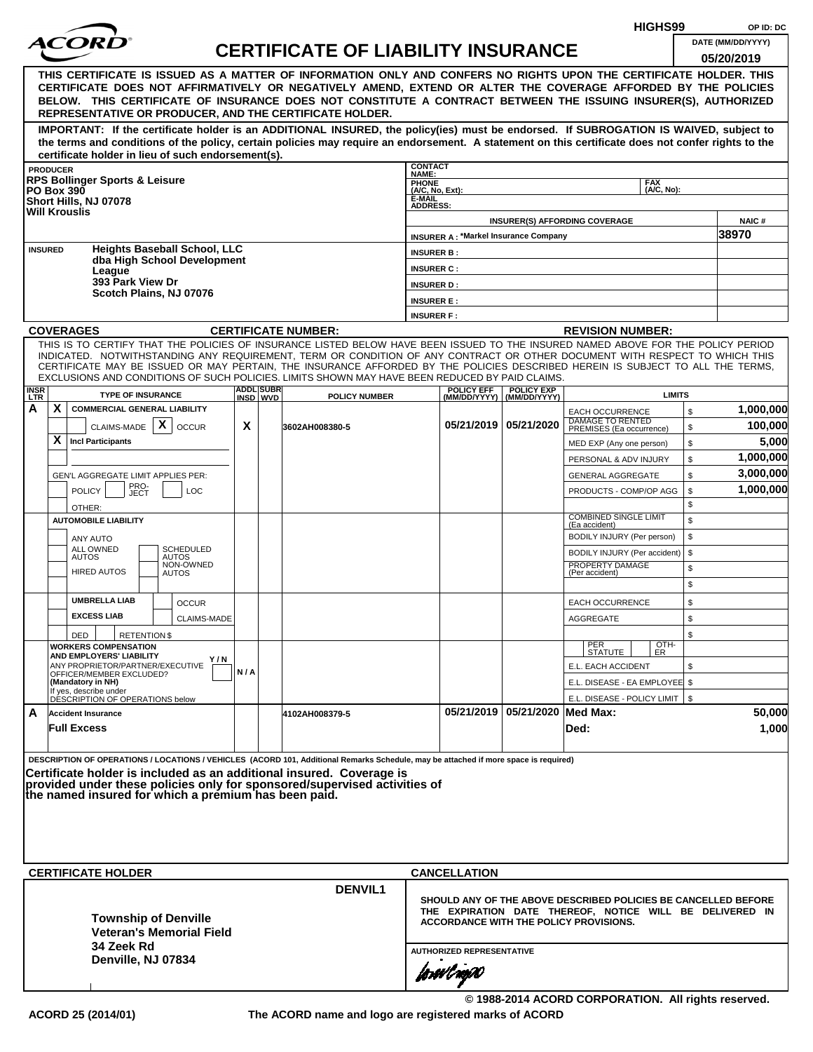HIGHS99 OP ID: DC

# ACORD CERTIFICATE OF LIABILITY INSURANCE

DATE (MM/DD/YYYY): 05/20/2019

**THIS CERTIFICATE IS ISSUED AS A MATTER OF INFORMATION ONLY AND CONFERS NO RIGHTS UPON THE CERTIFICATE HOLDER. THIS CERTIFICATE DOES NOT AFFIRMATIVELY OR NEGATIVELY AMEND, EXTEND OR ALTER THE COVERAGE AFFORDED BY THE POLICIES BELOW. THIS CERTIFICATE OF INSURANCE DOES NOT CONSTITUTE A CONTRACT BETWEEN THE ISSUING INSURER(S), AUTHORIZED REPRESENTATIVE OR PRODUCER, AND THE CERTIFICATE HOLDER.**

**IMPORTANT: If the certificate holder is an ADDITIONAL INSURED, the policy(ies) must be endorsed. If SUBROGATION IS WAIVED, subject to the terms and conditions of the policy, certain policies may require an endorsement. A statement on this certificate does not confer rights to the certificate holder in lieu of such endorsement(s).**

| PRODUCER | CONTACT NAME: | | |
|---|---|---|---|
| RPS Bollinger Sports & Leisure<br>PO Box 390<br>Short Hills, NJ 07078<br>Will Krouslis | PHONE (A/C, No, Ext): | FAX (A/C, No): | |
| | E-MAIL ADDRESS: | | |
| | INSURER(S) AFFORDING COVERAGE | | NAIC # |
| | INSURER A : *Markel Insurance Company | | 38970 |
| **INSURED** Heights Baseball School, LLC dba High School Development League<br>393 Park View Dr<br>Scotch Plains, NJ 07076 | INSURER B : | | |
| | INSURER C : | | |
| | INSURER D : | | |
| | INSURER E : | | |
| | INSURER F : | | |

**COVERAGES** CERTIFICATE NUMBER: REVISION NUMBER:

THIS IS TO CERTIFY THAT THE POLICIES OF INSURANCE LISTED BELOW HAVE BEEN ISSUED TO THE INSURED NAMED ABOVE FOR THE POLICY PERIOD INDICATED. NOTWITHSTANDING ANY REQUIREMENT, TERM OR CONDITION OF ANY CONTRACT OR OTHER DOCUMENT WITH RESPECT TO WHICH THIS CERTIFICATE MAY BE ISSUED OR MAY PERTAIN, THE INSURANCE AFFORDED BY THE POLICIES DESCRIBED HEREIN IS SUBJECT TO ALL THE TERMS, EXCLUSIONS AND CONDITIONS OF SUCH POLICIES. LIMITS SHOWN MAY HAVE BEEN REDUCED BY PAID CLAIMS.

| INSR LTR | TYPE OF INSURANCE | ADDL INSD | SUBR WVD | POLICY NUMBER | POLICY EFF (MM/DD/YYYY) | POLICY EXP (MM/DD/YYYY) | LIMITS | |
|---|---|---|---|---|---|---|---|---|
| A | X COMMERCIAL GENERAL LIABILITY | | | | | | EACH OCCURRENCE | $ 1,000,000 |
| | CLAIMS-MADE X OCCUR | X | | 3602AH008380-5 | 05/21/2019 | 05/21/2020 | DAMAGE TO RENTED PREMISES (Ea occurrence) | $ 100,000 |
| | X Incl Participants | | | | | | MED EXP (Any one person) | $ 5,000 |
| | | | | | | | PERSONAL & ADV INJURY | $ 1,000,000 |
| | GEN'L AGGREGATE LIMIT APPLIES PER: | | | | | | GENERAL AGGREGATE | $ 3,000,000 |
| | POLICY PRO-JECT LOC | | | | | | PRODUCTS - COMP/OP AGG | $ 1,000,000 |
| | OTHER: | | | | | | | $ |
| | AUTOMOBILE LIABILITY | | | | | | COMBINED SINGLE LIMIT (Ea accident) | $ |
| | ANY AUTO | | | | | | BODILY INJURY (Per person) | $ |
| | ALL OWNED AUTOS / SCHEDULED AUTOS | | | | | | BODILY INJURY (Per accident) | $ |
| | HIRED AUTOS / NON-OWNED AUTOS | | | | | | PROPERTY DAMAGE (Per accident) | $ |
| | | | | | | | | $ |
| | UMBRELLA LIAB / OCCUR | | | | | | EACH OCCURRENCE | $ |
| | EXCESS LIAB / CLAIMS-MADE | | | | | | AGGREGATE | $ |
| | DED RETENTION $ | | | | | | | $ |
| | WORKERS COMPENSATION AND EMPLOYERS' LIABILITY Y/N<br>ANY PROPRIETOR/PARTNER/EXECUTIVE OFFICER/MEMBER EXCLUDED? (Mandatory in NH)<br>If yes, describe under DESCRIPTION OF OPERATIONS below | N/A | | | | | PER STATUTE / OTH-ER | |
| | | | | | | | E.L. EACH ACCIDENT | $ |
| | | | | | | | E.L. DISEASE - EA EMPLOYEE | $ |
| | | | | | | | E.L. DISEASE - POLICY LIMIT | $ |
| A | Accident Insurance<br>Full Excess | | | 4102AH008379-5 | 05/21/2019 | 05/21/2020 | Med Max:<br>Ded: | 50,000<br>1,000 |

DESCRIPTION OF OPERATIONS / LOCATIONS / VEHICLES (ACORD 101, Additional Remarks Schedule, may be attached if more space is required)

**Certificate holder is included as an additional insured. Coverage is provided under these policies only for sponsored/supervised activities of the named insured for which a premium has been paid.**

| CERTIFICATE HOLDER | CANCELLATION |
|---|---|
| DENVIL1<br>**Township of Denville**<br>**Veteran's Memorial Field**<br>**34 Zeek Rd**<br>**Denville, NJ 07834** | SHOULD ANY OF THE ABOVE DESCRIBED POLICIES BE CANCELLED BEFORE THE EXPIRATION DATE THEREOF, NOTICE WILL BE DELIVERED IN ACCORDANCE WITH THE POLICY PROVISIONS.<br><br>AUTHORIZED REPRESENTATIVE |

© 1988-2014 ACORD CORPORATION. All rights reserved.

ACORD 25 (2014/01) The ACORD name and logo are registered marks of ACORD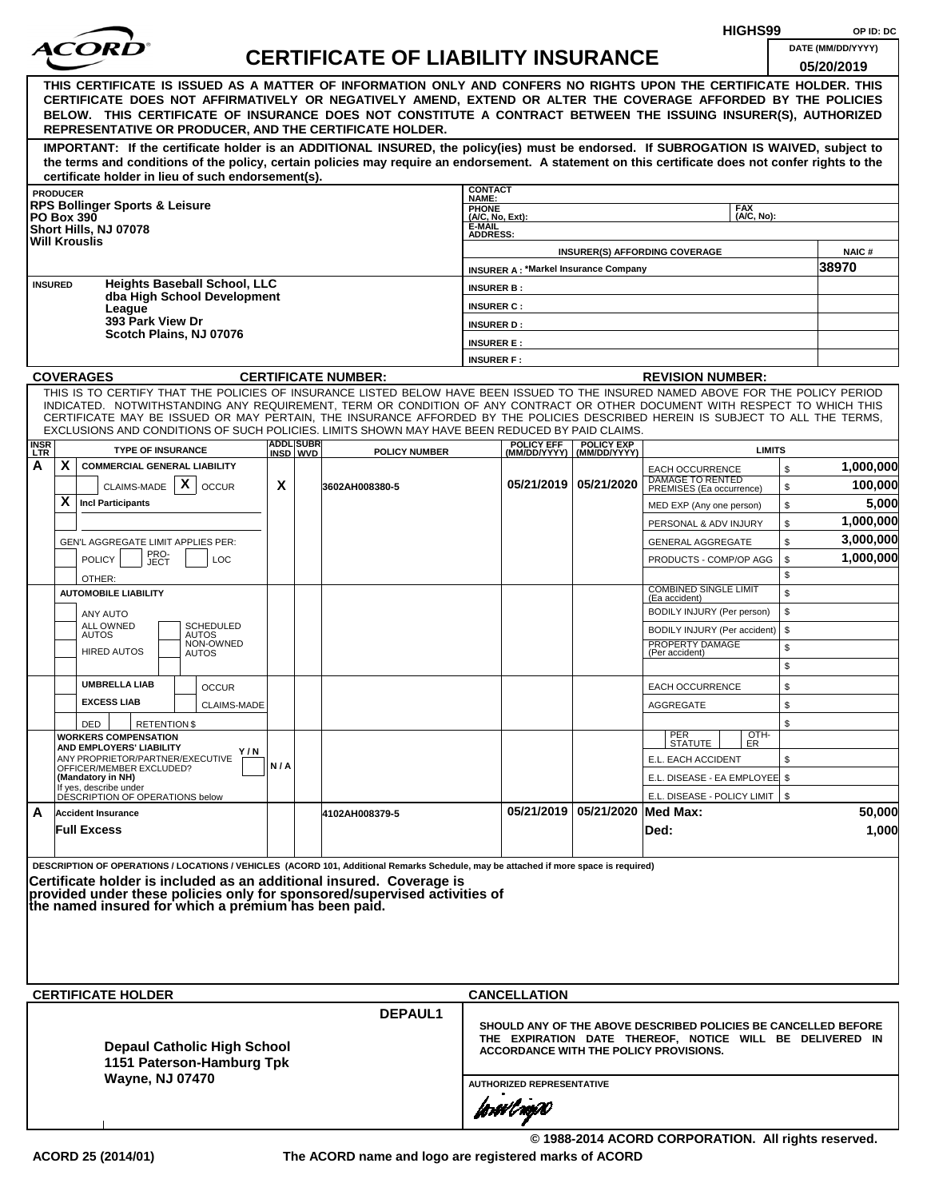ACORD

# CERTIFICATE OF LIABILITY INSURANCE

HIGHS99 OP ID: DC

DATE (MM/DD/YYYY): 05/20/2019

**THIS CERTIFICATE IS ISSUED AS A MATTER OF INFORMATION ONLY AND CONFERS NO RIGHTS UPON THE CERTIFICATE HOLDER. THIS CERTIFICATE DOES NOT AFFIRMATIVELY OR NEGATIVELY AMEND, EXTEND OR ALTER THE COVERAGE AFFORDED BY THE POLICIES BELOW. THIS CERTIFICATE OF INSURANCE DOES NOT CONSTITUTE A CONTRACT BETWEEN THE ISSUING INSURER(S), AUTHORIZED REPRESENTATIVE OR PRODUCER, AND THE CERTIFICATE HOLDER.**

**IMPORTANT: If the certificate holder is an ADDITIONAL INSURED, the policy(ies) must be endorsed. If SUBROGATION IS WAIVED, subject to the terms and conditions of the policy, certain policies may require an endorsement. A statement on this certificate does not confer rights to the certificate holder in lieu of such endorsement(s).**

| PRODUCER | CONTACT NAME: | |
|---|---|---|
| RPS Bollinger Sports & Leisure<br>PO Box 390<br>Short Hills, NJ 07078<br>Will Krouslis | PHONE (A/C, No, Ext): | FAX (A/C, No): |
| | E-MAIL ADDRESS: | |
| | INSURER(S) AFFORDING COVERAGE | NAIC # |
| | INSURER A : *Markel Insurance Company | 38970 |
| INSURED | INSURER B : | |
| Heights Baseball School, LLC<br>dba High School Development League<br>393 Park View Dr<br>Scotch Plains, NJ 07076 | INSURER C : | |
| | INSURER D : | |
| | INSURER E : | |
| | INSURER F : | |

**COVERAGES** **CERTIFICATE NUMBER:** **REVISION NUMBER:**

THIS IS TO CERTIFY THAT THE POLICIES OF INSURANCE LISTED BELOW HAVE BEEN ISSUED TO THE INSURED NAMED ABOVE FOR THE POLICY PERIOD INDICATED. NOTWITHSTANDING ANY REQUIREMENT, TERM OR CONDITION OF ANY CONTRACT OR OTHER DOCUMENT WITH RESPECT TO WHICH THIS CERTIFICATE MAY BE ISSUED OR MAY PERTAIN, THE INSURANCE AFFORDED BY THE POLICIES DESCRIBED HEREIN IS SUBJECT TO ALL THE TERMS, EXCLUSIONS AND CONDITIONS OF SUCH POLICIES. LIMITS SHOWN MAY HAVE BEEN REDUCED BY PAID CLAIMS.

| INSR LTR | TYPE OF INSURANCE | ADDL INSD | SUBR WVD | POLICY NUMBER | POLICY EFF (MM/DD/YYYY) | POLICY EXP (MM/DD/YYYY) | LIMITS | |
|---|---|---|---|---|---|---|---|---|
| A | X COMMERCIAL GENERAL LIABILITY | | | | | | EACH OCCURRENCE | $ 1,000,000 |
| | CLAIMS-MADE [X] OCCUR | X | | 3602AH008380-5 | 05/21/2019 | 05/21/2020 | DAMAGE TO RENTED PREMISES (Ea occurrence) | $ 100,000 |
| | X Incl Participants | | | | | | MED EXP (Any one person) | $ 5,000 |
| | | | | | | | PERSONAL & ADV INJURY | $ 1,000,000 |
| | GEN'L AGGREGATE LIMIT APPLIES PER: | | | | | | GENERAL AGGREGATE | $ 3,000,000 |
| | POLICY PRO-JECT LOC | | | | | | PRODUCTS - COMP/OP AGG | $ 1,000,000 |
| | OTHER: | | | | | | | $ |
| | AUTOMOBILE LIABILITY | | | | | | COMBINED SINGLE LIMIT (Ea accident) | $ |
| | ANY AUTO | | | | | | BODILY INJURY (Per person) | $ |
| | ALL OWNED AUTOS / SCHEDULED AUTOS | | | | | | BODILY INJURY (Per accident) | $ |
| | HIRED AUTOS / NON-OWNED AUTOS | | | | | | PROPERTY DAMAGE (Per accident) | $ |
| | | | | | | | | $ |
| | UMBRELLA LIAB / OCCUR | | | | | | EACH OCCURRENCE | $ |
| | EXCESS LIAB / CLAIMS-MADE | | | | | | AGGREGATE | $ |
| | DED / RETENTION $ | | | | | | | $ |
| | WORKERS COMPENSATION AND EMPLOYERS' LIABILITY Y/N<br>ANY PROPRIETOR/PARTNER/EXECUTIVE OFFICER/MEMBER EXCLUDED? (Mandatory in NH)<br>If yes, describe under DESCRIPTION OF OPERATIONS below | N/A | | | | | PER STATUTE / OTH-ER | |
| | | | | | | | E.L. EACH ACCIDENT | $ |
| | | | | | | | E.L. DISEASE - EA EMPLOYEE | $ |
| | | | | | | | E.L. DISEASE - POLICY LIMIT | $ |
| A | Accident Insurance | | | 4102AH008379-5 | 05/21/2019 | 05/21/2020 | Med Max: | 50,000 |
| | Full Excess | | | | | | Ded: | 1,000 |

DESCRIPTION OF OPERATIONS / LOCATIONS / VEHICLES (ACORD 101, Additional Remarks Schedule, may be attached if more space is required)

**Certificate holder is included as an additional insured. Coverage is provided under these policies only for sponsored/supervised activities of the named insured for which a premium has been paid.**

| CERTIFICATE HOLDER | CANCELLATION |
|---|---|
| DEPAUL1<br><br>**Depaul Catholic High School**<br>**1151 Paterson-Hamburg Tpk**<br>**Wayne, NJ 07470** | SHOULD ANY OF THE ABOVE DESCRIBED POLICIES BE CANCELLED BEFORE THE EXPIRATION DATE THEREOF, NOTICE WILL BE DELIVERED IN ACCORDANCE WITH THE POLICY PROVISIONS.<br><br>AUTHORIZED REPRESENTATIVE |

© 1988-2014 ACORD CORPORATION. All rights reserved.

ACORD 25 (2014/01) The ACORD name and logo are registered marks of ACORD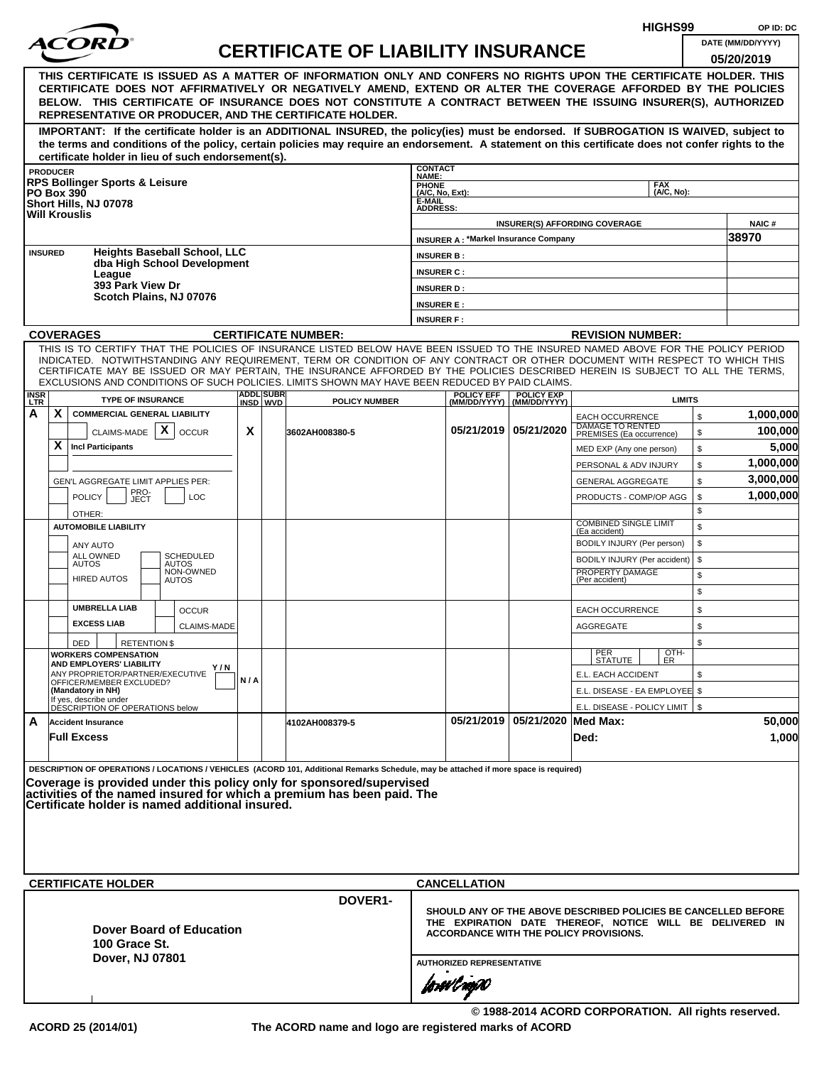HIGHS99 OP ID: DC

# ACORD CERTIFICATE OF LIABILITY INSURANCE

DATE (MM/DD/YYYY): 05/20/2019

**THIS CERTIFICATE IS ISSUED AS A MATTER OF INFORMATION ONLY AND CONFERS NO RIGHTS UPON THE CERTIFICATE HOLDER. THIS CERTIFICATE DOES NOT AFFIRMATIVELY OR NEGATIVELY AMEND, EXTEND OR ALTER THE COVERAGE AFFORDED BY THE POLICIES BELOW. THIS CERTIFICATE OF INSURANCE DOES NOT CONSTITUTE A CONTRACT BETWEEN THE ISSUING INSURER(S), AUTHORIZED REPRESENTATIVE OR PRODUCER, AND THE CERTIFICATE HOLDER.**

**IMPORTANT: If the certificate holder is an ADDITIONAL INSURED, the policy(ies) must be endorsed. If SUBROGATION IS WAIVED, subject to the terms and conditions of the policy, certain policies may require an endorsement. A statement on this certificate does not confer rights to the certificate holder in lieu of such endorsement(s).**

**PRODUCER**
RPS Bollinger Sports & Leisure
PO Box 390
Short Hills, NJ 07078
Will Krouslis

CONTACT NAME:
PHONE (A/C, No, Ext): FAX (A/C, No):
E-MAIL ADDRESS:

| INSURER(S) AFFORDING COVERAGE | NAIC # |
|---|---|
| INSURER A : *Markel Insurance Company | 38970 |
| INSURER B : | |
| INSURER C : | |
| INSURER D : | |
| INSURER E : | |
| INSURER F : | |

**INSURED**
Heights Baseball School, LLC
dba High School Development League
393 Park View Dr
Scotch Plains, NJ 07076

**COVERAGES** CERTIFICATE NUMBER: REVISION NUMBER:

THIS IS TO CERTIFY THAT THE POLICIES OF INSURANCE LISTED BELOW HAVE BEEN ISSUED TO THE INSURED NAMED ABOVE FOR THE POLICY PERIOD INDICATED. NOTWITHSTANDING ANY REQUIREMENT, TERM OR CONDITION OF ANY CONTRACT OR OTHER DOCUMENT WITH RESPECT TO WHICH THIS CERTIFICATE MAY BE ISSUED OR MAY PERTAIN, THE INSURANCE AFFORDED BY THE POLICIES DESCRIBED HEREIN IS SUBJECT TO ALL THE TERMS, EXCLUSIONS AND CONDITIONS OF SUCH POLICIES. LIMITS SHOWN MAY HAVE BEEN REDUCED BY PAID CLAIMS.

| INSR LTR | TYPE OF INSURANCE | ADDL INSD | SUBR WVD | POLICY NUMBER | POLICY EFF (MM/DD/YYYY) | POLICY EXP (MM/DD/YYYY) | LIMITS | |
|---|---|---|---|---|---|---|---|---|
| A | X COMMERCIAL GENERAL LIABILITY | X | | 3602AH008380-5 | 05/21/2019 | 05/21/2020 | EACH OCCURRENCE | $ 1,000,000 |
| | CLAIMS-MADE [X] OCCUR | | | | | | DAMAGE TO RENTED PREMISES (Ea occurrence) | $ 100,000 |
| | X Incl Participants | | | | | | MED EXP (Any one person) | $ 5,000 |
| | | | | | | | PERSONAL & ADV INJURY | $ 1,000,000 |
| | GEN'L AGGREGATE LIMIT APPLIES PER: | | | | | | GENERAL AGGREGATE | $ 3,000,000 |
| | POLICY / PRO-JECT / LOC | | | | | | PRODUCTS - COMP/OP AGG | $ 1,000,000 |
| | OTHER: | | | | | | | $ |
| | AUTOMOBILE LIABILITY | | | | | | COMBINED SINGLE LIMIT (Ea accident) | $ |
| | ANY AUTO | | | | | | BODILY INJURY (Per person) | $ |
| | ALL OWNED AUTOS / SCHEDULED AUTOS | | | | | | BODILY INJURY (Per accident) | $ |
| | HIRED AUTOS / NON-OWNED AUTOS | | | | | | PROPERTY DAMAGE (Per accident) | $ |
| | | | | | | | | $ |
| | UMBRELLA LIAB / OCCUR | | | | | | EACH OCCURRENCE | $ |
| | EXCESS LIAB / CLAIMS-MADE | | | | | | AGGREGATE | $ |
| | DED / RETENTION $ | | | | | | | $ |
| | WORKERS COMPENSATION AND EMPLOYERS' LIABILITY Y/N; ANY PROPRIETOR/PARTNER/EXECUTIVE OFFICER/MEMBER EXCLUDED? (Mandatory in NH); If yes, describe under DESCRIPTION OF OPERATIONS below | N/A | | | | | PER STATUTE / OTH-ER | |
| | | | | | | | E.L. EACH ACCIDENT | $ |
| | | | | | | | E.L. DISEASE - EA EMPLOYEE | $ |
| | | | | | | | E.L. DISEASE - POLICY LIMIT | $ |
| A | Accident Insurance / Full Excess | | | 4102AH008379-5 | 05/21/2019 | 05/21/2020 | Med Max: | 50,000 |
| | | | | | | | Ded: | 1,000 |

**DESCRIPTION OF OPERATIONS / LOCATIONS / VEHICLES** (ACORD 101, Additional Remarks Schedule, may be attached if more space is required)

**Coverage is provided under this policy only for sponsored/supervised activities of the named insured for which a premium has been paid. The Certificate holder is named additional insured.**

**CERTIFICATE HOLDER**

DOVER1-

**Dover Board of Education**
**100 Grace St.**
**Dover, NJ 07801**

**CANCELLATION**

**SHOULD ANY OF THE ABOVE DESCRIBED POLICIES BE CANCELLED BEFORE THE EXPIRATION DATE THEREOF, NOTICE WILL BE DELIVERED IN ACCORDANCE WITH THE POLICY PROVISIONS.**

AUTHORIZED REPRESENTATIVE

© 1988-2014 ACORD CORPORATION. All rights reserved.

ACORD 25 (2014/01) The ACORD name and logo are registered marks of ACORD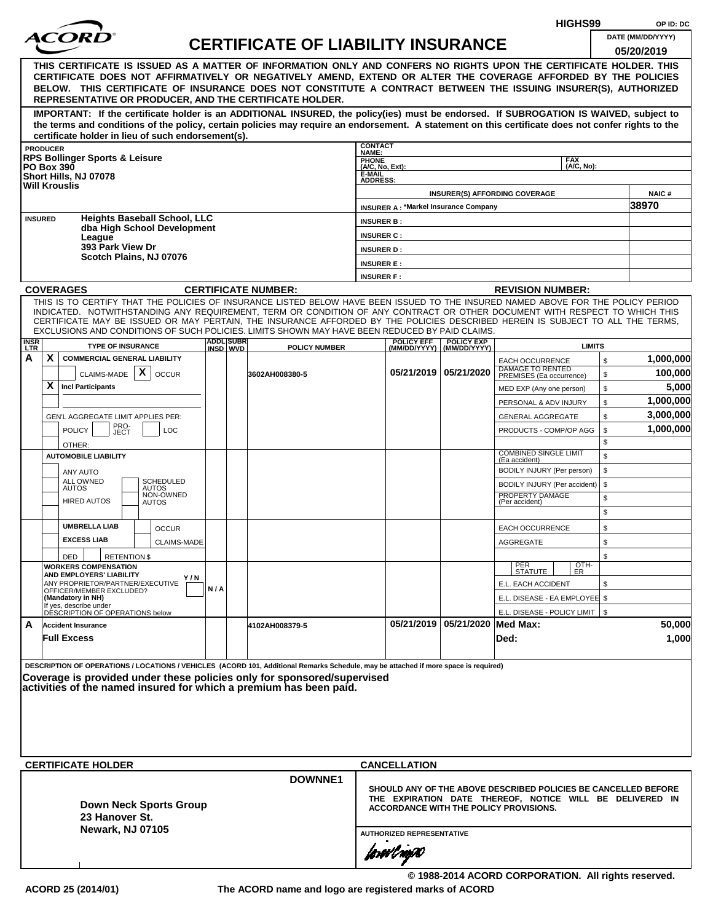HIGHS99 OP ID: DC

# ACORD CERTIFICATE OF LIABILITY INSURANCE

DATE (MM/DD/YYYY): 05/20/2019

**THIS CERTIFICATE IS ISSUED AS A MATTER OF INFORMATION ONLY AND CONFERS NO RIGHTS UPON THE CERTIFICATE HOLDER. THIS CERTIFICATE DOES NOT AFFIRMATIVELY OR NEGATIVELY AMEND, EXTEND OR ALTER THE COVERAGE AFFORDED BY THE POLICIES BELOW. THIS CERTIFICATE OF INSURANCE DOES NOT CONSTITUTE A CONTRACT BETWEEN THE ISSUING INSURER(S), AUTHORIZED REPRESENTATIVE OR PRODUCER, AND THE CERTIFICATE HOLDER.**

**IMPORTANT: If the certificate holder is an ADDITIONAL INSURED, the policy(ies) must be endorsed. If SUBROGATION IS WAIVED, subject to the terms and conditions of the policy, certain policies may require an endorsement. A statement on this certificate does not confer rights to the certificate holder in lieu of such endorsement(s).**

**PRODUCER**
RPS Bollinger Sports & Leisure
PO Box 390
Short Hills, NJ 07078
Will Krouslis

CONTACT NAME:
PHONE (A/C, No, Ext):
FAX (A/C, No):
E-MAIL ADDRESS:

| INSURER(S) AFFORDING COVERAGE | NAIC # |
|---|---|
| INSURER A : *Markel Insurance Company | 38970 |
| INSURER B : | |
| INSURER C : | |
| INSURER D : | |
| INSURER E : | |
| INSURER F : | |

**INSURED**
Heights Baseball School, LLC
dba High School Development League
393 Park View Dr
Scotch Plains, NJ 07076

**COVERAGES** CERTIFICATE NUMBER: REVISION NUMBER:

THIS IS TO CERTIFY THAT THE POLICIES OF INSURANCE LISTED BELOW HAVE BEEN ISSUED TO THE INSURED NAMED ABOVE FOR THE POLICY PERIOD INDICATED. NOTWITHSTANDING ANY REQUIREMENT, TERM OR CONDITION OF ANY CONTRACT OR OTHER DOCUMENT WITH RESPECT TO WHICH THIS CERTIFICATE MAY BE ISSUED OR MAY PERTAIN, THE INSURANCE AFFORDED BY THE POLICIES DESCRIBED HEREIN IS SUBJECT TO ALL THE TERMS, EXCLUSIONS AND CONDITIONS OF SUCH POLICIES. LIMITS SHOWN MAY HAVE BEEN REDUCED BY PAID CLAIMS.

| INSR LTR | TYPE OF INSURANCE | ADDL INSD | SUBR WVD | POLICY NUMBER | POLICY EFF (MM/DD/YYYY) | POLICY EXP (MM/DD/YYYY) | LIMITS | |
|---|---|---|---|---|---|---|---|---|
| A | X COMMERCIAL GENERAL LIABILITY | | | | | | EACH OCCURRENCE | $ 1,000,000 |
| | CLAIMS-MADE [X] OCCUR | | | 3602AH008380-5 | 05/21/2019 | 05/21/2020 | DAMAGE TO RENTED PREMISES (Ea occurrence) | $ 100,000 |
| | X Incl Participants | | | | | | MED EXP (Any one person) | $ 5,000 |
| | | | | | | | PERSONAL & ADV INJURY | $ 1,000,000 |
| | GEN'L AGGREGATE LIMIT APPLIES PER: | | | | | | GENERAL AGGREGATE | $ 3,000,000 |
| | POLICY / PRO-JECT / LOC | | | | | | PRODUCTS - COMP/OP AGG | $ 1,000,000 |
| | OTHER: | | | | | | | $ |
| | AUTOMOBILE LIABILITY | | | | | | COMBINED SINGLE LIMIT (Ea accident) | $ |
| | ANY AUTO | | | | | | BODILY INJURY (Per person) | $ |
| | ALL OWNED AUTOS / SCHEDULED AUTOS | | | | | | BODILY INJURY (Per accident) | $ |
| | HIRED AUTOS / NON-OWNED AUTOS | | | | | | PROPERTY DAMAGE (Per accident) | $ |
| | | | | | | | | $ |
| | UMBRELLA LIAB / OCCUR | | | | | | EACH OCCURRENCE | $ |
| | EXCESS LIAB / CLAIMS-MADE | | | | | | AGGREGATE | $ |
| | DED / RETENTION $ | | | | | | | $ |
| | WORKERS COMPENSATION AND EMPLOYERS' LIABILITY Y/N | | | | | | PER STATUTE / OTH-ER | |
| | ANY PROPRIETOR/PARTNER/EXECUTIVE OFFICER/MEMBER EXCLUDED? (Mandatory in NH) | N / A | | | | | E.L. EACH ACCIDENT | $ |
| | If yes, describe under DESCRIPTION OF OPERATIONS below | | | | | | E.L. DISEASE - EA EMPLOYEE | $ |
| | | | | | | | E.L. DISEASE - POLICY LIMIT | $ |
| A | Accident Insurance | | | 4102AH008379-5 | 05/21/2019 | 05/21/2020 | Med Max: | 50,000 |
| | Full Excess | | | | | | Ded: | 1,000 |

**DESCRIPTION OF OPERATIONS / LOCATIONS / VEHICLES** (ACORD 101, Additional Remarks Schedule, may be attached if more space is required)

**Coverage is provided under these policies only for sponsored/supervised activities of the named insured for which a premium has been paid.**

**CERTIFICATE HOLDER**

DOWNNE1

Down Neck Sports Group
23 Hanover St.
Newark, NJ 07105

**CANCELLATION**

SHOULD ANY OF THE ABOVE DESCRIBED POLICIES BE CANCELLED BEFORE THE EXPIRATION DATE THEREOF, NOTICE WILL BE DELIVERED IN ACCORDANCE WITH THE POLICY PROVISIONS.

AUTHORIZED REPRESENTATIVE

© 1988-2014 ACORD CORPORATION. All rights reserved.

ACORD 25 (2014/01) The ACORD name and logo are registered marks of ACORD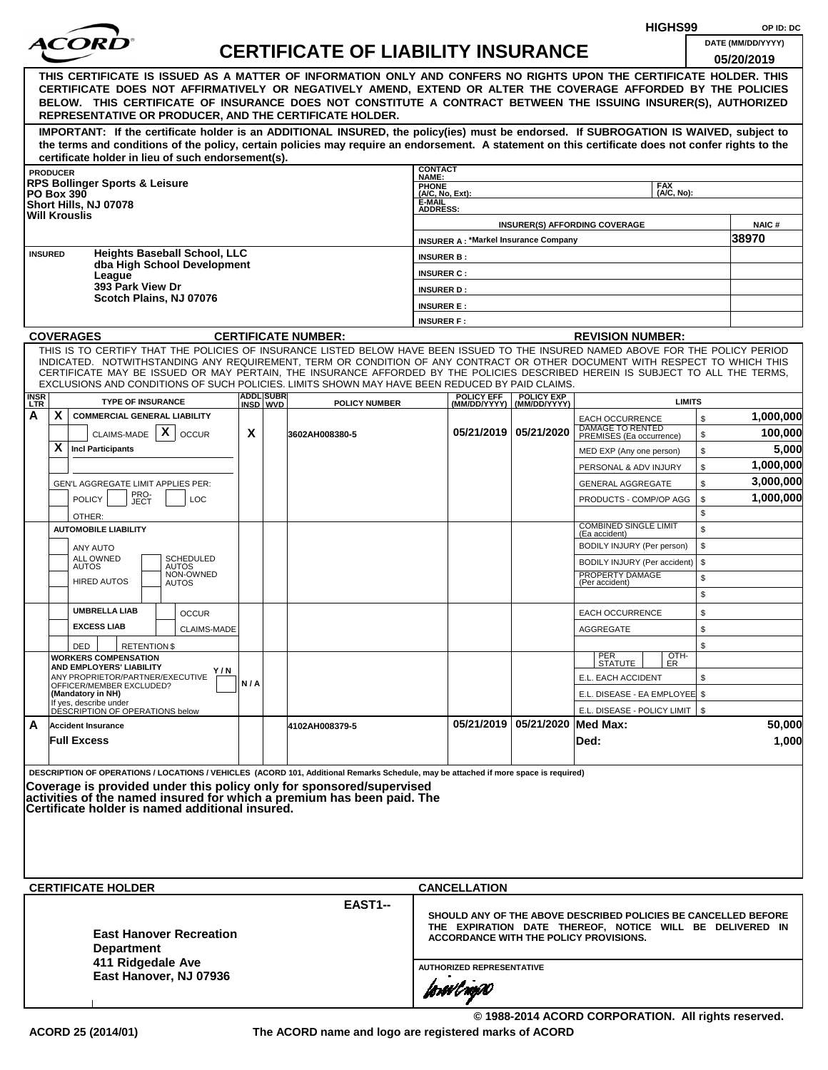HIGHS99 OP ID: DC

# ACORD CERTIFICATE OF LIABILITY INSURANCE

DATE (MM/DD/YYYY): 05/20/2019

**THIS CERTIFICATE IS ISSUED AS A MATTER OF INFORMATION ONLY AND CONFERS NO RIGHTS UPON THE CERTIFICATE HOLDER. THIS CERTIFICATE DOES NOT AFFIRMATIVELY OR NEGATIVELY AMEND, EXTEND OR ALTER THE COVERAGE AFFORDED BY THE POLICIES BELOW. THIS CERTIFICATE OF INSURANCE DOES NOT CONSTITUTE A CONTRACT BETWEEN THE ISSUING INSURER(S), AUTHORIZED REPRESENTATIVE OR PRODUCER, AND THE CERTIFICATE HOLDER.**

**IMPORTANT: If the certificate holder is an ADDITIONAL INSURED, the policy(ies) must be endorsed. If SUBROGATION IS WAIVED, subject to the terms and conditions of the policy, certain policies may require an endorsement. A statement on this certificate does not confer rights to the certificate holder in lieu of such endorsement(s).**

**PRODUCER**
RPS Bollinger Sports & Leisure
PO Box 390
Short Hills, NJ 07078
Will Krouslis

CONTACT NAME:
PHONE (A/C, No, Ext): FAX (A/C, No):
E-MAIL ADDRESS:

| INSURER(S) AFFORDING COVERAGE | NAIC # |
|---|---|
| INSURER A : *Markel Insurance Company | 38970 |
| INSURER B : | |
| INSURER C : | |
| INSURER D : | |
| INSURER E : | |
| INSURER F : | |

**INSURED**
Heights Baseball School, LLC
dba High School Development League
393 Park View Dr
Scotch Plains, NJ 07076

**COVERAGES** CERTIFICATE NUMBER: REVISION NUMBER:

THIS IS TO CERTIFY THAT THE POLICIES OF INSURANCE LISTED BELOW HAVE BEEN ISSUED TO THE INSURED NAMED ABOVE FOR THE POLICY PERIOD INDICATED. NOTWITHSTANDING ANY REQUIREMENT, TERM OR CONDITION OF ANY CONTRACT OR OTHER DOCUMENT WITH RESPECT TO WHICH THIS CERTIFICATE MAY BE ISSUED OR MAY PERTAIN, THE INSURANCE AFFORDED BY THE POLICIES DESCRIBED HEREIN IS SUBJECT TO ALL THE TERMS, EXCLUSIONS AND CONDITIONS OF SUCH POLICIES. LIMITS SHOWN MAY HAVE BEEN REDUCED BY PAID CLAIMS.

| INSR LTR | TYPE OF INSURANCE | ADDL INSD | SUBR WVD | POLICY NUMBER | POLICY EFF (MM/DD/YYYY) | POLICY EXP (MM/DD/YYYY) | LIMITS | |
|---|---|---|---|---|---|---|---|---|
| A | X COMMERCIAL GENERAL LIABILITY; CLAIMS-MADE / X OCCUR; X Incl Participants; GEN'L AGGREGATE LIMIT APPLIES PER: POLICY / PRO-JECT / LOC; OTHER: | X | | 3602AH008380-5 | 05/21/2019 | 05/21/2020 | EACH OCCURRENCE | $ 1,000,000 |
| | | | | | | | DAMAGE TO RENTED PREMISES (Ea occurrence) | $ 100,000 |
| | | | | | | | MED EXP (Any one person) | $ 5,000 |
| | | | | | | | PERSONAL & ADV INJURY | $ 1,000,000 |
| | | | | | | | GENERAL AGGREGATE | $ 3,000,000 |
| | | | | | | | PRODUCTS - COMP/OP AGG | $ 1,000,000 |
| | | | | | | | | $ |
| | AUTOMOBILE LIABILITY; ANY AUTO; ALL OWNED AUTOS; SCHEDULED AUTOS; HIRED AUTOS; NON-OWNED AUTOS | | | | | | COMBINED SINGLE LIMIT (Ea accident) | $ |
| | | | | | | | BODILY INJURY (Per person) | $ |
| | | | | | | | BODILY INJURY (Per accident) | $ |
| | | | | | | | PROPERTY DAMAGE (Per accident) | $ |
| | | | | | | | | $ |
| | UMBRELLA LIAB / OCCUR; EXCESS LIAB / CLAIMS-MADE; DED / RETENTION $ | | | | | | EACH OCCURRENCE | $ |
| | | | | | | | AGGREGATE | $ |
| | | | | | | | | $ |
| | WORKERS COMPENSATION AND EMPLOYERS' LIABILITY Y/N; ANY PROPRIETOR/PARTNER/EXECUTIVE OFFICER/MEMBER EXCLUDED? (Mandatory in NH); If yes, describe under DESCRIPTION OF OPERATIONS below | N/A | | | | | PER STATUTE / OTH-ER | |
| | | | | | | | E.L. EACH ACCIDENT | $ |
| | | | | | | | E.L. DISEASE - EA EMPLOYEE | $ |
| | | | | | | | E.L. DISEASE - POLICY LIMIT | $ |
| A | Accident Insurance; Full Excess | | | 4102AH008379-5 | 05/21/2019 | 05/21/2020 | Med Max: | 50,000 |
| | | | | | | | Ded: | 1,000 |

**DESCRIPTION OF OPERATIONS / LOCATIONS / VEHICLES** (ACORD 101, Additional Remarks Schedule, may be attached if more space is required)

**Coverage is provided under this policy only for sponsored/supervised activities of the named insured for which a premium has been paid. The Certificate holder is named additional insured.**

**CERTIFICATE HOLDER**

EAST1--

East Hanover Recreation Department
411 Ridgedale Ave
East Hanover, NJ 07936

**CANCELLATION**

SHOULD ANY OF THE ABOVE DESCRIBED POLICIES BE CANCELLED BEFORE THE EXPIRATION DATE THEREOF, NOTICE WILL BE DELIVERED IN ACCORDANCE WITH THE POLICY PROVISIONS.

AUTHORIZED REPRESENTATIVE

© 1988-2014 ACORD CORPORATION. All rights reserved.

ACORD 25 (2014/01) The ACORD name and logo are registered marks of ACORD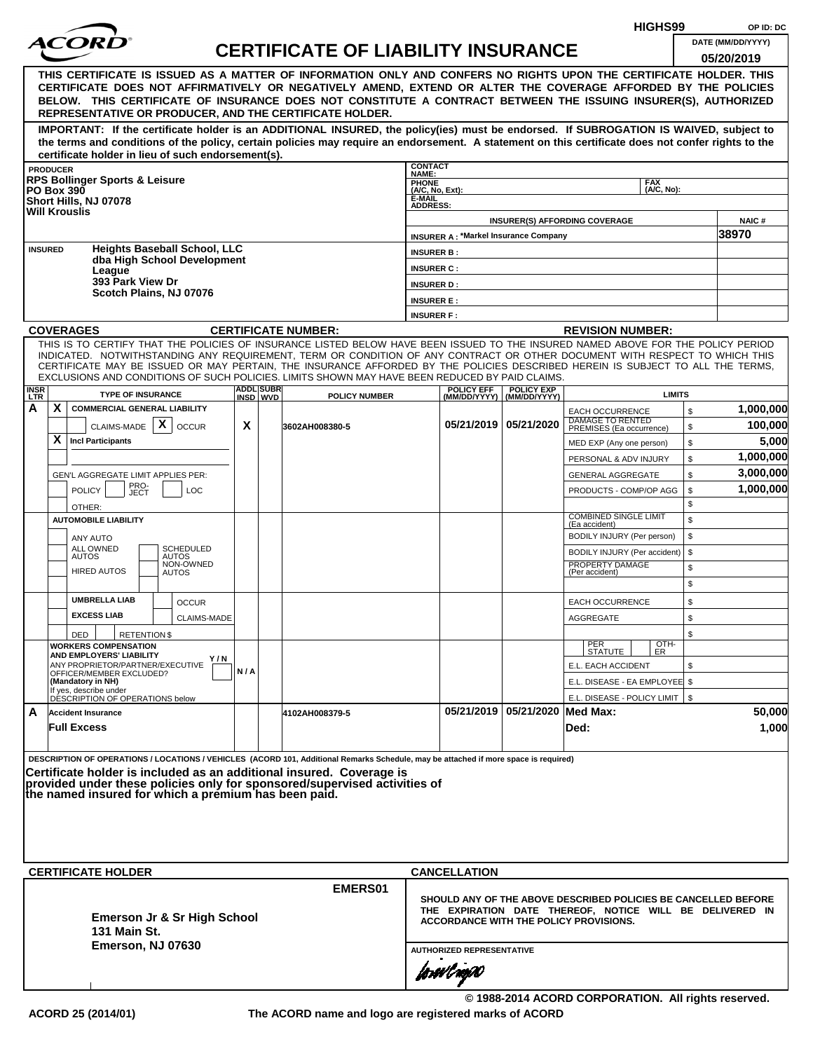HIGHS99 OP ID: DC

# ACORD CERTIFICATE OF LIABILITY INSURANCE

DATE (MM/DD/YYYY): 05/20/2019

**THIS CERTIFICATE IS ISSUED AS A MATTER OF INFORMATION ONLY AND CONFERS NO RIGHTS UPON THE CERTIFICATE HOLDER. THIS CERTIFICATE DOES NOT AFFIRMATIVELY OR NEGATIVELY AMEND, EXTEND OR ALTER THE COVERAGE AFFORDED BY THE POLICIES BELOW. THIS CERTIFICATE OF INSURANCE DOES NOT CONSTITUTE A CONTRACT BETWEEN THE ISSUING INSURER(S), AUTHORIZED REPRESENTATIVE OR PRODUCER, AND THE CERTIFICATE HOLDER.**

**IMPORTANT: If the certificate holder is an ADDITIONAL INSURED, the policy(ies) must be endorsed. If SUBROGATION IS WAIVED, subject to the terms and conditions of the policy, certain policies may require an endorsement. A statement on this certificate does not confer rights to the certificate holder in lieu of such endorsement(s).**

**PRODUCER**
RPS Bollinger Sports & Leisure
PO Box 390
Short Hills, NJ 07078
Will Krouslis

CONTACT NAME:
PHONE (A/C, No, Ext): FAX (A/C, No):
E-MAIL ADDRESS:

| INSURER(S) AFFORDING COVERAGE | NAIC # |
|---|---|
| INSURER A : *Markel Insurance Company | 38970 |
| INSURER B : | |
| INSURER C : | |
| INSURER D : | |
| INSURER E : | |
| INSURER F : | |

**INSURED**
Heights Baseball School, LLC
dba High School Development League
393 Park View Dr
Scotch Plains, NJ 07076

**COVERAGES** CERTIFICATE NUMBER: REVISION NUMBER:

THIS IS TO CERTIFY THAT THE POLICIES OF INSURANCE LISTED BELOW HAVE BEEN ISSUED TO THE INSURED NAMED ABOVE FOR THE POLICY PERIOD INDICATED. NOTWITHSTANDING ANY REQUIREMENT, TERM OR CONDITION OF ANY CONTRACT OR OTHER DOCUMENT WITH RESPECT TO WHICH THIS CERTIFICATE MAY BE ISSUED OR MAY PERTAIN, THE INSURANCE AFFORDED BY THE POLICIES DESCRIBED HEREIN IS SUBJECT TO ALL THE TERMS, EXCLUSIONS AND CONDITIONS OF SUCH POLICIES. LIMITS SHOWN MAY HAVE BEEN REDUCED BY PAID CLAIMS.

| INSR LTR | TYPE OF INSURANCE | ADDL INSD | SUBR WVD | POLICY NUMBER | POLICY EFF (MM/DD/YYYY) | POLICY EXP (MM/DD/YYYY) | LIMITS | |
|---|---|---|---|---|---|---|---|---|
| A | X COMMERCIAL GENERAL LIABILITY | | | | | | EACH OCCURRENCE | $ 1,000,000 |
| | CLAIMS-MADE [X] OCCUR | X | | 3602AH008380-5 | 05/21/2019 | 05/21/2020 | DAMAGE TO RENTED PREMISES (Ea occurrence) | $ 100,000 |
| | X Incl Participants | | | | | | MED EXP (Any one person) | $ 5,000 |
| | | | | | | | PERSONAL & ADV INJURY | $ 1,000,000 |
| | GEN'L AGGREGATE LIMIT APPLIES PER: | | | | | | GENERAL AGGREGATE | $ 3,000,000 |
| | POLICY / PRO-JECT / LOC | | | | | | PRODUCTS - COMP/OP AGG | $ 1,000,000 |
| | OTHER: | | | | | | | $ |
| | AUTOMOBILE LIABILITY | | | | | | COMBINED SINGLE LIMIT (Ea accident) | $ |
| | ANY AUTO | | | | | | BODILY INJURY (Per person) | $ |
| | ALL OWNED AUTOS / SCHEDULED AUTOS | | | | | | BODILY INJURY (Per accident) | $ |
| | HIRED AUTOS / NON-OWNED AUTOS | | | | | | PROPERTY DAMAGE (Per accident) | $ |
| | | | | | | | | $ |
| | UMBRELLA LIAB / OCCUR | | | | | | EACH OCCURRENCE | $ |
| | EXCESS LIAB / CLAIMS-MADE | | | | | | AGGREGATE | $ |
| | DED / RETENTION $ | | | | | | | $ |
| | WORKERS COMPENSATION AND EMPLOYERS' LIABILITY Y/N | | | | | | PER STATUTE / OTH-ER | |
| | ANY PROPRIETOR/PARTNER/EXECUTIVE OFFICER/MEMBER EXCLUDED? (Mandatory in NH) | N/A | | | | | E.L. EACH ACCIDENT | $ |
| | If yes, describe under DESCRIPTION OF OPERATIONS below | | | | | | E.L. DISEASE - EA EMPLOYEE | $ |
| | | | | | | | E.L. DISEASE - POLICY LIMIT | $ |
| A | Accident Insurance | | | 4102AH008379-5 | 05/21/2019 | 05/21/2020 | Med Max: | 50,000 |
| | Full Excess | | | | | | Ded: | 1,000 |

DESCRIPTION OF OPERATIONS / LOCATIONS / VEHICLES (ACORD 101, Additional Remarks Schedule, may be attached if more space is required)

**Certificate holder is included as an additional insured. Coverage is provided under these policies only for sponsored/supervised activities of the named insured for which a premium has been paid.**

**CERTIFICATE HOLDER**

EMERS01

Emerson Jr & Sr High School
131 Main St.
Emerson, NJ 07630

**CANCELLATION**

SHOULD ANY OF THE ABOVE DESCRIBED POLICIES BE CANCELLED BEFORE THE EXPIRATION DATE THEREOF, NOTICE WILL BE DELIVERED IN ACCORDANCE WITH THE POLICY PROVISIONS.

AUTHORIZED REPRESENTATIVE

© 1988-2014 ACORD CORPORATION. All rights reserved.

ACORD 25 (2014/01) The ACORD name and logo are registered marks of ACORD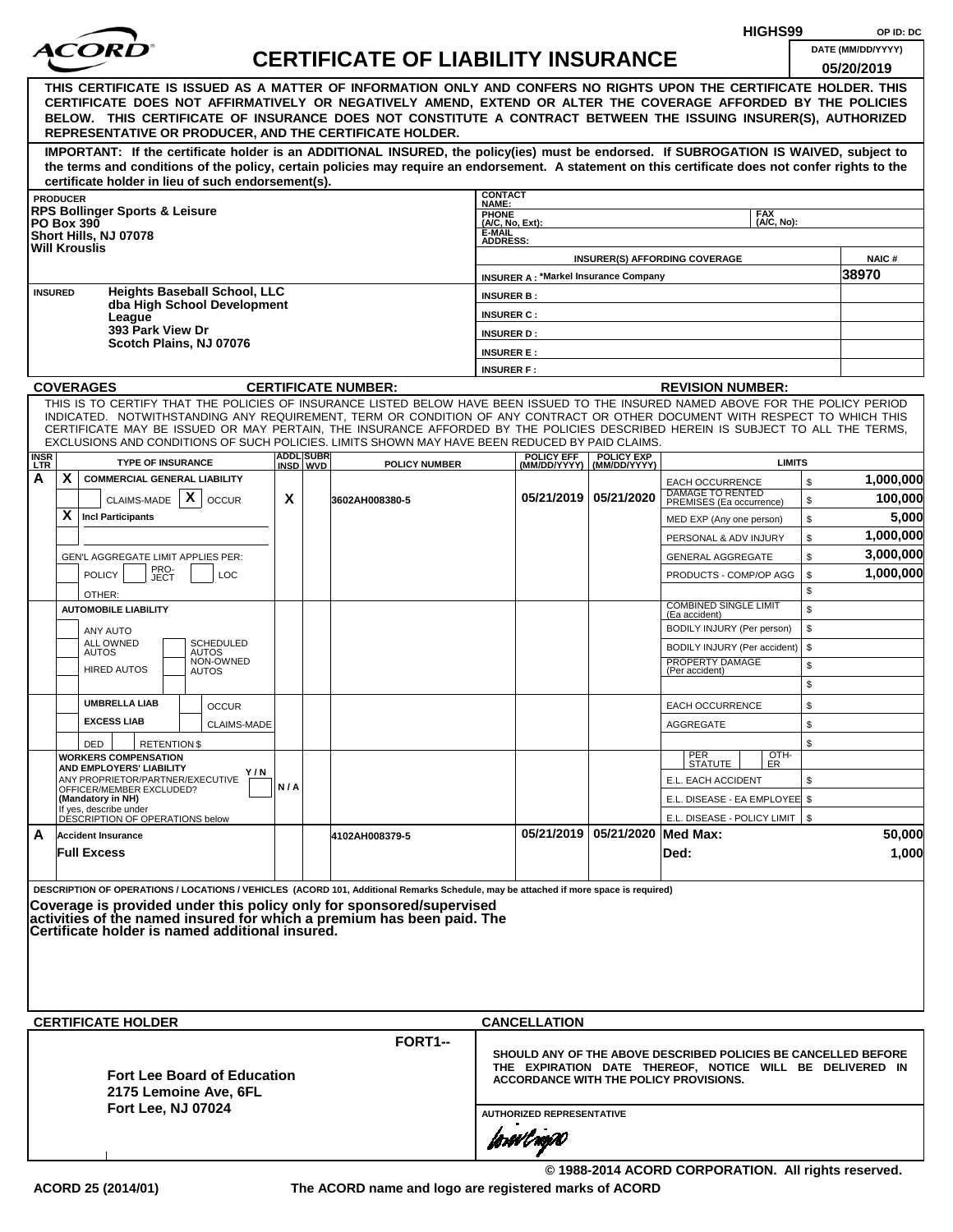HIGHS99 OP ID: DC

# ACORD CERTIFICATE OF LIABILITY INSURANCE

DATE (MM/DD/YYYY): 05/20/2019

**THIS CERTIFICATE IS ISSUED AS A MATTER OF INFORMATION ONLY AND CONFERS NO RIGHTS UPON THE CERTIFICATE HOLDER. THIS CERTIFICATE DOES NOT AFFIRMATIVELY OR NEGATIVELY AMEND, EXTEND OR ALTER THE COVERAGE AFFORDED BY THE POLICIES BELOW. THIS CERTIFICATE OF INSURANCE DOES NOT CONSTITUTE A CONTRACT BETWEEN THE ISSUING INSURER(S), AUTHORIZED REPRESENTATIVE OR PRODUCER, AND THE CERTIFICATE HOLDER.**

**IMPORTANT: If the certificate holder is an ADDITIONAL INSURED, the policy(ies) must be endorsed. If SUBROGATION IS WAIVED, subject to the terms and conditions of the policy, certain policies may require an endorsement. A statement on this certificate does not confer rights to the certificate holder in lieu of such endorsement(s).**

| PRODUCER | CONTACT NAME: | |
|---|---|---|
| RPS Bollinger Sports & Leisure<br>PO Box 390<br>Short Hills, NJ 07078<br>Will Krouslis | PHONE (A/C, No, Ext): | FAX (A/C, No): |
| | E-MAIL ADDRESS: | |
| | INSURER(S) AFFORDING COVERAGE | NAIC # |
| | INSURER A : *Markel Insurance Company | 38970 |
| INSURED: Heights Baseball School, LLC dba High School Development League<br>393 Park View Dr<br>Scotch Plains, NJ 07076 | INSURER B : | |
| | INSURER C : | |
| | INSURER D : | |
| | INSURER E : | |
| | INSURER F : | |

**COVERAGES** CERTIFICATE NUMBER: REVISION NUMBER:

THIS IS TO CERTIFY THAT THE POLICIES OF INSURANCE LISTED BELOW HAVE BEEN ISSUED TO THE INSURED NAMED ABOVE FOR THE POLICY PERIOD INDICATED. NOTWITHSTANDING ANY REQUIREMENT, TERM OR CONDITION OF ANY CONTRACT OR OTHER DOCUMENT WITH RESPECT TO WHICH THIS CERTIFICATE MAY BE ISSUED OR MAY PERTAIN, THE INSURANCE AFFORDED BY THE POLICIES DESCRIBED HEREIN IS SUBJECT TO ALL THE TERMS, EXCLUSIONS AND CONDITIONS OF SUCH POLICIES. LIMITS SHOWN MAY HAVE BEEN REDUCED BY PAID CLAIMS.

| INSR LTR | TYPE OF INSURANCE | ADDL INSD | SUBR WVD | POLICY NUMBER | POLICY EFF (MM/DD/YYYY) | POLICY EXP (MM/DD/YYYY) | LIMITS | |
|---|---|---|---|---|---|---|---|---|
| A | X COMMERCIAL GENERAL LIABILITY | | | | | | EACH OCCURRENCE | $ 1,000,000 |
| | CLAIMS-MADE [X] OCCUR | X | | 3602AH008380-5 | 05/21/2019 | 05/21/2020 | DAMAGE TO RENTED PREMISES (Ea occurrence) | $ 100,000 |
| | X Incl Participants | | | | | | MED EXP (Any one person) | $ 5,000 |
| | | | | | | | PERSONAL & ADV INJURY | $ 1,000,000 |
| | GEN'L AGGREGATE LIMIT APPLIES PER: | | | | | | GENERAL AGGREGATE | $ 3,000,000 |
| | POLICY / PRO-JECT / LOC | | | | | | PRODUCTS - COMP/OP AGG | $ 1,000,000 |
| | OTHER: | | | | | | | $ |
| | AUTOMOBILE LIABILITY | | | | | | COMBINED SINGLE LIMIT (Ea accident) | $ |
| | ANY AUTO | | | | | | BODILY INJURY (Per person) | $ |
| | ALL OWNED AUTOS / SCHEDULED AUTOS | | | | | | BODILY INJURY (Per accident) | $ |
| | HIRED AUTOS / NON-OWNED AUTOS | | | | | | PROPERTY DAMAGE (Per accident) | $ |
| | | | | | | | | $ |
| | UMBRELLA LIAB / OCCUR | | | | | | EACH OCCURRENCE | $ |
| | EXCESS LIAB / CLAIMS-MADE | | | | | | AGGREGATE | $ |
| | DED / RETENTION $ | | | | | | | $ |
| | WORKERS COMPENSATION AND EMPLOYERS' LIABILITY Y/N<br>ANY PROPRIETOR/PARTNER/EXECUTIVE OFFICER/MEMBER EXCLUDED? (Mandatory in NH)<br>If yes, describe under DESCRIPTION OF OPERATIONS below | N/A | | | | | PER STATUTE / OTH-ER | |
| | | | | | | | E.L. EACH ACCIDENT | $ |
| | | | | | | | E.L. DISEASE - EA EMPLOYEE | $ |
| | | | | | | | E.L. DISEASE - POLICY LIMIT | $ |
| A | Accident Insurance | | | 4102AH008379-5 | 05/21/2019 | 05/21/2020 | Med Max: | 50,000 |
| | Full Excess | | | | | | Ded: | 1,000 |

DESCRIPTION OF OPERATIONS / LOCATIONS / VEHICLES (ACORD 101, Additional Remarks Schedule, may be attached if more space is required)

**Coverage is provided under this policy only for sponsored/supervised activities of the named insured for which a premium has been paid. The Certificate holder is named additional insured.**

| CERTIFICATE HOLDER | CANCELLATION |
|---|---|
| FORT1--<br>**Fort Lee Board of Education**<br>**2175 Lemoine Ave, 6FL**<br>**Fort Lee, NJ 07024** | SHOULD ANY OF THE ABOVE DESCRIBED POLICIES BE CANCELLED BEFORE THE EXPIRATION DATE THEREOF, NOTICE WILL BE DELIVERED IN ACCORDANCE WITH THE POLICY PROVISIONS.<br><br>AUTHORIZED REPRESENTATIVE |

© 1988-2014 ACORD CORPORATION. All rights reserved.

ACORD 25 (2014/01) The ACORD name and logo are registered marks of ACORD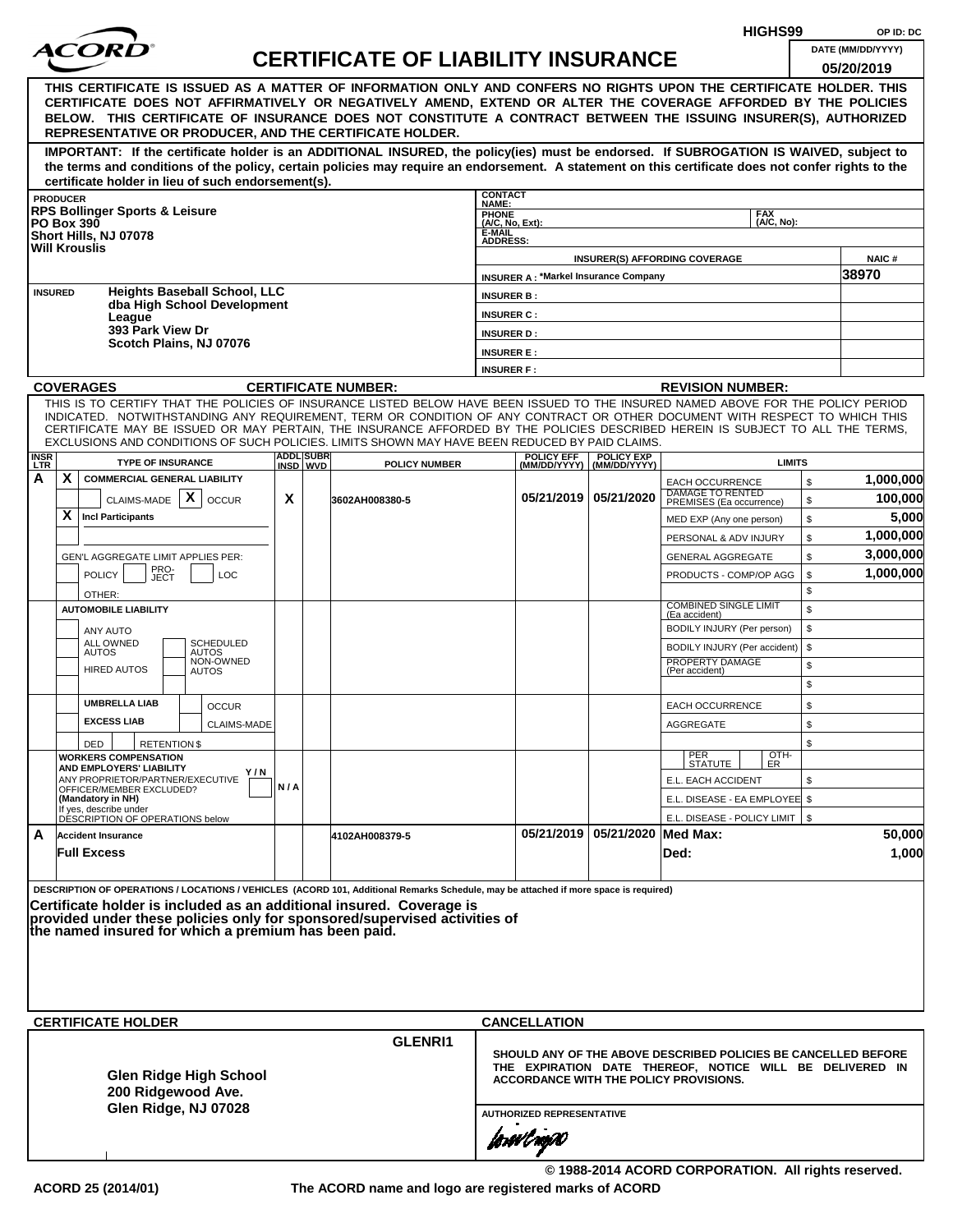HIGHS99 OP ID: DC

# ACORD CERTIFICATE OF LIABILITY INSURANCE

DATE (MM/DD/YYYY): 05/20/2019

**THIS CERTIFICATE IS ISSUED AS A MATTER OF INFORMATION ONLY AND CONFERS NO RIGHTS UPON THE CERTIFICATE HOLDER. THIS CERTIFICATE DOES NOT AFFIRMATIVELY OR NEGATIVELY AMEND, EXTEND OR ALTER THE COVERAGE AFFORDED BY THE POLICIES BELOW. THIS CERTIFICATE OF INSURANCE DOES NOT CONSTITUTE A CONTRACT BETWEEN THE ISSUING INSURER(S), AUTHORIZED REPRESENTATIVE OR PRODUCER, AND THE CERTIFICATE HOLDER.**

**IMPORTANT: If the certificate holder is an ADDITIONAL INSURED, the policy(ies) must be endorsed. If SUBROGATION IS WAIVED, subject to the terms and conditions of the policy, certain policies may require an endorsement. A statement on this certificate does not confer rights to the certificate holder in lieu of such endorsement(s).**

| PRODUCER | CONTACT NAME: | | |
|---|---|---|---|
| RPS Bollinger Sports & Leisure<br>PO Box 390<br>Short Hills, NJ 07078<br>Will Krouslis | PHONE (A/C, No, Ext): | FAX (A/C, No): | |
| | E-MAIL ADDRESS: | | |
| | INSURER(S) AFFORDING COVERAGE | | NAIC # |
| | INSURER A : *Markel Insurance Company | | 38970 |
| INSURED | INSURER B : | | |
| Heights Baseball School, LLC<br>dba High School Development League<br>393 Park View Dr<br>Scotch Plains, NJ 07076 | INSURER C : | | |
| | INSURER D : | | |
| | INSURER E : | | |
| | INSURER F : | | |

**COVERAGES** **CERTIFICATE NUMBER:** **REVISION NUMBER:**

THIS IS TO CERTIFY THAT THE POLICIES OF INSURANCE LISTED BELOW HAVE BEEN ISSUED TO THE INSURED NAMED ABOVE FOR THE POLICY PERIOD INDICATED. NOTWITHSTANDING ANY REQUIREMENT, TERM OR CONDITION OF ANY CONTRACT OR OTHER DOCUMENT WITH RESPECT TO WHICH THIS CERTIFICATE MAY BE ISSUED OR MAY PERTAIN, THE INSURANCE AFFORDED BY THE POLICIES DESCRIBED HEREIN IS SUBJECT TO ALL THE TERMS, EXCLUSIONS AND CONDITIONS OF SUCH POLICIES. LIMITS SHOWN MAY HAVE BEEN REDUCED BY PAID CLAIMS.

| INSR LTR | TYPE OF INSURANCE | ADDL INSD | SUBR WVD | POLICY NUMBER | POLICY EFF (MM/DD/YYYY) | POLICY EXP (MM/DD/YYYY) | LIMITS | |
|---|---|---|---|---|---|---|---|---|
| A | X COMMERCIAL GENERAL LIABILITY | | | | | | EACH OCCURRENCE | $ 1,000,000 |
| | CLAIMS-MADE [X] OCCUR | X | | 3602AH008380-5 | 05/21/2019 | 05/21/2020 | DAMAGE TO RENTED PREMISES (Ea occurrence) | $ 100,000 |
| | X Incl Participants | | | | | | MED EXP (Any one person) | $ 5,000 |
| | | | | | | | PERSONAL & ADV INJURY | $ 1,000,000 |
| | GEN'L AGGREGATE LIMIT APPLIES PER: | | | | | | GENERAL AGGREGATE | $ 3,000,000 |
| | POLICY / PRO-JECT / LOC | | | | | | PRODUCTS - COMP/OP AGG | $ 1,000,000 |
| | OTHER: | | | | | | | $ |
| | AUTOMOBILE LIABILITY | | | | | | COMBINED SINGLE LIMIT (Ea accident) | $ |
| | ANY AUTO | | | | | | BODILY INJURY (Per person) | $ |
| | ALL OWNED AUTOS / SCHEDULED AUTOS | | | | | | BODILY INJURY (Per accident) | $ |
| | HIRED AUTOS / NON-OWNED AUTOS | | | | | | PROPERTY DAMAGE (Per accident) | $ |
| | | | | | | | | $ |
| | UMBRELLA LIAB / OCCUR | | | | | | EACH OCCURRENCE | $ |
| | EXCESS LIAB / CLAIMS-MADE | | | | | | AGGREGATE | $ |
| | DED / RETENTION $ | | | | | | | $ |
| | WORKERS COMPENSATION AND EMPLOYERS' LIABILITY Y/N<br>ANY PROPRIETOR/PARTNER/EXECUTIVE OFFICER/MEMBER EXCLUDED? (Mandatory in NH)<br>If yes, describe under DESCRIPTION OF OPERATIONS below | N/A | | | | | PER STATUTE / OTH-ER | |
| | | | | | | | E.L. EACH ACCIDENT | $ |
| | | | | | | | E.L. DISEASE - EA EMPLOYEE | $ |
| | | | | | | | E.L. DISEASE - POLICY LIMIT | $ |
| A | Accident Insurance | | | 4102AH008379-5 | 05/21/2019 | 05/21/2020 | Med Max: | 50,000 |
| | Full Excess | | | | | | Ded: | 1,000 |

DESCRIPTION OF OPERATIONS / LOCATIONS / VEHICLES (ACORD 101, Additional Remarks Schedule, may be attached if more space is required)

**Certificate holder is included as an additional insured. Coverage is provided under these policies only for sponsored/supervised activities of the named insured for which a premium has been paid.**

| CERTIFICATE HOLDER | CANCELLATION |
|---|---|
| GLENRI1<br><br>**Glen Ridge High School**<br>**200 Ridgewood Ave.**<br>**Glen Ridge, NJ 07028** | SHOULD ANY OF THE ABOVE DESCRIBED POLICIES BE CANCELLED BEFORE THE EXPIRATION DATE THEREOF, NOTICE WILL BE DELIVERED IN ACCORDANCE WITH THE POLICY PROVISIONS.<br><br>AUTHORIZED REPRESENTATIVE |

© 1988-2014 ACORD CORPORATION. All rights reserved.

ACORD 25 (2014/01) The ACORD name and logo are registered marks of ACORD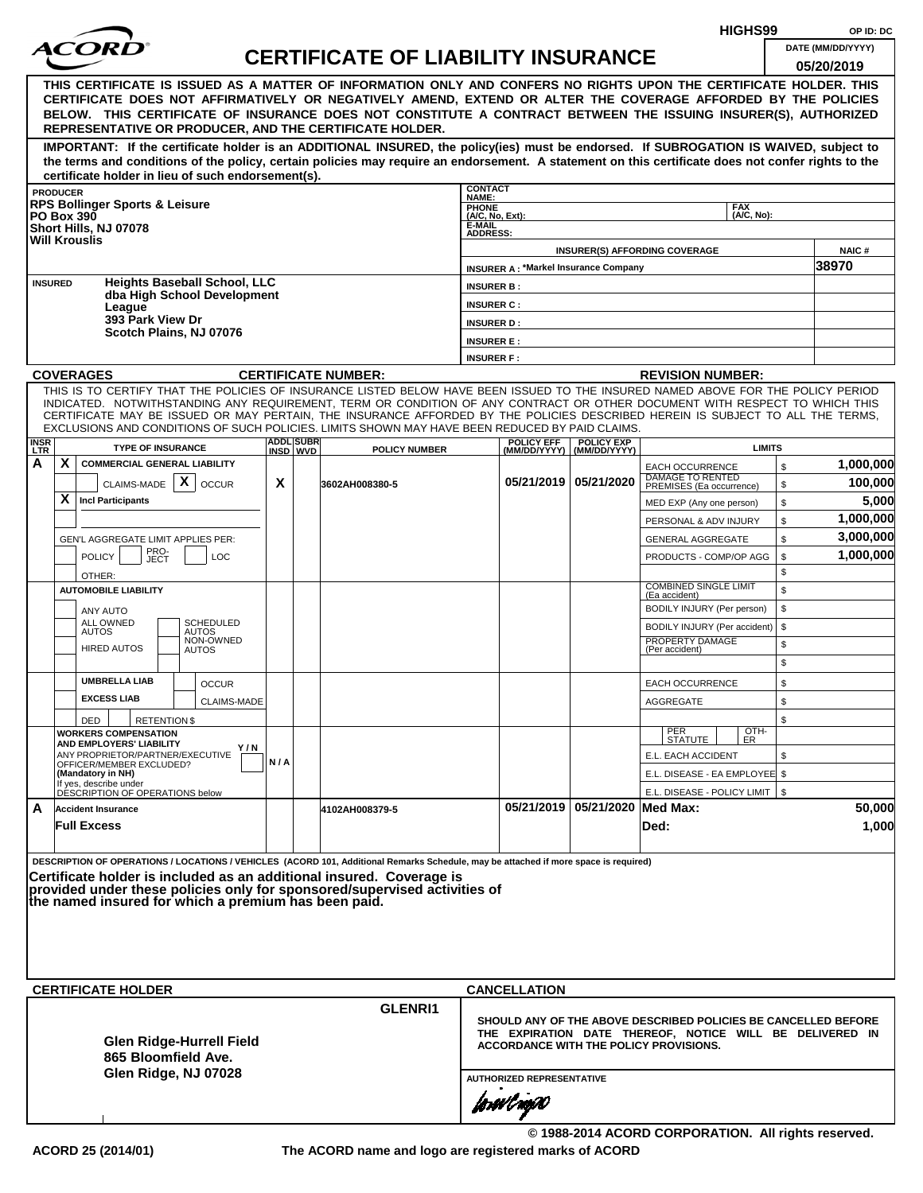HIGHS99 OP ID: DC

# ACORD CERTIFICATE OF LIABILITY INSURANCE

DATE (MM/DD/YYYY): 05/20/2019

**THIS CERTIFICATE IS ISSUED AS A MATTER OF INFORMATION ONLY AND CONFERS NO RIGHTS UPON THE CERTIFICATE HOLDER. THIS CERTIFICATE DOES NOT AFFIRMATIVELY OR NEGATIVELY AMEND, EXTEND OR ALTER THE COVERAGE AFFORDED BY THE POLICIES BELOW. THIS CERTIFICATE OF INSURANCE DOES NOT CONSTITUTE A CONTRACT BETWEEN THE ISSUING INSURER(S), AUTHORIZED REPRESENTATIVE OR PRODUCER, AND THE CERTIFICATE HOLDER.**

**IMPORTANT: If the certificate holder is an ADDITIONAL INSURED, the policy(ies) must be endorsed. If SUBROGATION IS WAIVED, subject to the terms and conditions of the policy, certain policies may require an endorsement. A statement on this certificate does not confer rights to the certificate holder in lieu of such endorsement(s).**

| PRODUCER | CONTACT NAME: | |
|---|---|---|
| **RPS Bollinger Sports & Leisure** | PHONE (A/C, No, Ext): | FAX (A/C, No): |
| **PO Box 390** | E-MAIL ADDRESS: | |
| **Short Hills, NJ 07078** | INSURER(S) AFFORDING COVERAGE | NAIC # |
| **Will Krouslis** | INSURER A : *Markel Insurance Company | 38970 |
| INSURED **Heights Baseball School, LLC dba High School Development League 393 Park View Dr Scotch Plains, NJ 07076** | INSURER B : | |
| | INSURER C : | |
| | INSURER D : | |
| | INSURER E : | |
| | INSURER F : | |

**COVERAGES** **CERTIFICATE NUMBER:** **REVISION NUMBER:**

THIS IS TO CERTIFY THAT THE POLICIES OF INSURANCE LISTED BELOW HAVE BEEN ISSUED TO THE INSURED NAMED ABOVE FOR THE POLICY PERIOD INDICATED. NOTWITHSTANDING ANY REQUIREMENT, TERM OR CONDITION OF ANY CONTRACT OR OTHER DOCUMENT WITH RESPECT TO WHICH THIS CERTIFICATE MAY BE ISSUED OR MAY PERTAIN, THE INSURANCE AFFORDED BY THE POLICIES DESCRIBED HEREIN IS SUBJECT TO ALL THE TERMS, EXCLUSIONS AND CONDITIONS OF SUCH POLICIES. LIMITS SHOWN MAY HAVE BEEN REDUCED BY PAID CLAIMS.

| INSR LTR | TYPE OF INSURANCE | ADDL INSD | SUBR WVD | POLICY NUMBER | POLICY EFF (MM/DD/YYYY) | POLICY EXP (MM/DD/YYYY) | LIMITS | |
|---|---|---|---|---|---|---|---|---|
| A | X COMMERCIAL GENERAL LIABILITY | | | | | | EACH OCCURRENCE | $ 1,000,000 |
| | CLAIMS-MADE [X] OCCUR | X | | 3602AH008380-5 | 05/21/2019 | 05/21/2020 | DAMAGE TO RENTED PREMISES (Ea occurrence) | $ 100,000 |
| | X Incl Participants | | | | | | MED EXP (Any one person) | $ 5,000 |
| | | | | | | | PERSONAL & ADV INJURY | $ 1,000,000 |
| | GEN'L AGGREGATE LIMIT APPLIES PER: | | | | | | GENERAL AGGREGATE | $ 3,000,000 |
| | POLICY / PRO-JECT / LOC | | | | | | PRODUCTS - COMP/OP AGG | $ 1,000,000 |
| | OTHER: | | | | | | | $ |
| | AUTOMOBILE LIABILITY | | | | | | COMBINED SINGLE LIMIT (Ea accident) | $ |
| | ANY AUTO | | | | | | BODILY INJURY (Per person) | $ |
| | ALL OWNED AUTOS / SCHEDULED AUTOS | | | | | | BODILY INJURY (Per accident) | $ |
| | HIRED AUTOS / NON-OWNED AUTOS | | | | | | PROPERTY DAMAGE (Per accident) | $ |
| | | | | | | | | $ |
| | UMBRELLA LIAB / OCCUR | | | | | | EACH OCCURRENCE | $ |
| | EXCESS LIAB / CLAIMS-MADE | | | | | | AGGREGATE | $ |
| | DED / RETENTION $ | | | | | | | $ |
| | WORKERS COMPENSATION AND EMPLOYERS' LIABILITY Y/N ANY PROPRIETOR/PARTNER/EXECUTIVE OFFICER/MEMBER EXCLUDED? (Mandatory in NH) If yes, describe under DESCRIPTION OF OPERATIONS below | N/A | | | | | PER STATUTE / OTH-ER | |
| | | | | | | | E.L. EACH ACCIDENT | $ |
| | | | | | | | E.L. DISEASE - EA EMPLOYEE | $ |
| | | | | | | | E.L. DISEASE - POLICY LIMIT | $ |
| A | Accident Insurance | | | 4102AH008379-5 | 05/21/2019 | 05/21/2020 | Med Max: | 50,000 |
| | Full Excess | | | | | | Ded: | 1,000 |

DESCRIPTION OF OPERATIONS / LOCATIONS / VEHICLES (ACORD 101, Additional Remarks Schedule, may be attached if more space is required)

**Certificate holder is included as an additional insured. Coverage is provided under these policies only for sponsored/supervised activities of the named insured for which a premium has been paid.**

| CERTIFICATE HOLDER | CANCELLATION |
|---|---|
| GLENRI1 **Glen Ridge-Hurrell Field 865 Bloomfield Ave. Glen Ridge, NJ 07028** | **SHOULD ANY OF THE ABOVE DESCRIBED POLICIES BE CANCELLED BEFORE THE EXPIRATION DATE THEREOF, NOTICE WILL BE DELIVERED IN ACCORDANCE WITH THE POLICY PROVISIONS.** |
| | AUTHORIZED REPRESENTATIVE |

© 1988-2014 ACORD CORPORATION. All rights reserved.

ACORD 25 (2014/01) The ACORD name and logo are registered marks of ACORD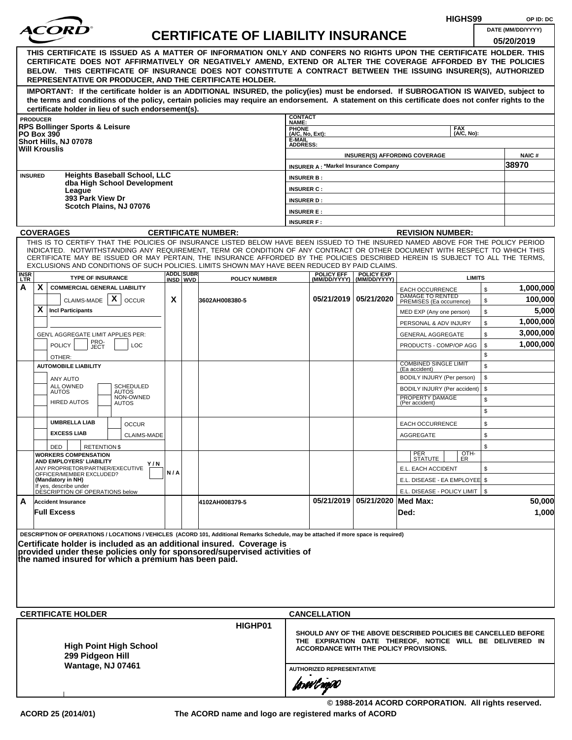HIGHS99 OP ID: DC

# ACORD CERTIFICATE OF LIABILITY INSURANCE

DATE (MM/DD/YYYY): 05/20/2019

**THIS CERTIFICATE IS ISSUED AS A MATTER OF INFORMATION ONLY AND CONFERS NO RIGHTS UPON THE CERTIFICATE HOLDER. THIS CERTIFICATE DOES NOT AFFIRMATIVELY OR NEGATIVELY AMEND, EXTEND OR ALTER THE COVERAGE AFFORDED BY THE POLICIES BELOW. THIS CERTIFICATE OF INSURANCE DOES NOT CONSTITUTE A CONTRACT BETWEEN THE ISSUING INSURER(S), AUTHORIZED REPRESENTATIVE OR PRODUCER, AND THE CERTIFICATE HOLDER.**

**IMPORTANT: If the certificate holder is an ADDITIONAL INSURED, the policy(ies) must be endorsed. If SUBROGATION IS WAIVED, subject to the terms and conditions of the policy, certain policies may require an endorsement. A statement on this certificate does not confer rights to the certificate holder in lieu of such endorsement(s).**

**PRODUCER**
RPS Bollinger Sports & Leisure
PO Box 390
Short Hills, NJ 07078
Will Krouslis

CONTACT NAME:
PHONE (A/C, No, Ext): FAX (A/C, No):
E-MAIL ADDRESS:

| INSURER(S) AFFORDING COVERAGE | NAIC # |
|---|---|
| INSURER A : *Markel Insurance Company | 38970 |
| INSURER B : | |
| INSURER C : | |
| INSURER D : | |
| INSURER E : | |
| INSURER F : | |

**INSURED**
Heights Baseball School, LLC
dba High School Development League
393 Park View Dr
Scotch Plains, NJ 07076

**COVERAGES** CERTIFICATE NUMBER: REVISION NUMBER:

THIS IS TO CERTIFY THAT THE POLICIES OF INSURANCE LISTED BELOW HAVE BEEN ISSUED TO THE INSURED NAMED ABOVE FOR THE POLICY PERIOD INDICATED. NOTWITHSTANDING ANY REQUIREMENT, TERM OR CONDITION OF ANY CONTRACT OR OTHER DOCUMENT WITH RESPECT TO WHICH THIS CERTIFICATE MAY BE ISSUED OR MAY PERTAIN, THE INSURANCE AFFORDED BY THE POLICIES DESCRIBED HEREIN IS SUBJECT TO ALL THE TERMS, EXCLUSIONS AND CONDITIONS OF SUCH POLICIES. LIMITS SHOWN MAY HAVE BEEN REDUCED BY PAID CLAIMS.

| INSR LTR | TYPE OF INSURANCE | ADDL INSD | SUBR WVD | POLICY NUMBER | POLICY EFF (MM/DD/YYYY) | POLICY EXP (MM/DD/YYYY) | LIMITS | |
|---|---|---|---|---|---|---|---|---|
| A | X COMMERCIAL GENERAL LIABILITY | | | | | | EACH OCCURRENCE | $ 1,000,000 |
| | CLAIMS-MADE [X] OCCUR | X | | 3602AH008380-5 | 05/21/2019 | 05/21/2020 | DAMAGE TO RENTED PREMISES (Ea occurrence) | $ 100,000 |
| | X Incl Participants | | | | | | MED EXP (Any one person) | $ 5,000 |
| | | | | | | | PERSONAL & ADV INJURY | $ 1,000,000 |
| | GEN'L AGGREGATE LIMIT APPLIES PER: | | | | | | GENERAL AGGREGATE | $ 3,000,000 |
| | POLICY PRO-JECT LOC | | | | | | PRODUCTS - COMP/OP AGG | $ 1,000,000 |
| | OTHER: | | | | | | | $ |
| | AUTOMOBILE LIABILITY | | | | | | COMBINED SINGLE LIMIT (Ea accident) | $ |
| | ANY AUTO | | | | | | BODILY INJURY (Per person) | $ |
| | ALL OWNED AUTOS / SCHEDULED AUTOS | | | | | | BODILY INJURY (Per accident) | $ |
| | HIRED AUTOS / NON-OWNED AUTOS | | | | | | PROPERTY DAMAGE (Per accident) | $ |
| | | | | | | | | $ |
| | UMBRELLA LIAB / OCCUR | | | | | | EACH OCCURRENCE | $ |
| | EXCESS LIAB / CLAIMS-MADE | | | | | | AGGREGATE | $ |
| | DED / RETENTION $ | | | | | | | $ |
| | WORKERS COMPENSATION AND EMPLOYERS' LIABILITY Y/N; ANY PROPRIETOR/PARTNER/EXECUTIVE OFFICER/MEMBER EXCLUDED? (Mandatory in NH) If yes, describe under DESCRIPTION OF OPERATIONS below | N/A | | | | | PER STATUTE / OTH-ER | |
| | | | | | | | E.L. EACH ACCIDENT | $ |
| | | | | | | | E.L. DISEASE - EA EMPLOYEE | $ |
| | | | | | | | E.L. DISEASE - POLICY LIMIT | $ |
| A | Accident Insurance | | | 4102AH008379-5 | 05/21/2019 | 05/21/2020 | Med Max: | 50,000 |
| | Full Excess | | | | | | Ded: | 1,000 |

DESCRIPTION OF OPERATIONS / LOCATIONS / VEHICLES (ACORD 101, Additional Remarks Schedule, may be attached if more space is required)

**Certificate holder is included as an additional insured. Coverage is provided under these policies only for sponsored/supervised activities of the named insured for which a premium has been paid.**

**CERTIFICATE HOLDER**

HIGHP01

High Point High School
299 Pidgeon Hill
Wantage, NJ 07461

**CANCELLATION**

SHOULD ANY OF THE ABOVE DESCRIBED POLICIES BE CANCELLED BEFORE THE EXPIRATION DATE THEREOF, NOTICE WILL BE DELIVERED IN ACCORDANCE WITH THE POLICY PROVISIONS.

AUTHORIZED REPRESENTATIVE

© 1988-2014 ACORD CORPORATION. All rights reserved.

ACORD 25 (2014/01) The ACORD name and logo are registered marks of ACORD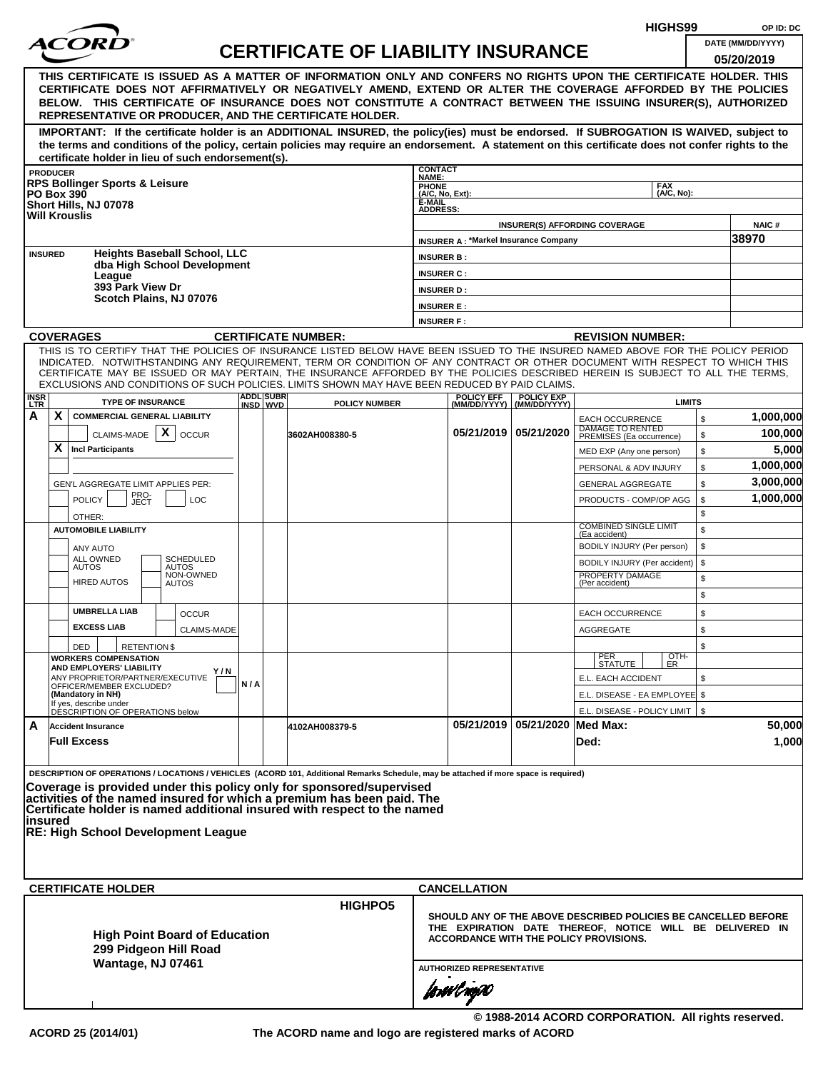HIGHS99 OP ID: DC

# ACORD CERTIFICATE OF LIABILITY INSURANCE

DATE (MM/DD/YYYY) 05/20/2019

**THIS CERTIFICATE IS ISSUED AS A MATTER OF INFORMATION ONLY AND CONFERS NO RIGHTS UPON THE CERTIFICATE HOLDER. THIS CERTIFICATE DOES NOT AFFIRMATIVELY OR NEGATIVELY AMEND, EXTEND OR ALTER THE COVERAGE AFFORDED BY THE POLICIES BELOW. THIS CERTIFICATE OF INSURANCE DOES NOT CONSTITUTE A CONTRACT BETWEEN THE ISSUING INSURER(S), AUTHORIZED REPRESENTATIVE OR PRODUCER, AND THE CERTIFICATE HOLDER.**

**IMPORTANT: If the certificate holder is an ADDITIONAL INSURED, the policy(ies) must be endorsed. If SUBROGATION IS WAIVED, subject to the terms and conditions of the policy, certain policies may require an endorsement. A statement on this certificate does not confer rights to the certificate holder in lieu of such endorsement(s).**

| PRODUCER | CONTACT NAME: | | |
|---|---|---|---|
| RPS Bollinger Sports & Leisure<br>PO Box 390<br>Short Hills, NJ 07078<br>Will Krouslis | PHONE (A/C, No, Ext): | FAX (A/C, No): | |
| | E-MAIL ADDRESS: | | |
| | INSURER(S) AFFORDING COVERAGE | | NAIC # |
| | INSURER A : *Markel Insurance Company | | 38970 |
| INSURED<br>Heights Baseball School, LLC<br>dba High School Development League<br>393 Park View Dr<br>Scotch Plains, NJ 07076 | INSURER B : | | |
| | INSURER C : | | |
| | INSURER D : | | |
| | INSURER E : | | |
| | INSURER F : | | |

**COVERAGES** CERTIFICATE NUMBER: REVISION NUMBER:

THIS IS TO CERTIFY THAT THE POLICIES OF INSURANCE LISTED BELOW HAVE BEEN ISSUED TO THE INSURED NAMED ABOVE FOR THE POLICY PERIOD INDICATED. NOTWITHSTANDING ANY REQUIREMENT, TERM OR CONDITION OF ANY CONTRACT OR OTHER DOCUMENT WITH RESPECT TO WHICH THIS CERTIFICATE MAY BE ISSUED OR MAY PERTAIN, THE INSURANCE AFFORDED BY THE POLICIES DESCRIBED HEREIN IS SUBJECT TO ALL THE TERMS, EXCLUSIONS AND CONDITIONS OF SUCH POLICIES. LIMITS SHOWN MAY HAVE BEEN REDUCED BY PAID CLAIMS.

| INSR LTR | TYPE OF INSURANCE | ADDL INSD | SUBR WVD | POLICY NUMBER | POLICY EFF (MM/DD/YYYY) | POLICY EXP (MM/DD/YYYY) | LIMITS | |
|---|---|---|---|---|---|---|---|---|
| A | X COMMERCIAL GENERAL LIABILITY | | | 3602AH008380-5 | 05/21/2019 | 05/21/2020 | EACH OCCURRENCE | $ 1,000,000 |
| | CLAIMS-MADE [X] OCCUR | | | | | | DAMAGE TO RENTED PREMISES (Ea occurrence) | $ 100,000 |
| | X Incl Participants | | | | | | MED EXP (Any one person) | $ 5,000 |
| | | | | | | | PERSONAL & ADV INJURY | $ 1,000,000 |
| | GEN'L AGGREGATE LIMIT APPLIES PER: | | | | | | GENERAL AGGREGATE | $ 3,000,000 |
| | POLICY / PRO-JECT / LOC | | | | | | PRODUCTS - COMP/OP AGG | $ 1,000,000 |
| | OTHER: | | | | | | | $ |
| | AUTOMOBILE LIABILITY | | | | | | COMBINED SINGLE LIMIT (Ea accident) | $ |
| | ANY AUTO | | | | | | BODILY INJURY (Per person) | $ |
| | ALL OWNED AUTOS / SCHEDULED AUTOS | | | | | | BODILY INJURY (Per accident) | $ |
| | HIRED AUTOS / NON-OWNED AUTOS | | | | | | PROPERTY DAMAGE (Per accident) | $ |
| | | | | | | | | $ |
| | UMBRELLA LIAB / OCCUR | | | | | | EACH OCCURRENCE | $ |
| | EXCESS LIAB / CLAIMS-MADE | | | | | | AGGREGATE | $ |
| | DED / RETENTION $ | | | | | | | $ |
| | WORKERS COMPENSATION AND EMPLOYERS' LIABILITY Y/N<br>ANY PROPRIETOR/PARTNER/EXECUTIVE OFFICER/MEMBER EXCLUDED? (Mandatory in NH)<br>If yes, describe under DESCRIPTION OF OPERATIONS below | N/A | | | | | PER STATUTE / OTH-ER | |
| | | | | | | | E.L. EACH ACCIDENT | $ |
| | | | | | | | E.L. DISEASE - EA EMPLOYEE | $ |
| | | | | | | | E.L. DISEASE - POLICY LIMIT | $ |
| A | Accident Insurance | | | 4102AH008379-5 | 05/21/2019 | 05/21/2020 | Med Max: | 50,000 |
| | Full Excess | | | | | | Ded: | 1,000 |

DESCRIPTION OF OPERATIONS / LOCATIONS / VEHICLES (ACORD 101, Additional Remarks Schedule, may be attached if more space is required)

**Coverage is provided under this policy only for sponsored/supervised activities of the named insured for which a premium has been paid. The Certificate holder is named additional insured with respect to the named insured**
**RE: High School Development League**

| CERTIFICATE HOLDER | CANCELLATION |
|---|---|
| HIGHPO5<br>**High Point Board of Education**<br>**299 Pidgeon Hill Road**<br>**Wantage, NJ 07461** | SHOULD ANY OF THE ABOVE DESCRIBED POLICIES BE CANCELLED BEFORE THE EXPIRATION DATE THEREOF, NOTICE WILL BE DELIVERED IN ACCORDANCE WITH THE POLICY PROVISIONS.<br><br>AUTHORIZED REPRESENTATIVE |

© 1988-2014 ACORD CORPORATION. All rights reserved.

ACORD 25 (2014/01) The ACORD name and logo are registered marks of ACORD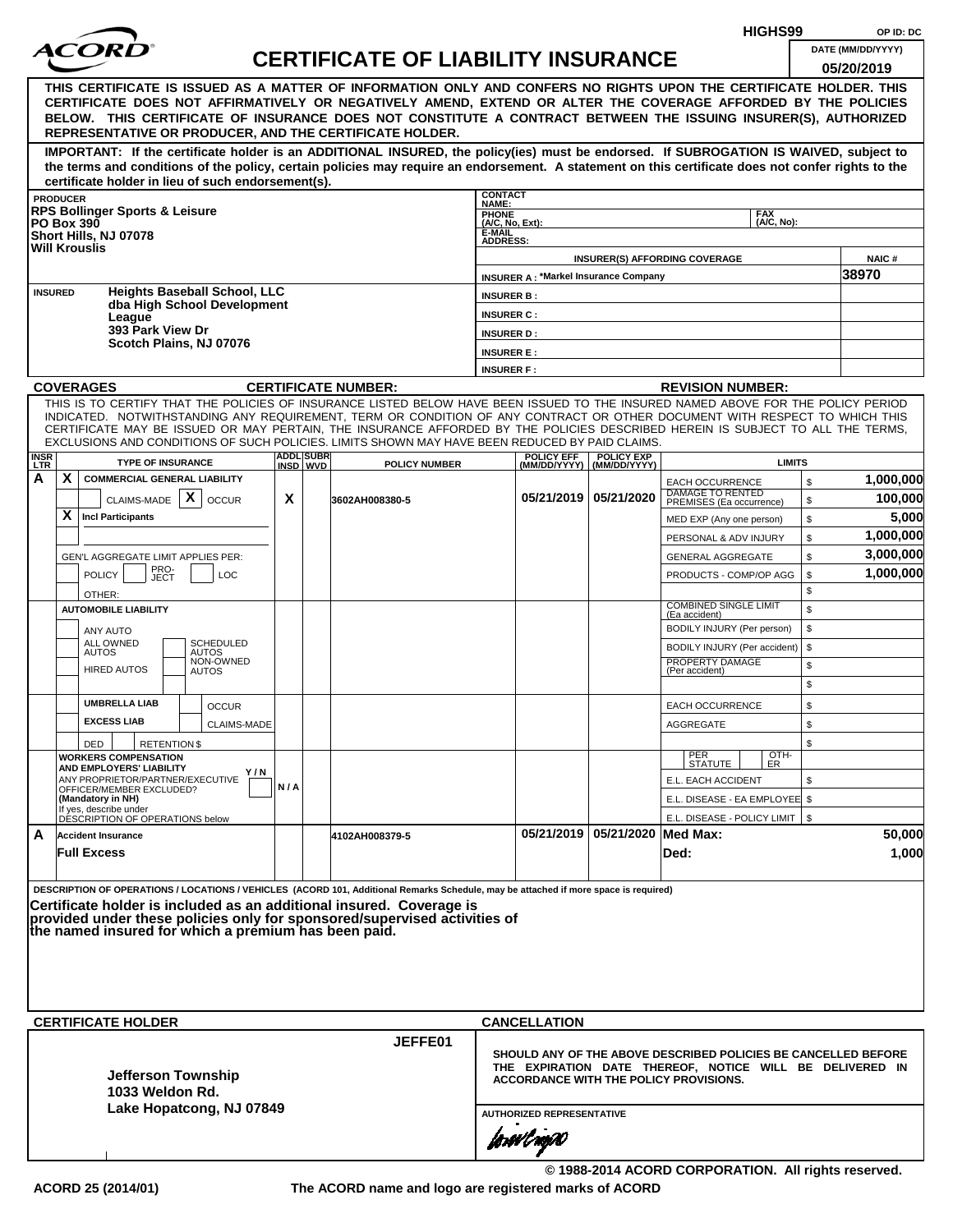HIGHS99 OP ID: DC

# ACORD CERTIFICATE OF LIABILITY INSURANCE

DATE (MM/DD/YYYY): 05/20/2019

**THIS CERTIFICATE IS ISSUED AS A MATTER OF INFORMATION ONLY AND CONFERS NO RIGHTS UPON THE CERTIFICATE HOLDER. THIS CERTIFICATE DOES NOT AFFIRMATIVELY OR NEGATIVELY AMEND, EXTEND OR ALTER THE COVERAGE AFFORDED BY THE POLICIES BELOW. THIS CERTIFICATE OF INSURANCE DOES NOT CONSTITUTE A CONTRACT BETWEEN THE ISSUING INSURER(S), AUTHORIZED REPRESENTATIVE OR PRODUCER, AND THE CERTIFICATE HOLDER.**

**IMPORTANT: If the certificate holder is an ADDITIONAL INSURED, the policy(ies) must be endorsed. If SUBROGATION IS WAIVED, subject to the terms and conditions of the policy, certain policies may require an endorsement. A statement on this certificate does not confer rights to the certificate holder in lieu of such endorsement(s).**

| PRODUCER | CONTACT NAME: | | |
|---|---|---|---|
| RPS Bollinger Sports & Leisure<br>PO Box 390<br>Short Hills, NJ 07078<br>Will Krouslis | PHONE (A/C, No, Ext): | FAX (A/C, No): | |
| | E-MAIL ADDRESS: | | |
| | INSURER(S) AFFORDING COVERAGE | | NAIC # |
| | INSURER A : *Markel Insurance Company | | 38970 |
| INSURED<br>Heights Baseball School, LLC<br>dba High School Development League<br>393 Park View Dr<br>Scotch Plains, NJ 07076 | INSURER B : | | |
| | INSURER C : | | |
| | INSURER D : | | |
| | INSURER E : | | |
| | INSURER F : | | |

**COVERAGES** **CERTIFICATE NUMBER:** **REVISION NUMBER:**

THIS IS TO CERTIFY THAT THE POLICIES OF INSURANCE LISTED BELOW HAVE BEEN ISSUED TO THE INSURED NAMED ABOVE FOR THE POLICY PERIOD INDICATED. NOTWITHSTANDING ANY REQUIREMENT, TERM OR CONDITION OF ANY CONTRACT OR OTHER DOCUMENT WITH RESPECT TO WHICH THIS CERTIFICATE MAY BE ISSUED OR MAY PERTAIN, THE INSURANCE AFFORDED BY THE POLICIES DESCRIBED HEREIN IS SUBJECT TO ALL THE TERMS, EXCLUSIONS AND CONDITIONS OF SUCH POLICIES. LIMITS SHOWN MAY HAVE BEEN REDUCED BY PAID CLAIMS.

| INSR LTR | TYPE OF INSURANCE | ADDL INSD | SUBR WVD | POLICY NUMBER | POLICY EFF (MM/DD/YYYY) | POLICY EXP (MM/DD/YYYY) | LIMITS | |
|---|---|---|---|---|---|---|---|---|
| A | X COMMERCIAL GENERAL LIABILITY | | | | | | EACH OCCURRENCE | $ 1,000,000 |
| | CLAIMS-MADE [ ] X OCCUR | X | | 3602AH008380-5 | 05/21/2019 | 05/21/2020 | DAMAGE TO RENTED PREMISES (Ea occurrence) | $ 100,000 |
| | X Incl Participants | | | | | | MED EXP (Any one person) | $ 5,000 |
| | | | | | | | PERSONAL & ADV INJURY | $ 1,000,000 |
| | GEN'L AGGREGATE LIMIT APPLIES PER: | | | | | | GENERAL AGGREGATE | $ 3,000,000 |
| | POLICY [ ] PRO-JECT [ ] LOC [ ] | | | | | | PRODUCTS - COMP/OP AGG | $ 1,000,000 |
| | OTHER: | | | | | | | $ |
| | AUTOMOBILE LIABILITY | | | | | | COMBINED SINGLE LIMIT (Ea accident) | $ |
| | ANY AUTO | | | | | | BODILY INJURY (Per person) | $ |
| | ALL OWNED AUTOS / SCHEDULED AUTOS | | | | | | BODILY INJURY (Per accident) | $ |
| | HIRED AUTOS / NON-OWNED AUTOS | | | | | | PROPERTY DAMAGE (Per accident) | $ |
| | | | | | | | | $ |
| | UMBRELLA LIAB / OCCUR | | | | | | EACH OCCURRENCE | $ |
| | EXCESS LIAB / CLAIMS-MADE | | | | | | AGGREGATE | $ |
| | DED / RETENTION $ | | | | | | | $ |
| | WORKERS COMPENSATION AND EMPLOYERS' LIABILITY Y/N | | | | | | PER STATUTE / OTH-ER | |
| | ANY PROPRIETOR/PARTNER/EXECUTIVE OFFICER/MEMBER EXCLUDED? (Mandatory in NH) | N/A | | | | | E.L. EACH ACCIDENT | $ |
| | If yes, describe under DESCRIPTION OF OPERATIONS below | | | | | | E.L. DISEASE - EA EMPLOYEE | $ |
| | | | | | | | E.L. DISEASE - POLICY LIMIT | $ |
| A | Accident Insurance | | | 4102AH008379-5 | 05/21/2019 | 05/21/2020 | Med Max: | 50,000 |
| | Full Excess | | | | | | Ded: | 1,000 |

DESCRIPTION OF OPERATIONS / LOCATIONS / VEHICLES (ACORD 101, Additional Remarks Schedule, may be attached if more space is required)

**Certificate holder is included as an additional insured. Coverage is provided under these policies only for sponsored/supervised activities of the named insured for which a premium has been paid.**

| CERTIFICATE HOLDER | CANCELLATION |
|---|---|
| JEFFE01<br>**Jefferson Township**<br>**1033 Weldon Rd.**<br>**Lake Hopatcong, NJ 07849** | SHOULD ANY OF THE ABOVE DESCRIBED POLICIES BE CANCELLED BEFORE THE EXPIRATION DATE THEREOF, NOTICE WILL BE DELIVERED IN ACCORDANCE WITH THE POLICY PROVISIONS.<br><br>AUTHORIZED REPRESENTATIVE |

© 1988-2014 ACORD CORPORATION. All rights reserved.

ACORD 25 (2014/01) The ACORD name and logo are registered marks of ACORD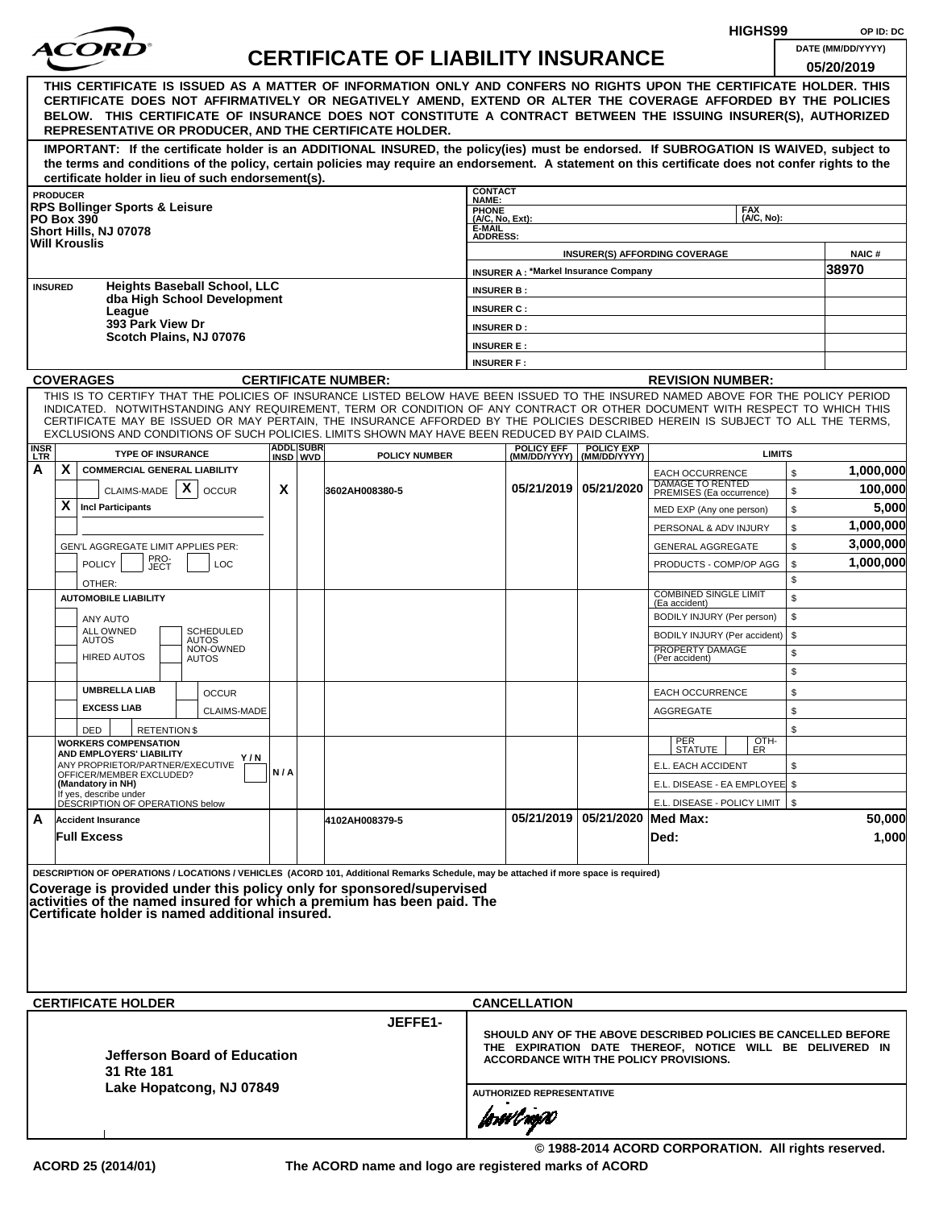HIGHS99 OP ID: DC

# ACORD CERTIFICATE OF LIABILITY INSURANCE

DATE (MM/DD/YYYY): 05/20/2019

**THIS CERTIFICATE IS ISSUED AS A MATTER OF INFORMATION ONLY AND CONFERS NO RIGHTS UPON THE CERTIFICATE HOLDER. THIS CERTIFICATE DOES NOT AFFIRMATIVELY OR NEGATIVELY AMEND, EXTEND OR ALTER THE COVERAGE AFFORDED BY THE POLICIES BELOW. THIS CERTIFICATE OF INSURANCE DOES NOT CONSTITUTE A CONTRACT BETWEEN THE ISSUING INSURER(S), AUTHORIZED REPRESENTATIVE OR PRODUCER, AND THE CERTIFICATE HOLDER.**

**IMPORTANT: If the certificate holder is an ADDITIONAL INSURED, the policy(ies) must be endorsed. If SUBROGATION IS WAIVED, subject to the terms and conditions of the policy, certain policies may require an endorsement. A statement on this certificate does not confer rights to the certificate holder in lieu of such endorsement(s).**

| PRODUCER | CONTACT NAME: | | |
|---|---|---|---|
| RPS Bollinger Sports & Leisure<br>PO Box 390<br>Short Hills, NJ 07078<br>Will Krouslis | PHONE (A/C, No, Ext): | FAX (A/C, No): | |
| | E-MAIL ADDRESS: | | |
| | INSURER(S) AFFORDING COVERAGE | | NAIC # |
| | INSURER A : *Markel Insurance Company | | 38970 |
| INSURED: Heights Baseball School, LLC<br>dba High School Development League<br>393 Park View Dr<br>Scotch Plains, NJ 07076 | INSURER B : | | |
| | INSURER C : | | |
| | INSURER D : | | |
| | INSURER E : | | |
| | INSURER F : | | |

**COVERAGES** CERTIFICATE NUMBER: REVISION NUMBER:

THIS IS TO CERTIFY THAT THE POLICIES OF INSURANCE LISTED BELOW HAVE BEEN ISSUED TO THE INSURED NAMED ABOVE FOR THE POLICY PERIOD INDICATED. NOTWITHSTANDING ANY REQUIREMENT, TERM OR CONDITION OF ANY CONTRACT OR OTHER DOCUMENT WITH RESPECT TO WHICH THIS CERTIFICATE MAY BE ISSUED OR MAY PERTAIN, THE INSURANCE AFFORDED BY THE POLICIES DESCRIBED HEREIN IS SUBJECT TO ALL THE TERMS, EXCLUSIONS AND CONDITIONS OF SUCH POLICIES. LIMITS SHOWN MAY HAVE BEEN REDUCED BY PAID CLAIMS.

| INSR LTR | TYPE OF INSURANCE | ADDL INSD | SUBR WVD | POLICY NUMBER | POLICY EFF (MM/DD/YYYY) | POLICY EXP (MM/DD/YYYY) | LIMITS | |
|---|---|---|---|---|---|---|---|---|
| A | X COMMERCIAL GENERAL LIABILITY | | | | | | EACH OCCURRENCE | $ 1,000,000 |
| | CLAIMS-MADE [X] OCCUR | X | | 3602AH008380-5 | 05/21/2019 | 05/21/2020 | DAMAGE TO RENTED PREMISES (Ea occurrence) | $ 100,000 |
| | X Incl Participants | | | | | | MED EXP (Any one person) | $ 5,000 |
| | | | | | | | PERSONAL & ADV INJURY | $ 1,000,000 |
| | GEN'L AGGREGATE LIMIT APPLIES PER: | | | | | | GENERAL AGGREGATE | $ 3,000,000 |
| | POLICY / PRO-JECT / LOC | | | | | | PRODUCTS - COMP/OP AGG | $ 1,000,000 |
| | OTHER: | | | | | | | $ |
| | AUTOMOBILE LIABILITY | | | | | | COMBINED SINGLE LIMIT (Ea accident) | $ |
| | ANY AUTO | | | | | | BODILY INJURY (Per person) | $ |
| | ALL OWNED AUTOS / SCHEDULED AUTOS | | | | | | BODILY INJURY (Per accident) | $ |
| | HIRED AUTOS / NON-OWNED AUTOS | | | | | | PROPERTY DAMAGE (Per accident) | $ |
| | | | | | | | | $ |
| | UMBRELLA LIAB / OCCUR | | | | | | EACH OCCURRENCE | $ |
| | EXCESS LIAB / CLAIMS-MADE | | | | | | AGGREGATE | $ |
| | DED / RETENTION $ | | | | | | | $ |
| | WORKERS COMPENSATION AND EMPLOYERS' LIABILITY Y/N<br>ANY PROPRIETOR/PARTNER/EXECUTIVE OFFICER/MEMBER EXCLUDED? (Mandatory in NH)<br>If yes, describe under DESCRIPTION OF OPERATIONS below | N/A | | | | | PER STATUTE / OTH-ER | |
| | | | | | | | E.L. EACH ACCIDENT | $ |
| | | | | | | | E.L. DISEASE - EA EMPLOYEE | $ |
| | | | | | | | E.L. DISEASE - POLICY LIMIT | $ |
| A | Accident Insurance<br>**Full Excess** | | | 4102AH008379-5 | 05/21/2019 | 05/21/2020 | **Med Max:**<br>**Ded:** | **50,000**<br>**1,000** |

DESCRIPTION OF OPERATIONS / LOCATIONS / VEHICLES (ACORD 101, Additional Remarks Schedule, may be attached if more space is required)

**Coverage is provided under this policy only for sponsored/supervised activities of the named insured for which a premium has been paid. The Certificate holder is named additional insured.**

| CERTIFICATE HOLDER | CANCELLATION |
|---|---|
| JEFFE1-<br>**Jefferson Board of Education**<br>**31 Rte 181**<br>**Lake Hopatcong, NJ 07849** | SHOULD ANY OF THE ABOVE DESCRIBED POLICIES BE CANCELLED BEFORE THE EXPIRATION DATE THEREOF, NOTICE WILL BE DELIVERED IN ACCORDANCE WITH THE POLICY PROVISIONS.<br><br>AUTHORIZED REPRESENTATIVE |

© 1988-2014 ACORD CORPORATION. All rights reserved.

ACORD 25 (2014/01) The ACORD name and logo are registered marks of ACORD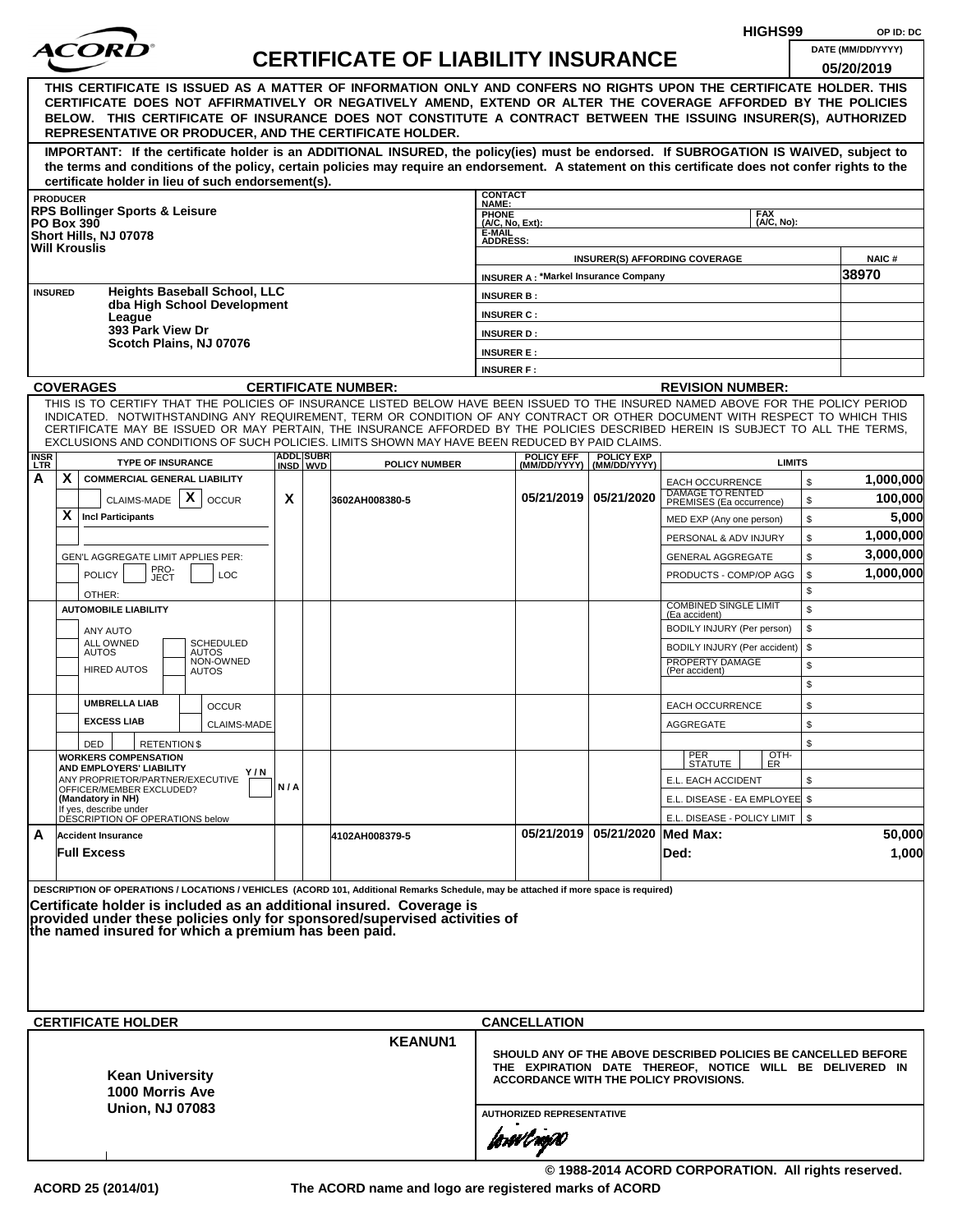HIGHS99 OP ID: DC

# ACORD CERTIFICATE OF LIABILITY INSURANCE

DATE (MM/DD/YYYY) 05/20/2019

**THIS CERTIFICATE IS ISSUED AS A MATTER OF INFORMATION ONLY AND CONFERS NO RIGHTS UPON THE CERTIFICATE HOLDER. THIS CERTIFICATE DOES NOT AFFIRMATIVELY OR NEGATIVELY AMEND, EXTEND OR ALTER THE COVERAGE AFFORDED BY THE POLICIES BELOW. THIS CERTIFICATE OF INSURANCE DOES NOT CONSTITUTE A CONTRACT BETWEEN THE ISSUING INSURER(S), AUTHORIZED REPRESENTATIVE OR PRODUCER, AND THE CERTIFICATE HOLDER.**

**IMPORTANT: If the certificate holder is an ADDITIONAL INSURED, the policy(ies) must be endorsed. If SUBROGATION IS WAIVED, subject to the terms and conditions of the policy, certain policies may require an endorsement. A statement on this certificate does not confer rights to the certificate holder in lieu of such endorsement(s).**

| PRODUCER | CONTACT NAME: | | |
|---|---|---|---|
| RPS Bollinger Sports & Leisure<br>PO Box 390<br>Short Hills, NJ 07078<br>Will Krouslis | PHONE (A/C, No, Ext): | FAX (A/C, No): | |
| | E-MAIL ADDRESS: | | |
| | INSURER(S) AFFORDING COVERAGE | | NAIC # |
| | INSURER A : *Markel Insurance Company | | 38970 |
| INSURED: Heights Baseball School, LLC<br>dba High School Development League<br>393 Park View Dr<br>Scotch Plains, NJ 07076 | INSURER B : | | |
| | INSURER C : | | |
| | INSURER D : | | |
| | INSURER E : | | |
| | INSURER F : | | |

**COVERAGES** **CERTIFICATE NUMBER:** **REVISION NUMBER:**

THIS IS TO CERTIFY THAT THE POLICIES OF INSURANCE LISTED BELOW HAVE BEEN ISSUED TO THE INSURED NAMED ABOVE FOR THE POLICY PERIOD INDICATED. NOTWITHSTANDING ANY REQUIREMENT, TERM OR CONDITION OF ANY CONTRACT OR OTHER DOCUMENT WITH RESPECT TO WHICH THIS CERTIFICATE MAY BE ISSUED OR MAY PERTAIN, THE INSURANCE AFFORDED BY THE POLICIES DESCRIBED HEREIN IS SUBJECT TO ALL THE TERMS, EXCLUSIONS AND CONDITIONS OF SUCH POLICIES. LIMITS SHOWN MAY HAVE BEEN REDUCED BY PAID CLAIMS.

| INSR LTR | TYPE OF INSURANCE | ADDL INSD | SUBR WVD | POLICY NUMBER | POLICY EFF (MM/DD/YYYY) | POLICY EXP (MM/DD/YYYY) | LIMITS | |
|---|---|---|---|---|---|---|---|---|
| A | X COMMERCIAL GENERAL LIABILITY | | | | | | EACH OCCURRENCE | $ 1,000,000 |
| | CLAIMS-MADE [X] OCCUR | X | | 3602AH008380-5 | 05/21/2019 | 05/21/2020 | DAMAGE TO RENTED PREMISES (Ea occurrence) | $ 100,000 |
| | X Incl Participants | | | | | | MED EXP (Any one person) | $ 5,000 |
| | | | | | | | PERSONAL & ADV INJURY | $ 1,000,000 |
| | GEN'L AGGREGATE LIMIT APPLIES PER: | | | | | | GENERAL AGGREGATE | $ 3,000,000 |
| | POLICY / PRO-JECT / LOC | | | | | | PRODUCTS - COMP/OP AGG | $ 1,000,000 |
| | OTHER: | | | | | | | $ |
| | AUTOMOBILE LIABILITY | | | | | | COMBINED SINGLE LIMIT (Ea accident) | $ |
| | ANY AUTO | | | | | | BODILY INJURY (Per person) | $ |
| | ALL OWNED AUTOS / SCHEDULED AUTOS | | | | | | BODILY INJURY (Per accident) | $ |
| | HIRED AUTOS / NON-OWNED AUTOS | | | | | | PROPERTY DAMAGE (Per accident) | $ |
| | | | | | | | | $ |
| | UMBRELLA LIAB / OCCUR | | | | | | EACH OCCURRENCE | $ |
| | EXCESS LIAB / CLAIMS-MADE | | | | | | AGGREGATE | $ |
| | DED / RETENTION $ | | | | | | | $ |
| | WORKERS COMPENSATION AND EMPLOYERS' LIABILITY Y/N<br>ANY PROPRIETOR/PARTNER/EXECUTIVE OFFICER/MEMBER EXCLUDED? (Mandatory in NH)<br>If yes, describe under DESCRIPTION OF OPERATIONS below | N/A | | | | | PER STATUTE / OTH-ER | |
| | | | | | | | E.L. EACH ACCIDENT | $ |
| | | | | | | | E.L. DISEASE - EA EMPLOYEE | $ |
| | | | | | | | E.L. DISEASE - POLICY LIMIT | $ |
| A | Accident Insurance | | | 4102AH008379-5 | 05/21/2019 | 05/21/2020 | Med Max: | 50,000 |
| | Full Excess | | | | | | Ded: | 1,000 |

**DESCRIPTION OF OPERATIONS / LOCATIONS / VEHICLES** (ACORD 101, Additional Remarks Schedule, may be attached if more space is required)

**Certificate holder is included as an additional insured. Coverage is provided under these policies only for sponsored/supervised activities of the named insured for which a premium has been paid.**

| CERTIFICATE HOLDER | CANCELLATION |
|---|---|
| KEANUN1<br><br>**Kean University**<br>**1000 Morris Ave**<br>**Union, NJ 07083** | SHOULD ANY OF THE ABOVE DESCRIBED POLICIES BE CANCELLED BEFORE THE EXPIRATION DATE THEREOF, NOTICE WILL BE DELIVERED IN ACCORDANCE WITH THE POLICY PROVISIONS.<br><br>AUTHORIZED REPRESENTATIVE |

© 1988-2014 ACORD CORPORATION. All rights reserved.

ACORD 25 (2014/01) The ACORD name and logo are registered marks of ACORD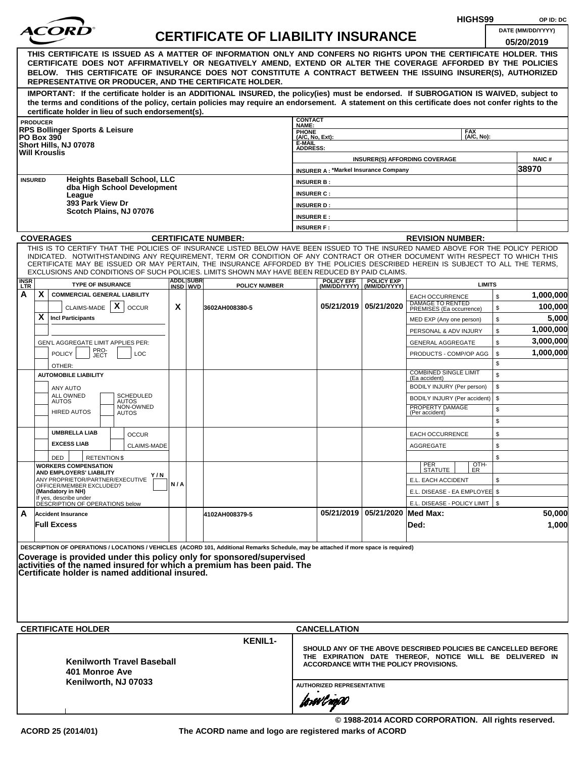HIGHS99 OP ID: DC

# ACORD CERTIFICATE OF LIABILITY INSURANCE

DATE (MM/DD/YYYY): 05/20/2019

**THIS CERTIFICATE IS ISSUED AS A MATTER OF INFORMATION ONLY AND CONFERS NO RIGHTS UPON THE CERTIFICATE HOLDER. THIS CERTIFICATE DOES NOT AFFIRMATIVELY OR NEGATIVELY AMEND, EXTEND OR ALTER THE COVERAGE AFFORDED BY THE POLICIES BELOW. THIS CERTIFICATE OF INSURANCE DOES NOT CONSTITUTE A CONTRACT BETWEEN THE ISSUING INSURER(S), AUTHORIZED REPRESENTATIVE OR PRODUCER, AND THE CERTIFICATE HOLDER.**

**IMPORTANT: If the certificate holder is an ADDITIONAL INSURED, the policy(ies) must be endorsed. If SUBROGATION IS WAIVED, subject to the terms and conditions of the policy, certain policies may require an endorsement. A statement on this certificate does not confer rights to the certificate holder in lieu of such endorsement(s).**

| PRODUCER | CONTACT NAME: | |
|---|---|---|
| RPS Bollinger Sports & Leisure<br>PO Box 390<br>Short Hills, NJ 07078<br>Will Krouslis | PHONE (A/C, No, Ext): | FAX (A/C, No): |
| | E-MAIL ADDRESS: | |
| | INSURER(S) AFFORDING COVERAGE | NAIC # |
| | INSURER A : *Markel Insurance Company | 38970 |
| INSURED: Heights Baseball School, LLC<br>dba High School Development League<br>393 Park View Dr<br>Scotch Plains, NJ 07076 | INSURER B : | |
| | INSURER C : | |
| | INSURER D : | |
| | INSURER E : | |
| | INSURER F : | |

**COVERAGES** CERTIFICATE NUMBER: REVISION NUMBER:

THIS IS TO CERTIFY THAT THE POLICIES OF INSURANCE LISTED BELOW HAVE BEEN ISSUED TO THE INSURED NAMED ABOVE FOR THE POLICY PERIOD INDICATED. NOTWITHSTANDING ANY REQUIREMENT, TERM OR CONDITION OF ANY CONTRACT OR OTHER DOCUMENT WITH RESPECT TO WHICH THIS CERTIFICATE MAY BE ISSUED OR MAY PERTAIN, THE INSURANCE AFFORDED BY THE POLICIES DESCRIBED HEREIN IS SUBJECT TO ALL THE TERMS, EXCLUSIONS AND CONDITIONS OF SUCH POLICIES. LIMITS SHOWN MAY HAVE BEEN REDUCED BY PAID CLAIMS.

| INSR LTR | TYPE OF INSURANCE | ADDL INSD | SUBR WVD | POLICY NUMBER | POLICY EFF (MM/DD/YYYY) | POLICY EXP (MM/DD/YYYY) | LIMITS | |
|---|---|---|---|---|---|---|---|---|
| A | X COMMERCIAL GENERAL LIABILITY<br>CLAIMS-MADE [X] OCCUR<br>X Incl Participants<br>GEN'L AGGREGATE LIMIT APPLIES PER: POLICY / PRO-JECT / LOC<br>OTHER: | X | | 3602AH008380-5 | 05/21/2019 | 05/21/2020 | EACH OCCURRENCE | $ 1,000,000 |
| | | | | | | | DAMAGE TO RENTED PREMISES (Ea occurrence) | $ 100,000 |
| | | | | | | | MED EXP (Any one person) | $ 5,000 |
| | | | | | | | PERSONAL & ADV INJURY | $ 1,000,000 |
| | | | | | | | GENERAL AGGREGATE | $ 3,000,000 |
| | | | | | | | PRODUCTS - COMP/OP AGG | $ 1,000,000 |
| | AUTOMOBILE LIABILITY<br>ANY AUTO / ALL OWNED AUTOS / SCHEDULED AUTOS / HIRED AUTOS / NON-OWNED AUTOS | | | | | | COMBINED SINGLE LIMIT (Ea accident) | $ |
| | | | | | | | BODILY INJURY (Per person) | $ |
| | | | | | | | BODILY INJURY (Per accident) | $ |
| | | | | | | | PROPERTY DAMAGE (Per accident) | $ |
| | UMBRELLA LIAB / OCCUR<br>EXCESS LIAB / CLAIMS-MADE<br>DED / RETENTION $ | | | | | | EACH OCCURRENCE | $ |
| | | | | | | | AGGREGATE | $ |
| | WORKERS COMPENSATION AND EMPLOYERS' LIABILITY Y/N<br>ANY PROPRIETOR/PARTNER/EXECUTIVE OFFICER/MEMBER EXCLUDED? (Mandatory in NH)<br>If yes, describe under DESCRIPTION OF OPERATIONS below | N/A | | | | | PER STATUTE / OTH-ER | |
| | | | | | | | E.L. EACH ACCIDENT | $ |
| | | | | | | | E.L. DISEASE - EA EMPLOYEE | $ |
| | | | | | | | E.L. DISEASE - POLICY LIMIT | $ |
| A | Accident Insurance<br>Full Excess | | | 4102AH008379-5 | 05/21/2019 | 05/21/2020 | Med Max: | 50,000 |
| | | | | | | | Ded: | 1,000 |

DESCRIPTION OF OPERATIONS / LOCATIONS / VEHICLES (ACORD 101, Additional Remarks Schedule, may be attached if more space is required)

**Coverage is provided under this policy only for sponsored/supervised activities of the named insured for which a premium has been paid. The Certificate holder is named additional insured.**

| CERTIFICATE HOLDER | CANCELLATION |
|---|---|
| KENIL1-<br>**Kenilworth Travel Baseball**<br>**401 Monroe Ave**<br>**Kenilworth, NJ 07033** | SHOULD ANY OF THE ABOVE DESCRIBED POLICIES BE CANCELLED BEFORE THE EXPIRATION DATE THEREOF, NOTICE WILL BE DELIVERED IN ACCORDANCE WITH THE POLICY PROVISIONS.<br><br>AUTHORIZED REPRESENTATIVE |

© 1988-2014 ACORD CORPORATION. All rights reserved.

ACORD 25 (2014/01) The ACORD name and logo are registered marks of ACORD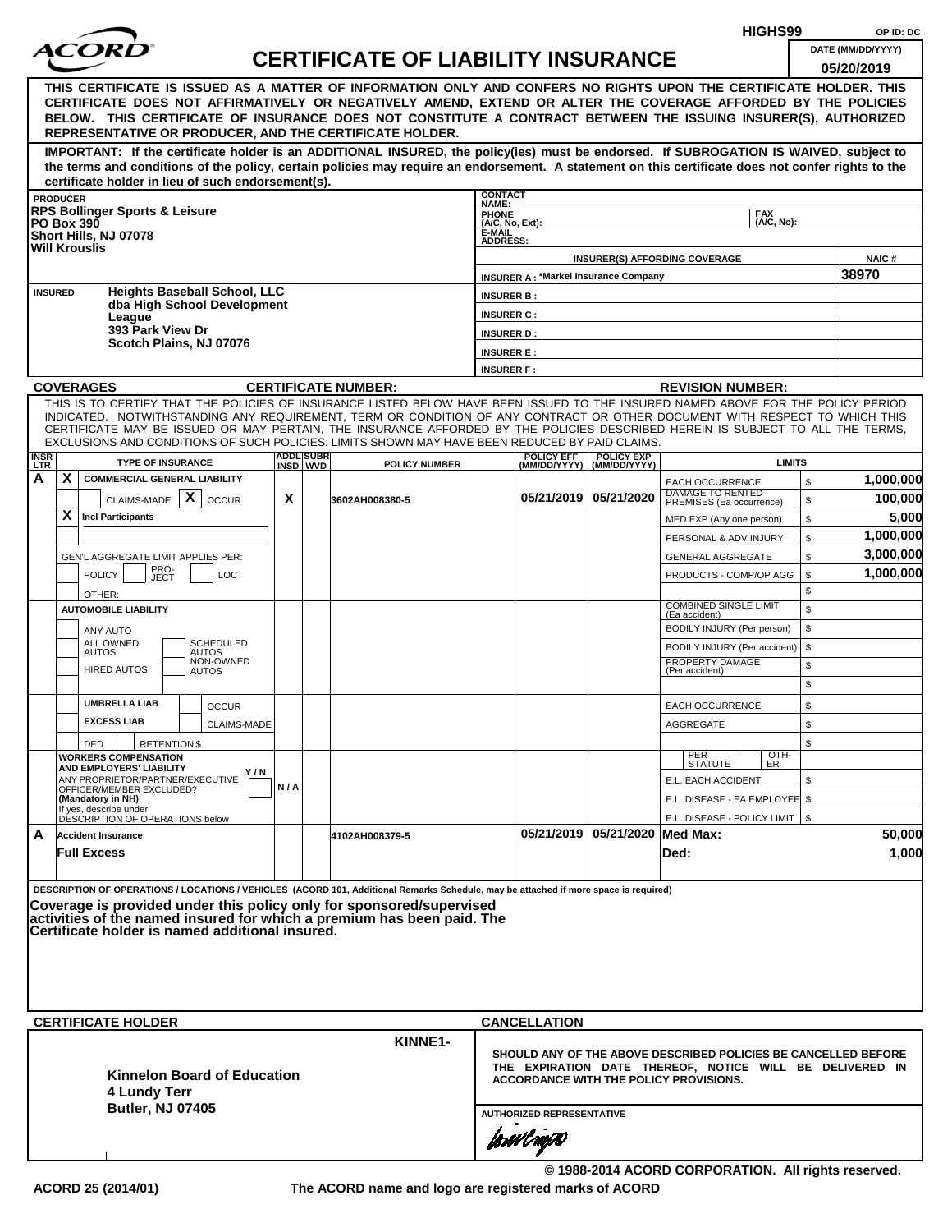HIGHS99 OP ID: DC

# ACORD CERTIFICATE OF LIABILITY INSURANCE

DATE (MM/DD/YYYY): 05/20/2019

**THIS CERTIFICATE IS ISSUED AS A MATTER OF INFORMATION ONLY AND CONFERS NO RIGHTS UPON THE CERTIFICATE HOLDER. THIS CERTIFICATE DOES NOT AFFIRMATIVELY OR NEGATIVELY AMEND, EXTEND OR ALTER THE COVERAGE AFFORDED BY THE POLICIES BELOW. THIS CERTIFICATE OF INSURANCE DOES NOT CONSTITUTE A CONTRACT BETWEEN THE ISSUING INSURER(S), AUTHORIZED REPRESENTATIVE OR PRODUCER, AND THE CERTIFICATE HOLDER.**

**IMPORTANT: If the certificate holder is an ADDITIONAL INSURED, the policy(ies) must be endorsed. If SUBROGATION IS WAIVED, subject to the terms and conditions of the policy, certain policies may require an endorsement. A statement on this certificate does not confer rights to the certificate holder in lieu of such endorsement(s).**

| PRODUCER | CONTACT NAME: | | |
|---|---|---|---|
| RPS Bollinger Sports & Leisure<br>PO Box 390<br>Short Hills, NJ 07078<br>Will Krouslis | PHONE (A/C, No, Ext): | FAX (A/C, No): | |
| | E-MAIL ADDRESS: | | |
| | INSURER(S) AFFORDING COVERAGE | | NAIC # |
| | INSURER A : *Markel Insurance Company | | 38970 |
| **INSURED** Heights Baseball School, LLC<br>dba High School Development League<br>393 Park View Dr<br>Scotch Plains, NJ 07076 | INSURER B : | | |
| | INSURER C : | | |
| | INSURER D : | | |
| | INSURER E : | | |
| | INSURER F : | | |

**COVERAGES** CERTIFICATE NUMBER: REVISION NUMBER:

THIS IS TO CERTIFY THAT THE POLICIES OF INSURANCE LISTED BELOW HAVE BEEN ISSUED TO THE INSURED NAMED ABOVE FOR THE POLICY PERIOD INDICATED. NOTWITHSTANDING ANY REQUIREMENT, TERM OR CONDITION OF ANY CONTRACT OR OTHER DOCUMENT WITH RESPECT TO WHICH THIS CERTIFICATE MAY BE ISSUED OR MAY PERTAIN, THE INSURANCE AFFORDED BY THE POLICIES DESCRIBED HEREIN IS SUBJECT TO ALL THE TERMS, EXCLUSIONS AND CONDITIONS OF SUCH POLICIES. LIMITS SHOWN MAY HAVE BEEN REDUCED BY PAID CLAIMS.

| INSR LTR | TYPE OF INSURANCE | ADDL INSD | SUBR WVD | POLICY NUMBER | POLICY EFF (MM/DD/YYYY) | POLICY EXP (MM/DD/YYYY) | LIMITS | |
|---|---|---|---|---|---|---|---|---|
| A | X COMMERCIAL GENERAL LIABILITY<br>CLAIMS-MADE [X] OCCUR<br>X Incl Participants<br>GEN'L AGGREGATE LIMIT APPLIES PER: POLICY / PRO-JECT / LOC<br>OTHER: | X | | 3602AH008380-5 | 05/21/2019 | 05/21/2020 | EACH OCCURRENCE | $ 1,000,000 |
| | | | | | | | DAMAGE TO RENTED PREMISES (Ea occurrence) | $ 100,000 |
| | | | | | | | MED EXP (Any one person) | $ 5,000 |
| | | | | | | | PERSONAL & ADV INJURY | $ 1,000,000 |
| | | | | | | | GENERAL AGGREGATE | $ 3,000,000 |
| | | | | | | | PRODUCTS - COMP/OP AGG | $ 1,000,000 |
| | AUTOMOBILE LIABILITY<br>ANY AUTO / ALL OWNED AUTOS / SCHEDULED AUTOS / HIRED AUTOS / NON-OWNED AUTOS | | | | | | COMBINED SINGLE LIMIT (Ea accident) | $ |
| | | | | | | | BODILY INJURY (Per person) | $ |
| | | | | | | | BODILY INJURY (Per accident) | $ |
| | | | | | | | PROPERTY DAMAGE (Per accident) | $ |
| | UMBRELLA LIAB / OCCUR<br>EXCESS LIAB / CLAIMS-MADE<br>DED / RETENTION $ | | | | | | EACH OCCURRENCE | $ |
| | | | | | | | AGGREGATE | $ |
| | WORKERS COMPENSATION AND EMPLOYERS' LIABILITY Y/N<br>ANY PROPRIETOR/PARTNER/EXECUTIVE OFFICER/MEMBER EXCLUDED? (Mandatory in NH)<br>If yes, describe under DESCRIPTION OF OPERATIONS below | N/A | | | | | PER STATUTE / OTH-ER | |
| | | | | | | | E.L. EACH ACCIDENT | $ |
| | | | | | | | E.L. DISEASE - EA EMPLOYEE | $ |
| | | | | | | | E.L. DISEASE - POLICY LIMIT | $ |
| A | Accident Insurance<br>Full Excess | | | 4102AH008379-5 | 05/21/2019 | 05/21/2020 | Med Max: | 50,000 |
| | | | | | | | Ded: | 1,000 |

DESCRIPTION OF OPERATIONS / LOCATIONS / VEHICLES (ACORD 101, Additional Remarks Schedule, may be attached if more space is required)

**Coverage is provided under this policy only for sponsored/supervised activities of the named insured for which a premium has been paid. The Certificate holder is named additional insured.**

| CERTIFICATE HOLDER | CANCELLATION |
|---|---|
| KINNE1-<br>**Kinnelon Board of Education**<br>**4 Lundy Terr**<br>**Butler, NJ 07405** | SHOULD ANY OF THE ABOVE DESCRIBED POLICIES BE CANCELLED BEFORE THE EXPIRATION DATE THEREOF, NOTICE WILL BE DELIVERED IN ACCORDANCE WITH THE POLICY PROVISIONS.<br><br>AUTHORIZED REPRESENTATIVE |

© 1988-2014 ACORD CORPORATION. All rights reserved.

ACORD 25 (2014/01) The ACORD name and logo are registered marks of ACORD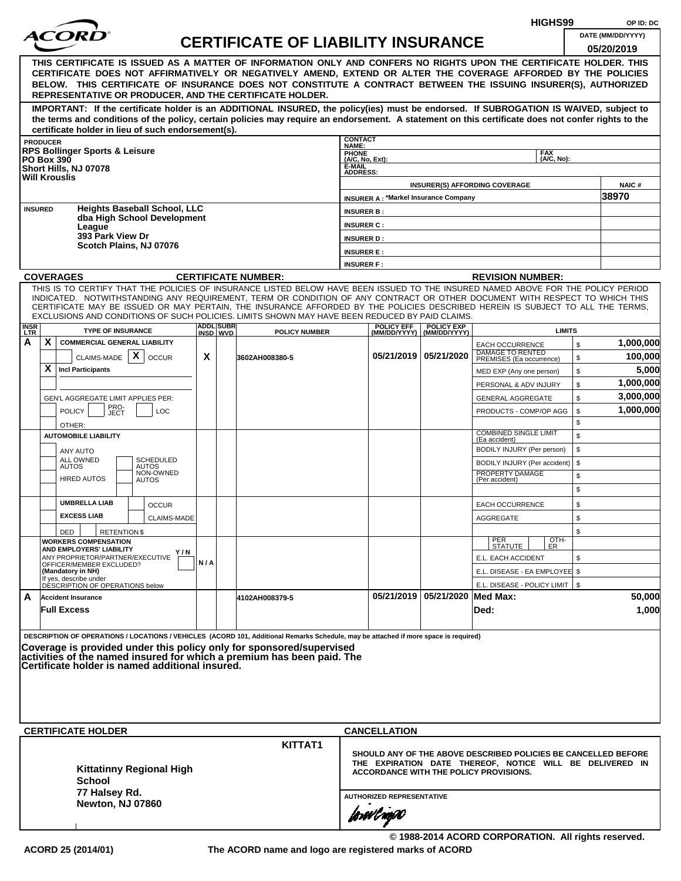HIGHS99 OP ID: DC

# ACORD CERTIFICATE OF LIABILITY INSURANCE

DATE (MM/DD/YYYY): 05/20/2019

**THIS CERTIFICATE IS ISSUED AS A MATTER OF INFORMATION ONLY AND CONFERS NO RIGHTS UPON THE CERTIFICATE HOLDER. THIS CERTIFICATE DOES NOT AFFIRMATIVELY OR NEGATIVELY AMEND, EXTEND OR ALTER THE COVERAGE AFFORDED BY THE POLICIES BELOW. THIS CERTIFICATE OF INSURANCE DOES NOT CONSTITUTE A CONTRACT BETWEEN THE ISSUING INSURER(S), AUTHORIZED REPRESENTATIVE OR PRODUCER, AND THE CERTIFICATE HOLDER.**

**IMPORTANT: If the certificate holder is an ADDITIONAL INSURED, the policy(ies) must be endorsed. If SUBROGATION IS WAIVED, subject to the terms and conditions of the policy, certain policies may require an endorsement. A statement on this certificate does not confer rights to the certificate holder in lieu of such endorsement(s).**

**PRODUCER**
RPS Bollinger Sports & Leisure
PO Box 390
Short Hills, NJ 07078
Will Krouslis

CONTACT NAME:
PHONE (A/C, No, Ext): FAX (A/C, No):
E-MAIL ADDRESS:

| INSURER(S) AFFORDING COVERAGE | NAIC # |
|---|---|
| INSURER A : *Markel Insurance Company | 38970 |
| INSURER B : | |
| INSURER C : | |
| INSURER D : | |
| INSURER E : | |
| INSURER F : | |

**INSURED**
Heights Baseball School, LLC
dba High School Development League
393 Park View Dr
Scotch Plains, NJ 07076

**COVERAGES** CERTIFICATE NUMBER: REVISION NUMBER:

THIS IS TO CERTIFY THAT THE POLICIES OF INSURANCE LISTED BELOW HAVE BEEN ISSUED TO THE INSURED NAMED ABOVE FOR THE POLICY PERIOD INDICATED. NOTWITHSTANDING ANY REQUIREMENT, TERM OR CONDITION OF ANY CONTRACT OR OTHER DOCUMENT WITH RESPECT TO WHICH THIS CERTIFICATE MAY BE ISSUED OR MAY PERTAIN, THE INSURANCE AFFORDED BY THE POLICIES DESCRIBED HEREIN IS SUBJECT TO ALL THE TERMS, EXCLUSIONS AND CONDITIONS OF SUCH POLICIES. LIMITS SHOWN MAY HAVE BEEN REDUCED BY PAID CLAIMS.

| INSR LTR | TYPE OF INSURANCE | ADDL INSD | SUBR WVD | POLICY NUMBER | POLICY EFF (MM/DD/YYYY) | POLICY EXP (MM/DD/YYYY) | LIMITS | |
|---|---|---|---|---|---|---|---|---|
| A | X COMMERCIAL GENERAL LIABILITY | X | | 3602AH008380-5 | 05/21/2019 | 05/21/2020 | EACH OCCURRENCE | $ 1,000,000 |
| | CLAIMS-MADE X OCCUR | | | | | | DAMAGE TO RENTED PREMISES (Ea occurrence) | $ 100,000 |
| | X Incl Participants | | | | | | MED EXP (Any one person) | $ 5,000 |
| | | | | | | | PERSONAL & ADV INJURY | $ 1,000,000 |
| | GEN'L AGGREGATE LIMIT APPLIES PER: | | | | | | GENERAL AGGREGATE | $ 3,000,000 |
| | POLICY PRO-JECT LOC | | | | | | PRODUCTS - COMP/OP AGG | $ 1,000,000 |
| | OTHER: | | | | | | | $ |
| | AUTOMOBILE LIABILITY | | | | | | COMBINED SINGLE LIMIT (Ea accident) | $ |
| | ANY AUTO | | | | | | BODILY INJURY (Per person) | $ |
| | ALL OWNED AUTOS / SCHEDULED AUTOS | | | | | | BODILY INJURY (Per accident) | $ |
| | HIRED AUTOS / NON-OWNED AUTOS | | | | | | PROPERTY DAMAGE (Per accident) | $ |
| | | | | | | | | $ |
| | UMBRELLA LIAB / OCCUR | | | | | | EACH OCCURRENCE | $ |
| | EXCESS LIAB / CLAIMS-MADE | | | | | | AGGREGATE | $ |
| | DED RETENTION $ | | | | | | | $ |
| | WORKERS COMPENSATION AND EMPLOYERS' LIABILITY Y/N; ANY PROPRIETOR/PARTNER/EXECUTIVE OFFICER/MEMBER EXCLUDED? (Mandatory in NH); If yes, describe under DESCRIPTION OF OPERATIONS below | N/A | | | | | PER STATUTE / OTH-ER | |
| | | | | | | | E.L. EACH ACCIDENT | $ |
| | | | | | | | E.L. DISEASE - EA EMPLOYEE | $ |
| | | | | | | | E.L. DISEASE - POLICY LIMIT | $ |
| A | Accident Insurance | | | 4102AH008379-5 | 05/21/2019 | 05/21/2020 | Med Max: | 50,000 |
| | Full Excess | | | | | | Ded: | 1,000 |

DESCRIPTION OF OPERATIONS / LOCATIONS / VEHICLES (ACORD 101, Additional Remarks Schedule, may be attached if more space is required)

**Coverage is provided under this policy only for sponsored/supervised activities of the named insured for which a premium has been paid. The Certificate holder is named additional insured.**

**CERTIFICATE HOLDER**

KITTAT1

Kittatinny Regional High School
77 Halsey Rd.
Newton, NJ 07860

**CANCELLATION**

SHOULD ANY OF THE ABOVE DESCRIBED POLICIES BE CANCELLED BEFORE THE EXPIRATION DATE THEREOF, NOTICE WILL BE DELIVERED IN ACCORDANCE WITH THE POLICY PROVISIONS.

AUTHORIZED REPRESENTATIVE

© 1988-2014 ACORD CORPORATION. All rights reserved.

ACORD 25 (2014/01) The ACORD name and logo are registered marks of ACORD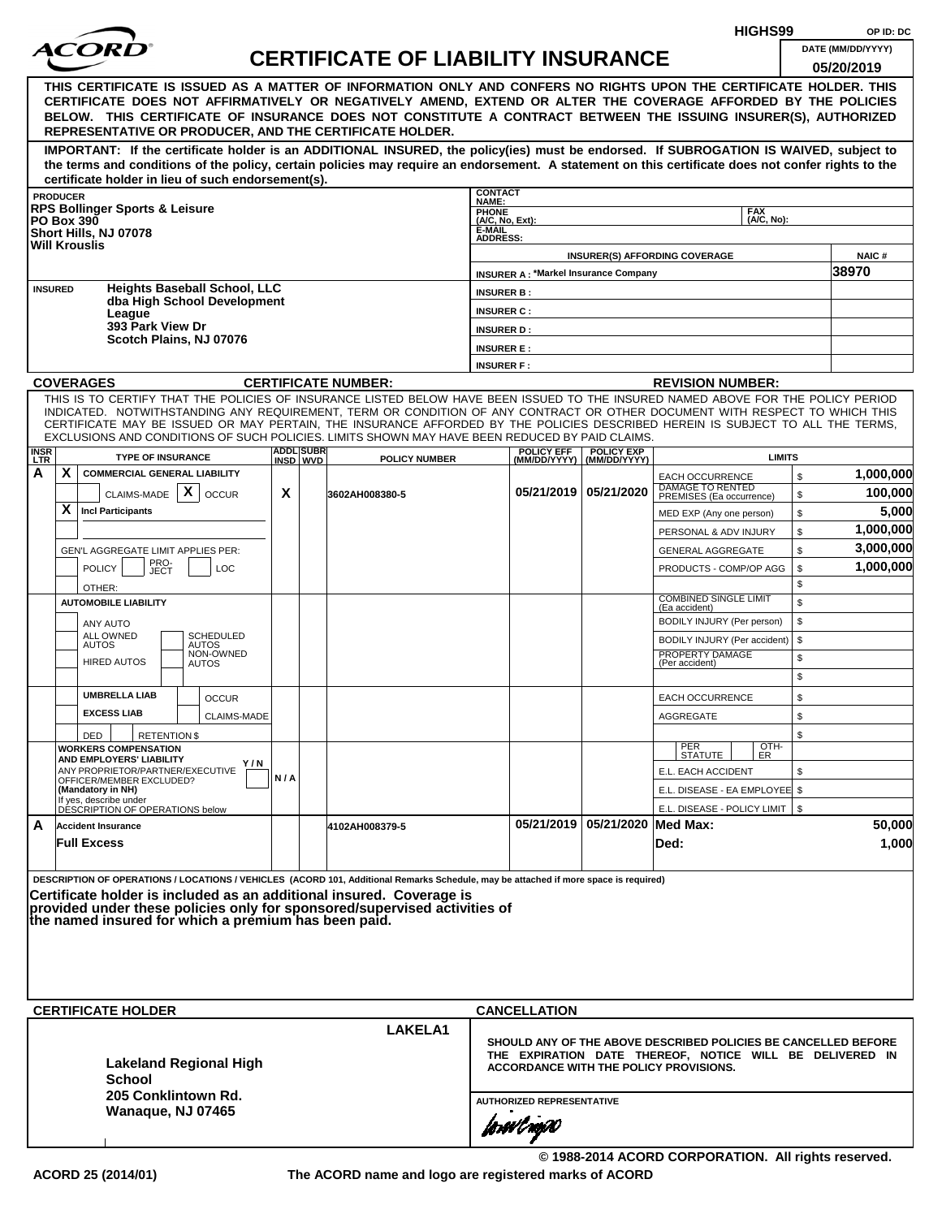HIGHS99 OP ID: DC

# CERTIFICATE OF LIABILITY INSURANCE

DATE (MM/DD/YYYY): 05/20/2019

**THIS CERTIFICATE IS ISSUED AS A MATTER OF INFORMATION ONLY AND CONFERS NO RIGHTS UPON THE CERTIFICATE HOLDER. THIS CERTIFICATE DOES NOT AFFIRMATIVELY OR NEGATIVELY AMEND, EXTEND OR ALTER THE COVERAGE AFFORDED BY THE POLICIES BELOW. THIS CERTIFICATE OF INSURANCE DOES NOT CONSTITUTE A CONTRACT BETWEEN THE ISSUING INSURER(S), AUTHORIZED REPRESENTATIVE OR PRODUCER, AND THE CERTIFICATE HOLDER.**

**IMPORTANT: If the certificate holder is an ADDITIONAL INSURED, the policy(ies) must be endorsed. If SUBROGATION IS WAIVED, subject to the terms and conditions of the policy, certain policies may require an endorsement. A statement on this certificate does not confer rights to the certificate holder in lieu of such endorsement(s).**

| PRODUCER | CONTACT NAME: | |
|---|---|---|
| RPS Bollinger Sports & Leisure<br>PO Box 390<br>Short Hills, NJ 07078<br>Will Krouslis | PHONE (A/C, No, Ext): | FAX (A/C, No): |
| | E-MAIL ADDRESS: | |
| | INSURER(S) AFFORDING COVERAGE | NAIC # |
| | INSURER A : *Markel Insurance Company | 38970 |
| INSURED<br>Heights Baseball School, LLC<br>dba High School Development League<br>393 Park View Dr<br>Scotch Plains, NJ 07076 | INSURER B : | |
| | INSURER C : | |
| | INSURER D : | |
| | INSURER E : | |
| | INSURER F : | |

**COVERAGES** CERTIFICATE NUMBER: REVISION NUMBER:

THIS IS TO CERTIFY THAT THE POLICIES OF INSURANCE LISTED BELOW HAVE BEEN ISSUED TO THE INSURED NAMED ABOVE FOR THE POLICY PERIOD INDICATED. NOTWITHSTANDING ANY REQUIREMENT, TERM OR CONDITION OF ANY CONTRACT OR OTHER DOCUMENT WITH RESPECT TO WHICH THIS CERTIFICATE MAY BE ISSUED OR MAY PERTAIN, THE INSURANCE AFFORDED BY THE POLICIES DESCRIBED HEREIN IS SUBJECT TO ALL THE TERMS, EXCLUSIONS AND CONDITIONS OF SUCH POLICIES. LIMITS SHOWN MAY HAVE BEEN REDUCED BY PAID CLAIMS.

| INSR LTR | TYPE OF INSURANCE | ADDL INSD | SUBR WVD | POLICY NUMBER | POLICY EFF (MM/DD/YYYY) | POLICY EXP (MM/DD/YYYY) | LIMITS | |
|---|---|---|---|---|---|---|---|---|
| A | X COMMERCIAL GENERAL LIABILITY | | | | | | EACH OCCURRENCE | $ 1,000,000 |
| | CLAIMS-MADE [X] OCCUR | X | | 3602AH008380-5 | 05/21/2019 | 05/21/2020 | DAMAGE TO RENTED PREMISES (Ea occurrence) | $ 100,000 |
| | X Incl Participants | | | | | | MED EXP (Any one person) | $ 5,000 |
| | | | | | | | PERSONAL & ADV INJURY | $ 1,000,000 |
| | GEN'L AGGREGATE LIMIT APPLIES PER: | | | | | | GENERAL AGGREGATE | $ 3,000,000 |
| | POLICY / PRO-JECT / LOC | | | | | | PRODUCTS - COMP/OP AGG | $ 1,000,000 |
| | OTHER: | | | | | | | $ |
| | AUTOMOBILE LIABILITY | | | | | | COMBINED SINGLE LIMIT (Ea accident) | $ |
| | ANY AUTO | | | | | | BODILY INJURY (Per person) | $ |
| | ALL OWNED AUTOS / SCHEDULED AUTOS | | | | | | BODILY INJURY (Per accident) | $ |
| | HIRED AUTOS / NON-OWNED AUTOS | | | | | | PROPERTY DAMAGE (Per accident) | $ |
| | | | | | | | | $ |
| | UMBRELLA LIAB / OCCUR | | | | | | EACH OCCURRENCE | $ |
| | EXCESS LIAB / CLAIMS-MADE | | | | | | AGGREGATE | $ |
| | DED / RETENTION $ | | | | | | | $ |
| | WORKERS COMPENSATION AND EMPLOYERS' LIABILITY Y/N<br>ANY PROPRIETOR/PARTNER/EXECUTIVE OFFICER/MEMBER EXCLUDED? (Mandatory in NH)<br>If yes, describe under DESCRIPTION OF OPERATIONS below | N/A | | | | | PER STATUTE / OTH-ER | |
| | | | | | | | E.L. EACH ACCIDENT | $ |
| | | | | | | | E.L. DISEASE - EA EMPLOYEE | $ |
| | | | | | | | E.L. DISEASE - POLICY LIMIT | $ |
| A | Accident Insurance | | | 4102AH008379-5 | 05/21/2019 | 05/21/2020 | Med Max: | 50,000 |
| | Full Excess | | | | | | Ded: | 1,000 |

DESCRIPTION OF OPERATIONS / LOCATIONS / VEHICLES (ACORD 101, Additional Remarks Schedule, may be attached if more space is required)

**Certificate holder is included as an additional insured. Coverage is provided under these policies only for sponsored/supervised activities of the named insured for which a premium has been paid.**

| CERTIFICATE HOLDER | CANCELLATION |
|---|---|
| LAKELA1<br><br>**Lakeland Regional High School**<br>**205 Conklintown Rd.**<br>**Wanaque, NJ 07465** | SHOULD ANY OF THE ABOVE DESCRIBED POLICIES BE CANCELLED BEFORE THE EXPIRATION DATE THEREOF, NOTICE WILL BE DELIVERED IN ACCORDANCE WITH THE POLICY PROVISIONS.<br><br>AUTHORIZED REPRESENTATIVE |

© 1988-2014 ACORD CORPORATION. All rights reserved.

ACORD 25 (2014/01) The ACORD name and logo are registered marks of ACORD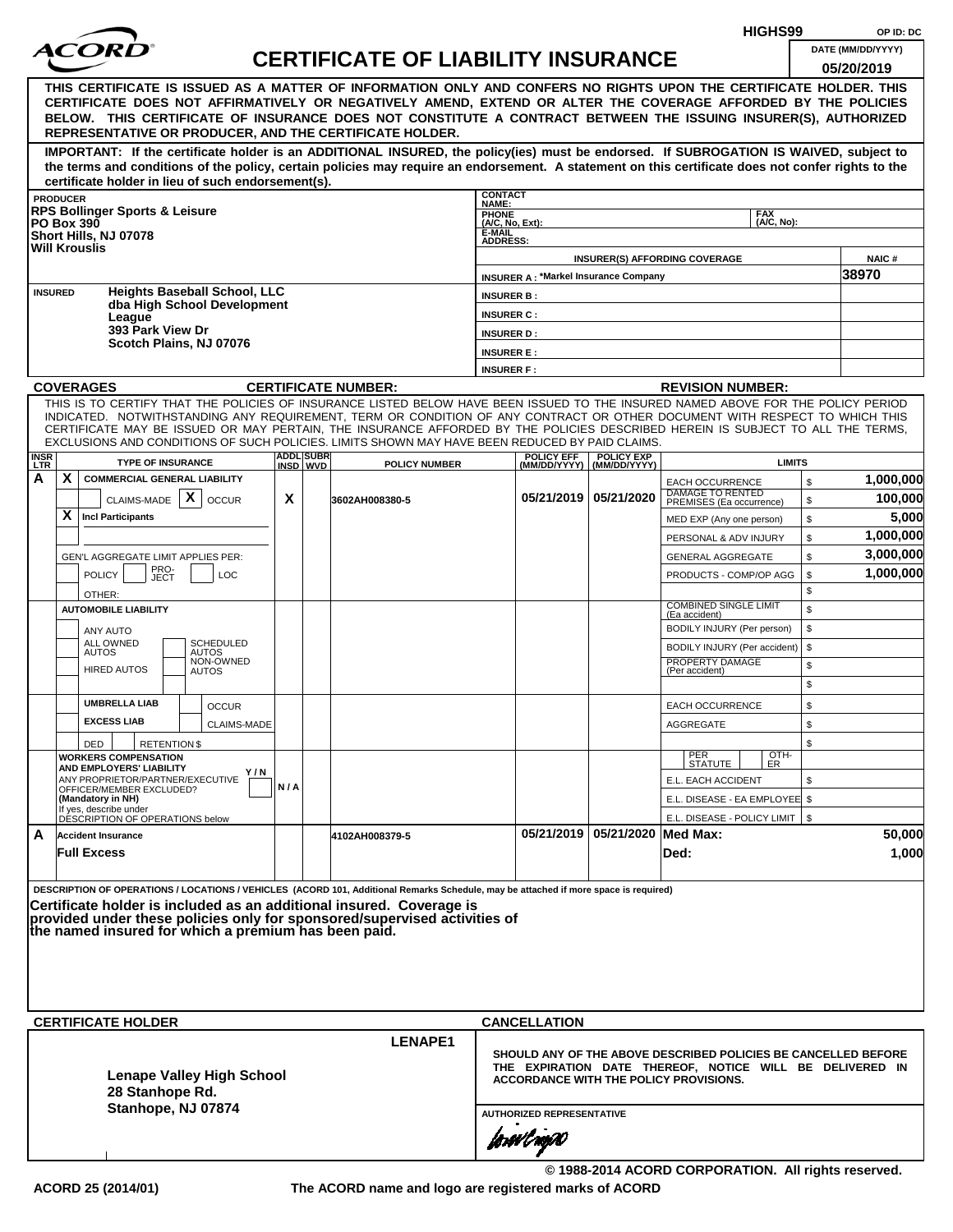HIGHS99 OP ID: DC

# ACORD CERTIFICATE OF LIABILITY INSURANCE

DATE (MM/DD/YYYY) 05/20/2019

**THIS CERTIFICATE IS ISSUED AS A MATTER OF INFORMATION ONLY AND CONFERS NO RIGHTS UPON THE CERTIFICATE HOLDER. THIS CERTIFICATE DOES NOT AFFIRMATIVELY OR NEGATIVELY AMEND, EXTEND OR ALTER THE COVERAGE AFFORDED BY THE POLICIES BELOW. THIS CERTIFICATE OF INSURANCE DOES NOT CONSTITUTE A CONTRACT BETWEEN THE ISSUING INSURER(S), AUTHORIZED REPRESENTATIVE OR PRODUCER, AND THE CERTIFICATE HOLDER.**

**IMPORTANT: If the certificate holder is an ADDITIONAL INSURED, the policy(ies) must be endorsed. If SUBROGATION IS WAIVED, subject to the terms and conditions of the policy, certain policies may require an endorsement. A statement on this certificate does not confer rights to the certificate holder in lieu of such endorsement(s).**

**PRODUCER**
RPS Bollinger Sports & Leisure
PO Box 390
Short Hills, NJ 07078
Will Krouslis

CONTACT NAME:
PHONE (A/C, No, Ext): FAX (A/C, No):
E-MAIL ADDRESS:

| INSURER(S) AFFORDING COVERAGE | NAIC # |
|---|---|
| INSURER A : *Markel Insurance Company | 38970 |
| INSURER B : | |
| INSURER C : | |
| INSURER D : | |
| INSURER E : | |
| INSURER F : | |

**INSURED**
Heights Baseball School, LLC
dba High School Development League
393 Park View Dr
Scotch Plains, NJ 07076

**COVERAGES** CERTIFICATE NUMBER: REVISION NUMBER:

THIS IS TO CERTIFY THAT THE POLICIES OF INSURANCE LISTED BELOW HAVE BEEN ISSUED TO THE INSURED NAMED ABOVE FOR THE POLICY PERIOD INDICATED. NOTWITHSTANDING ANY REQUIREMENT, TERM OR CONDITION OF ANY CONTRACT OR OTHER DOCUMENT WITH RESPECT TO WHICH THIS CERTIFICATE MAY BE ISSUED OR MAY PERTAIN, THE INSURANCE AFFORDED BY THE POLICIES DESCRIBED HEREIN IS SUBJECT TO ALL THE TERMS, EXCLUSIONS AND CONDITIONS OF SUCH POLICIES. LIMITS SHOWN MAY HAVE BEEN REDUCED BY PAID CLAIMS.

| INSR LTR | TYPE OF INSURANCE | ADDL INSD | SUBR WVD | POLICY NUMBER | POLICY EFF (MM/DD/YYYY) | POLICY EXP (MM/DD/YYYY) | LIMITS | |
|---|---|---|---|---|---|---|---|---|
| A | X COMMERCIAL GENERAL LIABILITY | | | | | | EACH OCCURRENCE | $ 1,000,000 |
| | CLAIMS-MADE [X] OCCUR | X | | 3602AH008380-5 | 05/21/2019 | 05/21/2020 | DAMAGE TO RENTED PREMISES (Ea occurrence) | $ 100,000 |
| | X Incl Participants | | | | | | MED EXP (Any one person) | $ 5,000 |
| | | | | | | | PERSONAL & ADV INJURY | $ 1,000,000 |
| | GEN'L AGGREGATE LIMIT APPLIES PER: | | | | | | GENERAL AGGREGATE | $ 3,000,000 |
| | POLICY PRO-JECT LOC | | | | | | PRODUCTS - COMP/OP AGG | $ 1,000,000 |
| | OTHER: | | | | | | | $ |
| | AUTOMOBILE LIABILITY | | | | | | COMBINED SINGLE LIMIT (Ea accident) | $ |
| | ANY AUTO | | | | | | BODILY INJURY (Per person) | $ |
| | ALL OWNED AUTOS / SCHEDULED AUTOS | | | | | | BODILY INJURY (Per accident) | $ |
| | HIRED AUTOS / NON-OWNED AUTOS | | | | | | PROPERTY DAMAGE (Per accident) | $ |
| | | | | | | | | $ |
| | UMBRELLA LIAB / OCCUR | | | | | | EACH OCCURRENCE | $ |
| | EXCESS LIAB / CLAIMS-MADE | | | | | | AGGREGATE | $ |
| | DED RETENTION $ | | | | | | | $ |
| | WORKERS COMPENSATION AND EMPLOYERS' LIABILITY Y/N ANY PROPRIETOR/PARTNER/EXECUTIVE OFFICER/MEMBER EXCLUDED? (Mandatory in NH) If yes, describe under DESCRIPTION OF OPERATIONS below | N/A | | | | | PER STATUTE / OTH-ER | |
| | | | | | | | E.L. EACH ACCIDENT | $ |
| | | | | | | | E.L. DISEASE - EA EMPLOYEE | $ |
| | | | | | | | E.L. DISEASE - POLICY LIMIT | $ |
| A | Accident Insurance | | | 4102AH008379-5 | 05/21/2019 | 05/21/2020 | Med Max: | 50,000 |
| | Full Excess | | | | | | Ded: | 1,000 |

DESCRIPTION OF OPERATIONS / LOCATIONS / VEHICLES (ACORD 101, Additional Remarks Schedule, may be attached if more space is required)

**Certificate holder is included as an additional insured. Coverage is provided under these policies only for sponsored/supervised activities of the named insured for which a premium has been paid.**

**CERTIFICATE HOLDER**

LENAPE1

Lenape Valley High School
28 Stanhope Rd.
Stanhope, NJ 07874

**CANCELLATION**

SHOULD ANY OF THE ABOVE DESCRIBED POLICIES BE CANCELLED BEFORE THE EXPIRATION DATE THEREOF, NOTICE WILL BE DELIVERED IN ACCORDANCE WITH THE POLICY PROVISIONS.

AUTHORIZED REPRESENTATIVE

© 1988-2014 ACORD CORPORATION. All rights reserved.

ACORD 25 (2014/01) The ACORD name and logo are registered marks of ACORD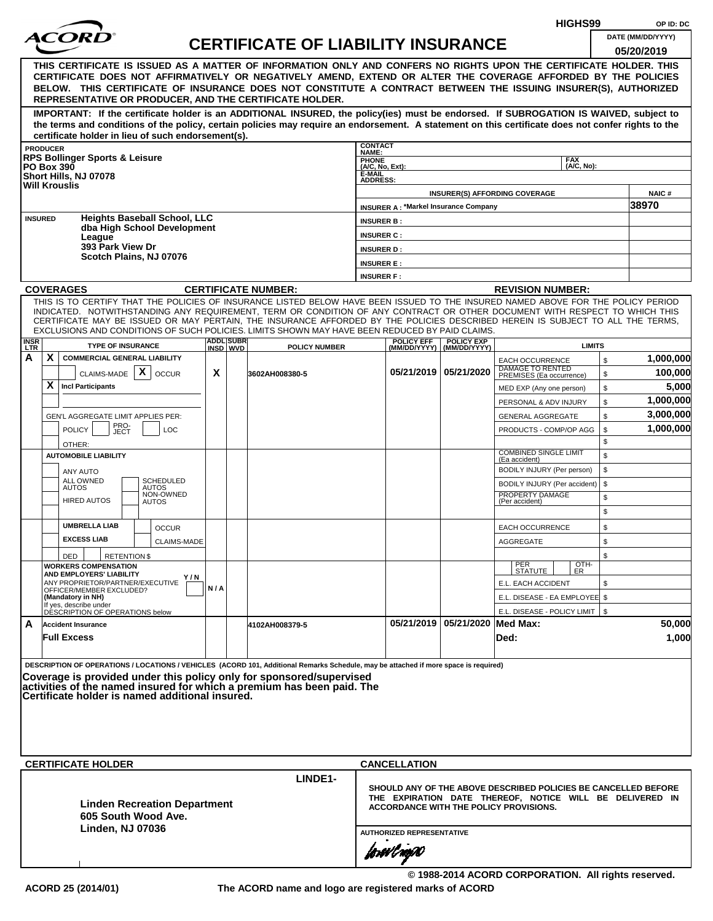HIGHS99 OP ID: DC

# ACORD CERTIFICATE OF LIABILITY INSURANCE

DATE (MM/DD/YYYY): 05/20/2019

**THIS CERTIFICATE IS ISSUED AS A MATTER OF INFORMATION ONLY AND CONFERS NO RIGHTS UPON THE CERTIFICATE HOLDER. THIS CERTIFICATE DOES NOT AFFIRMATIVELY OR NEGATIVELY AMEND, EXTEND OR ALTER THE COVERAGE AFFORDED BY THE POLICIES BELOW. THIS CERTIFICATE OF INSURANCE DOES NOT CONSTITUTE A CONTRACT BETWEEN THE ISSUING INSURER(S), AUTHORIZED REPRESENTATIVE OR PRODUCER, AND THE CERTIFICATE HOLDER.**

**IMPORTANT: If the certificate holder is an ADDITIONAL INSURED, the policy(ies) must be endorsed. If SUBROGATION IS WAIVED, subject to the terms and conditions of the policy, certain policies may require an endorsement. A statement on this certificate does not confer rights to the certificate holder in lieu of such endorsement(s).**

| PRODUCER | CONTACT NAME: | | |
|---|---|---|---|
| RPS Bollinger Sports & Leisure<br>PO Box 390<br>Short Hills, NJ 07078<br>Will Krouslis | PHONE (A/C, No, Ext): | FAX (A/C, No): | |
| | E-MAIL ADDRESS: | | |
| | INSURER(S) AFFORDING COVERAGE | | NAIC # |
| | INSURER A : *Markel Insurance Company | | 38970 |
| INSURED<br>Heights Baseball School, LLC<br>dba High School Development League<br>393 Park View Dr<br>Scotch Plains, NJ 07076 | INSURER B : | | |
| | INSURER C : | | |
| | INSURER D : | | |
| | INSURER E : | | |
| | INSURER F : | | |

**COVERAGES** CERTIFICATE NUMBER: REVISION NUMBER:

THIS IS TO CERTIFY THAT THE POLICIES OF INSURANCE LISTED BELOW HAVE BEEN ISSUED TO THE INSURED NAMED ABOVE FOR THE POLICY PERIOD INDICATED. NOTWITHSTANDING ANY REQUIREMENT, TERM OR CONDITION OF ANY CONTRACT OR OTHER DOCUMENT WITH RESPECT TO WHICH THIS CERTIFICATE MAY BE ISSUED OR MAY PERTAIN, THE INSURANCE AFFORDED BY THE POLICIES DESCRIBED HEREIN IS SUBJECT TO ALL THE TERMS, EXCLUSIONS AND CONDITIONS OF SUCH POLICIES. LIMITS SHOWN MAY HAVE BEEN REDUCED BY PAID CLAIMS.

| INSR LTR | TYPE OF INSURANCE | ADDL INSD | SUBR WVD | POLICY NUMBER | POLICY EFF (MM/DD/YYYY) | POLICY EXP (MM/DD/YYYY) | LIMITS | |
|---|---|---|---|---|---|---|---|---|
| A | X COMMERCIAL GENERAL LIABILITY | | | | | | EACH OCCURRENCE | $ 1,000,000 |
| | CLAIMS-MADE [X] OCCUR | X | | 3602AH008380-5 | 05/21/2019 | 05/21/2020 | DAMAGE TO RENTED PREMISES (Ea occurrence) | $ 100,000 |
| | X Incl Participants | | | | | | MED EXP (Any one person) | $ 5,000 |
| | | | | | | | PERSONAL & ADV INJURY | $ 1,000,000 |
| | GEN'L AGGREGATE LIMIT APPLIES PER: | | | | | | GENERAL AGGREGATE | $ 3,000,000 |
| | POLICY / PRO-JECT / LOC | | | | | | PRODUCTS - COMP/OP AGG | $ 1,000,000 |
| | OTHER: | | | | | | | $ |
| | AUTOMOBILE LIABILITY | | | | | | COMBINED SINGLE LIMIT (Ea accident) | $ |
| | ANY AUTO | | | | | | BODILY INJURY (Per person) | $ |
| | ALL OWNED AUTOS / SCHEDULED AUTOS | | | | | | BODILY INJURY (Per accident) | $ |
| | HIRED AUTOS / NON-OWNED AUTOS | | | | | | PROPERTY DAMAGE (Per accident) | $ |
| | | | | | | | | $ |
| | UMBRELLA LIAB / OCCUR | | | | | | EACH OCCURRENCE | $ |
| | EXCESS LIAB / CLAIMS-MADE | | | | | | AGGREGATE | $ |
| | DED / RETENTION $ | | | | | | | $ |
| | WORKERS COMPENSATION AND EMPLOYERS' LIABILITY Y/N<br>ANY PROPRIETOR/PARTNER/EXECUTIVE OFFICER/MEMBER EXCLUDED? (Mandatory in NH)<br>If yes, describe under DESCRIPTION OF OPERATIONS below | N/A | | | | | PER STATUTE / OTH-ER | |
| | | | | | | | E.L. EACH ACCIDENT | $ |
| | | | | | | | E.L. DISEASE - EA EMPLOYEE | $ |
| | | | | | | | E.L. DISEASE - POLICY LIMIT | $ |
| A | Accident Insurance<br>Full Excess | | | 4102AH008379-5 | 05/21/2019 | 05/21/2020 | Med Max:<br>Ded: | 50,000<br>1,000 |

DESCRIPTION OF OPERATIONS / LOCATIONS / VEHICLES (ACORD 101, Additional Remarks Schedule, may be attached if more space is required)

**Coverage is provided under this policy only for sponsored/supervised activities of the named insured for which a premium has been paid. The Certificate holder is named additional insured.**

| CERTIFICATE HOLDER | CANCELLATION |
|---|---|
| LINDE1-<br><br>**Linden Recreation Department**<br>**605 South Wood Ave.**<br>**Linden, NJ 07036** | SHOULD ANY OF THE ABOVE DESCRIBED POLICIES BE CANCELLED BEFORE THE EXPIRATION DATE THEREOF, NOTICE WILL BE DELIVERED IN ACCORDANCE WITH THE POLICY PROVISIONS.<br><br>AUTHORIZED REPRESENTATIVE |

© 1988-2014 ACORD CORPORATION. All rights reserved.

ACORD 25 (2014/01) The ACORD name and logo are registered marks of ACORD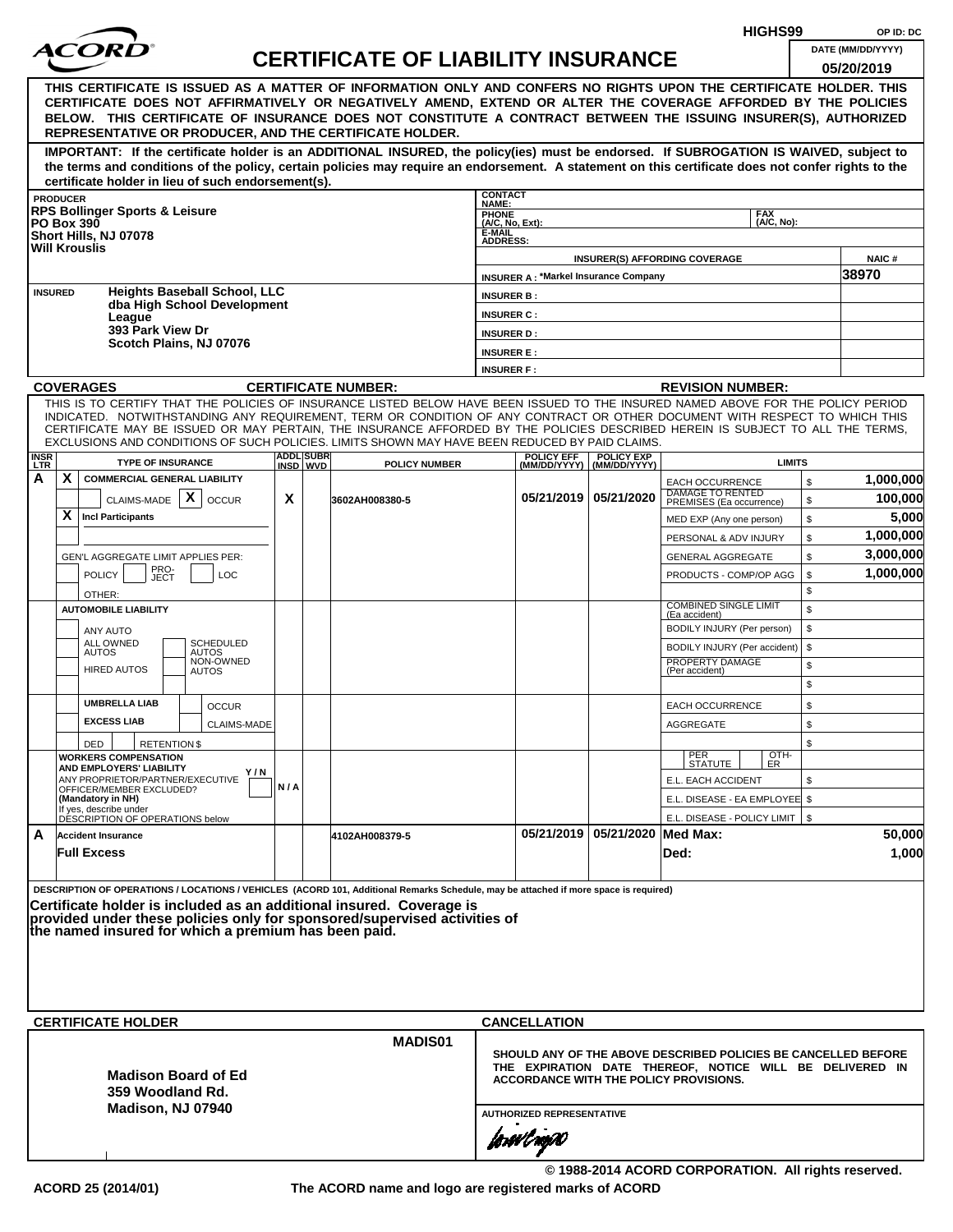HIGHS99 OP ID: DC

# ACORD CERTIFICATE OF LIABILITY INSURANCE

DATE (MM/DD/YYYY): 05/20/2019

**THIS CERTIFICATE IS ISSUED AS A MATTER OF INFORMATION ONLY AND CONFERS NO RIGHTS UPON THE CERTIFICATE HOLDER. THIS CERTIFICATE DOES NOT AFFIRMATIVELY OR NEGATIVELY AMEND, EXTEND OR ALTER THE COVERAGE AFFORDED BY THE POLICIES BELOW. THIS CERTIFICATE OF INSURANCE DOES NOT CONSTITUTE A CONTRACT BETWEEN THE ISSUING INSURER(S), AUTHORIZED REPRESENTATIVE OR PRODUCER, AND THE CERTIFICATE HOLDER.**

**IMPORTANT: If the certificate holder is an ADDITIONAL INSURED, the policy(ies) must be endorsed. If SUBROGATION IS WAIVED, subject to the terms and conditions of the policy, certain policies may require an endorsement. A statement on this certificate does not confer rights to the certificate holder in lieu of such endorsement(s).**

| PRODUCER | CONTACT NAME: | | |
|---|---|---|---|
| RPS Bollinger Sports & Leisure<br>PO Box 390<br>Short Hills, NJ 07078<br>Will Krouslis | PHONE (A/C, No, Ext): | FAX (A/C, No): | |
| | E-MAIL ADDRESS: | | |
| | INSURER(S) AFFORDING COVERAGE | | NAIC # |
| | INSURER A : *Markel Insurance Company | | 38970 |
| INSURED<br>Heights Baseball School, LLC<br>dba High School Development League<br>393 Park View Dr<br>Scotch Plains, NJ 07076 | INSURER B : | | |
| | INSURER C : | | |
| | INSURER D : | | |
| | INSURER E : | | |
| | INSURER F : | | |

**COVERAGES** CERTIFICATE NUMBER: REVISION NUMBER:

THIS IS TO CERTIFY THAT THE POLICIES OF INSURANCE LISTED BELOW HAVE BEEN ISSUED TO THE INSURED NAMED ABOVE FOR THE POLICY PERIOD INDICATED. NOTWITHSTANDING ANY REQUIREMENT, TERM OR CONDITION OF ANY CONTRACT OR OTHER DOCUMENT WITH RESPECT TO WHICH THIS CERTIFICATE MAY BE ISSUED OR MAY PERTAIN, THE INSURANCE AFFORDED BY THE POLICIES DESCRIBED HEREIN IS SUBJECT TO ALL THE TERMS, EXCLUSIONS AND CONDITIONS OF SUCH POLICIES. LIMITS SHOWN MAY HAVE BEEN REDUCED BY PAID CLAIMS.

| INSR LTR | TYPE OF INSURANCE | ADDL INSD | SUBR WVD | POLICY NUMBER | POLICY EFF (MM/DD/YYYY) | POLICY EXP (MM/DD/YYYY) | LIMITS | |
|---|---|---|---|---|---|---|---|---|
| A | X COMMERCIAL GENERAL LIABILITY | | | | | | EACH OCCURRENCE | $ 1,000,000 |
| | CLAIMS-MADE [X] OCCUR | X | | 3602AH008380-5 | 05/21/2019 | 05/21/2020 | DAMAGE TO RENTED PREMISES (Ea occurrence) | $ 100,000 |
| | X Incl Participants | | | | | | MED EXP (Any one person) | $ 5,000 |
| | | | | | | | PERSONAL & ADV INJURY | $ 1,000,000 |
| | GEN'L AGGREGATE LIMIT APPLIES PER: | | | | | | GENERAL AGGREGATE | $ 3,000,000 |
| | POLICY PRO-JECT LOC | | | | | | PRODUCTS - COMP/OP AGG | $ 1,000,000 |
| | OTHER: | | | | | | | $ |
| | AUTOMOBILE LIABILITY | | | | | | COMBINED SINGLE LIMIT (Ea accident) | $ |
| | ANY AUTO | | | | | | BODILY INJURY (Per person) | $ |
| | ALL OWNED AUTOS / SCHEDULED AUTOS | | | | | | BODILY INJURY (Per accident) | $ |
| | HIRED AUTOS / NON-OWNED AUTOS | | | | | | PROPERTY DAMAGE (Per accident) | $ |
| | | | | | | | | $ |
| | UMBRELLA LIAB / OCCUR | | | | | | EACH OCCURRENCE | $ |
| | EXCESS LIAB / CLAIMS-MADE | | | | | | AGGREGATE | $ |
| | DED / RETENTION $ | | | | | | | $ |
| | WORKERS COMPENSATION AND EMPLOYERS' LIABILITY Y/N<br>ANY PROPRIETOR/PARTNER/EXECUTIVE OFFICER/MEMBER EXCLUDED? (Mandatory in NH)<br>If yes, describe under DESCRIPTION OF OPERATIONS below | N/A | | | | | PER STATUTE / OTH-ER | |
| | | | | | | | E.L. EACH ACCIDENT | $ |
| | | | | | | | E.L. DISEASE - EA EMPLOYEE | $ |
| | | | | | | | E.L. DISEASE - POLICY LIMIT | $ |
| A | Accident Insurance | | | 4102AH008379-5 | 05/21/2019 | 05/21/2020 | Med Max: | 50,000 |
| | Full Excess | | | | | | Ded: | 1,000 |

DESCRIPTION OF OPERATIONS / LOCATIONS / VEHICLES (ACORD 101, Additional Remarks Schedule, may be attached if more space is required)

**Certificate holder is included as an additional insured. Coverage is provided under these policies only for sponsored/supervised activities of the named insured for which a premium has been paid.**

| CERTIFICATE HOLDER | CANCELLATION |
|---|---|
| MADIS01<br><br>**Madison Board of Ed**<br>**359 Woodland Rd.**<br>**Madison, NJ 07940** | **SHOULD ANY OF THE ABOVE DESCRIBED POLICIES BE CANCELLED BEFORE THE EXPIRATION DATE THEREOF, NOTICE WILL BE DELIVERED IN ACCORDANCE WITH THE POLICY PROVISIONS.**<br><br>AUTHORIZED REPRESENTATIVE |

© 1988-2014 ACORD CORPORATION. All rights reserved.

ACORD 25 (2014/01) The ACORD name and logo are registered marks of ACORD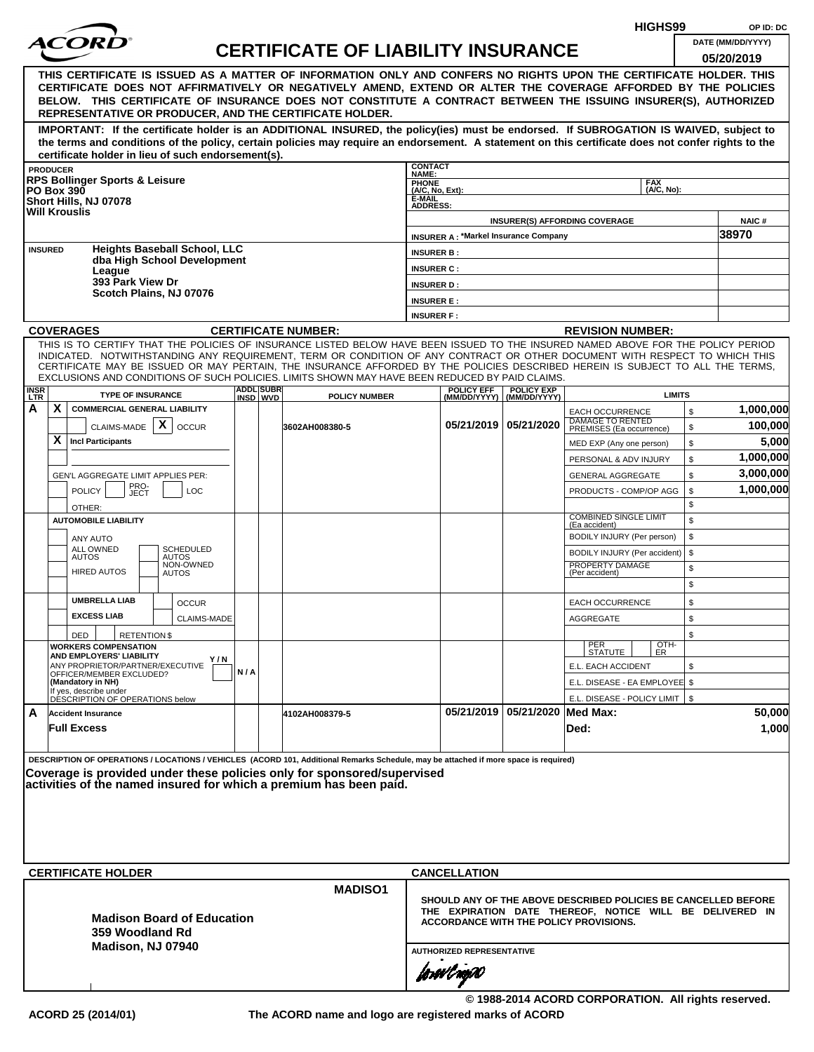HIGHS99 OP ID: DC

# ACORD CERTIFICATE OF LIABILITY INSURANCE

DATE (MM/DD/YYYY): 05/20/2019

**THIS CERTIFICATE IS ISSUED AS A MATTER OF INFORMATION ONLY AND CONFERS NO RIGHTS UPON THE CERTIFICATE HOLDER. THIS CERTIFICATE DOES NOT AFFIRMATIVELY OR NEGATIVELY AMEND, EXTEND OR ALTER THE COVERAGE AFFORDED BY THE POLICIES BELOW. THIS CERTIFICATE OF INSURANCE DOES NOT CONSTITUTE A CONTRACT BETWEEN THE ISSUING INSURER(S), AUTHORIZED REPRESENTATIVE OR PRODUCER, AND THE CERTIFICATE HOLDER.**

**IMPORTANT: If the certificate holder is an ADDITIONAL INSURED, the policy(ies) must be endorsed. If SUBROGATION IS WAIVED, subject to the terms and conditions of the policy, certain policies may require an endorsement. A statement on this certificate does not confer rights to the certificate holder in lieu of such endorsement(s).**

**PRODUCER**
RPS Bollinger Sports & Leisure
PO Box 390
Short Hills, NJ 07078
Will Krouslis

CONTACT NAME:
PHONE (A/C, No, Ext):
FAX (A/C, No):
E-MAIL ADDRESS:

| INSURER(S) AFFORDING COVERAGE | NAIC # |
|---|---|
| INSURER A : *Markel Insurance Company | 38970 |
| INSURER B : | |
| INSURER C : | |
| INSURER D : | |
| INSURER E : | |
| INSURER F : | |

**INSURED**
Heights Baseball School, LLC
dba High School Development League
393 Park View Dr
Scotch Plains, NJ 07076

**COVERAGES** CERTIFICATE NUMBER: REVISION NUMBER:

THIS IS TO CERTIFY THAT THE POLICIES OF INSURANCE LISTED BELOW HAVE BEEN ISSUED TO THE INSURED NAMED ABOVE FOR THE POLICY PERIOD INDICATED. NOTWITHSTANDING ANY REQUIREMENT, TERM OR CONDITION OF ANY CONTRACT OR OTHER DOCUMENT WITH RESPECT TO WHICH THIS CERTIFICATE MAY BE ISSUED OR MAY PERTAIN, THE INSURANCE AFFORDED BY THE POLICIES DESCRIBED HEREIN IS SUBJECT TO ALL THE TERMS, EXCLUSIONS AND CONDITIONS OF SUCH POLICIES. LIMITS SHOWN MAY HAVE BEEN REDUCED BY PAID CLAIMS.

| INSR LTR | TYPE OF INSURANCE | ADDL INSD | SUBR WVD | POLICY NUMBER | POLICY EFF (MM/DD/YYYY) | POLICY EXP (MM/DD/YYYY) | LIMITS | |
|---|---|---|---|---|---|---|---|---|
| A | X COMMERCIAL GENERAL LIABILITY | | | | | | EACH OCCURRENCE | $ 1,000,000 |
| | CLAIMS-MADE [X] OCCUR | | | 3602AH008380-5 | 05/21/2019 | 05/21/2020 | DAMAGE TO RENTED PREMISES (Ea occurrence) | $ 100,000 |
| | X Incl Participants | | | | | | MED EXP (Any one person) | $ 5,000 |
| | | | | | | | PERSONAL & ADV INJURY | $ 1,000,000 |
| | GEN'L AGGREGATE LIMIT APPLIES PER: | | | | | | GENERAL AGGREGATE | $ 3,000,000 |
| | POLICY / PRO-JECT / LOC | | | | | | PRODUCTS - COMP/OP AGG | $ 1,000,000 |
| | OTHER: | | | | | | | $ |
| | AUTOMOBILE LIABILITY | | | | | | COMBINED SINGLE LIMIT (Ea accident) | $ |
| | ANY AUTO | | | | | | BODILY INJURY (Per person) | $ |
| | ALL OWNED AUTOS / SCHEDULED AUTOS | | | | | | BODILY INJURY (Per accident) | $ |
| | HIRED AUTOS / NON-OWNED AUTOS | | | | | | PROPERTY DAMAGE (Per accident) | $ |
| | | | | | | | | $ |
| | UMBRELLA LIAB / OCCUR | | | | | | EACH OCCURRENCE | $ |
| | EXCESS LIAB / CLAIMS-MADE | | | | | | AGGREGATE | $ |
| | DED / RETENTION $ | | | | | | | $ |
| | WORKERS COMPENSATION AND EMPLOYERS' LIABILITY Y/N; ANY PROPRIETOR/PARTNER/EXECUTIVE OFFICER/MEMBER EXCLUDED? (Mandatory in NH) If yes, describe under DESCRIPTION OF OPERATIONS below | N / A | | | | | PER STATUTE / OTH-ER | |
| | | | | | | | E.L. EACH ACCIDENT | $ |
| | | | | | | | E.L. DISEASE - EA EMPLOYEE | $ |
| | | | | | | | E.L. DISEASE - POLICY LIMIT | $ |
| A | Accident Insurance | | | 4102AH008379-5 | 05/21/2019 | 05/21/2020 | Med Max: | 50,000 |
| | Full Excess | | | | | | Ded: | 1,000 |

DESCRIPTION OF OPERATIONS / LOCATIONS / VEHICLES (ACORD 101, Additional Remarks Schedule, may be attached if more space is required)

**Coverage is provided under these policies only for sponsored/supervised activities of the named insured for which a premium has been paid.**

**CERTIFICATE HOLDER**

MADISO1

Madison Board of Education
359 Woodland Rd
Madison, NJ 07940

**CANCELLATION**

SHOULD ANY OF THE ABOVE DESCRIBED POLICIES BE CANCELLED BEFORE THE EXPIRATION DATE THEREOF, NOTICE WILL BE DELIVERED IN ACCORDANCE WITH THE POLICY PROVISIONS.

AUTHORIZED REPRESENTATIVE

© 1988-2014 ACORD CORPORATION. All rights reserved.

ACORD 25 (2014/01) The ACORD name and logo are registered marks of ACORD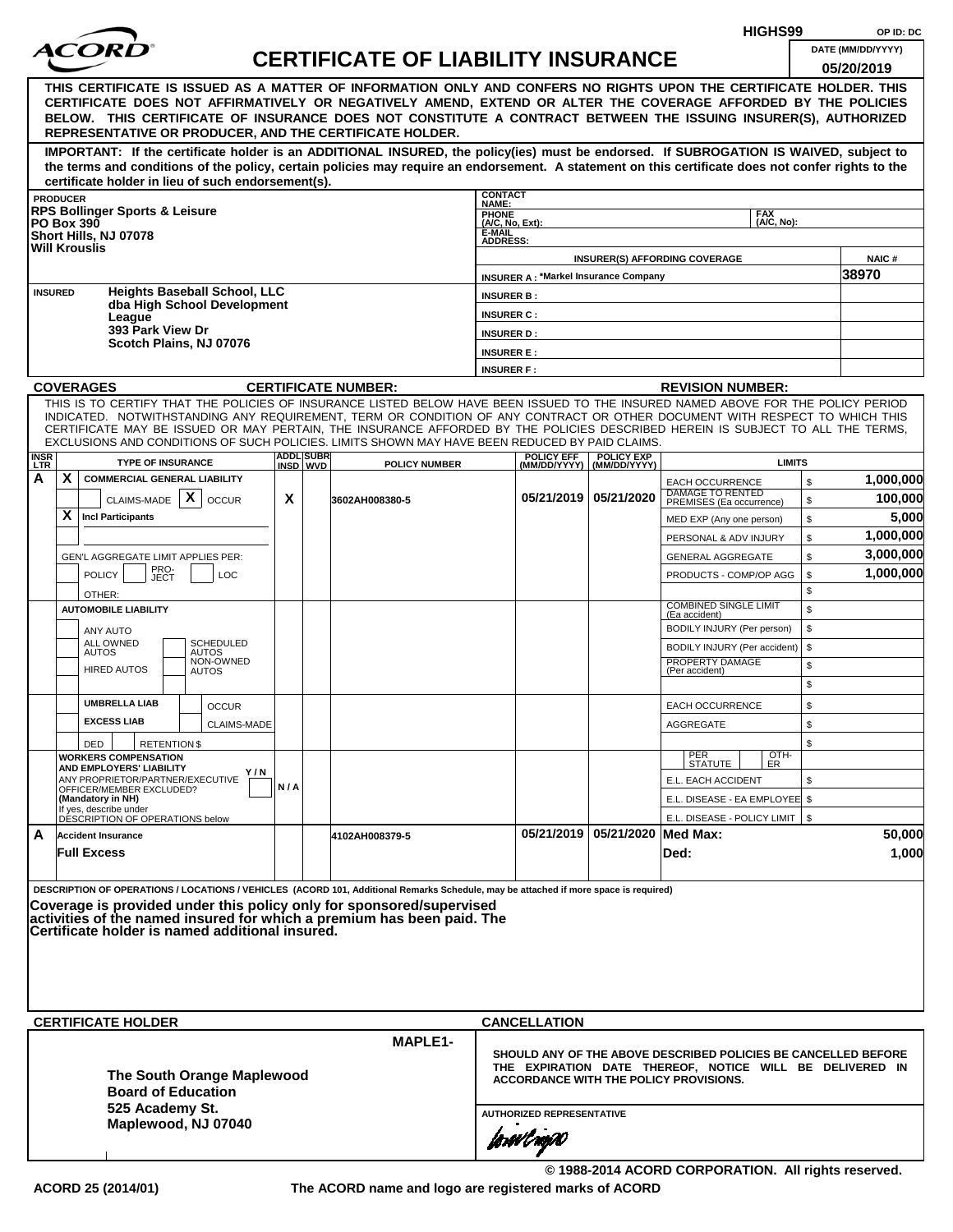HIGHS99 OP ID: DC

# ACORD CERTIFICATE OF LIABILITY INSURANCE

DATE (MM/DD/YYYY): 05/20/2019

**THIS CERTIFICATE IS ISSUED AS A MATTER OF INFORMATION ONLY AND CONFERS NO RIGHTS UPON THE CERTIFICATE HOLDER. THIS CERTIFICATE DOES NOT AFFIRMATIVELY OR NEGATIVELY AMEND, EXTEND OR ALTER THE COVERAGE AFFORDED BY THE POLICIES BELOW. THIS CERTIFICATE OF INSURANCE DOES NOT CONSTITUTE A CONTRACT BETWEEN THE ISSUING INSURER(S), AUTHORIZED REPRESENTATIVE OR PRODUCER, AND THE CERTIFICATE HOLDER.**

**IMPORTANT: If the certificate holder is an ADDITIONAL INSURED, the policy(ies) must be endorsed. If SUBROGATION IS WAIVED, subject to the terms and conditions of the policy, certain policies may require an endorsement. A statement on this certificate does not confer rights to the certificate holder in lieu of such endorsement(s).**

| PRODUCER | CONTACT NAME: | | |
|---|---|---|---|
| **RPS Bollinger Sports & Leisure**<br>**PO Box 390**<br>**Short Hills, NJ 07078**<br>**Will Krouslis** | PHONE (A/C, No, Ext): | FAX (A/C, No): | |
| | E-MAIL ADDRESS: | | |
| | INSURER(S) AFFORDING COVERAGE | | NAIC # |
| | INSURER A : *Markel Insurance Company | | 38970 |
| INSURED<br>**Heights Baseball School, LLC dba High School Development League**<br>**393 Park View Dr**<br>**Scotch Plains, NJ 07076** | INSURER B : | | |
| | INSURER C : | | |
| | INSURER D : | | |
| | INSURER E : | | |
| | INSURER F : | | |

**COVERAGES** CERTIFICATE NUMBER: REVISION NUMBER:

THIS IS TO CERTIFY THAT THE POLICIES OF INSURANCE LISTED BELOW HAVE BEEN ISSUED TO THE INSURED NAMED ABOVE FOR THE POLICY PERIOD INDICATED. NOTWITHSTANDING ANY REQUIREMENT, TERM OR CONDITION OF ANY CONTRACT OR OTHER DOCUMENT WITH RESPECT TO WHICH THIS CERTIFICATE MAY BE ISSUED OR MAY PERTAIN, THE INSURANCE AFFORDED BY THE POLICIES DESCRIBED HEREIN IS SUBJECT TO ALL THE TERMS, EXCLUSIONS AND CONDITIONS OF SUCH POLICIES. LIMITS SHOWN MAY HAVE BEEN REDUCED BY PAID CLAIMS.

| INSR LTR | TYPE OF INSURANCE | ADDL INSD | SUBR WVD | POLICY NUMBER | POLICY EFF (MM/DD/YYYY) | POLICY EXP (MM/DD/YYYY) | LIMITS | |
|---|---|---|---|---|---|---|---|---|
| A | X COMMERCIAL GENERAL LIABILITY | | | | | | EACH OCCURRENCE | $ 1,000,000 |
| | CLAIMS-MADE X OCCUR | X | | 3602AH008380-5 | 05/21/2019 | 05/21/2020 | DAMAGE TO RENTED PREMISES (Ea occurrence) | $ 100,000 |
| | X Incl Participants | | | | | | MED EXP (Any one person) | $ 5,000 |
| | | | | | | | PERSONAL & ADV INJURY | $ 1,000,000 |
| | GEN'L AGGREGATE LIMIT APPLIES PER: | | | | | | GENERAL AGGREGATE | $ 3,000,000 |
| | POLICY PRO-JECT LOC | | | | | | PRODUCTS - COMP/OP AGG | $ 1,000,000 |
| | OTHER: | | | | | | | $ |
| | AUTOMOBILE LIABILITY | | | | | | COMBINED SINGLE LIMIT (Ea accident) | $ |
| | ANY AUTO | | | | | | BODILY INJURY (Per person) | $ |
| | ALL OWNED AUTOS / SCHEDULED AUTOS | | | | | | BODILY INJURY (Per accident) | $ |
| | HIRED AUTOS / NON-OWNED AUTOS | | | | | | PROPERTY DAMAGE (Per accident) | $ |
| | | | | | | | | $ |
| | UMBRELLA LIAB / OCCUR | | | | | | EACH OCCURRENCE | $ |
| | EXCESS LIAB / CLAIMS-MADE | | | | | | AGGREGATE | $ |
| | DED RETENTION $ | | | | | | | $ |
| | WORKERS COMPENSATION AND EMPLOYERS' LIABILITY Y/N<br>ANY PROPRIETOR/PARTNER/EXECUTIVE OFFICER/MEMBER EXCLUDED? (Mandatory in NH)<br>If yes, describe under DESCRIPTION OF OPERATIONS below | N/A | | | | | PER STATUTE / OTH-ER | |
| | | | | | | | E.L. EACH ACCIDENT | $ |
| | | | | | | | E.L. DISEASE - EA EMPLOYEE | $ |
| | | | | | | | E.L. DISEASE - POLICY LIMIT | $ |
| A | Accident Insurance | | | 4102AH008379-5 | 05/21/2019 | 05/21/2020 | Med Max: | 50,000 |
| | Full Excess | | | | | | Ded: | 1,000 |

DESCRIPTION OF OPERATIONS / LOCATIONS / VEHICLES (ACORD 101, Additional Remarks Schedule, may be attached if more space is required)

**Coverage is provided under this policy only for sponsored/supervised activities of the named insured for which a premium has been paid. The Certificate holder is named additional insured.**

| CERTIFICATE HOLDER | CANCELLATION |
|---|---|
| MAPLE1-<br>**The South Orange Maplewood Board of Education**<br>**525 Academy St.**<br>**Maplewood, NJ 07040** | **SHOULD ANY OF THE ABOVE DESCRIBED POLICIES BE CANCELLED BEFORE THE EXPIRATION DATE THEREOF, NOTICE WILL BE DELIVERED IN ACCORDANCE WITH THE POLICY PROVISIONS.**<br><br>AUTHORIZED REPRESENTATIVE |

© 1988-2014 ACORD CORPORATION. All rights reserved.

ACORD 25 (2014/01) The ACORD name and logo are registered marks of ACORD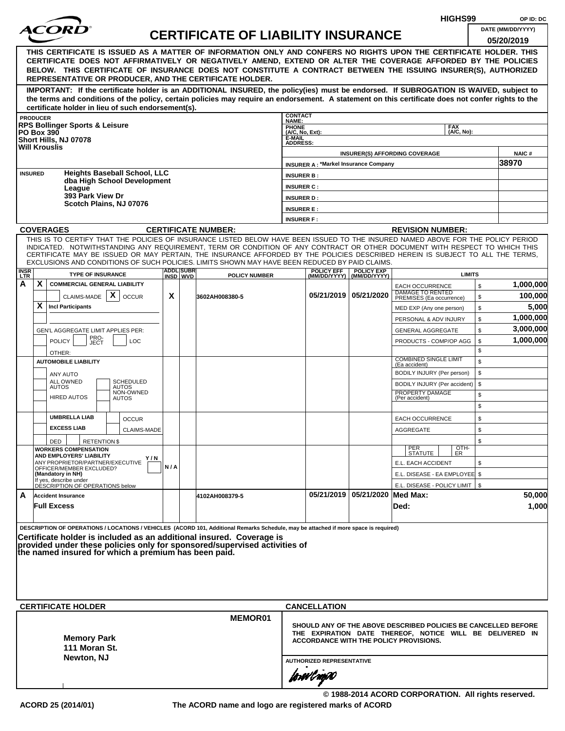HIGHS99 OP ID: DC

# ACORD CERTIFICATE OF LIABILITY INSURANCE

DATE (MM/DD/YYYY) 05/20/2019

**THIS CERTIFICATE IS ISSUED AS A MATTER OF INFORMATION ONLY AND CONFERS NO RIGHTS UPON THE CERTIFICATE HOLDER. THIS CERTIFICATE DOES NOT AFFIRMATIVELY OR NEGATIVELY AMEND, EXTEND OR ALTER THE COVERAGE AFFORDED BY THE POLICIES BELOW. THIS CERTIFICATE OF INSURANCE DOES NOT CONSTITUTE A CONTRACT BETWEEN THE ISSUING INSURER(S), AUTHORIZED REPRESENTATIVE OR PRODUCER, AND THE CERTIFICATE HOLDER.**

**IMPORTANT: If the certificate holder is an ADDITIONAL INSURED, the policy(ies) must be endorsed. If SUBROGATION IS WAIVED, subject to the terms and conditions of the policy, certain policies may require an endorsement. A statement on this certificate does not confer rights to the certificate holder in lieu of such endorsement(s).**

| PRODUCER | CONTACT NAME: | | |
|---|---|---|---|
| RPS Bollinger Sports & Leisure<br>PO Box 390<br>Short Hills, NJ 07078<br>Will Krouslis | PHONE (A/C, No, Ext): | FAX (A/C, No): | |
| | E-MAIL ADDRESS: | | |
| | INSURER(S) AFFORDING COVERAGE | | NAIC # |
| | INSURER A : *Markel Insurance Company | | 38970 |
| INSURED<br>Heights Baseball School, LLC<br>dba High School Development League<br>393 Park View Dr<br>Scotch Plains, NJ 07076 | INSURER B : | | |
| | INSURER C : | | |
| | INSURER D : | | |
| | INSURER E : | | |
| | INSURER F : | | |

**COVERAGES** **CERTIFICATE NUMBER:** **REVISION NUMBER:**

THIS IS TO CERTIFY THAT THE POLICIES OF INSURANCE LISTED BELOW HAVE BEEN ISSUED TO THE INSURED NAMED ABOVE FOR THE POLICY PERIOD INDICATED. NOTWITHSTANDING ANY REQUIREMENT, TERM OR CONDITION OF ANY CONTRACT OR OTHER DOCUMENT WITH RESPECT TO WHICH THIS CERTIFICATE MAY BE ISSUED OR MAY PERTAIN, THE INSURANCE AFFORDED BY THE POLICIES DESCRIBED HEREIN IS SUBJECT TO ALL THE TERMS, EXCLUSIONS AND CONDITIONS OF SUCH POLICIES. LIMITS SHOWN MAY HAVE BEEN REDUCED BY PAID CLAIMS.

| INSR LTR | TYPE OF INSURANCE | ADDL INSD | SUBR WVD | POLICY NUMBER | POLICY EFF (MM/DD/YYYY) | POLICY EXP (MM/DD/YYYY) | LIMITS | |
|---|---|---|---|---|---|---|---|---|
| A | X COMMERCIAL GENERAL LIABILITY | | | | | | EACH OCCURRENCE | $ 1,000,000 |
| | CLAIMS-MADE [X] OCCUR | X | | 3602AH008380-5 | 05/21/2019 | 05/21/2020 | DAMAGE TO RENTED PREMISES (Ea occurrence) | $ 100,000 |
| | X Incl Participants | | | | | | MED EXP (Any one person) | $ 5,000 |
| | | | | | | | PERSONAL & ADV INJURY | $ 1,000,000 |
| | GEN'L AGGREGATE LIMIT APPLIES PER: | | | | | | GENERAL AGGREGATE | $ 3,000,000 |
| | POLICY / PRO-JECT / LOC | | | | | | PRODUCTS - COMP/OP AGG | $ 1,000,000 |
| | OTHER: | | | | | | | $ |
| | AUTOMOBILE LIABILITY | | | | | | COMBINED SINGLE LIMIT (Ea accident) | $ |
| | ANY AUTO | | | | | | BODILY INJURY (Per person) | $ |
| | ALL OWNED AUTOS / SCHEDULED AUTOS | | | | | | BODILY INJURY (Per accident) | $ |
| | HIRED AUTOS / NON-OWNED AUTOS | | | | | | PROPERTY DAMAGE (Per accident) | $ |
| | | | | | | | | $ |
| | UMBRELLA LIAB / OCCUR | | | | | | EACH OCCURRENCE | $ |
| | EXCESS LIAB / CLAIMS-MADE | | | | | | AGGREGATE | $ |
| | DED / RETENTION $ | | | | | | | $ |
| | WORKERS COMPENSATION AND EMPLOYERS' LIABILITY Y/N<br>ANY PROPRIETOR/PARTNER/EXECUTIVE OFFICER/MEMBER EXCLUDED? (Mandatory in NH)<br>If yes, describe under DESCRIPTION OF OPERATIONS below | N/A | | | | | PER STATUTE / OTH-ER | |
| | | | | | | | E.L. EACH ACCIDENT | $ |
| | | | | | | | E.L. DISEASE - EA EMPLOYEE | $ |
| | | | | | | | E.L. DISEASE - POLICY LIMIT | $ |
| A | Accident Insurance | | | 4102AH008379-5 | 05/21/2019 | 05/21/2020 | Med Max: | 50,000 |
| | Full Excess | | | | | | Ded: | 1,000 |

DESCRIPTION OF OPERATIONS / LOCATIONS / VEHICLES (ACORD 101, Additional Remarks Schedule, may be attached if more space is required)

**Certificate holder is included as an additional insured. Coverage is provided under these policies only for sponsored/supervised activities of the named insured for which a premium has been paid.**

| CERTIFICATE HOLDER | CANCELLATION |
|---|---|
| MEMOR01<br><br>**Memory Park**<br>**111 Moran St.**<br>**Newton, NJ** | SHOULD ANY OF THE ABOVE DESCRIBED POLICIES BE CANCELLED BEFORE THE EXPIRATION DATE THEREOF, NOTICE WILL BE DELIVERED IN ACCORDANCE WITH THE POLICY PROVISIONS.<br><br>AUTHORIZED REPRESENTATIVE |

© 1988-2014 ACORD CORPORATION. All rights reserved.

ACORD 25 (2014/01) The ACORD name and logo are registered marks of ACORD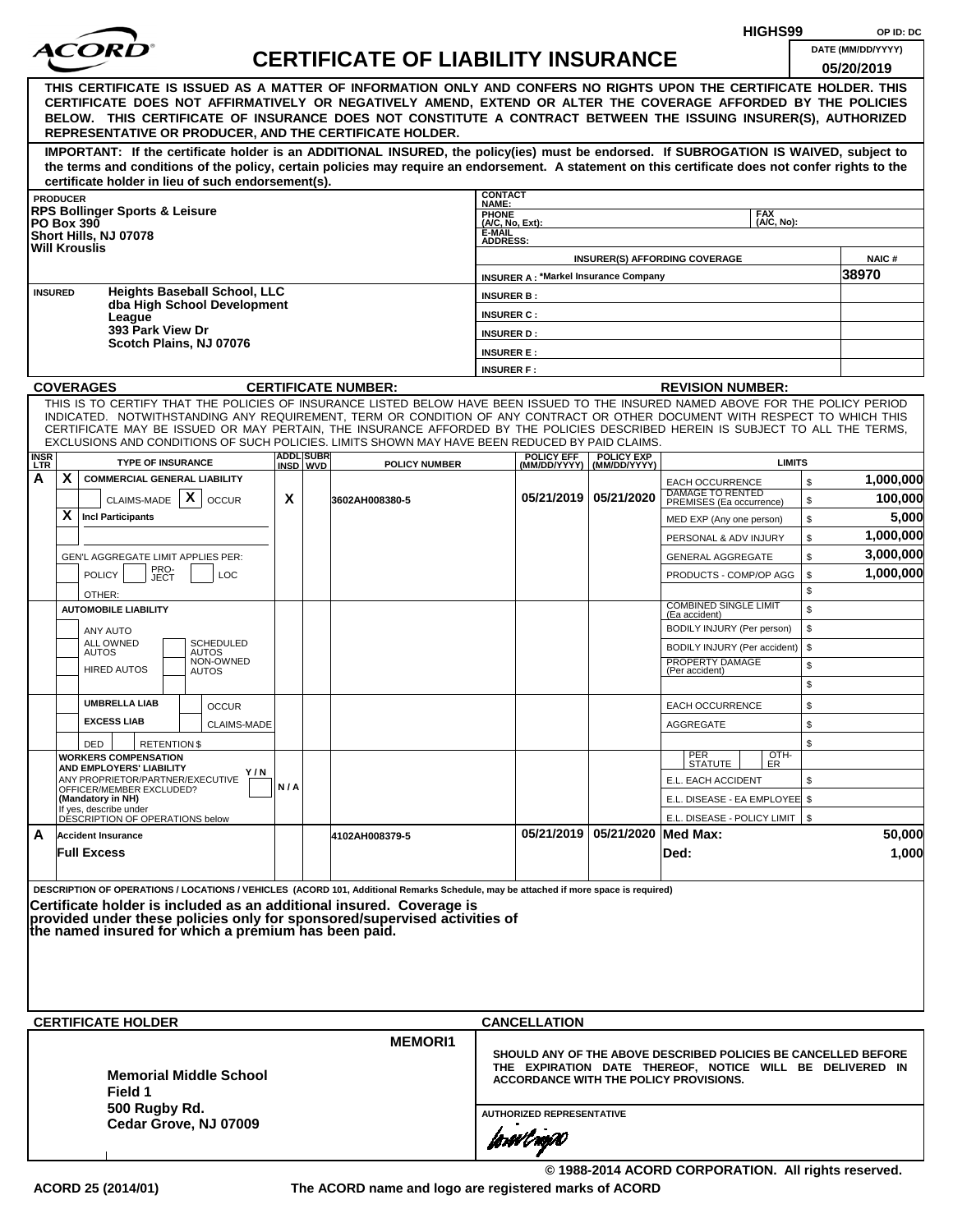HIGHS99 OP ID: DC

# ACORD CERTIFICATE OF LIABILITY INSURANCE

DATE (MM/DD/YYYY): 05/20/2019

**THIS CERTIFICATE IS ISSUED AS A MATTER OF INFORMATION ONLY AND CONFERS NO RIGHTS UPON THE CERTIFICATE HOLDER. THIS CERTIFICATE DOES NOT AFFIRMATIVELY OR NEGATIVELY AMEND, EXTEND OR ALTER THE COVERAGE AFFORDED BY THE POLICIES BELOW. THIS CERTIFICATE OF INSURANCE DOES NOT CONSTITUTE A CONTRACT BETWEEN THE ISSUING INSURER(S), AUTHORIZED REPRESENTATIVE OR PRODUCER, AND THE CERTIFICATE HOLDER.**

**IMPORTANT: If the certificate holder is an ADDITIONAL INSURED, the policy(ies) must be endorsed. If SUBROGATION IS WAIVED, subject to the terms and conditions of the policy, certain policies may require an endorsement. A statement on this certificate does not confer rights to the certificate holder in lieu of such endorsement(s).**

**PRODUCER**
RPS Bollinger Sports & Leisure
PO Box 390
Short Hills, NJ 07078
Will Krouslis

CONTACT NAME:
PHONE (A/C, No, Ext):
FAX (A/C, No):
E-MAIL ADDRESS:

| INSURER(S) AFFORDING COVERAGE | NAIC # |
|---|---|
| INSURER A : *Markel Insurance Company | 38970 |
| INSURER B : | |
| INSURER C : | |
| INSURER D : | |
| INSURER E : | |
| INSURER F : | |

**INSURED**
Heights Baseball School, LLC
dba High School Development League
393 Park View Dr
Scotch Plains, NJ 07076

**COVERAGES** CERTIFICATE NUMBER: REVISION NUMBER:

THIS IS TO CERTIFY THAT THE POLICIES OF INSURANCE LISTED BELOW HAVE BEEN ISSUED TO THE INSURED NAMED ABOVE FOR THE POLICY PERIOD INDICATED. NOTWITHSTANDING ANY REQUIREMENT, TERM OR CONDITION OF ANY CONTRACT OR OTHER DOCUMENT WITH RESPECT TO WHICH THIS CERTIFICATE MAY BE ISSUED OR MAY PERTAIN, THE INSURANCE AFFORDED BY THE POLICIES DESCRIBED HEREIN IS SUBJECT TO ALL THE TERMS, EXCLUSIONS AND CONDITIONS OF SUCH POLICIES. LIMITS SHOWN MAY HAVE BEEN REDUCED BY PAID CLAIMS.

| INSR LTR | TYPE OF INSURANCE | ADDL INSD | SUBR WVD | POLICY NUMBER | POLICY EFF (MM/DD/YYYY) | POLICY EXP (MM/DD/YYYY) | LIMITS | |
|---|---|---|---|---|---|---|---|---|
| A | X COMMERCIAL GENERAL LIABILITY | | | | | | EACH OCCURRENCE | $ 1,000,000 |
| | CLAIMS-MADE [X] OCCUR | X | | 3602AH008380-5 | 05/21/2019 | 05/21/2020 | DAMAGE TO RENTED PREMISES (Ea occurrence) | $ 100,000 |
| | X Incl Participants | | | | | | MED EXP (Any one person) | $ 5,000 |
| | | | | | | | PERSONAL & ADV INJURY | $ 1,000,000 |
| | GEN'L AGGREGATE LIMIT APPLIES PER: | | | | | | GENERAL AGGREGATE | $ 3,000,000 |
| | POLICY PRO-JECT LOC | | | | | | PRODUCTS - COMP/OP AGG | $ 1,000,000 |
| | OTHER: | | | | | | | $ |
| | AUTOMOBILE LIABILITY | | | | | | COMBINED SINGLE LIMIT (Ea accident) | $ |
| | ANY AUTO | | | | | | BODILY INJURY (Per person) | $ |
| | ALL OWNED AUTOS / SCHEDULED AUTOS | | | | | | BODILY INJURY (Per accident) | $ |
| | HIRED AUTOS / NON-OWNED AUTOS | | | | | | PROPERTY DAMAGE (Per accident) | $ |
| | | | | | | | | $ |
| | UMBRELLA LIAB / OCCUR | | | | | | EACH OCCURRENCE | $ |
| | EXCESS LIAB / CLAIMS-MADE | | | | | | AGGREGATE | $ |
| | DED RETENTION $ | | | | | | | $ |
| | WORKERS COMPENSATION AND EMPLOYERS' LIABILITY Y/N; ANY PROPRIETOR/PARTNER/EXECUTIVE OFFICER/MEMBER EXCLUDED? (Mandatory in NH); If yes, describe under DESCRIPTION OF OPERATIONS below | N/A | | | | | PER STATUTE / OTH-ER | |
| | | | | | | | E.L. EACH ACCIDENT | $ |
| | | | | | | | E.L. DISEASE - EA EMPLOYEE | $ |
| | | | | | | | E.L. DISEASE - POLICY LIMIT | $ |
| A | Accident Insurance | | | 4102AH008379-5 | 05/21/2019 | 05/21/2020 | Med Max: | 50,000 |
| | Full Excess | | | | | | Ded: | 1,000 |

**DESCRIPTION OF OPERATIONS / LOCATIONS / VEHICLES** (ACORD 101, Additional Remarks Schedule, may be attached if more space is required)

**Certificate holder is included as an additional insured. Coverage is provided under these policies only for sponsored/supervised activities of the named insured for which a premium has been paid.**

**CERTIFICATE HOLDER**

MEMORI1

Memorial Middle School
Field 1
500 Rugby Rd.
Cedar Grove, NJ 07009

**CANCELLATION**

SHOULD ANY OF THE ABOVE DESCRIBED POLICIES BE CANCELLED BEFORE THE EXPIRATION DATE THEREOF, NOTICE WILL BE DELIVERED IN ACCORDANCE WITH THE POLICY PROVISIONS.

AUTHORIZED REPRESENTATIVE

© 1988-2014 ACORD CORPORATION. All rights reserved.

ACORD 25 (2014/01) The ACORD name and logo are registered marks of ACORD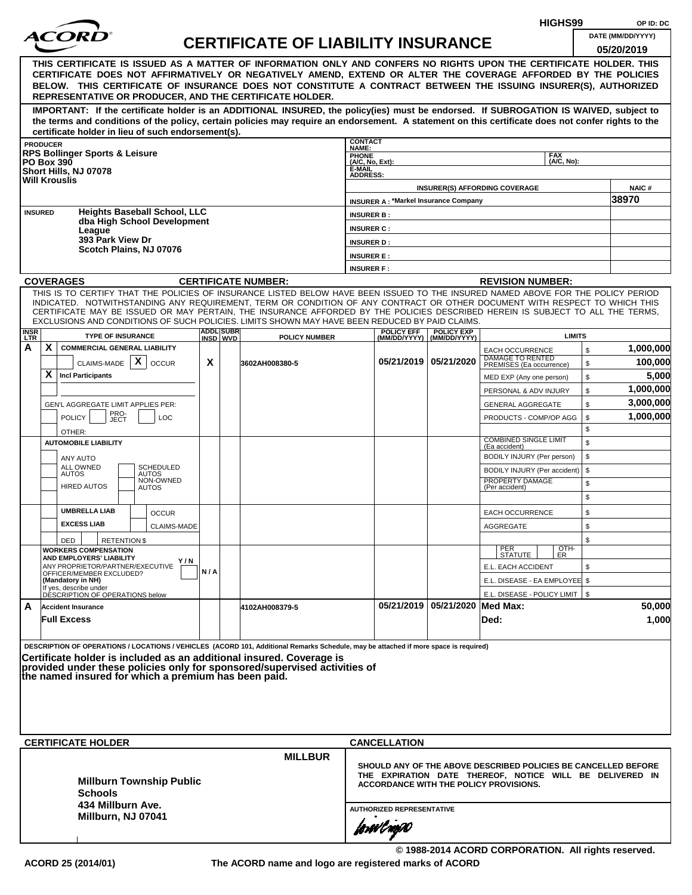HIGHS99 OP ID: DC

# ACORD CERTIFICATE OF LIABILITY INSURANCE

DATE (MM/DD/YYYY): 05/20/2019

**THIS CERTIFICATE IS ISSUED AS A MATTER OF INFORMATION ONLY AND CONFERS NO RIGHTS UPON THE CERTIFICATE HOLDER. THIS CERTIFICATE DOES NOT AFFIRMATIVELY OR NEGATIVELY AMEND, EXTEND OR ALTER THE COVERAGE AFFORDED BY THE POLICIES BELOW. THIS CERTIFICATE OF INSURANCE DOES NOT CONSTITUTE A CONTRACT BETWEEN THE ISSUING INSURER(S), AUTHORIZED REPRESENTATIVE OR PRODUCER, AND THE CERTIFICATE HOLDER.**

**IMPORTANT: If the certificate holder is an ADDITIONAL INSURED, the policy(ies) must be endorsed. If SUBROGATION IS WAIVED, subject to the terms and conditions of the policy, certain policies may require an endorsement. A statement on this certificate does not confer rights to the certificate holder in lieu of such endorsement(s).**

| PRODUCER | CONTACT NAME: | |
|---|---|---|
| RPS Bollinger Sports & Leisure<br>PO Box 390<br>Short Hills, NJ 07078<br>Will Krouslis | PHONE (A/C, No, Ext): | FAX (A/C, No): |
| | E-MAIL ADDRESS: | |
| | **INSURER(S) AFFORDING COVERAGE** | **NAIC #** |
| | INSURER A : *Markel Insurance Company | 38970 |
| **INSURED**<br>Heights Baseball School, LLC<br>dba High School Development League<br>393 Park View Dr<br>Scotch Plains, NJ 07076 | INSURER B : | |
| | INSURER C : | |
| | INSURER D : | |
| | INSURER E : | |
| | INSURER F : | |

**COVERAGES** **CERTIFICATE NUMBER:** **REVISION NUMBER:**

THIS IS TO CERTIFY THAT THE POLICIES OF INSURANCE LISTED BELOW HAVE BEEN ISSUED TO THE INSURED NAMED ABOVE FOR THE POLICY PERIOD INDICATED. NOTWITHSTANDING ANY REQUIREMENT, TERM OR CONDITION OF ANY CONTRACT OR OTHER DOCUMENT WITH RESPECT TO WHICH THIS CERTIFICATE MAY BE ISSUED OR MAY PERTAIN, THE INSURANCE AFFORDED BY THE POLICIES DESCRIBED HEREIN IS SUBJECT TO ALL THE TERMS, EXCLUSIONS AND CONDITIONS OF SUCH POLICIES. LIMITS SHOWN MAY HAVE BEEN REDUCED BY PAID CLAIMS.

| INSR LTR | TYPE OF INSURANCE | ADDL INSD | SUBR WVD | POLICY NUMBER | POLICY EFF (MM/DD/YYYY) | POLICY EXP (MM/DD/YYYY) | LIMITS | |
|---|---|---|---|---|---|---|---|---|
| A | X COMMERCIAL GENERAL LIABILITY | | | | | | EACH OCCURRENCE | $ 1,000,000 |
| | CLAIMS-MADE [X] OCCUR | X | | 3602AH008380-5 | 05/21/2019 | 05/21/2020 | DAMAGE TO RENTED PREMISES (Ea occurrence) | $ 100,000 |
| | X Incl Participants | | | | | | MED EXP (Any one person) | $ 5,000 |
| | | | | | | | PERSONAL & ADV INJURY | $ 1,000,000 |
| | GEN'L AGGREGATE LIMIT APPLIES PER: | | | | | | GENERAL AGGREGATE | $ 3,000,000 |
| | POLICY / PRO-JECT / LOC | | | | | | PRODUCTS - COMP/OP AGG | $ 1,000,000 |
| | OTHER: | | | | | | | $ |
| | AUTOMOBILE LIABILITY | | | | | | COMBINED SINGLE LIMIT (Ea accident) | $ |
| | ANY AUTO | | | | | | BODILY INJURY (Per person) | $ |
| | ALL OWNED AUTOS / SCHEDULED AUTOS | | | | | | BODILY INJURY (Per accident) | $ |
| | HIRED AUTOS / NON-OWNED AUTOS | | | | | | PROPERTY DAMAGE (Per accident) | $ |
| | | | | | | | | $ |
| | UMBRELLA LIAB / OCCUR | | | | | | EACH OCCURRENCE | $ |
| | EXCESS LIAB / CLAIMS-MADE | | | | | | AGGREGATE | $ |
| | DED / RETENTION $ | | | | | | | $ |
| | WORKERS COMPENSATION AND EMPLOYERS' LIABILITY Y/N<br>ANY PROPRIETOR/PARTNER/EXECUTIVE OFFICER/MEMBER EXCLUDED? (Mandatory in NH)<br>If yes, describe under DESCRIPTION OF OPERATIONS below | N/A | | | | | PER STATUTE / OTH-ER | |
| | | | | | | | E.L. EACH ACCIDENT | $ |
| | | | | | | | E.L. DISEASE - EA EMPLOYEE | $ |
| | | | | | | | E.L. DISEASE - POLICY LIMIT | $ |
| A | Accident Insurance | | | 4102AH008379-5 | 05/21/2019 | 05/21/2020 | Med Max: | 50,000 |
| | Full Excess | | | | | | Ded: | 1,000 |

DESCRIPTION OF OPERATIONS / LOCATIONS / VEHICLES (ACORD 101, Additional Remarks Schedule, may be attached if more space is required)

**Certificate holder is included as an additional insured. Coverage is provided under these policies only for sponsored/supervised activities of the named insured for which a premium has been paid.**

| CERTIFICATE HOLDER | CANCELLATION |
|---|---|
| MILLBUR<br><br>**Millburn Township Public Schools**<br>**434 Millburn Ave.**<br>**Millburn, NJ 07041** | **SHOULD ANY OF THE ABOVE DESCRIBED POLICIES BE CANCELLED BEFORE THE EXPIRATION DATE THEREOF, NOTICE WILL BE DELIVERED IN ACCORDANCE WITH THE POLICY PROVISIONS.**<br><br>AUTHORIZED REPRESENTATIVE |

© 1988-2014 ACORD CORPORATION. All rights reserved.

ACORD 25 (2014/01) The ACORD name and logo are registered marks of ACORD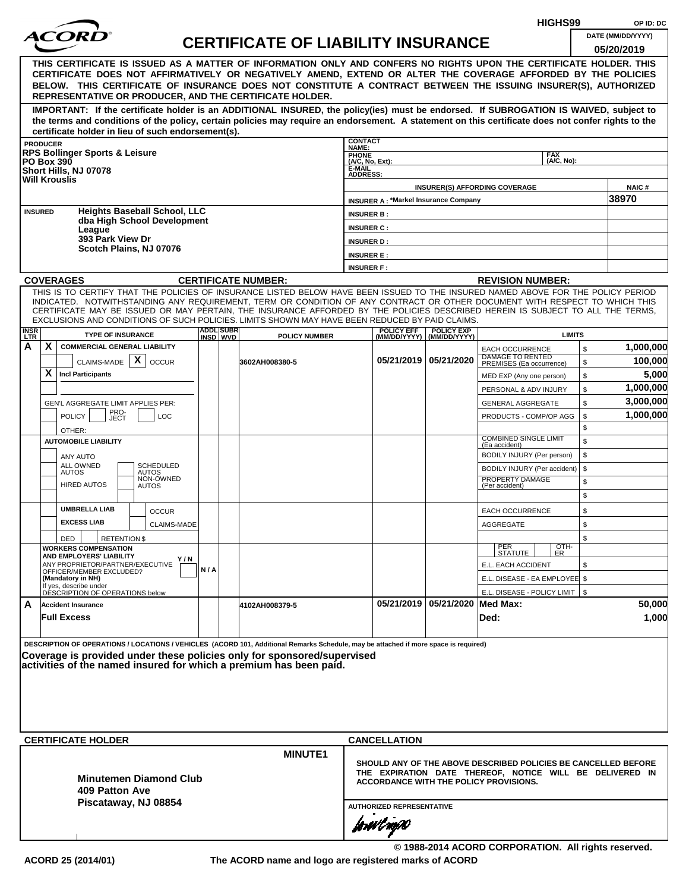HIGHS99 OP ID: DC

# ACORD CERTIFICATE OF LIABILITY INSURANCE

DATE (MM/DD/YYYY): 05/20/2019

**THIS CERTIFICATE IS ISSUED AS A MATTER OF INFORMATION ONLY AND CONFERS NO RIGHTS UPON THE CERTIFICATE HOLDER. THIS CERTIFICATE DOES NOT AFFIRMATIVELY OR NEGATIVELY AMEND, EXTEND OR ALTER THE COVERAGE AFFORDED BY THE POLICIES BELOW. THIS CERTIFICATE OF INSURANCE DOES NOT CONSTITUTE A CONTRACT BETWEEN THE ISSUING INSURER(S), AUTHORIZED REPRESENTATIVE OR PRODUCER, AND THE CERTIFICATE HOLDER.**

**IMPORTANT: If the certificate holder is an ADDITIONAL INSURED, the policy(ies) must be endorsed. If SUBROGATION IS WAIVED, subject to the terms and conditions of the policy, certain policies may require an endorsement. A statement on this certificate does not confer rights to the certificate holder in lieu of such endorsement(s).**

**PRODUCER**
RPS Bollinger Sports & Leisure
PO Box 390
Short Hills, NJ 07078
Will Krouslis

CONTACT NAME:
PHONE (A/C, No, Ext): FAX (A/C, No):
E-MAIL ADDRESS:

| INSURER(S) AFFORDING COVERAGE | NAIC # |
|---|---|
| INSURER A : *Markel Insurance Company | 38970 |
| INSURER B : | |
| INSURER C : | |
| INSURER D : | |
| INSURER E : | |
| INSURER F : | |

**INSURED**
Heights Baseball School, LLC
dba High School Development League
393 Park View Dr
Scotch Plains, NJ 07076

**COVERAGES** CERTIFICATE NUMBER: REVISION NUMBER:

THIS IS TO CERTIFY THAT THE POLICIES OF INSURANCE LISTED BELOW HAVE BEEN ISSUED TO THE INSURED NAMED ABOVE FOR THE POLICY PERIOD INDICATED. NOTWITHSTANDING ANY REQUIREMENT, TERM OR CONDITION OF ANY CONTRACT OR OTHER DOCUMENT WITH RESPECT TO WHICH THIS CERTIFICATE MAY BE ISSUED OR MAY PERTAIN, THE INSURANCE AFFORDED BY THE POLICIES DESCRIBED HEREIN IS SUBJECT TO ALL THE TERMS, EXCLUSIONS AND CONDITIONS OF SUCH POLICIES. LIMITS SHOWN MAY HAVE BEEN REDUCED BY PAID CLAIMS.

| INSR LTR | TYPE OF INSURANCE | ADDL INSD | SUBR WVD | POLICY NUMBER | POLICY EFF (MM/DD/YYYY) | POLICY EXP (MM/DD/YYYY) | LIMITS | |
|---|---|---|---|---|---|---|---|---|
| A | X COMMERCIAL GENERAL LIABILITY | | | | | | EACH OCCURRENCE | $ 1,000,000 |
| | CLAIMS-MADE X OCCUR | | | 3602AH008380-5 | 05/21/2019 | 05/21/2020 | DAMAGE TO RENTED PREMISES (Ea occurrence) | $ 100,000 |
| | X Incl Participants | | | | | | MED EXP (Any one person) | $ 5,000 |
| | | | | | | | PERSONAL & ADV INJURY | $ 1,000,000 |
| | GEN'L AGGREGATE LIMIT APPLIES PER: | | | | | | GENERAL AGGREGATE | $ 3,000,000 |
| | POLICY PRO-JECT LOC | | | | | | PRODUCTS - COMP/OP AGG | $ 1,000,000 |
| | OTHER: | | | | | | | $ |
| | AUTOMOBILE LIABILITY | | | | | | COMBINED SINGLE LIMIT (Ea accident) | $ |
| | ANY AUTO | | | | | | BODILY INJURY (Per person) | $ |
| | ALL OWNED AUTOS / SCHEDULED AUTOS | | | | | | BODILY INJURY (Per accident) | $ |
| | HIRED AUTOS / NON-OWNED AUTOS | | | | | | PROPERTY DAMAGE (Per accident) | $ |
| | | | | | | | | $ |
| | UMBRELLA LIAB / OCCUR | | | | | | EACH OCCURRENCE | $ |
| | EXCESS LIAB / CLAIMS-MADE | | | | | | AGGREGATE | $ |
| | DED RETENTION $ | | | | | | | $ |
| | WORKERS COMPENSATION AND EMPLOYERS' LIABILITY Y/N; ANY PROPRIETOR/PARTNER/EXECUTIVE OFFICER/MEMBER EXCLUDED? (Mandatory in NH); If yes, describe under DESCRIPTION OF OPERATIONS below | N/A | | | | | PER STATUTE / OTH-ER | |
| | | | | | | | E.L. EACH ACCIDENT | $ |
| | | | | | | | E.L. DISEASE - EA EMPLOYEE | $ |
| | | | | | | | E.L. DISEASE - POLICY LIMIT | $ |
| A | Accident Insurance | | | 4102AH008379-5 | 05/21/2019 | 05/21/2020 | Med Max: | 50,000 |
| | Full Excess | | | | | | Ded: | 1,000 |

**DESCRIPTION OF OPERATIONS / LOCATIONS / VEHICLES** (ACORD 101, Additional Remarks Schedule, may be attached if more space is required)

**Coverage is provided under these policies only for sponsored/supervised activities of the named insured for which a premium has been paid.**

**CERTIFICATE HOLDER**

MINUTE1

Minutemen Diamond Club
409 Patton Ave
Piscataway, NJ 08854

**CANCELLATION**

SHOULD ANY OF THE ABOVE DESCRIBED POLICIES BE CANCELLED BEFORE THE EXPIRATION DATE THEREOF, NOTICE WILL BE DELIVERED IN ACCORDANCE WITH THE POLICY PROVISIONS.

AUTHORIZED REPRESENTATIVE

© 1988-2014 ACORD CORPORATION. All rights reserved.

ACORD 25 (2014/01) The ACORD name and logo are registered marks of ACORD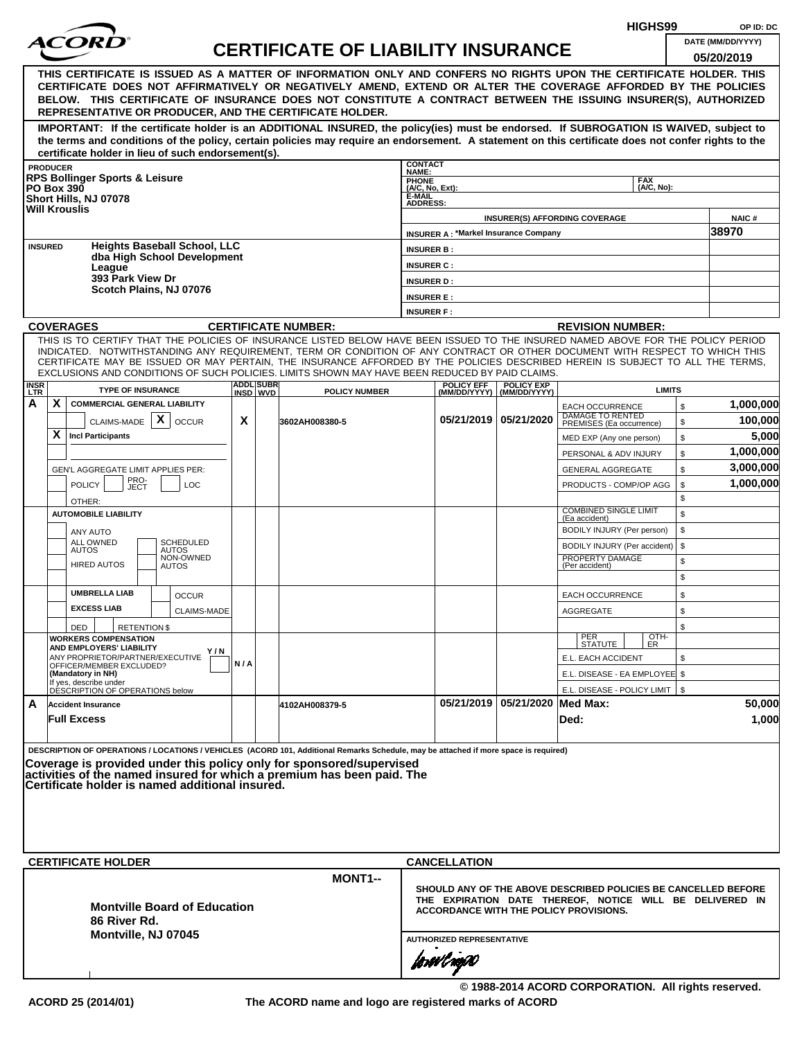HIGHS99 OP ID: DC

# ACORD CERTIFICATE OF LIABILITY INSURANCE

DATE (MM/DD/YYYY): 05/20/2019

**THIS CERTIFICATE IS ISSUED AS A MATTER OF INFORMATION ONLY AND CONFERS NO RIGHTS UPON THE CERTIFICATE HOLDER. THIS CERTIFICATE DOES NOT AFFIRMATIVELY OR NEGATIVELY AMEND, EXTEND OR ALTER THE COVERAGE AFFORDED BY THE POLICIES BELOW. THIS CERTIFICATE OF INSURANCE DOES NOT CONSTITUTE A CONTRACT BETWEEN THE ISSUING INSURER(S), AUTHORIZED REPRESENTATIVE OR PRODUCER, AND THE CERTIFICATE HOLDER.**

**IMPORTANT: If the certificate holder is an ADDITIONAL INSURED, the policy(ies) must be endorsed. If SUBROGATION IS WAIVED, subject to the terms and conditions of the policy, certain policies may require an endorsement. A statement on this certificate does not confer rights to the certificate holder in lieu of such endorsement(s).**

**PRODUCER**
RPS Bollinger Sports & Leisure
PO Box 390
Short Hills, NJ 07078
Will Krouslis

CONTACT NAME:
PHONE (A/C, No, Ext): FAX (A/C, No):
E-MAIL ADDRESS:

| INSURER(S) AFFORDING COVERAGE | NAIC # |
|---|---|
| INSURER A : *Markel Insurance Company | 38970 |
| INSURER B : | |
| INSURER C : | |
| INSURER D : | |
| INSURER E : | |
| INSURER F : | |

**INSURED**
Heights Baseball School, LLC
dba High School Development League
393 Park View Dr
Scotch Plains, NJ 07076

**COVERAGES** CERTIFICATE NUMBER: REVISION NUMBER:

THIS IS TO CERTIFY THAT THE POLICIES OF INSURANCE LISTED BELOW HAVE BEEN ISSUED TO THE INSURED NAMED ABOVE FOR THE POLICY PERIOD INDICATED. NOTWITHSTANDING ANY REQUIREMENT, TERM OR CONDITION OF ANY CONTRACT OR OTHER DOCUMENT WITH RESPECT TO WHICH THIS CERTIFICATE MAY BE ISSUED OR MAY PERTAIN, THE INSURANCE AFFORDED BY THE POLICIES DESCRIBED HEREIN IS SUBJECT TO ALL THE TERMS, EXCLUSIONS AND CONDITIONS OF SUCH POLICIES. LIMITS SHOWN MAY HAVE BEEN REDUCED BY PAID CLAIMS.

| INSR LTR | TYPE OF INSURANCE | ADDL INSD | SUBR WVD | POLICY NUMBER | POLICY EFF (MM/DD/YYYY) | POLICY EXP (MM/DD/YYYY) | LIMITS | |
|---|---|---|---|---|---|---|---|---|
| A | X COMMERCIAL GENERAL LIABILITY | | | | | | EACH OCCURRENCE | $ 1,000,000 |
| | CLAIMS-MADE X OCCUR | X | | 3602AH008380-5 | 05/21/2019 | 05/21/2020 | DAMAGE TO RENTED PREMISES (Ea occurrence) | $ 100,000 |
| | X Incl Participants | | | | | | MED EXP (Any one person) | $ 5,000 |
| | | | | | | | PERSONAL & ADV INJURY | $ 1,000,000 |
| | GEN'L AGGREGATE LIMIT APPLIES PER: | | | | | | GENERAL AGGREGATE | $ 3,000,000 |
| | POLICY PRO-JECT LOC | | | | | | PRODUCTS - COMP/OP AGG | $ 1,000,000 |
| | OTHER: | | | | | | | $ |
| | AUTOMOBILE LIABILITY | | | | | | COMBINED SINGLE LIMIT (Ea accident) | $ |
| | ANY AUTO | | | | | | BODILY INJURY (Per person) | $ |
| | ALL OWNED AUTOS / SCHEDULED AUTOS | | | | | | BODILY INJURY (Per accident) | $ |
| | HIRED AUTOS / NON-OWNED AUTOS | | | | | | PROPERTY DAMAGE (Per accident) | $ |
| | | | | | | | | $ |
| | UMBRELLA LIAB / OCCUR | | | | | | EACH OCCURRENCE | $ |
| | EXCESS LIAB / CLAIMS-MADE | | | | | | AGGREGATE | $ |
| | DED / RETENTION $ | | | | | | | $ |
| | WORKERS COMPENSATION AND EMPLOYERS' LIABILITY Y/N; ANY PROPRIETOR/PARTNER/EXECUTIVE OFFICER/MEMBER EXCLUDED? (Mandatory in NH) If yes, describe under DESCRIPTION OF OPERATIONS below | N/A | | | | | PER STATUTE / OTH-ER | |
| | | | | | | | E.L. EACH ACCIDENT | $ |
| | | | | | | | E.L. DISEASE - EA EMPLOYEE | $ |
| | | | | | | | E.L. DISEASE - POLICY LIMIT | $ |
| A | Accident Insurance | | | 4102AH008379-5 | 05/21/2019 | 05/21/2020 | Med Max: | 50,000 |
| | Full Excess | | | | | | Ded: | 1,000 |

DESCRIPTION OF OPERATIONS / LOCATIONS / VEHICLES (ACORD 101, Additional Remarks Schedule, may be attached if more space is required)

**Coverage is provided under this policy only for sponsored/supervised activities of the named insured for which a premium has been paid. The Certificate holder is named additional insured.**

**CERTIFICATE HOLDER**

MONT1--

Montville Board of Education
86 River Rd.
Montville, NJ 07045

**CANCELLATION**

SHOULD ANY OF THE ABOVE DESCRIBED POLICIES BE CANCELLED BEFORE THE EXPIRATION DATE THEREOF, NOTICE WILL BE DELIVERED IN ACCORDANCE WITH THE POLICY PROVISIONS.

AUTHORIZED REPRESENTATIVE

© 1988-2014 ACORD CORPORATION. All rights reserved.

ACORD 25 (2014/01) The ACORD name and logo are registered marks of ACORD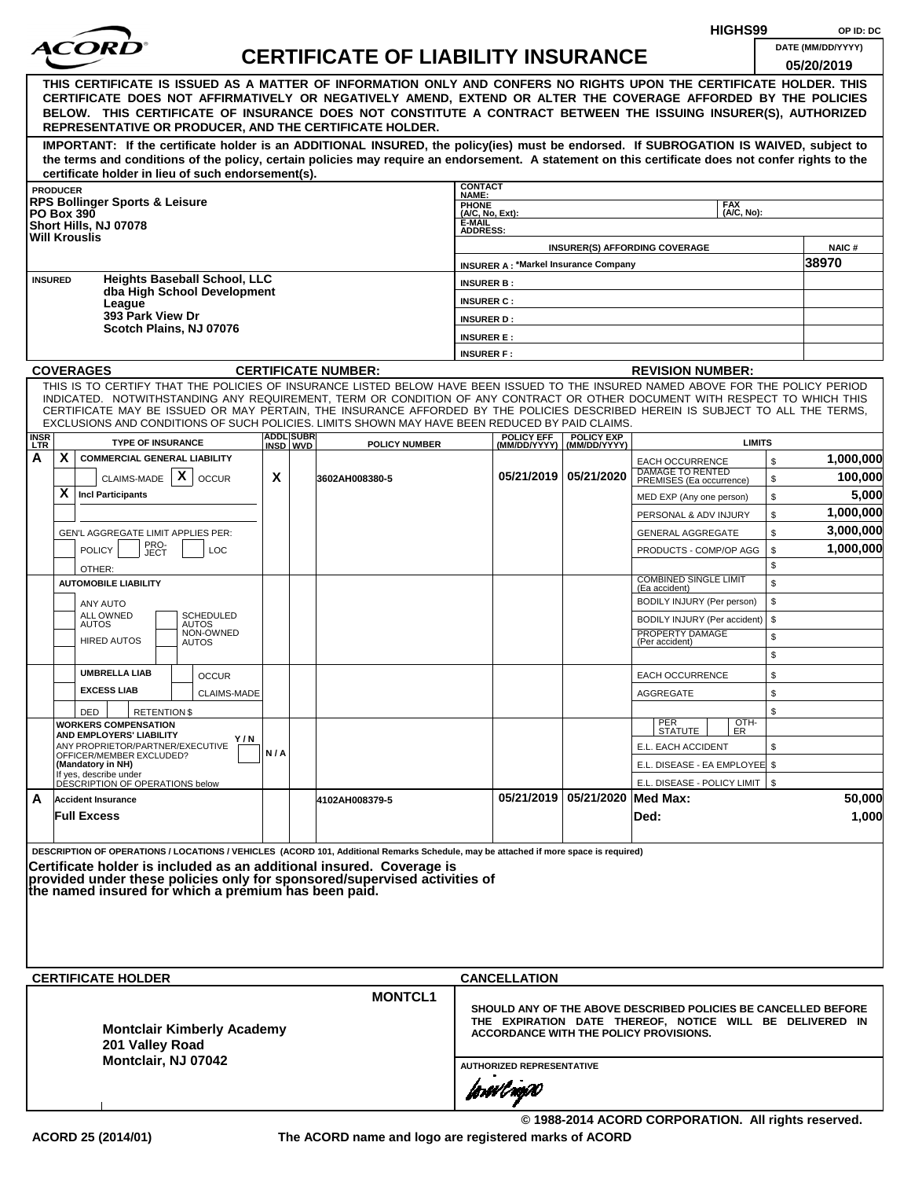HIGHS99 OP ID: DC

# ACORD CERTIFICATE OF LIABILITY INSURANCE

DATE (MM/DD/YYYY): 05/20/2019

**THIS CERTIFICATE IS ISSUED AS A MATTER OF INFORMATION ONLY AND CONFERS NO RIGHTS UPON THE CERTIFICATE HOLDER. THIS CERTIFICATE DOES NOT AFFIRMATIVELY OR NEGATIVELY AMEND, EXTEND OR ALTER THE COVERAGE AFFORDED BY THE POLICIES BELOW. THIS CERTIFICATE OF INSURANCE DOES NOT CONSTITUTE A CONTRACT BETWEEN THE ISSUING INSURER(S), AUTHORIZED REPRESENTATIVE OR PRODUCER, AND THE CERTIFICATE HOLDER.**

**IMPORTANT: If the certificate holder is an ADDITIONAL INSURED, the policy(ies) must be endorsed. If SUBROGATION IS WAIVED, subject to the terms and conditions of the policy, certain policies may require an endorsement. A statement on this certificate does not confer rights to the certificate holder in lieu of such endorsement(s).**

**PRODUCER**
RPS Bollinger Sports & Leisure
PO Box 390
Short Hills, NJ 07078
Will Krouslis

CONTACT NAME:
PHONE (A/C, No, Ext): FAX (A/C, No):
E-MAIL ADDRESS:

| INSURER(S) AFFORDING COVERAGE | NAIC # |
|---|---|
| INSURER A : *Markel Insurance Company | 38970 |
| INSURER B : | |
| INSURER C : | |
| INSURER D : | |
| INSURER E : | |
| INSURER F : | |

**INSURED**
Heights Baseball School, LLC
dba High School Development League
393 Park View Dr
Scotch Plains, NJ 07076

**COVERAGES** CERTIFICATE NUMBER: REVISION NUMBER:

THIS IS TO CERTIFY THAT THE POLICIES OF INSURANCE LISTED BELOW HAVE BEEN ISSUED TO THE INSURED NAMED ABOVE FOR THE POLICY PERIOD INDICATED. NOTWITHSTANDING ANY REQUIREMENT, TERM OR CONDITION OF ANY CONTRACT OR OTHER DOCUMENT WITH RESPECT TO WHICH THIS CERTIFICATE MAY BE ISSUED OR MAY PERTAIN, THE INSURANCE AFFORDED BY THE POLICIES DESCRIBED HEREIN IS SUBJECT TO ALL THE TERMS, EXCLUSIONS AND CONDITIONS OF SUCH POLICIES. LIMITS SHOWN MAY HAVE BEEN REDUCED BY PAID CLAIMS.

| INSR LTR | TYPE OF INSURANCE | ADDL INSD | SUBR WVD | POLICY NUMBER | POLICY EFF (MM/DD/YYYY) | POLICY EXP (MM/DD/YYYY) | LIMITS | |
|---|---|---|---|---|---|---|---|---|
| A | X COMMERCIAL GENERAL LIABILITY; CLAIMS-MADE [X] OCCUR; X Incl Participants; GEN'L AGGREGATE LIMIT APPLIES PER: POLICY / PRO-JECT / LOC; OTHER: | X | | 3602AH008380-5 | 05/21/2019 | 05/21/2020 | EACH OCCURRENCE | $ 1,000,000 |
| | | | | | | | DAMAGE TO RENTED PREMISES (Ea occurrence) | $ 100,000 |
| | | | | | | | MED EXP (Any one person) | $ 5,000 |
| | | | | | | | PERSONAL & ADV INJURY | $ 1,000,000 |
| | | | | | | | GENERAL AGGREGATE | $ 3,000,000 |
| | | | | | | | PRODUCTS - COMP/OP AGG | $ 1,000,000 |
| | AUTOMOBILE LIABILITY: ANY AUTO; ALL OWNED AUTOS; SCHEDULED AUTOS; HIRED AUTOS; NON-OWNED AUTOS | | | | | | COMBINED SINGLE LIMIT (Ea accident) | $ |
| | | | | | | | BODILY INJURY (Per person) | $ |
| | | | | | | | BODILY INJURY (Per accident) | $ |
| | | | | | | | PROPERTY DAMAGE (Per accident) | $ |
| | UMBRELLA LIAB / EXCESS LIAB; OCCUR / CLAIMS-MADE; DED / RETENTION $ | | | | | | EACH OCCURRENCE | $ |
| | | | | | | | AGGREGATE | $ |
| | WORKERS COMPENSATION AND EMPLOYERS' LIABILITY Y/N; ANY PROPRIETOR/PARTNER/EXECUTIVE OFFICER/MEMBER EXCLUDED? (Mandatory in NH); If yes, describe under DESCRIPTION OF OPERATIONS below | N/A | | | | | PER STATUTE / OTH-ER | |
| | | | | | | | E.L. EACH ACCIDENT | $ |
| | | | | | | | E.L. DISEASE - EA EMPLOYEE | $ |
| | | | | | | | E.L. DISEASE - POLICY LIMIT | $ |
| A | Accident Insurance; Full Excess | | | 4102AH008379-5 | 05/21/2019 | 05/21/2020 | Med Max: | 50,000 |
| | | | | | | | Ded: | 1,000 |

DESCRIPTION OF OPERATIONS / LOCATIONS / VEHICLES (ACORD 101, Additional Remarks Schedule, may be attached if more space is required)

**Certificate holder is included as an additional insured. Coverage is provided under these policies only for sponsored/supervised activities of the named insured for which a premium has been paid.**

**CERTIFICATE HOLDER** MONTCL1

Montclair Kimberly Academy
201 Valley Road
Montclair, NJ 07042

**CANCELLATION**

SHOULD ANY OF THE ABOVE DESCRIBED POLICIES BE CANCELLED BEFORE THE EXPIRATION DATE THEREOF, NOTICE WILL BE DELIVERED IN ACCORDANCE WITH THE POLICY PROVISIONS.

AUTHORIZED REPRESENTATIVE

© 1988-2014 ACORD CORPORATION. All rights reserved.

ACORD 25 (2014/01) The ACORD name and logo are registered marks of ACORD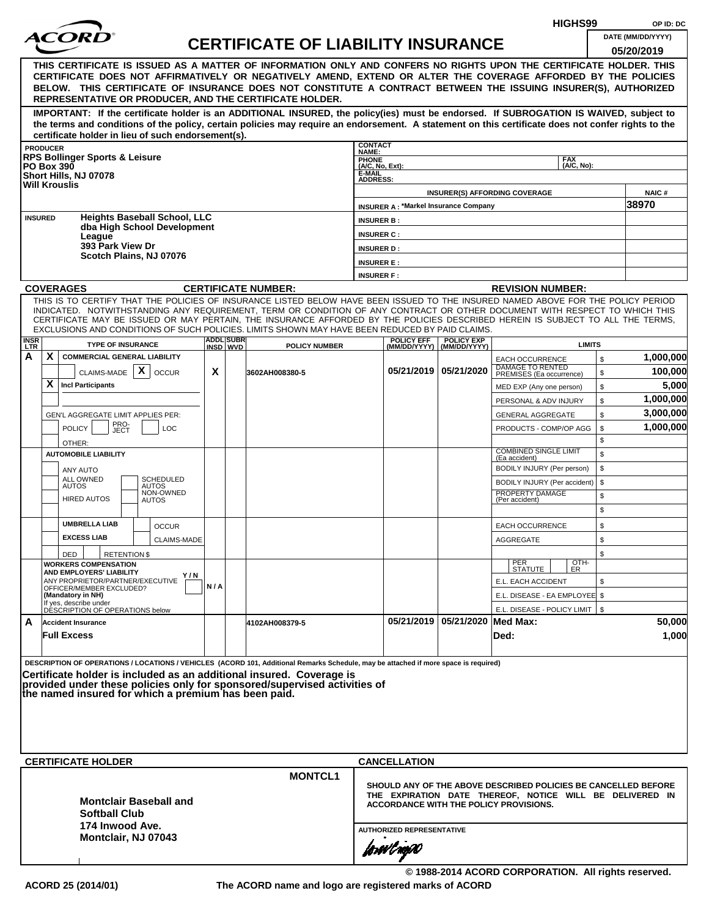ACORD

# CERTIFICATE OF LIABILITY INSURANCE

HIGHS99 OP ID: DC

DATE (MM/DD/YYYY): 05/20/2019

**THIS CERTIFICATE IS ISSUED AS A MATTER OF INFORMATION ONLY AND CONFERS NO RIGHTS UPON THE CERTIFICATE HOLDER. THIS CERTIFICATE DOES NOT AFFIRMATIVELY OR NEGATIVELY AMEND, EXTEND OR ALTER THE COVERAGE AFFORDED BY THE POLICIES BELOW. THIS CERTIFICATE OF INSURANCE DOES NOT CONSTITUTE A CONTRACT BETWEEN THE ISSUING INSURER(S), AUTHORIZED REPRESENTATIVE OR PRODUCER, AND THE CERTIFICATE HOLDER.**

**IMPORTANT: If the certificate holder is an ADDITIONAL INSURED, the policy(ies) must be endorsed. If SUBROGATION IS WAIVED, subject to the terms and conditions of the policy, certain policies may require an endorsement. A statement on this certificate does not confer rights to the certificate holder in lieu of such endorsement(s).**

| PRODUCER | CONTACT NAME: | |
|---|---|---|
| RPS Bollinger Sports & Leisure<br>PO Box 390<br>Short Hills, NJ 07078<br>Will Krouslis | PHONE (A/C, No, Ext): | FAX (A/C, No): |
| | E-MAIL ADDRESS: | |
| | **INSURER(S) AFFORDING COVERAGE** | **NAIC #** |
| | INSURER A : *Markel Insurance Company | 38970 |
| **INSURED**<br>Heights Baseball School, LLC<br>dba High School Development League<br>393 Park View Dr<br>Scotch Plains, NJ 07076 | INSURER B : | |
| | INSURER C : | |
| | INSURER D : | |
| | INSURER E : | |
| | INSURER F : | |

**COVERAGES** CERTIFICATE NUMBER: REVISION NUMBER:

THIS IS TO CERTIFY THAT THE POLICIES OF INSURANCE LISTED BELOW HAVE BEEN ISSUED TO THE INSURED NAMED ABOVE FOR THE POLICY PERIOD INDICATED. NOTWITHSTANDING ANY REQUIREMENT, TERM OR CONDITION OF ANY CONTRACT OR OTHER DOCUMENT WITH RESPECT TO WHICH THIS CERTIFICATE MAY BE ISSUED OR MAY PERTAIN, THE INSURANCE AFFORDED BY THE POLICIES DESCRIBED HEREIN IS SUBJECT TO ALL THE TERMS, EXCLUSIONS AND CONDITIONS OF SUCH POLICIES. LIMITS SHOWN MAY HAVE BEEN REDUCED BY PAID CLAIMS.

| INSR LTR | TYPE OF INSURANCE | ADDL INSD | SUBR WVD | POLICY NUMBER | POLICY EFF (MM/DD/YYYY) | POLICY EXP (MM/DD/YYYY) | LIMITS | |
|---|---|---|---|---|---|---|---|---|
| A | X COMMERCIAL GENERAL LIABILITY | | | | | | EACH OCCURRENCE | $ 1,000,000 |
| | CLAIMS-MADE X OCCUR | X | | 3602AH008380-5 | 05/21/2019 | 05/21/2020 | DAMAGE TO RENTED PREMISES (Ea occurrence) | $ 100,000 |
| | X Incl Participants | | | | | | MED EXP (Any one person) | $ 5,000 |
| | | | | | | | PERSONAL & ADV INJURY | $ 1,000,000 |
| | GEN'L AGGREGATE LIMIT APPLIES PER: | | | | | | GENERAL AGGREGATE | $ 3,000,000 |
| | POLICY PRO-JECT LOC | | | | | | PRODUCTS - COMP/OP AGG | $ 1,000,000 |
| | OTHER: | | | | | | | $ |
| | AUTOMOBILE LIABILITY | | | | | | COMBINED SINGLE LIMIT (Ea accident) | $ |
| | ANY AUTO | | | | | | BODILY INJURY (Per person) | $ |
| | ALL OWNED AUTOS SCHEDULED AUTOS | | | | | | BODILY INJURY (Per accident) | $ |
| | HIRED AUTOS NON-OWNED AUTOS | | | | | | PROPERTY DAMAGE (Per accident) | $ |
| | | | | | | | | $ |
| | UMBRELLA LIAB OCCUR | | | | | | EACH OCCURRENCE | $ |
| | EXCESS LIAB CLAIMS-MADE | | | | | | AGGREGATE | $ |
| | DED RETENTION $ | | | | | | | $ |
| | WORKERS COMPENSATION AND EMPLOYERS' LIABILITY Y/N<br>ANY PROPRIETOR/PARTNER/EXECUTIVE OFFICER/MEMBER EXCLUDED? (Mandatory in NH)<br>If yes, describe under DESCRIPTION OF OPERATIONS below | N/A | | | | | PER STATUTE / OTH-ER | |
| | | | | | | | E.L. EACH ACCIDENT | $ |
| | | | | | | | E.L. DISEASE - EA EMPLOYEE | $ |
| | | | | | | | E.L. DISEASE - POLICY LIMIT | $ |
| A | Accident Insurance | | | 4102AH008379-5 | 05/21/2019 | 05/21/2020 | Med Max: | 50,000 |
| | Full Excess | | | | | | Ded: | 1,000 |

DESCRIPTION OF OPERATIONS / LOCATIONS / VEHICLES (ACORD 101, Additional Remarks Schedule, may be attached if more space is required)

**Certificate holder is included as an additional insured. Coverage is provided under these policies only for sponsored/supervised activities of the named insured for which a premium has been paid.**

| CERTIFICATE HOLDER | CANCELLATION |
|---|---|
| MONTCL1<br>**Montclair Baseball and Softball Club**<br>**174 Inwood Ave.**<br>**Montclair, NJ 07043** | SHOULD ANY OF THE ABOVE DESCRIBED POLICIES BE CANCELLED BEFORE THE EXPIRATION DATE THEREOF, NOTICE WILL BE DELIVERED IN ACCORDANCE WITH THE POLICY PROVISIONS.<br><br>AUTHORIZED REPRESENTATIVE |

© 1988-2014 ACORD CORPORATION. All rights reserved.

ACORD 25 (2014/01) The ACORD name and logo are registered marks of ACORD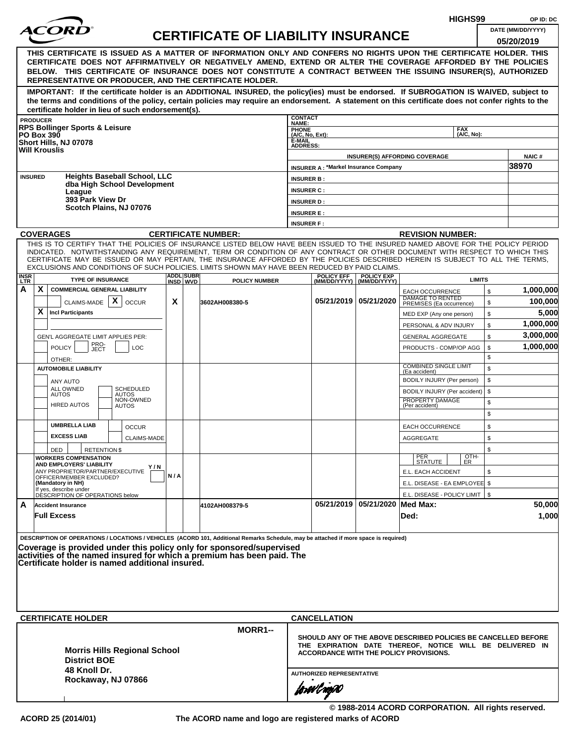HIGHS99 OP ID: DC

# ACORD CERTIFICATE OF LIABILITY INSURANCE

DATE (MM/DD/YYYY): 05/20/2019

**THIS CERTIFICATE IS ISSUED AS A MATTER OF INFORMATION ONLY AND CONFERS NO RIGHTS UPON THE CERTIFICATE HOLDER. THIS CERTIFICATE DOES NOT AFFIRMATIVELY OR NEGATIVELY AMEND, EXTEND OR ALTER THE COVERAGE AFFORDED BY THE POLICIES BELOW. THIS CERTIFICATE OF INSURANCE DOES NOT CONSTITUTE A CONTRACT BETWEEN THE ISSUING INSURER(S), AUTHORIZED REPRESENTATIVE OR PRODUCER, AND THE CERTIFICATE HOLDER.**

**IMPORTANT: If the certificate holder is an ADDITIONAL INSURED, the policy(ies) must be endorsed. If SUBROGATION IS WAIVED, subject to the terms and conditions of the policy, certain policies may require an endorsement. A statement on this certificate does not confer rights to the certificate holder in lieu of such endorsement(s).**

| PRODUCER | CONTACT NAME: | | |
|---|---|---|---|
| RPS Bollinger Sports & Leisure<br>PO Box 390<br>Short Hills, NJ 07078<br>Will Krouslis | PHONE (A/C, No, Ext): | FAX (A/C, No): | |
| | E-MAIL ADDRESS: | | |
| | INSURER(S) AFFORDING COVERAGE | | NAIC # |
| | INSURER A : *Markel Insurance Company | | 38970 |
| **INSURED** Heights Baseball School, LLC<br>dba High School Development League<br>393 Park View Dr<br>Scotch Plains, NJ 07076 | INSURER B : | | |
| | INSURER C : | | |
| | INSURER D : | | |
| | INSURER E : | | |
| | INSURER F : | | |

**COVERAGES** CERTIFICATE NUMBER: REVISION NUMBER:

THIS IS TO CERTIFY THAT THE POLICIES OF INSURANCE LISTED BELOW HAVE BEEN ISSUED TO THE INSURED NAMED ABOVE FOR THE POLICY PERIOD INDICATED. NOTWITHSTANDING ANY REQUIREMENT, TERM OR CONDITION OF ANY CONTRACT OR OTHER DOCUMENT WITH RESPECT TO WHICH THIS CERTIFICATE MAY BE ISSUED OR MAY PERTAIN, THE INSURANCE AFFORDED BY THE POLICIES DESCRIBED HEREIN IS SUBJECT TO ALL THE TERMS, EXCLUSIONS AND CONDITIONS OF SUCH POLICIES. LIMITS SHOWN MAY HAVE BEEN REDUCED BY PAID CLAIMS.

| INSR LTR | TYPE OF INSURANCE | ADDL INSD | SUBR WVD | POLICY NUMBER | POLICY EFF (MM/DD/YYYY) | POLICY EXP (MM/DD/YYYY) | LIMITS | |
|---|---|---|---|---|---|---|---|---|
| A | X COMMERCIAL GENERAL LIABILITY | | | | | | EACH OCCURRENCE | $ 1,000,000 |
| | CLAIMS-MADE [X] OCCUR | X | | 3602AH008380-5 | 05/21/2019 | 05/21/2020 | DAMAGE TO RENTED PREMISES (Ea occurrence) | $ 100,000 |
| | X Incl Participants | | | | | | MED EXP (Any one person) | $ 5,000 |
| | | | | | | | PERSONAL & ADV INJURY | $ 1,000,000 |
| | GEN'L AGGREGATE LIMIT APPLIES PER: | | | | | | GENERAL AGGREGATE | $ 3,000,000 |
| | POLICY PRO-JECT LOC | | | | | | PRODUCTS - COMP/OP AGG | $ 1,000,000 |
| | OTHER: | | | | | | | $ |
| | AUTOMOBILE LIABILITY | | | | | | COMBINED SINGLE LIMIT (Ea accident) | $ |
| | ANY AUTO | | | | | | BODILY INJURY (Per person) | $ |
| | ALL OWNED AUTOS / SCHEDULED AUTOS | | | | | | BODILY INJURY (Per accident) | $ |
| | HIRED AUTOS / NON-OWNED AUTOS | | | | | | PROPERTY DAMAGE (Per accident) | $ |
| | | | | | | | | $ |
| | UMBRELLA LIAB / OCCUR | | | | | | EACH OCCURRENCE | $ |
| | EXCESS LIAB / CLAIMS-MADE | | | | | | AGGREGATE | $ |
| | DED / RETENTION $ | | | | | | | $ |
| | WORKERS COMPENSATION AND EMPLOYERS' LIABILITY Y/N<br>ANY PROPRIETOR/PARTNER/EXECUTIVE OFFICER/MEMBER EXCLUDED? (Mandatory in NH)<br>If yes, describe under DESCRIPTION OF OPERATIONS below | N/A | | | | | PER STATUTE / OTH-ER | |
| | | | | | | | E.L. EACH ACCIDENT | $ |
| | | | | | | | E.L. DISEASE - EA EMPLOYEE | $ |
| | | | | | | | E.L. DISEASE - POLICY LIMIT | $ |
| A | Accident Insurance | | | 4102AH008379-5 | 05/21/2019 | 05/21/2020 | Med Max: | 50,000 |
| | Full Excess | | | | | | Ded: | 1,000 |

DESCRIPTION OF OPERATIONS / LOCATIONS / VEHICLES (ACORD 101, Additional Remarks Schedule, may be attached if more space is required)

**Coverage is provided under this policy only for sponsored/supervised activities of the named insured for which a premium has been paid. The Certificate holder is named additional insured.**

| CERTIFICATE HOLDER | CANCELLATION |
|---|---|
| MORR1--<br><br>**Morris Hills Regional School District BOE<br>48 Knoll Dr.<br>Rockaway, NJ 07866** | SHOULD ANY OF THE ABOVE DESCRIBED POLICIES BE CANCELLED BEFORE THE EXPIRATION DATE THEREOF, NOTICE WILL BE DELIVERED IN ACCORDANCE WITH THE POLICY PROVISIONS.<br><br>AUTHORIZED REPRESENTATIVE |

© 1988-2014 ACORD CORPORATION. All rights reserved.

ACORD 25 (2014/01) The ACORD name and logo are registered marks of ACORD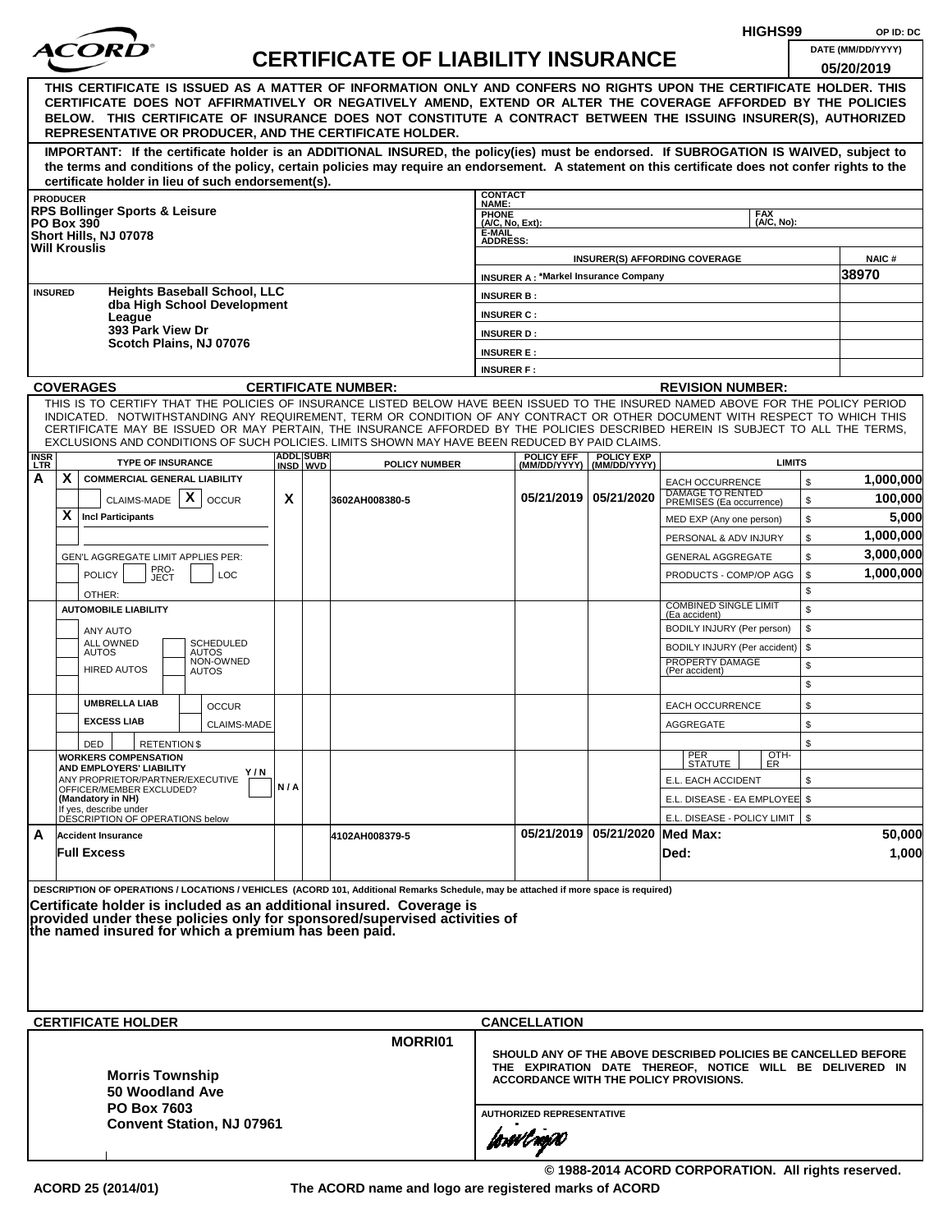HIGHS99 OP ID: DC

# ACORD CERTIFICATE OF LIABILITY INSURANCE

DATE (MM/DD/YYYY): 05/20/2019

**THIS CERTIFICATE IS ISSUED AS A MATTER OF INFORMATION ONLY AND CONFERS NO RIGHTS UPON THE CERTIFICATE HOLDER. THIS CERTIFICATE DOES NOT AFFIRMATIVELY OR NEGATIVELY AMEND, EXTEND OR ALTER THE COVERAGE AFFORDED BY THE POLICIES BELOW. THIS CERTIFICATE OF INSURANCE DOES NOT CONSTITUTE A CONTRACT BETWEEN THE ISSUING INSURER(S), AUTHORIZED REPRESENTATIVE OR PRODUCER, AND THE CERTIFICATE HOLDER.**

**IMPORTANT: If the certificate holder is an ADDITIONAL INSURED, the policy(ies) must be endorsed. If SUBROGATION IS WAIVED, subject to the terms and conditions of the policy, certain policies may require an endorsement. A statement on this certificate does not confer rights to the certificate holder in lieu of such endorsement(s).**

| PRODUCER | CONTACT NAME: | |
|---|---|---|
| RPS Bollinger Sports & Leisure<br>PO Box 390<br>Short Hills, NJ 07078<br>Will Krouslis | PHONE (A/C, No, Ext): | FAX (A/C, No): |
| | E-MAIL ADDRESS: | |
| | **INSURER(S) AFFORDING COVERAGE** | **NAIC #** |
| | INSURER A : *Markel Insurance Company | 38970 |
| **INSURED**<br>Heights Baseball School, LLC<br>dba High School Development League<br>393 Park View Dr<br>Scotch Plains, NJ 07076 | INSURER B : | |
| | INSURER C : | |
| | INSURER D : | |
| | INSURER E : | |
| | INSURER F : | |

**COVERAGES** **CERTIFICATE NUMBER:** **REVISION NUMBER:**

THIS IS TO CERTIFY THAT THE POLICIES OF INSURANCE LISTED BELOW HAVE BEEN ISSUED TO THE INSURED NAMED ABOVE FOR THE POLICY PERIOD INDICATED. NOTWITHSTANDING ANY REQUIREMENT, TERM OR CONDITION OF ANY CONTRACT OR OTHER DOCUMENT WITH RESPECT TO WHICH THIS CERTIFICATE MAY BE ISSUED OR MAY PERTAIN, THE INSURANCE AFFORDED BY THE POLICIES DESCRIBED HEREIN IS SUBJECT TO ALL THE TERMS, EXCLUSIONS AND CONDITIONS OF SUCH POLICIES. LIMITS SHOWN MAY HAVE BEEN REDUCED BY PAID CLAIMS.

| INSR LTR | TYPE OF INSURANCE | ADDL INSD | SUBR WVD | POLICY NUMBER | POLICY EFF (MM/DD/YYYY) | POLICY EXP (MM/DD/YYYY) | LIMITS | |
|---|---|---|---|---|---|---|---|---|
| A | X COMMERCIAL GENERAL LIABILITY | | | | | | EACH OCCURRENCE | $ 1,000,000 |
| | CLAIMS-MADE [X] OCCUR | X | | 3602AH008380-5 | 05/21/2019 | 05/21/2020 | DAMAGE TO RENTED PREMISES (Ea occurrence) | $ 100,000 |
| | X Incl Participants | | | | | | MED EXP (Any one person) | $ 5,000 |
| | | | | | | | PERSONAL & ADV INJURY | $ 1,000,000 |
| | GEN'L AGGREGATE LIMIT APPLIES PER: | | | | | | GENERAL AGGREGATE | $ 3,000,000 |
| | POLICY / PRO-JECT / LOC | | | | | | PRODUCTS - COMP/OP AGG | $ 1,000,000 |
| | OTHER: | | | | | | | $ |
| | AUTOMOBILE LIABILITY | | | | | | COMBINED SINGLE LIMIT (Ea accident) | $ |
| | ANY AUTO | | | | | | BODILY INJURY (Per person) | $ |
| | ALL OWNED AUTOS / SCHEDULED AUTOS | | | | | | BODILY INJURY (Per accident) | $ |
| | HIRED AUTOS / NON-OWNED AUTOS | | | | | | PROPERTY DAMAGE (Per accident) | $ |
| | | | | | | | | $ |
| | UMBRELLA LIAB / OCCUR | | | | | | EACH OCCURRENCE | $ |
| | EXCESS LIAB / CLAIMS-MADE | | | | | | AGGREGATE | $ |
| | DED / RETENTION $ | | | | | | | $ |
| | WORKERS COMPENSATION AND EMPLOYERS' LIABILITY Y/N<br>ANY PROPRIETOR/PARTNER/EXECUTIVE OFFICER/MEMBER EXCLUDED? (Mandatory in NH)<br>If yes, describe under DESCRIPTION OF OPERATIONS below | N/A | | | | | PER STATUTE / OTH-ER | |
| | | | | | | | E.L. EACH ACCIDENT | $ |
| | | | | | | | E.L. DISEASE - EA EMPLOYEE | $ |
| | | | | | | | E.L. DISEASE - POLICY LIMIT | $ |
| A | Accident Insurance<br>Full Excess | | | 4102AH008379-5 | 05/21/2019 | 05/21/2020 | Med Max:<br>Ded: | 50,000<br>1,000 |

DESCRIPTION OF OPERATIONS / LOCATIONS / VEHICLES (ACORD 101, Additional Remarks Schedule, may be attached if more space is required)

**Certificate holder is included as an additional insured. Coverage is provided under these policies only for sponsored/supervised activities of the named insured for which a premium has been paid.**

| CERTIFICATE HOLDER | CANCELLATION |
|---|---|
| MORRI01<br><br>**Morris Township**<br>**50 Woodland Ave**<br>**PO Box 7603**<br>**Convent Station, NJ 07961** | **SHOULD ANY OF THE ABOVE DESCRIBED POLICIES BE CANCELLED BEFORE THE EXPIRATION DATE THEREOF, NOTICE WILL BE DELIVERED IN ACCORDANCE WITH THE POLICY PROVISIONS.**<br><br>AUTHORIZED REPRESENTATIVE |

© 1988-2014 ACORD CORPORATION. All rights reserved.

ACORD 25 (2014/01) The ACORD name and logo are registered marks of ACORD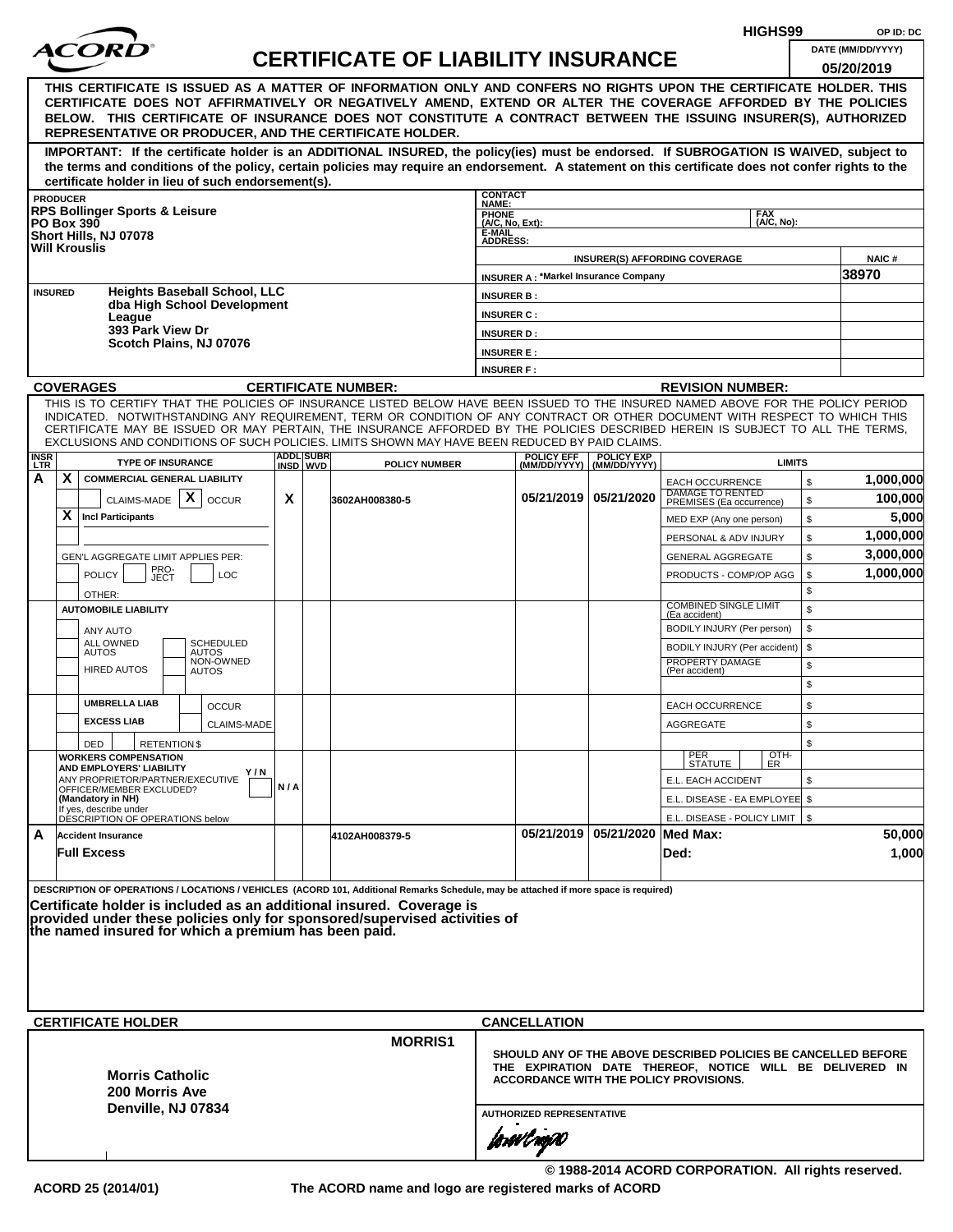HIGHS99 OP ID: DC

ACORD

# CERTIFICATE OF LIABILITY INSURANCE

DATE (MM/DD/YYYY): 05/20/2019

**THIS CERTIFICATE IS ISSUED AS A MATTER OF INFORMATION ONLY AND CONFERS NO RIGHTS UPON THE CERTIFICATE HOLDER. THIS CERTIFICATE DOES NOT AFFIRMATIVELY OR NEGATIVELY AMEND, EXTEND OR ALTER THE COVERAGE AFFORDED BY THE POLICIES BELOW. THIS CERTIFICATE OF INSURANCE DOES NOT CONSTITUTE A CONTRACT BETWEEN THE ISSUING INSURER(S), AUTHORIZED REPRESENTATIVE OR PRODUCER, AND THE CERTIFICATE HOLDER.**

**IMPORTANT: If the certificate holder is an ADDITIONAL INSURED, the policy(ies) must be endorsed. If SUBROGATION IS WAIVED, subject to the terms and conditions of the policy, certain policies may require an endorsement. A statement on this certificate does not confer rights to the certificate holder in lieu of such endorsement(s).**

| PRODUCER | CONTACT NAME: | | |
|---|---|---|---|
| **RPS Bollinger Sports & Leisure**<br>**PO Box 390**<br>**Short Hills, NJ 07078**<br>**Will Krouslis** | PHONE (A/C, No, Ext): | FAX (A/C, No): | |
| | E-MAIL ADDRESS: | | |
| | INSURER(S) AFFORDING COVERAGE | | NAIC # |
| | INSURER A : *Markel Insurance Company | | 38970 |
| INSURED<br>**Heights Baseball School, LLC**<br>**dba High School Development League**<br>**393 Park View Dr**<br>**Scotch Plains, NJ 07076** | INSURER B : | | |
| | INSURER C : | | |
| | INSURER D : | | |
| | INSURER E : | | |
| | INSURER F : | | |

**COVERAGES** **CERTIFICATE NUMBER:** **REVISION NUMBER:**

THIS IS TO CERTIFY THAT THE POLICIES OF INSURANCE LISTED BELOW HAVE BEEN ISSUED TO THE INSURED NAMED ABOVE FOR THE POLICY PERIOD INDICATED. NOTWITHSTANDING ANY REQUIREMENT, TERM OR CONDITION OF ANY CONTRACT OR OTHER DOCUMENT WITH RESPECT TO WHICH THIS CERTIFICATE MAY BE ISSUED OR MAY PERTAIN, THE INSURANCE AFFORDED BY THE POLICIES DESCRIBED HEREIN IS SUBJECT TO ALL THE TERMS, EXCLUSIONS AND CONDITIONS OF SUCH POLICIES. LIMITS SHOWN MAY HAVE BEEN REDUCED BY PAID CLAIMS.

| INSR LTR | TYPE OF INSURANCE | ADDL INSD | SUBR WVD | POLICY NUMBER | POLICY EFF (MM/DD/YYYY) | POLICY EXP (MM/DD/YYYY) | LIMITS | |
|---|---|---|---|---|---|---|---|---|
| A | X COMMERCIAL GENERAL LIABILITY<br>CLAIMS-MADE [X] OCCUR<br>X Incl Participants<br>GEN'L AGGREGATE LIMIT APPLIES PER: POLICY / PRO-JECT / LOC<br>OTHER: | X | | 3602AH008380-5 | 05/21/2019 | 05/21/2020 | EACH OCCURRENCE | $ 1,000,000 |
| | | | | | | | DAMAGE TO RENTED PREMISES (Ea occurrence) | $ 100,000 |
| | | | | | | | MED EXP (Any one person) | $ 5,000 |
| | | | | | | | PERSONAL & ADV INJURY | $ 1,000,000 |
| | | | | | | | GENERAL AGGREGATE | $ 3,000,000 |
| | | | | | | | PRODUCTS - COMP/OP AGG | $ 1,000,000 |
| | | | | | | | | $ |
| | AUTOMOBILE LIABILITY<br>ANY AUTO<br>ALL OWNED AUTOS / SCHEDULED AUTOS<br>HIRED AUTOS / NON-OWNED AUTOS | | | | | | COMBINED SINGLE LIMIT (Ea accident) | $ |
| | | | | | | | BODILY INJURY (Per person) | $ |
| | | | | | | | BODILY INJURY (Per accident) | $ |
| | | | | | | | PROPERTY DAMAGE (Per accident) | $ |
| | | | | | | | | $ |
| | UMBRELLA LIAB / OCCUR<br>EXCESS LIAB / CLAIMS-MADE<br>DED / RETENTION $ | | | | | | EACH OCCURRENCE | $ |
| | | | | | | | AGGREGATE | $ |
| | | | | | | | | $ |
| | WORKERS COMPENSATION AND EMPLOYERS' LIABILITY Y/N<br>ANY PROPRIETOR/PARTNER/EXECUTIVE OFFICER/MEMBER EXCLUDED? (Mandatory in NH)<br>If yes, describe under DESCRIPTION OF OPERATIONS below | N/A | | | | | PER STATUTE / OTH-ER | |
| | | | | | | | E.L. EACH ACCIDENT | $ |
| | | | | | | | E.L. DISEASE - EA EMPLOYEE | $ |
| | | | | | | | E.L. DISEASE - POLICY LIMIT | $ |
| A | Accident Insurance<br>Full Excess | | | 4102AH008379-5 | 05/21/2019 | 05/21/2020 | Med Max: | 50,000 |
| | | | | | | | Ded: | 1,000 |

DESCRIPTION OF OPERATIONS / LOCATIONS / VEHICLES (ACORD 101, Additional Remarks Schedule, may be attached if more space is required)

**Certificate holder is included as an additional insured. Coverage is provided under these policies only for sponsored/supervised activities of the named insured for which a premium has been paid.**

| CERTIFICATE HOLDER | CANCELLATION |
|---|---|
| MORRIS1<br><br>**Morris Catholic**<br>**200 Morris Ave**<br>**Denville, NJ 07834** | SHOULD ANY OF THE ABOVE DESCRIBED POLICIES BE CANCELLED BEFORE THE EXPIRATION DATE THEREOF, NOTICE WILL BE DELIVERED IN ACCORDANCE WITH THE POLICY PROVISIONS.<br><br>AUTHORIZED REPRESENTATIVE |

© 1988-2014 ACORD CORPORATION. All rights reserved.

ACORD 25 (2014/01) The ACORD name and logo are registered marks of ACORD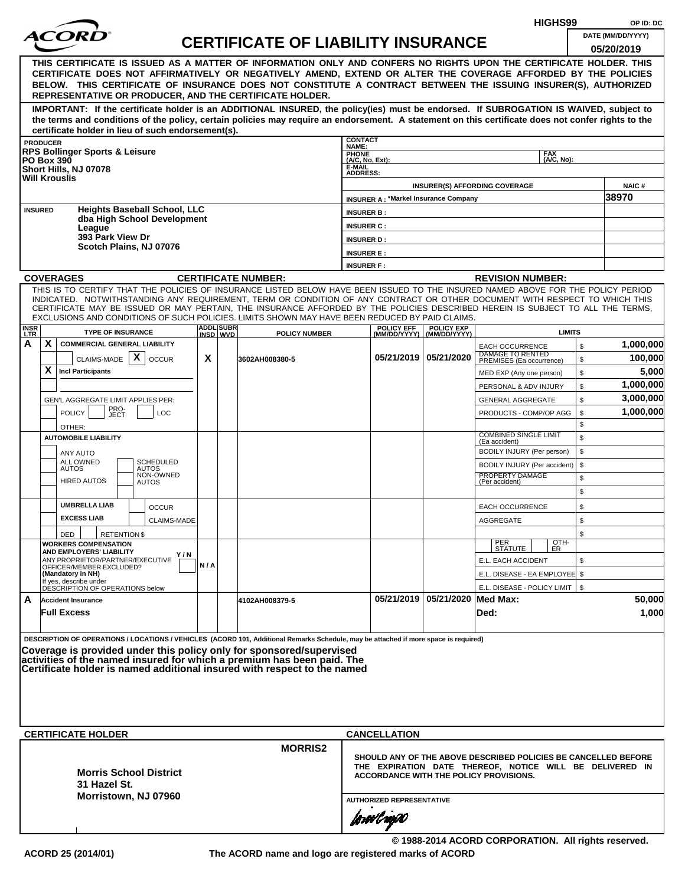HIGHS99 OP ID: DC

# ACORD CERTIFICATE OF LIABILITY INSURANCE

DATE (MM/DD/YYYY) 05/20/2019

**THIS CERTIFICATE IS ISSUED AS A MATTER OF INFORMATION ONLY AND CONFERS NO RIGHTS UPON THE CERTIFICATE HOLDER. THIS CERTIFICATE DOES NOT AFFIRMATIVELY OR NEGATIVELY AMEND, EXTEND OR ALTER THE COVERAGE AFFORDED BY THE POLICIES BELOW. THIS CERTIFICATE OF INSURANCE DOES NOT CONSTITUTE A CONTRACT BETWEEN THE ISSUING INSURER(S), AUTHORIZED REPRESENTATIVE OR PRODUCER, AND THE CERTIFICATE HOLDER.**

**IMPORTANT: If the certificate holder is an ADDITIONAL INSURED, the policy(ies) must be endorsed. If SUBROGATION IS WAIVED, subject to the terms and conditions of the policy, certain policies may require an endorsement. A statement on this certificate does not confer rights to the certificate holder in lieu of such endorsement(s).**

**PRODUCER**
RPS Bollinger Sports & Leisure
PO Box 390
Short Hills, NJ 07078
Will Krouslis

CONTACT NAME:
PHONE (A/C, No, Ext): FAX (A/C, No):
E-MAIL ADDRESS:

| INSURER(S) AFFORDING COVERAGE | NAIC # |
|---|---|
| INSURER A : *Markel Insurance Company | 38970 |
| INSURER B : | |
| INSURER C : | |
| INSURER D : | |
| INSURER E : | |
| INSURER F : | |

**INSURED**
Heights Baseball School, LLC
dba High School Development League
393 Park View Dr
Scotch Plains, NJ 07076

**COVERAGES** CERTIFICATE NUMBER: REVISION NUMBER:

THIS IS TO CERTIFY THAT THE POLICIES OF INSURANCE LISTED BELOW HAVE BEEN ISSUED TO THE INSURED NAMED ABOVE FOR THE POLICY PERIOD INDICATED. NOTWITHSTANDING ANY REQUIREMENT, TERM OR CONDITION OF ANY CONTRACT OR OTHER DOCUMENT WITH RESPECT TO WHICH THIS CERTIFICATE MAY BE ISSUED OR MAY PERTAIN, THE INSURANCE AFFORDED BY THE POLICIES DESCRIBED HEREIN IS SUBJECT TO ALL THE TERMS, EXCLUSIONS AND CONDITIONS OF SUCH POLICIES. LIMITS SHOWN MAY HAVE BEEN REDUCED BY PAID CLAIMS.

| INSR LTR | TYPE OF INSURANCE | ADDL INSD | SUBR WVD | POLICY NUMBER | POLICY EFF (MM/DD/YYYY) | POLICY EXP (MM/DD/YYYY) | LIMITS | |
|---|---|---|---|---|---|---|---|---|
| A | X COMMERCIAL GENERAL LIABILITY | | | | | | EACH OCCURRENCE | $ 1,000,000 |
| | CLAIMS-MADE [X] OCCUR | X | | 3602AH008380-5 | 05/21/2019 | 05/21/2020 | DAMAGE TO RENTED PREMISES (Ea occurrence) | $ 100,000 |
| | X Incl Participants | | | | | | MED EXP (Any one person) | $ 5,000 |
| | | | | | | | PERSONAL & ADV INJURY | $ 1,000,000 |
| | GEN'L AGGREGATE LIMIT APPLIES PER: | | | | | | GENERAL AGGREGATE | $ 3,000,000 |
| | POLICY / PRO-JECT / LOC | | | | | | PRODUCTS - COMP/OP AGG | $ 1,000,000 |
| | OTHER: | | | | | | | $ |
| | AUTOMOBILE LIABILITY | | | | | | COMBINED SINGLE LIMIT (Ea accident) | $ |
| | ANY AUTO | | | | | | BODILY INJURY (Per person) | $ |
| | ALL OWNED AUTOS / SCHEDULED AUTOS | | | | | | BODILY INJURY (Per accident) | $ |
| | HIRED AUTOS / NON-OWNED AUTOS | | | | | | PROPERTY DAMAGE (Per accident) | $ |
| | | | | | | | | $ |
| | UMBRELLA LIAB / OCCUR | | | | | | EACH OCCURRENCE | $ |
| | EXCESS LIAB / CLAIMS-MADE | | | | | | AGGREGATE | $ |
| | DED / RETENTION $ | | | | | | | $ |
| | WORKERS COMPENSATION AND EMPLOYERS' LIABILITY Y/N | | | | | | PER STATUTE / OTH-ER | |
| | ANY PROPRIETOR/PARTNER/EXECUTIVE OFFICER/MEMBER EXCLUDED? (Mandatory in NH) | N/A | | | | | E.L. EACH ACCIDENT | $ |
| | If yes, describe under DESCRIPTION OF OPERATIONS below | | | | | | E.L. DISEASE - EA EMPLOYEE | $ |
| | | | | | | | E.L. DISEASE - POLICY LIMIT | $ |
| A | Accident Insurance | | | 4102AH008379-5 | 05/21/2019 | 05/21/2020 | Med Max: | 50,000 |
| | Full Excess | | | | | | Ded: | 1,000 |

DESCRIPTION OF OPERATIONS / LOCATIONS / VEHICLES (ACORD 101, Additional Remarks Schedule, may be attached if more space is required)

**Coverage is provided under this policy only for sponsored/supervised activities of the named insured for which a premium has been paid. The Certificate holder is named additional insured with respect to the named**

**CERTIFICATE HOLDER**

MORRIS2

Morris School District
31 Hazel St.
Morristown, NJ 07960

**CANCELLATION**

SHOULD ANY OF THE ABOVE DESCRIBED POLICIES BE CANCELLED BEFORE THE EXPIRATION DATE THEREOF, NOTICE WILL BE DELIVERED IN ACCORDANCE WITH THE POLICY PROVISIONS.

AUTHORIZED REPRESENTATIVE

© 1988-2014 ACORD CORPORATION. All rights reserved.

ACORD 25 (2014/01) The ACORD name and logo are registered marks of ACORD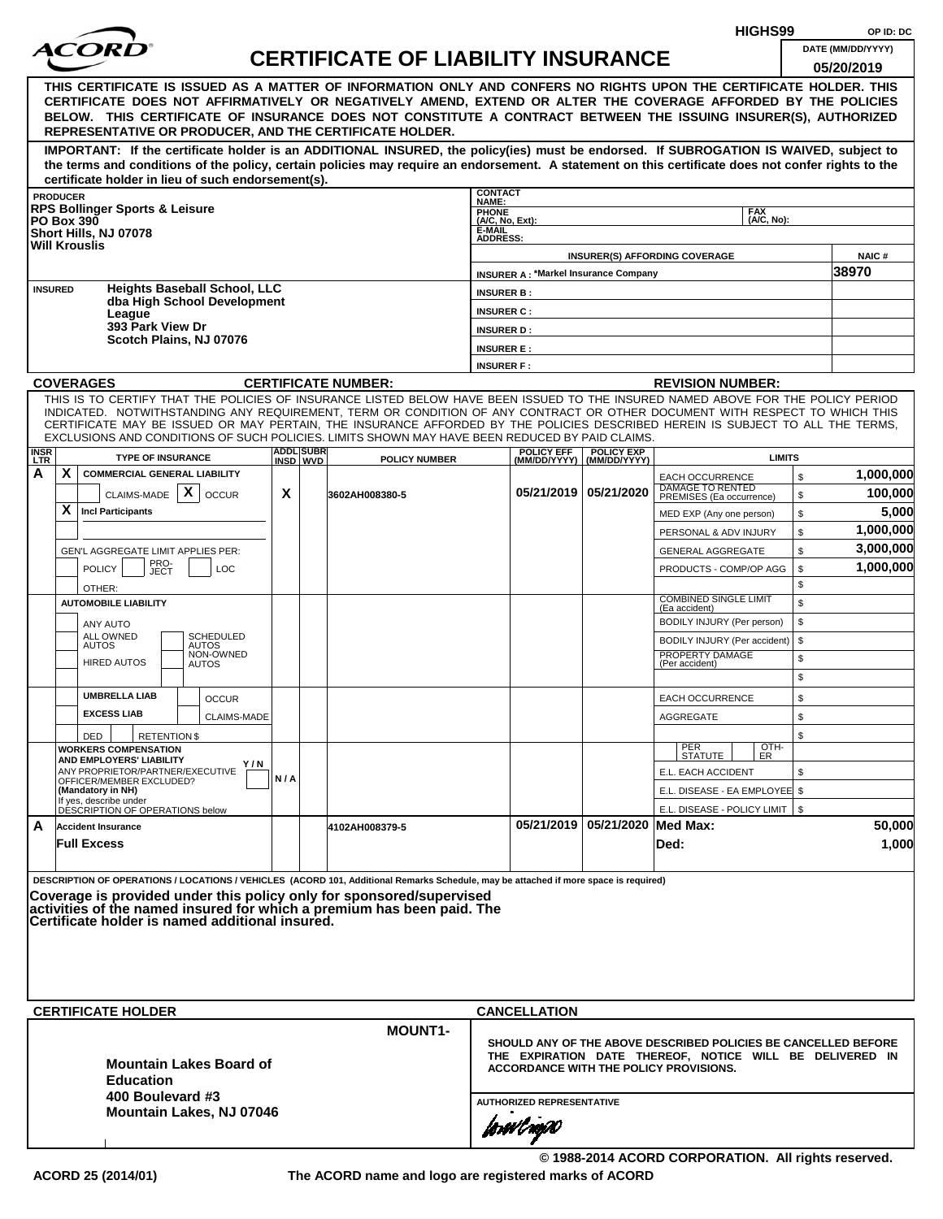HIGHS99 OP ID: DC

# ACORD CERTIFICATE OF LIABILITY INSURANCE

DATE (MM/DD/YYYY): 05/20/2019

**THIS CERTIFICATE IS ISSUED AS A MATTER OF INFORMATION ONLY AND CONFERS NO RIGHTS UPON THE CERTIFICATE HOLDER. THIS CERTIFICATE DOES NOT AFFIRMATIVELY OR NEGATIVELY AMEND, EXTEND OR ALTER THE COVERAGE AFFORDED BY THE POLICIES BELOW. THIS CERTIFICATE OF INSURANCE DOES NOT CONSTITUTE A CONTRACT BETWEEN THE ISSUING INSURER(S), AUTHORIZED REPRESENTATIVE OR PRODUCER, AND THE CERTIFICATE HOLDER.**

**IMPORTANT: If the certificate holder is an ADDITIONAL INSURED, the policy(ies) must be endorsed. If SUBROGATION IS WAIVED, subject to the terms and conditions of the policy, certain policies may require an endorsement. A statement on this certificate does not confer rights to the certificate holder in lieu of such endorsement(s).**

| PRODUCER | CONTACT NAME: | | |
|---|---|---|---|
| RPS Bollinger Sports & Leisure<br>PO Box 390<br>Short Hills, NJ 07078<br>Will Krouslis | PHONE (A/C, No, Ext): | FAX (A/C, No): | |
| | E-MAIL ADDRESS: | | |
| | INSURER(S) AFFORDING COVERAGE | | NAIC # |
| | INSURER A : *Markel Insurance Company | | 38970 |
| INSURED: Heights Baseball School, LLC<br>dba High School Development League<br>393 Park View Dr<br>Scotch Plains, NJ 07076 | INSURER B : | | |
| | INSURER C : | | |
| | INSURER D : | | |
| | INSURER E : | | |
| | INSURER F : | | |

**COVERAGES** CERTIFICATE NUMBER: REVISION NUMBER:

THIS IS TO CERTIFY THAT THE POLICIES OF INSURANCE LISTED BELOW HAVE BEEN ISSUED TO THE INSURED NAMED ABOVE FOR THE POLICY PERIOD INDICATED. NOTWITHSTANDING ANY REQUIREMENT, TERM OR CONDITION OF ANY CONTRACT OR OTHER DOCUMENT WITH RESPECT TO WHICH THIS CERTIFICATE MAY BE ISSUED OR MAY PERTAIN, THE INSURANCE AFFORDED BY THE POLICIES DESCRIBED HEREIN IS SUBJECT TO ALL THE TERMS, EXCLUSIONS AND CONDITIONS OF SUCH POLICIES. LIMITS SHOWN MAY HAVE BEEN REDUCED BY PAID CLAIMS.

| INSR LTR | TYPE OF INSURANCE | ADDL INSD | SUBR WVD | POLICY NUMBER | POLICY EFF (MM/DD/YYYY) | POLICY EXP (MM/DD/YYYY) | LIMITS | |
|---|---|---|---|---|---|---|---|---|
| A | X COMMERCIAL GENERAL LIABILITY<br>CLAIMS-MADE [X] OCCUR<br>X Incl Participants<br>GEN'L AGGREGATE LIMIT APPLIES PER: POLICY / PRO-JECT / LOC<br>OTHER: | X | | 3602AH008380-5 | 05/21/2019 | 05/21/2020 | EACH OCCURRENCE | $ 1,000,000 |
| | | | | | | | DAMAGE TO RENTED PREMISES (Ea occurrence) | $ 100,000 |
| | | | | | | | MED EXP (Any one person) | $ 5,000 |
| | | | | | | | PERSONAL & ADV INJURY | $ 1,000,000 |
| | | | | | | | GENERAL AGGREGATE | $ 3,000,000 |
| | | | | | | | PRODUCTS - COMP/OP AGG | $ 1,000,000 |
| | | | | | | | | $ |
| | AUTOMOBILE LIABILITY<br>ANY AUTO<br>ALL OWNED AUTOS / SCHEDULED AUTOS<br>HIRED AUTOS / NON-OWNED AUTOS | | | | | | COMBINED SINGLE LIMIT (Ea accident) | $ |
| | | | | | | | BODILY INJURY (Per person) | $ |
| | | | | | | | BODILY INJURY (Per accident) | $ |
| | | | | | | | PROPERTY DAMAGE (Per accident) | $ |
| | | | | | | | | $ |
| | UMBRELLA LIAB / OCCUR<br>EXCESS LIAB / CLAIMS-MADE<br>DED / RETENTION $ | | | | | | EACH OCCURRENCE | $ |
| | | | | | | | AGGREGATE | $ |
| | | | | | | | | $ |
| | WORKERS COMPENSATION AND EMPLOYERS' LIABILITY Y/N<br>ANY PROPRIETOR/PARTNER/EXECUTIVE OFFICER/MEMBER EXCLUDED? (Mandatory in NH)<br>If yes, describe under DESCRIPTION OF OPERATIONS below | N/A | | | | | PER STATUTE / OTH-ER | |
| | | | | | | | E.L. EACH ACCIDENT | $ |
| | | | | | | | E.L. DISEASE - EA EMPLOYEE | $ |
| | | | | | | | E.L. DISEASE - POLICY LIMIT | $ |
| A | Accident Insurance<br>Full Excess | | | 4102AH008379-5 | 05/21/2019 | 05/21/2020 | Med Max: | 50,000 |
| | | | | | | | Ded: | 1,000 |

DESCRIPTION OF OPERATIONS / LOCATIONS / VEHICLES (ACORD 101, Additional Remarks Schedule, may be attached if more space is required)

**Coverage is provided under this policy only for sponsored/supervised activities of the named insured for which a premium has been paid. The Certificate holder is named additional insured.**

| CERTIFICATE HOLDER | CANCELLATION |
|---|---|
| MOUNT1-<br><br>**Mountain Lakes Board of Education**<br>**400 Boulevard #3**<br>**Mountain Lakes, NJ 07046** | SHOULD ANY OF THE ABOVE DESCRIBED POLICIES BE CANCELLED BEFORE THE EXPIRATION DATE THEREOF, NOTICE WILL BE DELIVERED IN ACCORDANCE WITH THE POLICY PROVISIONS.<br><br>AUTHORIZED REPRESENTATIVE |

© 1988-2014 ACORD CORPORATION. All rights reserved.

ACORD 25 (2014/01) The ACORD name and logo are registered marks of ACORD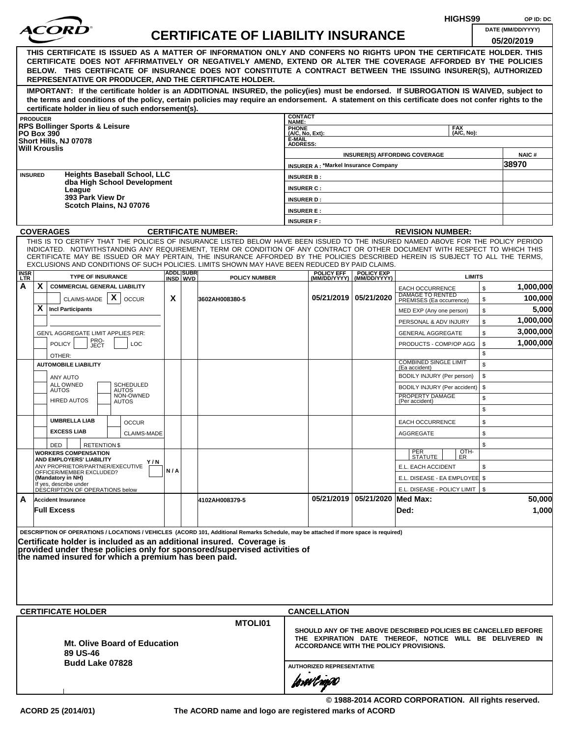HIGHS99 OP ID: DC

# ACORD CERTIFICATE OF LIABILITY INSURANCE

DATE (MM/DD/YYYY): 05/20/2019

**THIS CERTIFICATE IS ISSUED AS A MATTER OF INFORMATION ONLY AND CONFERS NO RIGHTS UPON THE CERTIFICATE HOLDER. THIS CERTIFICATE DOES NOT AFFIRMATIVELY OR NEGATIVELY AMEND, EXTEND OR ALTER THE COVERAGE AFFORDED BY THE POLICIES BELOW. THIS CERTIFICATE OF INSURANCE DOES NOT CONSTITUTE A CONTRACT BETWEEN THE ISSUING INSURER(S), AUTHORIZED REPRESENTATIVE OR PRODUCER, AND THE CERTIFICATE HOLDER.**

**IMPORTANT: If the certificate holder is an ADDITIONAL INSURED, the policy(ies) must be endorsed. If SUBROGATION IS WAIVED, subject to the terms and conditions of the policy, certain policies may require an endorsement. A statement on this certificate does not confer rights to the certificate holder in lieu of such endorsement(s).**

| PRODUCER | CONTACT NAME: | | |
|---|---|---|---|
| RPS Bollinger Sports & Leisure<br>PO Box 390<br>Short Hills, NJ 07078<br>Will Krouslis | PHONE (A/C, No, Ext): | FAX (A/C, No): | |
| | E-MAIL ADDRESS: | | |
| | INSURER(S) AFFORDING COVERAGE | | NAIC # |
| | INSURER A : *Markel Insurance Company | | 38970 |
| INSURED: Heights Baseball School, LLC dba High School Development League<br>393 Park View Dr<br>Scotch Plains, NJ 07076 | INSURER B : | | |
| | INSURER C : | | |
| | INSURER D : | | |
| | INSURER E : | | |
| | INSURER F : | | |

**COVERAGES** CERTIFICATE NUMBER: REVISION NUMBER:

THIS IS TO CERTIFY THAT THE POLICIES OF INSURANCE LISTED BELOW HAVE BEEN ISSUED TO THE INSURED NAMED ABOVE FOR THE POLICY PERIOD INDICATED. NOTWITHSTANDING ANY REQUIREMENT, TERM OR CONDITION OF ANY CONTRACT OR OTHER DOCUMENT WITH RESPECT TO WHICH THIS CERTIFICATE MAY BE ISSUED OR MAY PERTAIN, THE INSURANCE AFFORDED BY THE POLICIES DESCRIBED HEREIN IS SUBJECT TO ALL THE TERMS, EXCLUSIONS AND CONDITIONS OF SUCH POLICIES. LIMITS SHOWN MAY HAVE BEEN REDUCED BY PAID CLAIMS.

| INSR LTR | TYPE OF INSURANCE | ADDL INSD | SUBR WVD | POLICY NUMBER | POLICY EFF (MM/DD/YYYY) | POLICY EXP (MM/DD/YYYY) | LIMITS | |
|---|---|---|---|---|---|---|---|---|
| A | X COMMERCIAL GENERAL LIABILITY | | | | | | EACH OCCURRENCE | $ 1,000,000 |
| | CLAIMS-MADE [X] OCCUR | X | | 3602AH008380-5 | 05/21/2019 | 05/21/2020 | DAMAGE TO RENTED PREMISES (Ea occurrence) | $ 100,000 |
| | X Incl Participants | | | | | | MED EXP (Any one person) | $ 5,000 |
| | | | | | | | PERSONAL & ADV INJURY | $ 1,000,000 |
| | GEN'L AGGREGATE LIMIT APPLIES PER: | | | | | | GENERAL AGGREGATE | $ 3,000,000 |
| | POLICY PRO-JECT LOC | | | | | | PRODUCTS - COMP/OP AGG | $ 1,000,000 |
| | OTHER: | | | | | | | $ |
| | AUTOMOBILE LIABILITY | | | | | | COMBINED SINGLE LIMIT (Ea accident) | $ |
| | ANY AUTO | | | | | | BODILY INJURY (Per person) | $ |
| | ALL OWNED AUTOS / SCHEDULED AUTOS | | | | | | BODILY INJURY (Per accident) | $ |
| | HIRED AUTOS / NON-OWNED AUTOS | | | | | | PROPERTY DAMAGE (Per accident) | $ |
| | | | | | | | | $ |
| | UMBRELLA LIAB / OCCUR | | | | | | EACH OCCURRENCE | $ |
| | EXCESS LIAB / CLAIMS-MADE | | | | | | AGGREGATE | $ |
| | DED / RETENTION $ | | | | | | | $ |
| | WORKERS COMPENSATION AND EMPLOYERS' LIABILITY Y/N<br>ANY PROPRIETOR/PARTNER/EXECUTIVE OFFICER/MEMBER EXCLUDED? (Mandatory in NH)<br>If yes, describe under DESCRIPTION OF OPERATIONS below | N / A | | | | | PER STATUTE / OTH-ER | |
| | | | | | | | E.L. EACH ACCIDENT | $ |
| | | | | | | | E.L. DISEASE - EA EMPLOYEE | $ |
| | | | | | | | E.L. DISEASE - POLICY LIMIT | $ |
| A | Accident Insurance | | | 4102AH008379-5 | 05/21/2019 | 05/21/2020 | Med Max: | 50,000 |
| | Full Excess | | | | | | Ded: | 1,000 |

DESCRIPTION OF OPERATIONS / LOCATIONS / VEHICLES (ACORD 101, Additional Remarks Schedule, may be attached if more space is required)

**Certificate holder is included as an additional insured. Coverage is provided under these policies only for sponsored/supervised activities of the named insured for which a premium has been paid.**

| CERTIFICATE HOLDER | CANCELLATION |
|---|---|
| MTOLI01<br>**Mt. Olive Board of Education**<br>**89 US-46**<br>**Budd Lake 07828** | SHOULD ANY OF THE ABOVE DESCRIBED POLICIES BE CANCELLED BEFORE THE EXPIRATION DATE THEREOF, NOTICE WILL BE DELIVERED IN ACCORDANCE WITH THE POLICY PROVISIONS.<br><br>AUTHORIZED REPRESENTATIVE |

© 1988-2014 ACORD CORPORATION. All rights reserved.

ACORD 25 (2014/01) The ACORD name and logo are registered marks of ACORD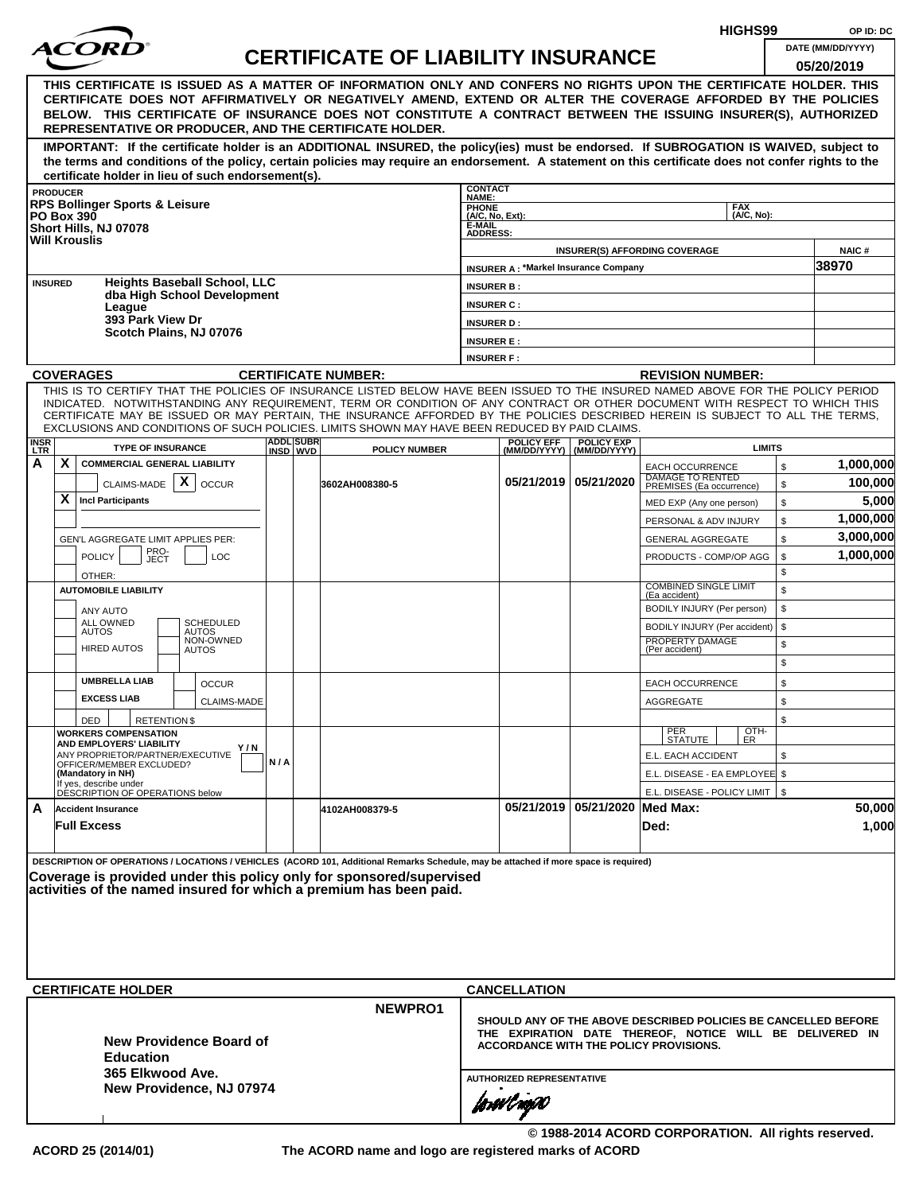HIGHS99 OP ID: DC

# ACORD CERTIFICATE OF LIABILITY INSURANCE

DATE (MM/DD/YYYY): 05/20/2019

**THIS CERTIFICATE IS ISSUED AS A MATTER OF INFORMATION ONLY AND CONFERS NO RIGHTS UPON THE CERTIFICATE HOLDER. THIS CERTIFICATE DOES NOT AFFIRMATIVELY OR NEGATIVELY AMEND, EXTEND OR ALTER THE COVERAGE AFFORDED BY THE POLICIES BELOW. THIS CERTIFICATE OF INSURANCE DOES NOT CONSTITUTE A CONTRACT BETWEEN THE ISSUING INSURER(S), AUTHORIZED REPRESENTATIVE OR PRODUCER, AND THE CERTIFICATE HOLDER.**

**IMPORTANT: If the certificate holder is an ADDITIONAL INSURED, the policy(ies) must be endorsed. If SUBROGATION IS WAIVED, subject to the terms and conditions of the policy, certain policies may require an endorsement. A statement on this certificate does not confer rights to the certificate holder in lieu of such endorsement(s).**

| PRODUCER | CONTACT NAME: | | |
|---|---|---|---|
| RPS Bollinger Sports & Leisure<br>PO Box 390<br>Short Hills, NJ 07078<br>Will Krouslis | PHONE (A/C, No, Ext): | FAX (A/C, No): | |
| | E-MAIL ADDRESS: | | |
| | INSURER(S) AFFORDING COVERAGE | | NAIC # |
| | INSURER A : *Markel Insurance Company | | 38970 |
| INSURED: Heights Baseball School, LLC dba High School Development League<br>393 Park View Dr<br>Scotch Plains, NJ 07076 | INSURER B : | | |
| | INSURER C : | | |
| | INSURER D : | | |
| | INSURER E : | | |
| | INSURER F : | | |

**COVERAGES** CERTIFICATE NUMBER: REVISION NUMBER:

THIS IS TO CERTIFY THAT THE POLICIES OF INSURANCE LISTED BELOW HAVE BEEN ISSUED TO THE INSURED NAMED ABOVE FOR THE POLICY PERIOD INDICATED. NOTWITHSTANDING ANY REQUIREMENT, TERM OR CONDITION OF ANY CONTRACT OR OTHER DOCUMENT WITH RESPECT TO WHICH THIS CERTIFICATE MAY BE ISSUED OR MAY PERTAIN, THE INSURANCE AFFORDED BY THE POLICIES DESCRIBED HEREIN IS SUBJECT TO ALL THE TERMS, EXCLUSIONS AND CONDITIONS OF SUCH POLICIES. LIMITS SHOWN MAY HAVE BEEN REDUCED BY PAID CLAIMS.

| INSR LTR | TYPE OF INSURANCE | ADDL INSD | SUBR WVD | POLICY NUMBER | POLICY EFF (MM/DD/YYYY) | POLICY EXP (MM/DD/YYYY) | LIMITS | |
|---|---|---|---|---|---|---|---|---|
| A | X COMMERCIAL GENERAL LIABILITY | | | | | | EACH OCCURRENCE | $ 1,000,000 |
| | CLAIMS-MADE [X] OCCUR | | | 3602AH008380-5 | 05/21/2019 | 05/21/2020 | DAMAGE TO RENTED PREMISES (Ea occurrence) | $ 100,000 |
| | X Incl Participants | | | | | | MED EXP (Any one person) | $ 5,000 |
| | | | | | | | PERSONAL & ADV INJURY | $ 1,000,000 |
| | GEN'L AGGREGATE LIMIT APPLIES PER: | | | | | | GENERAL AGGREGATE | $ 3,000,000 |
| | POLICY / PRO-JECT / LOC | | | | | | PRODUCTS - COMP/OP AGG | $ 1,000,000 |
| | OTHER: | | | | | | | $ |
| | AUTOMOBILE LIABILITY | | | | | | COMBINED SINGLE LIMIT (Ea accident) | $ |
| | ANY AUTO | | | | | | BODILY INJURY (Per person) | $ |
| | ALL OWNED AUTOS / SCHEDULED AUTOS | | | | | | BODILY INJURY (Per accident) | $ |
| | HIRED AUTOS / NON-OWNED AUTOS | | | | | | PROPERTY DAMAGE (Per accident) | $ |
| | | | | | | | | $ |
| | UMBRELLA LIAB / OCCUR | | | | | | EACH OCCURRENCE | $ |
| | EXCESS LIAB / CLAIMS-MADE | | | | | | AGGREGATE | $ |
| | DED / RETENTION $ | | | | | | | $ |
| | WORKERS COMPENSATION AND EMPLOYERS' LIABILITY Y/N<br>ANY PROPRIETOR/PARTNER/EXECUTIVE OFFICER/MEMBER EXCLUDED? (Mandatory in NH)<br>If yes, describe under DESCRIPTION OF OPERATIONS below | N/A | | | | | PER STATUTE / OTH-ER | |
| | | | | | | | E.L. EACH ACCIDENT | $ |
| | | | | | | | E.L. DISEASE - EA EMPLOYEE | $ |
| | | | | | | | E.L. DISEASE - POLICY LIMIT | $ |
| A | Accident Insurance | | | 4102AH008379-5 | 05/21/2019 | 05/21/2020 | Med Max: | 50,000 |
| | Full Excess | | | | | | Ded: | 1,000 |

DESCRIPTION OF OPERATIONS / LOCATIONS / VEHICLES (ACORD 101, Additional Remarks Schedule, may be attached if more space is required)

**Coverage is provided under this policy only for sponsored/supervised activities of the named insured for which a premium has been paid.**

| CERTIFICATE HOLDER | CANCELLATION |
|---|---|
| NEWPRO1<br>**New Providence Board of Education**<br>**365 Elkwood Ave.**<br>**New Providence, NJ 07974** | SHOULD ANY OF THE ABOVE DESCRIBED POLICIES BE CANCELLED BEFORE THE EXPIRATION DATE THEREOF, NOTICE WILL BE DELIVERED IN ACCORDANCE WITH THE POLICY PROVISIONS.<br><br>AUTHORIZED REPRESENTATIVE |

© 1988-2014 ACORD CORPORATION. All rights reserved.

ACORD 25 (2014/01) The ACORD name and logo are registered marks of ACORD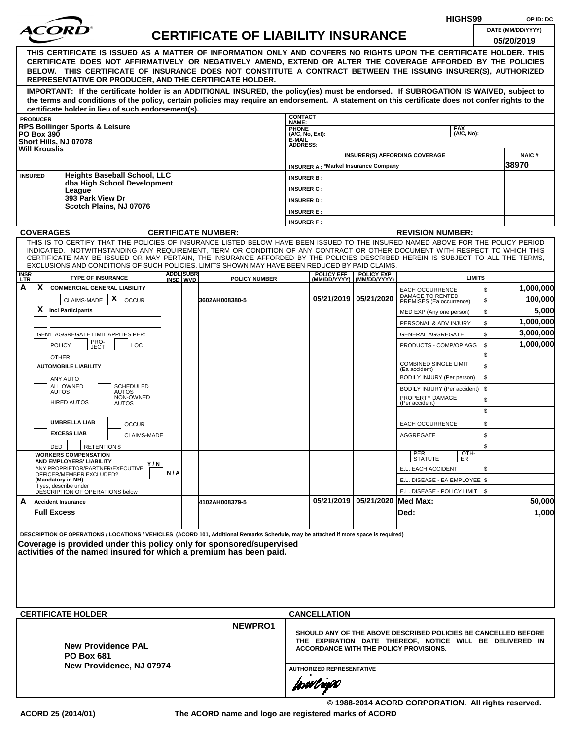HIGHS99 OP ID: DC

# ACORD CERTIFICATE OF LIABILITY INSURANCE

DATE (MM/DD/YYYY): 05/20/2019

**THIS CERTIFICATE IS ISSUED AS A MATTER OF INFORMATION ONLY AND CONFERS NO RIGHTS UPON THE CERTIFICATE HOLDER. THIS CERTIFICATE DOES NOT AFFIRMATIVELY OR NEGATIVELY AMEND, EXTEND OR ALTER THE COVERAGE AFFORDED BY THE POLICIES BELOW. THIS CERTIFICATE OF INSURANCE DOES NOT CONSTITUTE A CONTRACT BETWEEN THE ISSUING INSURER(S), AUTHORIZED REPRESENTATIVE OR PRODUCER, AND THE CERTIFICATE HOLDER.**

**IMPORTANT: If the certificate holder is an ADDITIONAL INSURED, the policy(ies) must be endorsed. If SUBROGATION IS WAIVED, subject to the terms and conditions of the policy, certain policies may require an endorsement. A statement on this certificate does not confer rights to the certificate holder in lieu of such endorsement(s).**

**PRODUCER**
RPS Bollinger Sports & Leisure
PO Box 390
Short Hills, NJ 07078
Will Krouslis

CONTACT NAME:
PHONE (A/C, No, Ext): FAX (A/C, No):
E-MAIL ADDRESS:

| INSURER(S) AFFORDING COVERAGE | NAIC # |
|---|---|
| INSURER A : *Markel Insurance Company | 38970 |
| INSURER B : | |
| INSURER C : | |
| INSURER D : | |
| INSURER E : | |
| INSURER F : | |

**INSURED**
Heights Baseball School, LLC
dba High School Development League
393 Park View Dr
Scotch Plains, NJ 07076

**COVERAGES** CERTIFICATE NUMBER: REVISION NUMBER:

THIS IS TO CERTIFY THAT THE POLICIES OF INSURANCE LISTED BELOW HAVE BEEN ISSUED TO THE INSURED NAMED ABOVE FOR THE POLICY PERIOD INDICATED. NOTWITHSTANDING ANY REQUIREMENT, TERM OR CONDITION OF ANY CONTRACT OR OTHER DOCUMENT WITH RESPECT TO WHICH THIS CERTIFICATE MAY BE ISSUED OR MAY PERTAIN, THE INSURANCE AFFORDED BY THE POLICIES DESCRIBED HEREIN IS SUBJECT TO ALL THE TERMS, EXCLUSIONS AND CONDITIONS OF SUCH POLICIES. LIMITS SHOWN MAY HAVE BEEN REDUCED BY PAID CLAIMS.

| INSR LTR | TYPE OF INSURANCE | ADDL INSD | SUBR WVD | POLICY NUMBER | POLICY EFF (MM/DD/YYYY) | POLICY EXP (MM/DD/YYYY) | LIMITS | |
|---|---|---|---|---|---|---|---|---|
| A | X COMMERCIAL GENERAL LIABILITY | | | 3602AH008380-5 | 05/21/2019 | 05/21/2020 | EACH OCCURRENCE | $ 1,000,000 |
| | CLAIMS-MADE [X] OCCUR | | | | | | DAMAGE TO RENTED PREMISES (Ea occurrence) | $ 100,000 |
| | X Incl Participants | | | | | | MED EXP (Any one person) | $ 5,000 |
| | | | | | | | PERSONAL & ADV INJURY | $ 1,000,000 |
| | GEN'L AGGREGATE LIMIT APPLIES PER: | | | | | | GENERAL AGGREGATE | $ 3,000,000 |
| | POLICY / PRO-JECT / LOC | | | | | | PRODUCTS - COMP/OP AGG | $ 1,000,000 |
| | OTHER: | | | | | | | $ |
| | AUTOMOBILE LIABILITY | | | | | | COMBINED SINGLE LIMIT (Ea accident) | $ |
| | ANY AUTO | | | | | | BODILY INJURY (Per person) | $ |
| | ALL OWNED AUTOS / SCHEDULED AUTOS | | | | | | BODILY INJURY (Per accident) | $ |
| | HIRED AUTOS / NON-OWNED AUTOS | | | | | | PROPERTY DAMAGE (Per accident) | $ |
| | | | | | | | | $ |
| | UMBRELLA LIAB / OCCUR | | | | | | EACH OCCURRENCE | $ |
| | EXCESS LIAB / CLAIMS-MADE | | | | | | AGGREGATE | $ |
| | DED / RETENTION $ | | | | | | | $ |
| | WORKERS COMPENSATION AND EMPLOYERS' LIABILITY Y/N; ANY PROPRIETOR/PARTNER/EXECUTIVE OFFICER/MEMBER EXCLUDED? (Mandatory in NH); If yes, describe under DESCRIPTION OF OPERATIONS below | N / A | | | | | PER STATUTE / OTH-ER | |
| | | | | | | | E.L. EACH ACCIDENT | $ |
| | | | | | | | E.L. DISEASE - EA EMPLOYEE | $ |
| | | | | | | | E.L. DISEASE - POLICY LIMIT | $ |
| A | Accident Insurance | | | 4102AH008379-5 | 05/21/2019 | 05/21/2020 | Med Max: | 50,000 |
| | Full Excess | | | | | | Ded: | 1,000 |

DESCRIPTION OF OPERATIONS / LOCATIONS / VEHICLES (ACORD 101, Additional Remarks Schedule, may be attached if more space is required)

**Coverage is provided under this policy only for sponsored/supervised activities of the named insured for which a premium has been paid.**

**CERTIFICATE HOLDER**

NEWPRO1

New Providence PAL
PO Box 681
New Providence, NJ 07974

**CANCELLATION**

SHOULD ANY OF THE ABOVE DESCRIBED POLICIES BE CANCELLED BEFORE THE EXPIRATION DATE THEREOF, NOTICE WILL BE DELIVERED IN ACCORDANCE WITH THE POLICY PROVISIONS.

AUTHORIZED REPRESENTATIVE

© 1988-2014 ACORD CORPORATION. All rights reserved.

ACORD 25 (2014/01) The ACORD name and logo are registered marks of ACORD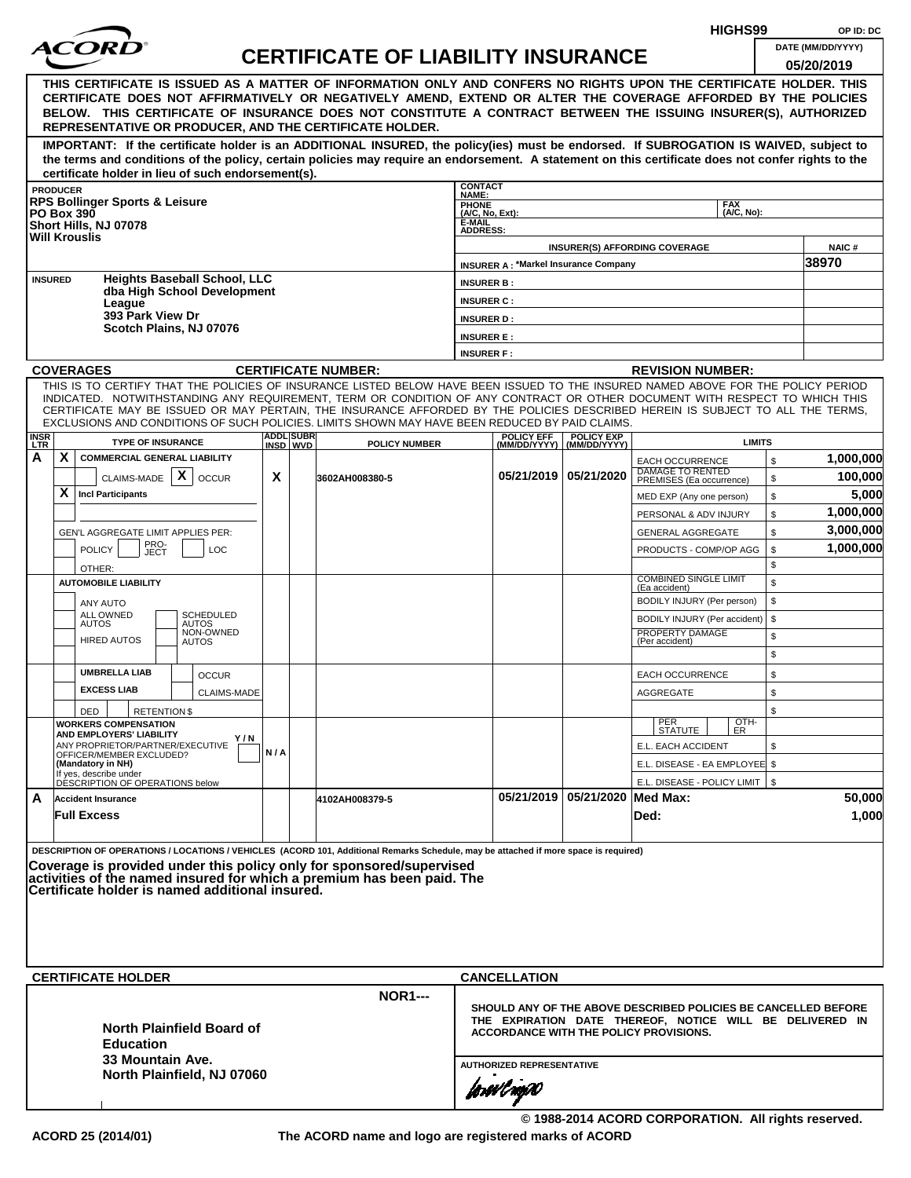HIGHS99 OP ID: DC

# ACORD CERTIFICATE OF LIABILITY INSURANCE

DATE (MM/DD/YYYY): 05/20/2019

**THIS CERTIFICATE IS ISSUED AS A MATTER OF INFORMATION ONLY AND CONFERS NO RIGHTS UPON THE CERTIFICATE HOLDER. THIS CERTIFICATE DOES NOT AFFIRMATIVELY OR NEGATIVELY AMEND, EXTEND OR ALTER THE COVERAGE AFFORDED BY THE POLICIES BELOW. THIS CERTIFICATE OF INSURANCE DOES NOT CONSTITUTE A CONTRACT BETWEEN THE ISSUING INSURER(S), AUTHORIZED REPRESENTATIVE OR PRODUCER, AND THE CERTIFICATE HOLDER.**

**IMPORTANT: If the certificate holder is an ADDITIONAL INSURED, the policy(ies) must be endorsed. If SUBROGATION IS WAIVED, subject to the terms and conditions of the policy, certain policies may require an endorsement. A statement on this certificate does not confer rights to the certificate holder in lieu of such endorsement(s).**

| | |
|---|---|
| **PRODUCER**<br>RPS Bollinger Sports & Leisure<br>PO Box 390<br>Short Hills, NJ 07078<br>Will Krouslis | CONTACT NAME:<br>PHONE (A/C, No, Ext): FAX (A/C, No):<br>E-MAIL ADDRESS: |
| | **INSURER(S) AFFORDING COVERAGE** — NAIC # |
| | INSURER A : *Markel Insurance Company — 38970 |
| **INSURED**<br>Heights Baseball School, LLC<br>dba High School Development League<br>393 Park View Dr<br>Scotch Plains, NJ 07076 | INSURER B :<br>INSURER C :<br>INSURER D :<br>INSURER E :<br>INSURER F : |

**COVERAGES** **CERTIFICATE NUMBER:** **REVISION NUMBER:**

THIS IS TO CERTIFY THAT THE POLICIES OF INSURANCE LISTED BELOW HAVE BEEN ISSUED TO THE INSURED NAMED ABOVE FOR THE POLICY PERIOD INDICATED. NOTWITHSTANDING ANY REQUIREMENT, TERM OR CONDITION OF ANY CONTRACT OR OTHER DOCUMENT WITH RESPECT TO WHICH THIS CERTIFICATE MAY BE ISSUED OR MAY PERTAIN, THE INSURANCE AFFORDED BY THE POLICIES DESCRIBED HEREIN IS SUBJECT TO ALL THE TERMS, EXCLUSIONS AND CONDITIONS OF SUCH POLICIES. LIMITS SHOWN MAY HAVE BEEN REDUCED BY PAID CLAIMS.

| INSR LTR | TYPE OF INSURANCE | ADDL INSD | SUBR WVD | POLICY NUMBER | POLICY EFF (MM/DD/YYYY) | POLICY EXP (MM/DD/YYYY) | LIMITS | |
|---|---|---|---|---|---|---|---|---|
| A | X COMMERCIAL GENERAL LIABILITY | | | | | | EACH OCCURRENCE | $ 1,000,000 |
| | CLAIMS-MADE [X] OCCUR | X | | 3602AH008380-5 | 05/21/2019 | 05/21/2020 | DAMAGE TO RENTED PREMISES (Ea occurrence) | $ 100,000 |
| | X Incl Participants | | | | | | MED EXP (Any one person) | $ 5,000 |
| | | | | | | | PERSONAL & ADV INJURY | $ 1,000,000 |
| | GEN'L AGGREGATE LIMIT APPLIES PER: | | | | | | GENERAL AGGREGATE | $ 3,000,000 |
| | POLICY / PRO-JECT / LOC | | | | | | PRODUCTS - COMP/OP AGG | $ 1,000,000 |
| | OTHER: | | | | | | | $ |
| | AUTOMOBILE LIABILITY | | | | | | COMBINED SINGLE LIMIT (Ea accident) | $ |
| | ANY AUTO | | | | | | BODILY INJURY (Per person) | $ |
| | ALL OWNED AUTOS / SCHEDULED AUTOS | | | | | | BODILY INJURY (Per accident) | $ |
| | HIRED AUTOS / NON-OWNED AUTOS | | | | | | PROPERTY DAMAGE (Per accident) | $ |
| | | | | | | | | $ |
| | UMBRELLA LIAB / OCCUR | | | | | | EACH OCCURRENCE | $ |
| | EXCESS LIAB / CLAIMS-MADE | | | | | | AGGREGATE | $ |
| | DED / RETENTION $ | | | | | | | $ |
| | WORKERS COMPENSATION AND EMPLOYERS' LIABILITY Y/N<br>ANY PROPRIETOR/PARTNER/EXECUTIVE OFFICER/MEMBER EXCLUDED? (Mandatory in NH)<br>If yes, describe under DESCRIPTION OF OPERATIONS below | N/A | | | | | PER STATUTE / OTH-ER | |
| | | | | | | | E.L. EACH ACCIDENT | $ |
| | | | | | | | E.L. DISEASE - EA EMPLOYEE | $ |
| | | | | | | | E.L. DISEASE - POLICY LIMIT | $ |
| A | Accident Insurance | | | 4102AH008379-5 | 05/21/2019 | 05/21/2020 | Med Max: | 50,000 |
| | Full Excess | | | | | | Ded: | 1,000 |

**DESCRIPTION OF OPERATIONS / LOCATIONS / VEHICLES** (ACORD 101, Additional Remarks Schedule, may be attached if more space is required)

**Coverage is provided under this policy only for sponsored/supervised activities of the named insured for which a premium has been paid. The Certificate holder is named additional insured.**

| CERTIFICATE HOLDER | CANCELLATION |
|---|---|
| NOR1---<br>**North Plainfield Board of Education**<br>**33 Mountain Ave.**<br>**North Plainfield, NJ 07060** | SHOULD ANY OF THE ABOVE DESCRIBED POLICIES BE CANCELLED BEFORE THE EXPIRATION DATE THEREOF, NOTICE WILL BE DELIVERED IN ACCORDANCE WITH THE POLICY PROVISIONS.<br><br>AUTHORIZED REPRESENTATIVE |

© 1988-2014 ACORD CORPORATION. All rights reserved.

ACORD 25 (2014/01) The ACORD name and logo are registered marks of ACORD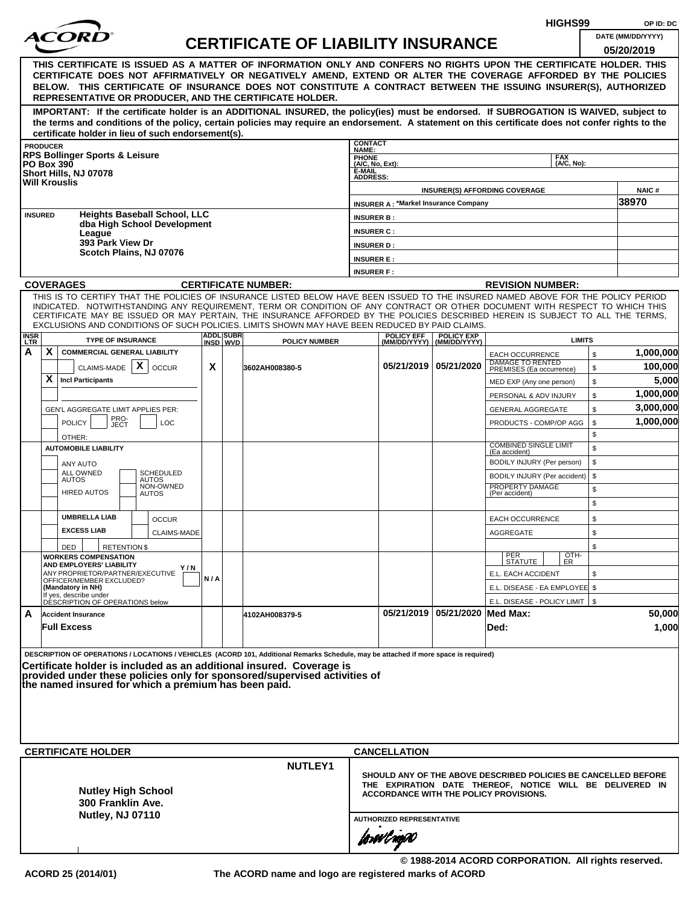HIGHS99 OP ID: DC

# ACORD CERTIFICATE OF LIABILITY INSURANCE

DATE (MM/DD/YYYY): 05/20/2019

**THIS CERTIFICATE IS ISSUED AS A MATTER OF INFORMATION ONLY AND CONFERS NO RIGHTS UPON THE CERTIFICATE HOLDER. THIS CERTIFICATE DOES NOT AFFIRMATIVELY OR NEGATIVELY AMEND, EXTEND OR ALTER THE COVERAGE AFFORDED BY THE POLICIES BELOW. THIS CERTIFICATE OF INSURANCE DOES NOT CONSTITUTE A CONTRACT BETWEEN THE ISSUING INSURER(S), AUTHORIZED REPRESENTATIVE OR PRODUCER, AND THE CERTIFICATE HOLDER.**

**IMPORTANT: If the certificate holder is an ADDITIONAL INSURED, the policy(ies) must be endorsed. If SUBROGATION IS WAIVED, subject to the terms and conditions of the policy, certain policies may require an endorsement. A statement on this certificate does not confer rights to the certificate holder in lieu of such endorsement(s).**

**PRODUCER**
RPS Bollinger Sports & Leisure
PO Box 390
Short Hills, NJ 07078
Will Krouslis

CONTACT NAME:
PHONE (A/C, No, Ext):
FAX (A/C, No):
E-MAIL ADDRESS:

| INSURER(S) AFFORDING COVERAGE | NAIC # |
|---|---|
| INSURER A : *Markel Insurance Company | 38970 |
| INSURER B : | |
| INSURER C : | |
| INSURER D : | |
| INSURER E : | |
| INSURER F : | |

**INSURED**
Heights Baseball School, LLC
dba High School Development League
393 Park View Dr
Scotch Plains, NJ 07076

**COVERAGES** CERTIFICATE NUMBER: REVISION NUMBER:

THIS IS TO CERTIFY THAT THE POLICIES OF INSURANCE LISTED BELOW HAVE BEEN ISSUED TO THE INSURED NAMED ABOVE FOR THE POLICY PERIOD INDICATED. NOTWITHSTANDING ANY REQUIREMENT, TERM OR CONDITION OF ANY CONTRACT OR OTHER DOCUMENT WITH RESPECT TO WHICH THIS CERTIFICATE MAY BE ISSUED OR MAY PERTAIN, THE INSURANCE AFFORDED BY THE POLICIES DESCRIBED HEREIN IS SUBJECT TO ALL THE TERMS, EXCLUSIONS AND CONDITIONS OF SUCH POLICIES. LIMITS SHOWN MAY HAVE BEEN REDUCED BY PAID CLAIMS.

| INSR LTR | TYPE OF INSURANCE | ADDL INSD | SUBR WVD | POLICY NUMBER | POLICY EFF (MM/DD/YYYY) | POLICY EXP (MM/DD/YYYY) | LIMITS | |
|---|---|---|---|---|---|---|---|---|
| A | X COMMERCIAL GENERAL LIABILITY | | | | | | EACH OCCURRENCE | $ 1,000,000 |
| | CLAIMS-MADE X OCCUR | X | | 3602AH008380-5 | 05/21/2019 | 05/21/2020 | DAMAGE TO RENTED PREMISES (Ea occurrence) | $ 100,000 |
| | X Incl Participants | | | | | | MED EXP (Any one person) | $ 5,000 |
| | | | | | | | PERSONAL & ADV INJURY | $ 1,000,000 |
| | GEN'L AGGREGATE LIMIT APPLIES PER: | | | | | | GENERAL AGGREGATE | $ 3,000,000 |
| | POLICY PRO-JECT LOC | | | | | | PRODUCTS - COMP/OP AGG | $ 1,000,000 |
| | OTHER: | | | | | | | $ |
| | AUTOMOBILE LIABILITY | | | | | | COMBINED SINGLE LIMIT (Ea accident) | $ |
| | ANY AUTO | | | | | | BODILY INJURY (Per person) | $ |
| | ALL OWNED AUTOS / SCHEDULED AUTOS | | | | | | BODILY INJURY (Per accident) | $ |
| | HIRED AUTOS / NON-OWNED AUTOS | | | | | | PROPERTY DAMAGE (Per accident) | $ |
| | | | | | | | | $ |
| | UMBRELLA LIAB / OCCUR | | | | | | EACH OCCURRENCE | $ |
| | EXCESS LIAB / CLAIMS-MADE | | | | | | AGGREGATE | $ |
| | DED / RETENTION $ | | | | | | | $ |
| | WORKERS COMPENSATION AND EMPLOYERS' LIABILITY Y/N; ANY PROPRIETOR/PARTNER/EXECUTIVE OFFICER/MEMBER EXCLUDED? (Mandatory in NH) If yes, describe under DESCRIPTION OF OPERATIONS below | N/A | | | | | PER STATUTE / OTH-ER | |
| | | | | | | | E.L. EACH ACCIDENT | $ |
| | | | | | | | E.L. DISEASE - EA EMPLOYEE | $ |
| | | | | | | | E.L. DISEASE - POLICY LIMIT | $ |
| A | Accident Insurance | | | 4102AH008379-5 | 05/21/2019 | 05/21/2020 | Med Max: | 50,000 |
| | Full Excess | | | | | | Ded: | 1,000 |

DESCRIPTION OF OPERATIONS / LOCATIONS / VEHICLES (ACORD 101, Additional Remarks Schedule, may be attached if more space is required)

**Certificate holder is included as an additional insured. Coverage is provided under these policies only for sponsored/supervised activities of the named insured for which a premium has been paid.**

**CERTIFICATE HOLDER** NUTLEY1

**Nutley High School**
**300 Franklin Ave.**
**Nutley, NJ 07110**

**CANCELLATION**

**SHOULD ANY OF THE ABOVE DESCRIBED POLICIES BE CANCELLED BEFORE THE EXPIRATION DATE THEREOF, NOTICE WILL BE DELIVERED IN ACCORDANCE WITH THE POLICY PROVISIONS.**

AUTHORIZED REPRESENTATIVE

© 1988-2014 ACORD CORPORATION. All rights reserved.

ACORD 25 (2014/01) The ACORD name and logo are registered marks of ACORD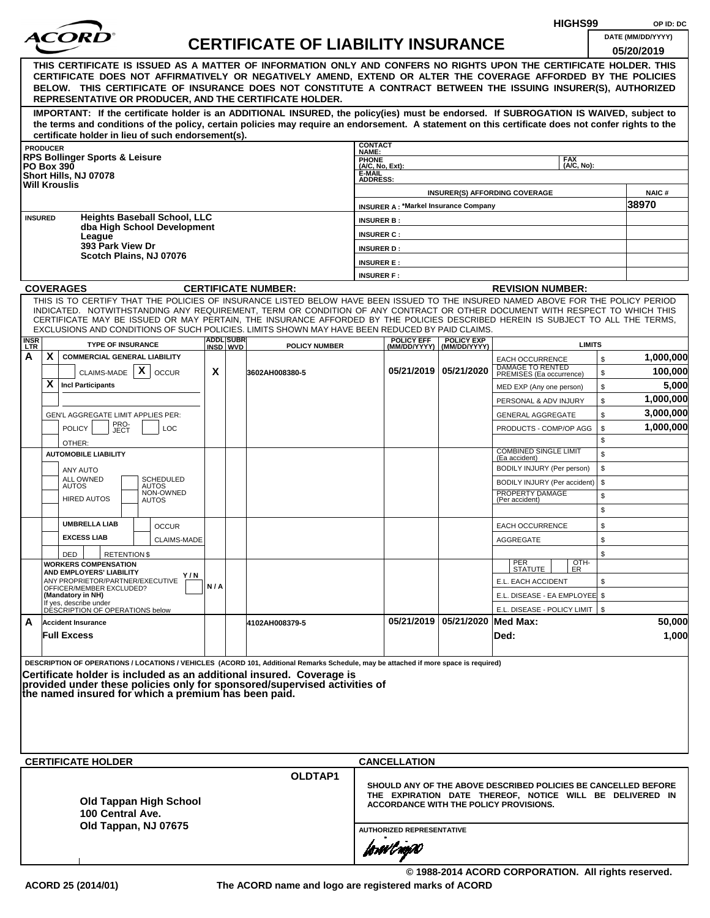HIGHS99 OP ID: DC

# ACORD CERTIFICATE OF LIABILITY INSURANCE

DATE (MM/DD/YYYY) 05/20/2019

**THIS CERTIFICATE IS ISSUED AS A MATTER OF INFORMATION ONLY AND CONFERS NO RIGHTS UPON THE CERTIFICATE HOLDER. THIS CERTIFICATE DOES NOT AFFIRMATIVELY OR NEGATIVELY AMEND, EXTEND OR ALTER THE COVERAGE AFFORDED BY THE POLICIES BELOW. THIS CERTIFICATE OF INSURANCE DOES NOT CONSTITUTE A CONTRACT BETWEEN THE ISSUING INSURER(S), AUTHORIZED REPRESENTATIVE OR PRODUCER, AND THE CERTIFICATE HOLDER.**

**IMPORTANT: If the certificate holder is an ADDITIONAL INSURED, the policy(ies) must be endorsed. If SUBROGATION IS WAIVED, subject to the terms and conditions of the policy, certain policies may require an endorsement. A statement on this certificate does not confer rights to the certificate holder in lieu of such endorsement(s).**

| PRODUCER | CONTACT NAME: | |
|---|---|---|
| RPS Bollinger Sports & Leisure<br>PO Box 390<br>Short Hills, NJ 07078<br>Will Krouslis | PHONE (A/C, No, Ext): | FAX (A/C, No): |
| | E-MAIL ADDRESS: | |
| | INSURER(S) AFFORDING COVERAGE | NAIC # |
| | INSURER A : *Markel Insurance Company | 38970 |
| INSURED | INSURER B : | |
| Heights Baseball School, LLC<br>dba High School Development League<br>393 Park View Dr<br>Scotch Plains, NJ 07076 | INSURER C : | |
| | INSURER D : | |
| | INSURER E : | |
| | INSURER F : | |

**COVERAGES** CERTIFICATE NUMBER: REVISION NUMBER:

THIS IS TO CERTIFY THAT THE POLICIES OF INSURANCE LISTED BELOW HAVE BEEN ISSUED TO THE INSURED NAMED ABOVE FOR THE POLICY PERIOD INDICATED. NOTWITHSTANDING ANY REQUIREMENT, TERM OR CONDITION OF ANY CONTRACT OR OTHER DOCUMENT WITH RESPECT TO WHICH THIS CERTIFICATE MAY BE ISSUED OR MAY PERTAIN, THE INSURANCE AFFORDED BY THE POLICIES DESCRIBED HEREIN IS SUBJECT TO ALL THE TERMS, EXCLUSIONS AND CONDITIONS OF SUCH POLICIES. LIMITS SHOWN MAY HAVE BEEN REDUCED BY PAID CLAIMS.

| INSR LTR | TYPE OF INSURANCE | ADDL INSD | SUBR WVD | POLICY NUMBER | POLICY EFF (MM/DD/YYYY) | POLICY EXP (MM/DD/YYYY) | LIMITS | |
|---|---|---|---|---|---|---|---|---|
| A | X COMMERCIAL GENERAL LIABILITY | | | | | | EACH OCCURRENCE | $ 1,000,000 |
| | CLAIMS-MADE [X] OCCUR | X | | 3602AH008380-5 | 05/21/2019 | 05/21/2020 | DAMAGE TO RENTED PREMISES (Ea occurrence) | $ 100,000 |
| | X Incl Participants | | | | | | MED EXP (Any one person) | $ 5,000 |
| | | | | | | | PERSONAL & ADV INJURY | $ 1,000,000 |
| | GEN'L AGGREGATE LIMIT APPLIES PER: | | | | | | GENERAL AGGREGATE | $ 3,000,000 |
| | POLICY / PRO-JECT / LOC | | | | | | PRODUCTS - COMP/OP AGG | $ 1,000,000 |
| | OTHER: | | | | | | | $ |
| | AUTOMOBILE LIABILITY | | | | | | COMBINED SINGLE LIMIT (Ea accident) | $ |
| | ANY AUTO | | | | | | BODILY INJURY (Per person) | $ |
| | ALL OWNED AUTOS / SCHEDULED AUTOS | | | | | | BODILY INJURY (Per accident) | $ |
| | HIRED AUTOS / NON-OWNED AUTOS | | | | | | PROPERTY DAMAGE (Per accident) | $ |
| | | | | | | | | $ |
| | UMBRELLA LIAB / OCCUR | | | | | | EACH OCCURRENCE | $ |
| | EXCESS LIAB / CLAIMS-MADE | | | | | | AGGREGATE | $ |
| | DED / RETENTION $ | | | | | | | $ |
| | WORKERS COMPENSATION AND EMPLOYERS' LIABILITY Y/N<br>ANY PROPRIETOR/PARTNER/EXECUTIVE OFFICER/MEMBER EXCLUDED? (Mandatory in NH)<br>If yes, describe under DESCRIPTION OF OPERATIONS below | N/A | | | | | PER STATUTE / OTH-ER | |
| | | | | | | | E.L. EACH ACCIDENT | $ |
| | | | | | | | E.L. DISEASE - EA EMPLOYEE | $ |
| | | | | | | | E.L. DISEASE - POLICY LIMIT | $ |
| A | Accident Insurance | | | 4102AH008379-5 | 05/21/2019 | 05/21/2020 | Med Max: | 50,000 |
| | Full Excess | | | | | | Ded: | 1,000 |

DESCRIPTION OF OPERATIONS / LOCATIONS / VEHICLES (ACORD 101, Additional Remarks Schedule, may be attached if more space is required)

**Certificate holder is included as an additional insured. Coverage is provided under these policies only for sponsored/supervised activities of the named insured for which a premium has been paid.**

| CERTIFICATE HOLDER | CANCELLATION |
|---|---|
| OLDTAP1<br><br>Old Tappan High School<br>100 Central Ave.<br>Old Tappan, NJ 07675 | SHOULD ANY OF THE ABOVE DESCRIBED POLICIES BE CANCELLED BEFORE THE EXPIRATION DATE THEREOF, NOTICE WILL BE DELIVERED IN ACCORDANCE WITH THE POLICY PROVISIONS.<br><br>AUTHORIZED REPRESENTATIVE |

© 1988-2014 ACORD CORPORATION. All rights reserved.

ACORD 25 (2014/01) The ACORD name and logo are registered marks of ACORD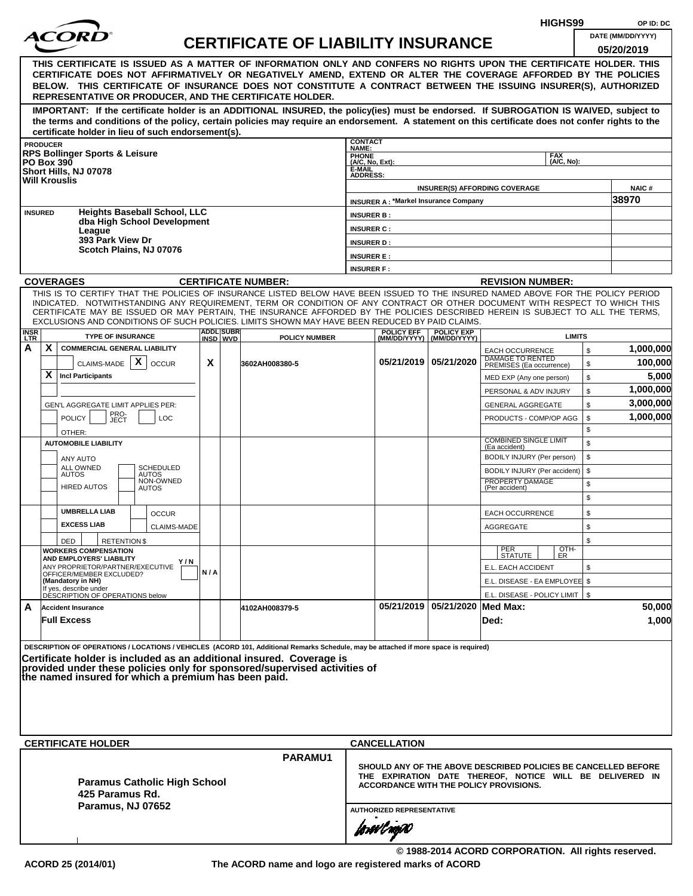HIGHS99 OP ID: DC

# ACORD CERTIFICATE OF LIABILITY INSURANCE

DATE (MM/DD/YYYY): 05/20/2019

**THIS CERTIFICATE IS ISSUED AS A MATTER OF INFORMATION ONLY AND CONFERS NO RIGHTS UPON THE CERTIFICATE HOLDER. THIS CERTIFICATE DOES NOT AFFIRMATIVELY OR NEGATIVELY AMEND, EXTEND OR ALTER THE COVERAGE AFFORDED BY THE POLICIES BELOW. THIS CERTIFICATE OF INSURANCE DOES NOT CONSTITUTE A CONTRACT BETWEEN THE ISSUING INSURER(S), AUTHORIZED REPRESENTATIVE OR PRODUCER, AND THE CERTIFICATE HOLDER.**

**IMPORTANT: If the certificate holder is an ADDITIONAL INSURED, the policy(ies) must be endorsed. If SUBROGATION IS WAIVED, subject to the terms and conditions of the policy, certain policies may require an endorsement. A statement on this certificate does not confer rights to the certificate holder in lieu of such endorsement(s).**

**PRODUCER**
RPS Bollinger Sports & Leisure
PO Box 390
Short Hills, NJ 07078
Will Krouslis

CONTACT NAME:
PHONE (A/C, No, Ext): FAX (A/C, No):
E-MAIL ADDRESS:

| INSURER(S) AFFORDING COVERAGE | NAIC # |
|---|---|
| INSURER A : *Markel Insurance Company | 38970 |
| INSURER B : | |
| INSURER C : | |
| INSURER D : | |
| INSURER E : | |
| INSURER F : | |

**INSURED**
Heights Baseball School, LLC
dba High School Development League
393 Park View Dr
Scotch Plains, NJ 07076

**COVERAGES** CERTIFICATE NUMBER: REVISION NUMBER:

THIS IS TO CERTIFY THAT THE POLICIES OF INSURANCE LISTED BELOW HAVE BEEN ISSUED TO THE INSURED NAMED ABOVE FOR THE POLICY PERIOD INDICATED. NOTWITHSTANDING ANY REQUIREMENT, TERM OR CONDITION OF ANY CONTRACT OR OTHER DOCUMENT WITH RESPECT TO WHICH THIS CERTIFICATE MAY BE ISSUED OR MAY PERTAIN, THE INSURANCE AFFORDED BY THE POLICIES DESCRIBED HEREIN IS SUBJECT TO ALL THE TERMS, EXCLUSIONS AND CONDITIONS OF SUCH POLICIES. LIMITS SHOWN MAY HAVE BEEN REDUCED BY PAID CLAIMS.

| INSR LTR | TYPE OF INSURANCE | ADDL INSD | SUBR WVD | POLICY NUMBER | POLICY EFF (MM/DD/YYYY) | POLICY EXP (MM/DD/YYYY) | LIMITS | |
|---|---|---|---|---|---|---|---|---|
| A | X COMMERCIAL GENERAL LIABILITY | | | | | | EACH OCCURRENCE | $ 1,000,000 |
| | CLAIMS-MADE [X] OCCUR | X | | 3602AH008380-5 | 05/21/2019 | 05/21/2020 | DAMAGE TO RENTED PREMISES (Ea occurrence) | $ 100,000 |
| | X Incl Participants | | | | | | MED EXP (Any one person) | $ 5,000 |
| | | | | | | | PERSONAL & ADV INJURY | $ 1,000,000 |
| | GEN'L AGGREGATE LIMIT APPLIES PER: | | | | | | GENERAL AGGREGATE | $ 3,000,000 |
| | POLICY / PRO-JECT / LOC | | | | | | PRODUCTS - COMP/OP AGG | $ 1,000,000 |
| | OTHER: | | | | | | | $ |
| | AUTOMOBILE LIABILITY | | | | | | COMBINED SINGLE LIMIT (Ea accident) | $ |
| | ANY AUTO | | | | | | BODILY INJURY (Per person) | $ |
| | ALL OWNED AUTOS / SCHEDULED AUTOS | | | | | | BODILY INJURY (Per accident) | $ |
| | HIRED AUTOS / NON-OWNED AUTOS | | | | | | PROPERTY DAMAGE (Per accident) | $ |
| | | | | | | | | $ |
| | UMBRELLA LIAB / OCCUR | | | | | | EACH OCCURRENCE | $ |
| | EXCESS LIAB / CLAIMS-MADE | | | | | | AGGREGATE | $ |
| | DED / RETENTION $ | | | | | | | $ |
| | WORKERS COMPENSATION AND EMPLOYERS' LIABILITY Y/N | | | | | | PER STATUTE / OTH-ER | |
| | ANY PROPRIETOR/PARTNER/EXECUTIVE OFFICER/MEMBER EXCLUDED? (Mandatory in NH) | N/A | | | | | E.L. EACH ACCIDENT | $ |
| | If yes, describe under DESCRIPTION OF OPERATIONS below | | | | | | E.L. DISEASE - EA EMPLOYEE | $ |
| | | | | | | | E.L. DISEASE - POLICY LIMIT | $ |
| A | Accident Insurance | | | 4102AH008379-5 | 05/21/2019 | 05/21/2020 | Med Max: | 50,000 |
| | Full Excess | | | | | | Ded: | 1,000 |

**DESCRIPTION OF OPERATIONS / LOCATIONS / VEHICLES** (ACORD 101, Additional Remarks Schedule, may be attached if more space is required)

**Certificate holder is included as an additional insured. Coverage is provided under these policies only for sponsored/supervised activities of the named insured for which a premium has been paid.**

**CERTIFICATE HOLDER**

PARAMU1

Paramus Catholic High School
425 Paramus Rd.
Paramus, NJ 07652

**CANCELLATION**

SHOULD ANY OF THE ABOVE DESCRIBED POLICIES BE CANCELLED BEFORE THE EXPIRATION DATE THEREOF, NOTICE WILL BE DELIVERED IN ACCORDANCE WITH THE POLICY PROVISIONS.

AUTHORIZED REPRESENTATIVE

© 1988-2014 ACORD CORPORATION. All rights reserved.

ACORD 25 (2014/01) The ACORD name and logo are registered marks of ACORD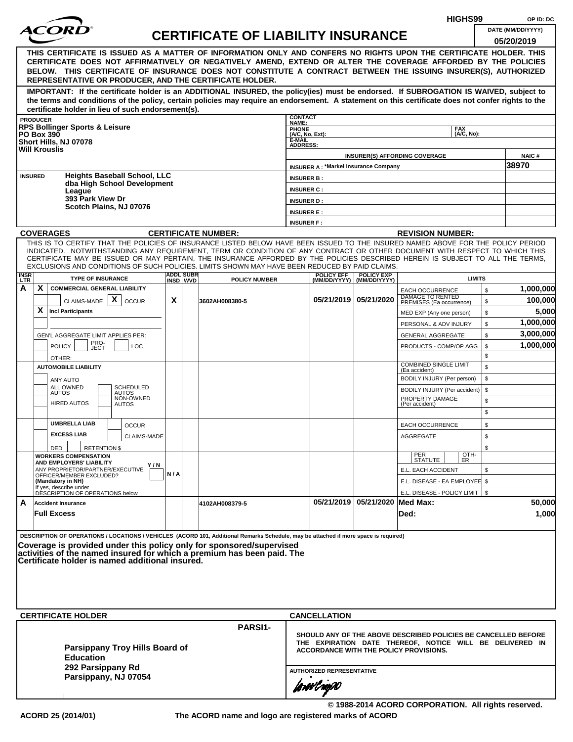HIGHS99 OP ID: DC

# ACORD CERTIFICATE OF LIABILITY INSURANCE

DATE (MM/DD/YYYY): 05/20/2019

**THIS CERTIFICATE IS ISSUED AS A MATTER OF INFORMATION ONLY AND CONFERS NO RIGHTS UPON THE CERTIFICATE HOLDER. THIS CERTIFICATE DOES NOT AFFIRMATIVELY OR NEGATIVELY AMEND, EXTEND OR ALTER THE COVERAGE AFFORDED BY THE POLICIES BELOW. THIS CERTIFICATE OF INSURANCE DOES NOT CONSTITUTE A CONTRACT BETWEEN THE ISSUING INSURER(S), AUTHORIZED REPRESENTATIVE OR PRODUCER, AND THE CERTIFICATE HOLDER.**

**IMPORTANT: If the certificate holder is an ADDITIONAL INSURED, the policy(ies) must be endorsed. If SUBROGATION IS WAIVED, subject to the terms and conditions of the policy, certain policies may require an endorsement. A statement on this certificate does not confer rights to the certificate holder in lieu of such endorsement(s).**

| PRODUCER | CONTACT NAME: | |
|---|---|---|
| RPS Bollinger Sports & Leisure<br>PO Box 390<br>Short Hills, NJ 07078<br>Will Krouslis | PHONE (A/C, No, Ext): | FAX (A/C, No): |
| | E-MAIL ADDRESS: | |
| | INSURER(S) AFFORDING COVERAGE | NAIC # |
| | INSURER A : *Markel Insurance Company | 38970 |
| INSURED<br>Heights Baseball School, LLC<br>dba High School Development League<br>393 Park View Dr<br>Scotch Plains, NJ 07076 | INSURER B : | |
| | INSURER C : | |
| | INSURER D : | |
| | INSURER E : | |
| | INSURER F : | |

**COVERAGES** CERTIFICATE NUMBER: REVISION NUMBER:

THIS IS TO CERTIFY THAT THE POLICIES OF INSURANCE LISTED BELOW HAVE BEEN ISSUED TO THE INSURED NAMED ABOVE FOR THE POLICY PERIOD INDICATED. NOTWITHSTANDING ANY REQUIREMENT, TERM OR CONDITION OF ANY CONTRACT OR OTHER DOCUMENT WITH RESPECT TO WHICH THIS CERTIFICATE MAY BE ISSUED OR MAY PERTAIN, THE INSURANCE AFFORDED BY THE POLICIES DESCRIBED HEREIN IS SUBJECT TO ALL THE TERMS, EXCLUSIONS AND CONDITIONS OF SUCH POLICIES. LIMITS SHOWN MAY HAVE BEEN REDUCED BY PAID CLAIMS.

| INSR LTR | TYPE OF INSURANCE | ADDL INSD | SUBR WVD | POLICY NUMBER | POLICY EFF (MM/DD/YYYY) | POLICY EXP (MM/DD/YYYY) | LIMITS | |
|---|---|---|---|---|---|---|---|---|
| A | X COMMERCIAL GENERAL LIABILITY | | | | | | EACH OCCURRENCE | $ 1,000,000 |
| | CLAIMS-MADE [X] OCCUR | X | | 3602AH008380-5 | 05/21/2019 | 05/21/2020 | DAMAGE TO RENTED PREMISES (Ea occurrence) | $ 100,000 |
| | X Incl Participants | | | | | | MED EXP (Any one person) | $ 5,000 |
| | | | | | | | PERSONAL & ADV INJURY | $ 1,000,000 |
| | GEN'L AGGREGATE LIMIT APPLIES PER: | | | | | | GENERAL AGGREGATE | $ 3,000,000 |
| | POLICY PRO-JECT LOC | | | | | | PRODUCTS - COMP/OP AGG | $ 1,000,000 |
| | OTHER: | | | | | | | $ |
| | AUTOMOBILE LIABILITY | | | | | | COMBINED SINGLE LIMIT (Ea accident) | $ |
| | ANY AUTO | | | | | | BODILY INJURY (Per person) | $ |
| | ALL OWNED AUTOS / SCHEDULED AUTOS | | | | | | BODILY INJURY (Per accident) | $ |
| | HIRED AUTOS / NON-OWNED AUTOS | | | | | | PROPERTY DAMAGE (Per accident) | $ |
| | | | | | | | | $ |
| | UMBRELLA LIAB / OCCUR | | | | | | EACH OCCURRENCE | $ |
| | EXCESS LIAB / CLAIMS-MADE | | | | | | AGGREGATE | $ |
| | DED RETENTION $ | | | | | | | $ |
| | WORKERS COMPENSATION AND EMPLOYERS' LIABILITY Y/N<br>ANY PROPRIETOR/PARTNER/EXECUTIVE OFFICER/MEMBER EXCLUDED? (Mandatory in NH)<br>If yes, describe under DESCRIPTION OF OPERATIONS below | N/A | | | | | PER STATUTE / OTH-ER | |
| | | | | | | | E.L. EACH ACCIDENT | $ |
| | | | | | | | E.L. DISEASE - EA EMPLOYEE | $ |
| | | | | | | | E.L. DISEASE - POLICY LIMIT | $ |
| A | Accident Insurance | | | 4102AH008379-5 | 05/21/2019 | 05/21/2020 | Med Max: | 50,000 |
| | Full Excess | | | | | | Ded: | 1,000 |

DESCRIPTION OF OPERATIONS / LOCATIONS / VEHICLES (ACORD 101, Additional Remarks Schedule, may be attached if more space is required)

**Coverage is provided under this policy only for sponsored/supervised activities of the named insured for which a premium has been paid. The Certificate holder is named additional insured.**

| CERTIFICATE HOLDER | CANCELLATION |
|---|---|
| PARSI1-<br>**Parsippany Troy Hills Board of Education**<br>**292 Parsippany Rd**<br>**Parsippany, NJ 07054** | SHOULD ANY OF THE ABOVE DESCRIBED POLICIES BE CANCELLED BEFORE THE EXPIRATION DATE THEREOF, NOTICE WILL BE DELIVERED IN ACCORDANCE WITH THE POLICY PROVISIONS.<br><br>AUTHORIZED REPRESENTATIVE |

© 1988-2014 ACORD CORPORATION. All rights reserved.

ACORD 25 (2014/01) The ACORD name and logo are registered marks of ACORD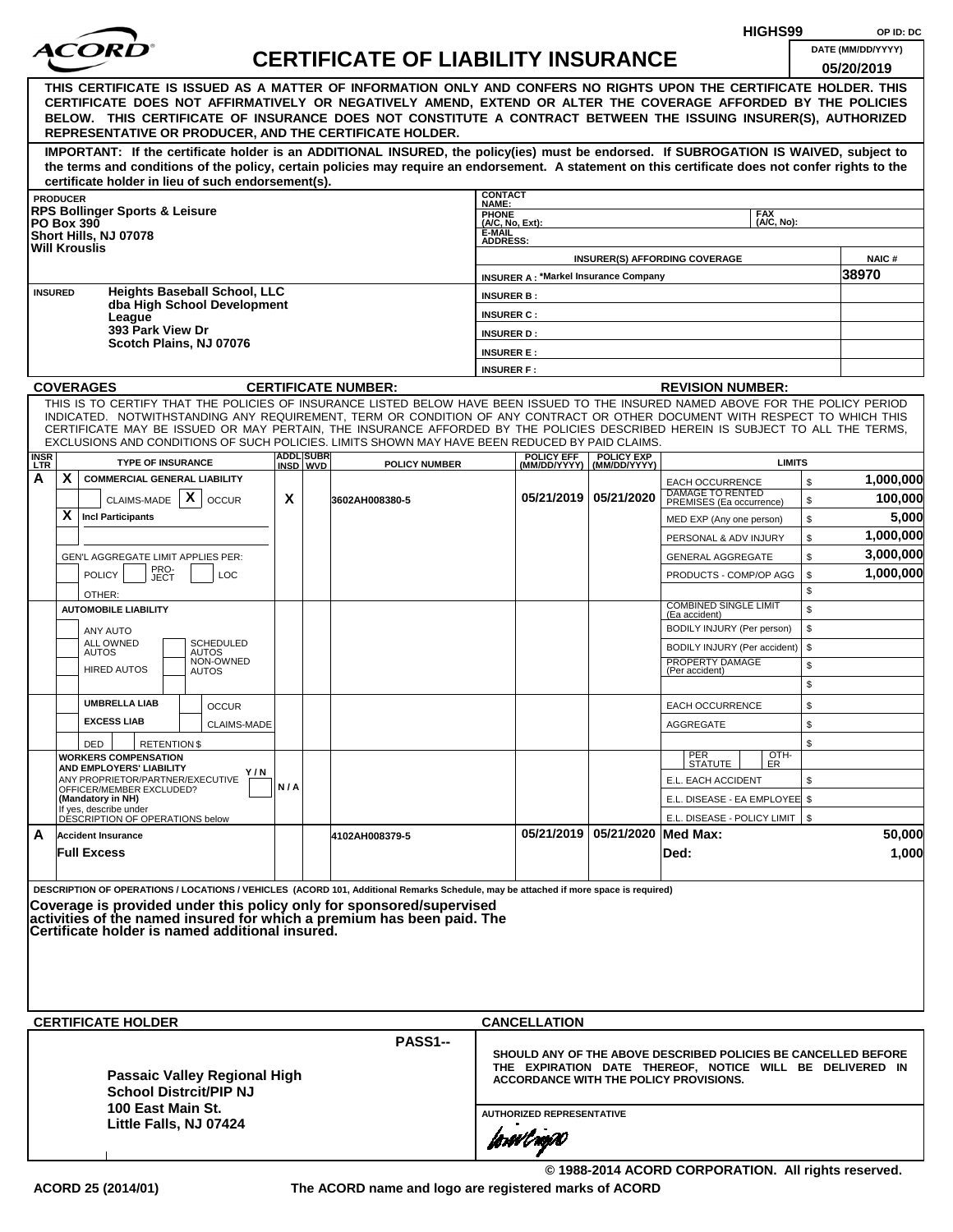HIGHS99 OP ID: DC

# ACORD CERTIFICATE OF LIABILITY INSURANCE

DATE (MM/DD/YYYY): 05/20/2019

**THIS CERTIFICATE IS ISSUED AS A MATTER OF INFORMATION ONLY AND CONFERS NO RIGHTS UPON THE CERTIFICATE HOLDER. THIS CERTIFICATE DOES NOT AFFIRMATIVELY OR NEGATIVELY AMEND, EXTEND OR ALTER THE COVERAGE AFFORDED BY THE POLICIES BELOW. THIS CERTIFICATE OF INSURANCE DOES NOT CONSTITUTE A CONTRACT BETWEEN THE ISSUING INSURER(S), AUTHORIZED REPRESENTATIVE OR PRODUCER, AND THE CERTIFICATE HOLDER.**

**IMPORTANT: If the certificate holder is an ADDITIONAL INSURED, the policy(ies) must be endorsed. If SUBROGATION IS WAIVED, subject to the terms and conditions of the policy, certain policies may require an endorsement. A statement on this certificate does not confer rights to the certificate holder in lieu of such endorsement(s).**

| PRODUCER | CONTACT NAME: | | |
|---|---|---|---|
| RPS Bollinger Sports & Leisure<br>PO Box 390<br>Short Hills, NJ 07078<br>Will Krouslis | PHONE (A/C, No, Ext): | FAX (A/C, No): | |
| | E-MAIL ADDRESS: | | |
| | INSURER(S) AFFORDING COVERAGE | | NAIC # |
| | INSURER A : *Markel Insurance Company | | 38970 |
| INSURED<br>Heights Baseball School, LLC<br>dba High School Development League<br>393 Park View Dr<br>Scotch Plains, NJ 07076 | INSURER B : | | |
| | INSURER C : | | |
| | INSURER D : | | |
| | INSURER E : | | |
| | INSURER F : | | |

**COVERAGES** CERTIFICATE NUMBER: REVISION NUMBER:

THIS IS TO CERTIFY THAT THE POLICIES OF INSURANCE LISTED BELOW HAVE BEEN ISSUED TO THE INSURED NAMED ABOVE FOR THE POLICY PERIOD INDICATED. NOTWITHSTANDING ANY REQUIREMENT, TERM OR CONDITION OF ANY CONTRACT OR OTHER DOCUMENT WITH RESPECT TO WHICH THIS CERTIFICATE MAY BE ISSUED OR MAY PERTAIN, THE INSURANCE AFFORDED BY THE POLICIES DESCRIBED HEREIN IS SUBJECT TO ALL THE TERMS, EXCLUSIONS AND CONDITIONS OF SUCH POLICIES. LIMITS SHOWN MAY HAVE BEEN REDUCED BY PAID CLAIMS.

| INSR LTR | TYPE OF INSURANCE | ADDL INSD | SUBR WVD | POLICY NUMBER | POLICY EFF (MM/DD/YYYY) | POLICY EXP (MM/DD/YYYY) | LIMITS | |
|---|---|---|---|---|---|---|---|---|
| A | X COMMERCIAL GENERAL LIABILITY | | | | | | EACH OCCURRENCE | $ 1,000,000 |
| | CLAIMS-MADE [X] OCCUR | X | | 3602AH008380-5 | 05/21/2019 | 05/21/2020 | DAMAGE TO RENTED PREMISES (Ea occurrence) | $ 100,000 |
| | X Incl Participants | | | | | | MED EXP (Any one person) | $ 5,000 |
| | | | | | | | PERSONAL & ADV INJURY | $ 1,000,000 |
| | GEN'L AGGREGATE LIMIT APPLIES PER: | | | | | | GENERAL AGGREGATE | $ 3,000,000 |
| | POLICY / PRO-JECT / LOC | | | | | | PRODUCTS - COMP/OP AGG | $ 1,000,000 |
| | OTHER: | | | | | | | $ |
| | AUTOMOBILE LIABILITY | | | | | | COMBINED SINGLE LIMIT (Ea accident) | $ |
| | ANY AUTO | | | | | | BODILY INJURY (Per person) | $ |
| | ALL OWNED AUTOS / SCHEDULED AUTOS | | | | | | BODILY INJURY (Per accident) | $ |
| | HIRED AUTOS / NON-OWNED AUTOS | | | | | | PROPERTY DAMAGE (Per accident) | $ |
| | | | | | | | | $ |
| | UMBRELLA LIAB / OCCUR | | | | | | EACH OCCURRENCE | $ |
| | EXCESS LIAB / CLAIMS-MADE | | | | | | AGGREGATE | $ |
| | DED / RETENTION $ | | | | | | | $ |
| | WORKERS COMPENSATION AND EMPLOYERS' LIABILITY Y/N<br>ANY PROPRIETOR/PARTNER/EXECUTIVE OFFICER/MEMBER EXCLUDED? (Mandatory in NH)<br>If yes, describe under DESCRIPTION OF OPERATIONS below | N/A | | | | | PER STATUTE / OTH-ER | |
| | | | | | | | E.L. EACH ACCIDENT | $ |
| | | | | | | | E.L. DISEASE - EA EMPLOYEE | $ |
| | | | | | | | E.L. DISEASE - POLICY LIMIT | $ |
| A | Accident Insurance | | | 4102AH008379-5 | 05/21/2019 | 05/21/2020 | Med Max: | 50,000 |
| | Full Excess | | | | | | Ded: | 1,000 |

DESCRIPTION OF OPERATIONS / LOCATIONS / VEHICLES (ACORD 101, Additional Remarks Schedule, may be attached if more space is required)

**Coverage is provided under this policy only for sponsored/supervised activities of the named insured for which a premium has been paid. The Certificate holder is named additional insured.**

| CERTIFICATE HOLDER | CANCELLATION |
|---|---|
| PASS1--<br>**Passaic Valley Regional High School Distrcit/PIP NJ**<br>**100 East Main St.**<br>**Little Falls, NJ 07424** | SHOULD ANY OF THE ABOVE DESCRIBED POLICIES BE CANCELLED BEFORE THE EXPIRATION DATE THEREOF, NOTICE WILL BE DELIVERED IN ACCORDANCE WITH THE POLICY PROVISIONS.<br><br>AUTHORIZED REPRESENTATIVE |

© 1988-2014 ACORD CORPORATION. All rights reserved.

ACORD 25 (2014/01) The ACORD name and logo are registered marks of ACORD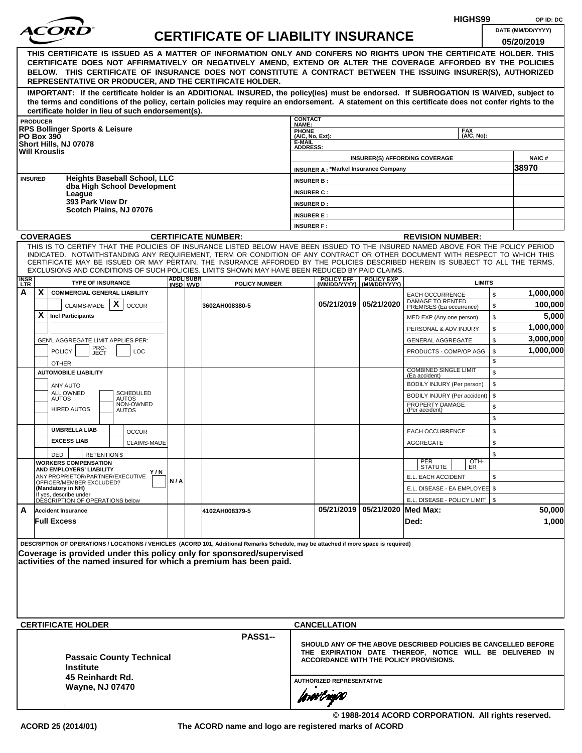HIGHS99 OP ID: DC

# ACORD CERTIFICATE OF LIABILITY INSURANCE

DATE (MM/DD/YYYY): 05/20/2019

**THIS CERTIFICATE IS ISSUED AS A MATTER OF INFORMATION ONLY AND CONFERS NO RIGHTS UPON THE CERTIFICATE HOLDER. THIS CERTIFICATE DOES NOT AFFIRMATIVELY OR NEGATIVELY AMEND, EXTEND OR ALTER THE COVERAGE AFFORDED BY THE POLICIES BELOW. THIS CERTIFICATE OF INSURANCE DOES NOT CONSTITUTE A CONTRACT BETWEEN THE ISSUING INSURER(S), AUTHORIZED REPRESENTATIVE OR PRODUCER, AND THE CERTIFICATE HOLDER.**

**IMPORTANT: If the certificate holder is an ADDITIONAL INSURED, the policy(ies) must be endorsed. If SUBROGATION IS WAIVED, subject to the terms and conditions of the policy, certain policies may require an endorsement. A statement on this certificate does not confer rights to the certificate holder in lieu of such endorsement(s).**

**PRODUCER**
RPS Bollinger Sports & Leisure
PO Box 390
Short Hills, NJ 07078
Will Krouslis

CONTACT NAME:
PHONE (A/C, No, Ext): FAX (A/C, No):
E-MAIL ADDRESS:

| INSURER(S) AFFORDING COVERAGE | NAIC # |
|---|---|
| INSURER A : *Markel Insurance Company | 38970 |
| INSURER B : | |
| INSURER C : | |
| INSURER D : | |
| INSURER E : | |
| INSURER F : | |

**INSURED**
Heights Baseball School, LLC
dba High School Development League
393 Park View Dr
Scotch Plains, NJ 07076

**COVERAGES** CERTIFICATE NUMBER: REVISION NUMBER:

THIS IS TO CERTIFY THAT THE POLICIES OF INSURANCE LISTED BELOW HAVE BEEN ISSUED TO THE INSURED NAMED ABOVE FOR THE POLICY PERIOD INDICATED. NOTWITHSTANDING ANY REQUIREMENT, TERM OR CONDITION OF ANY CONTRACT OR OTHER DOCUMENT WITH RESPECT TO WHICH THIS CERTIFICATE MAY BE ISSUED OR MAY PERTAIN, THE INSURANCE AFFORDED BY THE POLICIES DESCRIBED HEREIN IS SUBJECT TO ALL THE TERMS, EXCLUSIONS AND CONDITIONS OF SUCH POLICIES. LIMITS SHOWN MAY HAVE BEEN REDUCED BY PAID CLAIMS.

| INSR LTR | TYPE OF INSURANCE | ADDL INSD | SUBR WVD | POLICY NUMBER | POLICY EFF (MM/DD/YYYY) | POLICY EXP (MM/DD/YYYY) | LIMITS | |
|---|---|---|---|---|---|---|---|---|
| A | X COMMERCIAL GENERAL LIABILITY | | | | | | EACH OCCURRENCE | $ 1,000,000 |
| | CLAIMS-MADE [X] OCCUR | | | 3602AH008380-5 | 05/21/2019 | 05/21/2020 | DAMAGE TO RENTED PREMISES (Ea occurrence) | $ 100,000 |
| | X Incl Participants | | | | | | MED EXP (Any one person) | $ 5,000 |
| | | | | | | | PERSONAL & ADV INJURY | $ 1,000,000 |
| | GEN'L AGGREGATE LIMIT APPLIES PER: | | | | | | GENERAL AGGREGATE | $ 3,000,000 |
| | POLICY PRO-JECT LOC | | | | | | PRODUCTS - COMP/OP AGG | $ 1,000,000 |
| | OTHER: | | | | | | | $ |
| | AUTOMOBILE LIABILITY | | | | | | COMBINED SINGLE LIMIT (Ea accident) | $ |
| | ANY AUTO | | | | | | BODILY INJURY (Per person) | $ |
| | ALL OWNED AUTOS / SCHEDULED AUTOS | | | | | | BODILY INJURY (Per accident) | $ |
| | HIRED AUTOS / NON-OWNED AUTOS | | | | | | PROPERTY DAMAGE (Per accident) | $ |
| | | | | | | | | $ |
| | UMBRELLA LIAB / OCCUR | | | | | | EACH OCCURRENCE | $ |
| | EXCESS LIAB / CLAIMS-MADE | | | | | | AGGREGATE | $ |
| | DED RETENTION $ | | | | | | | $ |
| | WORKERS COMPENSATION AND EMPLOYERS' LIABILITY Y/N; ANY PROPRIETOR/PARTNER/EXECUTIVE OFFICER/MEMBER EXCLUDED? (Mandatory in NH); If yes, describe under DESCRIPTION OF OPERATIONS below | N / A | | | | | PER STATUTE / OTH-ER | |
| | | | | | | | E.L. EACH ACCIDENT | $ |
| | | | | | | | E.L. DISEASE - EA EMPLOYEE | $ |
| | | | | | | | E.L. DISEASE - POLICY LIMIT | $ |
| A | Accident Insurance | | | 4102AH008379-5 | 05/21/2019 | 05/21/2020 | Med Max: | 50,000 |
| | Full Excess | | | | | | Ded: | 1,000 |

**DESCRIPTION OF OPERATIONS / LOCATIONS / VEHICLES** (ACORD 101, Additional Remarks Schedule, may be attached if more space is required)

**Coverage is provided under this policy only for sponsored/supervised activities of the named insured for which a premium has been paid.**

**CERTIFICATE HOLDER**

PASS1--

Passaic County Technical Institute
45 Reinhardt Rd.
Wayne, NJ 07470

**CANCELLATION**

SHOULD ANY OF THE ABOVE DESCRIBED POLICIES BE CANCELLED BEFORE THE EXPIRATION DATE THEREOF, NOTICE WILL BE DELIVERED IN ACCORDANCE WITH THE POLICY PROVISIONS.

AUTHORIZED REPRESENTATIVE

© 1988-2014 ACORD CORPORATION. All rights reserved.

ACORD 25 (2014/01) The ACORD name and logo are registered marks of ACORD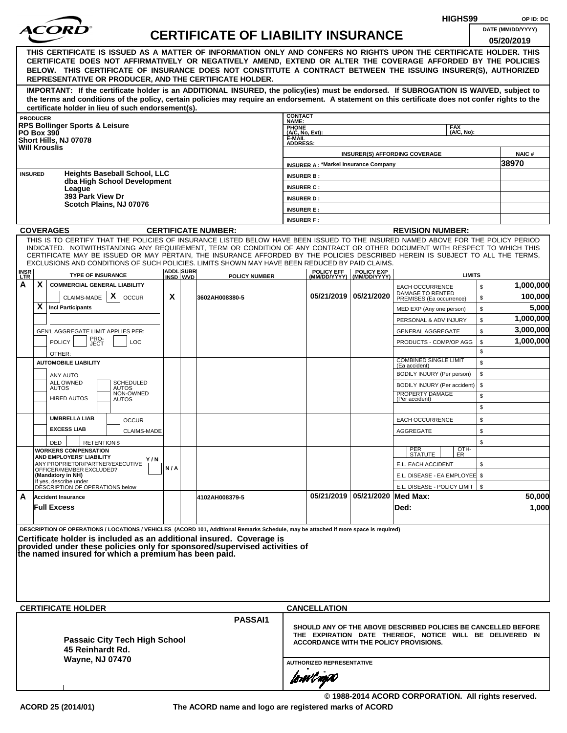HIGHS99 OP ID: DC

# ACORD CERTIFICATE OF LIABILITY INSURANCE

DATE (MM/DD/YYYY): 05/20/2019

**THIS CERTIFICATE IS ISSUED AS A MATTER OF INFORMATION ONLY AND CONFERS NO RIGHTS UPON THE CERTIFICATE HOLDER. THIS CERTIFICATE DOES NOT AFFIRMATIVELY OR NEGATIVELY AMEND, EXTEND OR ALTER THE COVERAGE AFFORDED BY THE POLICIES BELOW. THIS CERTIFICATE OF INSURANCE DOES NOT CONSTITUTE A CONTRACT BETWEEN THE ISSUING INSURER(S), AUTHORIZED REPRESENTATIVE OR PRODUCER, AND THE CERTIFICATE HOLDER.**

**IMPORTANT: If the certificate holder is an ADDITIONAL INSURED, the policy(ies) must be endorsed. If SUBROGATION IS WAIVED, subject to the terms and conditions of the policy, certain policies may require an endorsement. A statement on this certificate does not confer rights to the certificate holder in lieu of such endorsement(s).**

| PRODUCER | CONTACT NAME: | | |
|---|---|---|---|
| RPS Bollinger Sports & Leisure<br>PO Box 390<br>Short Hills, NJ 07078<br>Will Krouslis | PHONE (A/C, No, Ext): | FAX (A/C, No): | |
| | E-MAIL ADDRESS: | | |
| | INSURER(S) AFFORDING COVERAGE | | NAIC # |
| | INSURER A : *Markel Insurance Company | | 38970 |
| **INSURED** Heights Baseball School, LLC<br>dba High School Development League<br>393 Park View Dr<br>Scotch Plains, NJ 07076 | INSURER B : | | |
| | INSURER C : | | |
| | INSURER D : | | |
| | INSURER E : | | |
| | INSURER F : | | |

**COVERAGES** CERTIFICATE NUMBER: REVISION NUMBER:

THIS IS TO CERTIFY THAT THE POLICIES OF INSURANCE LISTED BELOW HAVE BEEN ISSUED TO THE INSURED NAMED ABOVE FOR THE POLICY PERIOD INDICATED. NOTWITHSTANDING ANY REQUIREMENT, TERM OR CONDITION OF ANY CONTRACT OR OTHER DOCUMENT WITH RESPECT TO WHICH THIS CERTIFICATE MAY BE ISSUED OR MAY PERTAIN, THE INSURANCE AFFORDED BY THE POLICIES DESCRIBED HEREIN IS SUBJECT TO ALL THE TERMS, EXCLUSIONS AND CONDITIONS OF SUCH POLICIES. LIMITS SHOWN MAY HAVE BEEN REDUCED BY PAID CLAIMS.

| INSR LTR | TYPE OF INSURANCE | ADDL INSD | SUBR WVD | POLICY NUMBER | POLICY EFF (MM/DD/YYYY) | POLICY EXP (MM/DD/YYYY) | LIMITS | |
|---|---|---|---|---|---|---|---|---|
| A | X COMMERCIAL GENERAL LIABILITY<br>CLAIMS-MADE [X] OCCUR<br>X Incl Participants<br>GEN'L AGGREGATE LIMIT APPLIES PER: POLICY / PRO-JECT / LOC<br>OTHER: | X | | 3602AH008380-5 | 05/21/2019 | 05/21/2020 | EACH OCCURRENCE | $ 1,000,000 |
| | | | | | | | DAMAGE TO RENTED PREMISES (Ea occurrence) | $ 100,000 |
| | | | | | | | MED EXP (Any one person) | $ 5,000 |
| | | | | | | | PERSONAL & ADV INJURY | $ 1,000,000 |
| | | | | | | | GENERAL AGGREGATE | $ 3,000,000 |
| | | | | | | | PRODUCTS - COMP/OP AGG | $ 1,000,000 |
| | | | | | | | | $ |
| | AUTOMOBILE LIABILITY<br>ANY AUTO<br>ALL OWNED AUTOS / SCHEDULED AUTOS<br>HIRED AUTOS / NON-OWNED AUTOS | | | | | | COMBINED SINGLE LIMIT (Ea accident) | $ |
| | | | | | | | BODILY INJURY (Per person) | $ |
| | | | | | | | BODILY INJURY (Per accident) | $ |
| | | | | | | | PROPERTY DAMAGE (Per accident) | $ |
| | | | | | | | | $ |
| | UMBRELLA LIAB / OCCUR<br>EXCESS LIAB / CLAIMS-MADE<br>DED / RETENTION $ | | | | | | EACH OCCURRENCE | $ |
| | | | | | | | AGGREGATE | $ |
| | | | | | | | | $ |
| | WORKERS COMPENSATION AND EMPLOYERS' LIABILITY Y/N<br>ANY PROPRIETOR/PARTNER/EXECUTIVE OFFICER/MEMBER EXCLUDED? (Mandatory in NH)<br>If yes, describe under DESCRIPTION OF OPERATIONS below | N/A | | | | | PER STATUTE / OTH-ER | |
| | | | | | | | E.L. EACH ACCIDENT | $ |
| | | | | | | | E.L. DISEASE - EA EMPLOYEE | $ |
| | | | | | | | E.L. DISEASE - POLICY LIMIT | $ |
| A | Accident Insurance<br>Full Excess | | | 4102AH008379-5 | 05/21/2019 | 05/21/2020 | Med Max: | 50,000 |
| | | | | | | | Ded: | 1,000 |

DESCRIPTION OF OPERATIONS / LOCATIONS / VEHICLES (ACORD 101, Additional Remarks Schedule, may be attached if more space is required)

**Certificate holder is included as an additional insured. Coverage is provided under these policies only for sponsored/supervised activities of the named insured for which a premium has been paid.**

| CERTIFICATE HOLDER | CANCELLATION |
|---|---|
| PASSAI1<br><br>**Passaic City Tech High School**<br>**45 Reinhardt Rd.**<br>**Wayne, NJ 07470** | SHOULD ANY OF THE ABOVE DESCRIBED POLICIES BE CANCELLED BEFORE THE EXPIRATION DATE THEREOF, NOTICE WILL BE DELIVERED IN ACCORDANCE WITH THE POLICY PROVISIONS.<br><br>AUTHORIZED REPRESENTATIVE |

© 1988-2014 ACORD CORPORATION. All rights reserved.

ACORD 25 (2014/01) The ACORD name and logo are registered marks of ACORD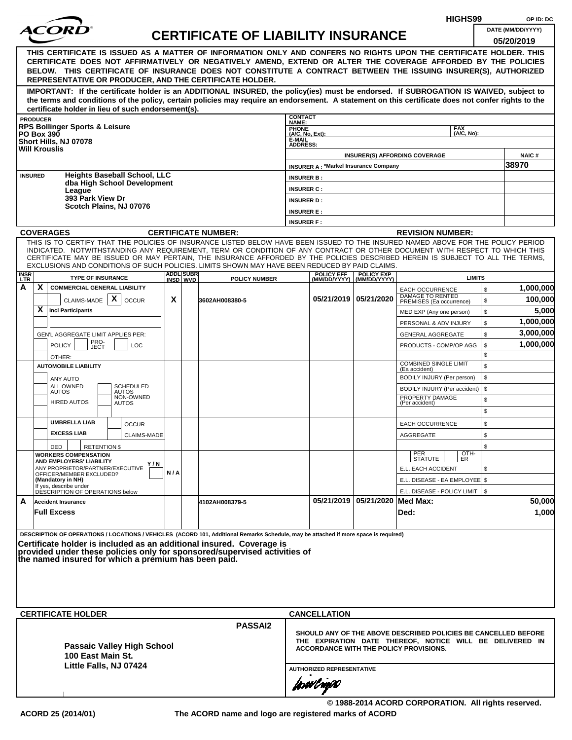HIGHS99 OP ID: DC

# ACORD CERTIFICATE OF LIABILITY INSURANCE

DATE (MM/DD/YYYY): 05/20/2019

**THIS CERTIFICATE IS ISSUED AS A MATTER OF INFORMATION ONLY AND CONFERS NO RIGHTS UPON THE CERTIFICATE HOLDER. THIS CERTIFICATE DOES NOT AFFIRMATIVELY OR NEGATIVELY AMEND, EXTEND OR ALTER THE COVERAGE AFFORDED BY THE POLICIES BELOW. THIS CERTIFICATE OF INSURANCE DOES NOT CONSTITUTE A CONTRACT BETWEEN THE ISSUING INSURER(S), AUTHORIZED REPRESENTATIVE OR PRODUCER, AND THE CERTIFICATE HOLDER.**

**IMPORTANT: If the certificate holder is an ADDITIONAL INSURED, the policy(ies) must be endorsed. If SUBROGATION IS WAIVED, subject to the terms and conditions of the policy, certain policies may require an endorsement. A statement on this certificate does not confer rights to the certificate holder in lieu of such endorsement(s).**

| PRODUCER | CONTACT NAME: | | |
|---|---|---|---|
| RPS Bollinger Sports & Leisure<br>PO Box 390<br>Short Hills, NJ 07078<br>Will Krouslis | PHONE (A/C, No, Ext): | FAX (A/C, No): | |
| | E-MAIL ADDRESS: | | |
| | INSURER(S) AFFORDING COVERAGE | | NAIC # |
| | INSURER A : *Markel Insurance Company | | 38970 |
| **INSURED**<br>Heights Baseball School, LLC<br>dba High School Development League<br>393 Park View Dr<br>Scotch Plains, NJ 07076 | INSURER B : | | |
| | INSURER C : | | |
| | INSURER D : | | |
| | INSURER E : | | |
| | INSURER F : | | |

**COVERAGES** **CERTIFICATE NUMBER:** **REVISION NUMBER:**

THIS IS TO CERTIFY THAT THE POLICIES OF INSURANCE LISTED BELOW HAVE BEEN ISSUED TO THE INSURED NAMED ABOVE FOR THE POLICY PERIOD INDICATED. NOTWITHSTANDING ANY REQUIREMENT, TERM OR CONDITION OF ANY CONTRACT OR OTHER DOCUMENT WITH RESPECT TO WHICH THIS CERTIFICATE MAY BE ISSUED OR MAY PERTAIN, THE INSURANCE AFFORDED BY THE POLICIES DESCRIBED HEREIN IS SUBJECT TO ALL THE TERMS, EXCLUSIONS AND CONDITIONS OF SUCH POLICIES. LIMITS SHOWN MAY HAVE BEEN REDUCED BY PAID CLAIMS.

| INSR LTR | TYPE OF INSURANCE | ADDL INSD | SUBR WVD | POLICY NUMBER | POLICY EFF (MM/DD/YYYY) | POLICY EXP (MM/DD/YYYY) | LIMITS | |
|---|---|---|---|---|---|---|---|---|
| A | X COMMERCIAL GENERAL LIABILITY | | | | | | EACH OCCURRENCE | $ 1,000,000 |
| | CLAIMS-MADE [X] OCCUR | X | | 3602AH008380-5 | 05/21/2019 | 05/21/2020 | DAMAGE TO RENTED PREMISES (Ea occurrence) | $ 100,000 |
| | X Incl Participants | | | | | | MED EXP (Any one person) | $ 5,000 |
| | | | | | | | PERSONAL & ADV INJURY | $ 1,000,000 |
| | GEN'L AGGREGATE LIMIT APPLIES PER: | | | | | | GENERAL AGGREGATE | $ 3,000,000 |
| | POLICY / PRO-JECT / LOC | | | | | | PRODUCTS - COMP/OP AGG | $ 1,000,000 |
| | OTHER: | | | | | | | $ |
| | AUTOMOBILE LIABILITY | | | | | | COMBINED SINGLE LIMIT (Ea accident) | $ |
| | ANY AUTO | | | | | | BODILY INJURY (Per person) | $ |
| | ALL OWNED AUTOS / SCHEDULED AUTOS | | | | | | BODILY INJURY (Per accident) | $ |
| | HIRED AUTOS / NON-OWNED AUTOS | | | | | | PROPERTY DAMAGE (Per accident) | $ |
| | | | | | | | | $ |
| | UMBRELLA LIAB / OCCUR | | | | | | EACH OCCURRENCE | $ |
| | EXCESS LIAB / CLAIMS-MADE | | | | | | AGGREGATE | $ |
| | DED / RETENTION $ | | | | | | | $ |
| | WORKERS COMPENSATION AND EMPLOYERS' LIABILITY Y/N<br>ANY PROPRIETOR/PARTNER/EXECUTIVE OFFICER/MEMBER EXCLUDED? (Mandatory in NH)<br>If yes, describe under DESCRIPTION OF OPERATIONS below | N/A | | | | | PER STATUTE / OTH-ER | |
| | | | | | | | E.L. EACH ACCIDENT | $ |
| | | | | | | | E.L. DISEASE - EA EMPLOYEE | $ |
| | | | | | | | E.L. DISEASE - POLICY LIMIT | $ |
| A | Accident Insurance | | | 4102AH008379-5 | 05/21/2019 | 05/21/2020 | Med Max: | 50,000 |
| | Full Excess | | | | | | Ded: | 1,000 |

**DESCRIPTION OF OPERATIONS / LOCATIONS / VEHICLES** (ACORD 101, Additional Remarks Schedule, may be attached if more space is required)

**Certificate holder is included as an additional insured. Coverage is provided under these policies only for sponsored/supervised activities of the named insured for which a premium has been paid.**

| CERTIFICATE HOLDER | CANCELLATION |
|---|---|
| PASSAI2<br>**Passaic Valley High School**<br>**100 East Main St.**<br>**Little Falls, NJ 07424** | SHOULD ANY OF THE ABOVE DESCRIBED POLICIES BE CANCELLED BEFORE THE EXPIRATION DATE THEREOF, NOTICE WILL BE DELIVERED IN ACCORDANCE WITH THE POLICY PROVISIONS.<br><br>AUTHORIZED REPRESENTATIVE |

© 1988-2014 ACORD CORPORATION. All rights reserved.

ACORD 25 (2014/01) The ACORD name and logo are registered marks of ACORD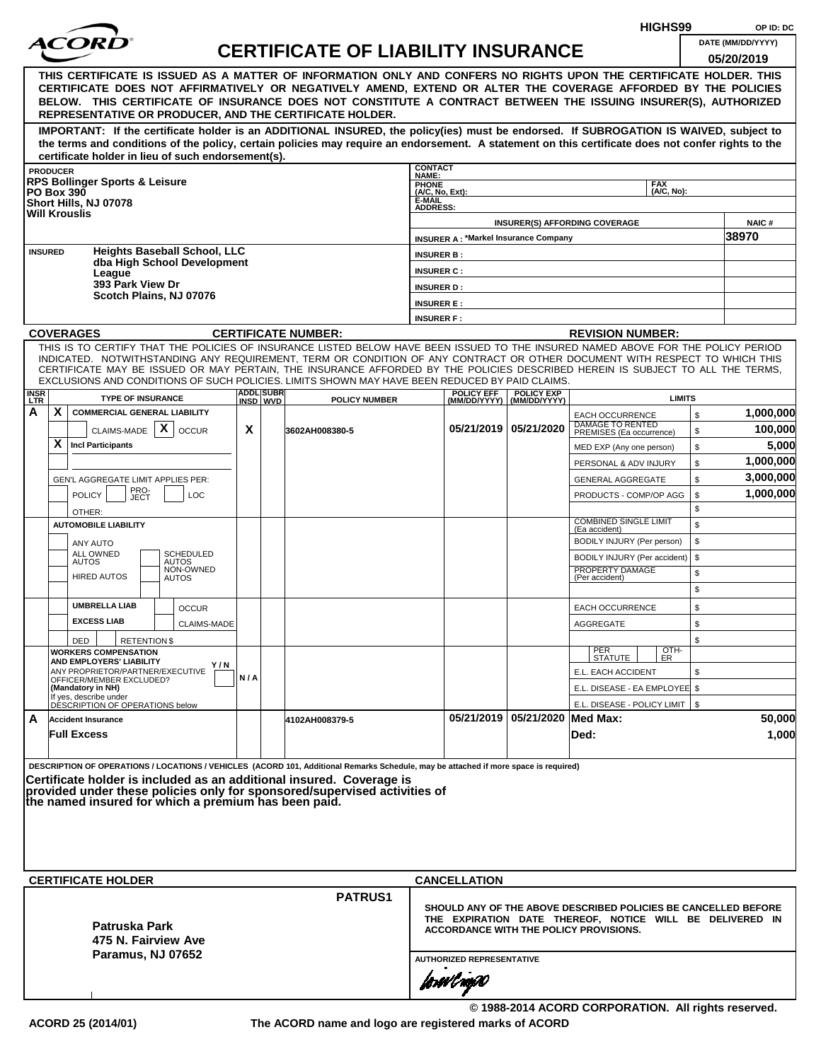HIGHS99 OP ID: DC

# ACORD CERTIFICATE OF LIABILITY INSURANCE

DATE (MM/DD/YYYY): 05/20/2019

**THIS CERTIFICATE IS ISSUED AS A MATTER OF INFORMATION ONLY AND CONFERS NO RIGHTS UPON THE CERTIFICATE HOLDER. THIS CERTIFICATE DOES NOT AFFIRMATIVELY OR NEGATIVELY AMEND, EXTEND OR ALTER THE COVERAGE AFFORDED BY THE POLICIES BELOW. THIS CERTIFICATE OF INSURANCE DOES NOT CONSTITUTE A CONTRACT BETWEEN THE ISSUING INSURER(S), AUTHORIZED REPRESENTATIVE OR PRODUCER, AND THE CERTIFICATE HOLDER.**

**IMPORTANT: If the certificate holder is an ADDITIONAL INSURED, the policy(ies) must be endorsed. If SUBROGATION IS WAIVED, subject to the terms and conditions of the policy, certain policies may require an endorsement. A statement on this certificate does not confer rights to the certificate holder in lieu of such endorsement(s).**

**PRODUCER**
RPS Bollinger Sports & Leisure
PO Box 390
Short Hills, NJ 07078
Will Krouslis

CONTACT NAME:
PHONE (A/C, No, Ext): FAX (A/C, No):
E-MAIL ADDRESS:

| INSURER(S) AFFORDING COVERAGE | NAIC # |
|---|---|
| INSURER A : *Markel Insurance Company | 38970 |
| INSURER B : | |
| INSURER C : | |
| INSURER D : | |
| INSURER E : | |
| INSURER F : | |

**INSURED**
Heights Baseball School, LLC
dba High School Development League
393 Park View Dr
Scotch Plains, NJ 07076

**COVERAGES** CERTIFICATE NUMBER: REVISION NUMBER:

THIS IS TO CERTIFY THAT THE POLICIES OF INSURANCE LISTED BELOW HAVE BEEN ISSUED TO THE INSURED NAMED ABOVE FOR THE POLICY PERIOD INDICATED. NOTWITHSTANDING ANY REQUIREMENT, TERM OR CONDITION OF ANY CONTRACT OR OTHER DOCUMENT WITH RESPECT TO WHICH THIS CERTIFICATE MAY BE ISSUED OR MAY PERTAIN, THE INSURANCE AFFORDED BY THE POLICIES DESCRIBED HEREIN IS SUBJECT TO ALL THE TERMS, EXCLUSIONS AND CONDITIONS OF SUCH POLICIES. LIMITS SHOWN MAY HAVE BEEN REDUCED BY PAID CLAIMS.

| INSR LTR | TYPE OF INSURANCE | ADDL INSD | SUBR WVD | POLICY NUMBER | POLICY EFF (MM/DD/YYYY) | POLICY EXP (MM/DD/YYYY) | LIMITS | |
|---|---|---|---|---|---|---|---|---|
| A | X COMMERCIAL GENERAL LIABILITY; CLAIMS-MADE; X OCCUR; X Incl Participants; GEN'L AGGREGATE LIMIT APPLIES PER: POLICY / PRO-JECT / LOC; OTHER: | X | | 3602AH008380-5 | 05/21/2019 | 05/21/2020 | EACH OCCURRENCE | $ 1,000,000 |
| | | | | | | | DAMAGE TO RENTED PREMISES (Ea occurrence) | $ 100,000 |
| | | | | | | | MED EXP (Any one person) | $ 5,000 |
| | | | | | | | PERSONAL & ADV INJURY | $ 1,000,000 |
| | | | | | | | GENERAL AGGREGATE | $ 3,000,000 |
| | | | | | | | PRODUCTS - COMP/OP AGG | $ 1,000,000 |
| | AUTOMOBILE LIABILITY; ANY AUTO; ALL OWNED AUTOS; SCHEDULED AUTOS; HIRED AUTOS; NON-OWNED AUTOS | | | | | | COMBINED SINGLE LIMIT (Ea accident) | $ |
| | | | | | | | BODILY INJURY (Per person) | $ |
| | | | | | | | BODILY INJURY (Per accident) | $ |
| | | | | | | | PROPERTY DAMAGE (Per accident) | $ |
| | UMBRELLA LIAB / EXCESS LIAB; OCCUR / CLAIMS-MADE; DED; RETENTION $ | | | | | | EACH OCCURRENCE | $ |
| | | | | | | | AGGREGATE | $ |
| | WORKERS COMPENSATION AND EMPLOYERS' LIABILITY Y/N; ANY PROPRIETOR/PARTNER/EXECUTIVE OFFICER/MEMBER EXCLUDED? (Mandatory in NH); If yes, describe under DESCRIPTION OF OPERATIONS below | N/A | | | | | PER STATUTE / OTH-ER | |
| | | | | | | | E.L. EACH ACCIDENT | $ |
| | | | | | | | E.L. DISEASE - EA EMPLOYEE | $ |
| | | | | | | | E.L. DISEASE - POLICY LIMIT | $ |
| A | Accident Insurance; Full Excess | | | 4102AH008379-5 | 05/21/2019 | 05/21/2020 | Med Max: | 50,000 |
| | | | | | | | Ded: | 1,000 |

**DESCRIPTION OF OPERATIONS / LOCATIONS / VEHICLES** (ACORD 101, Additional Remarks Schedule, may be attached if more space is required)

**Certificate holder is included as an additional insured. Coverage is provided under these policies only for sponsored/supervised activities of the named insured for which a premium has been paid.**

**CERTIFICATE HOLDER**

PATRUS1

Patruska Park
475 N. Fairview Ave
Paramus, NJ 07652

**CANCELLATION**

SHOULD ANY OF THE ABOVE DESCRIBED POLICIES BE CANCELLED BEFORE THE EXPIRATION DATE THEREOF, NOTICE WILL BE DELIVERED IN ACCORDANCE WITH THE POLICY PROVISIONS.

AUTHORIZED REPRESENTATIVE

© 1988-2014 ACORD CORPORATION. All rights reserved.

ACORD 25 (2014/01) The ACORD name and logo are registered marks of ACORD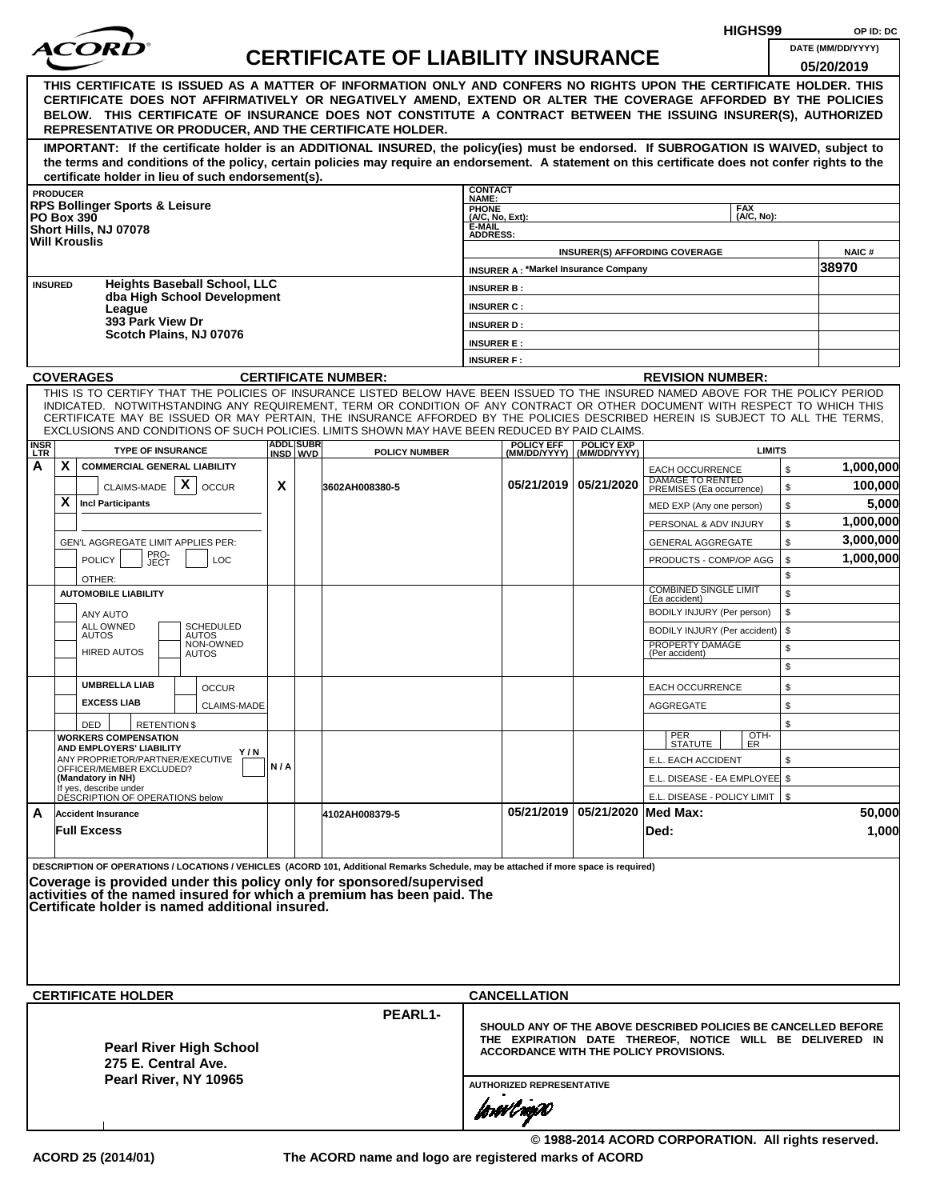HIGHS99 OP ID: DC

# ACORD CERTIFICATE OF LIABILITY INSURANCE

DATE (MM/DD/YYYY): 05/20/2019

**THIS CERTIFICATE IS ISSUED AS A MATTER OF INFORMATION ONLY AND CONFERS NO RIGHTS UPON THE CERTIFICATE HOLDER. THIS CERTIFICATE DOES NOT AFFIRMATIVELY OR NEGATIVELY AMEND, EXTEND OR ALTER THE COVERAGE AFFORDED BY THE POLICIES BELOW. THIS CERTIFICATE OF INSURANCE DOES NOT CONSTITUTE A CONTRACT BETWEEN THE ISSUING INSURER(S), AUTHORIZED REPRESENTATIVE OR PRODUCER, AND THE CERTIFICATE HOLDER.**

**IMPORTANT: If the certificate holder is an ADDITIONAL INSURED, the policy(ies) must be endorsed. If SUBROGATION IS WAIVED, subject to the terms and conditions of the policy, certain policies may require an endorsement. A statement on this certificate does not confer rights to the certificate holder in lieu of such endorsement(s).**

**PRODUCER**
RPS Bollinger Sports & Leisure
PO Box 390
Short Hills, NJ 07078
Will Krouslis

CONTACT NAME:
PHONE (A/C, No, Ext): FAX (A/C, No):
E-MAIL ADDRESS:

| INSURER(S) AFFORDING COVERAGE | NAIC # |
|---|---|
| INSURER A : *Markel Insurance Company | 38970 |
| INSURER B : | |
| INSURER C : | |
| INSURER D : | |
| INSURER E : | |
| INSURER F : | |

**INSURED**
Heights Baseball School, LLC
dba High School Development League
393 Park View Dr
Scotch Plains, NJ 07076

**COVERAGES** CERTIFICATE NUMBER: REVISION NUMBER:

THIS IS TO CERTIFY THAT THE POLICIES OF INSURANCE LISTED BELOW HAVE BEEN ISSUED TO THE INSURED NAMED ABOVE FOR THE POLICY PERIOD INDICATED. NOTWITHSTANDING ANY REQUIREMENT, TERM OR CONDITION OF ANY CONTRACT OR OTHER DOCUMENT WITH RESPECT TO WHICH THIS CERTIFICATE MAY BE ISSUED OR MAY PERTAIN, THE INSURANCE AFFORDED BY THE POLICIES DESCRIBED HEREIN IS SUBJECT TO ALL THE TERMS, EXCLUSIONS AND CONDITIONS OF SUCH POLICIES. LIMITS SHOWN MAY HAVE BEEN REDUCED BY PAID CLAIMS.

| INSR LTR | TYPE OF INSURANCE | ADDL INSD | SUBR WVD | POLICY NUMBER | POLICY EFF (MM/DD/YYYY) | POLICY EXP (MM/DD/YYYY) | LIMITS | |
|---|---|---|---|---|---|---|---|---|
| A | X COMMERCIAL GENERAL LIABILITY | | | | | | EACH OCCURRENCE | $ 1,000,000 |
| | CLAIMS-MADE [X] OCCUR | X | | 3602AH008380-5 | 05/21/2019 | 05/21/2020 | DAMAGE TO RENTED PREMISES (Ea occurrence) | $ 100,000 |
| | X Incl Participants | | | | | | MED EXP (Any one person) | $ 5,000 |
| | | | | | | | PERSONAL & ADV INJURY | $ 1,000,000 |
| | GEN'L AGGREGATE LIMIT APPLIES PER: | | | | | | GENERAL AGGREGATE | $ 3,000,000 |
| | POLICY PRO-JECT LOC | | | | | | PRODUCTS - COMP/OP AGG | $ 1,000,000 |
| | OTHER: | | | | | | | $ |
| | AUTOMOBILE LIABILITY | | | | | | COMBINED SINGLE LIMIT (Ea accident) | $ |
| | ANY AUTO | | | | | | BODILY INJURY (Per person) | $ |
| | ALL OWNED AUTOS / SCHEDULED AUTOS | | | | | | BODILY INJURY (Per accident) | $ |
| | HIRED AUTOS / NON-OWNED AUTOS | | | | | | PROPERTY DAMAGE (Per accident) | $ |
| | | | | | | | | $ |
| | UMBRELLA LIAB / OCCUR | | | | | | EACH OCCURRENCE | $ |
| | EXCESS LIAB / CLAIMS-MADE | | | | | | AGGREGATE | $ |
| | DED / RETENTION $ | | | | | | | $ |
| | WORKERS COMPENSATION AND EMPLOYERS' LIABILITY Y/N | | | | | | PER STATUTE / OTH-ER | |
| | ANY PROPRIETOR/PARTNER/EXECUTIVE OFFICER/MEMBER EXCLUDED? (Mandatory in NH) | N/A | | | | | E.L. EACH ACCIDENT | $ |
| | If yes, describe under DESCRIPTION OF OPERATIONS below | | | | | | E.L. DISEASE - EA EMPLOYEE | $ |
| | | | | | | | E.L. DISEASE - POLICY LIMIT | $ |
| A | Accident Insurance | | | 4102AH008379-5 | 05/21/2019 | 05/21/2020 | Med Max: | 50,000 |
| | Full Excess | | | | | | Ded: | 1,000 |

**DESCRIPTION OF OPERATIONS / LOCATIONS / VEHICLES** (ACORD 101, Additional Remarks Schedule, may be attached if more space is required)

**Coverage is provided under this policy only for sponsored/supervised activities of the named insured for which a premium has been paid. The Certificate holder is named additional insured.**

**CERTIFICATE HOLDER**

PEARL1-

**Pearl River High School**
**275 E. Central Ave.**
**Pearl River, NY 10965**

**CANCELLATION**

**SHOULD ANY OF THE ABOVE DESCRIBED POLICIES BE CANCELLED BEFORE THE EXPIRATION DATE THEREOF, NOTICE WILL BE DELIVERED IN ACCORDANCE WITH THE POLICY PROVISIONS.**

AUTHORIZED REPRESENTATIVE

© 1988-2014 ACORD CORPORATION. All rights reserved.

ACORD 25 (2014/01) The ACORD name and logo are registered marks of ACORD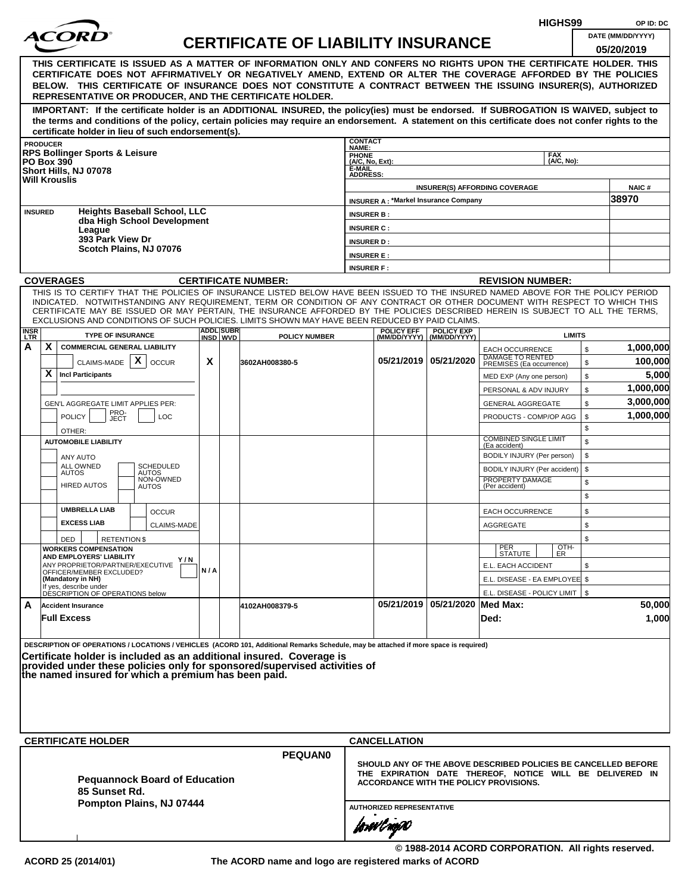HIGHS99 OP ID: DC

# ACORD CERTIFICATE OF LIABILITY INSURANCE

DATE (MM/DD/YYYY): 05/20/2019

**THIS CERTIFICATE IS ISSUED AS A MATTER OF INFORMATION ONLY AND CONFERS NO RIGHTS UPON THE CERTIFICATE HOLDER. THIS CERTIFICATE DOES NOT AFFIRMATIVELY OR NEGATIVELY AMEND, EXTEND OR ALTER THE COVERAGE AFFORDED BY THE POLICIES BELOW. THIS CERTIFICATE OF INSURANCE DOES NOT CONSTITUTE A CONTRACT BETWEEN THE ISSUING INSURER(S), AUTHORIZED REPRESENTATIVE OR PRODUCER, AND THE CERTIFICATE HOLDER.**

**IMPORTANT: If the certificate holder is an ADDITIONAL INSURED, the policy(ies) must be endorsed. If SUBROGATION IS WAIVED, subject to the terms and conditions of the policy, certain policies may require an endorsement. A statement on this certificate does not confer rights to the certificate holder in lieu of such endorsement(s).**

| PRODUCER | CONTACT NAME: | | |
|---|---|---|---|
| RPS Bollinger Sports & Leisure<br>PO Box 390<br>Short Hills, NJ 07078<br>Will Krouslis | PHONE (A/C, No, Ext): | FAX (A/C, No): | |
| | E-MAIL ADDRESS: | | |
| | INSURER(S) AFFORDING COVERAGE | | NAIC # |
| | INSURER A : *Markel Insurance Company | | 38970 |
| INSURED: Heights Baseball School, LLC<br>dba High School Development League<br>393 Park View Dr<br>Scotch Plains, NJ 07076 | INSURER B : | | |
| | INSURER C : | | |
| | INSURER D : | | |
| | INSURER E : | | |
| | INSURER F : | | |

**COVERAGES** CERTIFICATE NUMBER: REVISION NUMBER:

THIS IS TO CERTIFY THAT THE POLICIES OF INSURANCE LISTED BELOW HAVE BEEN ISSUED TO THE INSURED NAMED ABOVE FOR THE POLICY PERIOD INDICATED. NOTWITHSTANDING ANY REQUIREMENT, TERM OR CONDITION OF ANY CONTRACT OR OTHER DOCUMENT WITH RESPECT TO WHICH THIS CERTIFICATE MAY BE ISSUED OR MAY PERTAIN, THE INSURANCE AFFORDED BY THE POLICIES DESCRIBED HEREIN IS SUBJECT TO ALL THE TERMS, EXCLUSIONS AND CONDITIONS OF SUCH POLICIES. LIMITS SHOWN MAY HAVE BEEN REDUCED BY PAID CLAIMS.

| INSR LTR | TYPE OF INSURANCE | ADDL INSD | SUBR WVD | POLICY NUMBER | POLICY EFF (MM/DD/YYYY) | POLICY EXP (MM/DD/YYYY) | LIMITS | |
|---|---|---|---|---|---|---|---|---|
| A | X COMMERCIAL GENERAL LIABILITY | | | | | | EACH OCCURRENCE | $ 1,000,000 |
| | CLAIMS-MADE [X] OCCUR | X | | 3602AH008380-5 | 05/21/2019 | 05/21/2020 | DAMAGE TO RENTED PREMISES (Ea occurrence) | $ 100,000 |
| | X Incl Participants | | | | | | MED EXP (Any one person) | $ 5,000 |
| | | | | | | | PERSONAL & ADV INJURY | $ 1,000,000 |
| | GEN'L AGGREGATE LIMIT APPLIES PER: | | | | | | GENERAL AGGREGATE | $ 3,000,000 |
| | POLICY / PRO-JECT / LOC | | | | | | PRODUCTS - COMP/OP AGG | $ 1,000,000 |
| | OTHER: | | | | | | | $ |
| | AUTOMOBILE LIABILITY | | | | | | COMBINED SINGLE LIMIT (Ea accident) | $ |
| | ANY AUTO | | | | | | BODILY INJURY (Per person) | $ |
| | ALL OWNED AUTOS / SCHEDULED AUTOS | | | | | | BODILY INJURY (Per accident) | $ |
| | HIRED AUTOS / NON-OWNED AUTOS | | | | | | PROPERTY DAMAGE (Per accident) | $ |
| | | | | | | | | $ |
| | UMBRELLA LIAB / OCCUR | | | | | | EACH OCCURRENCE | $ |
| | EXCESS LIAB / CLAIMS-MADE | | | | | | AGGREGATE | $ |
| | DED / RETENTION $ | | | | | | | $ |
| | WORKERS COMPENSATION AND EMPLOYERS' LIABILITY Y/N<br>ANY PROPRIETOR/PARTNER/EXECUTIVE OFFICER/MEMBER EXCLUDED? (Mandatory in NH)<br>If yes, describe under DESCRIPTION OF OPERATIONS below | N/A | | | | | PER STATUTE / OTH-ER | |
| | | | | | | | E.L. EACH ACCIDENT | $ |
| | | | | | | | E.L. DISEASE - EA EMPLOYEE | $ |
| | | | | | | | E.L. DISEASE - POLICY LIMIT | $ |
| A | Accident Insurance | | | 4102AH008379-5 | 05/21/2019 | 05/21/2020 | Med Max: | 50,000 |
| | Full Excess | | | | | | Ded: | 1,000 |

DESCRIPTION OF OPERATIONS / LOCATIONS / VEHICLES (ACORD 101, Additional Remarks Schedule, may be attached if more space is required)

**Certificate holder is included as an additional insured. Coverage is provided under these policies only for sponsored/supervised activities of the named insured for which a premium has been paid.**

| CERTIFICATE HOLDER | CANCELLATION |
|---|---|
| PEQUAN0<br>**Pequannock Board of Education**<br>**85 Sunset Rd.**<br>**Pompton Plains, NJ 07444** | SHOULD ANY OF THE ABOVE DESCRIBED POLICIES BE CANCELLED BEFORE THE EXPIRATION DATE THEREOF, NOTICE WILL BE DELIVERED IN ACCORDANCE WITH THE POLICY PROVISIONS.<br><br>AUTHORIZED REPRESENTATIVE |

© 1988-2014 ACORD CORPORATION. All rights reserved.

ACORD 25 (2014/01) The ACORD name and logo are registered marks of ACORD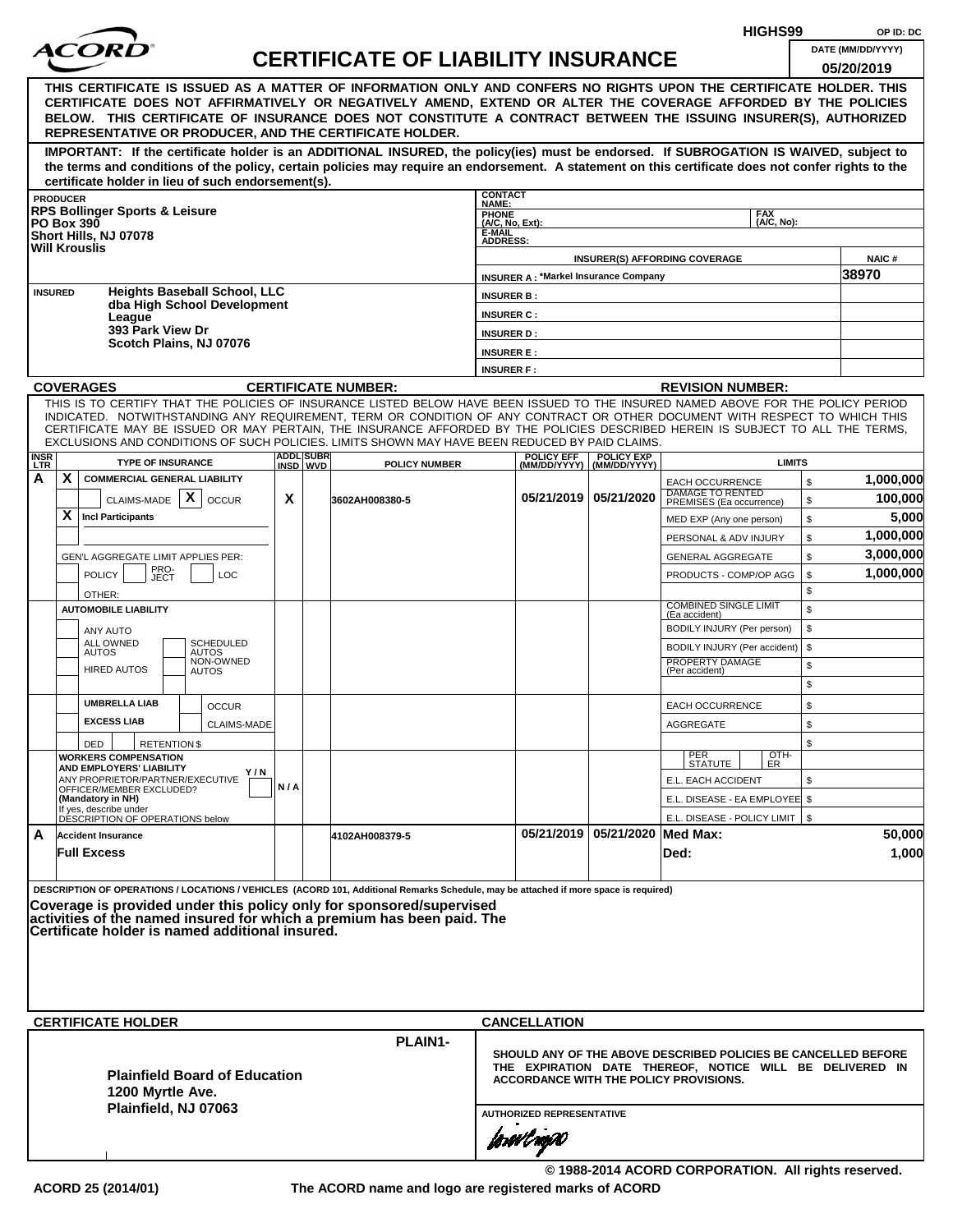HIGHS99 OP ID: DC

# CERTIFICATE OF LIABILITY INSURANCE

DATE (MM/DD/YYYY): 05/20/2019

**THIS CERTIFICATE IS ISSUED AS A MATTER OF INFORMATION ONLY AND CONFERS NO RIGHTS UPON THE CERTIFICATE HOLDER. THIS CERTIFICATE DOES NOT AFFIRMATIVELY OR NEGATIVELY AMEND, EXTEND OR ALTER THE COVERAGE AFFORDED BY THE POLICIES BELOW. THIS CERTIFICATE OF INSURANCE DOES NOT CONSTITUTE A CONTRACT BETWEEN THE ISSUING INSURER(S), AUTHORIZED REPRESENTATIVE OR PRODUCER, AND THE CERTIFICATE HOLDER.**

**IMPORTANT: If the certificate holder is an ADDITIONAL INSURED, the policy(ies) must be endorsed. If SUBROGATION IS WAIVED, subject to the terms and conditions of the policy, certain policies may require an endorsement. A statement on this certificate does not confer rights to the certificate holder in lieu of such endorsement(s).**

| PRODUCER | CONTACT NAME: | |
|---|---|---|
| RPS Bollinger Sports & Leisure | PHONE (A/C, No, Ext): | FAX (A/C, No): |
| PO Box 390 | E-MAIL ADDRESS: | |
| Short Hills, NJ 07078 | INSURER(S) AFFORDING COVERAGE | NAIC # |
| Will Krouslis | INSURER A : *Markel Insurance Company | 38970 |
| **INSURED** Heights Baseball School, LLC dba High School Development League, 393 Park View Dr, Scotch Plains, NJ 07076 | INSURER B : | |
| | INSURER C : | |
| | INSURER D : | |
| | INSURER E : | |
| | INSURER F : | |

**COVERAGES** CERTIFICATE NUMBER: REVISION NUMBER:

THIS IS TO CERTIFY THAT THE POLICIES OF INSURANCE LISTED BELOW HAVE BEEN ISSUED TO THE INSURED NAMED ABOVE FOR THE POLICY PERIOD INDICATED. NOTWITHSTANDING ANY REQUIREMENT, TERM OR CONDITION OF ANY CONTRACT OR OTHER DOCUMENT WITH RESPECT TO WHICH THIS CERTIFICATE MAY BE ISSUED OR MAY PERTAIN, THE INSURANCE AFFORDED BY THE POLICIES DESCRIBED HEREIN IS SUBJECT TO ALL THE TERMS, EXCLUSIONS AND CONDITIONS OF SUCH POLICIES. LIMITS SHOWN MAY HAVE BEEN REDUCED BY PAID CLAIMS.

| INSR LTR | TYPE OF INSURANCE | ADDL INSD | SUBR WVD | POLICY NUMBER | POLICY EFF (MM/DD/YYYY) | POLICY EXP (MM/DD/YYYY) | LIMITS | |
|---|---|---|---|---|---|---|---|---|
| A | X COMMERCIAL GENERAL LIABILITY | | | | | | EACH OCCURRENCE | $ 1,000,000 |
| | CLAIMS-MADE [X] OCCUR | X | | 3602AH008380-5 | 05/21/2019 | 05/21/2020 | DAMAGE TO RENTED PREMISES (Ea occurrence) | $ 100,000 |
| | X Incl Participants | | | | | | MED EXP (Any one person) | $ 5,000 |
| | | | | | | | PERSONAL & ADV INJURY | $ 1,000,000 |
| | GEN'L AGGREGATE LIMIT APPLIES PER: | | | | | | GENERAL AGGREGATE | $ 3,000,000 |
| | POLICY / PRO-JECT / LOC | | | | | | PRODUCTS - COMP/OP AGG | $ 1,000,000 |
| | OTHER: | | | | | | | $ |
| | AUTOMOBILE LIABILITY | | | | | | COMBINED SINGLE LIMIT (Ea accident) | $ |
| | ANY AUTO | | | | | | BODILY INJURY (Per person) | $ |
| | ALL OWNED AUTOS / SCHEDULED AUTOS | | | | | | BODILY INJURY (Per accident) | $ |
| | HIRED AUTOS / NON-OWNED AUTOS | | | | | | PROPERTY DAMAGE (Per accident) | $ |
| | | | | | | | | $ |
| | UMBRELLA LIAB / OCCUR | | | | | | EACH OCCURRENCE | $ |
| | EXCESS LIAB / CLAIMS-MADE | | | | | | AGGREGATE | $ |
| | DED / RETENTION $ | | | | | | | $ |
| | WORKERS COMPENSATION AND EMPLOYERS' LIABILITY Y/N; ANY PROPRIETOR/PARTNER/EXECUTIVE OFFICER/MEMBER EXCLUDED? (Mandatory in NH) If yes, describe under DESCRIPTION OF OPERATIONS below | N/A | | | | | PER STATUTE / OTH-ER | |
| | | | | | | | E.L. EACH ACCIDENT | $ |
| | | | | | | | E.L. DISEASE - EA EMPLOYEE | $ |
| | | | | | | | E.L. DISEASE - POLICY LIMIT | $ |
| A | Accident Insurance | | | 4102AH008379-5 | 05/21/2019 | 05/21/2020 | Med Max: | 50,000 |
| | Full Excess | | | | | | Ded: | 1,000 |

DESCRIPTION OF OPERATIONS / LOCATIONS / VEHICLES (ACORD 101, Additional Remarks Schedule, may be attached if more space is required)

**Coverage is provided under this policy only for sponsored/supervised activities of the named insured for which a premium has been paid. The Certificate holder is named additional insured.**

| CERTIFICATE HOLDER | CANCELLATION |
|---|---|
| PLAIN1- | SHOULD ANY OF THE ABOVE DESCRIBED POLICIES BE CANCELLED BEFORE THE EXPIRATION DATE THEREOF, NOTICE WILL BE DELIVERED IN ACCORDANCE WITH THE POLICY PROVISIONS. |
| **Plainfield Board of Education**<br>**1200 Myrtle Ave.**<br>**Plainfield, NJ 07063** | AUTHORIZED REPRESENTATIVE |

© 1988-2014 ACORD CORPORATION. All rights reserved.

ACORD 25 (2014/01) The ACORD name and logo are registered marks of ACORD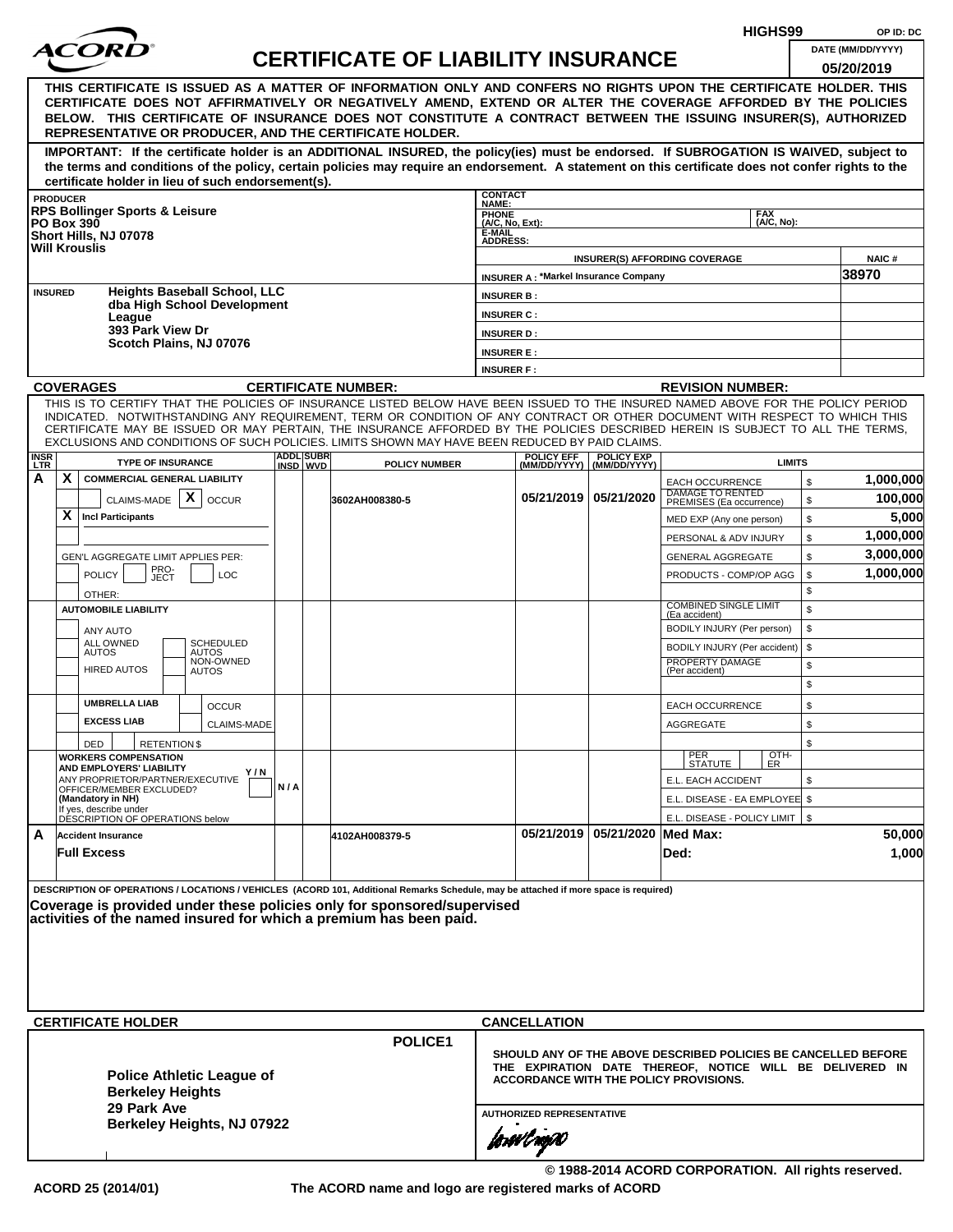HIGHS99 OP ID: DC

# CERTIFICATE OF LIABILITY INSURANCE

DATE (MM/DD/YYYY): 05/20/2019

**THIS CERTIFICATE IS ISSUED AS A MATTER OF INFORMATION ONLY AND CONFERS NO RIGHTS UPON THE CERTIFICATE HOLDER. THIS CERTIFICATE DOES NOT AFFIRMATIVELY OR NEGATIVELY AMEND, EXTEND OR ALTER THE COVERAGE AFFORDED BY THE POLICIES BELOW. THIS CERTIFICATE OF INSURANCE DOES NOT CONSTITUTE A CONTRACT BETWEEN THE ISSUING INSURER(S), AUTHORIZED REPRESENTATIVE OR PRODUCER, AND THE CERTIFICATE HOLDER.**

**IMPORTANT: If the certificate holder is an ADDITIONAL INSURED, the policy(ies) must be endorsed. If SUBROGATION IS WAIVED, subject to the terms and conditions of the policy, certain policies may require an endorsement. A statement on this certificate does not confer rights to the certificate holder in lieu of such endorsement(s).**

| PRODUCER | CONTACT NAME: | | |
|---|---|---|---|
| RPS Bollinger Sports & Leisure<br>PO Box 390<br>Short Hills, NJ 07078<br>Will Krouslis | PHONE (A/C, No, Ext): | FAX (A/C, No): | |
| | E-MAIL ADDRESS: | | |
| | INSURER(S) AFFORDING COVERAGE | | NAIC # |
| | INSURER A : *Markel Insurance Company | | 38970 |
| INSURED<br>Heights Baseball School, LLC<br>dba High School Development League<br>393 Park View Dr<br>Scotch Plains, NJ 07076 | INSURER B : | | |
| | INSURER C : | | |
| | INSURER D : | | |
| | INSURER E : | | |
| | INSURER F : | | |

**COVERAGES** | **CERTIFICATE NUMBER:** | **REVISION NUMBER:**

THIS IS TO CERTIFY THAT THE POLICIES OF INSURANCE LISTED BELOW HAVE BEEN ISSUED TO THE INSURED NAMED ABOVE FOR THE POLICY PERIOD INDICATED. NOTWITHSTANDING ANY REQUIREMENT, TERM OR CONDITION OF ANY CONTRACT OR OTHER DOCUMENT WITH RESPECT TO WHICH THIS CERTIFICATE MAY BE ISSUED OR MAY PERTAIN, THE INSURANCE AFFORDED BY THE POLICIES DESCRIBED HEREIN IS SUBJECT TO ALL THE TERMS, EXCLUSIONS AND CONDITIONS OF SUCH POLICIES. LIMITS SHOWN MAY HAVE BEEN REDUCED BY PAID CLAIMS.

| INSR LTR | TYPE OF INSURANCE | ADDL INSD | SUBR WVD | POLICY NUMBER | POLICY EFF (MM/DD/YYYY) | POLICY EXP (MM/DD/YYYY) | LIMITS | |
|---|---|---|---|---|---|---|---|---|
| A | X COMMERCIAL GENERAL LIABILITY | | | | | | EACH OCCURRENCE | $ 1,000,000 |
| | CLAIMS-MADE [X] OCCUR | | | 3602AH008380-5 | 05/21/2019 | 05/21/2020 | DAMAGE TO RENTED PREMISES (Ea occurrence) | $ 100,000 |
| | X Incl Participants | | | | | | MED EXP (Any one person) | $ 5,000 |
| | | | | | | | PERSONAL & ADV INJURY | $ 1,000,000 |
| | GEN'L AGGREGATE LIMIT APPLIES PER: | | | | | | GENERAL AGGREGATE | $ 3,000,000 |
| | POLICY / PRO-JECT / LOC | | | | | | PRODUCTS - COMP/OP AGG | $ 1,000,000 |
| | OTHER: | | | | | | | $ |
| | AUTOMOBILE LIABILITY | | | | | | COMBINED SINGLE LIMIT (Ea accident) | $ |
| | ANY AUTO | | | | | | BODILY INJURY (Per person) | $ |
| | ALL OWNED AUTOS / SCHEDULED AUTOS | | | | | | BODILY INJURY (Per accident) | $ |
| | HIRED AUTOS / NON-OWNED AUTOS | | | | | | PROPERTY DAMAGE (Per accident) | $ |
| | | | | | | | | $ |
| | UMBRELLA LIAB / OCCUR | | | | | | EACH OCCURRENCE | $ |
| | EXCESS LIAB / CLAIMS-MADE | | | | | | AGGREGATE | $ |
| | DED / RETENTION $ | | | | | | | $ |
| | WORKERS COMPENSATION AND EMPLOYERS' LIABILITY Y/N<br>ANY PROPRIETOR/PARTNER/EXECUTIVE OFFICER/MEMBER EXCLUDED? (Mandatory in NH)<br>If yes, describe under DESCRIPTION OF OPERATIONS below | N / A | | | | | PER STATUTE / OTH-ER | |
| | | | | | | | E.L. EACH ACCIDENT | $ |
| | | | | | | | E.L. DISEASE - EA EMPLOYEE | $ |
| | | | | | | | E.L. DISEASE - POLICY LIMIT | $ |
| A | Accident Insurance | | | 4102AH008379-5 | 05/21/2019 | 05/21/2020 | Med Max: | 50,000 |
| | Full Excess | | | | | | Ded: | 1,000 |

DESCRIPTION OF OPERATIONS / LOCATIONS / VEHICLES (ACORD 101, Additional Remarks Schedule, may be attached if more space is required)

**Coverage is provided under these policies only for sponsored/supervised activities of the named insured for which a premium has been paid.**

| CERTIFICATE HOLDER | CANCELLATION |
|---|---|
| POLICE1<br><br>**Police Athletic League of Berkeley Heights**<br>**29 Park Ave**<br>**Berkeley Heights, NJ 07922** | SHOULD ANY OF THE ABOVE DESCRIBED POLICIES BE CANCELLED BEFORE THE EXPIRATION DATE THEREOF, NOTICE WILL BE DELIVERED IN ACCORDANCE WITH THE POLICY PROVISIONS.<br><br>AUTHORIZED REPRESENTATIVE |

© 1988-2014 ACORD CORPORATION. All rights reserved.

ACORD 25 (2014/01) The ACORD name and logo are registered marks of ACORD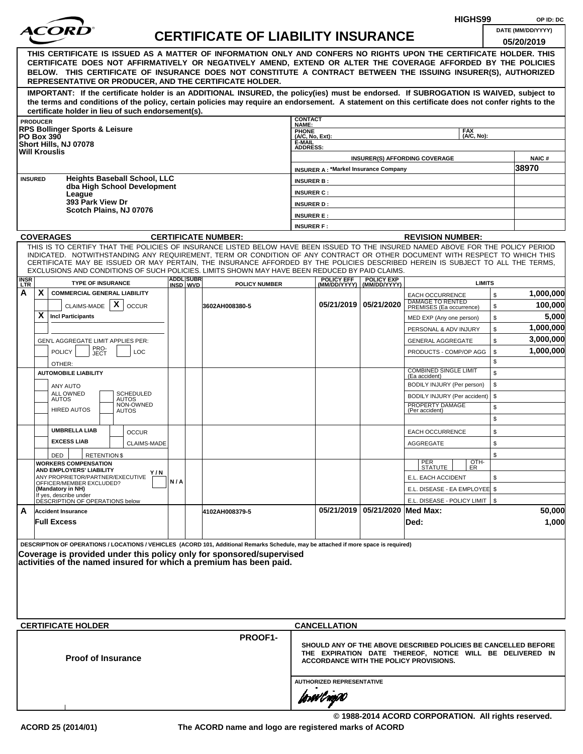HIGHS99 OP ID: DC

ACORD®

# CERTIFICATE OF LIABILITY INSURANCE

DATE (MM/DD/YYYY): 05/20/2019

**THIS CERTIFICATE IS ISSUED AS A MATTER OF INFORMATION ONLY AND CONFERS NO RIGHTS UPON THE CERTIFICATE HOLDER. THIS CERTIFICATE DOES NOT AFFIRMATIVELY OR NEGATIVELY AMEND, EXTEND OR ALTER THE COVERAGE AFFORDED BY THE POLICIES BELOW. THIS CERTIFICATE OF INSURANCE DOES NOT CONSTITUTE A CONTRACT BETWEEN THE ISSUING INSURER(S), AUTHORIZED REPRESENTATIVE OR PRODUCER, AND THE CERTIFICATE HOLDER.**

**IMPORTANT: If the certificate holder is an ADDITIONAL INSURED, the policy(ies) must be endorsed. If SUBROGATION IS WAIVED, subject to the terms and conditions of the policy, certain policies may require an endorsement. A statement on this certificate does not confer rights to the certificate holder in lieu of such endorsement(s).**

| PRODUCER | CONTACT NAME: | | |
|---|---|---|---|
| **RPS Bollinger Sports & Leisure** | PHONE (A/C, No, Ext): | FAX (A/C, No): | |
| **PO Box 390** | E-MAIL ADDRESS: | | |
| **Short Hills, NJ 07078** | INSURER(S) AFFORDING COVERAGE | | NAIC # |
| **Will Krouslis** | INSURER A : *Markel Insurance Company | | 38970 |
| INSURED **Heights Baseball School, LLC dba High School Development League 393 Park View Dr Scotch Plains, NJ 07076** | INSURER B : | | |
| | INSURER C : | | |
| | INSURER D : | | |
| | INSURER E : | | |
| | INSURER F : | | |

**COVERAGES** **CERTIFICATE NUMBER:** **REVISION NUMBER:**

THIS IS TO CERTIFY THAT THE POLICIES OF INSURANCE LISTED BELOW HAVE BEEN ISSUED TO THE INSURED NAMED ABOVE FOR THE POLICY PERIOD INDICATED. NOTWITHSTANDING ANY REQUIREMENT, TERM OR CONDITION OF ANY CONTRACT OR OTHER DOCUMENT WITH RESPECT TO WHICH THIS CERTIFICATE MAY BE ISSUED OR MAY PERTAIN, THE INSURANCE AFFORDED BY THE POLICIES DESCRIBED HEREIN IS SUBJECT TO ALL THE TERMS, EXCLUSIONS AND CONDITIONS OF SUCH POLICIES. LIMITS SHOWN MAY HAVE BEEN REDUCED BY PAID CLAIMS.

| INSR LTR | TYPE OF INSURANCE | ADDL INSD | SUBR WVD | POLICY NUMBER | POLICY EFF (MM/DD/YYYY) | POLICY EXP (MM/DD/YYYY) | LIMITS | |
|---|---|---|---|---|---|---|---|---|
| A | X COMMERCIAL GENERAL LIABILITY | | | 3602AH008380-5 | 05/21/2019 | 05/21/2020 | EACH OCCURRENCE | $ 1,000,000 |
| | CLAIMS-MADE X OCCUR | | | | | | DAMAGE TO RENTED PREMISES (Ea occurrence) | $ 100,000 |
| | X Incl Participants | | | | | | MED EXP (Any one person) | $ 5,000 |
| | | | | | | | PERSONAL & ADV INJURY | $ 1,000,000 |
| | GEN'L AGGREGATE LIMIT APPLIES PER: | | | | | | GENERAL AGGREGATE | $ 3,000,000 |
| | POLICY PRO-JECT LOC | | | | | | PRODUCTS - COMP/OP AGG | $ 1,000,000 |
| | OTHER: | | | | | | | $ |
| | AUTOMOBILE LIABILITY | | | | | | COMBINED SINGLE LIMIT (Ea accident) | $ |
| | ANY AUTO | | | | | | BODILY INJURY (Per person) | $ |
| | ALL OWNED AUTOS / SCHEDULED AUTOS | | | | | | BODILY INJURY (Per accident) | $ |
| | HIRED AUTOS / NON-OWNED AUTOS | | | | | | PROPERTY DAMAGE (Per accident) | $ |
| | | | | | | | | $ |
| | UMBRELLA LIAB / OCCUR | | | | | | EACH OCCURRENCE | $ |
| | EXCESS LIAB / CLAIMS-MADE | | | | | | AGGREGATE | $ |
| | DED RETENTION $ | | | | | | | $ |
| | WORKERS COMPENSATION AND EMPLOYERS' LIABILITY Y/N ANY PROPRIETOR/PARTNER/EXECUTIVE OFFICER/MEMBER EXCLUDED? (Mandatory in NH) If yes, describe under DESCRIPTION OF OPERATIONS below | N/A | | | | | PER STATUTE / OTH-ER | |
| | | | | | | | E.L. EACH ACCIDENT | $ |
| | | | | | | | E.L. DISEASE - EA EMPLOYEE | $ |
| | | | | | | | E.L. DISEASE - POLICY LIMIT | $ |
| A | **Accident Insurance** | | | 4102AH008379-5 | 05/21/2019 | 05/21/2020 | **Med Max:** | **50,000** |
| | **Full Excess** | | | | | | **Ded:** | **1,000** |

DESCRIPTION OF OPERATIONS / LOCATIONS / VEHICLES (ACORD 101, Additional Remarks Schedule, may be attached if more space is required)

**Coverage is provided under this policy only for sponsored/supervised activities of the named insured for which a premium has been paid.**

| CERTIFICATE HOLDER | CANCELLATION |
|---|---|
| PROOF1- | SHOULD ANY OF THE ABOVE DESCRIBED POLICIES BE CANCELLED BEFORE THE EXPIRATION DATE THEREOF, NOTICE WILL BE DELIVERED IN ACCORDANCE WITH THE POLICY PROVISIONS. |
| **Proof of Insurance** | AUTHORIZED REPRESENTATIVE |

© 1988-2014 ACORD CORPORATION. All rights reserved.

ACORD 25 (2014/01) The ACORD name and logo are registered marks of ACORD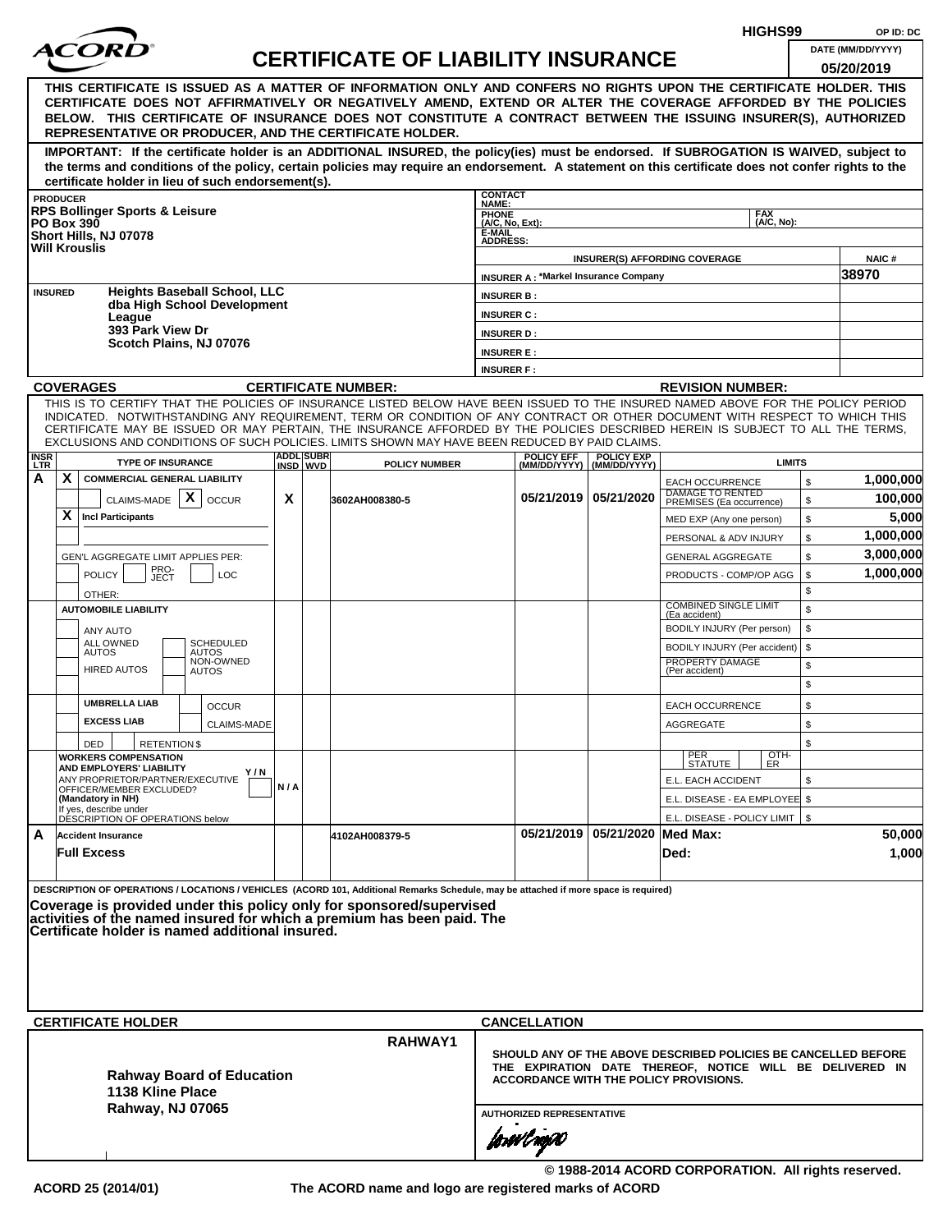HIGHS99 OP ID: DC

# ACORD CERTIFICATE OF LIABILITY INSURANCE

DATE (MM/DD/YYYY): 05/20/2019

**THIS CERTIFICATE IS ISSUED AS A MATTER OF INFORMATION ONLY AND CONFERS NO RIGHTS UPON THE CERTIFICATE HOLDER. THIS CERTIFICATE DOES NOT AFFIRMATIVELY OR NEGATIVELY AMEND, EXTEND OR ALTER THE COVERAGE AFFORDED BY THE POLICIES BELOW. THIS CERTIFICATE OF INSURANCE DOES NOT CONSTITUTE A CONTRACT BETWEEN THE ISSUING INSURER(S), AUTHORIZED REPRESENTATIVE OR PRODUCER, AND THE CERTIFICATE HOLDER.**

**IMPORTANT: If the certificate holder is an ADDITIONAL INSURED, the policy(ies) must be endorsed. If SUBROGATION IS WAIVED, subject to the terms and conditions of the policy, certain policies may require an endorsement. A statement on this certificate does not confer rights to the certificate holder in lieu of such endorsement(s).**

**PRODUCER**
RPS Bollinger Sports & Leisure
PO Box 390
Short Hills, NJ 07078
Will Krouslis

CONTACT NAME:
PHONE (A/C, No, Ext): FAX (A/C, No):
E-MAIL ADDRESS:

| INSURER(S) AFFORDING COVERAGE | NAIC # |
|---|---|
| INSURER A : *Markel Insurance Company | 38970 |
| INSURER B : | |
| INSURER C : | |
| INSURER D : | |
| INSURER E : | |
| INSURER F : | |

**INSURED**
Heights Baseball School, LLC
dba High School Development League
393 Park View Dr
Scotch Plains, NJ 07076

**COVERAGES** CERTIFICATE NUMBER: REVISION NUMBER:

THIS IS TO CERTIFY THAT THE POLICIES OF INSURANCE LISTED BELOW HAVE BEEN ISSUED TO THE INSURED NAMED ABOVE FOR THE POLICY PERIOD INDICATED. NOTWITHSTANDING ANY REQUIREMENT, TERM OR CONDITION OF ANY CONTRACT OR OTHER DOCUMENT WITH RESPECT TO WHICH THIS CERTIFICATE MAY BE ISSUED OR MAY PERTAIN, THE INSURANCE AFFORDED BY THE POLICIES DESCRIBED HEREIN IS SUBJECT TO ALL THE TERMS, EXCLUSIONS AND CONDITIONS OF SUCH POLICIES. LIMITS SHOWN MAY HAVE BEEN REDUCED BY PAID CLAIMS.

| INSR LTR | TYPE OF INSURANCE | ADDL INSD | SUBR WVD | POLICY NUMBER | POLICY EFF (MM/DD/YYYY) | POLICY EXP (MM/DD/YYYY) | LIMITS | |
|---|---|---|---|---|---|---|---|---|
| A | X COMMERCIAL GENERAL LIABILITY<br>CLAIMS-MADE [X] OCCUR<br>X Incl Participants<br>GEN'L AGGREGATE LIMIT APPLIES PER: POLICY / PRO-JECT / LOC<br>OTHER: | X | | 3602AH008380-5 | 05/21/2019 | 05/21/2020 | EACH OCCURRENCE | $ 1,000,000 |
| | | | | | | | DAMAGE TO RENTED PREMISES (Ea occurrence) | $ 100,000 |
| | | | | | | | MED EXP (Any one person) | $ 5,000 |
| | | | | | | | PERSONAL & ADV INJURY | $ 1,000,000 |
| | | | | | | | GENERAL AGGREGATE | $ 3,000,000 |
| | | | | | | | PRODUCTS - COMP/OP AGG | $ 1,000,000 |
| | AUTOMOBILE LIABILITY<br>ANY AUTO / ALL OWNED AUTOS / SCHEDULED AUTOS / HIRED AUTOS / NON-OWNED AUTOS | | | | | | COMBINED SINGLE LIMIT (Ea accident) | $ |
| | | | | | | | BODILY INJURY (Per person) | $ |
| | | | | | | | BODILY INJURY (Per accident) | $ |
| | | | | | | | PROPERTY DAMAGE (Per accident) | $ |
| | UMBRELLA LIAB / EXCESS LIAB — OCCUR / CLAIMS-MADE<br>DED / RETENTION $ | | | | | | EACH OCCURRENCE | $ |
| | | | | | | | AGGREGATE | $ |
| | WORKERS COMPENSATION AND EMPLOYERS' LIABILITY Y/N<br>ANY PROPRIETOR/PARTNER/EXECUTIVE OFFICER/MEMBER EXCLUDED? (Mandatory in NH)<br>If yes, describe under DESCRIPTION OF OPERATIONS below | N/A | | | | | PER STATUTE / OTH-ER | |
| | | | | | | | E.L. EACH ACCIDENT | $ |
| | | | | | | | E.L. DISEASE - EA EMPLOYEE | $ |
| | | | | | | | E.L. DISEASE - POLICY LIMIT | $ |
| A | Accident Insurance<br>Full Excess | | | 4102AH008379-5 | 05/21/2019 | 05/21/2020 | Med Max: | 50,000 |
| | | | | | | | Ded: | 1,000 |

**DESCRIPTION OF OPERATIONS / LOCATIONS / VEHICLES** (ACORD 101, Additional Remarks Schedule, may be attached if more space is required)

**Coverage is provided under this policy only for sponsored/supervised activities of the named insured for which a premium has been paid. The Certificate holder is named additional insured.**

**CERTIFICATE HOLDER** RAHWAY1

Rahway Board of Education
1138 Kline Place
Rahway, NJ 07065

**CANCELLATION**

SHOULD ANY OF THE ABOVE DESCRIBED POLICIES BE CANCELLED BEFORE THE EXPIRATION DATE THEREOF, NOTICE WILL BE DELIVERED IN ACCORDANCE WITH THE POLICY PROVISIONS.

AUTHORIZED REPRESENTATIVE

© 1988-2014 ACORD CORPORATION. All rights reserved.

ACORD 25 (2014/01) The ACORD name and logo are registered marks of ACORD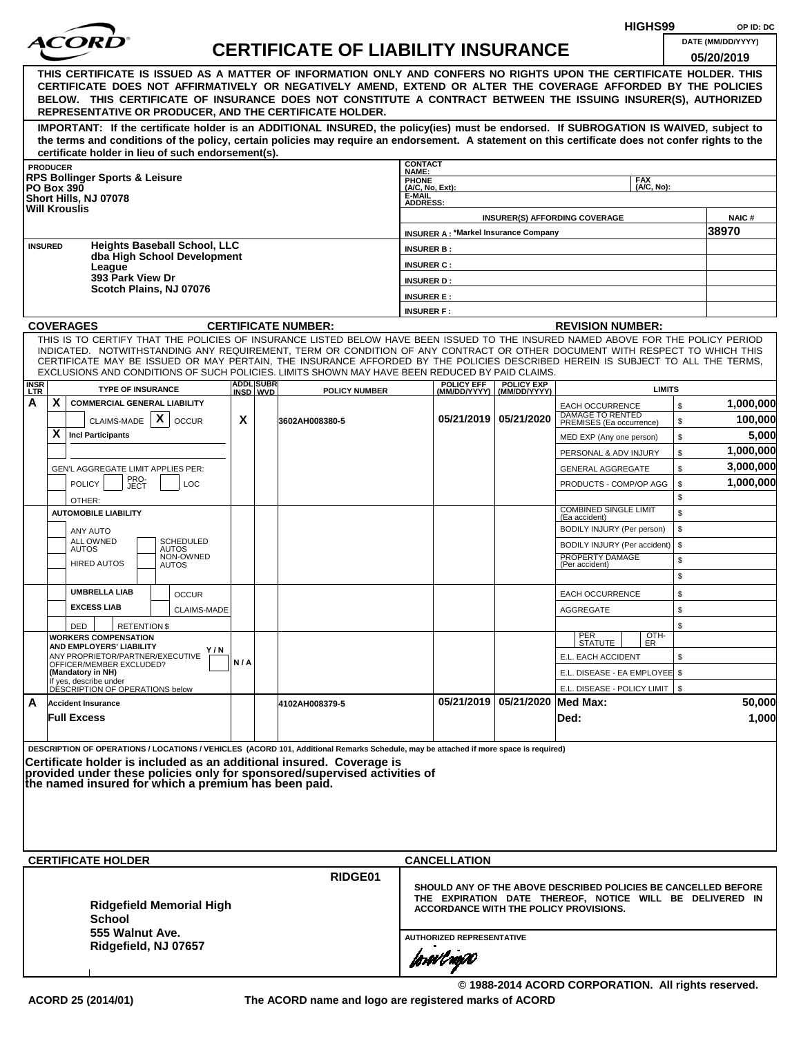HIGHS99 OP ID: DC

# ACORD CERTIFICATE OF LIABILITY INSURANCE

DATE (MM/DD/YYYY): 05/20/2019

**THIS CERTIFICATE IS ISSUED AS A MATTER OF INFORMATION ONLY AND CONFERS NO RIGHTS UPON THE CERTIFICATE HOLDER. THIS CERTIFICATE DOES NOT AFFIRMATIVELY OR NEGATIVELY AMEND, EXTEND OR ALTER THE COVERAGE AFFORDED BY THE POLICIES BELOW. THIS CERTIFICATE OF INSURANCE DOES NOT CONSTITUTE A CONTRACT BETWEEN THE ISSUING INSURER(S), AUTHORIZED REPRESENTATIVE OR PRODUCER, AND THE CERTIFICATE HOLDER.**

**IMPORTANT: If the certificate holder is an ADDITIONAL INSURED, the policy(ies) must be endorsed. If SUBROGATION IS WAIVED, subject to the terms and conditions of the policy, certain policies may require an endorsement. A statement on this certificate does not confer rights to the certificate holder in lieu of such endorsement(s).**

| PRODUCER | CONTACT NAME: | |
|---|---|---|
| RPS Bollinger Sports & Leisure<br>PO Box 390<br>Short Hills, NJ 07078<br>Will Krouslis | PHONE (A/C, No, Ext): | FAX (A/C, No): |
| | E-MAIL ADDRESS: | |
| | **INSURER(S) AFFORDING COVERAGE** | **NAIC #** |
| | INSURER A : *Markel Insurance Company | 38970 |
| **INSURED**<br>Heights Baseball School, LLC<br>dba High School Development League<br>393 Park View Dr<br>Scotch Plains, NJ 07076 | INSURER B : | |
| | INSURER C : | |
| | INSURER D : | |
| | INSURER E : | |
| | INSURER F : | |

**COVERAGES** CERTIFICATE NUMBER: REVISION NUMBER:

THIS IS TO CERTIFY THAT THE POLICIES OF INSURANCE LISTED BELOW HAVE BEEN ISSUED TO THE INSURED NAMED ABOVE FOR THE POLICY PERIOD INDICATED. NOTWITHSTANDING ANY REQUIREMENT, TERM OR CONDITION OF ANY CONTRACT OR OTHER DOCUMENT WITH RESPECT TO WHICH THIS CERTIFICATE MAY BE ISSUED OR MAY PERTAIN, THE INSURANCE AFFORDED BY THE POLICIES DESCRIBED HEREIN IS SUBJECT TO ALL THE TERMS, EXCLUSIONS AND CONDITIONS OF SUCH POLICIES. LIMITS SHOWN MAY HAVE BEEN REDUCED BY PAID CLAIMS.

| INSR LTR | TYPE OF INSURANCE | ADDL INSD | SUBR WVD | POLICY NUMBER | POLICY EFF (MM/DD/YYYY) | POLICY EXP (MM/DD/YYYY) | LIMITS | |
|---|---|---|---|---|---|---|---|---|
| A | X COMMERCIAL GENERAL LIABILITY | | | | | | EACH OCCURRENCE | $ 1,000,000 |
| | CLAIMS-MADE [X] OCCUR | X | | 3602AH008380-5 | 05/21/2019 | 05/21/2020 | DAMAGE TO RENTED PREMISES (Ea occurrence) | $ 100,000 |
| | X Incl Participants | | | | | | MED EXP (Any one person) | $ 5,000 |
| | | | | | | | PERSONAL & ADV INJURY | $ 1,000,000 |
| | GEN'L AGGREGATE LIMIT APPLIES PER: | | | | | | GENERAL AGGREGATE | $ 3,000,000 |
| | POLICY / PRO-JECT / LOC | | | | | | PRODUCTS - COMP/OP AGG | $ 1,000,000 |
| | OTHER: | | | | | | | $ |
| | AUTOMOBILE LIABILITY | | | | | | COMBINED SINGLE LIMIT (Ea accident) | $ |
| | ANY AUTO | | | | | | BODILY INJURY (Per person) | $ |
| | ALL OWNED AUTOS / SCHEDULED AUTOS | | | | | | BODILY INJURY (Per accident) | $ |
| | HIRED AUTOS / NON-OWNED AUTOS | | | | | | PROPERTY DAMAGE (Per accident) | $ |
| | | | | | | | | $ |
| | UMBRELLA LIAB / OCCUR | | | | | | EACH OCCURRENCE | $ |
| | EXCESS LIAB / CLAIMS-MADE | | | | | | AGGREGATE | $ |
| | DED / RETENTION $ | | | | | | | $ |
| | WORKERS COMPENSATION AND EMPLOYERS' LIABILITY Y/N<br>ANY PROPRIETOR/PARTNER/EXECUTIVE OFFICER/MEMBER EXCLUDED? (Mandatory in NH)<br>If yes, describe under DESCRIPTION OF OPERATIONS below | N/A | | | | | PER STATUTE / OTH-ER | |
| | | | | | | | E.L. EACH ACCIDENT | $ |
| | | | | | | | E.L. DISEASE - EA EMPLOYEE | $ |
| | | | | | | | E.L. DISEASE - POLICY LIMIT | $ |
| A | Accident Insurance | | | 4102AH008379-5 | 05/21/2019 | 05/21/2020 | Med Max: | 50,000 |
| | Full Excess | | | | | | Ded: | 1,000 |

DESCRIPTION OF OPERATIONS / LOCATIONS / VEHICLES (ACORD 101, Additional Remarks Schedule, may be attached if more space is required)

**Certificate holder is included as an additional insured. Coverage is provided under these policies only for sponsored/supervised activities of the named insured for which a premium has been paid.**

| CERTIFICATE HOLDER | CANCELLATION |
|---|---|
| RIDGE01<br><br>**Ridgefield Memorial High School**<br>**555 Walnut Ave.**<br>**Ridgefield, NJ 07657** | **SHOULD ANY OF THE ABOVE DESCRIBED POLICIES BE CANCELLED BEFORE THE EXPIRATION DATE THEREOF, NOTICE WILL BE DELIVERED IN ACCORDANCE WITH THE POLICY PROVISIONS.**<br><br>AUTHORIZED REPRESENTATIVE |

© 1988-2014 ACORD CORPORATION. All rights reserved.

ACORD 25 (2014/01) The ACORD name and logo are registered marks of ACORD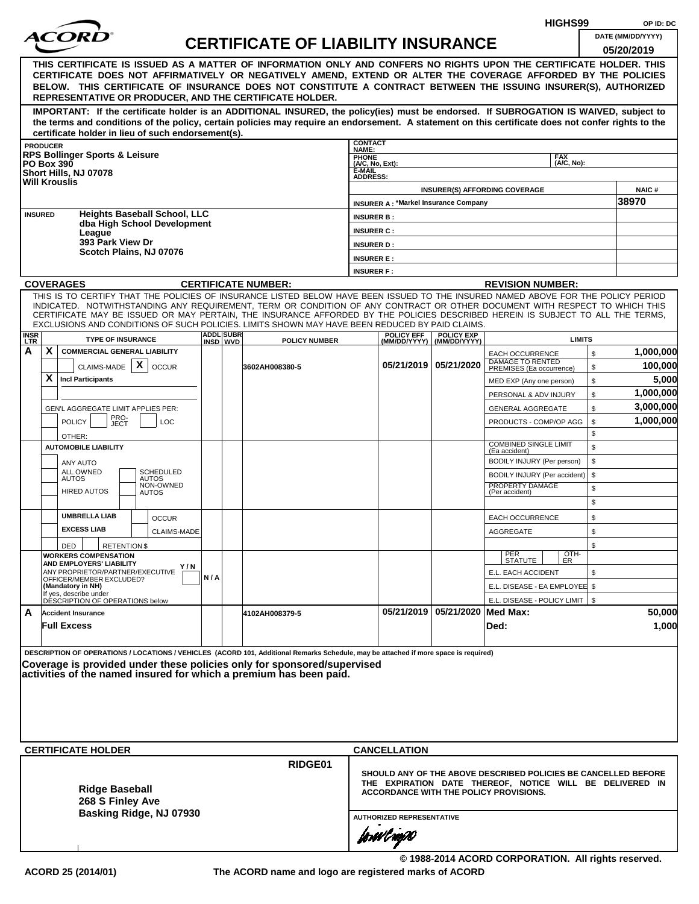HIGHS99 OP ID: DC

# CERTIFICATE OF LIABILITY INSURANCE

DATE (MM/DD/YYYY): 05/20/2019

**THIS CERTIFICATE IS ISSUED AS A MATTER OF INFORMATION ONLY AND CONFERS NO RIGHTS UPON THE CERTIFICATE HOLDER. THIS CERTIFICATE DOES NOT AFFIRMATIVELY OR NEGATIVELY AMEND, EXTEND OR ALTER THE COVERAGE AFFORDED BY THE POLICIES BELOW. THIS CERTIFICATE OF INSURANCE DOES NOT CONSTITUTE A CONTRACT BETWEEN THE ISSUING INSURER(S), AUTHORIZED REPRESENTATIVE OR PRODUCER, AND THE CERTIFICATE HOLDER.**

**IMPORTANT: If the certificate holder is an ADDITIONAL INSURED, the policy(ies) must be endorsed. If SUBROGATION IS WAIVED, subject to the terms and conditions of the policy, certain policies may require an endorsement. A statement on this certificate does not confer rights to the certificate holder in lieu of such endorsement(s).**

| PRODUCER | CONTACT NAME: | | |
|---|---|---|---|
| RPS Bollinger Sports & Leisure<br>PO Box 390<br>Short Hills, NJ 07078<br>Will Krouslis | PHONE (A/C, No, Ext): | FAX (A/C, No): | |
| | E-MAIL ADDRESS: | | |
| | INSURER(S) AFFORDING COVERAGE | | NAIC # |
| | INSURER A : *Markel Insurance Company | | 38970 |
| INSURED: Heights Baseball School, LLC<br>dba High School Development League<br>393 Park View Dr<br>Scotch Plains, NJ 07076 | INSURER B : | | |
| | INSURER C : | | |
| | INSURER D : | | |
| | INSURER E : | | |
| | INSURER F : | | |

**COVERAGES** — **CERTIFICATE NUMBER:** — **REVISION NUMBER:**

THIS IS TO CERTIFY THAT THE POLICIES OF INSURANCE LISTED BELOW HAVE BEEN ISSUED TO THE INSURED NAMED ABOVE FOR THE POLICY PERIOD INDICATED. NOTWITHSTANDING ANY REQUIREMENT, TERM OR CONDITION OF ANY CONTRACT OR OTHER DOCUMENT WITH RESPECT TO WHICH THIS CERTIFICATE MAY BE ISSUED OR MAY PERTAIN, THE INSURANCE AFFORDED BY THE POLICIES DESCRIBED HEREIN IS SUBJECT TO ALL THE TERMS, EXCLUSIONS AND CONDITIONS OF SUCH POLICIES. LIMITS SHOWN MAY HAVE BEEN REDUCED BY PAID CLAIMS.

| INSR LTR | TYPE OF INSURANCE | ADDL INSD | SUBR WVD | POLICY NUMBER | POLICY EFF (MM/DD/YYYY) | POLICY EXP (MM/DD/YYYY) | LIMITS | |
|---|---|---|---|---|---|---|---|---|
| A | X COMMERCIAL GENERAL LIABILITY | | | | | | EACH OCCURRENCE | $ 1,000,000 |
| | CLAIMS-MADE [X] OCCUR | | | 3602AH008380-5 | 05/21/2019 | 05/21/2020 | DAMAGE TO RENTED PREMISES (Ea occurrence) | $ 100,000 |
| | X Incl Participants | | | | | | MED EXP (Any one person) | $ 5,000 |
| | | | | | | | PERSONAL & ADV INJURY | $ 1,000,000 |
| | GEN'L AGGREGATE LIMIT APPLIES PER: | | | | | | GENERAL AGGREGATE | $ 3,000,000 |
| | POLICY / PRO-JECT / LOC | | | | | | PRODUCTS - COMP/OP AGG | $ 1,000,000 |
| | OTHER: | | | | | | | $ |
| | AUTOMOBILE LIABILITY | | | | | | COMBINED SINGLE LIMIT (Ea accident) | $ |
| | ANY AUTO | | | | | | BODILY INJURY (Per person) | $ |
| | ALL OWNED AUTOS / SCHEDULED AUTOS | | | | | | BODILY INJURY (Per accident) | $ |
| | HIRED AUTOS / NON-OWNED AUTOS | | | | | | PROPERTY DAMAGE (Per accident) | $ |
| | | | | | | | | $ |
| | UMBRELLA LIAB / OCCUR | | | | | | EACH OCCURRENCE | $ |
| | EXCESS LIAB / CLAIMS-MADE | | | | | | AGGREGATE | $ |
| | DED / RETENTION $ | | | | | | | $ |
| | WORKERS COMPENSATION AND EMPLOYERS' LIABILITY Y/N<br>ANY PROPRIETOR/PARTNER/EXECUTIVE OFFICER/MEMBER EXCLUDED? (Mandatory in NH)<br>If yes, describe under DESCRIPTION OF OPERATIONS below | N / A | | | | | PER STATUTE / OTH-ER | |
| | | | | | | | E.L. EACH ACCIDENT | $ |
| | | | | | | | E.L. DISEASE - EA EMPLOYEE | $ |
| | | | | | | | E.L. DISEASE - POLICY LIMIT | $ |
| A | Accident Insurance | | | 4102AH008379-5 | 05/21/2019 | 05/21/2020 | Med Max: | 50,000 |
| | Full Excess | | | | | | Ded: | 1,000 |

**DESCRIPTION OF OPERATIONS / LOCATIONS / VEHICLES** (ACORD 101, Additional Remarks Schedule, may be attached if more space is required)

**Coverage is provided under these policies only for sponsored/supervised activities of the named insured for which a premium has been paid.**

| CERTIFICATE HOLDER | CANCELLATION |
|---|---|
| RIDGE01<br><br>**Ridge Baseball**<br>**268 S Finley Ave**<br>**Basking Ridge, NJ 07930** | **SHOULD ANY OF THE ABOVE DESCRIBED POLICIES BE CANCELLED BEFORE THE EXPIRATION DATE THEREOF, NOTICE WILL BE DELIVERED IN ACCORDANCE WITH THE POLICY PROVISIONS.**<br><br>AUTHORIZED REPRESENTATIVE |

© 1988-2014 ACORD CORPORATION. All rights reserved.

ACORD 25 (2014/01) — The ACORD name and logo are registered marks of ACORD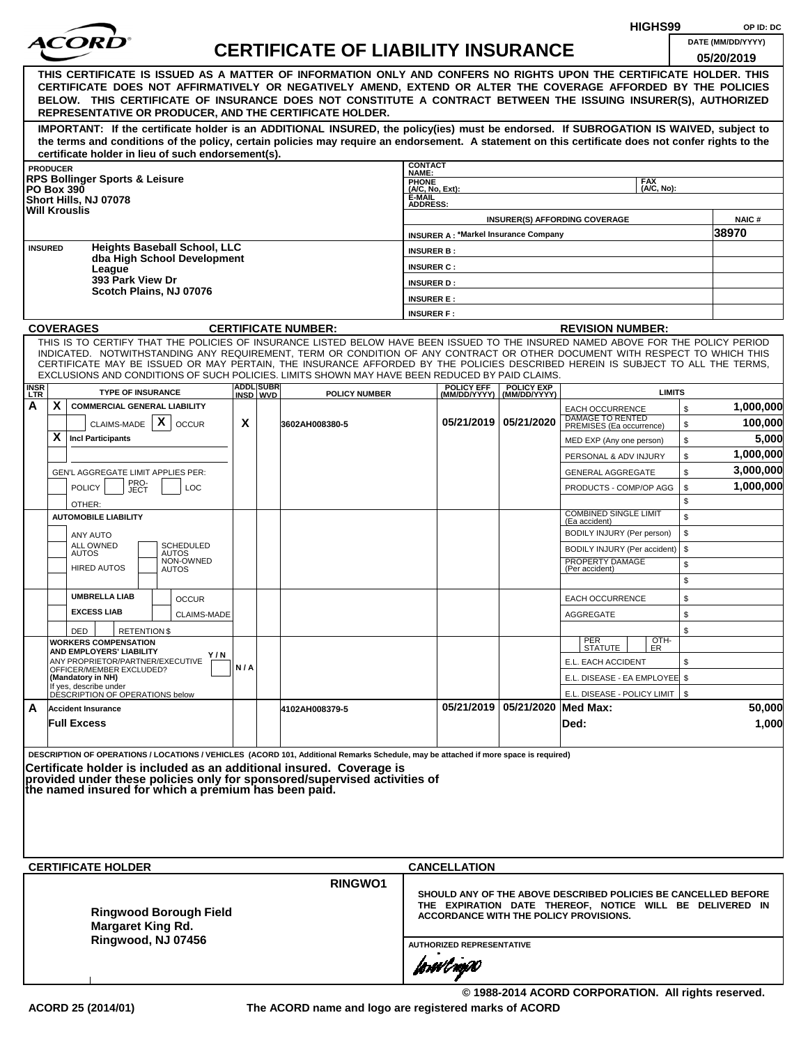HIGHS99 OP ID: DC

# ACORD CERTIFICATE OF LIABILITY INSURANCE

DATE (MM/DD/YYYY): 05/20/2019

**THIS CERTIFICATE IS ISSUED AS A MATTER OF INFORMATION ONLY AND CONFERS NO RIGHTS UPON THE CERTIFICATE HOLDER. THIS CERTIFICATE DOES NOT AFFIRMATIVELY OR NEGATIVELY AMEND, EXTEND OR ALTER THE COVERAGE AFFORDED BY THE POLICIES BELOW. THIS CERTIFICATE OF INSURANCE DOES NOT CONSTITUTE A CONTRACT BETWEEN THE ISSUING INSURER(S), AUTHORIZED REPRESENTATIVE OR PRODUCER, AND THE CERTIFICATE HOLDER.**

**IMPORTANT: If the certificate holder is an ADDITIONAL INSURED, the policy(ies) must be endorsed. If SUBROGATION IS WAIVED, subject to the terms and conditions of the policy, certain policies may require an endorsement. A statement on this certificate does not confer rights to the certificate holder in lieu of such endorsement(s).**

**PRODUCER**
RPS Bollinger Sports & Leisure
PO Box 390
Short Hills, NJ 07078
Will Krouslis

CONTACT NAME:
PHONE (A/C, No, Ext): FAX (A/C, No):
E-MAIL ADDRESS:

| INSURER(S) AFFORDING COVERAGE | NAIC # |
|---|---|
| INSURER A : *Markel Insurance Company | 38970 |
| INSURER B : | |
| INSURER C : | |
| INSURER D : | |
| INSURER E : | |
| INSURER F : | |

**INSURED**
Heights Baseball School, LLC
dba High School Development League
393 Park View Dr
Scotch Plains, NJ 07076

**COVERAGES** CERTIFICATE NUMBER: REVISION NUMBER:

THIS IS TO CERTIFY THAT THE POLICIES OF INSURANCE LISTED BELOW HAVE BEEN ISSUED TO THE INSURED NAMED ABOVE FOR THE POLICY PERIOD INDICATED. NOTWITHSTANDING ANY REQUIREMENT, TERM OR CONDITION OF ANY CONTRACT OR OTHER DOCUMENT WITH RESPECT TO WHICH THIS CERTIFICATE MAY BE ISSUED OR MAY PERTAIN, THE INSURANCE AFFORDED BY THE POLICIES DESCRIBED HEREIN IS SUBJECT TO ALL THE TERMS, EXCLUSIONS AND CONDITIONS OF SUCH POLICIES. LIMITS SHOWN MAY HAVE BEEN REDUCED BY PAID CLAIMS.

| INSR LTR | TYPE OF INSURANCE | ADDL INSD | SUBR WVD | POLICY NUMBER | POLICY EFF (MM/DD/YYYY) | POLICY EXP (MM/DD/YYYY) | LIMITS | |
|---|---|---|---|---|---|---|---|---|
| A | X COMMERCIAL GENERAL LIABILITY | | | | | | EACH OCCURRENCE | $ 1,000,000 |
| | CLAIMS-MADE [X] OCCUR | X | | 3602AH008380-5 | 05/21/2019 | 05/21/2020 | DAMAGE TO RENTED PREMISES (Ea occurrence) | $ 100,000 |
| | X Incl Participants | | | | | | MED EXP (Any one person) | $ 5,000 |
| | | | | | | | PERSONAL & ADV INJURY | $ 1,000,000 |
| | GEN'L AGGREGATE LIMIT APPLIES PER: | | | | | | GENERAL AGGREGATE | $ 3,000,000 |
| | POLICY / PRO-JECT / LOC | | | | | | PRODUCTS - COMP/OP AGG | $ 1,000,000 |
| | OTHER: | | | | | | | $ |
| | AUTOMOBILE LIABILITY | | | | | | COMBINED SINGLE LIMIT (Ea accident) | $ |
| | ANY AUTO | | | | | | BODILY INJURY (Per person) | $ |
| | ALL OWNED AUTOS / SCHEDULED AUTOS | | | | | | BODILY INJURY (Per accident) | $ |
| | HIRED AUTOS / NON-OWNED AUTOS | | | | | | PROPERTY DAMAGE (Per accident) | $ |
| | | | | | | | | $ |
| | UMBRELLA LIAB / OCCUR | | | | | | EACH OCCURRENCE | $ |
| | EXCESS LIAB / CLAIMS-MADE | | | | | | AGGREGATE | $ |
| | DED / RETENTION $ | | | | | | | $ |
| | WORKERS COMPENSATION AND EMPLOYERS' LIABILITY Y/N; ANY PROPRIETOR/PARTNER/EXECUTIVE OFFICER/MEMBER EXCLUDED? (Mandatory in NH); If yes, describe under DESCRIPTION OF OPERATIONS below | N/A | | | | | PER STATUTE / OTH-ER | |
| | | | | | | | E.L. EACH ACCIDENT | $ |
| | | | | | | | E.L. DISEASE - EA EMPLOYEE | $ |
| | | | | | | | E.L. DISEASE - POLICY LIMIT | $ |
| A | Accident Insurance | | | 4102AH008379-5 | 05/21/2019 | 05/21/2020 | Med Max: | 50,000 |
| | Full Excess | | | | | | Ded: | 1,000 |

DESCRIPTION OF OPERATIONS / LOCATIONS / VEHICLES (ACORD 101, Additional Remarks Schedule, may be attached if more space is required)

**Certificate holder is included as an additional insured. Coverage is provided under these policies only for sponsored/supervised activities of the named insured for which a premium has been paid.**

**CERTIFICATE HOLDER** RINGWO1

Ringwood Borough Field
Margaret King Rd.
Ringwood, NJ 07456

**CANCELLATION**

SHOULD ANY OF THE ABOVE DESCRIBED POLICIES BE CANCELLED BEFORE THE EXPIRATION DATE THEREOF, NOTICE WILL BE DELIVERED IN ACCORDANCE WITH THE POLICY PROVISIONS.

AUTHORIZED REPRESENTATIVE

© 1988-2014 ACORD CORPORATION. All rights reserved.

ACORD 25 (2014/01) The ACORD name and logo are registered marks of ACORD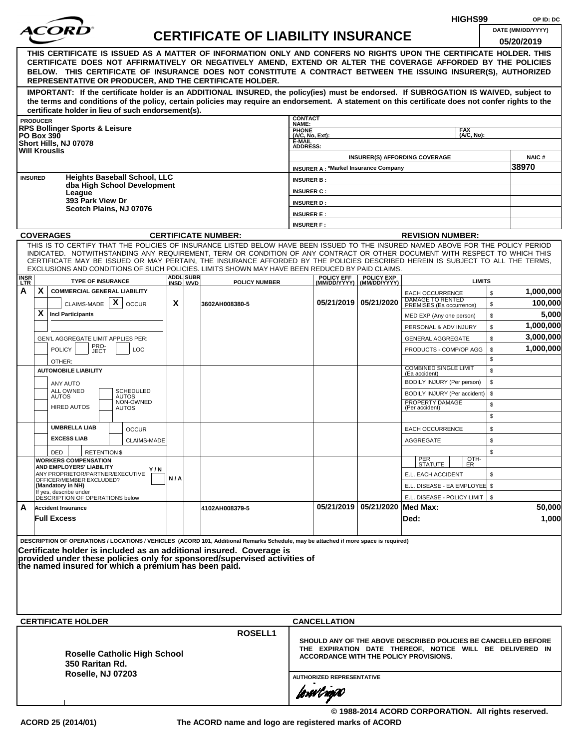HIGHS99 OP ID: DC

# ACORD CERTIFICATE OF LIABILITY INSURANCE

DATE (MM/DD/YYYY): 05/20/2019

**THIS CERTIFICATE IS ISSUED AS A MATTER OF INFORMATION ONLY AND CONFERS NO RIGHTS UPON THE CERTIFICATE HOLDER. THIS CERTIFICATE DOES NOT AFFIRMATIVELY OR NEGATIVELY AMEND, EXTEND OR ALTER THE COVERAGE AFFORDED BY THE POLICIES BELOW. THIS CERTIFICATE OF INSURANCE DOES NOT CONSTITUTE A CONTRACT BETWEEN THE ISSUING INSURER(S), AUTHORIZED REPRESENTATIVE OR PRODUCER, AND THE CERTIFICATE HOLDER.**

**IMPORTANT: If the certificate holder is an ADDITIONAL INSURED, the policy(ies) must be endorsed. If SUBROGATION IS WAIVED, subject to the terms and conditions of the policy, certain policies may require an endorsement. A statement on this certificate does not confer rights to the certificate holder in lieu of such endorsement(s).**

| PRODUCER | CONTACT NAME: | | |
|---|---|---|---|
| RPS Bollinger Sports & Leisure<br>PO Box 390<br>Short Hills, NJ 07078<br>Will Krouslis | PHONE (A/C, No, Ext): | FAX (A/C, No): | |
| | E-MAIL ADDRESS: | | |
| | INSURER(S) AFFORDING COVERAGE | | NAIC # |
| | INSURER A : *Markel Insurance Company | | 38970 |
| INSURED | INSURER B : | | |
| Heights Baseball School, LLC<br>dba High School Development League<br>393 Park View Dr<br>Scotch Plains, NJ 07076 | INSURER C : | | |
| | INSURER D : | | |
| | INSURER E : | | |
| | INSURER F : | | |

**COVERAGES** **CERTIFICATE NUMBER:** **REVISION NUMBER:**

THIS IS TO CERTIFY THAT THE POLICIES OF INSURANCE LISTED BELOW HAVE BEEN ISSUED TO THE INSURED NAMED ABOVE FOR THE POLICY PERIOD INDICATED. NOTWITHSTANDING ANY REQUIREMENT, TERM OR CONDITION OF ANY CONTRACT OR OTHER DOCUMENT WITH RESPECT TO WHICH THIS CERTIFICATE MAY BE ISSUED OR MAY PERTAIN, THE INSURANCE AFFORDED BY THE POLICIES DESCRIBED HEREIN IS SUBJECT TO ALL THE TERMS, EXCLUSIONS AND CONDITIONS OF SUCH POLICIES. LIMITS SHOWN MAY HAVE BEEN REDUCED BY PAID CLAIMS.

| INSR LTR | TYPE OF INSURANCE | ADDL INSD | SUBR WVD | POLICY NUMBER | POLICY EFF (MM/DD/YYYY) | POLICY EXP (MM/DD/YYYY) | LIMITS | |
|---|---|---|---|---|---|---|---|---|
| A | X COMMERCIAL GENERAL LIABILITY | | | | | | EACH OCCURRENCE | $ 1,000,000 |
| | CLAIMS-MADE [X] OCCUR | X | | 3602AH008380-5 | 05/21/2019 | 05/21/2020 | DAMAGE TO RENTED PREMISES (Ea occurrence) | $ 100,000 |
| | X Incl Participants | | | | | | MED EXP (Any one person) | $ 5,000 |
| | | | | | | | PERSONAL & ADV INJURY | $ 1,000,000 |
| | GEN'L AGGREGATE LIMIT APPLIES PER: | | | | | | GENERAL AGGREGATE | $ 3,000,000 |
| | POLICY / PRO-JECT / LOC | | | | | | PRODUCTS - COMP/OP AGG | $ 1,000,000 |
| | OTHER: | | | | | | | $ |
| | AUTOMOBILE LIABILITY | | | | | | COMBINED SINGLE LIMIT (Ea accident) | $ |
| | ANY AUTO | | | | | | BODILY INJURY (Per person) | $ |
| | ALL OWNED AUTOS / SCHEDULED AUTOS | | | | | | BODILY INJURY (Per accident) | $ |
| | HIRED AUTOS / NON-OWNED AUTOS | | | | | | PROPERTY DAMAGE (Per accident) | $ |
| | | | | | | | | $ |
| | UMBRELLA LIAB / OCCUR | | | | | | EACH OCCURRENCE | $ |
| | EXCESS LIAB / CLAIMS-MADE | | | | | | AGGREGATE | $ |
| | DED / RETENTION $ | | | | | | | $ |
| | WORKERS COMPENSATION AND EMPLOYERS' LIABILITY Y/N<br>ANY PROPRIETOR/PARTNER/EXECUTIVE OFFICER/MEMBER EXCLUDED? (Mandatory in NH)<br>If yes, describe under DESCRIPTION OF OPERATIONS below | N/A | | | | | PER STATUTE / OTH-ER | |
| | | | | | | | E.L. EACH ACCIDENT | $ |
| | | | | | | | E.L. DISEASE - EA EMPLOYEE | $ |
| | | | | | | | E.L. DISEASE - POLICY LIMIT | $ |
| A | Accident Insurance<br>Full Excess | | | 4102AH008379-5 | 05/21/2019 | 05/21/2020 | Med Max:<br>Ded: | 50,000<br>1,000 |

DESCRIPTION OF OPERATIONS / LOCATIONS / VEHICLES (ACORD 101, Additional Remarks Schedule, may be attached if more space is required)

**Certificate holder is included as an additional insured. Coverage is provided under these policies only for sponsored/supervised activities of the named insured for which a premium has been paid.**

| CERTIFICATE HOLDER | CANCELLATION |
|---|---|
| ROSELL1<br>**Roselle Catholic High School**<br>**350 Raritan Rd.**<br>**Roselle, NJ 07203** | SHOULD ANY OF THE ABOVE DESCRIBED POLICIES BE CANCELLED BEFORE THE EXPIRATION DATE THEREOF, NOTICE WILL BE DELIVERED IN ACCORDANCE WITH THE POLICY PROVISIONS.<br><br>AUTHORIZED REPRESENTATIVE |

© 1988-2014 ACORD CORPORATION. All rights reserved.

ACORD 25 (2014/01) The ACORD name and logo are registered marks of ACORD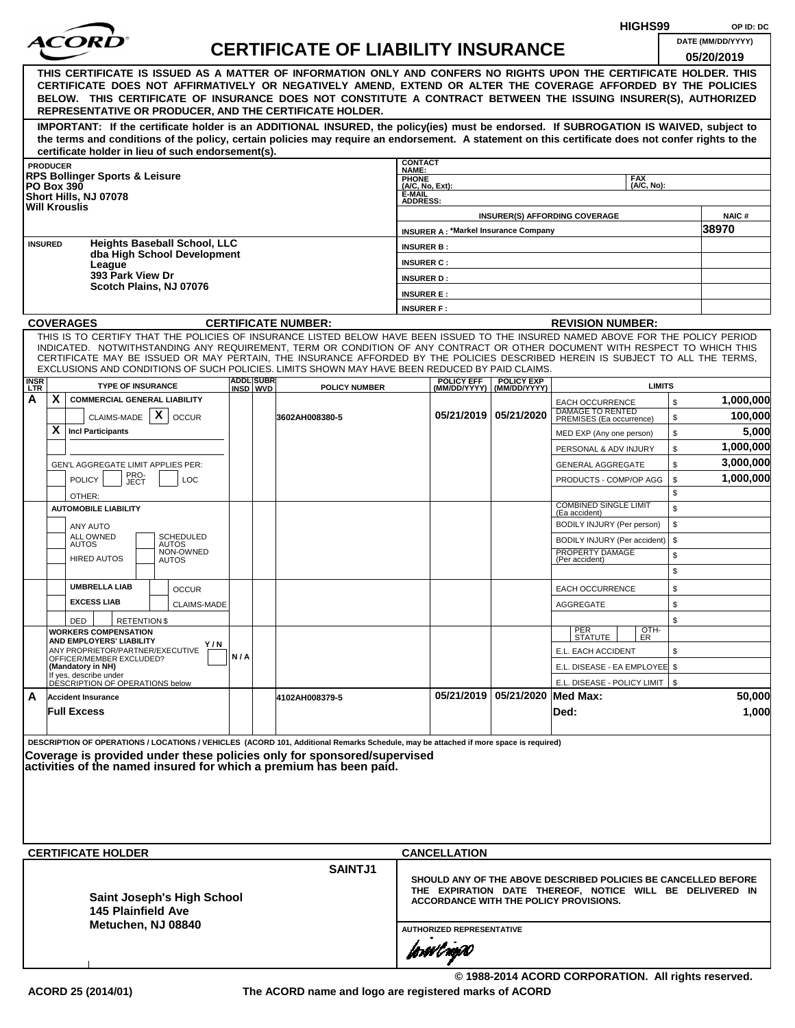HIGHS99 OP ID: DC

# ACORD CERTIFICATE OF LIABILITY INSURANCE

DATE (MM/DD/YYYY): 05/20/2019

**THIS CERTIFICATE IS ISSUED AS A MATTER OF INFORMATION ONLY AND CONFERS NO RIGHTS UPON THE CERTIFICATE HOLDER. THIS CERTIFICATE DOES NOT AFFIRMATIVELY OR NEGATIVELY AMEND, EXTEND OR ALTER THE COVERAGE AFFORDED BY THE POLICIES BELOW. THIS CERTIFICATE OF INSURANCE DOES NOT CONSTITUTE A CONTRACT BETWEEN THE ISSUING INSURER(S), AUTHORIZED REPRESENTATIVE OR PRODUCER, AND THE CERTIFICATE HOLDER.**

**IMPORTANT: If the certificate holder is an ADDITIONAL INSURED, the policy(ies) must be endorsed. If SUBROGATION IS WAIVED, subject to the terms and conditions of the policy, certain policies may require an endorsement. A statement on this certificate does not confer rights to the certificate holder in lieu of such endorsement(s).**

**PRODUCER**
RPS Bollinger Sports & Leisure
PO Box 390
Short Hills, NJ 07078
Will Krouslis

CONTACT NAME:
PHONE (A/C, No, Ext):
FAX (A/C, No):
E-MAIL ADDRESS:

| INSURER(S) AFFORDING COVERAGE | NAIC # |
|---|---|
| INSURER A : *Markel Insurance Company | 38970 |
| INSURER B : | |
| INSURER C : | |
| INSURER D : | |
| INSURER E : | |
| INSURER F : | |

**INSURED**
Heights Baseball School, LLC
dba High School Development League
393 Park View Dr
Scotch Plains, NJ 07076

**COVERAGES** CERTIFICATE NUMBER: REVISION NUMBER:

THIS IS TO CERTIFY THAT THE POLICIES OF INSURANCE LISTED BELOW HAVE BEEN ISSUED TO THE INSURED NAMED ABOVE FOR THE POLICY PERIOD INDICATED. NOTWITHSTANDING ANY REQUIREMENT, TERM OR CONDITION OF ANY CONTRACT OR OTHER DOCUMENT WITH RESPECT TO WHICH THIS CERTIFICATE MAY BE ISSUED OR MAY PERTAIN, THE INSURANCE AFFORDED BY THE POLICIES DESCRIBED HEREIN IS SUBJECT TO ALL THE TERMS, EXCLUSIONS AND CONDITIONS OF SUCH POLICIES. LIMITS SHOWN MAY HAVE BEEN REDUCED BY PAID CLAIMS.

| INSR LTR | TYPE OF INSURANCE | ADDL INSD | SUBR WVD | POLICY NUMBER | POLICY EFF (MM/DD/YYYY) | POLICY EXP (MM/DD/YYYY) | LIMITS | |
|---|---|---|---|---|---|---|---|---|
| A | X COMMERCIAL GENERAL LIABILITY | | | 3602AH008380-5 | 05/21/2019 | 05/21/2020 | EACH OCCURRENCE | $ 1,000,000 |
| | CLAIMS-MADE [X] OCCUR | | | | | | DAMAGE TO RENTED PREMISES (Ea occurrence) | $ 100,000 |
| | X Incl Participants | | | | | | MED EXP (Any one person) | $ 5,000 |
| | | | | | | | PERSONAL & ADV INJURY | $ 1,000,000 |
| | GEN'L AGGREGATE LIMIT APPLIES PER: | | | | | | GENERAL AGGREGATE | $ 3,000,000 |
| | POLICY / PRO-JECT / LOC | | | | | | PRODUCTS - COMP/OP AGG | $ 1,000,000 |
| | OTHER: | | | | | | | $ |
| | AUTOMOBILE LIABILITY | | | | | | COMBINED SINGLE LIMIT (Ea accident) | $ |
| | ANY AUTO | | | | | | BODILY INJURY (Per person) | $ |
| | ALL OWNED AUTOS / SCHEDULED AUTOS | | | | | | BODILY INJURY (Per accident) | $ |
| | HIRED AUTOS / NON-OWNED AUTOS | | | | | | PROPERTY DAMAGE (Per accident) | $ |
| | | | | | | | | $ |
| | UMBRELLA LIAB / OCCUR | | | | | | EACH OCCURRENCE | $ |
| | EXCESS LIAB / CLAIMS-MADE | | | | | | AGGREGATE | $ |
| | DED / RETENTION $ | | | | | | | $ |
| | WORKERS COMPENSATION AND EMPLOYERS' LIABILITY Y/N; ANY PROPRIETOR/PARTNER/EXECUTIVE OFFICER/MEMBER EXCLUDED? (Mandatory in NH) If yes, describe under DESCRIPTION OF OPERATIONS below | N / A | | | | | PER STATUTE / OTH-ER | |
| | | | | | | | E.L. EACH ACCIDENT | $ |
| | | | | | | | E.L. DISEASE - EA EMPLOYEE | $ |
| | | | | | | | E.L. DISEASE - POLICY LIMIT | $ |
| A | Accident Insurance | | | 4102AH008379-5 | 05/21/2019 | 05/21/2020 | Med Max: | 50,000 |
| | Full Excess | | | | | | Ded: | 1,000 |

DESCRIPTION OF OPERATIONS / LOCATIONS / VEHICLES (ACORD 101, Additional Remarks Schedule, may be attached if more space is required)

**Coverage is provided under these policies only for sponsored/supervised activities of the named insured for which a premium has been paid.**

**CERTIFICATE HOLDER**

SAINTJ1

Saint Joseph's High School
145 Plainfield Ave
Metuchen, NJ 08840

**CANCELLATION**

SHOULD ANY OF THE ABOVE DESCRIBED POLICIES BE CANCELLED BEFORE THE EXPIRATION DATE THEREOF, NOTICE WILL BE DELIVERED IN ACCORDANCE WITH THE POLICY PROVISIONS.

AUTHORIZED REPRESENTATIVE

© 1988-2014 ACORD CORPORATION. All rights reserved.

ACORD 25 (2014/01) The ACORD name and logo are registered marks of ACORD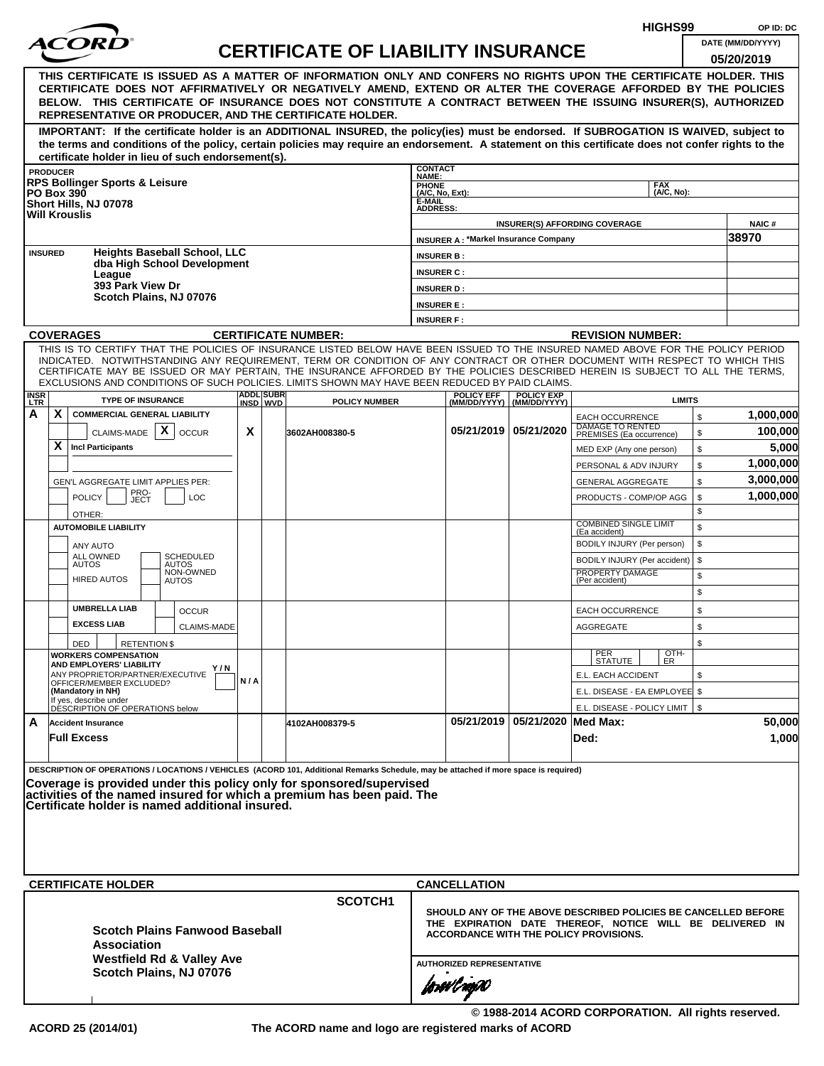HIGHS99 OP ID: DC

# ACORD CERTIFICATE OF LIABILITY INSURANCE

DATE (MM/DD/YYYY): 05/20/2019

**THIS CERTIFICATE IS ISSUED AS A MATTER OF INFORMATION ONLY AND CONFERS NO RIGHTS UPON THE CERTIFICATE HOLDER. THIS CERTIFICATE DOES NOT AFFIRMATIVELY OR NEGATIVELY AMEND, EXTEND OR ALTER THE COVERAGE AFFORDED BY THE POLICIES BELOW. THIS CERTIFICATE OF INSURANCE DOES NOT CONSTITUTE A CONTRACT BETWEEN THE ISSUING INSURER(S), AUTHORIZED REPRESENTATIVE OR PRODUCER, AND THE CERTIFICATE HOLDER.**

**IMPORTANT: If the certificate holder is an ADDITIONAL INSURED, the policy(ies) must be endorsed. If SUBROGATION IS WAIVED, subject to the terms and conditions of the policy, certain policies may require an endorsement. A statement on this certificate does not confer rights to the certificate holder in lieu of such endorsement(s).**

| PRODUCER | CONTACT NAME: | |
|---|---|---|
| RPS Bollinger Sports & Leisure<br>PO Box 390<br>Short Hills, NJ 07078<br>Will Krouslis | PHONE (A/C, No, Ext): | FAX (A/C, No): |
| | E-MAIL ADDRESS: | |

| INSURER(S) AFFORDING COVERAGE | NAIC # |
|---|---|
| INSURER A : *Markel Insurance Company | 38970 |
| INSURER B : | |
| INSURER C : | |
| INSURER D : | |
| INSURER E : | |
| INSURER F : | |

**INSURED**
Heights Baseball School, LLC
dba High School Development League
393 Park View Dr
Scotch Plains, NJ 07076

## COVERAGES

CERTIFICATE NUMBER: REVISION NUMBER:

THIS IS TO CERTIFY THAT THE POLICIES OF INSURANCE LISTED BELOW HAVE BEEN ISSUED TO THE INSURED NAMED ABOVE FOR THE POLICY PERIOD INDICATED. NOTWITHSTANDING ANY REQUIREMENT, TERM OR CONDITION OF ANY CONTRACT OR OTHER DOCUMENT WITH RESPECT TO WHICH THIS CERTIFICATE MAY BE ISSUED OR MAY PERTAIN, THE INSURANCE AFFORDED BY THE POLICIES DESCRIBED HEREIN IS SUBJECT TO ALL THE TERMS, EXCLUSIONS AND CONDITIONS OF SUCH POLICIES. LIMITS SHOWN MAY HAVE BEEN REDUCED BY PAID CLAIMS.

| INSR LTR | TYPE OF INSURANCE | ADDL INSD | SUBR WVD | POLICY NUMBER | POLICY EFF (MM/DD/YYYY) | POLICY EXP (MM/DD/YYYY) | LIMITS | |
|---|---|---|---|---|---|---|---|---|
| A | X COMMERCIAL GENERAL LIABILITY | | | | | | EACH OCCURRENCE | $ 1,000,000 |
| | CLAIMS-MADE X OCCUR | X | | 3602AH008380-5 | 05/21/2019 | 05/21/2020 | DAMAGE TO RENTED PREMISES (Ea occurrence) | $ 100,000 |
| | X Incl Participants | | | | | | MED EXP (Any one person) | $ 5,000 |
| | | | | | | | PERSONAL & ADV INJURY | $ 1,000,000 |
| | GEN'L AGGREGATE LIMIT APPLIES PER: | | | | | | GENERAL AGGREGATE | $ 3,000,000 |
| | POLICY PRO-JECT LOC | | | | | | PRODUCTS - COMP/OP AGG | $ 1,000,000 |
| | OTHER: | | | | | | | $ |
| | AUTOMOBILE LIABILITY | | | | | | COMBINED SINGLE LIMIT (Ea accident) | $ |
| | ANY AUTO | | | | | | BODILY INJURY (Per person) | $ |
| | ALL OWNED AUTOS / SCHEDULED AUTOS | | | | | | BODILY INJURY (Per accident) | $ |
| | HIRED AUTOS / NON-OWNED AUTOS | | | | | | PROPERTY DAMAGE (Per accident) | $ |
| | | | | | | | | $ |
| | UMBRELLA LIAB / OCCUR | | | | | | EACH OCCURRENCE | $ |
| | EXCESS LIAB / CLAIMS-MADE | | | | | | AGGREGATE | $ |
| | DED RETENTION $ | | | | | | | $ |
| | WORKERS COMPENSATION AND EMPLOYERS' LIABILITY Y/N<br>ANY PROPRIETOR/PARTNER/EXECUTIVE OFFICER/MEMBER EXCLUDED? (Mandatory in NH)<br>If yes, describe under DESCRIPTION OF OPERATIONS below | N/A | | | | | PER STATUTE / OTH-ER | |
| | | | | | | | E.L. EACH ACCIDENT | $ |
| | | | | | | | E.L. DISEASE - EA EMPLOYEE | $ |
| | | | | | | | E.L. DISEASE - POLICY LIMIT | $ |
| A | Accident Insurance | | | 4102AH008379-5 | 05/21/2019 | 05/21/2020 | Med Max: | 50,000 |
| | Full Excess | | | | | | Ded: | 1,000 |

DESCRIPTION OF OPERATIONS / LOCATIONS / VEHICLES (ACORD 101, Additional Remarks Schedule, may be attached if more space is required)

**Coverage is provided under this policy only for sponsored/supervised activities of the named insured for which a premium has been paid. The Certificate holder is named additional insured.**

## CERTIFICATE HOLDER

SCOTCH1

**Scotch Plains Fanwood Baseball Association**
**Westfield Rd & Valley Ave**
**Scotch Plains, NJ 07076**

## CANCELLATION

SHOULD ANY OF THE ABOVE DESCRIBED POLICIES BE CANCELLED BEFORE THE EXPIRATION DATE THEREOF, NOTICE WILL BE DELIVERED IN ACCORDANCE WITH THE POLICY PROVISIONS.

AUTHORIZED REPRESENTATIVE

© 1988-2014 ACORD CORPORATION. All rights reserved.

ACORD 25 (2014/01) The ACORD name and logo are registered marks of ACORD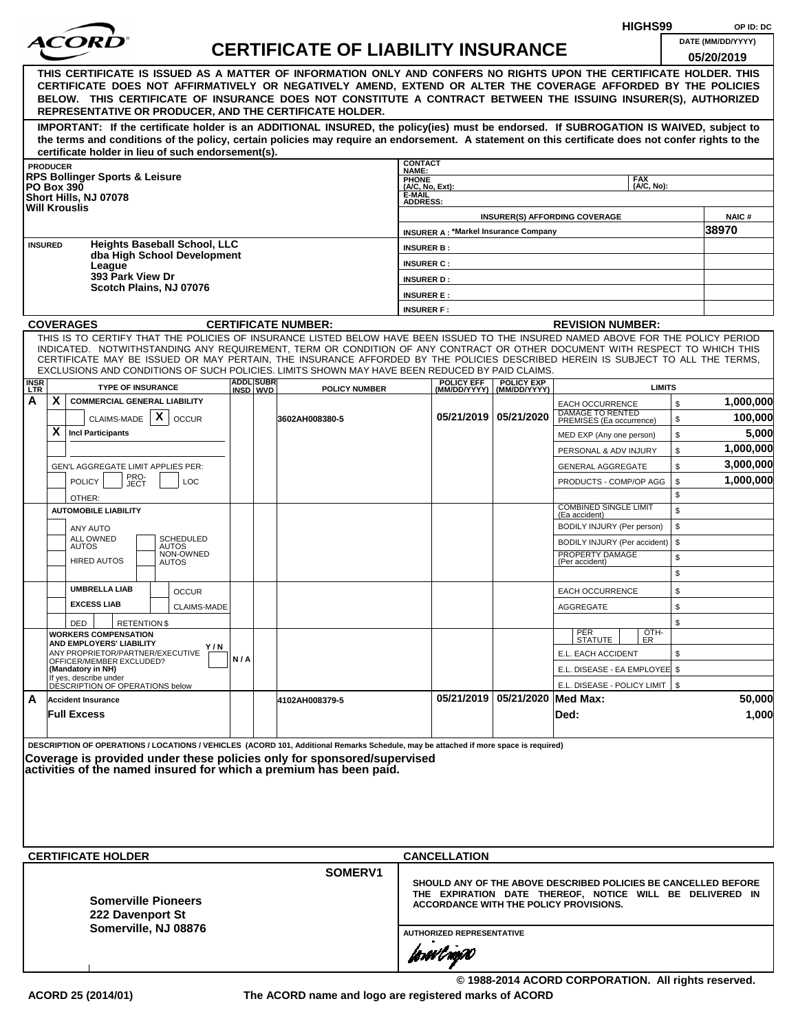HIGHS99 OP ID: DC

# ACORD CERTIFICATE OF LIABILITY INSURANCE

DATE (MM/DD/YYYY): 05/20/2019

**THIS CERTIFICATE IS ISSUED AS A MATTER OF INFORMATION ONLY AND CONFERS NO RIGHTS UPON THE CERTIFICATE HOLDER. THIS CERTIFICATE DOES NOT AFFIRMATIVELY OR NEGATIVELY AMEND, EXTEND OR ALTER THE COVERAGE AFFORDED BY THE POLICIES BELOW. THIS CERTIFICATE OF INSURANCE DOES NOT CONSTITUTE A CONTRACT BETWEEN THE ISSUING INSURER(S), AUTHORIZED REPRESENTATIVE OR PRODUCER, AND THE CERTIFICATE HOLDER.**

**IMPORTANT: If the certificate holder is an ADDITIONAL INSURED, the policy(ies) must be endorsed. If SUBROGATION IS WAIVED, subject to the terms and conditions of the policy, certain policies may require an endorsement. A statement on this certificate does not confer rights to the certificate holder in lieu of such endorsement(s).**

| PRODUCER | CONTACT NAME: | |
|---|---|---|
| RPS Bollinger Sports & Leisure | PHONE (A/C, No, Ext): | FAX (A/C, No): |
| PO Box 390 | E-MAIL ADDRESS: | |
| Short Hills, NJ 07078 | INSURER(S) AFFORDING COVERAGE | NAIC # |
| Will Krouslis | INSURER A : *Markel Insurance Company | 38970 |
| INSURED: Heights Baseball School, LLC dba High School Development League, 393 Park View Dr, Scotch Plains, NJ 07076 | INSURER B : | |
| | INSURER C : | |
| | INSURER D : | |
| | INSURER E : | |
| | INSURER F : | |

**COVERAGES** CERTIFICATE NUMBER: REVISION NUMBER:

THIS IS TO CERTIFY THAT THE POLICIES OF INSURANCE LISTED BELOW HAVE BEEN ISSUED TO THE INSURED NAMED ABOVE FOR THE POLICY PERIOD INDICATED. NOTWITHSTANDING ANY REQUIREMENT, TERM OR CONDITION OF ANY CONTRACT OR OTHER DOCUMENT WITH RESPECT TO WHICH THIS CERTIFICATE MAY BE ISSUED OR MAY PERTAIN, THE INSURANCE AFFORDED BY THE POLICIES DESCRIBED HEREIN IS SUBJECT TO ALL THE TERMS, EXCLUSIONS AND CONDITIONS OF SUCH POLICIES. LIMITS SHOWN MAY HAVE BEEN REDUCED BY PAID CLAIMS.

| INSR LTR | TYPE OF INSURANCE | ADDL INSD | SUBR WVD | POLICY NUMBER | POLICY EFF (MM/DD/YYYY) | POLICY EXP (MM/DD/YYYY) | LIMITS | |
|---|---|---|---|---|---|---|---|---|
| A | X COMMERCIAL GENERAL LIABILITY | | | 3602AH008380-5 | 05/21/2019 | 05/21/2020 | EACH OCCURRENCE | $ 1,000,000 |
| | CLAIMS-MADE [X] OCCUR | | | | | | DAMAGE TO RENTED PREMISES (Ea occurrence) | $ 100,000 |
| | X Incl Participants | | | | | | MED EXP (Any one person) | $ 5,000 |
| | | | | | | | PERSONAL & ADV INJURY | $ 1,000,000 |
| | GEN'L AGGREGATE LIMIT APPLIES PER: | | | | | | GENERAL AGGREGATE | $ 3,000,000 |
| | POLICY / PRO-JECT / LOC | | | | | | PRODUCTS - COMP/OP AGG | $ 1,000,000 |
| | OTHER: | | | | | | | $ |
| | AUTOMOBILE LIABILITY | | | | | | COMBINED SINGLE LIMIT (Ea accident) | $ |
| | ANY AUTO | | | | | | BODILY INJURY (Per person) | $ |
| | ALL OWNED AUTOS / SCHEDULED AUTOS | | | | | | BODILY INJURY (Per accident) | $ |
| | HIRED AUTOS / NON-OWNED AUTOS | | | | | | PROPERTY DAMAGE (Per accident) | $ |
| | | | | | | | | $ |
| | UMBRELLA LIAB / OCCUR | | | | | | EACH OCCURRENCE | $ |
| | EXCESS LIAB / CLAIMS-MADE | | | | | | AGGREGATE | $ |
| | DED / RETENTION $ | | | | | | | $ |
| | WORKERS COMPENSATION AND EMPLOYERS' LIABILITY Y/N; ANY PROPRIETOR/PARTNER/EXECUTIVE OFFICER/MEMBER EXCLUDED? (Mandatory in NH) If yes, describe under DESCRIPTION OF OPERATIONS below | N / A | | | | | PER STATUTE / OTH-ER | |
| | | | | | | | E.L. EACH ACCIDENT | $ |
| | | | | | | | E.L. DISEASE - EA EMPLOYEE | $ |
| | | | | | | | E.L. DISEASE - POLICY LIMIT | $ |
| A | Accident Insurance | | | 4102AH008379-5 | 05/21/2019 | 05/21/2020 | Med Max: | 50,000 |
| | Full Excess | | | | | | Ded: | 1,000 |

**DESCRIPTION OF OPERATIONS / LOCATIONS / VEHICLES** (ACORD 101, Additional Remarks Schedule, may be attached if more space is required)

**Coverage is provided under these policies only for sponsored/supervised activities of the named insured for which a premium has been paid.**

| CERTIFICATE HOLDER | CANCELLATION |
|---|---|
| SOMERV1 | SHOULD ANY OF THE ABOVE DESCRIBED POLICIES BE CANCELLED BEFORE THE EXPIRATION DATE THEREOF, NOTICE WILL BE DELIVERED IN ACCORDANCE WITH THE POLICY PROVISIONS. |
| Somerville Pioneers<br>222 Davenport St<br>Somerville, NJ 08876 | AUTHORIZED REPRESENTATIVE |

© 1988-2014 ACORD CORPORATION. All rights reserved.

ACORD 25 (2014/01) The ACORD name and logo are registered marks of ACORD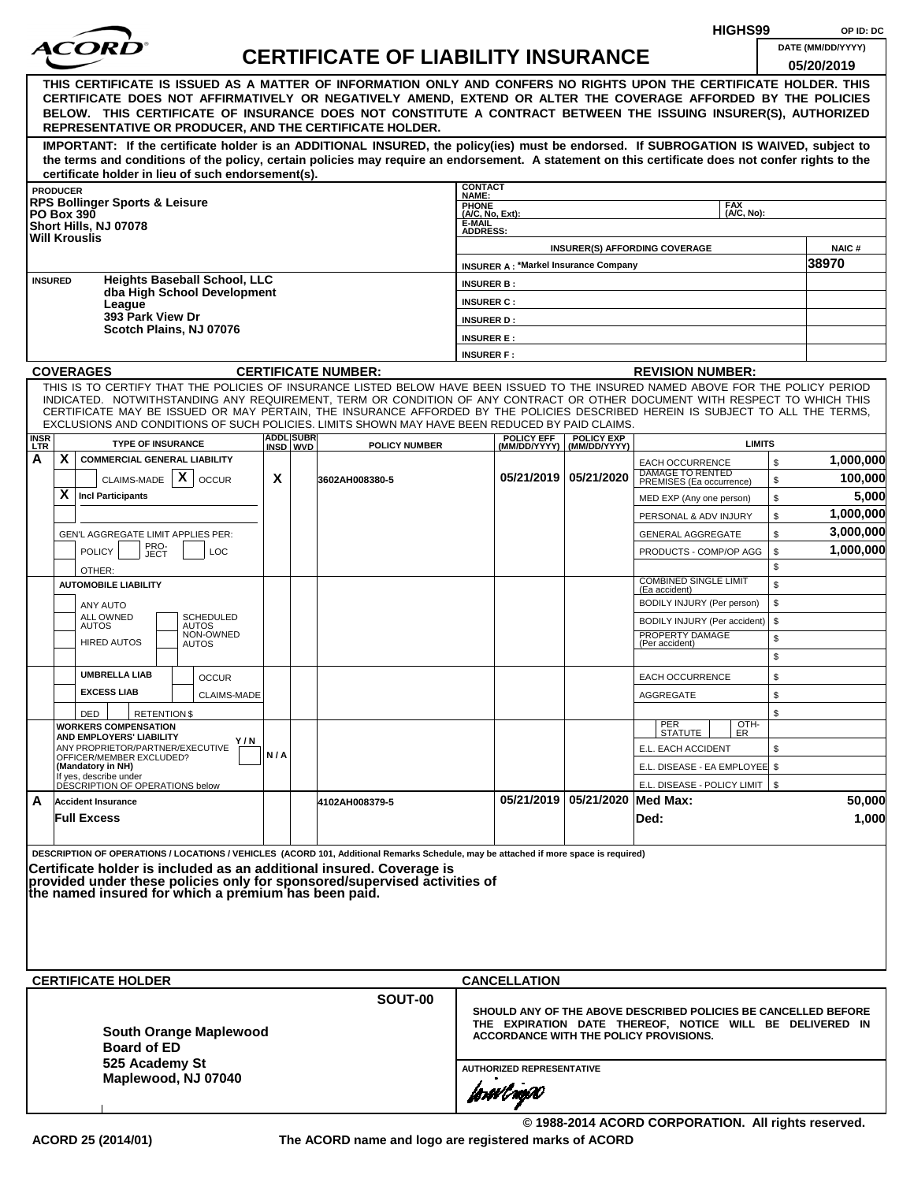HIGHS99 OP ID: DC

# ACORD CERTIFICATE OF LIABILITY INSURANCE

DATE (MM/DD/YYYY): 05/20/2019

**THIS CERTIFICATE IS ISSUED AS A MATTER OF INFORMATION ONLY AND CONFERS NO RIGHTS UPON THE CERTIFICATE HOLDER. THIS CERTIFICATE DOES NOT AFFIRMATIVELY OR NEGATIVELY AMEND, EXTEND OR ALTER THE COVERAGE AFFORDED BY THE POLICIES BELOW. THIS CERTIFICATE OF INSURANCE DOES NOT CONSTITUTE A CONTRACT BETWEEN THE ISSUING INSURER(S), AUTHORIZED REPRESENTATIVE OR PRODUCER, AND THE CERTIFICATE HOLDER.**

**IMPORTANT: If the certificate holder is an ADDITIONAL INSURED, the policy(ies) must be endorsed. If SUBROGATION IS WAIVED, subject to the terms and conditions of the policy, certain policies may require an endorsement. A statement on this certificate does not confer rights to the certificate holder in lieu of such endorsement(s).**

| PRODUCER | CONTACT NAME: | | |
|---|---|---|---|
| RPS Bollinger Sports & Leisure<br>PO Box 390<br>Short Hills, NJ 07078<br>Will Krouslis | PHONE (A/C, No, Ext): | FAX (A/C, No): | |
| | E-MAIL ADDRESS: | | |
| | INSURER(S) AFFORDING COVERAGE | | NAIC # |
| | INSURER A : *Markel Insurance Company | | 38970 |
| INSURED<br>Heights Baseball School, LLC<br>dba High School Development League<br>393 Park View Dr<br>Scotch Plains, NJ 07076 | INSURER B : | | |
| | INSURER C : | | |
| | INSURER D : | | |
| | INSURER E : | | |
| | INSURER F : | | |

**COVERAGES** **CERTIFICATE NUMBER:** **REVISION NUMBER:**

THIS IS TO CERTIFY THAT THE POLICIES OF INSURANCE LISTED BELOW HAVE BEEN ISSUED TO THE INSURED NAMED ABOVE FOR THE POLICY PERIOD INDICATED. NOTWITHSTANDING ANY REQUIREMENT, TERM OR CONDITION OF ANY CONTRACT OR OTHER DOCUMENT WITH RESPECT TO WHICH THIS CERTIFICATE MAY BE ISSUED OR MAY PERTAIN, THE INSURANCE AFFORDED BY THE POLICIES DESCRIBED HEREIN IS SUBJECT TO ALL THE TERMS, EXCLUSIONS AND CONDITIONS OF SUCH POLICIES. LIMITS SHOWN MAY HAVE BEEN REDUCED BY PAID CLAIMS.

| INSR LTR | TYPE OF INSURANCE | ADDL INSD | SUBR WVD | POLICY NUMBER | POLICY EFF (MM/DD/YYYY) | POLICY EXP (MM/DD/YYYY) | LIMITS | |
|---|---|---|---|---|---|---|---|---|
| A | X COMMERCIAL GENERAL LIABILITY | | | | | | EACH OCCURRENCE | $ 1,000,000 |
| | CLAIMS-MADE [X] OCCUR | X | | 3602AH008380-5 | 05/21/2019 | 05/21/2020 | DAMAGE TO RENTED PREMISES (Ea occurrence) | $ 100,000 |
| | X Incl Participants | | | | | | MED EXP (Any one person) | $ 5,000 |
| | | | | | | | PERSONAL & ADV INJURY | $ 1,000,000 |
| | GEN'L AGGREGATE LIMIT APPLIES PER: | | | | | | GENERAL AGGREGATE | $ 3,000,000 |
| | POLICY / PRO-JECT / LOC | | | | | | PRODUCTS - COMP/OP AGG | $ 1,000,000 |
| | OTHER: | | | | | | | $ |
| | AUTOMOBILE LIABILITY | | | | | | COMBINED SINGLE LIMIT (Ea accident) | $ |
| | ANY AUTO | | | | | | BODILY INJURY (Per person) | $ |
| | ALL OWNED AUTOS / SCHEDULED AUTOS | | | | | | BODILY INJURY (Per accident) | $ |
| | HIRED AUTOS / NON-OWNED AUTOS | | | | | | PROPERTY DAMAGE (Per accident) | $ |
| | | | | | | | | $ |
| | UMBRELLA LIAB / OCCUR | | | | | | EACH OCCURRENCE | $ |
| | EXCESS LIAB / CLAIMS-MADE | | | | | | AGGREGATE | $ |
| | DED / RETENTION $ | | | | | | | $ |
| | WORKERS COMPENSATION AND EMPLOYERS' LIABILITY Y/N<br>ANY PROPRIETOR/PARTNER/EXECUTIVE OFFICER/MEMBER EXCLUDED? (Mandatory in NH)<br>If yes, describe under DESCRIPTION OF OPERATIONS below | N/A | | | | | PER STATUTE / OTH-ER | |
| | | | | | | | E.L. EACH ACCIDENT | $ |
| | | | | | | | E.L. DISEASE - EA EMPLOYEE | $ |
| | | | | | | | E.L. DISEASE - POLICY LIMIT | $ |
| A | Accident Insurance | | | 4102AH008379-5 | 05/21/2019 | 05/21/2020 | Med Max: | 50,000 |
| | Full Excess | | | | | | Ded: | 1,000 |

**DESCRIPTION OF OPERATIONS / LOCATIONS / VEHICLES** (ACORD 101, Additional Remarks Schedule, may be attached if more space is required)

**Certificate holder is included as an additional insured. Coverage is provided under these policies only for sponsored/supervised activities of the named insured for which a premium has been paid.**

| CERTIFICATE HOLDER | CANCELLATION |
|---|---|
| SOUT-00<br>**South Orange Maplewood Board of ED**<br>**525 Academy St**<br>**Maplewood, NJ 07040** | **SHOULD ANY OF THE ABOVE DESCRIBED POLICIES BE CANCELLED BEFORE THE EXPIRATION DATE THEREOF, NOTICE WILL BE DELIVERED IN ACCORDANCE WITH THE POLICY PROVISIONS.**<br><br>AUTHORIZED REPRESENTATIVE |

© 1988-2014 ACORD CORPORATION. All rights reserved.

ACORD 25 (2014/01) The ACORD name and logo are registered marks of ACORD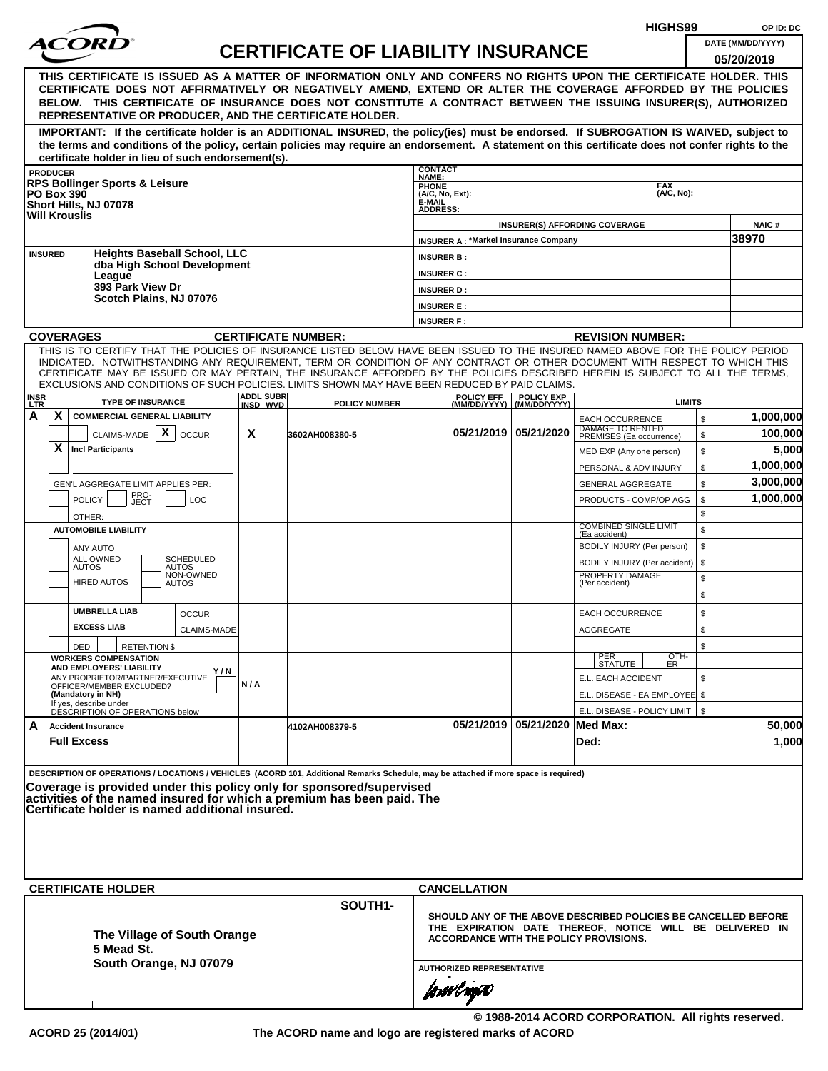ACORD

# CERTIFICATE OF LIABILITY INSURANCE

HIGHS99 OP ID: DC

DATE (MM/DD/YYYY): 05/20/2019

**THIS CERTIFICATE IS ISSUED AS A MATTER OF INFORMATION ONLY AND CONFERS NO RIGHTS UPON THE CERTIFICATE HOLDER. THIS CERTIFICATE DOES NOT AFFIRMATIVELY OR NEGATIVELY AMEND, EXTEND OR ALTER THE COVERAGE AFFORDED BY THE POLICIES BELOW. THIS CERTIFICATE OF INSURANCE DOES NOT CONSTITUTE A CONTRACT BETWEEN THE ISSUING INSURER(S), AUTHORIZED REPRESENTATIVE OR PRODUCER, AND THE CERTIFICATE HOLDER.**

**IMPORTANT: If the certificate holder is an ADDITIONAL INSURED, the policy(ies) must be endorsed. If SUBROGATION IS WAIVED, subject to the terms and conditions of the policy, certain policies may require an endorsement. A statement on this certificate does not confer rights to the certificate holder in lieu of such endorsement(s).**

| PRODUCER | CONTACT NAME: | |
|---|---|---|
| RPS Bollinger Sports & Leisure<br>PO Box 390<br>Short Hills, NJ 07078<br>Will Krouslis | PHONE (A/C, No, Ext): | FAX (A/C, No): |
| | E-MAIL ADDRESS: | |
| | INSURER(S) AFFORDING COVERAGE | NAIC # |
| | INSURER A : *Markel Insurance Company | 38970 |
| INSURED | INSURER B : | |
| Heights Baseball School, LLC<br>dba High School Development League<br>393 Park View Dr<br>Scotch Plains, NJ 07076 | INSURER C : | |
| | INSURER D : | |
| | INSURER E : | |
| | INSURER F : | |

**COVERAGES** CERTIFICATE NUMBER: REVISION NUMBER:

THIS IS TO CERTIFY THAT THE POLICIES OF INSURANCE LISTED BELOW HAVE BEEN ISSUED TO THE INSURED NAMED ABOVE FOR THE POLICY PERIOD INDICATED. NOTWITHSTANDING ANY REQUIREMENT, TERM OR CONDITION OF ANY CONTRACT OR OTHER DOCUMENT WITH RESPECT TO WHICH THIS CERTIFICATE MAY BE ISSUED OR MAY PERTAIN, THE INSURANCE AFFORDED BY THE POLICIES DESCRIBED HEREIN IS SUBJECT TO ALL THE TERMS, EXCLUSIONS AND CONDITIONS OF SUCH POLICIES. LIMITS SHOWN MAY HAVE BEEN REDUCED BY PAID CLAIMS.

| INSR LTR | TYPE OF INSURANCE | ADDL INSD | SUBR WVD | POLICY NUMBER | POLICY EFF (MM/DD/YYYY) | POLICY EXP (MM/DD/YYYY) | LIMITS | |
|---|---|---|---|---|---|---|---|---|
| A | X COMMERCIAL GENERAL LIABILITY | | | | | | EACH OCCURRENCE | $ 1,000,000 |
| | CLAIMS-MADE [X] OCCUR | X | | 3602AH008380-5 | 05/21/2019 | 05/21/2020 | DAMAGE TO RENTED PREMISES (Ea occurrence) | $ 100,000 |
| | X Incl Participants | | | | | | MED EXP (Any one person) | $ 5,000 |
| | | | | | | | PERSONAL & ADV INJURY | $ 1,000,000 |
| | GEN'L AGGREGATE LIMIT APPLIES PER: | | | | | | GENERAL AGGREGATE | $ 3,000,000 |
| | POLICY / PRO-JECT / LOC | | | | | | PRODUCTS - COMP/OP AGG | $ 1,000,000 |
| | OTHER: | | | | | | | $ |
| | AUTOMOBILE LIABILITY | | | | | | COMBINED SINGLE LIMIT (Ea accident) | $ |
| | ANY AUTO | | | | | | BODILY INJURY (Per person) | $ |
| | ALL OWNED AUTOS / SCHEDULED AUTOS | | | | | | BODILY INJURY (Per accident) | $ |
| | HIRED AUTOS / NON-OWNED AUTOS | | | | | | PROPERTY DAMAGE (Per accident) | $ |
| | | | | | | | | $ |
| | UMBRELLA LIAB / OCCUR | | | | | | EACH OCCURRENCE | $ |
| | EXCESS LIAB / CLAIMS-MADE | | | | | | AGGREGATE | $ |
| | DED / RETENTION $ | | | | | | | $ |
| | WORKERS COMPENSATION AND EMPLOYERS' LIABILITY Y/N<br>ANY PROPRIETOR/PARTNER/EXECUTIVE OFFICER/MEMBER EXCLUDED? (Mandatory in NH)<br>If yes, describe under DESCRIPTION OF OPERATIONS below | N/A | | | | | PER STATUTE / OTH-ER | |
| | | | | | | | E.L. EACH ACCIDENT | $ |
| | | | | | | | E.L. DISEASE - EA EMPLOYEE | $ |
| | | | | | | | E.L. DISEASE - POLICY LIMIT | $ |
| A | Accident Insurance | | | 4102AH008379-5 | 05/21/2019 | 05/21/2020 | Med Max: | 50,000 |
| | Full Excess | | | | | | Ded: | 1,000 |

DESCRIPTION OF OPERATIONS / LOCATIONS / VEHICLES (ACORD 101, Additional Remarks Schedule, may be attached if more space is required)

**Coverage is provided under this policy only for sponsored/supervised activities of the named insured for which a premium has been paid. The Certificate holder is named additional insured.**

| CERTIFICATE HOLDER | CANCELLATION |
|---|---|
| SOUTH1-<br>**The Village of South Orange**<br>**5 Mead St.**<br>**South Orange, NJ 07079** | SHOULD ANY OF THE ABOVE DESCRIBED POLICIES BE CANCELLED BEFORE THE EXPIRATION DATE THEREOF, NOTICE WILL BE DELIVERED IN ACCORDANCE WITH THE POLICY PROVISIONS.<br><br>AUTHORIZED REPRESENTATIVE |

© 1988-2014 ACORD CORPORATION. All rights reserved.

ACORD 25 (2014/01) The ACORD name and logo are registered marks of ACORD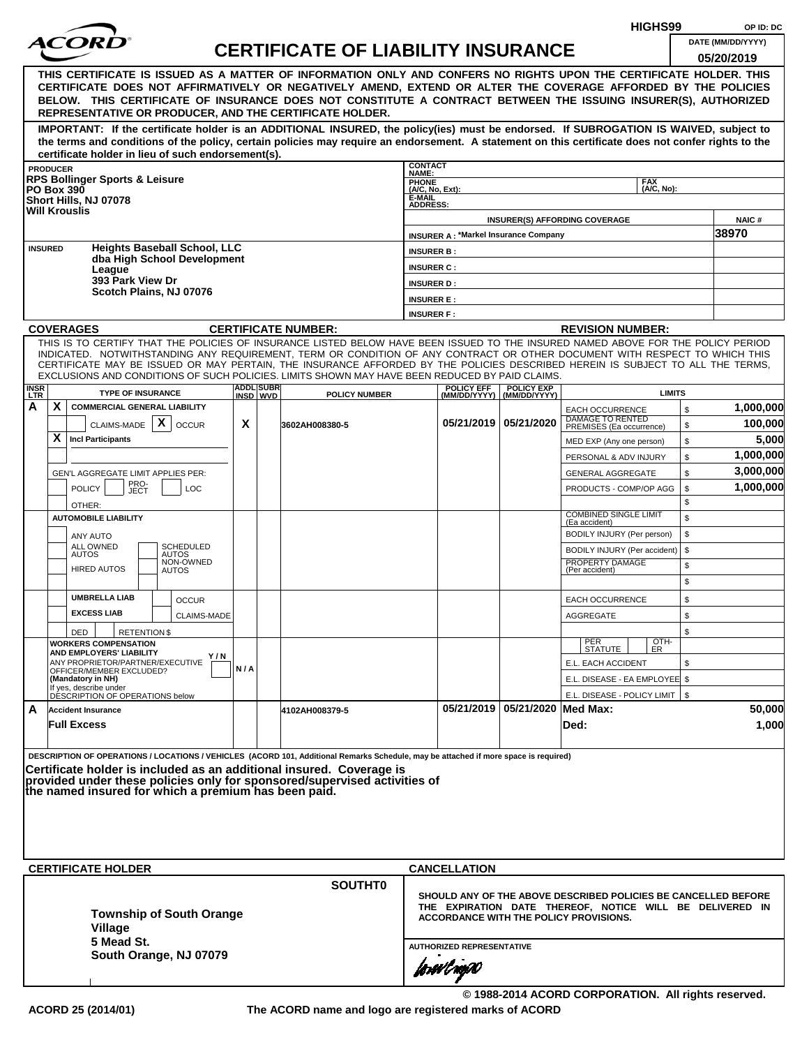HIGHS99 OP ID: DC

# ACORD CERTIFICATE OF LIABILITY INSURANCE

DATE (MM/DD/YYYY) 05/20/2019

**THIS CERTIFICATE IS ISSUED AS A MATTER OF INFORMATION ONLY AND CONFERS NO RIGHTS UPON THE CERTIFICATE HOLDER. THIS CERTIFICATE DOES NOT AFFIRMATIVELY OR NEGATIVELY AMEND, EXTEND OR ALTER THE COVERAGE AFFORDED BY THE POLICIES BELOW. THIS CERTIFICATE OF INSURANCE DOES NOT CONSTITUTE A CONTRACT BETWEEN THE ISSUING INSURER(S), AUTHORIZED REPRESENTATIVE OR PRODUCER, AND THE CERTIFICATE HOLDER.**

**IMPORTANT: If the certificate holder is an ADDITIONAL INSURED, the policy(ies) must be endorsed. If SUBROGATION IS WAIVED, subject to the terms and conditions of the policy, certain policies may require an endorsement. A statement on this certificate does not confer rights to the certificate holder in lieu of such endorsement(s).**

| PRODUCER | CONTACT NAME: | | |
|---|---|---|---|
| RPS Bollinger Sports & Leisure<br>PO Box 390<br>Short Hills, NJ 07078<br>Will Krouslis | PHONE (A/C, No, Ext): | FAX (A/C, No): | |
| | E-MAIL ADDRESS: | | |
| | INSURER(S) AFFORDING COVERAGE | | NAIC # |
| | INSURER A : *Markel Insurance Company | | 38970 |
| INSURED | INSURER B : | | |
| Heights Baseball School, LLC<br>dba High School Development League<br>393 Park View Dr<br>Scotch Plains, NJ 07076 | INSURER C : | | |
| | INSURER D : | | |
| | INSURER E : | | |
| | INSURER F : | | |

**COVERAGES** CERTIFICATE NUMBER: REVISION NUMBER:

THIS IS TO CERTIFY THAT THE POLICIES OF INSURANCE LISTED BELOW HAVE BEEN ISSUED TO THE INSURED NAMED ABOVE FOR THE POLICY PERIOD INDICATED. NOTWITHSTANDING ANY REQUIREMENT, TERM OR CONDITION OF ANY CONTRACT OR OTHER DOCUMENT WITH RESPECT TO WHICH THIS CERTIFICATE MAY BE ISSUED OR MAY PERTAIN, THE INSURANCE AFFORDED BY THE POLICIES DESCRIBED HEREIN IS SUBJECT TO ALL THE TERMS, EXCLUSIONS AND CONDITIONS OF SUCH POLICIES. LIMITS SHOWN MAY HAVE BEEN REDUCED BY PAID CLAIMS.

| INSR LTR | TYPE OF INSURANCE | ADDL INSD | SUBR WVD | POLICY NUMBER | POLICY EFF (MM/DD/YYYY) | POLICY EXP (MM/DD/YYYY) | LIMITS | |
|---|---|---|---|---|---|---|---|---|
| A | X COMMERCIAL GENERAL LIABILITY | | | | | | EACH OCCURRENCE | $ 1,000,000 |
| | CLAIMS-MADE [X] OCCUR | X | | 3602AH008380-5 | 05/21/2019 | 05/21/2020 | DAMAGE TO RENTED PREMISES (Ea occurrence) | $ 100,000 |
| | X Incl Participants | | | | | | MED EXP (Any one person) | $ 5,000 |
| | | | | | | | PERSONAL & ADV INJURY | $ 1,000,000 |
| | GEN'L AGGREGATE LIMIT APPLIES PER: | | | | | | GENERAL AGGREGATE | $ 3,000,000 |
| | POLICY PRO-JECT LOC | | | | | | PRODUCTS - COMP/OP AGG | $ 1,000,000 |
| | OTHER: | | | | | | | $ |
| | AUTOMOBILE LIABILITY | | | | | | COMBINED SINGLE LIMIT (Ea accident) | $ |
| | ANY AUTO | | | | | | BODILY INJURY (Per person) | $ |
| | ALL OWNED AUTOS / SCHEDULED AUTOS | | | | | | BODILY INJURY (Per accident) | $ |
| | HIRED AUTOS / NON-OWNED AUTOS | | | | | | PROPERTY DAMAGE (Per accident) | $ |
| | | | | | | | | $ |
| | UMBRELLA LIAB / OCCUR | | | | | | EACH OCCURRENCE | $ |
| | EXCESS LIAB / CLAIMS-MADE | | | | | | AGGREGATE | $ |
| | DED RETENTION $ | | | | | | | $ |
| | WORKERS COMPENSATION AND EMPLOYERS' LIABILITY Y/N | | | | | | PER STATUTE / OTH-ER | |
| | ANY PROPRIETOR/PARTNER/EXECUTIVE OFFICER/MEMBER EXCLUDED? (Mandatory in NH) | N/A | | | | | E.L. EACH ACCIDENT | $ |
| | If yes, describe under DESCRIPTION OF OPERATIONS below | | | | | | E.L. DISEASE - EA EMPLOYEE | $ |
| | | | | | | | E.L. DISEASE - POLICY LIMIT | $ |
| A | Accident Insurance | | | 4102AH008379-5 | 05/21/2019 | 05/21/2020 | Med Max: | 50,000 |
| | Full Excess | | | | | | Ded: | 1,000 |

DESCRIPTION OF OPERATIONS / LOCATIONS / VEHICLES (ACORD 101, Additional Remarks Schedule, may be attached if more space is required)

**Certificate holder is included as an additional insured. Coverage is provided under these policies only for sponsored/supervised activities of the named insured for which a premium has been paid.**

| CERTIFICATE HOLDER | CANCELLATION |
|---|---|
| SOUTHT0<br><br>**Township of South Orange Village**<br>**5 Mead St.**<br>**South Orange, NJ 07079** | SHOULD ANY OF THE ABOVE DESCRIBED POLICIES BE CANCELLED BEFORE THE EXPIRATION DATE THEREOF, NOTICE WILL BE DELIVERED IN ACCORDANCE WITH THE POLICY PROVISIONS.<br><br>AUTHORIZED REPRESENTATIVE |

© 1988-2014 ACORD CORPORATION. All rights reserved.

ACORD 25 (2014/01) The ACORD name and logo are registered marks of ACORD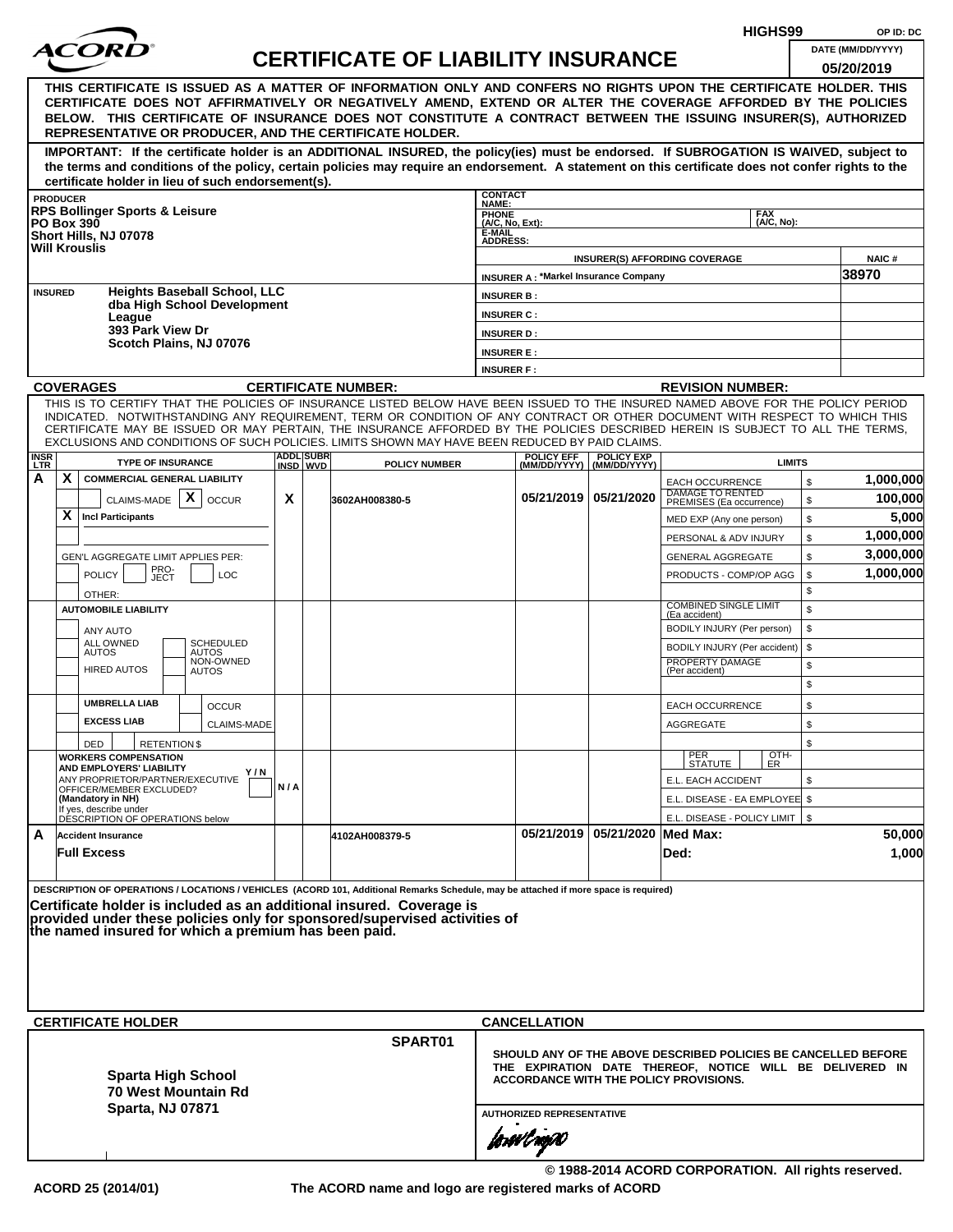HIGHS99 OP ID: DC

# ACORD CERTIFICATE OF LIABILITY INSURANCE

DATE (MM/DD/YYYY) **05/20/2019**

**THIS CERTIFICATE IS ISSUED AS A MATTER OF INFORMATION ONLY AND CONFERS NO RIGHTS UPON THE CERTIFICATE HOLDER. THIS CERTIFICATE DOES NOT AFFIRMATIVELY OR NEGATIVELY AMEND, EXTEND OR ALTER THE COVERAGE AFFORDED BY THE POLICIES BELOW. THIS CERTIFICATE OF INSURANCE DOES NOT CONSTITUTE A CONTRACT BETWEEN THE ISSUING INSURER(S), AUTHORIZED REPRESENTATIVE OR PRODUCER, AND THE CERTIFICATE HOLDER.**

**IMPORTANT: If the certificate holder is an ADDITIONAL INSURED, the policy(ies) must be endorsed. If SUBROGATION IS WAIVED, subject to the terms and conditions of the policy, certain policies may require an endorsement. A statement on this certificate does not confer rights to the certificate holder in lieu of such endorsement(s).**

| PRODUCER | CONTACT NAME: | | |
|---|---|---|---|
| **RPS Bollinger Sports & Leisure**<br>**PO Box 390**<br>**Short Hills, NJ 07078**<br>**Will Krouslis** | PHONE (A/C, No, Ext): | FAX (A/C, No): | |
| | E-MAIL ADDRESS: | | |
| | INSURER(S) AFFORDING COVERAGE | | NAIC # |
| | INSURER A : *Markel Insurance Company | | 38970 |
| INSURED **Heights Baseball School, LLC dba High School Development League 393 Park View Dr Scotch Plains, NJ 07076** | INSURER B : | | |
| | INSURER C : | | |
| | INSURER D : | | |
| | INSURER E : | | |
| | INSURER F : | | |

**COVERAGES** CERTIFICATE NUMBER: REVISION NUMBER:

THIS IS TO CERTIFY THAT THE POLICIES OF INSURANCE LISTED BELOW HAVE BEEN ISSUED TO THE INSURED NAMED ABOVE FOR THE POLICY PERIOD INDICATED. NOTWITHSTANDING ANY REQUIREMENT, TERM OR CONDITION OF ANY CONTRACT OR OTHER DOCUMENT WITH RESPECT TO WHICH THIS CERTIFICATE MAY BE ISSUED OR MAY PERTAIN, THE INSURANCE AFFORDED BY THE POLICIES DESCRIBED HEREIN IS SUBJECT TO ALL THE TERMS, EXCLUSIONS AND CONDITIONS OF SUCH POLICIES. LIMITS SHOWN MAY HAVE BEEN REDUCED BY PAID CLAIMS.

| INSR LTR | TYPE OF INSURANCE | ADDL INSD | SUBR WVD | POLICY NUMBER | POLICY EFF (MM/DD/YYYY) | POLICY EXP (MM/DD/YYYY) | LIMITS | |
|---|---|---|---|---|---|---|---|---|
| A | X COMMERCIAL GENERAL LIABILITY | | | | | | EACH OCCURRENCE | $ 1,000,000 |
| | CLAIMS-MADE X OCCUR | X | | 3602AH008380-5 | 05/21/2019 | 05/21/2020 | DAMAGE TO RENTED PREMISES (Ea occurrence) | $ 100,000 |
| | X Incl Participants | | | | | | MED EXP (Any one person) | $ 5,000 |
| | | | | | | | PERSONAL & ADV INJURY | $ 1,000,000 |
| | GEN'L AGGREGATE LIMIT APPLIES PER: | | | | | | GENERAL AGGREGATE | $ 3,000,000 |
| | POLICY PRO-JECT LOC | | | | | | PRODUCTS - COMP/OP AGG | $ 1,000,000 |
| | OTHER: | | | | | | | $ |
| | AUTOMOBILE LIABILITY | | | | | | COMBINED SINGLE LIMIT (Ea accident) | $ |
| | ANY AUTO | | | | | | BODILY INJURY (Per person) | $ |
| | ALL OWNED AUTOS / SCHEDULED AUTOS | | | | | | BODILY INJURY (Per accident) | $ |
| | HIRED AUTOS / NON-OWNED AUTOS | | | | | | PROPERTY DAMAGE (Per accident) | $ |
| | | | | | | | | $ |
| | UMBRELLA LIAB / OCCUR | | | | | | EACH OCCURRENCE | $ |
| | EXCESS LIAB / CLAIMS-MADE | | | | | | AGGREGATE | $ |
| | DED RETENTION $ | | | | | | | $ |
| | WORKERS COMPENSATION AND EMPLOYERS' LIABILITY Y/N | | | | | | PER STATUTE / OTH-ER | |
| | ANY PROPRIETOR/PARTNER/EXECUTIVE OFFICER/MEMBER EXCLUDED? (Mandatory in NH) | N / A | | | | | E.L. EACH ACCIDENT | $ |
| | If yes, describe under DESCRIPTION OF OPERATIONS below | | | | | | E.L. DISEASE - EA EMPLOYEE | $ |
| | | | | | | | E.L. DISEASE - POLICY LIMIT | $ |
| A | Accident Insurance | | | 4102AH008379-5 | 05/21/2019 | 05/21/2020 | Med Max: | 50,000 |
| | Full Excess | | | | | | Ded: | 1,000 |

DESCRIPTION OF OPERATIONS / LOCATIONS / VEHICLES (ACORD 101, Additional Remarks Schedule, may be attached if more space is required)

**Certificate holder is included as an additional insured. Coverage is provided under these policies only for sponsored/supervised activities of the named insured for which a premium has been paid.**

| CERTIFICATE HOLDER | CANCELLATION |
|---|---|
| SPART01<br>**Sparta High School**<br>**70 West Mountain Rd**<br>**Sparta, NJ 07871** | SHOULD ANY OF THE ABOVE DESCRIBED POLICIES BE CANCELLED BEFORE THE EXPIRATION DATE THEREOF, NOTICE WILL BE DELIVERED IN ACCORDANCE WITH THE POLICY PROVISIONS. |
| | AUTHORIZED REPRESENTATIVE |

© 1988-2014 ACORD CORPORATION. All rights reserved.

ACORD 25 (2014/01) The ACORD name and logo are registered marks of ACORD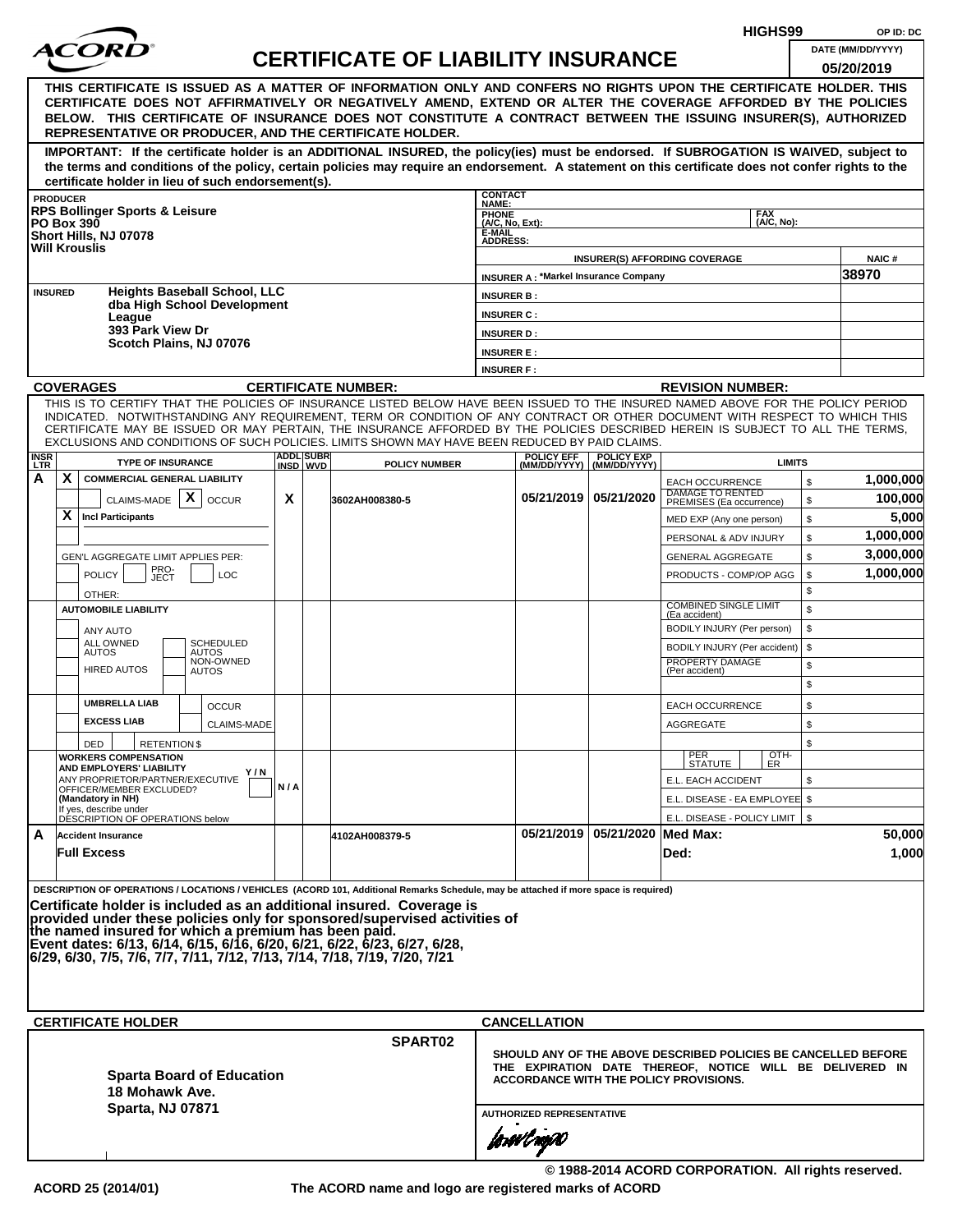HIGHS99 OP ID: DC

# ACORD® CERTIFICATE OF LIABILITY INSURANCE

DATE (MM/DD/YYYY): 05/20/2019

**THIS CERTIFICATE IS ISSUED AS A MATTER OF INFORMATION ONLY AND CONFERS NO RIGHTS UPON THE CERTIFICATE HOLDER. THIS CERTIFICATE DOES NOT AFFIRMATIVELY OR NEGATIVELY AMEND, EXTEND OR ALTER THE COVERAGE AFFORDED BY THE POLICIES BELOW. THIS CERTIFICATE OF INSURANCE DOES NOT CONSTITUTE A CONTRACT BETWEEN THE ISSUING INSURER(S), AUTHORIZED REPRESENTATIVE OR PRODUCER, AND THE CERTIFICATE HOLDER.**

**IMPORTANT: If the certificate holder is an ADDITIONAL INSURED, the policy(ies) must be endorsed. If SUBROGATION IS WAIVED, subject to the terms and conditions of the policy, certain policies may require an endorsement. A statement on this certificate does not confer rights to the certificate holder in lieu of such endorsement(s).**

| PRODUCER | CONTACT NAME: | |
|---|---|---|
| RPS Bollinger Sports & Leisure<br>PO Box 390<br>Short Hills, NJ 07078<br>Will Krouslis | PHONE (A/C, No, Ext): | FAX (A/C, No): |
| | E-MAIL ADDRESS: | |
| | INSURER(S) AFFORDING COVERAGE | NAIC # |
| | INSURER A : *Markel Insurance Company | 38970 |
| INSURED: Heights Baseball School, LLC<br>dba High School Development League<br>393 Park View Dr<br>Scotch Plains, NJ 07076 | INSURER B : | |
| | INSURER C : | |
| | INSURER D : | |
| | INSURER E : | |
| | INSURER F : | |

**COVERAGES** CERTIFICATE NUMBER: REVISION NUMBER:

THIS IS TO CERTIFY THAT THE POLICIES OF INSURANCE LISTED BELOW HAVE BEEN ISSUED TO THE INSURED NAMED ABOVE FOR THE POLICY PERIOD INDICATED. NOTWITHSTANDING ANY REQUIREMENT, TERM OR CONDITION OF ANY CONTRACT OR OTHER DOCUMENT WITH RESPECT TO WHICH THIS CERTIFICATE MAY BE ISSUED OR MAY PERTAIN, THE INSURANCE AFFORDED BY THE POLICIES DESCRIBED HEREIN IS SUBJECT TO ALL THE TERMS, EXCLUSIONS AND CONDITIONS OF SUCH POLICIES. LIMITS SHOWN MAY HAVE BEEN REDUCED BY PAID CLAIMS.

| INSR LTR | TYPE OF INSURANCE | ADDL INSD | SUBR WVD | POLICY NUMBER | POLICY EFF (MM/DD/YYYY) | POLICY EXP (MM/DD/YYYY) | LIMITS | |
|---|---|---|---|---|---|---|---|---|
| A | X COMMERCIAL GENERAL LIABILITY | | | | | | EACH OCCURRENCE | $ 1,000,000 |
| | CLAIMS-MADE X OCCUR | X | | 3602AH008380-5 | 05/21/2019 | 05/21/2020 | DAMAGE TO RENTED PREMISES (Ea occurrence) | $ 100,000 |
| | X Incl Participants | | | | | | MED EXP (Any one person) | $ 5,000 |
| | | | | | | | PERSONAL & ADV INJURY | $ 1,000,000 |
| | GEN'L AGGREGATE LIMIT APPLIES PER: | | | | | | GENERAL AGGREGATE | $ 3,000,000 |
| | POLICY PRO-JECT LOC | | | | | | PRODUCTS - COMP/OP AGG | $ 1,000,000 |
| | OTHER: | | | | | | | $ |
| | AUTOMOBILE LIABILITY | | | | | | COMBINED SINGLE LIMIT (Ea accident) | $ |
| | ANY AUTO | | | | | | BODILY INJURY (Per person) | $ |
| | ALL OWNED AUTOS / SCHEDULED AUTOS | | | | | | BODILY INJURY (Per accident) | $ |
| | HIRED AUTOS / NON-OWNED AUTOS | | | | | | PROPERTY DAMAGE (Per accident) | $ |
| | | | | | | | | $ |
| | UMBRELLA LIAB / OCCUR | | | | | | EACH OCCURRENCE | $ |
| | EXCESS LIAB / CLAIMS-MADE | | | | | | AGGREGATE | $ |
| | DED / RETENTION $ | | | | | | | $ |
| | WORKERS COMPENSATION AND EMPLOYERS' LIABILITY Y/N<br>ANY PROPRIETOR/PARTNER/EXECUTIVE OFFICER/MEMBER EXCLUDED? (Mandatory in NH)<br>If yes, describe under DESCRIPTION OF OPERATIONS below | N/A | | | | | PER STATUTE / OTH-ER | |
| | | | | | | | E.L. EACH ACCIDENT | $ |
| | | | | | | | E.L. DISEASE - EA EMPLOYEE | $ |
| | | | | | | | E.L. DISEASE - POLICY LIMIT | $ |
| A | Accident Insurance | | | 4102AH008379-5 | 05/21/2019 | 05/21/2020 | Med Max: | 50,000 |
| | Full Excess | | | | | | Ded: | 1,000 |

DESCRIPTION OF OPERATIONS / LOCATIONS / VEHICLES (ACORD 101, Additional Remarks Schedule, may be attached if more space is required)

**Certificate holder is included as an additional insured. Coverage is provided under these policies only for sponsored/supervised activities of the named insured for which a premium has been paid.**
**Event dates: 6/13, 6/14, 6/15, 6/16, 6/20, 6/21, 6/22, 6/23, 6/27, 6/28, 6/29, 6/30, 7/5, 7/6, 7/7, 7/11, 7/12, 7/13, 7/14, 7/18, 7/19, 7/20, 7/21**

| CERTIFICATE HOLDER | CANCELLATION |
|---|---|
| SPART02<br>**Sparta Board of Education**<br>**18 Mohawk Ave.**<br>**Sparta, NJ 07871** | SHOULD ANY OF THE ABOVE DESCRIBED POLICIES BE CANCELLED BEFORE THE EXPIRATION DATE THEREOF, NOTICE WILL BE DELIVERED IN ACCORDANCE WITH THE POLICY PROVISIONS.<br><br>AUTHORIZED REPRESENTATIVE |

© 1988-2014 ACORD CORPORATION. All rights reserved.

ACORD 25 (2014/01) The ACORD name and logo are registered marks of ACORD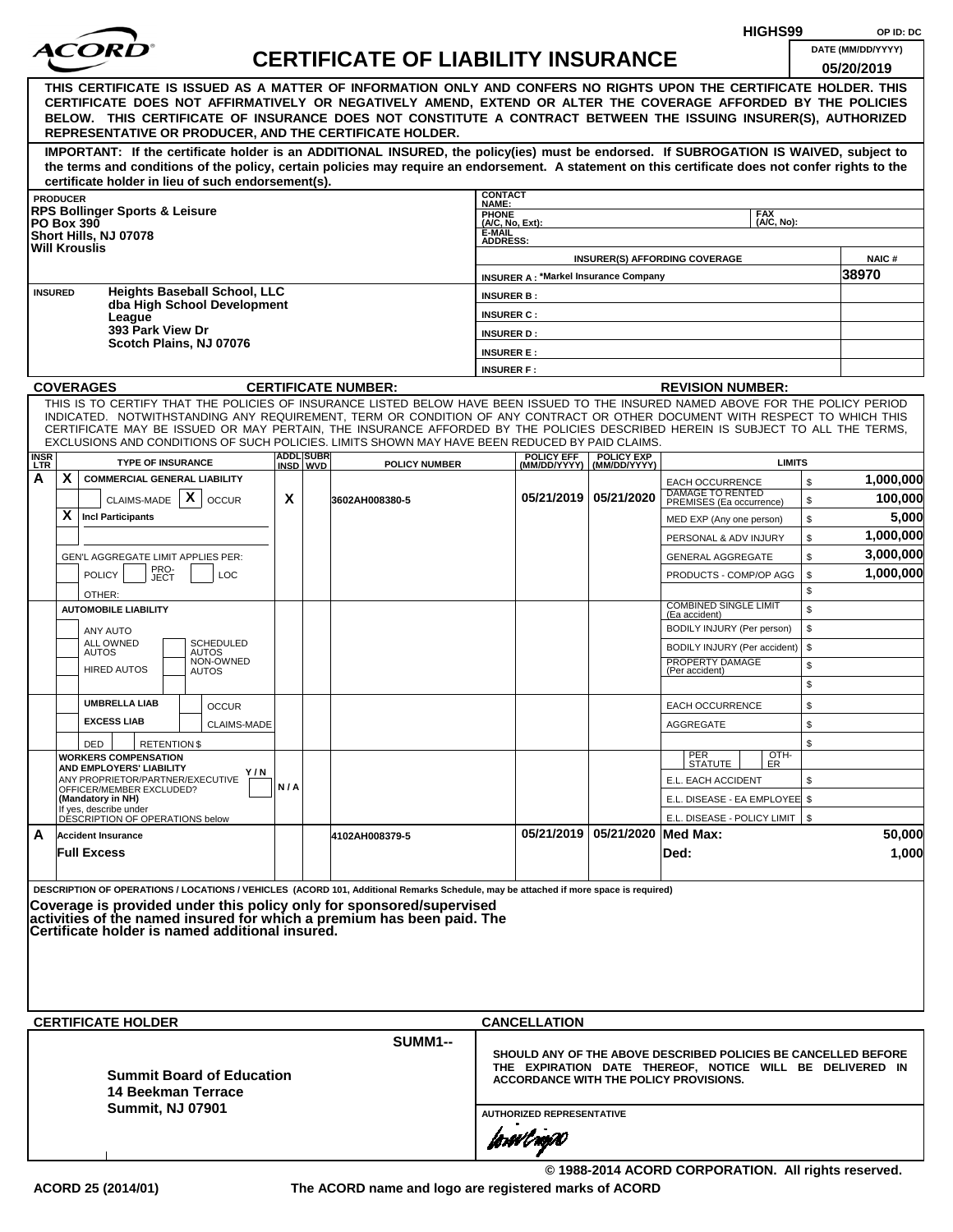HIGHS99 OP ID: DC

# ACORD CERTIFICATE OF LIABILITY INSURANCE

DATE (MM/DD/YYYY): 05/20/2019

**THIS CERTIFICATE IS ISSUED AS A MATTER OF INFORMATION ONLY AND CONFERS NO RIGHTS UPON THE CERTIFICATE HOLDER. THIS CERTIFICATE DOES NOT AFFIRMATIVELY OR NEGATIVELY AMEND, EXTEND OR ALTER THE COVERAGE AFFORDED BY THE POLICIES BELOW. THIS CERTIFICATE OF INSURANCE DOES NOT CONSTITUTE A CONTRACT BETWEEN THE ISSUING INSURER(S), AUTHORIZED REPRESENTATIVE OR PRODUCER, AND THE CERTIFICATE HOLDER.**

**IMPORTANT: If the certificate holder is an ADDITIONAL INSURED, the policy(ies) must be endorsed. If SUBROGATION IS WAIVED, subject to the terms and conditions of the policy, certain policies may require an endorsement. A statement on this certificate does not confer rights to the certificate holder in lieu of such endorsement(s).**

| PRODUCER | CONTACT NAME: | | |
|---|---|---|---|
| RPS Bollinger Sports & Leisure<br>PO Box 390<br>Short Hills, NJ 07078<br>Will Krouslis | PHONE (A/C, No, Ext): | FAX (A/C, No): | |
| | E-MAIL ADDRESS: | | |
| | INSURER(S) AFFORDING COVERAGE | | NAIC # |
| | INSURER A : *Markel Insurance Company | | 38970 |
| INSURED<br>Heights Baseball School, LLC<br>dba High School Development League<br>393 Park View Dr<br>Scotch Plains, NJ 07076 | INSURER B : | | |
| | INSURER C : | | |
| | INSURER D : | | |
| | INSURER E : | | |
| | INSURER F : | | |

**COVERAGES** **CERTIFICATE NUMBER:** **REVISION NUMBER:**

THIS IS TO CERTIFY THAT THE POLICIES OF INSURANCE LISTED BELOW HAVE BEEN ISSUED TO THE INSURED NAMED ABOVE FOR THE POLICY PERIOD INDICATED. NOTWITHSTANDING ANY REQUIREMENT, TERM OR CONDITION OF ANY CONTRACT OR OTHER DOCUMENT WITH RESPECT TO WHICH THIS CERTIFICATE MAY BE ISSUED OR MAY PERTAIN, THE INSURANCE AFFORDED BY THE POLICIES DESCRIBED HEREIN IS SUBJECT TO ALL THE TERMS, EXCLUSIONS AND CONDITIONS OF SUCH POLICIES. LIMITS SHOWN MAY HAVE BEEN REDUCED BY PAID CLAIMS.

| INSR LTR | TYPE OF INSURANCE | ADDL INSD | SUBR WVD | POLICY NUMBER | POLICY EFF (MM/DD/YYYY) | POLICY EXP (MM/DD/YYYY) | LIMITS | |
|---|---|---|---|---|---|---|---|---|
| A | X COMMERCIAL GENERAL LIABILITY | | | | | | EACH OCCURRENCE | $ 1,000,000 |
| | CLAIMS-MADE [X] OCCUR | X | | 3602AH008380-5 | 05/21/2019 | 05/21/2020 | DAMAGE TO RENTED PREMISES (Ea occurrence) | $ 100,000 |
| | X Incl Participants | | | | | | MED EXP (Any one person) | $ 5,000 |
| | | | | | | | PERSONAL & ADV INJURY | $ 1,000,000 |
| | GEN'L AGGREGATE LIMIT APPLIES PER: | | | | | | GENERAL AGGREGATE | $ 3,000,000 |
| | POLICY / PRO-JECT / LOC | | | | | | PRODUCTS - COMP/OP AGG | $ 1,000,000 |
| | OTHER: | | | | | | | $ |
| | AUTOMOBILE LIABILITY | | | | | | COMBINED SINGLE LIMIT (Ea accident) | $ |
| | ANY AUTO | | | | | | BODILY INJURY (Per person) | $ |
| | ALL OWNED AUTOS / SCHEDULED AUTOS | | | | | | BODILY INJURY (Per accident) | $ |
| | HIRED AUTOS / NON-OWNED AUTOS | | | | | | PROPERTY DAMAGE (Per accident) | $ |
| | | | | | | | | $ |
| | UMBRELLA LIAB / OCCUR | | | | | | EACH OCCURRENCE | $ |
| | EXCESS LIAB / CLAIMS-MADE | | | | | | AGGREGATE | $ |
| | DED / RETENTION $ | | | | | | | $ |
| | WORKERS COMPENSATION AND EMPLOYERS' LIABILITY Y/N<br>ANY PROPRIETOR/PARTNER/EXECUTIVE OFFICER/MEMBER EXCLUDED? (Mandatory in NH)<br>If yes, describe under DESCRIPTION OF OPERATIONS below | N/A | | | | | PER STATUTE / OTH-ER | |
| | | | | | | | E.L. EACH ACCIDENT | $ |
| | | | | | | | E.L. DISEASE - EA EMPLOYEE | $ |
| | | | | | | | E.L. DISEASE - POLICY LIMIT | $ |
| A | Accident Insurance | | | 4102AH008379-5 | 05/21/2019 | 05/21/2020 | Med Max: | 50,000 |
| | Full Excess | | | | | | Ded: | 1,000 |

DESCRIPTION OF OPERATIONS / LOCATIONS / VEHICLES (ACORD 101, Additional Remarks Schedule, may be attached if more space is required)

**Coverage is provided under this policy only for sponsored/supervised activities of the named insured for which a premium has been paid. The Certificate holder is named additional insured.**

| CERTIFICATE HOLDER | CANCELLATION |
|---|---|
| SUMM1--<br><br>**Summit Board of Education**<br>**14 Beekman Terrace**<br>**Summit, NJ 07901** | SHOULD ANY OF THE ABOVE DESCRIBED POLICIES BE CANCELLED BEFORE THE EXPIRATION DATE THEREOF, NOTICE WILL BE DELIVERED IN ACCORDANCE WITH THE POLICY PROVISIONS.<br><br>AUTHORIZED REPRESENTATIVE |

© 1988-2014 ACORD CORPORATION. All rights reserved.

ACORD 25 (2014/01) The ACORD name and logo are registered marks of ACORD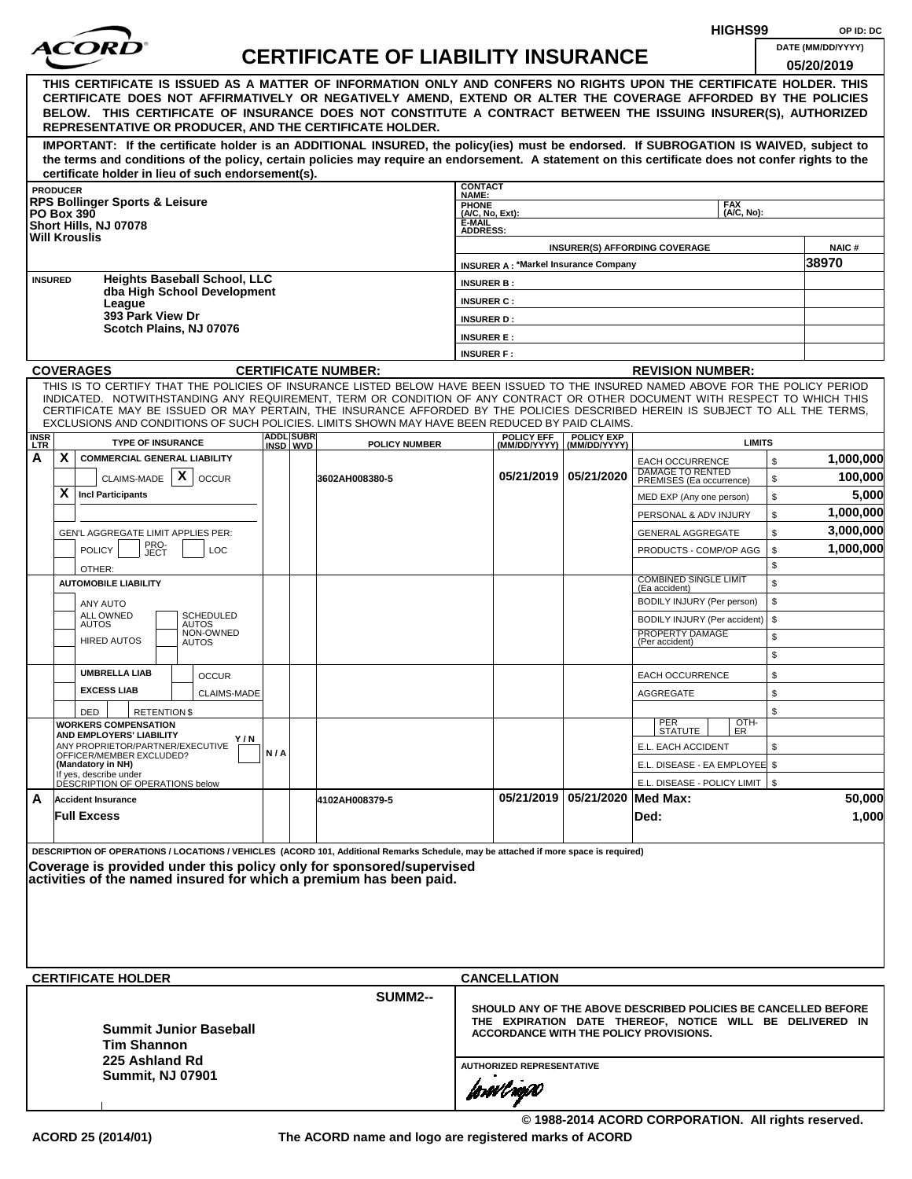HIGHS99 OP ID: DC

# ACORD CERTIFICATE OF LIABILITY INSURANCE

DATE (MM/DD/YYYY): 05/20/2019

**THIS CERTIFICATE IS ISSUED AS A MATTER OF INFORMATION ONLY AND CONFERS NO RIGHTS UPON THE CERTIFICATE HOLDER. THIS CERTIFICATE DOES NOT AFFIRMATIVELY OR NEGATIVELY AMEND, EXTEND OR ALTER THE COVERAGE AFFORDED BY THE POLICIES BELOW. THIS CERTIFICATE OF INSURANCE DOES NOT CONSTITUTE A CONTRACT BETWEEN THE ISSUING INSURER(S), AUTHORIZED REPRESENTATIVE OR PRODUCER, AND THE CERTIFICATE HOLDER.**

**IMPORTANT: If the certificate holder is an ADDITIONAL INSURED, the policy(ies) must be endorsed. If SUBROGATION IS WAIVED, subject to the terms and conditions of the policy, certain policies may require an endorsement. A statement on this certificate does not confer rights to the certificate holder in lieu of such endorsement(s).**

| PRODUCER | CONTACT NAME: | |
|---|---|---|
| RPS Bollinger Sports & Leisure<br>PO Box 390<br>Short Hills, NJ 07078<br>Will Krouslis | PHONE (A/C, No, Ext): | FAX (A/C, No): |
| | E-MAIL ADDRESS: | |

| INSURER(S) AFFORDING COVERAGE | NAIC # |
|---|---|
| INSURER A : *Markel Insurance Company | 38970 |
| INSURER B : | |
| INSURER C : | |
| INSURER D : | |
| INSURER E : | |
| INSURER F : | |

**INSURED**
Heights Baseball School, LLC
dba High School Development League
393 Park View Dr
Scotch Plains, NJ 07076

**COVERAGES** CERTIFICATE NUMBER: REVISION NUMBER:

THIS IS TO CERTIFY THAT THE POLICIES OF INSURANCE LISTED BELOW HAVE BEEN ISSUED TO THE INSURED NAMED ABOVE FOR THE POLICY PERIOD INDICATED. NOTWITHSTANDING ANY REQUIREMENT, TERM OR CONDITION OF ANY CONTRACT OR OTHER DOCUMENT WITH RESPECT TO WHICH THIS CERTIFICATE MAY BE ISSUED OR MAY PERTAIN, THE INSURANCE AFFORDED BY THE POLICIES DESCRIBED HEREIN IS SUBJECT TO ALL THE TERMS, EXCLUSIONS AND CONDITIONS OF SUCH POLICIES. LIMITS SHOWN MAY HAVE BEEN REDUCED BY PAID CLAIMS.

| INSR LTR | TYPE OF INSURANCE | ADDL INSD | SUBR WVD | POLICY NUMBER | POLICY EFF (MM/DD/YYYY) | POLICY EXP (MM/DD/YYYY) | LIMITS | |
|---|---|---|---|---|---|---|---|---|
| A | X COMMERCIAL GENERAL LIABILITY | | | 3602AH008380-5 | 05/21/2019 | 05/21/2020 | EACH OCCURRENCE | $ 1,000,000 |
| | CLAIMS-MADE [X] OCCUR | | | | | | DAMAGE TO RENTED PREMISES (Ea occurrence) | $ 100,000 |
| | X Incl Participants | | | | | | MED EXP (Any one person) | $ 5,000 |
| | | | | | | | PERSONAL & ADV INJURY | $ 1,000,000 |
| | GEN'L AGGREGATE LIMIT APPLIES PER: | | | | | | GENERAL AGGREGATE | $ 3,000,000 |
| | POLICY PRO-JECT LOC | | | | | | PRODUCTS - COMP/OP AGG | $ 1,000,000 |
| | OTHER: | | | | | | | $ |
| | AUTOMOBILE LIABILITY | | | | | | COMBINED SINGLE LIMIT (Ea accident) | $ |
| | ANY AUTO | | | | | | BODILY INJURY (Per person) | $ |
| | ALL OWNED AUTOS / SCHEDULED AUTOS | | | | | | BODILY INJURY (Per accident) | $ |
| | HIRED AUTOS / NON-OWNED AUTOS | | | | | | PROPERTY DAMAGE (Per accident) | $ |
| | | | | | | | | $ |
| | UMBRELLA LIAB / OCCUR | | | | | | EACH OCCURRENCE | $ |
| | EXCESS LIAB / CLAIMS-MADE | | | | | | AGGREGATE | $ |
| | DED RETENTION $ | | | | | | | $ |
| | WORKERS COMPENSATION AND EMPLOYERS' LIABILITY Y/N<br>ANY PROPRIETOR/PARTNER/EXECUTIVE OFFICER/MEMBER EXCLUDED? (Mandatory in NH)<br>If yes, describe under DESCRIPTION OF OPERATIONS below | N/A | | | | | PER STATUTE / OTH-ER | |
| | | | | | | | E.L. EACH ACCIDENT | $ |
| | | | | | | | E.L. DISEASE - EA EMPLOYEE | $ |
| | | | | | | | E.L. DISEASE - POLICY LIMIT | $ |
| A | Accident Insurance<br>Full Excess | | | 4102AH008379-5 | 05/21/2019 | 05/21/2020 | Med Max:<br>Ded: | 50,000<br>1,000 |

**DESCRIPTION OF OPERATIONS / LOCATIONS / VEHICLES** (ACORD 101, Additional Remarks Schedule, may be attached if more space is required)

**Coverage is provided under this policy only for sponsored/supervised activities of the named insured for which a premium has been paid.**

| CERTIFICATE HOLDER | CANCELLATION |
|---|---|
| SUMM2--<br>**Summit Junior Baseball**<br>**Tim Shannon**<br>**225 Ashland Rd**<br>**Summit, NJ 07901** | **SHOULD ANY OF THE ABOVE DESCRIBED POLICIES BE CANCELLED BEFORE THE EXPIRATION DATE THEREOF, NOTICE WILL BE DELIVERED IN ACCORDANCE WITH THE POLICY PROVISIONS.**<br><br>AUTHORIZED REPRESENTATIVE |

© 1988-2014 ACORD CORPORATION. All rights reserved.

ACORD 25 (2014/01) The ACORD name and logo are registered marks of ACORD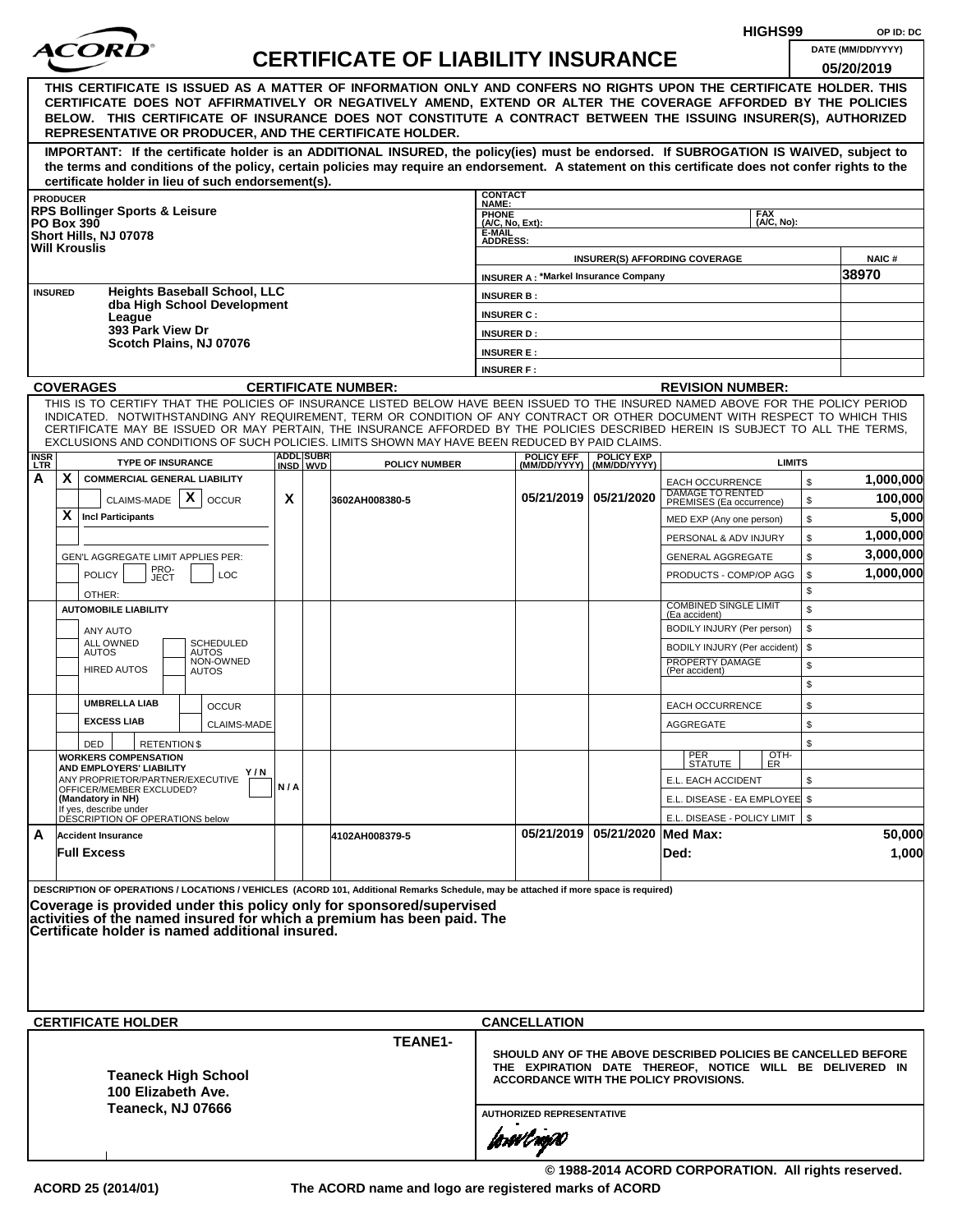HIGHS99 OP ID: DC

# ACORD CERTIFICATE OF LIABILITY INSURANCE

DATE (MM/DD/YYYY) 05/20/2019

**THIS CERTIFICATE IS ISSUED AS A MATTER OF INFORMATION ONLY AND CONFERS NO RIGHTS UPON THE CERTIFICATE HOLDER. THIS CERTIFICATE DOES NOT AFFIRMATIVELY OR NEGATIVELY AMEND, EXTEND OR ALTER THE COVERAGE AFFORDED BY THE POLICIES BELOW. THIS CERTIFICATE OF INSURANCE DOES NOT CONSTITUTE A CONTRACT BETWEEN THE ISSUING INSURER(S), AUTHORIZED REPRESENTATIVE OR PRODUCER, AND THE CERTIFICATE HOLDER.**

**IMPORTANT: If the certificate holder is an ADDITIONAL INSURED, the policy(ies) must be endorsed. If SUBROGATION IS WAIVED, subject to the terms and conditions of the policy, certain policies may require an endorsement. A statement on this certificate does not confer rights to the certificate holder in lieu of such endorsement(s).**

| PRODUCER | CONTACT NAME: | | |
|---|---|---|---|
| RPS Bollinger Sports & Leisure<br>PO Box 390<br>Short Hills, NJ 07078<br>Will Krouslis | PHONE (A/C, No, Ext): | FAX (A/C, No): | |
| | E-MAIL ADDRESS: | | |
| | INSURER(S) AFFORDING COVERAGE | | NAIC # |
| | INSURER A : *Markel Insurance Company | | 38970 |
| INSURED: Heights Baseball School, LLC dba High School Development League<br>393 Park View Dr<br>Scotch Plains, NJ 07076 | INSURER B : | | |
| | INSURER C : | | |
| | INSURER D : | | |
| | INSURER E : | | |
| | INSURER F : | | |

**COVERAGES** CERTIFICATE NUMBER: REVISION NUMBER:

THIS IS TO CERTIFY THAT THE POLICIES OF INSURANCE LISTED BELOW HAVE BEEN ISSUED TO THE INSURED NAMED ABOVE FOR THE POLICY PERIOD INDICATED. NOTWITHSTANDING ANY REQUIREMENT, TERM OR CONDITION OF ANY CONTRACT OR OTHER DOCUMENT WITH RESPECT TO WHICH THIS CERTIFICATE MAY BE ISSUED OR MAY PERTAIN, THE INSURANCE AFFORDED BY THE POLICIES DESCRIBED HEREIN IS SUBJECT TO ALL THE TERMS, EXCLUSIONS AND CONDITIONS OF SUCH POLICIES. LIMITS SHOWN MAY HAVE BEEN REDUCED BY PAID CLAIMS.

| INSR LTR | TYPE OF INSURANCE | ADDL INSD | SUBR WVD | POLICY NUMBER | POLICY EFF (MM/DD/YYYY) | POLICY EXP (MM/DD/YYYY) | LIMITS | |
|---|---|---|---|---|---|---|---|---|
| A | X COMMERCIAL GENERAL LIABILITY<br>CLAIMS-MADE [X] OCCUR<br>X Incl Participants<br>GEN'L AGGREGATE LIMIT APPLIES PER: POLICY / PRO-JECT / LOC<br>OTHER: | X | | 3602AH008380-5 | 05/21/2019 | 05/21/2020 | EACH OCCURRENCE<br>DAMAGE TO RENTED PREMISES (Ea occurrence)<br>MED EXP (Any one person)<br>PERSONAL & ADV INJURY<br>GENERAL AGGREGATE<br>PRODUCTS - COMP/OP AGG | $ 1,000,000<br>$ 100,000<br>$ 5,000<br>$ 1,000,000<br>$ 3,000,000<br>$ 1,000,000 |
| | AUTOMOBILE LIABILITY<br>ANY AUTO<br>ALL OWNED AUTOS / SCHEDULED AUTOS<br>HIRED AUTOS / NON-OWNED AUTOS | | | | | | COMBINED SINGLE LIMIT (Ea accident)<br>BODILY INJURY (Per person)<br>BODILY INJURY (Per accident)<br>PROPERTY DAMAGE (Per accident) | $<br>$<br>$<br>$ |
| | UMBRELLA LIAB / OCCUR<br>EXCESS LIAB / CLAIMS-MADE<br>DED / RETENTION $ | | | | | | EACH OCCURRENCE<br>AGGREGATE | $<br>$ |
| | WORKERS COMPENSATION AND EMPLOYERS' LIABILITY Y/N<br>ANY PROPRIETOR/PARTNER/EXECUTIVE OFFICER/MEMBER EXCLUDED? (Mandatory in NH)<br>If yes, describe under DESCRIPTION OF OPERATIONS below | N/A | | | | | PER STATUTE / OTH-ER<br>E.L. EACH ACCIDENT<br>E.L. DISEASE - EA EMPLOYEE<br>E.L. DISEASE - POLICY LIMIT | $<br>$<br>$ |
| A | Accident Insurance<br>Full Excess | | | 4102AH008379-5 | 05/21/2019 | 05/21/2020 | Med Max:<br>Ded: | 50,000<br>1,000 |

DESCRIPTION OF OPERATIONS / LOCATIONS / VEHICLES (ACORD 101, Additional Remarks Schedule, may be attached if more space is required)

**Coverage is provided under this policy only for sponsored/supervised activities of the named insured for which a premium has been paid. The Certificate holder is named additional insured.**

| CERTIFICATE HOLDER | CANCELLATION |
|---|---|
| TEANE1-<br>**Teaneck High School**<br>**100 Elizabeth Ave.**<br>**Teaneck, NJ 07666** | SHOULD ANY OF THE ABOVE DESCRIBED POLICIES BE CANCELLED BEFORE THE EXPIRATION DATE THEREOF, NOTICE WILL BE DELIVERED IN ACCORDANCE WITH THE POLICY PROVISIONS.<br><br>AUTHORIZED REPRESENTATIVE |

© 1988-2014 ACORD CORPORATION. All rights reserved.

ACORD 25 (2014/01) The ACORD name and logo are registered marks of ACORD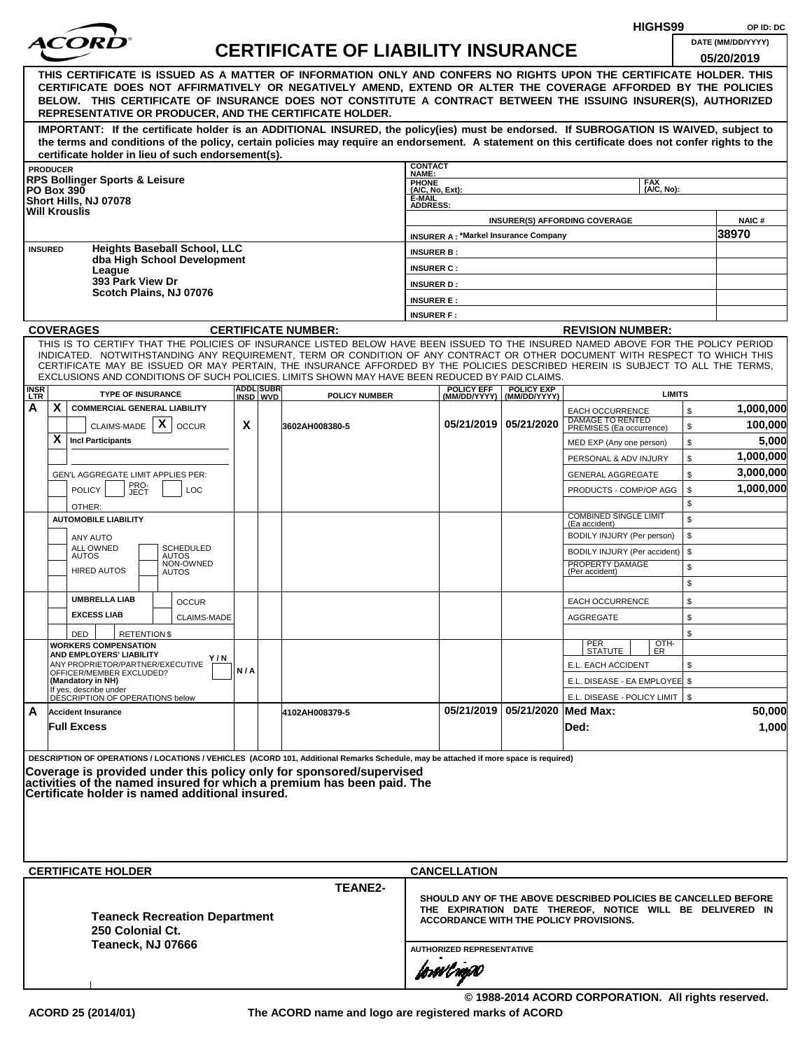HIGHS99 OP ID: DC

# ACORD CERTIFICATE OF LIABILITY INSURANCE

DATE (MM/DD/YYYY) 05/20/2019

**THIS CERTIFICATE IS ISSUED AS A MATTER OF INFORMATION ONLY AND CONFERS NO RIGHTS UPON THE CERTIFICATE HOLDER. THIS CERTIFICATE DOES NOT AFFIRMATIVELY OR NEGATIVELY AMEND, EXTEND OR ALTER THE COVERAGE AFFORDED BY THE POLICIES BELOW. THIS CERTIFICATE OF INSURANCE DOES NOT CONSTITUTE A CONTRACT BETWEEN THE ISSUING INSURER(S), AUTHORIZED REPRESENTATIVE OR PRODUCER, AND THE CERTIFICATE HOLDER.**

**IMPORTANT: If the certificate holder is an ADDITIONAL INSURED, the policy(ies) must be endorsed. If SUBROGATION IS WAIVED, subject to the terms and conditions of the policy, certain policies may require an endorsement. A statement on this certificate does not confer rights to the certificate holder in lieu of such endorsement(s).**

**PRODUCER**
RPS Bollinger Sports & Leisure
PO Box 390
Short Hills, NJ 07078
Will Krouslis

CONTACT NAME:
PHONE (A/C, No, Ext): FAX (A/C, No):
E-MAIL ADDRESS:

| INSURER(S) AFFORDING COVERAGE | NAIC # |
|---|---|
| INSURER A : *Markel Insurance Company | 38970 |
| INSURER B : | |
| INSURER C : | |
| INSURER D : | |
| INSURER E : | |
| INSURER F : | |

**INSURED**
Heights Baseball School, LLC
dba High School Development League
393 Park View Dr
Scotch Plains, NJ 07076

**COVERAGES** CERTIFICATE NUMBER: REVISION NUMBER:

THIS IS TO CERTIFY THAT THE POLICIES OF INSURANCE LISTED BELOW HAVE BEEN ISSUED TO THE INSURED NAMED ABOVE FOR THE POLICY PERIOD INDICATED. NOTWITHSTANDING ANY REQUIREMENT, TERM OR CONDITION OF ANY CONTRACT OR OTHER DOCUMENT WITH RESPECT TO WHICH THIS CERTIFICATE MAY BE ISSUED OR MAY PERTAIN, THE INSURANCE AFFORDED BY THE POLICIES DESCRIBED HEREIN IS SUBJECT TO ALL THE TERMS, EXCLUSIONS AND CONDITIONS OF SUCH POLICIES. LIMITS SHOWN MAY HAVE BEEN REDUCED BY PAID CLAIMS.

| INSR LTR | TYPE OF INSURANCE | ADDL INSD | SUBR WVD | POLICY NUMBER | POLICY EFF (MM/DD/YYYY) | POLICY EXP (MM/DD/YYYY) | LIMITS | |
|---|---|---|---|---|---|---|---|---|
| A | X COMMERCIAL GENERAL LIABILITY | | | | | | EACH OCCURRENCE | $ 1,000,000 |
| | CLAIMS-MADE [X] OCCUR | X | | 3602AH008380-5 | 05/21/2019 | 05/21/2020 | DAMAGE TO RENTED PREMISES (Ea occurrence) | $ 100,000 |
| | X Incl Participants | | | | | | MED EXP (Any one person) | $ 5,000 |
| | | | | | | | PERSONAL & ADV INJURY | $ 1,000,000 |
| | GEN'L AGGREGATE LIMIT APPLIES PER: | | | | | | GENERAL AGGREGATE | $ 3,000,000 |
| | POLICY PRO-JECT LOC | | | | | | PRODUCTS - COMP/OP AGG | $ 1,000,000 |
| | OTHER: | | | | | | | $ |
| | AUTOMOBILE LIABILITY | | | | | | COMBINED SINGLE LIMIT (Ea accident) | $ |
| | ANY AUTO | | | | | | BODILY INJURY (Per person) | $ |
| | ALL OWNED AUTOS / SCHEDULED AUTOS | | | | | | BODILY INJURY (Per accident) | $ |
| | HIRED AUTOS / NON-OWNED AUTOS | | | | | | PROPERTY DAMAGE (Per accident) | $ |
| | | | | | | | | $ |
| | UMBRELLA LIAB / OCCUR | | | | | | EACH OCCURRENCE | $ |
| | EXCESS LIAB / CLAIMS-MADE | | | | | | AGGREGATE | $ |
| | DED / RETENTION $ | | | | | | | $ |
| | WORKERS COMPENSATION AND EMPLOYERS' LIABILITY Y/N; ANY PROPRIETOR/PARTNER/EXECUTIVE OFFICER/MEMBER EXCLUDED? (Mandatory in NH); If yes, describe under DESCRIPTION OF OPERATIONS below | N/A | | | | | PER STATUTE / OTH-ER | |
| | | | | | | | E.L. EACH ACCIDENT | $ |
| | | | | | | | E.L. DISEASE - EA EMPLOYEE | $ |
| | | | | | | | E.L. DISEASE - POLICY LIMIT | $ |
| A | Accident Insurance | | | 4102AH008379-5 | 05/21/2019 | 05/21/2020 | Med Max: | 50,000 |
| | Full Excess | | | | | | Ded: | 1,000 |

DESCRIPTION OF OPERATIONS / LOCATIONS / VEHICLES (ACORD 101, Additional Remarks Schedule, may be attached if more space is required)

**Coverage is provided under this policy only for sponsored/supervised activities of the named insured for which a premium has been paid. The Certificate holder is named additional insured.**

**CERTIFICATE HOLDER**

TEANE2-

**Teaneck Recreation Department**
**250 Colonial Ct.**
**Teaneck, NJ 07666**

**CANCELLATION**

**SHOULD ANY OF THE ABOVE DESCRIBED POLICIES BE CANCELLED BEFORE THE EXPIRATION DATE THEREOF, NOTICE WILL BE DELIVERED IN ACCORDANCE WITH THE POLICY PROVISIONS.**

AUTHORIZED REPRESENTATIVE

© 1988-2014 ACORD CORPORATION. All rights reserved.

ACORD 25 (2014/01) The ACORD name and logo are registered marks of ACORD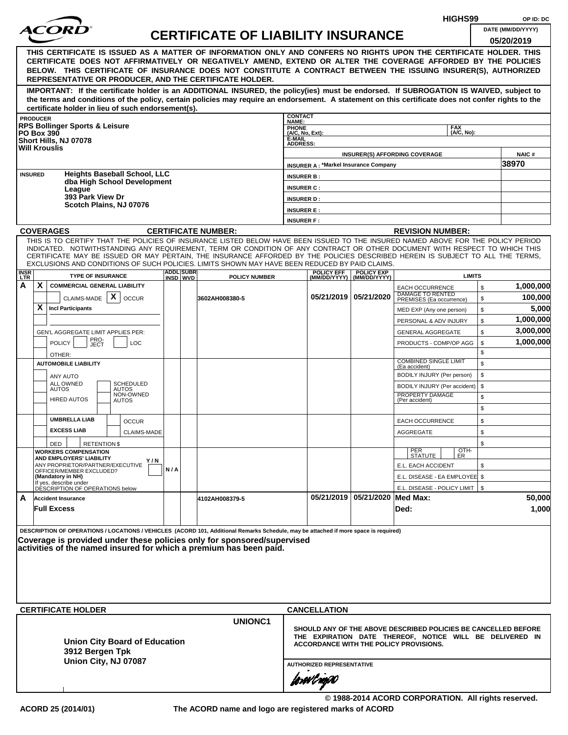HIGHS99 OP ID: DC

# ACORD CERTIFICATE OF LIABILITY INSURANCE

DATE (MM/DD/YYYY): 05/20/2019

**THIS CERTIFICATE IS ISSUED AS A MATTER OF INFORMATION ONLY AND CONFERS NO RIGHTS UPON THE CERTIFICATE HOLDER. THIS CERTIFICATE DOES NOT AFFIRMATIVELY OR NEGATIVELY AMEND, EXTEND OR ALTER THE COVERAGE AFFORDED BY THE POLICIES BELOW. THIS CERTIFICATE OF INSURANCE DOES NOT CONSTITUTE A CONTRACT BETWEEN THE ISSUING INSURER(S), AUTHORIZED REPRESENTATIVE OR PRODUCER, AND THE CERTIFICATE HOLDER.**

**IMPORTANT: If the certificate holder is an ADDITIONAL INSURED, the policy(ies) must be endorsed. If SUBROGATION IS WAIVED, subject to the terms and conditions of the policy, certain policies may require an endorsement. A statement on this certificate does not confer rights to the certificate holder in lieu of such endorsement(s).**

| PRODUCER | CONTACT NAME: | | |
|---|---|---|---|
| RPS Bollinger Sports & Leisure<br>PO Box 390<br>Short Hills, NJ 07078<br>Will Krouslis | PHONE (A/C, No, Ext): | FAX (A/C, No): | |
| | E-MAIL ADDRESS: | | |
| | INSURER(S) AFFORDING COVERAGE | | NAIC # |
| | INSURER A : *Markel Insurance Company | | 38970 |
| INSURED<br>Heights Baseball School, LLC<br>dba High School Development League<br>393 Park View Dr<br>Scotch Plains, NJ 07076 | INSURER B : | | |
| | INSURER C : | | |
| | INSURER D : | | |
| | INSURER E : | | |
| | INSURER F : | | |

**COVERAGES** CERTIFICATE NUMBER: REVISION NUMBER:

THIS IS TO CERTIFY THAT THE POLICIES OF INSURANCE LISTED BELOW HAVE BEEN ISSUED TO THE INSURED NAMED ABOVE FOR THE POLICY PERIOD INDICATED. NOTWITHSTANDING ANY REQUIREMENT, TERM OR CONDITION OF ANY CONTRACT OR OTHER DOCUMENT WITH RESPECT TO WHICH THIS CERTIFICATE MAY BE ISSUED OR MAY PERTAIN, THE INSURANCE AFFORDED BY THE POLICIES DESCRIBED HEREIN IS SUBJECT TO ALL THE TERMS, EXCLUSIONS AND CONDITIONS OF SUCH POLICIES. LIMITS SHOWN MAY HAVE BEEN REDUCED BY PAID CLAIMS.

| INSR LTR | TYPE OF INSURANCE | ADDL INSD | SUBR WVD | POLICY NUMBER | POLICY EFF (MM/DD/YYYY) | POLICY EXP (MM/DD/YYYY) | LIMITS | |
|---|---|---|---|---|---|---|---|---|
| A | X COMMERCIAL GENERAL LIABILITY | | | | | | EACH OCCURRENCE | $ 1,000,000 |
| | CLAIMS-MADE [X] OCCUR | | | 3602AH008380-5 | 05/21/2019 | 05/21/2020 | DAMAGE TO RENTED PREMISES (Ea occurrence) | $ 100,000 |
| | X Incl Participants | | | | | | MED EXP (Any one person) | $ 5,000 |
| | | | | | | | PERSONAL & ADV INJURY | $ 1,000,000 |
| | GEN'L AGGREGATE LIMIT APPLIES PER: | | | | | | GENERAL AGGREGATE | $ 3,000,000 |
| | POLICY / PRO-JECT / LOC | | | | | | PRODUCTS - COMP/OP AGG | $ 1,000,000 |
| | OTHER: | | | | | | | $ |
| | AUTOMOBILE LIABILITY | | | | | | COMBINED SINGLE LIMIT (Ea accident) | $ |
| | ANY AUTO | | | | | | BODILY INJURY (Per person) | $ |
| | ALL OWNED AUTOS / SCHEDULED AUTOS | | | | | | BODILY INJURY (Per accident) | $ |
| | HIRED AUTOS / NON-OWNED AUTOS | | | | | | PROPERTY DAMAGE (Per accident) | $ |
| | | | | | | | | $ |
| | UMBRELLA LIAB / OCCUR | | | | | | EACH OCCURRENCE | $ |
| | EXCESS LIAB / CLAIMS-MADE | | | | | | AGGREGATE | $ |
| | DED / RETENTION $ | | | | | | | $ |
| | WORKERS COMPENSATION AND EMPLOYERS' LIABILITY Y/N<br>ANY PROPRIETOR/PARTNER/EXECUTIVE OFFICER/MEMBER EXCLUDED? (Mandatory in NH)<br>If yes, describe under DESCRIPTION OF OPERATIONS below | N/A | | | | | PER STATUTE / OTH-ER | |
| | | | | | | | E.L. EACH ACCIDENT | $ |
| | | | | | | | E.L. DISEASE - EA EMPLOYEE | $ |
| | | | | | | | E.L. DISEASE - POLICY LIMIT | $ |
| A | Accident Insurance | | | 4102AH008379-5 | 05/21/2019 | 05/21/2020 | Med Max: | 50,000 |
| | Full Excess | | | | | | Ded: | 1,000 |

DESCRIPTION OF OPERATIONS / LOCATIONS / VEHICLES (ACORD 101, Additional Remarks Schedule, may be attached if more space is required)

**Coverage is provided under these policies only for sponsored/supervised activities of the named insured for which a premium has been paid.**

| CERTIFICATE HOLDER | CANCELLATION |
|---|---|
| UNIONC1<br><br>**Union City Board of Education**<br>**3912 Bergen Tpk**<br>**Union City, NJ 07087** | **SHOULD ANY OF THE ABOVE DESCRIBED POLICIES BE CANCELLED BEFORE THE EXPIRATION DATE THEREOF, NOTICE WILL BE DELIVERED IN ACCORDANCE WITH THE POLICY PROVISIONS.**<br><br>AUTHORIZED REPRESENTATIVE |

© 1988-2014 ACORD CORPORATION. All rights reserved.

ACORD 25 (2014/01) The ACORD name and logo are registered marks of ACORD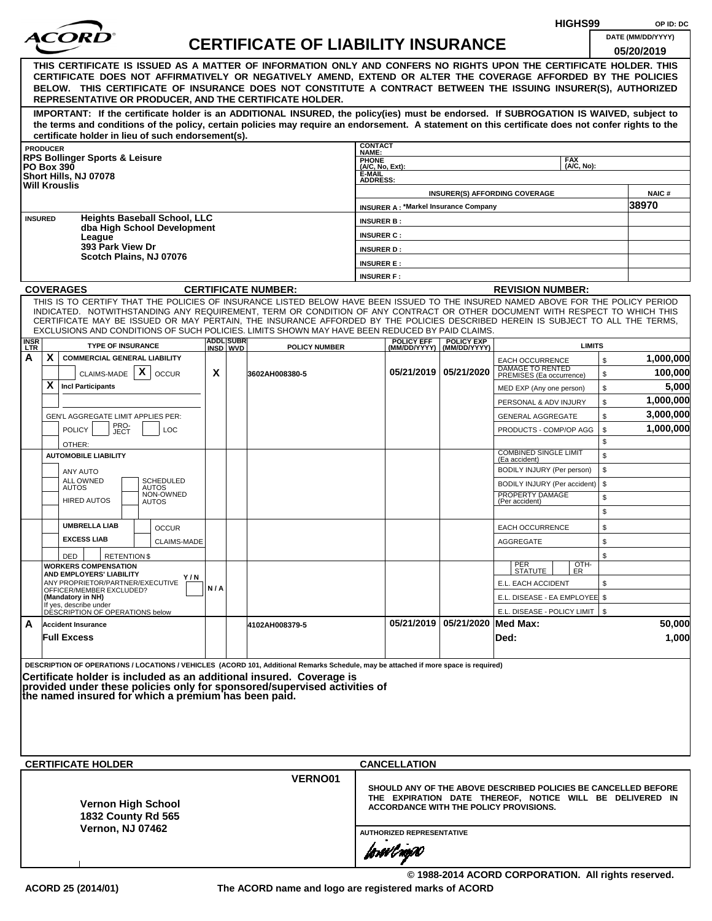HIGHS99 OP ID: DC

# CERTIFICATE OF LIABILITY INSURANCE

DATE (MM/DD/YYYY): 05/20/2019

**THIS CERTIFICATE IS ISSUED AS A MATTER OF INFORMATION ONLY AND CONFERS NO RIGHTS UPON THE CERTIFICATE HOLDER. THIS CERTIFICATE DOES NOT AFFIRMATIVELY OR NEGATIVELY AMEND, EXTEND OR ALTER THE COVERAGE AFFORDED BY THE POLICIES BELOW. THIS CERTIFICATE OF INSURANCE DOES NOT CONSTITUTE A CONTRACT BETWEEN THE ISSUING INSURER(S), AUTHORIZED REPRESENTATIVE OR PRODUCER, AND THE CERTIFICATE HOLDER.**

**IMPORTANT: If the certificate holder is an ADDITIONAL INSURED, the policy(ies) must be endorsed. If SUBROGATION IS WAIVED, subject to the terms and conditions of the policy, certain policies may require an endorsement. A statement on this certificate does not confer rights to the certificate holder in lieu of such endorsement(s).**

**PRODUCER**
RPS Bollinger Sports & Leisure
PO Box 390
Short Hills, NJ 07078
Will Krouslis

CONTACT NAME:
PHONE (A/C, No, Ext): FAX (A/C, No):
E-MAIL ADDRESS:

| INSURER(S) AFFORDING COVERAGE | NAIC # |
|---|---|
| INSURER A : *Markel Insurance Company | 38970 |
| INSURER B : | |
| INSURER C : | |
| INSURER D : | |
| INSURER E : | |
| INSURER F : | |

**INSURED**
Heights Baseball School, LLC
dba High School Development League
393 Park View Dr
Scotch Plains, NJ 07076

**COVERAGES** CERTIFICATE NUMBER: REVISION NUMBER:

THIS IS TO CERTIFY THAT THE POLICIES OF INSURANCE LISTED BELOW HAVE BEEN ISSUED TO THE INSURED NAMED ABOVE FOR THE POLICY PERIOD INDICATED. NOTWITHSTANDING ANY REQUIREMENT, TERM OR CONDITION OF ANY CONTRACT OR OTHER DOCUMENT WITH RESPECT TO WHICH THIS CERTIFICATE MAY BE ISSUED OR MAY PERTAIN, THE INSURANCE AFFORDED BY THE POLICIES DESCRIBED HEREIN IS SUBJECT TO ALL THE TERMS, EXCLUSIONS AND CONDITIONS OF SUCH POLICIES. LIMITS SHOWN MAY HAVE BEEN REDUCED BY PAID CLAIMS.

| INSR LTR | TYPE OF INSURANCE | ADDL INSD | SUBR WVD | POLICY NUMBER | POLICY EFF (MM/DD/YYYY) | POLICY EXP (MM/DD/YYYY) | LIMITS | |
|---|---|---|---|---|---|---|---|---|
| A | X COMMERCIAL GENERAL LIABILITY | | | | | | EACH OCCURRENCE | $ 1,000,000 |
| | CLAIMS-MADE [X] OCCUR | X | | 3602AH008380-5 | 05/21/2019 | 05/21/2020 | DAMAGE TO RENTED PREMISES (Ea occurrence) | $ 100,000 |
| | X Incl Participants | | | | | | MED EXP (Any one person) | $ 5,000 |
| | | | | | | | PERSONAL & ADV INJURY | $ 1,000,000 |
| | GEN'L AGGREGATE LIMIT APPLIES PER: | | | | | | GENERAL AGGREGATE | $ 3,000,000 |
| | POLICY / PRO-JECT / LOC | | | | | | PRODUCTS - COMP/OP AGG | $ 1,000,000 |
| | OTHER: | | | | | | | $ |
| | AUTOMOBILE LIABILITY | | | | | | COMBINED SINGLE LIMIT (Ea accident) | $ |
| | ANY AUTO | | | | | | BODILY INJURY (Per person) | $ |
| | ALL OWNED AUTOS / SCHEDULED AUTOS | | | | | | BODILY INJURY (Per accident) | $ |
| | HIRED AUTOS / NON-OWNED AUTOS | | | | | | PROPERTY DAMAGE (Per accident) | $ |
| | | | | | | | | $ |
| | UMBRELLA LIAB / OCCUR | | | | | | EACH OCCURRENCE | $ |
| | EXCESS LIAB / CLAIMS-MADE | | | | | | AGGREGATE | $ |
| | DED / RETENTION $ | | | | | | | $ |
| | WORKERS COMPENSATION AND EMPLOYERS' LIABILITY Y/N; ANY PROPRIETOR/PARTNER/EXECUTIVE OFFICER/MEMBER EXCLUDED? (Mandatory in NH) If yes, describe under DESCRIPTION OF OPERATIONS below | N/A | | | | | PER STATUTE / OTH-ER | |
| | | | | | | | E.L. EACH ACCIDENT | $ |
| | | | | | | | E.L. DISEASE - EA EMPLOYEE | $ |
| | | | | | | | E.L. DISEASE - POLICY LIMIT | $ |
| A | Accident Insurance | | | 4102AH008379-5 | 05/21/2019 | 05/21/2020 | Med Max: | 50,000 |
| | Full Excess | | | | | | Ded: | 1,000 |

**DESCRIPTION OF OPERATIONS / LOCATIONS / VEHICLES** (ACORD 101, Additional Remarks Schedule, may be attached if more space is required)

**Certificate holder is included as an additional insured. Coverage is provided under these policies only for sponsored/supervised activities of the named insured for which a premium has been paid.**

**CERTIFICATE HOLDER**

VERNO01

Vernon High School
1832 County Rd 565
Vernon, NJ 07462

**CANCELLATION**

SHOULD ANY OF THE ABOVE DESCRIBED POLICIES BE CANCELLED BEFORE THE EXPIRATION DATE THEREOF, NOTICE WILL BE DELIVERED IN ACCORDANCE WITH THE POLICY PROVISIONS.

AUTHORIZED REPRESENTATIVE

© 1988-2014 ACORD CORPORATION. All rights reserved.

ACORD 25 (2014/01) The ACORD name and logo are registered marks of ACORD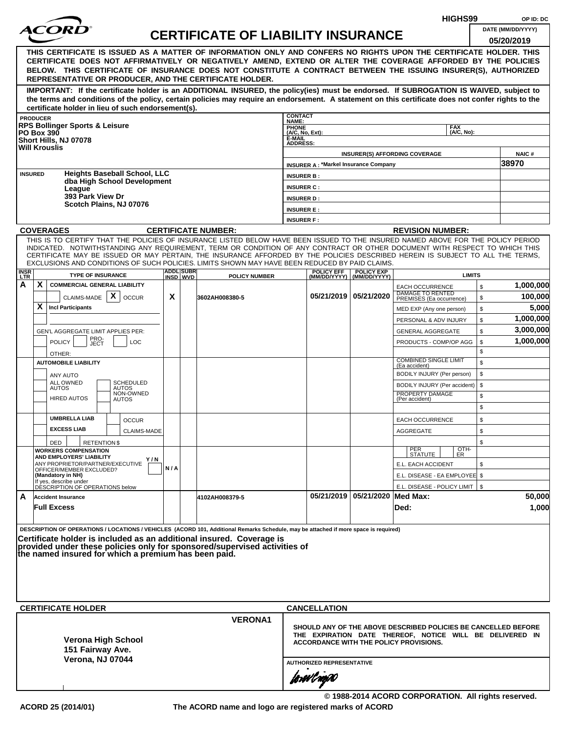HIGHS99 OP ID: DC

# ACORD CERTIFICATE OF LIABILITY INSURANCE

DATE (MM/DD/YYYY) 05/20/2019

**THIS CERTIFICATE IS ISSUED AS A MATTER OF INFORMATION ONLY AND CONFERS NO RIGHTS UPON THE CERTIFICATE HOLDER. THIS CERTIFICATE DOES NOT AFFIRMATIVELY OR NEGATIVELY AMEND, EXTEND OR ALTER THE COVERAGE AFFORDED BY THE POLICIES BELOW. THIS CERTIFICATE OF INSURANCE DOES NOT CONSTITUTE A CONTRACT BETWEEN THE ISSUING INSURER(S), AUTHORIZED REPRESENTATIVE OR PRODUCER, AND THE CERTIFICATE HOLDER.**

**IMPORTANT: If the certificate holder is an ADDITIONAL INSURED, the policy(ies) must be endorsed. If SUBROGATION IS WAIVED, subject to the terms and conditions of the policy, certain policies may require an endorsement. A statement on this certificate does not confer rights to the certificate holder in lieu of such endorsement(s).**

| PRODUCER | CONTACT NAME: | |
|---|---|---|
| RPS Bollinger Sports & Leisure<br>PO Box 390<br>Short Hills, NJ 07078<br>Will Krouslis | PHONE (A/C, No, Ext): | FAX (A/C, No): |
| | E-MAIL ADDRESS: | |
| | INSURER(S) AFFORDING COVERAGE | NAIC # |
| | INSURER A : *Markel Insurance Company | 38970 |
| INSURED: Heights Baseball School, LLC<br>dba High School Development League<br>393 Park View Dr<br>Scotch Plains, NJ 07076 | INSURER B : | |
| | INSURER C : | |
| | INSURER D : | |
| | INSURER E : | |
| | INSURER F : | |

**COVERAGES** CERTIFICATE NUMBER: REVISION NUMBER:

THIS IS TO CERTIFY THAT THE POLICIES OF INSURANCE LISTED BELOW HAVE BEEN ISSUED TO THE INSURED NAMED ABOVE FOR THE POLICY PERIOD INDICATED. NOTWITHSTANDING ANY REQUIREMENT, TERM OR CONDITION OF ANY CONTRACT OR OTHER DOCUMENT WITH RESPECT TO WHICH THIS CERTIFICATE MAY BE ISSUED OR MAY PERTAIN, THE INSURANCE AFFORDED BY THE POLICIES DESCRIBED HEREIN IS SUBJECT TO ALL THE TERMS, EXCLUSIONS AND CONDITIONS OF SUCH POLICIES. LIMITS SHOWN MAY HAVE BEEN REDUCED BY PAID CLAIMS.

| INSR LTR | TYPE OF INSURANCE | ADDL INSD | SUBR WVD | POLICY NUMBER | POLICY EFF (MM/DD/YYYY) | POLICY EXP (MM/DD/YYYY) | LIMITS | |
|---|---|---|---|---|---|---|---|---|
| A | X COMMERCIAL GENERAL LIABILITY | | | | | | EACH OCCURRENCE | $ 1,000,000 |
| | CLAIMS-MADE [X] OCCUR | X | | 3602AH008380-5 | 05/21/2019 | 05/21/2020 | DAMAGE TO RENTED PREMISES (Ea occurrence) | $ 100,000 |
| | X Incl Participants | | | | | | MED EXP (Any one person) | $ 5,000 |
| | | | | | | | PERSONAL & ADV INJURY | $ 1,000,000 |
| | GEN'L AGGREGATE LIMIT APPLIES PER: | | | | | | GENERAL AGGREGATE | $ 3,000,000 |
| | POLICY / PRO-JECT / LOC | | | | | | PRODUCTS - COMP/OP AGG | $ 1,000,000 |
| | OTHER: | | | | | | | $ |
| | AUTOMOBILE LIABILITY | | | | | | COMBINED SINGLE LIMIT (Ea accident) | $ |
| | ANY AUTO | | | | | | BODILY INJURY (Per person) | $ |
| | ALL OWNED AUTOS / SCHEDULED AUTOS | | | | | | BODILY INJURY (Per accident) | $ |
| | HIRED AUTOS / NON-OWNED AUTOS | | | | | | PROPERTY DAMAGE (Per accident) | $ |
| | | | | | | | | $ |
| | UMBRELLA LIAB / OCCUR | | | | | | EACH OCCURRENCE | $ |
| | EXCESS LIAB / CLAIMS-MADE | | | | | | AGGREGATE | $ |
| | DED / RETENTION $ | | | | | | | $ |
| | WORKERS COMPENSATION AND EMPLOYERS' LIABILITY Y/N<br>ANY PROPRIETOR/PARTNER/EXECUTIVE OFFICER/MEMBER EXCLUDED? (Mandatory in NH)<br>If yes, describe under DESCRIPTION OF OPERATIONS below | N/A | | | | | PER STATUTE / OTH-ER | |
| | | | | | | | E.L. EACH ACCIDENT | $ |
| | | | | | | | E.L. DISEASE - EA EMPLOYEE | $ |
| | | | | | | | E.L. DISEASE - POLICY LIMIT | $ |
| A | Accident Insurance | | | 4102AH008379-5 | 05/21/2019 | 05/21/2020 | Med Max: | 50,000 |
| | Full Excess | | | | | | Ded: | 1,000 |

DESCRIPTION OF OPERATIONS / LOCATIONS / VEHICLES (ACORD 101, Additional Remarks Schedule, may be attached if more space is required)

**Certificate holder is included as an additional insured. Coverage is provided under these policies only for sponsored/supervised activities of the named insured for which a premium has been paid.**

| CERTIFICATE HOLDER | CANCELLATION |
|---|---|
| VERONA1<br><br>**Verona High School**<br>**151 Fairway Ave.**<br>**Verona, NJ 07044** | SHOULD ANY OF THE ABOVE DESCRIBED POLICIES BE CANCELLED BEFORE THE EXPIRATION DATE THEREOF, NOTICE WILL BE DELIVERED IN ACCORDANCE WITH THE POLICY PROVISIONS.<br><br>AUTHORIZED REPRESENTATIVE |

© 1988-2014 ACORD CORPORATION. All rights reserved.

ACORD 25 (2014/01) The ACORD name and logo are registered marks of ACORD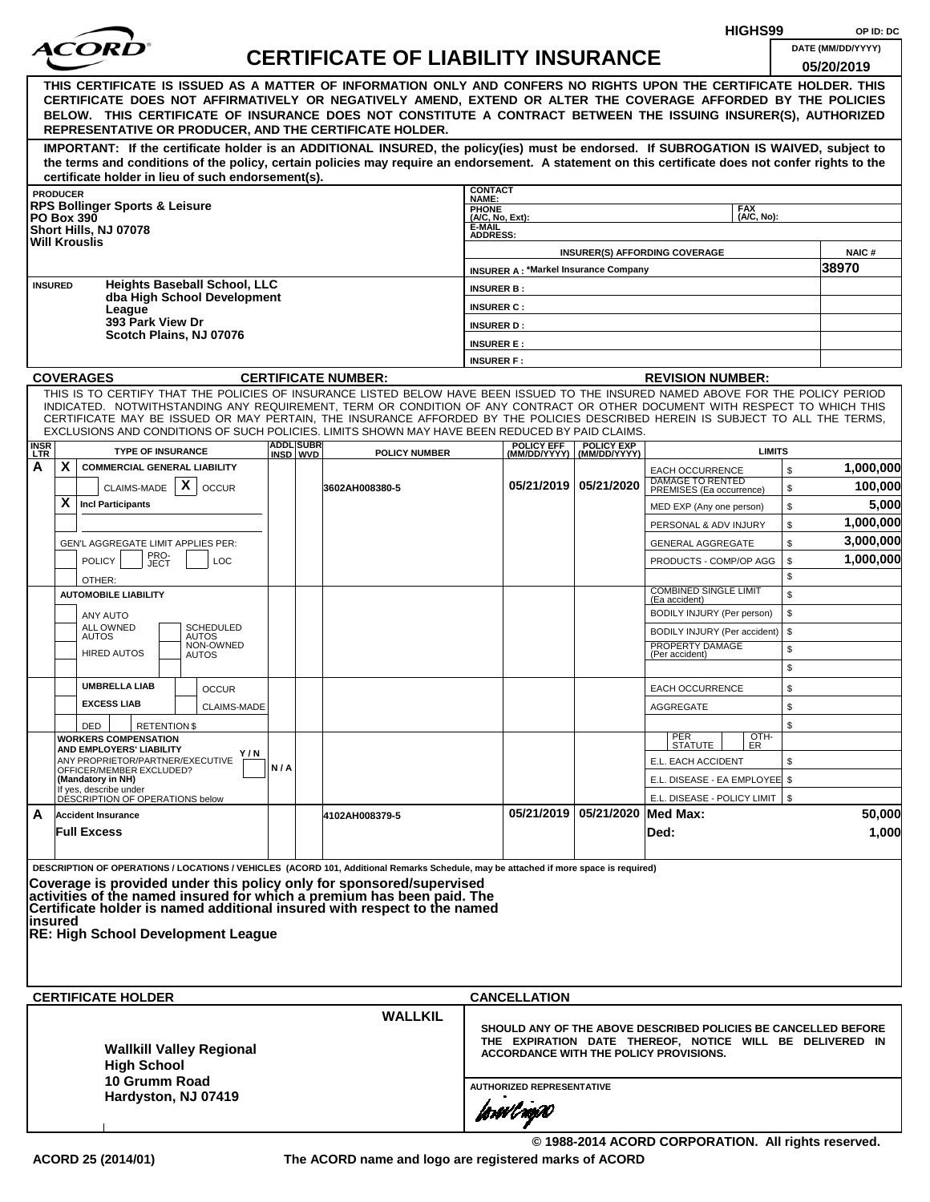HIGHS99 OP ID: DC

# ACORD CERTIFICATE OF LIABILITY INSURANCE

DATE (MM/DD/YYYY) 05/20/2019

**THIS CERTIFICATE IS ISSUED AS A MATTER OF INFORMATION ONLY AND CONFERS NO RIGHTS UPON THE CERTIFICATE HOLDER. THIS CERTIFICATE DOES NOT AFFIRMATIVELY OR NEGATIVELY AMEND, EXTEND OR ALTER THE COVERAGE AFFORDED BY THE POLICIES BELOW. THIS CERTIFICATE OF INSURANCE DOES NOT CONSTITUTE A CONTRACT BETWEEN THE ISSUING INSURER(S), AUTHORIZED REPRESENTATIVE OR PRODUCER, AND THE CERTIFICATE HOLDER.**

**IMPORTANT: If the certificate holder is an ADDITIONAL INSURED, the policy(ies) must be endorsed. If SUBROGATION IS WAIVED, subject to the terms and conditions of the policy, certain policies may require an endorsement. A statement on this certificate does not confer rights to the certificate holder in lieu of such endorsement(s).**

**PRODUCER**
RPS Bollinger Sports & Leisure
PO Box 390
Short Hills, NJ 07078
Will Krouslis

CONTACT NAME:
PHONE (A/C, No, Ext): FAX (A/C, No):
E-MAIL ADDRESS:

| INSURER(S) AFFORDING COVERAGE | NAIC # |
|---|---|
| INSURER A : *Markel Insurance Company | 38970 |
| INSURER B : | |
| INSURER C : | |
| INSURER D : | |
| INSURER E : | |
| INSURER F : | |

**INSURED**
Heights Baseball School, LLC
dba High School Development League
393 Park View Dr
Scotch Plains, NJ 07076

**COVERAGES** CERTIFICATE NUMBER: REVISION NUMBER:

THIS IS TO CERTIFY THAT THE POLICIES OF INSURANCE LISTED BELOW HAVE BEEN ISSUED TO THE INSURED NAMED ABOVE FOR THE POLICY PERIOD INDICATED. NOTWITHSTANDING ANY REQUIREMENT, TERM OR CONDITION OF ANY CONTRACT OR OTHER DOCUMENT WITH RESPECT TO WHICH THIS CERTIFICATE MAY BE ISSUED OR MAY PERTAIN, THE INSURANCE AFFORDED BY THE POLICIES DESCRIBED HEREIN IS SUBJECT TO ALL THE TERMS, EXCLUSIONS AND CONDITIONS OF SUCH POLICIES. LIMITS SHOWN MAY HAVE BEEN REDUCED BY PAID CLAIMS.

| INSR LTR | TYPE OF INSURANCE | ADDL INSD | SUBR WVD | POLICY NUMBER | POLICY EFF (MM/DD/YYYY) | POLICY EXP (MM/DD/YYYY) | LIMITS | |
|---|---|---|---|---|---|---|---|---|
| A | X COMMERCIAL GENERAL LIABILITY | | | | | | EACH OCCURRENCE | $ 1,000,000 |
| | CLAIMS-MADE X OCCUR | | | 3602AH008380-5 | 05/21/2019 | 05/21/2020 | DAMAGE TO RENTED PREMISES (Ea occurrence) | $ 100,000 |
| | X Incl Participants | | | | | | MED EXP (Any one person) | $ 5,000 |
| | | | | | | | PERSONAL & ADV INJURY | $ 1,000,000 |
| | GEN'L AGGREGATE LIMIT APPLIES PER: | | | | | | GENERAL AGGREGATE | $ 3,000,000 |
| | POLICY PRO-JECT LOC | | | | | | PRODUCTS - COMP/OP AGG | $ 1,000,000 |
| | OTHER: | | | | | | | $ |
| | AUTOMOBILE LIABILITY | | | | | | COMBINED SINGLE LIMIT (Ea accident) | $ |
| | ANY AUTO | | | | | | BODILY INJURY (Per person) | $ |
| | ALL OWNED AUTOS / SCHEDULED AUTOS | | | | | | BODILY INJURY (Per accident) | $ |
| | HIRED AUTOS / NON-OWNED AUTOS | | | | | | PROPERTY DAMAGE (Per accident) | $ |
| | | | | | | | | $ |
| | UMBRELLA LIAB / OCCUR | | | | | | EACH OCCURRENCE | $ |
| | EXCESS LIAB / CLAIMS-MADE | | | | | | AGGREGATE | $ |
| | DED / RETENTION $ | | | | | | | $ |
| | WORKERS COMPENSATION AND EMPLOYERS' LIABILITY Y/N | | | | | | PER STATUTE / OTH-ER | |
| | ANY PROPRIETOR/PARTNER/EXECUTIVE OFFICER/MEMBER EXCLUDED? (Mandatory in NH) | N/A | | | | | E.L. EACH ACCIDENT | $ |
| | If yes, describe under DESCRIPTION OF OPERATIONS below | | | | | | E.L. DISEASE - EA EMPLOYEE | $ |
| | | | | | | | E.L. DISEASE - POLICY LIMIT | $ |
| A | Accident Insurance | | | 4102AH008379-5 | 05/21/2019 | 05/21/2020 | Med Max: | 50,000 |
| | Full Excess | | | | | | Ded: | 1,000 |

DESCRIPTION OF OPERATIONS / LOCATIONS / VEHICLES (ACORD 101, Additional Remarks Schedule, may be attached if more space is required)

**Coverage is provided under this policy only for sponsored/supervised activities of the named insured for which a premium has been paid. The Certificate holder is named additional insured with respect to the named insured**
**RE: High School Development League**

**CERTIFICATE HOLDER**

WALLKIL

**Wallkill Valley Regional High School**
**10 Grumm Road**
**Hardyston, NJ 07419**

**CANCELLATION**

**SHOULD ANY OF THE ABOVE DESCRIBED POLICIES BE CANCELLED BEFORE THE EXPIRATION DATE THEREOF, NOTICE WILL BE DELIVERED IN ACCORDANCE WITH THE POLICY PROVISIONS.**

AUTHORIZED REPRESENTATIVE

© 1988-2014 ACORD CORPORATION. All rights reserved.

ACORD 25 (2014/01) The ACORD name and logo are registered marks of ACORD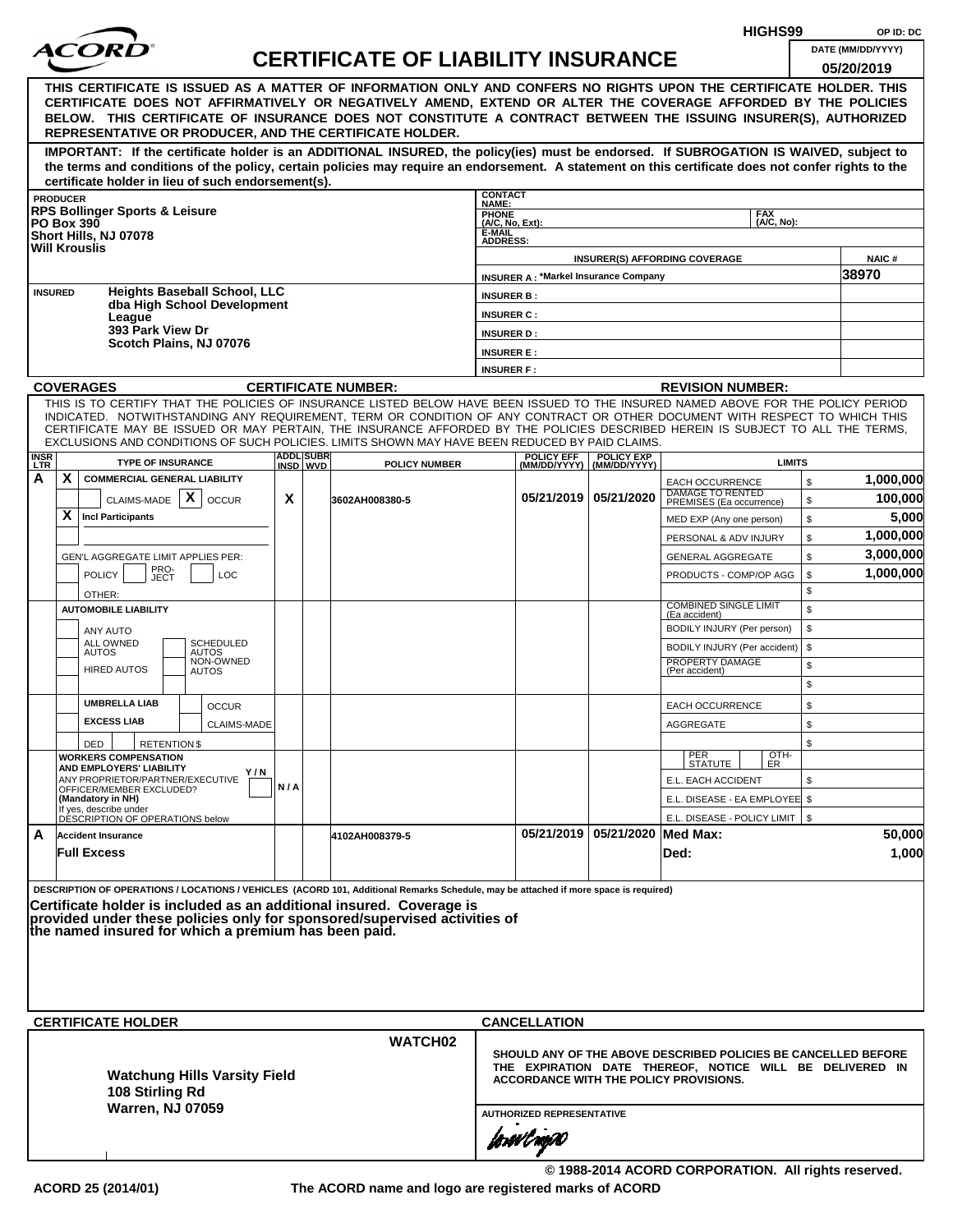ACORD

# CERTIFICATE OF LIABILITY INSURANCE

HIGHS99 OP ID: DC

DATE (MM/DD/YYYY): 05/20/2019

**THIS CERTIFICATE IS ISSUED AS A MATTER OF INFORMATION ONLY AND CONFERS NO RIGHTS UPON THE CERTIFICATE HOLDER. THIS CERTIFICATE DOES NOT AFFIRMATIVELY OR NEGATIVELY AMEND, EXTEND OR ALTER THE COVERAGE AFFORDED BY THE POLICIES BELOW. THIS CERTIFICATE OF INSURANCE DOES NOT CONSTITUTE A CONTRACT BETWEEN THE ISSUING INSURER(S), AUTHORIZED REPRESENTATIVE OR PRODUCER, AND THE CERTIFICATE HOLDER.**

**IMPORTANT: If the certificate holder is an ADDITIONAL INSURED, the policy(ies) must be endorsed. If SUBROGATION IS WAIVED, subject to the terms and conditions of the policy, certain policies may require an endorsement. A statement on this certificate does not confer rights to the certificate holder in lieu of such endorsement(s).**

**PRODUCER**
RPS Bollinger Sports & Leisure
PO Box 390
Short Hills, NJ 07078
Will Krouslis

CONTACT NAME:
PHONE (A/C, No, Ext):
FAX (A/C, No):
E-MAIL ADDRESS:

| INSURER(S) AFFORDING COVERAGE | NAIC # |
|---|---|
| INSURER A : *Markel Insurance Company | 38970 |
| INSURER B : | |
| INSURER C : | |
| INSURER D : | |
| INSURER E : | |
| INSURER F : | |

**INSURED**
Heights Baseball School, LLC
dba High School Development League
393 Park View Dr
Scotch Plains, NJ 07076

**COVERAGES** CERTIFICATE NUMBER: REVISION NUMBER:

THIS IS TO CERTIFY THAT THE POLICIES OF INSURANCE LISTED BELOW HAVE BEEN ISSUED TO THE INSURED NAMED ABOVE FOR THE POLICY PERIOD INDICATED. NOTWITHSTANDING ANY REQUIREMENT, TERM OR CONDITION OF ANY CONTRACT OR OTHER DOCUMENT WITH RESPECT TO WHICH THIS CERTIFICATE MAY BE ISSUED OR MAY PERTAIN, THE INSURANCE AFFORDED BY THE POLICIES DESCRIBED HEREIN IS SUBJECT TO ALL THE TERMS, EXCLUSIONS AND CONDITIONS OF SUCH POLICIES. LIMITS SHOWN MAY HAVE BEEN REDUCED BY PAID CLAIMS.

| INSR LTR | TYPE OF INSURANCE | ADDL INSD | SUBR WVD | POLICY NUMBER | POLICY EFF (MM/DD/YYYY) | POLICY EXP (MM/DD/YYYY) | LIMITS | |
|---|---|---|---|---|---|---|---|---|
| A | X COMMERCIAL GENERAL LIABILITY | | | | | | EACH OCCURRENCE | $ 1,000,000 |
| | CLAIMS-MADE [X] OCCUR | X | | 3602AH008380-5 | 05/21/2019 | 05/21/2020 | DAMAGE TO RENTED PREMISES (Ea occurrence) | $ 100,000 |
| | X Incl Participants | | | | | | MED EXP (Any one person) | $ 5,000 |
| | | | | | | | PERSONAL & ADV INJURY | $ 1,000,000 |
| | GEN'L AGGREGATE LIMIT APPLIES PER: | | | | | | GENERAL AGGREGATE | $ 3,000,000 |
| | POLICY / PRO-JECT / LOC | | | | | | PRODUCTS - COMP/OP AGG | $ 1,000,000 |
| | OTHER: | | | | | | | $ |
| | AUTOMOBILE LIABILITY | | | | | | COMBINED SINGLE LIMIT (Ea accident) | $ |
| | ANY AUTO | | | | | | BODILY INJURY (Per person) | $ |
| | ALL OWNED AUTOS / SCHEDULED AUTOS | | | | | | BODILY INJURY (Per accident) | $ |
| | HIRED AUTOS / NON-OWNED AUTOS | | | | | | PROPERTY DAMAGE (Per accident) | $ |
| | | | | | | | | $ |
| | UMBRELLA LIAB / OCCUR | | | | | | EACH OCCURRENCE | $ |
| | EXCESS LIAB / CLAIMS-MADE | | | | | | AGGREGATE | $ |
| | DED / RETENTION $ | | | | | | | $ |
| | WORKERS COMPENSATION AND EMPLOYERS' LIABILITY Y/N; ANY PROPRIETOR/PARTNER/EXECUTIVE OFFICER/MEMBER EXCLUDED? (Mandatory in NH) If yes, describe under DESCRIPTION OF OPERATIONS below | N/A | | | | | PER STATUTE / OTH-ER | |
| | | | | | | | E.L. EACH ACCIDENT | $ |
| | | | | | | | E.L. DISEASE - EA EMPLOYEE | $ |
| | | | | | | | E.L. DISEASE - POLICY LIMIT | $ |
| A | Accident Insurance | | | 4102AH008379-5 | 05/21/2019 | 05/21/2020 | Med Max: | 50,000 |
| | Full Excess | | | | | | Ded: | 1,000 |

**DESCRIPTION OF OPERATIONS / LOCATIONS / VEHICLES** (ACORD 101, Additional Remarks Schedule, may be attached if more space is required)

**Certificate holder is included as an additional insured. Coverage is provided under these policies only for sponsored/supervised activities of the named insured for which a premium has been paid.**

**CERTIFICATE HOLDER**

WATCH02

Watchung Hills Varsity Field
108 Stirling Rd
Warren, NJ 07059

**CANCELLATION**

SHOULD ANY OF THE ABOVE DESCRIBED POLICIES BE CANCELLED BEFORE THE EXPIRATION DATE THEREOF, NOTICE WILL BE DELIVERED IN ACCORDANCE WITH THE POLICY PROVISIONS.

AUTHORIZED REPRESENTATIVE

© 1988-2014 ACORD CORPORATION. All rights reserved.

ACORD 25 (2014/01) The ACORD name and logo are registered marks of ACORD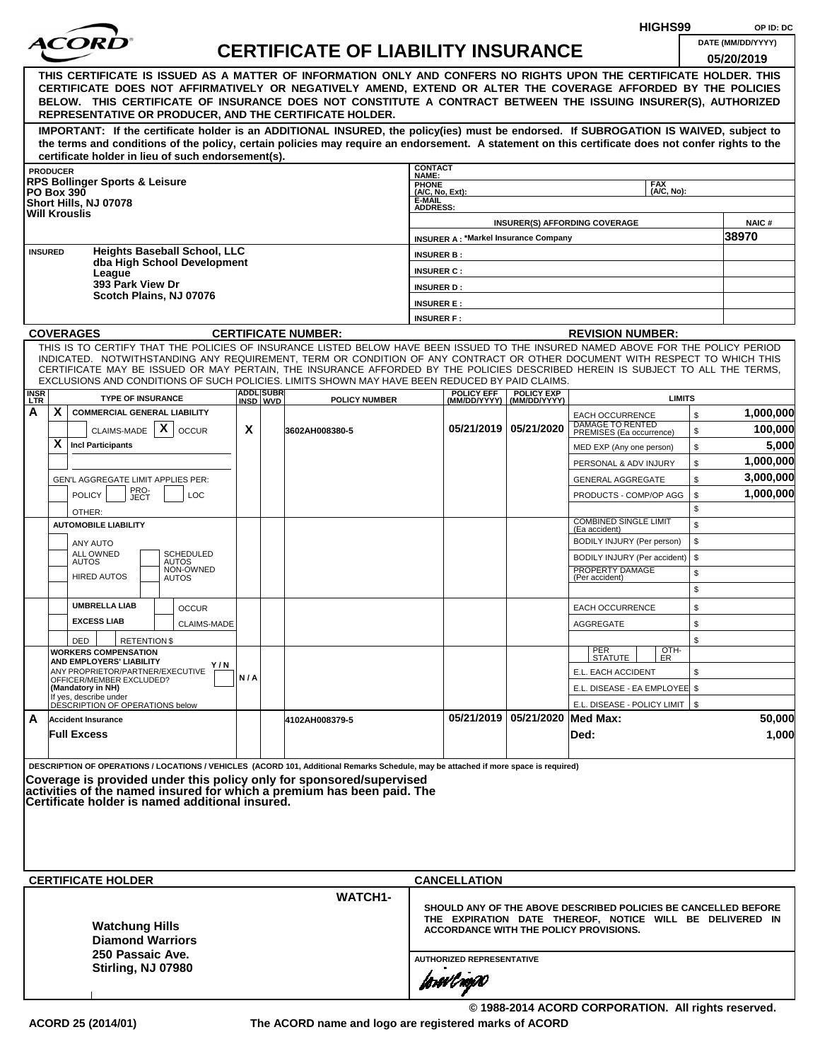HIGHS99 OP ID: DC

ACORD

# CERTIFICATE OF LIABILITY INSURANCE

DATE (MM/DD/YYYY) 05/20/2019

**THIS CERTIFICATE IS ISSUED AS A MATTER OF INFORMATION ONLY AND CONFERS NO RIGHTS UPON THE CERTIFICATE HOLDER. THIS CERTIFICATE DOES NOT AFFIRMATIVELY OR NEGATIVELY AMEND, EXTEND OR ALTER THE COVERAGE AFFORDED BY THE POLICIES BELOW. THIS CERTIFICATE OF INSURANCE DOES NOT CONSTITUTE A CONTRACT BETWEEN THE ISSUING INSURER(S), AUTHORIZED REPRESENTATIVE OR PRODUCER, AND THE CERTIFICATE HOLDER.**

**IMPORTANT: If the certificate holder is an ADDITIONAL INSURED, the policy(ies) must be endorsed. If SUBROGATION IS WAIVED, subject to the terms and conditions of the policy, certain policies may require an endorsement. A statement on this certificate does not confer rights to the certificate holder in lieu of such endorsement(s).**

| PRODUCER | CONTACT NAME: | |
|---|---|---|
| **RPS Bollinger Sports & Leisure**<br>**PO Box 390**<br>**Short Hills, NJ 07078**<br>**Will Krouslis** | PHONE (A/C, No, Ext): FAX (A/C, No):<br>E-MAIL ADDRESS: | |
| | INSURER(S) AFFORDING COVERAGE | NAIC # |
| | INSURER A : *Markel Insurance Company | 38970 |
| INSURED **Heights Baseball School, LLC dba High School Development League 393 Park View Dr Scotch Plains, NJ 07076** | INSURER B : | |
| | INSURER C : | |
| | INSURER D : | |
| | INSURER E : | |
| | INSURER F : | |

**COVERAGES** **CERTIFICATE NUMBER:** **REVISION NUMBER:**

THIS IS TO CERTIFY THAT THE POLICIES OF INSURANCE LISTED BELOW HAVE BEEN ISSUED TO THE INSURED NAMED ABOVE FOR THE POLICY PERIOD INDICATED. NOTWITHSTANDING ANY REQUIREMENT, TERM OR CONDITION OF ANY CONTRACT OR OTHER DOCUMENT WITH RESPECT TO WHICH THIS CERTIFICATE MAY BE ISSUED OR MAY PERTAIN, THE INSURANCE AFFORDED BY THE POLICIES DESCRIBED HEREIN IS SUBJECT TO ALL THE TERMS, EXCLUSIONS AND CONDITIONS OF SUCH POLICIES. LIMITS SHOWN MAY HAVE BEEN REDUCED BY PAID CLAIMS.

| INSR LTR | TYPE OF INSURANCE | ADDL INSD | SUBR WVD | POLICY NUMBER | POLICY EFF (MM/DD/YYYY) | POLICY EXP (MM/DD/YYYY) | LIMITS | |
|---|---|---|---|---|---|---|---|---|
| A | X COMMERCIAL GENERAL LIABILITY<br>CLAIMS-MADE [X] OCCUR<br>X Incl Participants<br>GEN'L AGGREGATE LIMIT APPLIES PER: POLICY / PRO-JECT / LOC<br>OTHER: | X | | 3602AH008380-5 | 05/21/2019 | 05/21/2020 | EACH OCCURRENCE | $ 1,000,000 |
| | | | | | | | DAMAGE TO RENTED PREMISES (Ea occurrence) | $ 100,000 |
| | | | | | | | MED EXP (Any one person) | $ 5,000 |
| | | | | | | | PERSONAL & ADV INJURY | $ 1,000,000 |
| | | | | | | | GENERAL AGGREGATE | $ 3,000,000 |
| | | | | | | | PRODUCTS - COMP/OP AGG | $ 1,000,000 |
| | | | | | | | | $ |
| | AUTOMOBILE LIABILITY<br>ANY AUTO<br>ALL OWNED AUTOS / SCHEDULED AUTOS<br>HIRED AUTOS / NON-OWNED AUTOS | | | | | | COMBINED SINGLE LIMIT (Ea accident) | $ |
| | | | | | | | BODILY INJURY (Per person) | $ |
| | | | | | | | BODILY INJURY (Per accident) | $ |
| | | | | | | | PROPERTY DAMAGE (Per accident) | $ |
| | | | | | | | | $ |
| | UMBRELLA LIAB / OCCUR<br>EXCESS LIAB / CLAIMS-MADE<br>DED / RETENTION $ | | | | | | EACH OCCURRENCE | $ |
| | | | | | | | AGGREGATE | $ |
| | | | | | | | | $ |
| | WORKERS COMPENSATION AND EMPLOYERS' LIABILITY Y/N<br>ANY PROPRIETOR/PARTNER/EXECUTIVE OFFICER/MEMBER EXCLUDED? (Mandatory in NH)<br>If yes, describe under DESCRIPTION OF OPERATIONS below | N/A | | | | | PER STATUTE / OTH-ER | |
| | | | | | | | E.L. EACH ACCIDENT | $ |
| | | | | | | | E.L. DISEASE - EA EMPLOYEE | $ |
| | | | | | | | E.L. DISEASE - POLICY LIMIT | $ |
| A | Accident Insurance<br>**Full Excess** | | | 4102AH008379-5 | 05/21/2019 | 05/21/2020 | **Med Max:** | 50,000 |
| | | | | | | | **Ded:** | 1,000 |

DESCRIPTION OF OPERATIONS / LOCATIONS / VEHICLES (ACORD 101, Additional Remarks Schedule, may be attached if more space is required)

**Coverage is provided under this policy only for sponsored/supervised activities of the named insured for which a premium has been paid. The Certificate holder is named additional insured.**

| CERTIFICATE HOLDER | CANCELLATION |
|---|---|
| WATCH1-<br>**Watchung Hills Diamond Warriors**<br>**250 Passaic Ave.**<br>**Stirling, NJ 07980** | **SHOULD ANY OF THE ABOVE DESCRIBED POLICIES BE CANCELLED BEFORE THE EXPIRATION DATE THEREOF, NOTICE WILL BE DELIVERED IN ACCORDANCE WITH THE POLICY PROVISIONS.**<br><br>AUTHORIZED REPRESENTATIVE |

© 1988-2014 ACORD CORPORATION. All rights reserved.

ACORD 25 (2014/01) The ACORD name and logo are registered marks of ACORD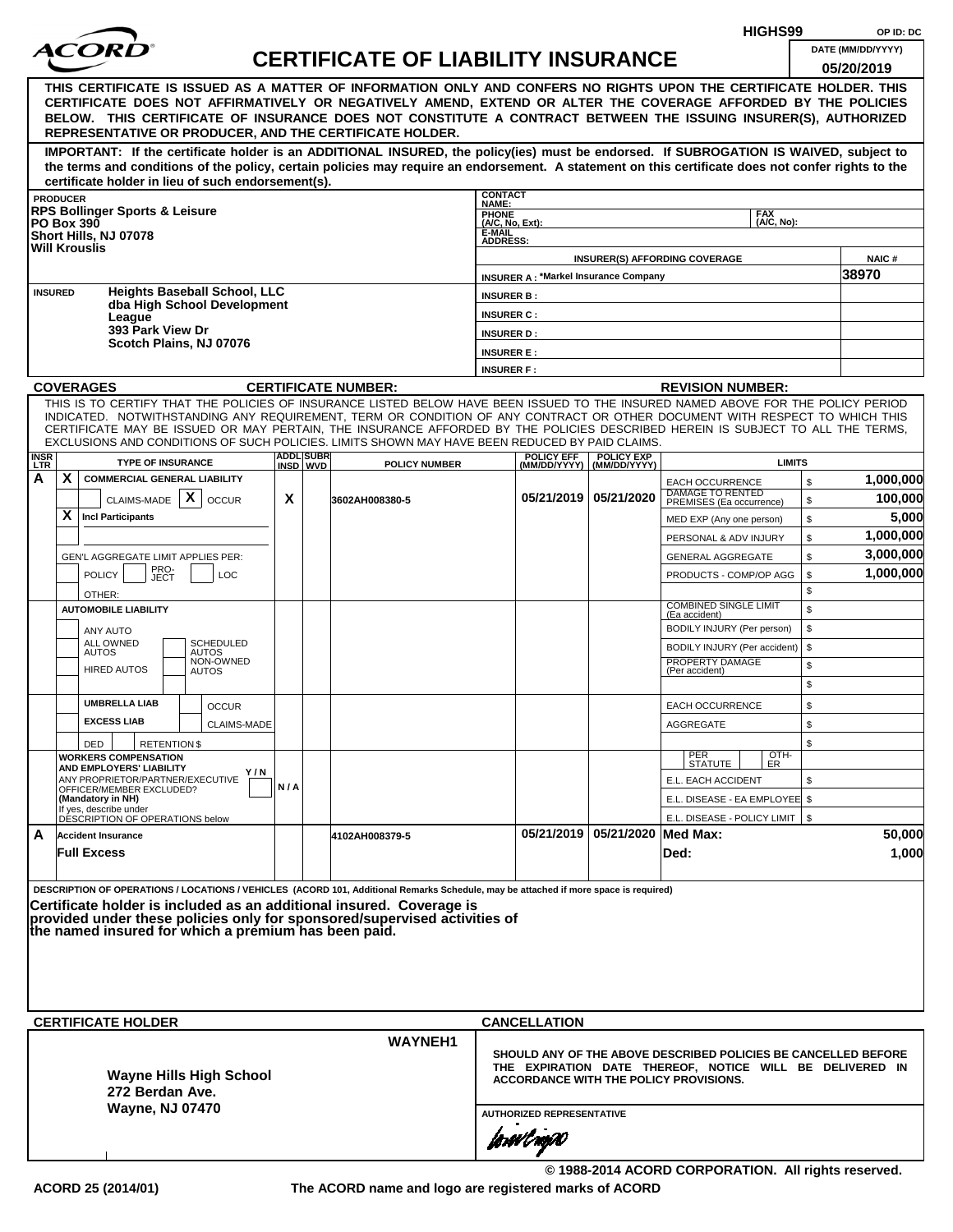HIGHS99 OP ID: DC

# ACORD CERTIFICATE OF LIABILITY INSURANCE

DATE (MM/DD/YYYY): 05/20/2019

**THIS CERTIFICATE IS ISSUED AS A MATTER OF INFORMATION ONLY AND CONFERS NO RIGHTS UPON THE CERTIFICATE HOLDER. THIS CERTIFICATE DOES NOT AFFIRMATIVELY OR NEGATIVELY AMEND, EXTEND OR ALTER THE COVERAGE AFFORDED BY THE POLICIES BELOW. THIS CERTIFICATE OF INSURANCE DOES NOT CONSTITUTE A CONTRACT BETWEEN THE ISSUING INSURER(S), AUTHORIZED REPRESENTATIVE OR PRODUCER, AND THE CERTIFICATE HOLDER.**

**IMPORTANT: If the certificate holder is an ADDITIONAL INSURED, the policy(ies) must be endorsed. If SUBROGATION IS WAIVED, subject to the terms and conditions of the policy, certain policies may require an endorsement. A statement on this certificate does not confer rights to the certificate holder in lieu of such endorsement(s).**

**PRODUCER**
RPS Bollinger Sports & Leisure
PO Box 390
Short Hills, NJ 07078
Will Krouslis

CONTACT NAME:
PHONE (A/C, No, Ext):  FAX (A/C, No):
E-MAIL ADDRESS:

| INSURER(S) AFFORDING COVERAGE | NAIC # |
|---|---|
| INSURER A : *Markel Insurance Company | 38970 |
| INSURER B : | |
| INSURER C : | |
| INSURER D : | |
| INSURER E : | |
| INSURER F : | |

**INSURED**
Heights Baseball School, LLC
dba High School Development League
393 Park View Dr
Scotch Plains, NJ 07076

**COVERAGES** CERTIFICATE NUMBER: REVISION NUMBER:

THIS IS TO CERTIFY THAT THE POLICIES OF INSURANCE LISTED BELOW HAVE BEEN ISSUED TO THE INSURED NAMED ABOVE FOR THE POLICY PERIOD INDICATED. NOTWITHSTANDING ANY REQUIREMENT, TERM OR CONDITION OF ANY CONTRACT OR OTHER DOCUMENT WITH RESPECT TO WHICH THIS CERTIFICATE MAY BE ISSUED OR MAY PERTAIN, THE INSURANCE AFFORDED BY THE POLICIES DESCRIBED HEREIN IS SUBJECT TO ALL THE TERMS, EXCLUSIONS AND CONDITIONS OF SUCH POLICIES. LIMITS SHOWN MAY HAVE BEEN REDUCED BY PAID CLAIMS.

| INSR LTR | TYPE OF INSURANCE | ADDL INSD | SUBR WVD | POLICY NUMBER | POLICY EFF (MM/DD/YYYY) | POLICY EXP (MM/DD/YYYY) | LIMITS | |
|---|---|---|---|---|---|---|---|---|
| A | X COMMERCIAL GENERAL LIABILITY; CLAIMS-MADE / X OCCUR; X Incl Participants | X | | 3602AH008380-5 | 05/21/2019 | 05/21/2020 | EACH OCCURRENCE | $ 1,000,000 |
| | | | | | | | DAMAGE TO RENTED PREMISES (Ea occurrence) | $ 100,000 |
| | | | | | | | MED EXP (Any one person) | $ 5,000 |
| | | | | | | | PERSONAL & ADV INJURY | $ 1,000,000 |
| | GEN'L AGGREGATE LIMIT APPLIES PER: POLICY / PRO-JECT / LOC | | | | | | GENERAL AGGREGATE | $ 3,000,000 |
| | OTHER: | | | | | | PRODUCTS - COMP/OP AGG | $ 1,000,000 |
| | AUTOMOBILE LIABILITY: ANY AUTO; ALL OWNED AUTOS; SCHEDULED AUTOS; HIRED AUTOS; NON-OWNED AUTOS | | | | | | COMBINED SINGLE LIMIT (Ea accident) | $ |
| | | | | | | | BODILY INJURY (Per person) | $ |
| | | | | | | | BODILY INJURY (Per accident) | $ |
| | | | | | | | PROPERTY DAMAGE (Per accident) | $ |
| | UMBRELLA LIAB / EXCESS LIAB; OCCUR / CLAIMS-MADE; DED / RETENTION $ | | | | | | EACH OCCURRENCE | $ |
| | | | | | | | AGGREGATE | $ |
| | WORKERS COMPENSATION AND EMPLOYERS' LIABILITY Y/N; ANY PROPRIETOR/PARTNER/EXECUTIVE OFFICER/MEMBER EXCLUDED? (Mandatory in NH); If yes, describe under DESCRIPTION OF OPERATIONS below | N/A | | | | | PER STATUTE / OTH-ER | |
| | | | | | | | E.L. EACH ACCIDENT | $ |
| | | | | | | | E.L. DISEASE - EA EMPLOYEE | $ |
| | | | | | | | E.L. DISEASE - POLICY LIMIT | $ |
| A | Accident Insurance; Full Excess | | | 4102AH008379-5 | 05/21/2019 | 05/21/2020 | Med Max: | 50,000 |
| | | | | | | | Ded: | 1,000 |

**DESCRIPTION OF OPERATIONS / LOCATIONS / VEHICLES** (ACORD 101, Additional Remarks Schedule, may be attached if more space is required)

**Certificate holder is included as an additional insured. Coverage is provided under these policies only for sponsored/supervised activities of the named insured for which a premium has been paid.**

**CERTIFICATE HOLDER**

WAYNEH1

Wayne Hills High School
272 Berdan Ave.
Wayne, NJ 07470

**CANCELLATION**

SHOULD ANY OF THE ABOVE DESCRIBED POLICIES BE CANCELLED BEFORE THE EXPIRATION DATE THEREOF, NOTICE WILL BE DELIVERED IN ACCORDANCE WITH THE POLICY PROVISIONS.

AUTHORIZED REPRESENTATIVE

© 1988-2014 ACORD CORPORATION. All rights reserved.

ACORD 25 (2014/01) The ACORD name and logo are registered marks of ACORD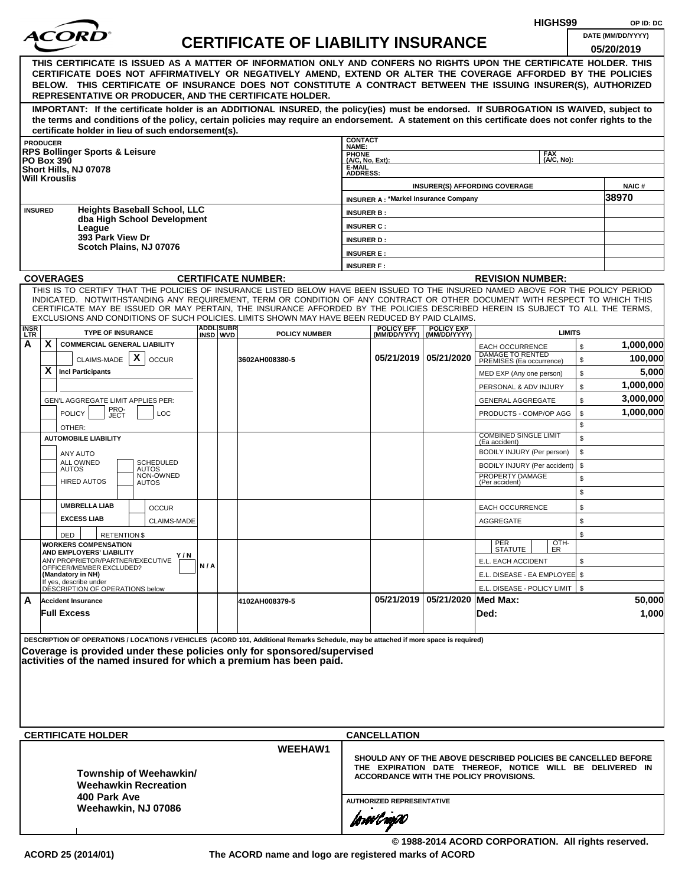ACORD

# CERTIFICATE OF LIABILITY INSURANCE

HIGHS99 OP ID: DC

DATE (MM/DD/YYYY): 05/20/2019

**THIS CERTIFICATE IS ISSUED AS A MATTER OF INFORMATION ONLY AND CONFERS NO RIGHTS UPON THE CERTIFICATE HOLDER. THIS CERTIFICATE DOES NOT AFFIRMATIVELY OR NEGATIVELY AMEND, EXTEND OR ALTER THE COVERAGE AFFORDED BY THE POLICIES BELOW. THIS CERTIFICATE OF INSURANCE DOES NOT CONSTITUTE A CONTRACT BETWEEN THE ISSUING INSURER(S), AUTHORIZED REPRESENTATIVE OR PRODUCER, AND THE CERTIFICATE HOLDER.**

**IMPORTANT: If the certificate holder is an ADDITIONAL INSURED, the policy(ies) must be endorsed. If SUBROGATION IS WAIVED, subject to the terms and conditions of the policy, certain policies may require an endorsement. A statement on this certificate does not confer rights to the certificate holder in lieu of such endorsement(s).**

| PRODUCER | CONTACT NAME: | |
|---|---|---|
| RPS Bollinger Sports & Leisure<br>PO Box 390<br>Short Hills, NJ 07078<br>Will Krouslis | PHONE (A/C, No, Ext): | FAX (A/C, No): |
| | E-MAIL ADDRESS: | |
| | INSURER(S) AFFORDING COVERAGE | NAIC # |
| | INSURER A : *Markel Insurance Company | 38970 |
| INSURED<br>Heights Baseball School, LLC<br>dba High School Development League<br>393 Park View Dr<br>Scotch Plains, NJ 07076 | INSURER B : | |
| | INSURER C : | |
| | INSURER D : | |
| | INSURER E : | |
| | INSURER F : | |

**COVERAGES** CERTIFICATE NUMBER: REVISION NUMBER:

THIS IS TO CERTIFY THAT THE POLICIES OF INSURANCE LISTED BELOW HAVE BEEN ISSUED TO THE INSURED NAMED ABOVE FOR THE POLICY PERIOD INDICATED. NOTWITHSTANDING ANY REQUIREMENT, TERM OR CONDITION OF ANY CONTRACT OR OTHER DOCUMENT WITH RESPECT TO WHICH THIS CERTIFICATE MAY BE ISSUED OR MAY PERTAIN, THE INSURANCE AFFORDED BY THE POLICIES DESCRIBED HEREIN IS SUBJECT TO ALL THE TERMS, EXCLUSIONS AND CONDITIONS OF SUCH POLICIES. LIMITS SHOWN MAY HAVE BEEN REDUCED BY PAID CLAIMS.

| INSR LTR | TYPE OF INSURANCE | ADDL INSD | SUBR WVD | POLICY NUMBER | POLICY EFF (MM/DD/YYYY) | POLICY EXP (MM/DD/YYYY) | LIMITS | |
|---|---|---|---|---|---|---|---|---|
| A | X COMMERCIAL GENERAL LIABILITY<br>CLAIMS-MADE [X] OCCUR<br>X Incl Participants<br>GEN'L AGGREGATE LIMIT APPLIES PER: POLICY / PRO-JECT / LOC<br>OTHER: | | | 3602AH008380-5 | 05/21/2019 | 05/21/2020 | EACH OCCURRENCE | $ 1,000,000 |
| | | | | | | | DAMAGE TO RENTED PREMISES (Ea occurrence) | $ 100,000 |
| | | | | | | | MED EXP (Any one person) | $ 5,000 |
| | | | | | | | PERSONAL & ADV INJURY | $ 1,000,000 |
| | | | | | | | GENERAL AGGREGATE | $ 3,000,000 |
| | | | | | | | PRODUCTS - COMP/OP AGG | $ 1,000,000 |
| | | | | | | | | $ |
| | AUTOMOBILE LIABILITY<br>ANY AUTO<br>ALL OWNED AUTOS / SCHEDULED AUTOS<br>HIRED AUTOS / NON-OWNED AUTOS | | | | | | COMBINED SINGLE LIMIT (Ea accident) | $ |
| | | | | | | | BODILY INJURY (Per person) | $ |
| | | | | | | | BODILY INJURY (Per accident) | $ |
| | | | | | | | PROPERTY DAMAGE (Per accident) | $ |
| | | | | | | | | $ |
| | UMBRELLA LIAB / OCCUR<br>EXCESS LIAB / CLAIMS-MADE<br>DED / RETENTION $ | | | | | | EACH OCCURRENCE | $ |
| | | | | | | | AGGREGATE | $ |
| | | | | | | | | $ |
| | WORKERS COMPENSATION AND EMPLOYERS' LIABILITY Y/N<br>ANY PROPRIETOR/PARTNER/EXECUTIVE OFFICER/MEMBER EXCLUDED? (Mandatory in NH)<br>If yes, describe under DESCRIPTION OF OPERATIONS below | N/A | | | | | PER STATUTE / OTH-ER | |
| | | | | | | | E.L. EACH ACCIDENT | $ |
| | | | | | | | E.L. DISEASE - EA EMPLOYEE | $ |
| | | | | | | | E.L. DISEASE - POLICY LIMIT | $ |
| A | Accident Insurance<br>Full Excess | | | 4102AH008379-5 | 05/21/2019 | 05/21/2020 | Med Max: | 50,000 |
| | | | | | | | Ded: | 1,000 |

DESCRIPTION OF OPERATIONS / LOCATIONS / VEHICLES (ACORD 101, Additional Remarks Schedule, may be attached if more space is required)

**Coverage is provided under these policies only for sponsored/supervised activities of the named insured for which a premium has been paid.**

| CERTIFICATE HOLDER | CANCELLATION |
|---|---|
| WEEHAW1<br><br>**Township of Weehawkin/<br>Weehawkin Recreation<br>400 Park Ave<br>Weehawkin, NJ 07086** | SHOULD ANY OF THE ABOVE DESCRIBED POLICIES BE CANCELLED BEFORE THE EXPIRATION DATE THEREOF, NOTICE WILL BE DELIVERED IN ACCORDANCE WITH THE POLICY PROVISIONS.<br><br>AUTHORIZED REPRESENTATIVE |

© 1988-2014 ACORD CORPORATION. All rights reserved.

ACORD 25 (2014/01) The ACORD name and logo are registered marks of ACORD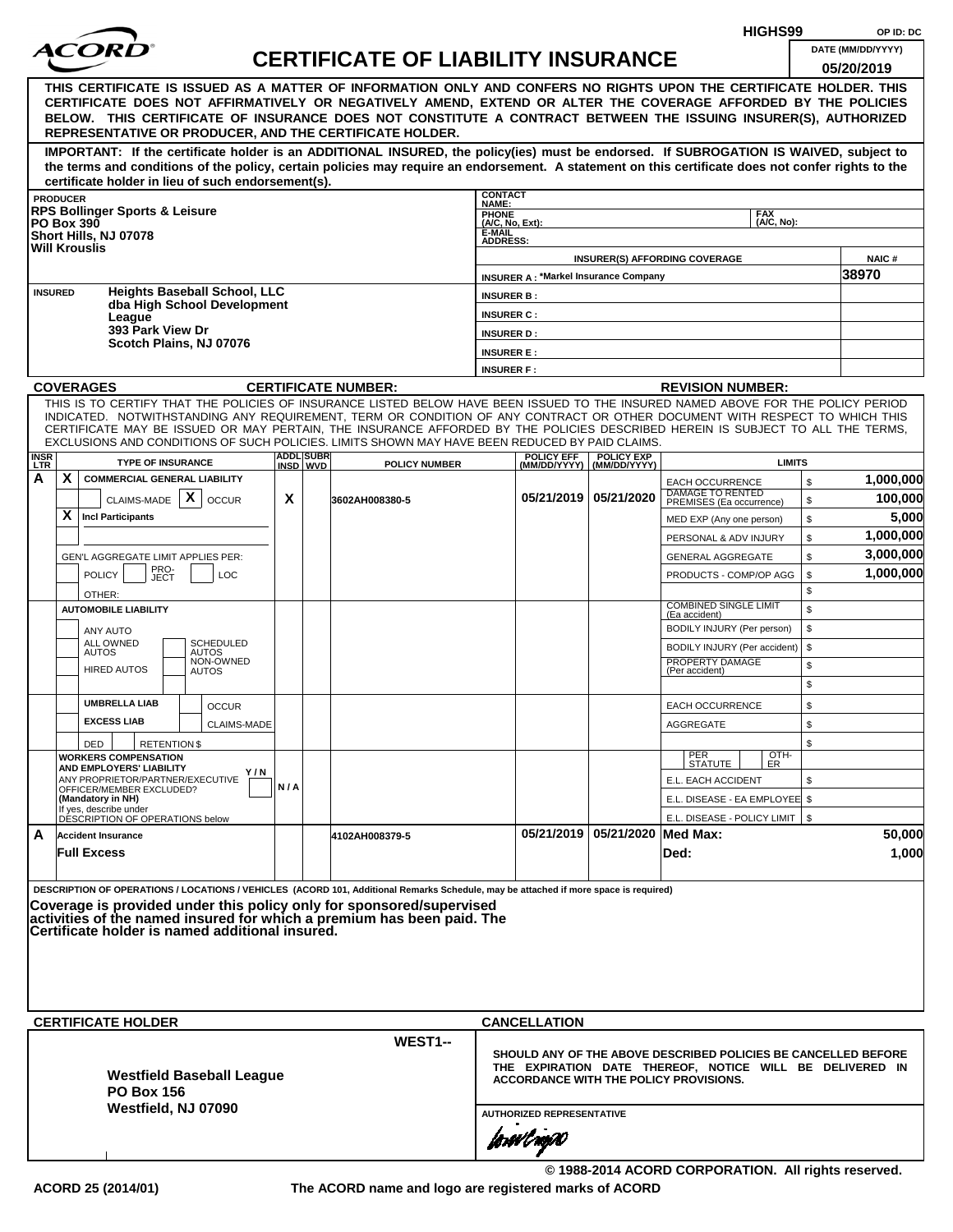HIGHS99 OP ID: DC

ACORD

# CERTIFICATE OF LIABILITY INSURANCE

DATE (MM/DD/YYYY): 05/20/2019

**THIS CERTIFICATE IS ISSUED AS A MATTER OF INFORMATION ONLY AND CONFERS NO RIGHTS UPON THE CERTIFICATE HOLDER. THIS CERTIFICATE DOES NOT AFFIRMATIVELY OR NEGATIVELY AMEND, EXTEND OR ALTER THE COVERAGE AFFORDED BY THE POLICIES BELOW. THIS CERTIFICATE OF INSURANCE DOES NOT CONSTITUTE A CONTRACT BETWEEN THE ISSUING INSURER(S), AUTHORIZED REPRESENTATIVE OR PRODUCER, AND THE CERTIFICATE HOLDER.**

**IMPORTANT: If the certificate holder is an ADDITIONAL INSURED, the policy(ies) must be endorsed. If SUBROGATION IS WAIVED, subject to the terms and conditions of the policy, certain policies may require an endorsement. A statement on this certificate does not confer rights to the certificate holder in lieu of such endorsement(s).**

| PRODUCER | CONTACT NAME: | |
|---|---|---|
| RPS Bollinger Sports & Leisure<br>PO Box 390<br>Short Hills, NJ 07078<br>Will Krouslis | PHONE (A/C, No, Ext): | FAX (A/C, No): |
| | E-MAIL ADDRESS: | |
| | INSURER(S) AFFORDING COVERAGE | NAIC # |
| | INSURER A : *Markel Insurance Company | 38970 |
| INSURED<br>Heights Baseball School, LLC<br>dba High School Development League<br>393 Park View Dr<br>Scotch Plains, NJ 07076 | INSURER B : | |
| | INSURER C : | |
| | INSURER D : | |
| | INSURER E : | |
| | INSURER F : | |

**COVERAGES** &nbsp;&nbsp; **CERTIFICATE NUMBER:** &nbsp;&nbsp; **REVISION NUMBER:**

THIS IS TO CERTIFY THAT THE POLICIES OF INSURANCE LISTED BELOW HAVE BEEN ISSUED TO THE INSURED NAMED ABOVE FOR THE POLICY PERIOD INDICATED. NOTWITHSTANDING ANY REQUIREMENT, TERM OR CONDITION OF ANY CONTRACT OR OTHER DOCUMENT WITH RESPECT TO WHICH THIS CERTIFICATE MAY BE ISSUED OR MAY PERTAIN, THE INSURANCE AFFORDED BY THE POLICIES DESCRIBED HEREIN IS SUBJECT TO ALL THE TERMS, EXCLUSIONS AND CONDITIONS OF SUCH POLICIES. LIMITS SHOWN MAY HAVE BEEN REDUCED BY PAID CLAIMS.

| INSR LTR | TYPE OF INSURANCE | ADDL INSD | SUBR WVD | POLICY NUMBER | POLICY EFF (MM/DD/YYYY) | POLICY EXP (MM/DD/YYYY) | LIMITS | |
|---|---|---|---|---|---|---|---|---|
| A | X COMMERCIAL GENERAL LIABILITY | | | | | | EACH OCCURRENCE | $ 1,000,000 |
| | CLAIMS-MADE [X] OCCUR | X | | 3602AH008380-5 | 05/21/2019 | 05/21/2020 | DAMAGE TO RENTED PREMISES (Ea occurrence) | $ 100,000 |
| | X Incl Participants | | | | | | MED EXP (Any one person) | $ 5,000 |
| | | | | | | | PERSONAL & ADV INJURY | $ 1,000,000 |
| | GEN'L AGGREGATE LIMIT APPLIES PER: | | | | | | GENERAL AGGREGATE | $ 3,000,000 |
| | POLICY / PRO-JECT / LOC | | | | | | PRODUCTS - COMP/OP AGG | $ 1,000,000 |
| | OTHER: | | | | | | | $ |
| | AUTOMOBILE LIABILITY | | | | | | COMBINED SINGLE LIMIT (Ea accident) | $ |
| | ANY AUTO | | | | | | BODILY INJURY (Per person) | $ |
| | ALL OWNED AUTOS / SCHEDULED AUTOS | | | | | | BODILY INJURY (Per accident) | $ |
| | HIRED AUTOS / NON-OWNED AUTOS | | | | | | PROPERTY DAMAGE (Per accident) | $ |
| | | | | | | | | $ |
| | UMBRELLA LIAB / OCCUR | | | | | | EACH OCCURRENCE | $ |
| | EXCESS LIAB / CLAIMS-MADE | | | | | | AGGREGATE | $ |
| | DED / RETENTION $ | | | | | | | $ |
| | WORKERS COMPENSATION AND EMPLOYERS' LIABILITY Y/N<br>ANY PROPRIETOR/PARTNER/EXECUTIVE OFFICER/MEMBER EXCLUDED? (Mandatory in NH)<br>If yes, describe under DESCRIPTION OF OPERATIONS below | N/A | | | | | PER STATUTE / OTH-ER | |
| | | | | | | | E.L. EACH ACCIDENT | $ |
| | | | | | | | E.L. DISEASE - EA EMPLOYEE | $ |
| | | | | | | | E.L. DISEASE - POLICY LIMIT | $ |
| A | Accident Insurance | | | 4102AH008379-5 | 05/21/2019 | 05/21/2020 | Med Max: | 50,000 |
| | Full Excess | | | | | | Ded: | 1,000 |

DESCRIPTION OF OPERATIONS / LOCATIONS / VEHICLES (ACORD 101, Additional Remarks Schedule, may be attached if more space is required)

**Coverage is provided under this policy only for sponsored/supervised activities of the named insured for which a premium has been paid. The Certificate holder is named additional insured.**

| CERTIFICATE HOLDER | CANCELLATION |
|---|---|
| WEST1--<br>**Westfield Baseball League**<br>**PO Box 156**<br>**Westfield, NJ 07090** | **SHOULD ANY OF THE ABOVE DESCRIBED POLICIES BE CANCELLED BEFORE THE EXPIRATION DATE THEREOF, NOTICE WILL BE DELIVERED IN ACCORDANCE WITH THE POLICY PROVISIONS.**<br><br>AUTHORIZED REPRESENTATIVE |

© 1988-2014 ACORD CORPORATION. All rights reserved.

ACORD 25 (2014/01) The ACORD name and logo are registered marks of ACORD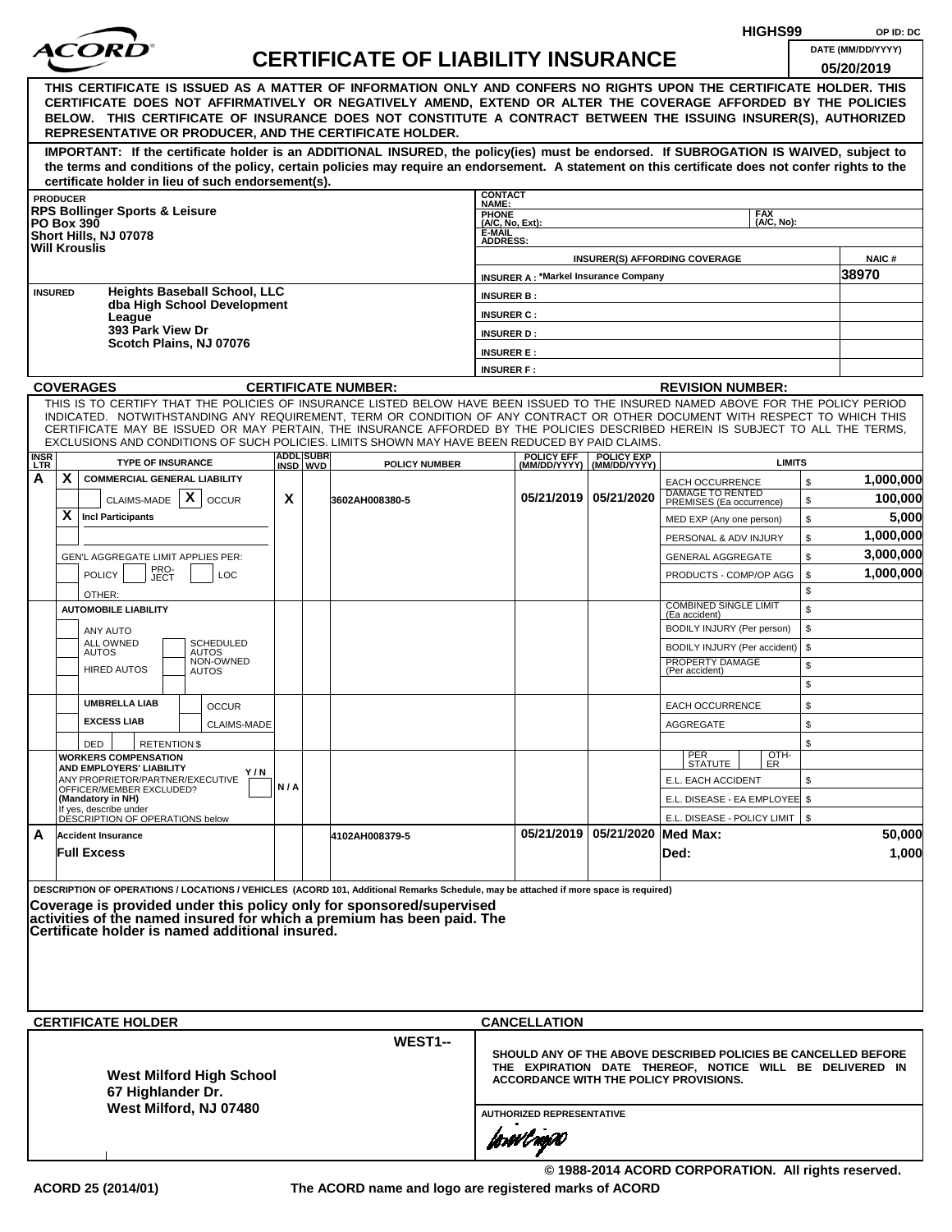HIGHS99 OP ID: DC

# ACORD CERTIFICATE OF LIABILITY INSURANCE

DATE (MM/DD/YYYY): 05/20/2019

**THIS CERTIFICATE IS ISSUED AS A MATTER OF INFORMATION ONLY AND CONFERS NO RIGHTS UPON THE CERTIFICATE HOLDER. THIS CERTIFICATE DOES NOT AFFIRMATIVELY OR NEGATIVELY AMEND, EXTEND OR ALTER THE COVERAGE AFFORDED BY THE POLICIES BELOW. THIS CERTIFICATE OF INSURANCE DOES NOT CONSTITUTE A CONTRACT BETWEEN THE ISSUING INSURER(S), AUTHORIZED REPRESENTATIVE OR PRODUCER, AND THE CERTIFICATE HOLDER.**

**IMPORTANT: If the certificate holder is an ADDITIONAL INSURED, the policy(ies) must be endorsed. If SUBROGATION IS WAIVED, subject to the terms and conditions of the policy, certain policies may require an endorsement. A statement on this certificate does not confer rights to the certificate holder in lieu of such endorsement(s).**

**PRODUCER**
RPS Bollinger Sports & Leisure
PO Box 390
Short Hills, NJ 07078
Will Krouslis

CONTACT NAME:
PHONE (A/C, No, Ext):
FAX (A/C, No):
E-MAIL ADDRESS:

| INSURER(S) AFFORDING COVERAGE | NAIC # |
|---|---|
| INSURER A : *Markel Insurance Company | 38970 |
| INSURER B : | |
| INSURER C : | |
| INSURER D : | |
| INSURER E : | |
| INSURER F : | |

**INSURED**
Heights Baseball School, LLC
dba High School Development League
393 Park View Dr
Scotch Plains, NJ 07076

**COVERAGES** CERTIFICATE NUMBER: REVISION NUMBER:

THIS IS TO CERTIFY THAT THE POLICIES OF INSURANCE LISTED BELOW HAVE BEEN ISSUED TO THE INSURED NAMED ABOVE FOR THE POLICY PERIOD INDICATED. NOTWITHSTANDING ANY REQUIREMENT, TERM OR CONDITION OF ANY CONTRACT OR OTHER DOCUMENT WITH RESPECT TO WHICH THIS CERTIFICATE MAY BE ISSUED OR MAY PERTAIN, THE INSURANCE AFFORDED BY THE POLICIES DESCRIBED HEREIN IS SUBJECT TO ALL THE TERMS, EXCLUSIONS AND CONDITIONS OF SUCH POLICIES. LIMITS SHOWN MAY HAVE BEEN REDUCED BY PAID CLAIMS.

| INSR LTR | TYPE OF INSURANCE | ADDL INSD | SUBR WVD | POLICY NUMBER | POLICY EFF (MM/DD/YYYY) | POLICY EXP (MM/DD/YYYY) | LIMITS | |
|---|---|---|---|---|---|---|---|---|
| A | X COMMERCIAL GENERAL LIABILITY | | | | | | EACH OCCURRENCE | $ 1,000,000 |
| | CLAIMS-MADE X OCCUR | X | | 3602AH008380-5 | 05/21/2019 | 05/21/2020 | DAMAGE TO RENTED PREMISES (Ea occurrence) | $ 100,000 |
| | X Incl Participants | | | | | | MED EXP (Any one person) | $ 5,000 |
| | | | | | | | PERSONAL & ADV INJURY | $ 1,000,000 |
| | GEN'L AGGREGATE LIMIT APPLIES PER: | | | | | | GENERAL AGGREGATE | $ 3,000,000 |
| | POLICY PRO-JECT LOC | | | | | | PRODUCTS - COMP/OP AGG | $ 1,000,000 |
| | OTHER: | | | | | | | $ |
| | AUTOMOBILE LIABILITY | | | | | | COMBINED SINGLE LIMIT (Ea accident) | $ |
| | ANY AUTO | | | | | | BODILY INJURY (Per person) | $ |
| | ALL OWNED AUTOS / SCHEDULED AUTOS | | | | | | BODILY INJURY (Per accident) | $ |
| | HIRED AUTOS / NON-OWNED AUTOS | | | | | | PROPERTY DAMAGE (Per accident) | $ |
| | | | | | | | | $ |
| | UMBRELLA LIAB / OCCUR | | | | | | EACH OCCURRENCE | $ |
| | EXCESS LIAB / CLAIMS-MADE | | | | | | AGGREGATE | $ |
| | DED / RETENTION $ | | | | | | | $ |
| | WORKERS COMPENSATION AND EMPLOYERS' LIABILITY Y/N ANY PROPRIETOR/PARTNER/EXECUTIVE OFFICER/MEMBER EXCLUDED? (Mandatory in NH) If yes, describe under DESCRIPTION OF OPERATIONS below | N/A | | | | | PER STATUTE / OTH-ER | |
| | | | | | | | E.L. EACH ACCIDENT | $ |
| | | | | | | | E.L. DISEASE - EA EMPLOYEE | $ |
| | | | | | | | E.L. DISEASE - POLICY LIMIT | $ |
| A | Accident Insurance | | | 4102AH008379-5 | 05/21/2019 | 05/21/2020 | Med Max: | 50,000 |
| | Full Excess | | | | | | Ded: | 1,000 |

DESCRIPTION OF OPERATIONS / LOCATIONS / VEHICLES (ACORD 101, Additional Remarks Schedule, may be attached if more space is required)

**Coverage is provided under this policy only for sponsored/supervised activities of the named insured for which a premium has been paid. The Certificate holder is named additional insured.**

**CERTIFICATE HOLDER**

WEST1--

West Milford High School
67 Highlander Dr.
West Milford, NJ 07480

**CANCELLATION**

SHOULD ANY OF THE ABOVE DESCRIBED POLICIES BE CANCELLED BEFORE THE EXPIRATION DATE THEREOF, NOTICE WILL BE DELIVERED IN ACCORDANCE WITH THE POLICY PROVISIONS.

AUTHORIZED REPRESENTATIVE

© 1988-2014 ACORD CORPORATION. All rights reserved.

ACORD 25 (2014/01) The ACORD name and logo are registered marks of ACORD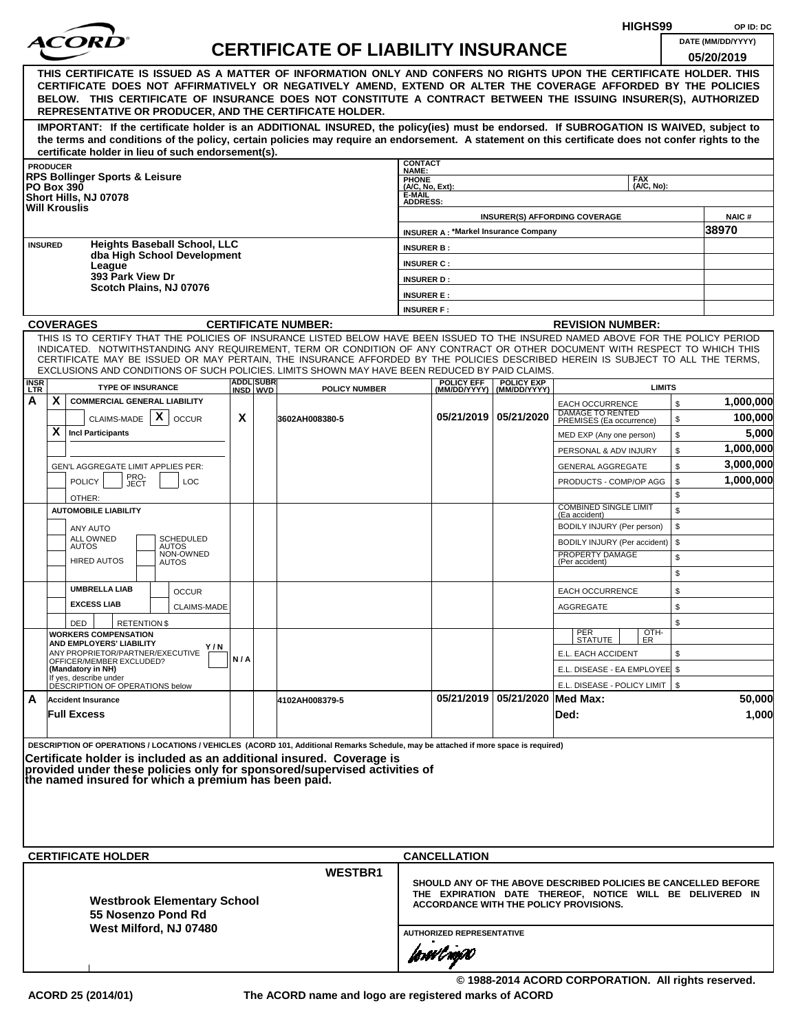HIGHS99 OP ID: DC

# ACORD CERTIFICATE OF LIABILITY INSURANCE

DATE (MM/DD/YYYY): 05/20/2019

**THIS CERTIFICATE IS ISSUED AS A MATTER OF INFORMATION ONLY AND CONFERS NO RIGHTS UPON THE CERTIFICATE HOLDER. THIS CERTIFICATE DOES NOT AFFIRMATIVELY OR NEGATIVELY AMEND, EXTEND OR ALTER THE COVERAGE AFFORDED BY THE POLICIES BELOW. THIS CERTIFICATE OF INSURANCE DOES NOT CONSTITUTE A CONTRACT BETWEEN THE ISSUING INSURER(S), AUTHORIZED REPRESENTATIVE OR PRODUCER, AND THE CERTIFICATE HOLDER.**

**IMPORTANT: If the certificate holder is an ADDITIONAL INSURED, the policy(ies) must be endorsed. If SUBROGATION IS WAIVED, subject to the terms and conditions of the policy, certain policies may require an endorsement. A statement on this certificate does not confer rights to the certificate holder in lieu of such endorsement(s).**

| PRODUCER | CONTACT NAME: | | |
|---|---|---|---|
| RPS Bollinger Sports & Leisure<br>PO Box 390<br>Short Hills, NJ 07078<br>Will Krouslis | PHONE (A/C, No, Ext): | FAX (A/C, No): | |
| | E-MAIL ADDRESS: | | |
| | INSURER(S) AFFORDING COVERAGE | | NAIC # |
| | INSURER A : *Markel Insurance Company | | 38970 |
| INSURED<br>Heights Baseball School, LLC<br>dba High School Development League<br>393 Park View Dr<br>Scotch Plains, NJ 07076 | INSURER B : | | |
| | INSURER C : | | |
| | INSURER D : | | |
| | INSURER E : | | |
| | INSURER F : | | |

**COVERAGES** CERTIFICATE NUMBER: REVISION NUMBER:

THIS IS TO CERTIFY THAT THE POLICIES OF INSURANCE LISTED BELOW HAVE BEEN ISSUED TO THE INSURED NAMED ABOVE FOR THE POLICY PERIOD INDICATED. NOTWITHSTANDING ANY REQUIREMENT, TERM OR CONDITION OF ANY CONTRACT OR OTHER DOCUMENT WITH RESPECT TO WHICH THIS CERTIFICATE MAY BE ISSUED OR MAY PERTAIN, THE INSURANCE AFFORDED BY THE POLICIES DESCRIBED HEREIN IS SUBJECT TO ALL THE TERMS, EXCLUSIONS AND CONDITIONS OF SUCH POLICIES. LIMITS SHOWN MAY HAVE BEEN REDUCED BY PAID CLAIMS.

| INSR LTR | TYPE OF INSURANCE | ADDL INSD | SUBR WVD | POLICY NUMBER | POLICY EFF (MM/DD/YYYY) | POLICY EXP (MM/DD/YYYY) | LIMITS | |
|---|---|---|---|---|---|---|---|---|
| A | X COMMERCIAL GENERAL LIABILITY | | | | | | EACH OCCURRENCE | $ 1,000,000 |
| | CLAIMS-MADE [X] OCCUR | X | | 3602AH008380-5 | 05/21/2019 | 05/21/2020 | DAMAGE TO RENTED PREMISES (Ea occurrence) | $ 100,000 |
| | X Incl Participants | | | | | | MED EXP (Any one person) | $ 5,000 |
| | | | | | | | PERSONAL & ADV INJURY | $ 1,000,000 |
| | GEN'L AGGREGATE LIMIT APPLIES PER: | | | | | | GENERAL AGGREGATE | $ 3,000,000 |
| | POLICY / PRO-JECT / LOC | | | | | | PRODUCTS - COMP/OP AGG | $ 1,000,000 |
| | OTHER: | | | | | | | $ |
| | AUTOMOBILE LIABILITY | | | | | | COMBINED SINGLE LIMIT (Ea accident) | $ |
| | ANY AUTO | | | | | | BODILY INJURY (Per person) | $ |
| | ALL OWNED AUTOS / SCHEDULED AUTOS | | | | | | BODILY INJURY (Per accident) | $ |
| | HIRED AUTOS / NON-OWNED AUTOS | | | | | | PROPERTY DAMAGE (Per accident) | $ |
| | | | | | | | | $ |
| | UMBRELLA LIAB / OCCUR | | | | | | EACH OCCURRENCE | $ |
| | EXCESS LIAB / CLAIMS-MADE | | | | | | AGGREGATE | $ |
| | DED / RETENTION $ | | | | | | | $ |
| | WORKERS COMPENSATION AND EMPLOYERS' LIABILITY Y/N<br>ANY PROPRIETOR/PARTNER/EXECUTIVE OFFICER/MEMBER EXCLUDED? (Mandatory in NH)<br>If yes, describe under DESCRIPTION OF OPERATIONS below | N/A | | | | | PER STATUTE / OTH-ER | |
| | | | | | | | E.L. EACH ACCIDENT | $ |
| | | | | | | | E.L. DISEASE - EA EMPLOYEE | $ |
| | | | | | | | E.L. DISEASE - POLICY LIMIT | $ |
| A | Accident Insurance | | | 4102AH008379-5 | 05/21/2019 | 05/21/2020 | Med Max: | 50,000 |
| | Full Excess | | | | | | Ded: | 1,000 |

DESCRIPTION OF OPERATIONS / LOCATIONS / VEHICLES (ACORD 101, Additional Remarks Schedule, may be attached if more space is required)

**Certificate holder is included as an additional insured. Coverage is provided under these policies only for sponsored/supervised activities of the named insured for which a premium has been paid.**

| CERTIFICATE HOLDER | CANCELLATION |
|---|---|
| WESTBR1<br>**Westbrook Elementary School**<br>**55 Nosenzo Pond Rd**<br>**West Milford, NJ 07480** | **SHOULD ANY OF THE ABOVE DESCRIBED POLICIES BE CANCELLED BEFORE THE EXPIRATION DATE THEREOF, NOTICE WILL BE DELIVERED IN ACCORDANCE WITH THE POLICY PROVISIONS.**<br><br>AUTHORIZED REPRESENTATIVE |

© 1988-2014 ACORD CORPORATION. All rights reserved.

ACORD 25 (2014/01) The ACORD name and logo are registered marks of ACORD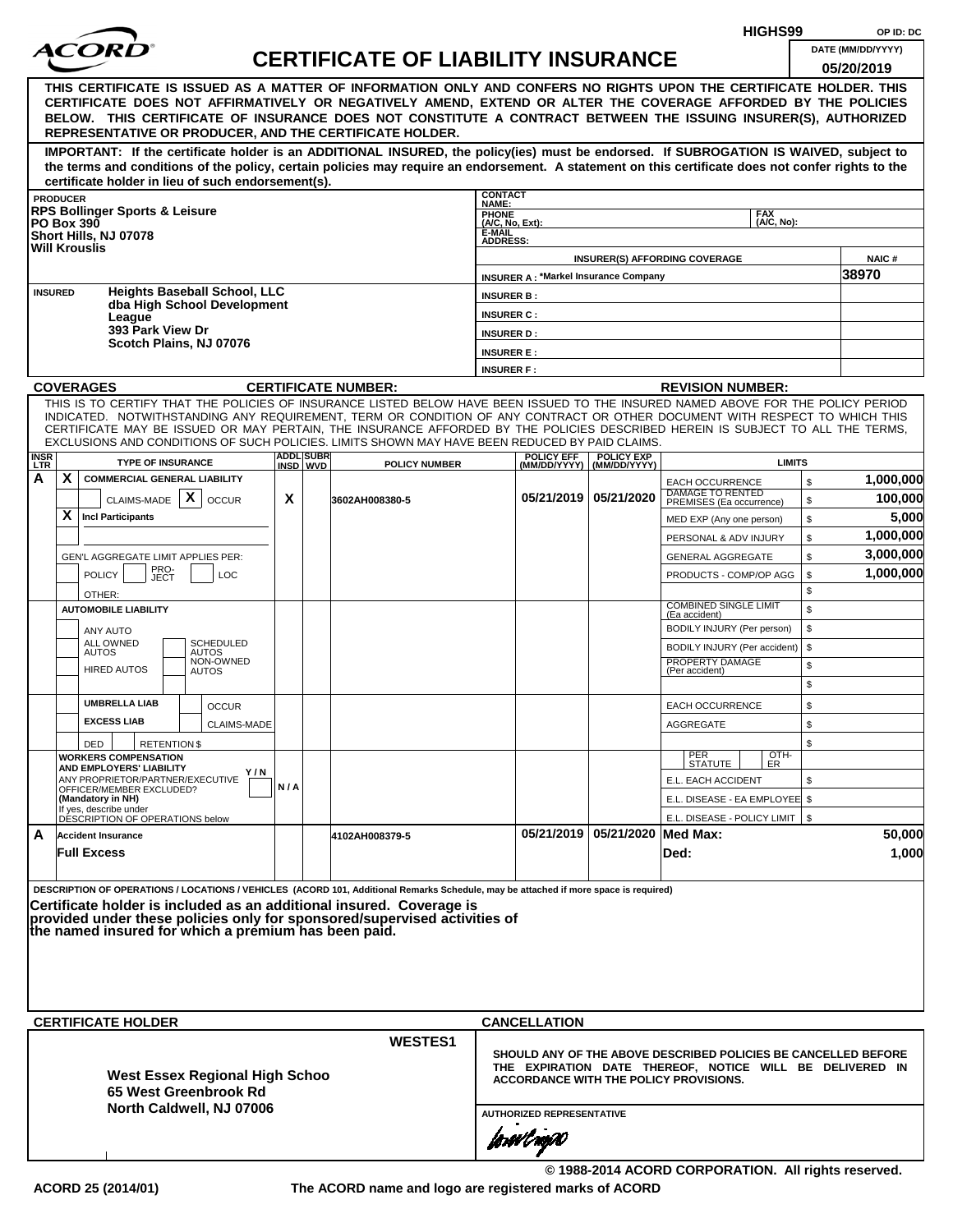HIGHS99 OP ID: DC

# ACORD

# CERTIFICATE OF LIABILITY INSURANCE

DATE (MM/DD/YYYY): 05/20/2019

**THIS CERTIFICATE IS ISSUED AS A MATTER OF INFORMATION ONLY AND CONFERS NO RIGHTS UPON THE CERTIFICATE HOLDER. THIS CERTIFICATE DOES NOT AFFIRMATIVELY OR NEGATIVELY AMEND, EXTEND OR ALTER THE COVERAGE AFFORDED BY THE POLICIES BELOW. THIS CERTIFICATE OF INSURANCE DOES NOT CONSTITUTE A CONTRACT BETWEEN THE ISSUING INSURER(S), AUTHORIZED REPRESENTATIVE OR PRODUCER, AND THE CERTIFICATE HOLDER.**

**IMPORTANT: If the certificate holder is an ADDITIONAL INSURED, the policy(ies) must be endorsed. If SUBROGATION IS WAIVED, subject to the terms and conditions of the policy, certain policies may require an endorsement. A statement on this certificate does not confer rights to the certificate holder in lieu of such endorsement(s).**

**PRODUCER**
RPS Bollinger Sports & Leisure
PO Box 390
Short Hills, NJ 07078
Will Krouslis

CONTACT NAME:
PHONE (A/C, No, Ext):
FAX (A/C, No):
E-MAIL ADDRESS:

| INSURER(S) AFFORDING COVERAGE | NAIC # |
|---|---|
| INSURER A : *Markel Insurance Company | 38970 |
| INSURER B : | |
| INSURER C : | |
| INSURER D : | |
| INSURER E : | |
| INSURER F : | |

**INSURED**
Heights Baseball School, LLC
dba High School Development League
393 Park View Dr
Scotch Plains, NJ 07076

**COVERAGES** CERTIFICATE NUMBER: REVISION NUMBER:

THIS IS TO CERTIFY THAT THE POLICIES OF INSURANCE LISTED BELOW HAVE BEEN ISSUED TO THE INSURED NAMED ABOVE FOR THE POLICY PERIOD INDICATED. NOTWITHSTANDING ANY REQUIREMENT, TERM OR CONDITION OF ANY CONTRACT OR OTHER DOCUMENT WITH RESPECT TO WHICH THIS CERTIFICATE MAY BE ISSUED OR MAY PERTAIN, THE INSURANCE AFFORDED BY THE POLICIES DESCRIBED HEREIN IS SUBJECT TO ALL THE TERMS, EXCLUSIONS AND CONDITIONS OF SUCH POLICIES. LIMITS SHOWN MAY HAVE BEEN REDUCED BY PAID CLAIMS.

| INSR LTR | TYPE OF INSURANCE | ADDL INSD | SUBR WVD | POLICY NUMBER | POLICY EFF (MM/DD/YYYY) | POLICY EXP (MM/DD/YYYY) | LIMITS | |
|---|---|---|---|---|---|---|---|---|
| A | X COMMERCIAL GENERAL LIABILITY | | | | | | EACH OCCURRENCE | $ 1,000,000 |
| | CLAIMS-MADE [X] OCCUR | X | | 3602AH008380-5 | 05/21/2019 | 05/21/2020 | DAMAGE TO RENTED PREMISES (Ea occurrence) | $ 100,000 |
| | X Incl Participants | | | | | | MED EXP (Any one person) | $ 5,000 |
| | | | | | | | PERSONAL & ADV INJURY | $ 1,000,000 |
| | GEN'L AGGREGATE LIMIT APPLIES PER: | | | | | | GENERAL AGGREGATE | $ 3,000,000 |
| | POLICY / PRO-JECT / LOC | | | | | | PRODUCTS - COMP/OP AGG | $ 1,000,000 |
| | OTHER: | | | | | | | $ |
| | AUTOMOBILE LIABILITY | | | | | | COMBINED SINGLE LIMIT (Ea accident) | $ |
| | ANY AUTO | | | | | | BODILY INJURY (Per person) | $ |
| | ALL OWNED AUTOS / SCHEDULED AUTOS | | | | | | BODILY INJURY (Per accident) | $ |
| | HIRED AUTOS / NON-OWNED AUTOS | | | | | | PROPERTY DAMAGE (Per accident) | $ |
| | | | | | | | | $ |
| | UMBRELLA LIAB / OCCUR | | | | | | EACH OCCURRENCE | $ |
| | EXCESS LIAB / CLAIMS-MADE | | | | | | AGGREGATE | $ |
| | DED / RETENTION $ | | | | | | | $ |
| | WORKERS COMPENSATION AND EMPLOYERS' LIABILITY Y/N; ANY PROPRIETOR/PARTNER/EXECUTIVE OFFICER/MEMBER EXCLUDED? (Mandatory in NH); If yes, describe under DESCRIPTION OF OPERATIONS below | N/A | | | | | PER STATUTE / OTH-ER | |
| | | | | | | | E.L. EACH ACCIDENT | $ |
| | | | | | | | E.L. DISEASE - EA EMPLOYEE | $ |
| | | | | | | | E.L. DISEASE - POLICY LIMIT | $ |
| A | Accident Insurance | | | 4102AH008379-5 | 05/21/2019 | 05/21/2020 | Med Max: | 50,000 |
| | Full Excess | | | | | | Ded: | 1,000 |

**DESCRIPTION OF OPERATIONS / LOCATIONS / VEHICLES** (ACORD 101, Additional Remarks Schedule, may be attached if more space is required)

**Certificate holder is included as an additional insured. Coverage is provided under these policies only for sponsored/supervised activities of the named insured for which a premium has been paid.**

**CERTIFICATE HOLDER**

WESTES1

West Essex Regional High Schoo
65 West Greenbrook Rd
North Caldwell, NJ 07006

**CANCELLATION**

SHOULD ANY OF THE ABOVE DESCRIBED POLICIES BE CANCELLED BEFORE THE EXPIRATION DATE THEREOF, NOTICE WILL BE DELIVERED IN ACCORDANCE WITH THE POLICY PROVISIONS.

AUTHORIZED REPRESENTATIVE

© 1988-2014 ACORD CORPORATION. All rights reserved.

ACORD 25 (2014/01) The ACORD name and logo are registered marks of ACORD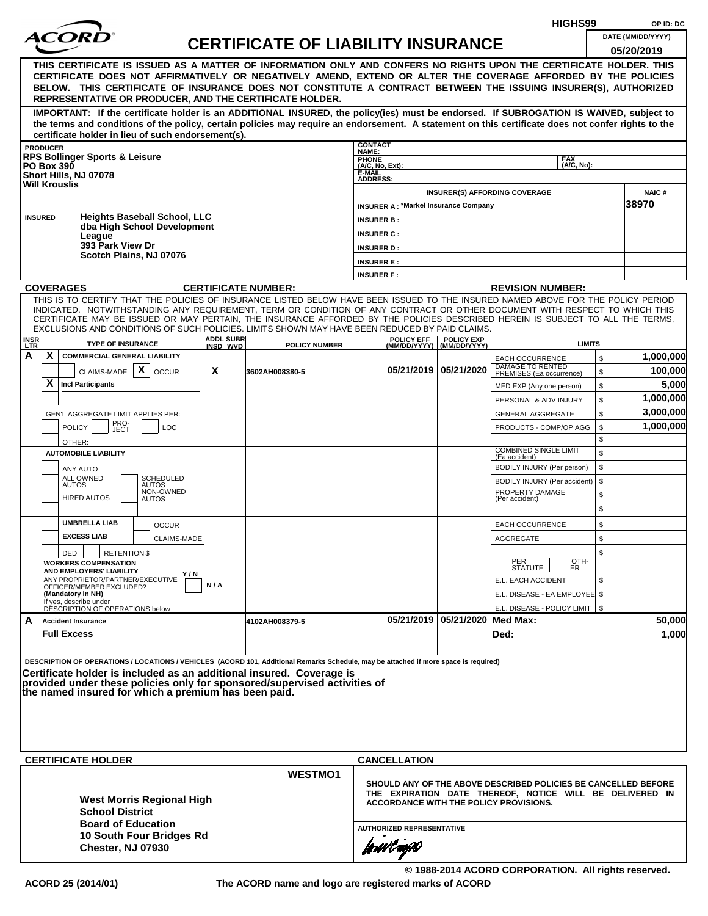HIGHS99 OP ID: DC

# ACORD CERTIFICATE OF LIABILITY INSURANCE

DATE (MM/DD/YYYY): 05/20/2019

**THIS CERTIFICATE IS ISSUED AS A MATTER OF INFORMATION ONLY AND CONFERS NO RIGHTS UPON THE CERTIFICATE HOLDER. THIS CERTIFICATE DOES NOT AFFIRMATIVELY OR NEGATIVELY AMEND, EXTEND OR ALTER THE COVERAGE AFFORDED BY THE POLICIES BELOW. THIS CERTIFICATE OF INSURANCE DOES NOT CONSTITUTE A CONTRACT BETWEEN THE ISSUING INSURER(S), AUTHORIZED REPRESENTATIVE OR PRODUCER, AND THE CERTIFICATE HOLDER.**

**IMPORTANT: If the certificate holder is an ADDITIONAL INSURED, the policy(ies) must be endorsed. If SUBROGATION IS WAIVED, subject to the terms and conditions of the policy, certain policies may require an endorsement. A statement on this certificate does not confer rights to the certificate holder in lieu of such endorsement(s).**

| PRODUCER | CONTACT NAME: | | |
|---|---|---|---|
| **RPS Bollinger Sports & Leisure** | PHONE (A/C, No, Ext): | FAX (A/C, No): | |
| **PO Box 390** | E-MAIL ADDRESS: | | |
| **Short Hills, NJ 07078** | INSURER(S) AFFORDING COVERAGE | | NAIC # |
| **Will Krouslis** | INSURER A : *Markel Insurance Company | | 38970 |
| INSURED **Heights Baseball School, LLC dba High School Development League 393 Park View Dr Scotch Plains, NJ 07076** | INSURER B : | | |
| | INSURER C : | | |
| | INSURER D : | | |
| | INSURER E : | | |
| | INSURER F : | | |

**COVERAGES** CERTIFICATE NUMBER: REVISION NUMBER:

THIS IS TO CERTIFY THAT THE POLICIES OF INSURANCE LISTED BELOW HAVE BEEN ISSUED TO THE INSURED NAMED ABOVE FOR THE POLICY PERIOD INDICATED. NOTWITHSTANDING ANY REQUIREMENT, TERM OR CONDITION OF ANY CONTRACT OR OTHER DOCUMENT WITH RESPECT TO WHICH THIS CERTIFICATE MAY BE ISSUED OR MAY PERTAIN, THE INSURANCE AFFORDED BY THE POLICIES DESCRIBED HEREIN IS SUBJECT TO ALL THE TERMS, EXCLUSIONS AND CONDITIONS OF SUCH POLICIES. LIMITS SHOWN MAY HAVE BEEN REDUCED BY PAID CLAIMS.

| INSR LTR | TYPE OF INSURANCE | ADDL INSD | SUBR WVD | POLICY NUMBER | POLICY EFF (MM/DD/YYYY) | POLICY EXP (MM/DD/YYYY) | LIMITS | |
|---|---|---|---|---|---|---|---|---|
| A | X COMMERCIAL GENERAL LIABILITY | | | | | | EACH OCCURRENCE | $ 1,000,000 |
| | CLAIMS-MADE [X] OCCUR | X | | 3602AH008380-5 | 05/21/2019 | 05/21/2020 | DAMAGE TO RENTED PREMISES (Ea occurrence) | $ 100,000 |
| | X Incl Participants | | | | | | MED EXP (Any one person) | $ 5,000 |
| | | | | | | | PERSONAL & ADV INJURY | $ 1,000,000 |
| | GEN'L AGGREGATE LIMIT APPLIES PER: | | | | | | GENERAL AGGREGATE | $ 3,000,000 |
| | POLICY / PRO-JECT / LOC | | | | | | PRODUCTS - COMP/OP AGG | $ 1,000,000 |
| | OTHER: | | | | | | | $ |
| | AUTOMOBILE LIABILITY | | | | | | COMBINED SINGLE LIMIT (Ea accident) | $ |
| | ANY AUTO | | | | | | BODILY INJURY (Per person) | $ |
| | ALL OWNED AUTOS / SCHEDULED AUTOS | | | | | | BODILY INJURY (Per accident) | $ |
| | HIRED AUTOS / NON-OWNED AUTOS | | | | | | PROPERTY DAMAGE (Per accident) | $ |
| | | | | | | | | $ |
| | UMBRELLA LIAB / OCCUR | | | | | | EACH OCCURRENCE | $ |
| | EXCESS LIAB / CLAIMS-MADE | | | | | | AGGREGATE | $ |
| | DED / RETENTION $ | | | | | | | $ |
| | WORKERS COMPENSATION AND EMPLOYERS' LIABILITY Y/N; ANY PROPRIETOR/PARTNER/EXECUTIVE OFFICER/MEMBER EXCLUDED? (Mandatory in NH); If yes, describe under DESCRIPTION OF OPERATIONS below | N / A | | | | | PER STATUTE / OTH-ER | |
| | | | | | | | E.L. EACH ACCIDENT | $ |
| | | | | | | | E.L. DISEASE - EA EMPLOYEE | $ |
| | | | | | | | E.L. DISEASE - POLICY LIMIT | $ |
| A | Accident Insurance | | | 4102AH008379-5 | 05/21/2019 | 05/21/2020 | Med Max: | 50,000 |
| | Full Excess | | | | | | Ded: | 1,000 |

DESCRIPTION OF OPERATIONS / LOCATIONS / VEHICLES (ACORD 101, Additional Remarks Schedule, may be attached if more space is required)

**Certificate holder is included as an additional insured. Coverage is provided under these policies only for sponsored/supervised activities of the named insured for which a premium has been paid.**

| CERTIFICATE HOLDER | CANCELLATION |
|---|---|
| WESTMO1 | **SHOULD ANY OF THE ABOVE DESCRIBED POLICIES BE CANCELLED BEFORE THE EXPIRATION DATE THEREOF, NOTICE WILL BE DELIVERED IN ACCORDANCE WITH THE POLICY PROVISIONS.** |
| **West Morris Regional High School District Board of Education 10 South Four Bridges Rd Chester, NJ 07930** | AUTHORIZED REPRESENTATIVE |

© 1988-2014 ACORD CORPORATION. All rights reserved.

ACORD 25 (2014/01) The ACORD name and logo are registered marks of ACORD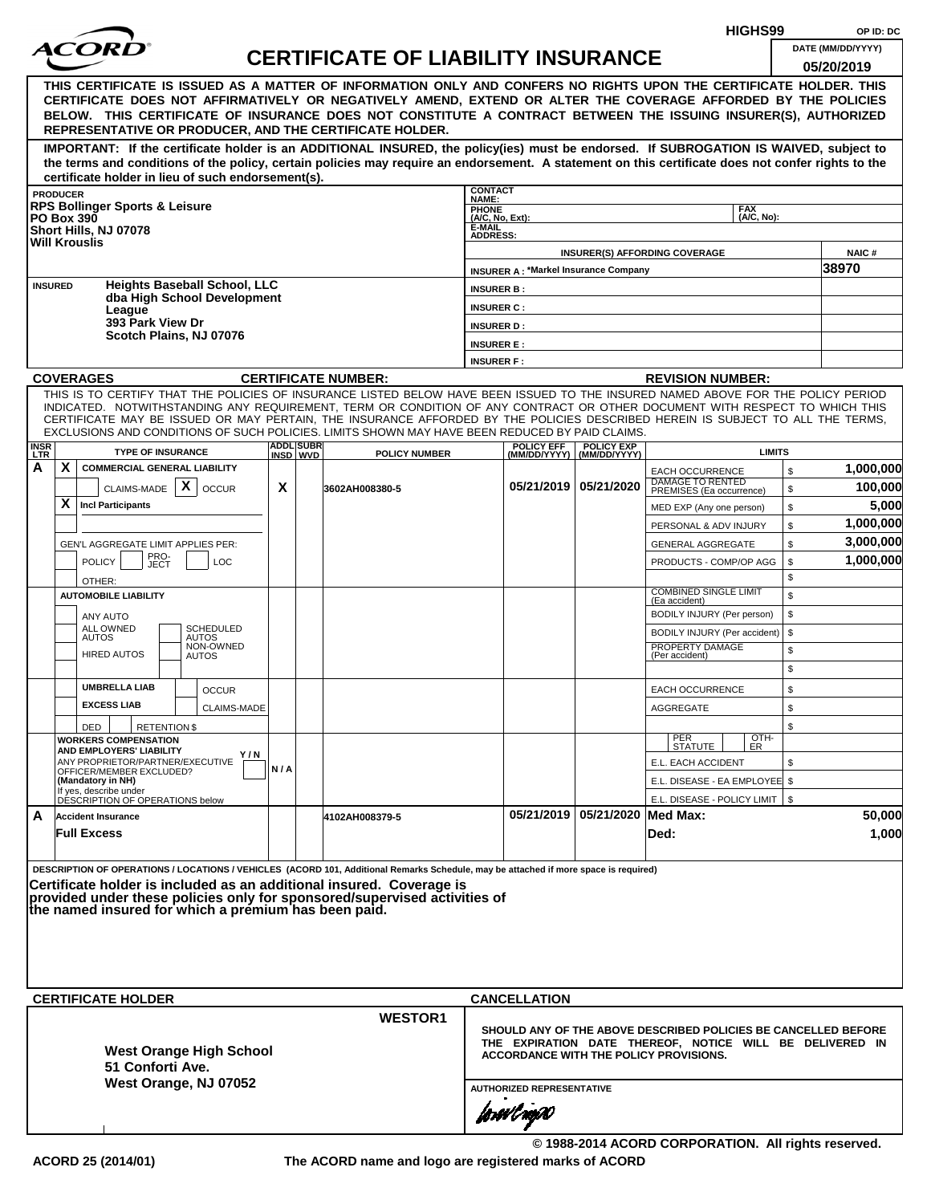HIGHS99 OP ID: DC

# ACORD CERTIFICATE OF LIABILITY INSURANCE

DATE (MM/DD/YYYY): 05/20/2019

**THIS CERTIFICATE IS ISSUED AS A MATTER OF INFORMATION ONLY AND CONFERS NO RIGHTS UPON THE CERTIFICATE HOLDER. THIS CERTIFICATE DOES NOT AFFIRMATIVELY OR NEGATIVELY AMEND, EXTEND OR ALTER THE COVERAGE AFFORDED BY THE POLICIES BELOW. THIS CERTIFICATE OF INSURANCE DOES NOT CONSTITUTE A CONTRACT BETWEEN THE ISSUING INSURER(S), AUTHORIZED REPRESENTATIVE OR PRODUCER, AND THE CERTIFICATE HOLDER.**

**IMPORTANT: If the certificate holder is an ADDITIONAL INSURED, the policy(ies) must be endorsed. If SUBROGATION IS WAIVED, subject to the terms and conditions of the policy, certain policies may require an endorsement. A statement on this certificate does not confer rights to the certificate holder in lieu of such endorsement(s).**

**PRODUCER**
RPS Bollinger Sports & Leisure
PO Box 390
Short Hills, NJ 07078
Will Krouslis

CONTACT NAME:
PHONE (A/C, No, Ext):
FAX (A/C, No):
E-MAIL ADDRESS:

| INSURER(S) AFFORDING COVERAGE | NAIC # |
|---|---|
| INSURER A : *Markel Insurance Company | 38970 |
| INSURER B : | |
| INSURER C : | |
| INSURER D : | |
| INSURER E : | |
| INSURER F : | |

**INSURED**
Heights Baseball School, LLC
dba High School Development League
393 Park View Dr
Scotch Plains, NJ 07076

**COVERAGES** CERTIFICATE NUMBER: REVISION NUMBER:

THIS IS TO CERTIFY THAT THE POLICIES OF INSURANCE LISTED BELOW HAVE BEEN ISSUED TO THE INSURED NAMED ABOVE FOR THE POLICY PERIOD INDICATED. NOTWITHSTANDING ANY REQUIREMENT, TERM OR CONDITION OF ANY CONTRACT OR OTHER DOCUMENT WITH RESPECT TO WHICH THIS CERTIFICATE MAY BE ISSUED OR MAY PERTAIN, THE INSURANCE AFFORDED BY THE POLICIES DESCRIBED HEREIN IS SUBJECT TO ALL THE TERMS, EXCLUSIONS AND CONDITIONS OF SUCH POLICIES. LIMITS SHOWN MAY HAVE BEEN REDUCED BY PAID CLAIMS.

| INSR LTR | TYPE OF INSURANCE | ADDL INSD | SUBR WVD | POLICY NUMBER | POLICY EFF (MM/DD/YYYY) | POLICY EXP (MM/DD/YYYY) | LIMITS | |
|---|---|---|---|---|---|---|---|---|
| A | X COMMERCIAL GENERAL LIABILITY; CLAIMS-MADE [X] OCCUR; X Incl Participants; GEN'L AGGREGATE LIMIT APPLIES PER: POLICY / PRO-JECT / LOC; OTHER: | X | | 3602AH008380-5 | 05/21/2019 | 05/21/2020 | EACH OCCURRENCE | $ 1,000,000 |
| | | | | | | | DAMAGE TO RENTED PREMISES (Ea occurrence) | $ 100,000 |
| | | | | | | | MED EXP (Any one person) | $ 5,000 |
| | | | | | | | PERSONAL & ADV INJURY | $ 1,000,000 |
| | | | | | | | GENERAL AGGREGATE | $ 3,000,000 |
| | | | | | | | PRODUCTS - COMP/OP AGG | $ 1,000,000 |
| | AUTOMOBILE LIABILITY: ANY AUTO; ALL OWNED AUTOS; SCHEDULED AUTOS; HIRED AUTOS; NON-OWNED AUTOS | | | | | | COMBINED SINGLE LIMIT (Ea accident) | $ |
| | | | | | | | BODILY INJURY (Per person) | $ |
| | | | | | | | BODILY INJURY (Per accident) | $ |
| | | | | | | | PROPERTY DAMAGE (Per accident) | $ |
| | UMBRELLA LIAB / EXCESS LIAB; OCCUR / CLAIMS-MADE; DED / RETENTION $ | | | | | | EACH OCCURRENCE | $ |
| | | | | | | | AGGREGATE | $ |
| | WORKERS COMPENSATION AND EMPLOYERS' LIABILITY Y/N; ANY PROPRIETOR/PARTNER/EXECUTIVE OFFICER/MEMBER EXCLUDED? (Mandatory in NH); If yes, describe under DESCRIPTION OF OPERATIONS below | N/A | | | | | PER STATUTE / OTH-ER | |
| | | | | | | | E.L. EACH ACCIDENT | $ |
| | | | | | | | E.L. DISEASE - EA EMPLOYEE | $ |
| | | | | | | | E.L. DISEASE - POLICY LIMIT | $ |
| A | Accident Insurance; Full Excess | | | 4102AH008379-5 | 05/21/2019 | 05/21/2020 | Med Max: | 50,000 |
| | | | | | | | Ded: | 1,000 |

**DESCRIPTION OF OPERATIONS / LOCATIONS / VEHICLES** (ACORD 101, Additional Remarks Schedule, may be attached if more space is required)

**Certificate holder is included as an additional insured. Coverage is provided under these policies only for sponsored/supervised activities of the named insured for which a premium has been paid.**

**CERTIFICATE HOLDER** WESTOR1

West Orange High School
51 Conforti Ave.
West Orange, NJ 07052

**CANCELLATION**

SHOULD ANY OF THE ABOVE DESCRIBED POLICIES BE CANCELLED BEFORE THE EXPIRATION DATE THEREOF, NOTICE WILL BE DELIVERED IN ACCORDANCE WITH THE POLICY PROVISIONS.

AUTHORIZED REPRESENTATIVE

© 1988-2014 ACORD CORPORATION. All rights reserved.

ACORD 25 (2014/01) The ACORD name and logo are registered marks of ACORD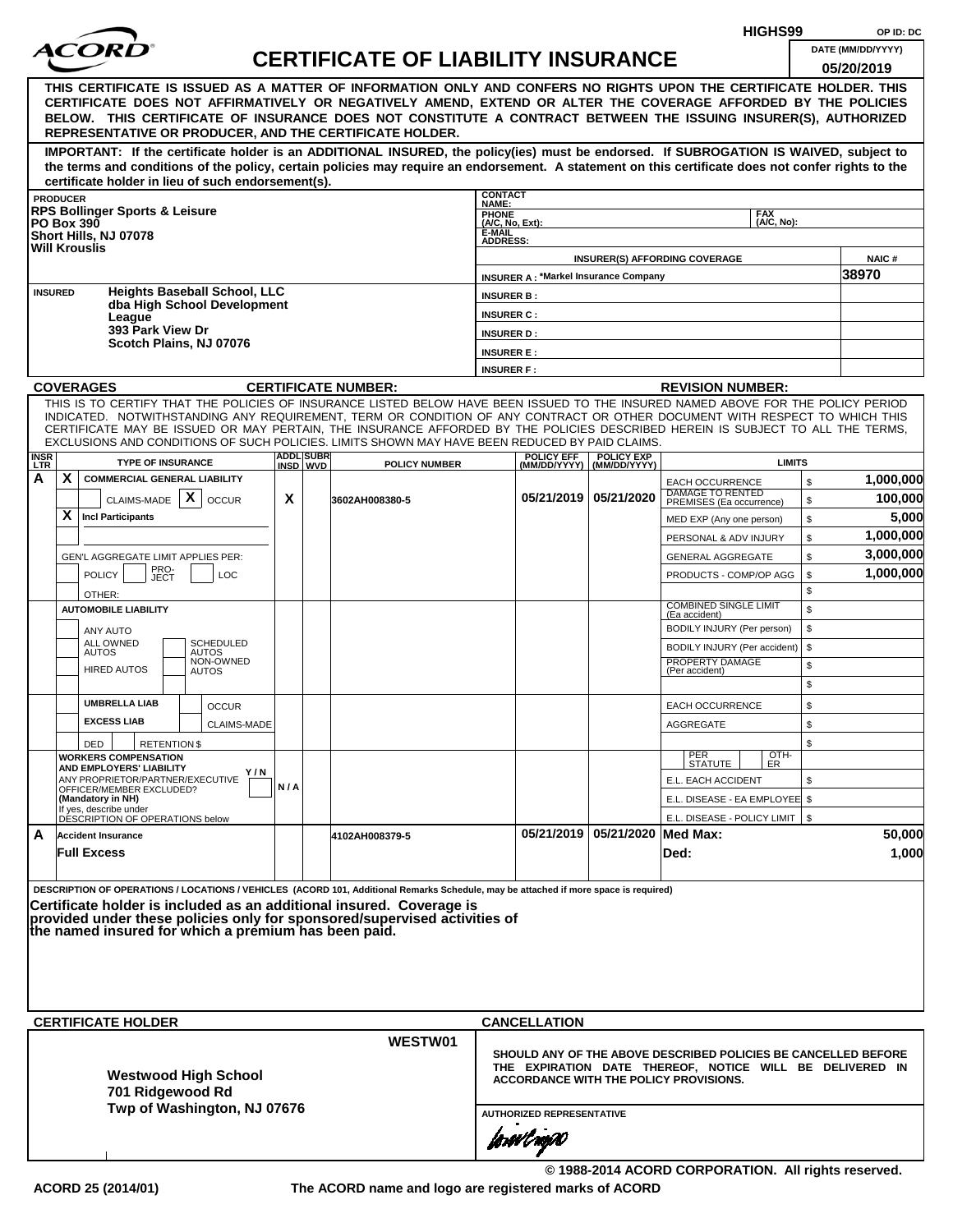ACORD

# CERTIFICATE OF LIABILITY INSURANCE

HIGHS99 OP ID: DC

DATE (MM/DD/YYYY): 05/20/2019

**THIS CERTIFICATE IS ISSUED AS A MATTER OF INFORMATION ONLY AND CONFERS NO RIGHTS UPON THE CERTIFICATE HOLDER. THIS CERTIFICATE DOES NOT AFFIRMATIVELY OR NEGATIVELY AMEND, EXTEND OR ALTER THE COVERAGE AFFORDED BY THE POLICIES BELOW. THIS CERTIFICATE OF INSURANCE DOES NOT CONSTITUTE A CONTRACT BETWEEN THE ISSUING INSURER(S), AUTHORIZED REPRESENTATIVE OR PRODUCER, AND THE CERTIFICATE HOLDER.**

**IMPORTANT: If the certificate holder is an ADDITIONAL INSURED, the policy(ies) must be endorsed. If SUBROGATION IS WAIVED, subject to the terms and conditions of the policy, certain policies may require an endorsement. A statement on this certificate does not confer rights to the certificate holder in lieu of such endorsement(s).**

| PRODUCER | CONTACT NAME: | | |
|---|---|---|---|
| **RPS Bollinger Sports & Leisure**<br>**PO Box 390**<br>**Short Hills, NJ 07078**<br>**Will Krouslis** | PHONE (A/C, No, Ext): | FAX (A/C, No): | |
| | E-MAIL ADDRESS: | | |
| | INSURER(S) AFFORDING COVERAGE | | NAIC # |
| | INSURER A : *Markel Insurance Company | | 38970 |
| INSURED **Heights Baseball School, LLC dba High School Development League 393 Park View Dr Scotch Plains, NJ 07076** | INSURER B : | | |
| | INSURER C : | | |
| | INSURER D : | | |
| | INSURER E : | | |
| | INSURER F : | | |

**COVERAGES** CERTIFICATE NUMBER: REVISION NUMBER:

THIS IS TO CERTIFY THAT THE POLICIES OF INSURANCE LISTED BELOW HAVE BEEN ISSUED TO THE INSURED NAMED ABOVE FOR THE POLICY PERIOD INDICATED. NOTWITHSTANDING ANY REQUIREMENT, TERM OR CONDITION OF ANY CONTRACT OR OTHER DOCUMENT WITH RESPECT TO WHICH THIS CERTIFICATE MAY BE ISSUED OR MAY PERTAIN, THE INSURANCE AFFORDED BY THE POLICIES DESCRIBED HEREIN IS SUBJECT TO ALL THE TERMS, EXCLUSIONS AND CONDITIONS OF SUCH POLICIES. LIMITS SHOWN MAY HAVE BEEN REDUCED BY PAID CLAIMS.

| INSR LTR | TYPE OF INSURANCE | ADDL INSD | SUBR WVD | POLICY NUMBER | POLICY EFF (MM/DD/YYYY) | POLICY EXP (MM/DD/YYYY) | LIMITS | |
|---|---|---|---|---|---|---|---|---|
| A | X COMMERCIAL GENERAL LIABILITY | | | | | | EACH OCCURRENCE | $ 1,000,000 |
| | CLAIMS-MADE X OCCUR | X | | 3602AH008380-5 | 05/21/2019 | 05/21/2020 | DAMAGE TO RENTED PREMISES (Ea occurrence) | $ 100,000 |
| | X Incl Participants | | | | | | MED EXP (Any one person) | $ 5,000 |
| | | | | | | | PERSONAL & ADV INJURY | $ 1,000,000 |
| | GEN'L AGGREGATE LIMIT APPLIES PER: | | | | | | GENERAL AGGREGATE | $ 3,000,000 |
| | POLICY PRO-JECT LOC | | | | | | PRODUCTS - COMP/OP AGG | $ 1,000,000 |
| | OTHER: | | | | | | | $ |
| | AUTOMOBILE LIABILITY | | | | | | COMBINED SINGLE LIMIT (Ea accident) | $ |
| | ANY AUTO | | | | | | BODILY INJURY (Per person) | $ |
| | ALL OWNED AUTOS / SCHEDULED AUTOS | | | | | | BODILY INJURY (Per accident) | $ |
| | HIRED AUTOS / NON-OWNED AUTOS | | | | | | PROPERTY DAMAGE (Per accident) | $ |
| | | | | | | | | $ |
| | UMBRELLA LIAB / OCCUR | | | | | | EACH OCCURRENCE | $ |
| | EXCESS LIAB / CLAIMS-MADE | | | | | | AGGREGATE | $ |
| | DED / RETENTION $ | | | | | | | $ |
| | WORKERS COMPENSATION AND EMPLOYERS' LIABILITY Y/N<br>ANY PROPRIETOR/PARTNER/EXECUTIVE OFFICER/MEMBER EXCLUDED? (Mandatory in NH)<br>If yes, describe under DESCRIPTION OF OPERATIONS below | N/A | | | | | PER STATUTE / OTH-ER | |
| | | | | | | | E.L. EACH ACCIDENT | $ |
| | | | | | | | E.L. DISEASE - EA EMPLOYEE | $ |
| | | | | | | | E.L. DISEASE - POLICY LIMIT | $ |
| A | Accident Insurance | | | 4102AH008379-5 | 05/21/2019 | 05/21/2020 | Med Max: | 50,000 |
| | Full Excess | | | | | | Ded: | 1,000 |

DESCRIPTION OF OPERATIONS / LOCATIONS / VEHICLES (ACORD 101, Additional Remarks Schedule, may be attached if more space is required)

**Certificate holder is included as an additional insured. Coverage is provided under these policies only for sponsored/supervised activities of the named insured for which a premium has been paid.**

| CERTIFICATE HOLDER | CANCELLATION |
|---|---|
| WESTW01<br>**Westwood High School**<br>**701 Ridgewood Rd**<br>**Twp of Washington, NJ 07676** | SHOULD ANY OF THE ABOVE DESCRIBED POLICIES BE CANCELLED BEFORE THE EXPIRATION DATE THEREOF, NOTICE WILL BE DELIVERED IN ACCORDANCE WITH THE POLICY PROVISIONS.<br><br>AUTHORIZED REPRESENTATIVE |

© 1988-2014 ACORD CORPORATION. All rights reserved.

ACORD 25 (2014/01) The ACORD name and logo are registered marks of ACORD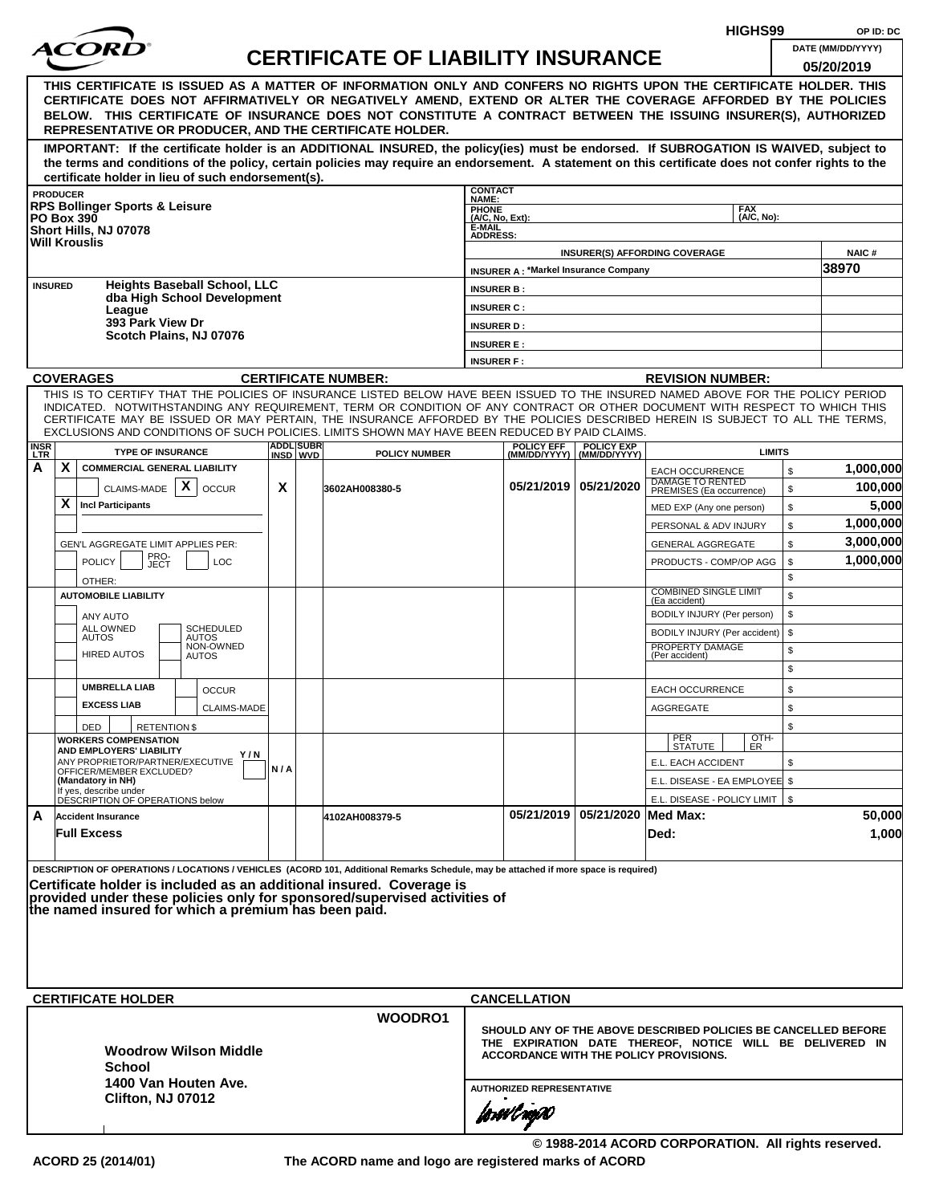HIGHS99 OP ID: DC

ACORD

# CERTIFICATE OF LIABILITY INSURANCE

DATE (MM/DD/YYYY) 05/20/2019

**THIS CERTIFICATE IS ISSUED AS A MATTER OF INFORMATION ONLY AND CONFERS NO RIGHTS UPON THE CERTIFICATE HOLDER. THIS CERTIFICATE DOES NOT AFFIRMATIVELY OR NEGATIVELY AMEND, EXTEND OR ALTER THE COVERAGE AFFORDED BY THE POLICIES BELOW. THIS CERTIFICATE OF INSURANCE DOES NOT CONSTITUTE A CONTRACT BETWEEN THE ISSUING INSURER(S), AUTHORIZED REPRESENTATIVE OR PRODUCER, AND THE CERTIFICATE HOLDER.**

**IMPORTANT: If the certificate holder is an ADDITIONAL INSURED, the policy(ies) must be endorsed. If SUBROGATION IS WAIVED, subject to the terms and conditions of the policy, certain policies may require an endorsement. A statement on this certificate does not confer rights to the certificate holder in lieu of such endorsement(s).**

| | |
|---|---|
| **PRODUCER**<br>RPS Bollinger Sports & Leisure<br>PO Box 390<br>Short Hills, NJ 07078<br>Will Krouslis | CONTACT NAME:<br>PHONE (A/C, No, Ext): FAX (A/C, No):<br>E-MAIL ADDRESS: |
| | **INSURER(S) AFFORDING COVERAGE** — NAIC # |
| | INSURER A : *Markel Insurance Company — 38970 |
| **INSURED**<br>Heights Baseball School, LLC<br>dba High School Development League<br>393 Park View Dr<br>Scotch Plains, NJ 07076 | INSURER B :<br>INSURER C :<br>INSURER D :<br>INSURER E :<br>INSURER F : |

**COVERAGES** CERTIFICATE NUMBER: REVISION NUMBER:

THIS IS TO CERTIFY THAT THE POLICIES OF INSURANCE LISTED BELOW HAVE BEEN ISSUED TO THE INSURED NAMED ABOVE FOR THE POLICY PERIOD INDICATED. NOTWITHSTANDING ANY REQUIREMENT, TERM OR CONDITION OF ANY CONTRACT OR OTHER DOCUMENT WITH RESPECT TO WHICH THIS CERTIFICATE MAY BE ISSUED OR MAY PERTAIN, THE INSURANCE AFFORDED BY THE POLICIES DESCRIBED HEREIN IS SUBJECT TO ALL THE TERMS, EXCLUSIONS AND CONDITIONS OF SUCH POLICIES. LIMITS SHOWN MAY HAVE BEEN REDUCED BY PAID CLAIMS.

| INSR LTR | TYPE OF INSURANCE | ADDL INSD | SUBR WVD | POLICY NUMBER | POLICY EFF (MM/DD/YYYY) | POLICY EXP (MM/DD/YYYY) | LIMITS | |
|---|---|---|---|---|---|---|---|---|
| A | X COMMERCIAL GENERAL LIABILITY<br>CLAIMS-MADE [X] OCCUR<br>X Incl Participants<br>GEN'L AGGREGATE LIMIT APPLIES PER: POLICY / PRO-JECT / LOC<br>OTHER: | X | | 3602AH008380-5 | 05/21/2019 | 05/21/2020 | EACH OCCURRENCE<br>DAMAGE TO RENTED PREMISES (Ea occurrence)<br>MED EXP (Any one person)<br>PERSONAL & ADV INJURY<br>GENERAL AGGREGATE<br>PRODUCTS - COMP/OP AGG | $ 1,000,000<br>$ 100,000<br>$ 5,000<br>$ 1,000,000<br>$ 3,000,000<br>$ 1,000,000 |
| | AUTOMOBILE LIABILITY<br>ANY AUTO<br>ALL OWNED AUTOS / SCHEDULED AUTOS<br>HIRED AUTOS / NON-OWNED AUTOS | | | | | | COMBINED SINGLE LIMIT (Ea accident)<br>BODILY INJURY (Per person)<br>BODILY INJURY (Per accident)<br>PROPERTY DAMAGE (Per accident) | $<br>$<br>$<br>$ |
| | UMBRELLA LIAB / OCCUR<br>EXCESS LIAB / CLAIMS-MADE<br>DED / RETENTION $ | | | | | | EACH OCCURRENCE<br>AGGREGATE | $<br>$ |
| | WORKERS COMPENSATION AND EMPLOYERS' LIABILITY Y/N<br>ANY PROPRIETOR/PARTNER/EXECUTIVE OFFICER/MEMBER EXCLUDED? (Mandatory in NH)<br>If yes, describe under DESCRIPTION OF OPERATIONS below | N/A | | | | | PER STATUTE / OTH-ER<br>E.L. EACH ACCIDENT<br>E.L. DISEASE - EA EMPLOYEE<br>E.L. DISEASE - POLICY LIMIT | $<br>$<br>$ |
| A | Accident Insurance<br>Full Excess | | | 4102AH008379-5 | 05/21/2019 | 05/21/2020 | Med Max:<br>Ded: | 50,000<br>1,000 |

DESCRIPTION OF OPERATIONS / LOCATIONS / VEHICLES (ACORD 101, Additional Remarks Schedule, may be attached if more space is required)

**Certificate holder is included as an additional insured. Coverage is provided under these policies only for sponsored/supervised activities of the named insured for which a premium has been paid.**

| CERTIFICATE HOLDER | CANCELLATION |
|---|---|
| WOODRO1<br>**Woodrow Wilson Middle School**<br>**1400 Van Houten Ave.**<br>**Clifton, NJ 07012** | **SHOULD ANY OF THE ABOVE DESCRIBED POLICIES BE CANCELLED BEFORE THE EXPIRATION DATE THEREOF, NOTICE WILL BE DELIVERED IN ACCORDANCE WITH THE POLICY PROVISIONS.**<br><br>AUTHORIZED REPRESENTATIVE |

© 1988-2014 ACORD CORPORATION. All rights reserved.

ACORD 25 (2014/01) The ACORD name and logo are registered marks of ACORD